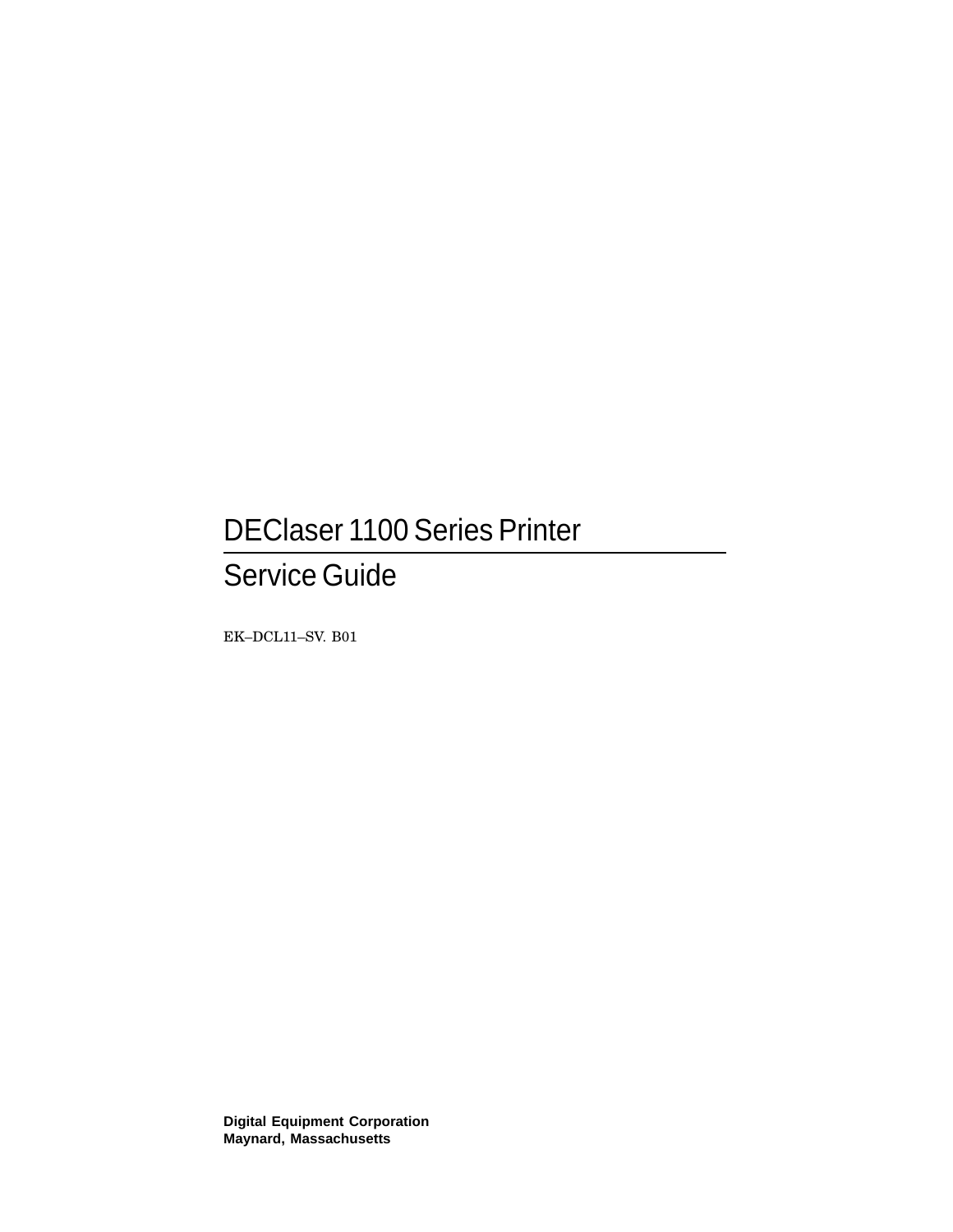# DEClaser 1100 Series Printer

## Service Guide

EK–DCL11–SV. B01

**Digital Equipment Corporation**
**Maynard, Massachusetts**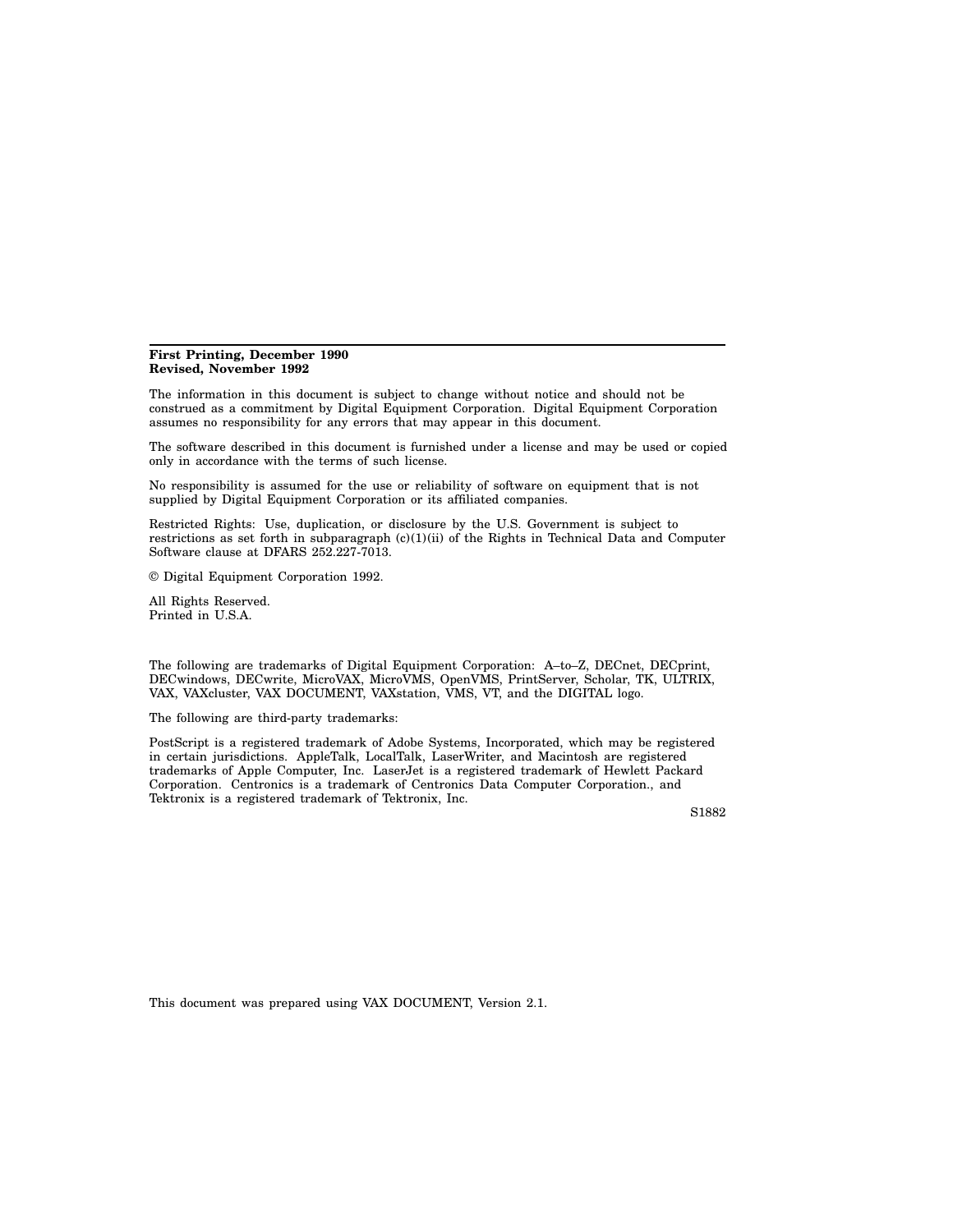**First Printing, December 1990**
**Revised, November 1992**

The information in this document is subject to change without notice and should not be construed as a commitment by Digital Equipment Corporation. Digital Equipment Corporation assumes no responsibility for any errors that may appear in this document.

The software described in this document is furnished under a license and may be used or copied only in accordance with the terms of such license.

No responsibility is assumed for the use or reliability of software on equipment that is not supplied by Digital Equipment Corporation or its affiliated companies.

Restricted Rights: Use, duplication, or disclosure by the U.S. Government is subject to restrictions as set forth in subparagraph (c)(1)(ii) of the Rights in Technical Data and Computer Software clause at DFARS 252.227-7013.

© Digital Equipment Corporation 1992.

All Rights Reserved.
Printed in U.S.A.

The following are trademarks of Digital Equipment Corporation: A–to–Z, DECnet, DECprint, DECwindows, DECwrite, MicroVAX, MicroVMS, OpenVMS, PrintServer, Scholar, TK, ULTRIX, VAX, VAXcluster, VAX DOCUMENT, VAXstation, VMS, VT, and the DIGITAL logo.

The following are third-party trademarks:

PostScript is a registered trademark of Adobe Systems, Incorporated, which may be registered in certain jurisdictions. AppleTalk, LocalTalk, LaserWriter, and Macintosh are registered trademarks of Apple Computer, Inc. LaserJet is a registered trademark of Hewlett Packard Corporation. Centronics is a trademark of Centronics Data Computer Corporation., and Tektronix is a registered trademark of Tektronix, Inc.

S1882

This document was prepared using VAX DOCUMENT, Version 2.1.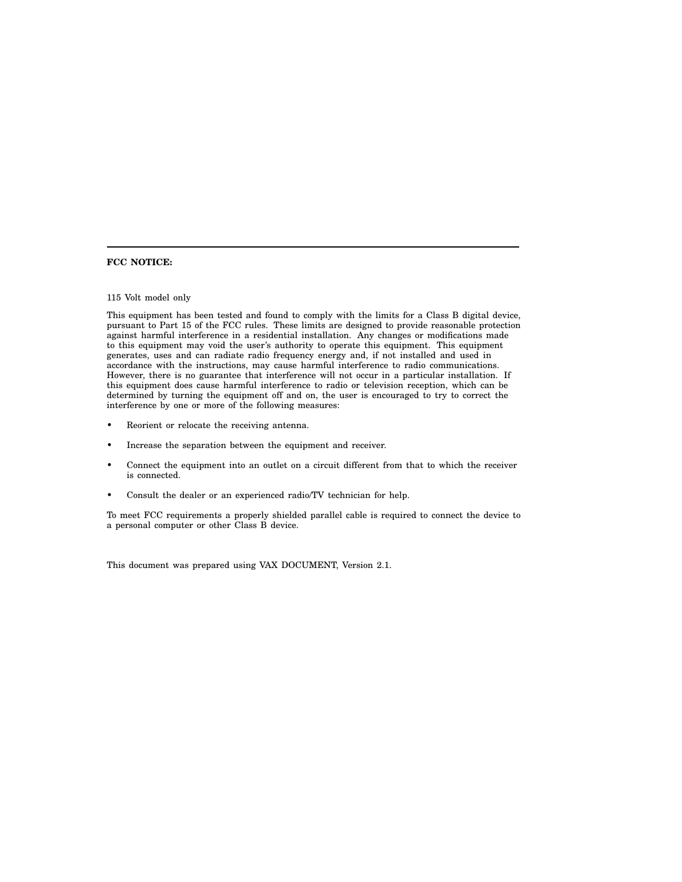**FCC NOTICE:**

115 Volt model only

This equipment has been tested and found to comply with the limits for a Class B digital device, pursuant to Part 15 of the FCC rules. These limits are designed to provide reasonable protection against harmful interference in a residential installation. Any changes or modifications made to this equipment may void the user's authority to operate this equipment. This equipment generates, uses and can radiate radio frequency energy and, if not installed and used in accordance with the instructions, may cause harmful interference to radio communications. However, there is no guarantee that interference will not occur in a particular installation. If this equipment does cause harmful interference to radio or television reception, which can be determined by turning the equipment off and on, the user is encouraged to try to correct the interference by one or more of the following measures:

- Reorient or relocate the receiving antenna.
- Increase the separation between the equipment and receiver.
- Connect the equipment into an outlet on a circuit different from that to which the receiver is connected.
- Consult the dealer or an experienced radio/TV technician for help.

To meet FCC requirements a properly shielded parallel cable is required to connect the device to a personal computer or other Class B device.

This document was prepared using VAX DOCUMENT, Version 2.1.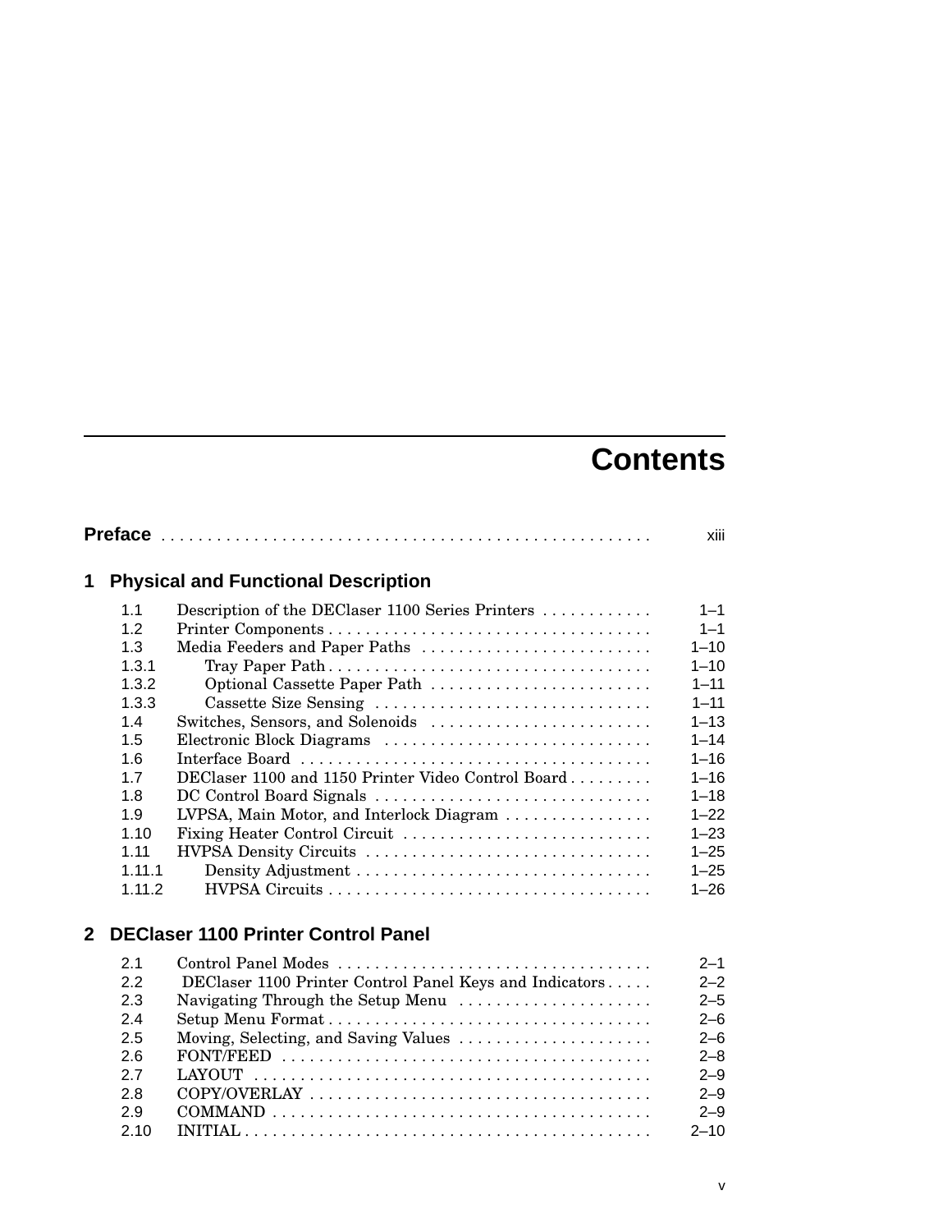# Contents

**Preface** . . . . . . . . . . . . . . . . . . . . . . . . . . . . . . . . . . . . . . . . . . . . . . . . . . . xiii

## 1 Physical and Functional Description

| | | |
|---|---|---|
| 1.1 | Description of the DEClaser 1100 Series Printers | 1–1 |
| 1.2 | Printer Components | 1–1 |
| 1.3 | Media Feeders and Paper Paths | 1–10 |
| 1.3.1 | Tray Paper Path | 1–10 |
| 1.3.2 | Optional Cassette Paper Path | 1–11 |
| 1.3.3 | Cassette Size Sensing | 1–11 |
| 1.4 | Switches, Sensors, and Solenoids | 1–13 |
| 1.5 | Electronic Block Diagrams | 1–14 |
| 1.6 | Interface Board | 1–16 |
| 1.7 | DEClaser 1100 and 1150 Printer Video Control Board | 1–16 |
| 1.8 | DC Control Board Signals | 1–18 |
| 1.9 | LVPSA, Main Motor, and Interlock Diagram | 1–22 |
| 1.10 | Fixing Heater Control Circuit | 1–23 |
| 1.11 | HVPSA Density Circuits | 1–25 |
| 1.11.1 | Density Adjustment | 1–25 |
| 1.11.2 | HVPSA Circuits | 1–26 |

## 2 DEClaser 1100 Printer Control Panel

| | | |
|---|---|---|
| 2.1 | Control Panel Modes | 2–1 |
| 2.2 | DEClaser 1100 Printer Control Panel Keys and Indicators | 2–2 |
| 2.3 | Navigating Through the Setup Menu | 2–5 |
| 2.4 | Setup Menu Format | 2–6 |
| 2.5 | Moving, Selecting, and Saving Values | 2–6 |
| 2.6 | FONT/FEED | 2–8 |
| 2.7 | LAYOUT | 2–9 |
| 2.8 | COPY/OVERLAY | 2–9 |
| 2.9 | COMMAND | 2–9 |
| 2.10 | INITIAL | 2–10 |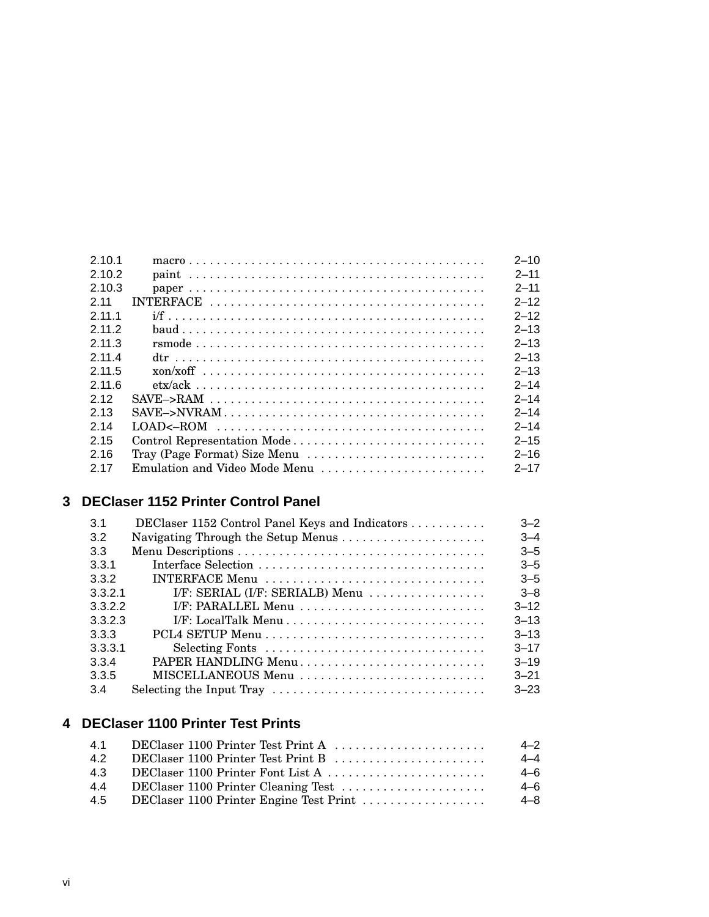| | | |
|---|---|---|
| 2.10.1 | macro | 2–10 |
| 2.10.2 | paint | 2–11 |
| 2.10.3 | paper | 2–11 |
| 2.11 | INTERFACE | 2–12 |
| 2.11.1 | i/f | 2–12 |
| 2.11.2 | baud | 2–13 |
| 2.11.3 | rsmode | 2–13 |
| 2.11.4 | dtr | 2–13 |
| 2.11.5 | xon/xoff | 2–13 |
| 2.11.6 | etx/ack | 2–14 |
| 2.12 | SAVE–>RAM | 2–14 |
| 2.13 | SAVE–>NVRAM | 2–14 |
| 2.14 | LOAD<–ROM | 2–14 |
| 2.15 | Control Representation Mode | 2–15 |
| 2.16 | Tray (Page Format) Size Menu | 2–16 |
| 2.17 | Emulation and Video Mode Menu | 2–17 |

## 3 DEClaser 1152 Printer Control Panel

| | | |
|---|---|---|
| 3.1 | DEClaser 1152 Control Panel Keys and Indicators | 3–2 |
| 3.2 | Navigating Through the Setup Menus | 3–4 |
| 3.3 | Menu Descriptions | 3–5 |
| 3.3.1 | Interface Selection | 3–5 |
| 3.3.2 | INTERFACE Menu | 3–5 |
| 3.3.2.1 | I/F: SERIAL (I/F: SERIALB) Menu | 3–8 |
| 3.3.2.2 | I/F: PARALLEL Menu | 3–12 |
| 3.3.2.3 | I/F: LocalTalk Menu | 3–13 |
| 3.3.3 | PCL4 SETUP Menu | 3–13 |
| 3.3.3.1 | Selecting Fonts | 3–17 |
| 3.3.4 | PAPER HANDLING Menu | 3–19 |
| 3.3.5 | MISCELLANEOUS Menu | 3–21 |
| 3.4 | Selecting the Input Tray | 3–23 |

## 4 DEClaser 1100 Printer Test Prints

| | | |
|---|---|---|
| 4.1 | DEClaser 1100 Printer Test Print A | 4–2 |
| 4.2 | DEClaser 1100 Printer Test Print B | 4–4 |
| 4.3 | DEClaser 1100 Printer Font List A | 4–6 |
| 4.4 | DEClaser 1100 Printer Cleaning Test | 4–6 |
| 4.5 | DEClaser 1100 Printer Engine Test Print | 4–8 |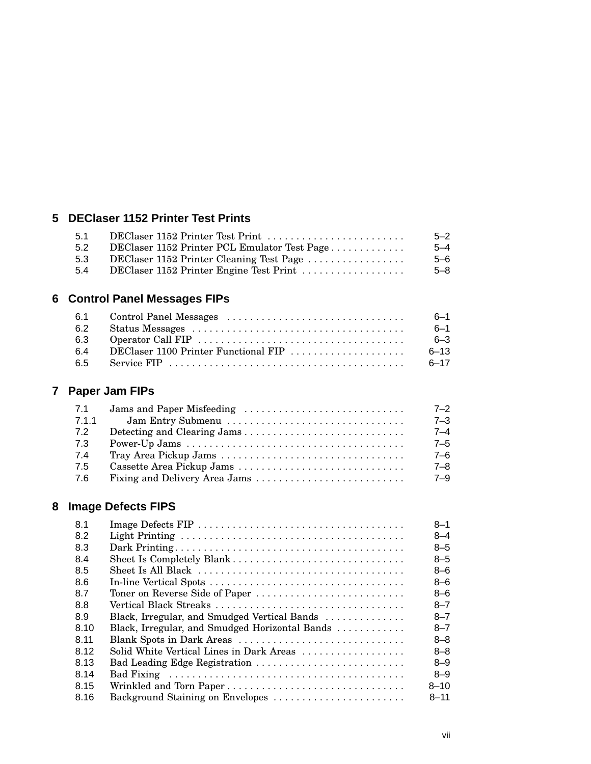## 5 DEClaser 1152 Printer Test Prints

| | | |
|---|---|---|
| 5.1 | DEClaser 1152 Printer Test Print | 5–2 |
| 5.2 | DEClaser 1152 Printer PCL Emulator Test Page | 5–4 |
| 5.3 | DEClaser 1152 Printer Cleaning Test Page | 5–6 |
| 5.4 | DEClaser 1152 Printer Engine Test Print | 5–8 |

## 6 Control Panel Messages FIPs

| | | |
|---|---|---|
| 6.1 | Control Panel Messages | 6–1 |
| 6.2 | Status Messages | 6–1 |
| 6.3 | Operator Call FIP | 6–3 |
| 6.4 | DEClaser 1100 Printer Functional FIP | 6–13 |
| 6.5 | Service FIP | 6–17 |

## 7 Paper Jam FIPs

| | | |
|---|---|---|
| 7.1 | Jams and Paper Misfeeding | 7–2 |
| 7.1.1 | Jam Entry Submenu | 7–3 |
| 7.2 | Detecting and Clearing Jams | 7–4 |
| 7.3 | Power-Up Jams | 7–5 |
| 7.4 | Tray Area Pickup Jams | 7–6 |
| 7.5 | Cassette Area Pickup Jams | 7–8 |
| 7.6 | Fixing and Delivery Area Jams | 7–9 |

## 8 Image Defects FIPS

| | | |
|---|---|---|
| 8.1 | Image Defects FIP | 8–1 |
| 8.2 | Light Printing | 8–4 |
| 8.3 | Dark Printing | 8–5 |
| 8.4 | Sheet Is Completely Blank | 8–5 |
| 8.5 | Sheet Is All Black | 8–6 |
| 8.6 | In-line Vertical Spots | 8–6 |
| 8.7 | Toner on Reverse Side of Paper | 8–6 |
| 8.8 | Vertical Black Streaks | 8–7 |
| 8.9 | Black, Irregular, and Smudged Vertical Bands | 8–7 |
| 8.10 | Black, Irregular, and Smudged Horizontal Bands | 8–7 |
| 8.11 | Blank Spots in Dark Areas | 8–8 |
| 8.12 | Solid White Vertical Lines in Dark Areas | 8–8 |
| 8.13 | Bad Leading Edge Registration | 8–9 |
| 8.14 | Bad Fixing | 8–9 |
| 8.15 | Wrinkled and Torn Paper | 8–10 |
| 8.16 | Background Staining on Envelopes | 8–11 |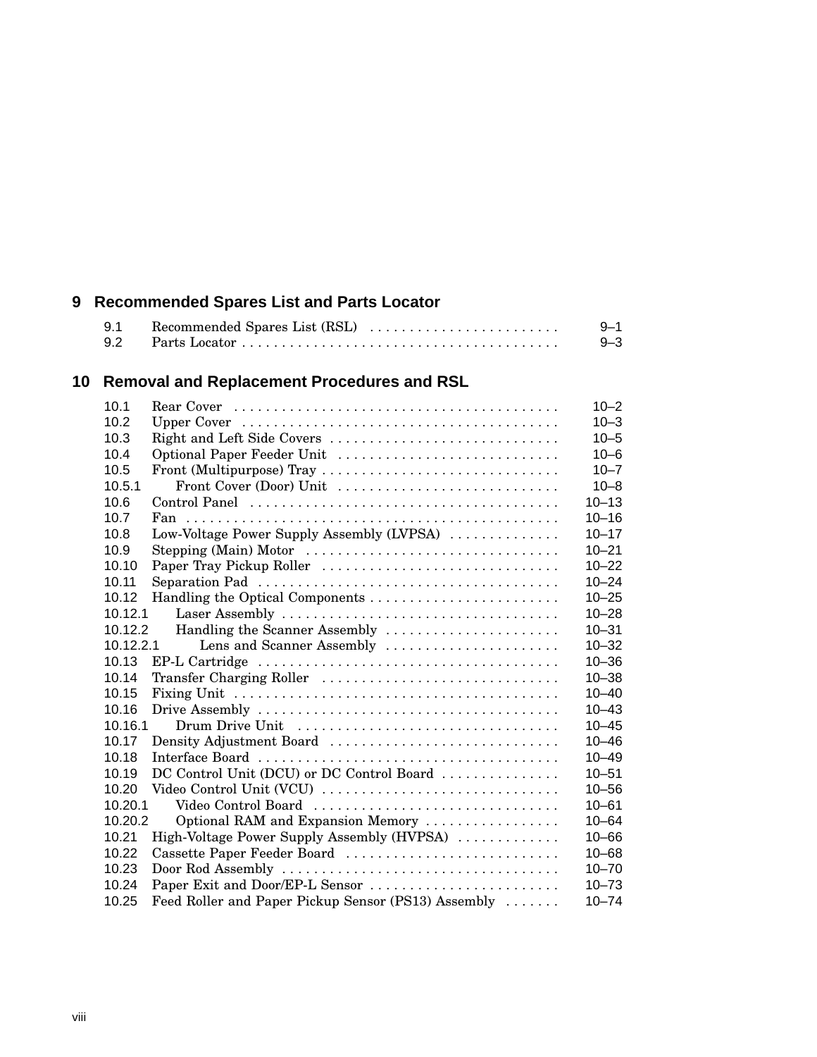## 9 Recommended Spares List and Parts Locator

| | | |
|---|---|---|
| 9.1 | Recommended Spares List (RSL) | 9–1 |
| 9.2 | Parts Locator | 9–3 |

## 10 Removal and Replacement Procedures and RSL

| | | |
|---|---|---|
| 10.1 | Rear Cover | 10–2 |
| 10.2 | Upper Cover | 10–3 |
| 10.3 | Right and Left Side Covers | 10–5 |
| 10.4 | Optional Paper Feeder Unit | 10–6 |
| 10.5 | Front (Multipurpose) Tray | 10–7 |
| 10.5.1 | Front Cover (Door) Unit | 10–8 |
| 10.6 | Control Panel | 10–13 |
| 10.7 | Fan | 10–16 |
| 10.8 | Low-Voltage Power Supply Assembly (LVPSA) | 10–17 |
| 10.9 | Stepping (Main) Motor | 10–21 |
| 10.10 | Paper Tray Pickup Roller | 10–22 |
| 10.11 | Separation Pad | 10–24 |
| 10.12 | Handling the Optical Components | 10–25 |
| 10.12.1 | Laser Assembly | 10–28 |
| 10.12.2 | Handling the Scanner Assembly | 10–31 |
| 10.12.2.1 | Lens and Scanner Assembly | 10–32 |
| 10.13 | EP-L Cartridge | 10–36 |
| 10.14 | Transfer Charging Roller | 10–38 |
| 10.15 | Fixing Unit | 10–40 |
| 10.16 | Drive Assembly | 10–43 |
| 10.16.1 | Drum Drive Unit | 10–45 |
| 10.17 | Density Adjustment Board | 10–46 |
| 10.18 | Interface Board | 10–49 |
| 10.19 | DC Control Unit (DCU) or DC Control Board | 10–51 |
| 10.20 | Video Control Unit (VCU) | 10–56 |
| 10.20.1 | Video Control Board | 10–61 |
| 10.20.2 | Optional RAM and Expansion Memory | 10–64 |
| 10.21 | High-Voltage Power Supply Assembly (HVPSA) | 10–66 |
| 10.22 | Cassette Paper Feeder Board | 10–68 |
| 10.23 | Door Rod Assembly | 10–70 |
| 10.24 | Paper Exit and Door/EP-L Sensor | 10–73 |
| 10.25 | Feed Roller and Paper Pickup Sensor (PS13) Assembly | 10–74 |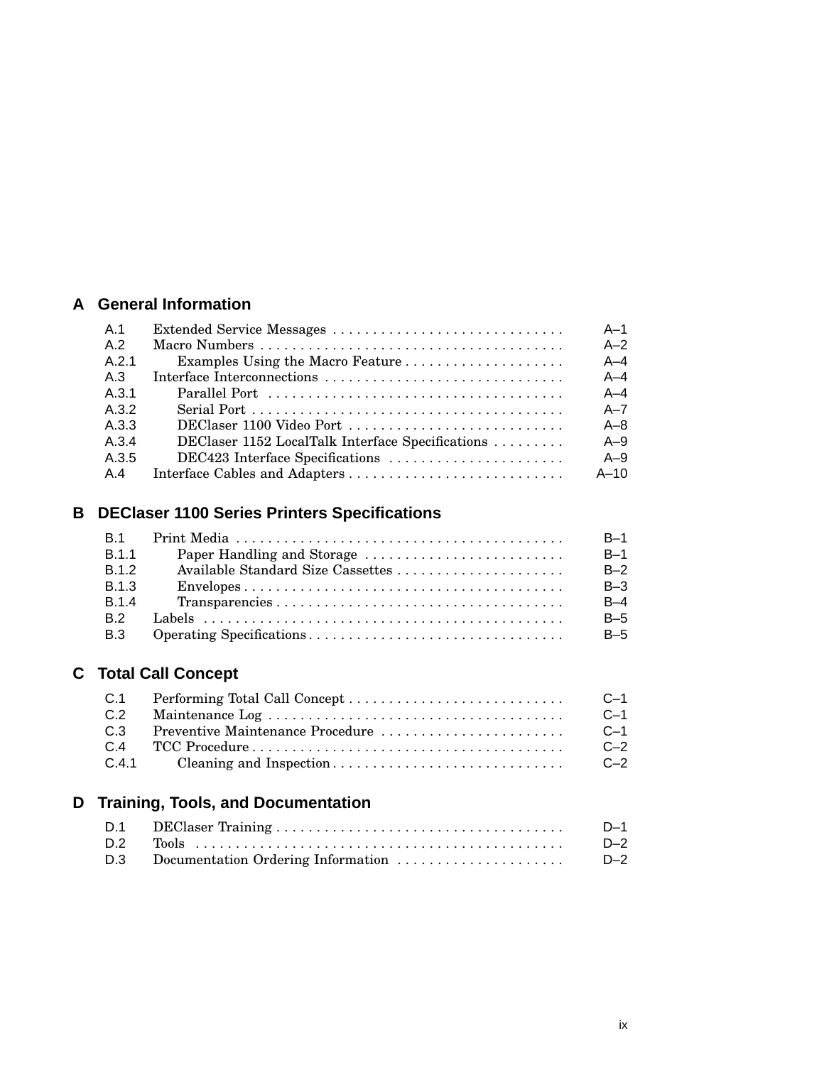## A General Information

| | | |
|---|---|---|
| A.1 | Extended Service Messages | A–1 |
| A.2 | Macro Numbers | A–2 |
| A.2.1 | Examples Using the Macro Feature | A–4 |
| A.3 | Interface Interconnections | A–4 |
| A.3.1 | Parallel Port | A–4 |
| A.3.2 | Serial Port | A–7 |
| A.3.3 | DEClaser 1100 Video Port | A–8 |
| A.3.4 | DEClaser 1152 LocalTalk Interface Specifications | A–9 |
| A.3.5 | DEC423 Interface Specifications | A–9 |
| A.4 | Interface Cables and Adapters | A–10 |

## B DEClaser 1100 Series Printers Specifications

| | | |
|---|---|---|
| B.1 | Print Media | B–1 |
| B.1.1 | Paper Handling and Storage | B–1 |
| B.1.2 | Available Standard Size Cassettes | B–2 |
| B.1.3 | Envelopes | B–3 |
| B.1.4 | Transparencies | B–4 |
| B.2 | Labels | B–5 |
| B.3 | Operating Specifications | B–5 |

## C Total Call Concept

| | | |
|---|---|---|
| C.1 | Performing Total Call Concept | C–1 |
| C.2 | Maintenance Log | C–1 |
| C.3 | Preventive Maintenance Procedure | C–1 |
| C.4 | TCC Procedure | C–2 |
| C.4.1 | Cleaning and Inspection | C–2 |

## D Training, Tools, and Documentation

| | | |
|---|---|---|
| D.1 | DEClaser Training | D–1 |
| D.2 | Tools | D–2 |
| D.3 | Documentation Ordering Information | D–2 |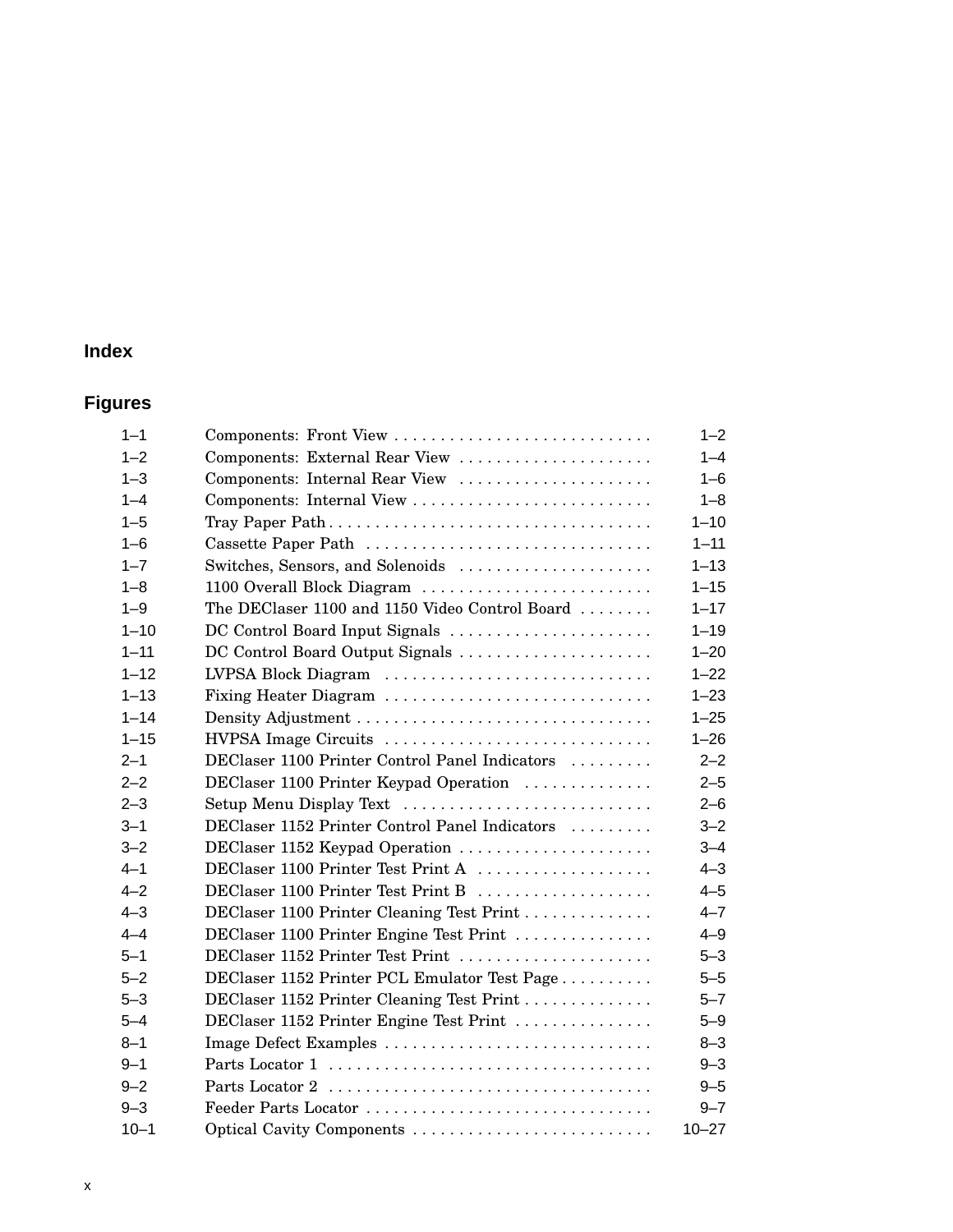## Index

## Figures

| | | |
|---|---|---|
| 1–1 | Components: Front View | 1–2 |
| 1–2 | Components: External Rear View | 1–4 |
| 1–3 | Components: Internal Rear View | 1–6 |
| 1–4 | Components: Internal View | 1–8 |
| 1–5 | Tray Paper Path | 1–10 |
| 1–6 | Cassette Paper Path | 1–11 |
| 1–7 | Switches, Sensors, and Solenoids | 1–13 |
| 1–8 | 1100 Overall Block Diagram | 1–15 |
| 1–9 | The DEClaser 1100 and 1150 Video Control Board | 1–17 |
| 1–10 | DC Control Board Input Signals | 1–19 |
| 1–11 | DC Control Board Output Signals | 1–20 |
| 1–12 | LVPSA Block Diagram | 1–22 |
| 1–13 | Fixing Heater Diagram | 1–23 |
| 1–14 | Density Adjustment | 1–25 |
| 1–15 | HVPSA Image Circuits | 1–26 |
| 2–1 | DEClaser 1100 Printer Control Panel Indicators | 2–2 |
| 2–2 | DEClaser 1100 Printer Keypad Operation | 2–5 |
| 2–3 | Setup Menu Display Text | 2–6 |
| 3–1 | DEClaser 1152 Printer Control Panel Indicators | 3–2 |
| 3–2 | DEClaser 1152 Keypad Operation | 3–4 |
| 4–1 | DEClaser 1100 Printer Test Print A | 4–3 |
| 4–2 | DEClaser 1100 Printer Test Print B | 4–5 |
| 4–3 | DEClaser 1100 Printer Cleaning Test Print | 4–7 |
| 4–4 | DEClaser 1100 Printer Engine Test Print | 4–9 |
| 5–1 | DEClaser 1152 Printer Test Print | 5–3 |
| 5–2 | DEClaser 1152 Printer PCL Emulator Test Page | 5–5 |
| 5–3 | DEClaser 1152 Printer Cleaning Test Print | 5–7 |
| 5–4 | DEClaser 1152 Printer Engine Test Print | 5–9 |
| 8–1 | Image Defect Examples | 8–3 |
| 9–1 | Parts Locator 1 | 9–3 |
| 9–2 | Parts Locator 2 | 9–5 |
| 9–3 | Feeder Parts Locator | 9–7 |
| 10–1 | Optical Cavity Components | 10–27 |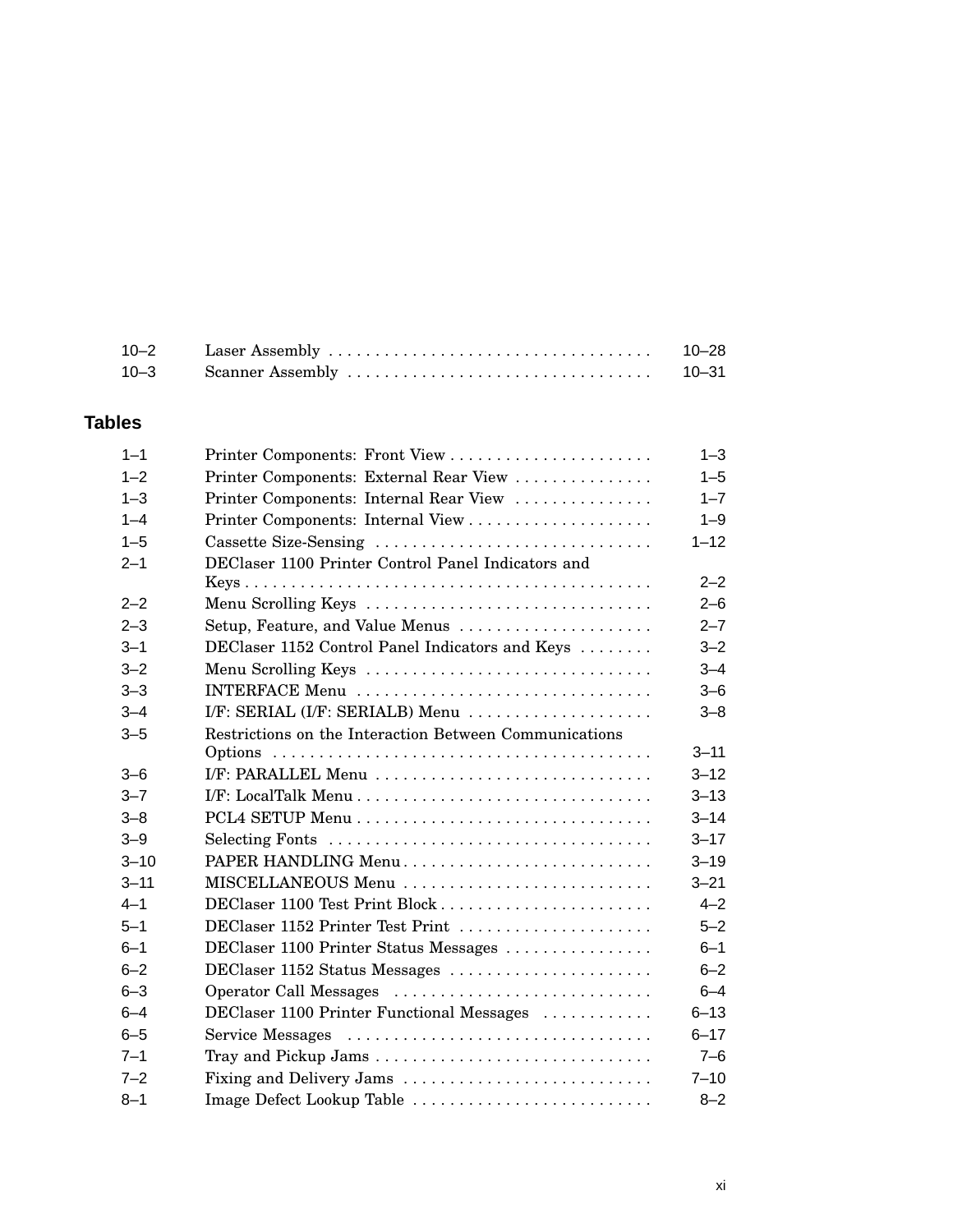| | | |
|---|---|---|
| 10–2 | Laser Assembly | 10–28 |
| 10–3 | Scanner Assembly | 10–31 |

## Tables

| | | |
|---|---|---|
| 1–1 | Printer Components: Front View | 1–3 |
| 1–2 | Printer Components: External Rear View | 1–5 |
| 1–3 | Printer Components: Internal Rear View | 1–7 |
| 1–4 | Printer Components: Internal View | 1–9 |
| 1–5 | Cassette Size-Sensing | 1–12 |
| 2–1 | DEClaser 1100 Printer Control Panel Indicators and Keys | 2–2 |
| 2–2 | Menu Scrolling Keys | 2–6 |
| 2–3 | Setup, Feature, and Value Menus | 2–7 |
| 3–1 | DEClaser 1152 Control Panel Indicators and Keys | 3–2 |
| 3–2 | Menu Scrolling Keys | 3–4 |
| 3–3 | INTERFACE Menu | 3–6 |
| 3–4 | I/F: SERIAL (I/F: SERIALB) Menu | 3–8 |
| 3–5 | Restrictions on the Interaction Between Communications Options | 3–11 |
| 3–6 | I/F: PARALLEL Menu | 3–12 |
| 3–7 | I/F: LocalTalk Menu | 3–13 |
| 3–8 | PCL4 SETUP Menu | 3–14 |
| 3–9 | Selecting Fonts | 3–17 |
| 3–10 | PAPER HANDLING Menu | 3–19 |
| 3–11 | MISCELLANEOUS Menu | 3–21 |
| 4–1 | DEClaser 1100 Test Print Block | 4–2 |
| 5–1 | DEClaser 1152 Printer Test Print | 5–2 |
| 6–1 | DEClaser 1100 Printer Status Messages | 6–1 |
| 6–2 | DEClaser 1152 Status Messages | 6–2 |
| 6–3 | Operator Call Messages | 6–4 |
| 6–4 | DEClaser 1100 Printer Functional Messages | 6–13 |
| 6–5 | Service Messages | 6–17 |
| 7–1 | Tray and Pickup Jams | 7–6 |
| 7–2 | Fixing and Delivery Jams | 7–10 |
| 8–1 | Image Defect Lookup Table | 8–2 |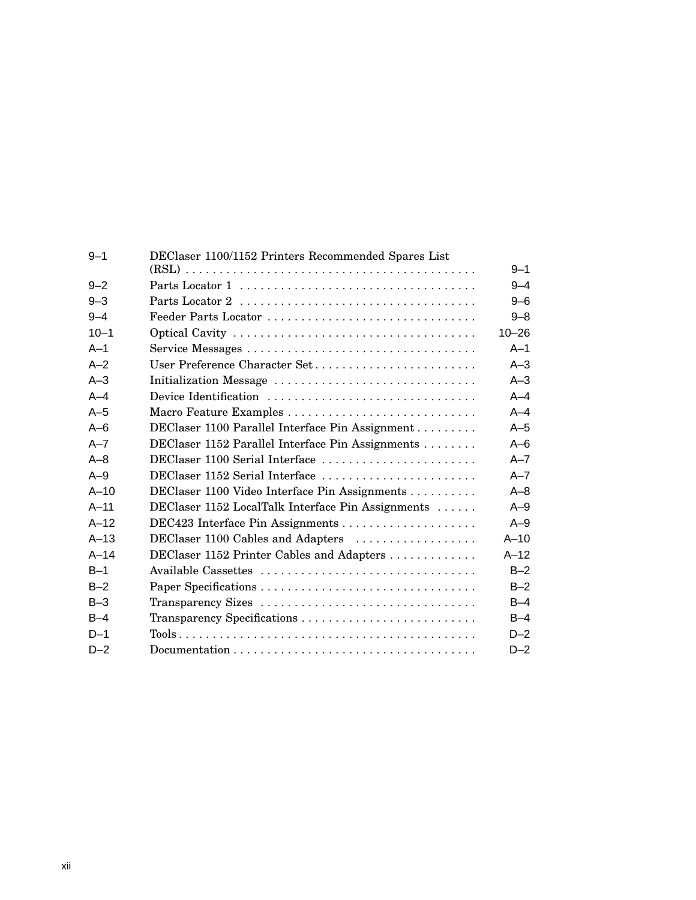| | | |
|---|---|---|
| 9–1 | DEClaser 1100/1152 Printers Recommended Spares List (RSL) | 9–1 |
| 9–2 | Parts Locator 1 | 9–4 |
| 9–3 | Parts Locator 2 | 9–6 |
| 9–4 | Feeder Parts Locator | 9–8 |
| 10–1 | Optical Cavity | 10–26 |
| A–1 | Service Messages | A–1 |
| A–2 | User Preference Character Set | A–3 |
| A–3 | Initialization Message | A–3 |
| A–4 | Device Identification | A–4 |
| A–5 | Macro Feature Examples | A–4 |
| A–6 | DEClaser 1100 Parallel Interface Pin Assignment | A–5 |
| A–7 | DEClaser 1152 Parallel Interface Pin Assignments | A–6 |
| A–8 | DEClaser 1100 Serial Interface | A–7 |
| A–9 | DEClaser 1152 Serial Interface | A–7 |
| A–10 | DEClaser 1100 Video Interface Pin Assignments | A–8 |
| A–11 | DEClaser 1152 LocalTalk Interface Pin Assignments | A–9 |
| A–12 | DEC423 Interface Pin Assignments | A–9 |
| A–13 | DEClaser 1100 Cables and Adapters | A–10 |
| A–14 | DEClaser 1152 Printer Cables and Adapters | A–12 |
| B–1 | Available Cassettes | B–2 |
| B–2 | Paper Specifications | B–2 |
| B–3 | Transparency Sizes | B–4 |
| B–4 | Transparency Specifications | B–4 |
| D–1 | Tools | D–2 |
| D–2 | Documentation | D–2 |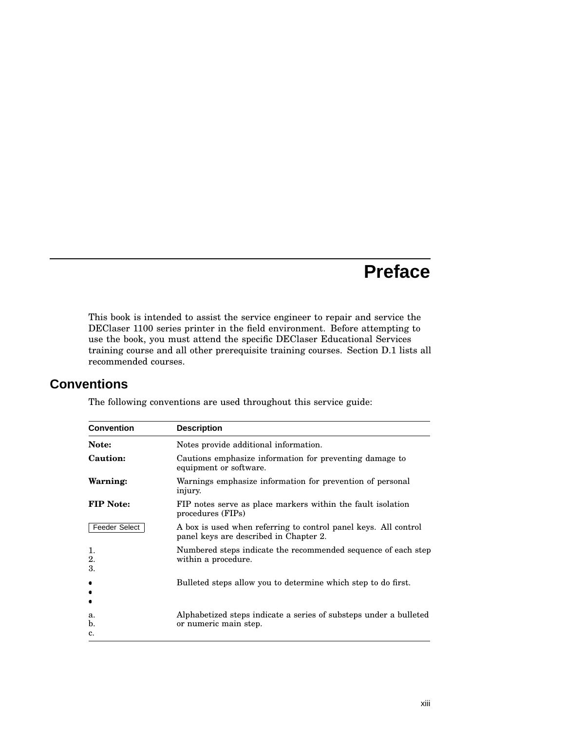# Preface

This book is intended to assist the service engineer to repair and service the DEClaser 1100 series printer in the field environment. Before attempting to use the book, you must attend the specific DEClaser Educational Services training course and all other prerequisite training courses. Section D.1 lists all recommended courses.

## Conventions

The following conventions are used throughout this service guide:

| Convention | Description |
|---|---|
| **Note:** | Notes provide additional information. |
| **Caution:** | Cautions emphasize information for preventing damage to equipment or software. |
| **Warning:** | Warnings emphasize information for prevention of personal injury. |
| **FIP Note:** | FIP notes serve as place markers within the fault isolation procedures (FIPs) |
| Feeder Select | A box is used when referring to control panel keys. All control panel keys are described in Chapter 2. |
| 1.<br>2.<br>3. | Numbered steps indicate the recommended sequence of each step within a procedure. |
| •<br>•<br>• | Bulleted steps allow you to determine which step to do first. |
| a.<br>b.<br>c. | Alphabetized steps indicate a series of substeps under a bulleted or numeric main step. |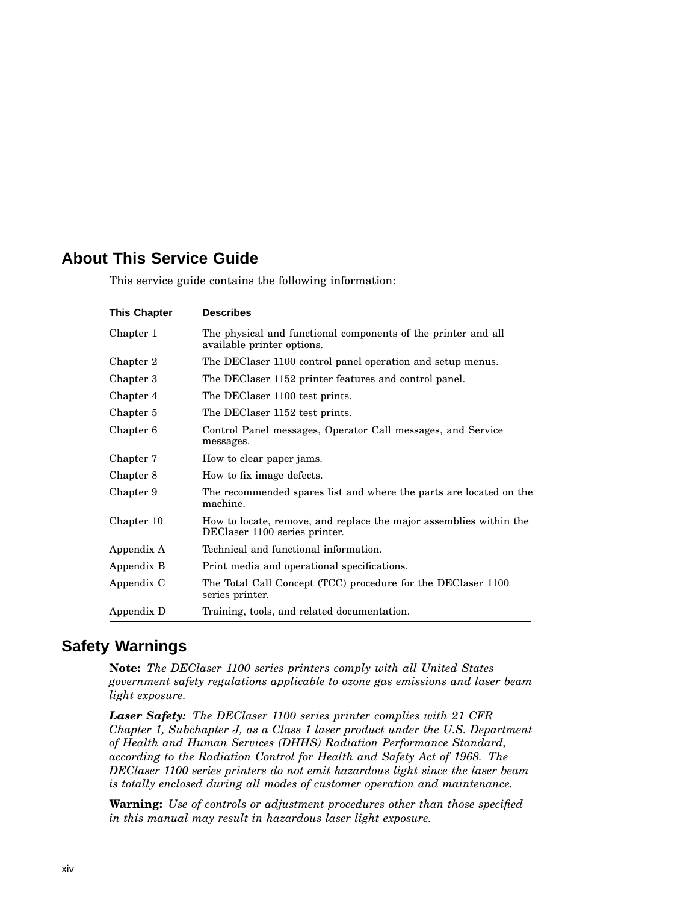## About This Service Guide

This service guide contains the following information:

| This Chapter | Describes |
|---|---|
| Chapter 1 | The physical and functional components of the printer and all available printer options. |
| Chapter 2 | The DEClaser 1100 control panel operation and setup menus. |
| Chapter 3 | The DEClaser 1152 printer features and control panel. |
| Chapter 4 | The DEClaser 1100 test prints. |
| Chapter 5 | The DEClaser 1152 test prints. |
| Chapter 6 | Control Panel messages, Operator Call messages, and Service messages. |
| Chapter 7 | How to clear paper jams. |
| Chapter 8 | How to fix image defects. |
| Chapter 9 | The recommended spares list and where the parts are located on the machine. |
| Chapter 10 | How to locate, remove, and replace the major assemblies within the DEClaser 1100 series printer. |
| Appendix A | Technical and functional information. |
| Appendix B | Print media and operational specifications. |
| Appendix C | The Total Call Concept (TCC) procedure for the DEClaser 1100 series printer. |
| Appendix D | Training, tools, and related documentation. |

## Safety Warnings

**Note:** *The DEClaser 1100 series printers comply with all United States government safety regulations applicable to ozone gas emissions and laser beam light exposure.*

***Laser Safety:*** *The DEClaser 1100 series printer complies with 21 CFR Chapter 1, Subchapter J, as a Class 1 laser product under the U.S. Department of Health and Human Services (DHHS) Radiation Performance Standard, according to the Radiation Control for Health and Safety Act of 1968. The DEClaser 1100 series printers do not emit hazardous light since the laser beam is totally enclosed during all modes of customer operation and maintenance.*

**Warning:** *Use of controls or adjustment procedures other than those specified in this manual may result in hazardous laser light exposure.*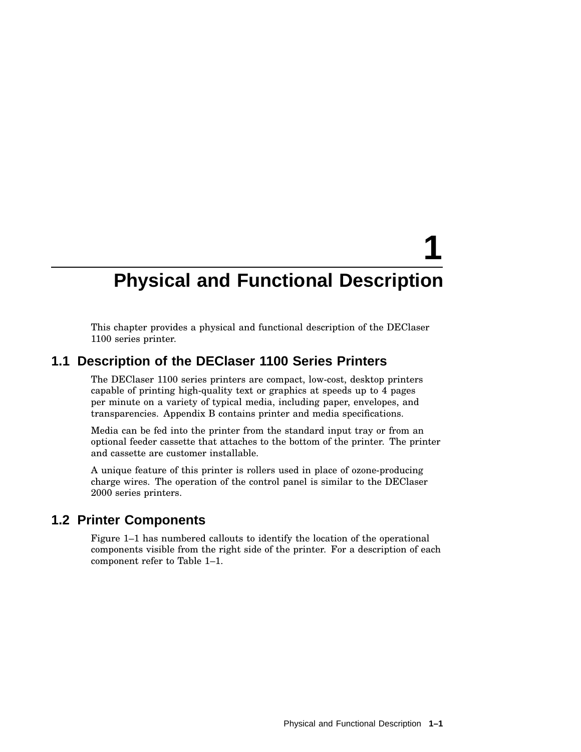# 1 Physical and Functional Description

This chapter provides a physical and functional description of the DEClaser 1100 series printer.

## 1.1 Description of the DEClaser 1100 Series Printers

The DEClaser 1100 series printers are compact, low-cost, desktop printers capable of printing high-quality text or graphics at speeds up to 4 pages per minute on a variety of typical media, including paper, envelopes, and transparencies. Appendix B contains printer and media specifications.

Media can be fed into the printer from the standard input tray or from an optional feeder cassette that attaches to the bottom of the printer. The printer and cassette are customer installable.

A unique feature of this printer is rollers used in place of ozone-producing charge wires. The operation of the control panel is similar to the DEClaser 2000 series printers.

## 1.2 Printer Components

Figure 1–1 has numbered callouts to identify the location of the operational components visible from the right side of the printer. For a description of each component refer to Table 1–1.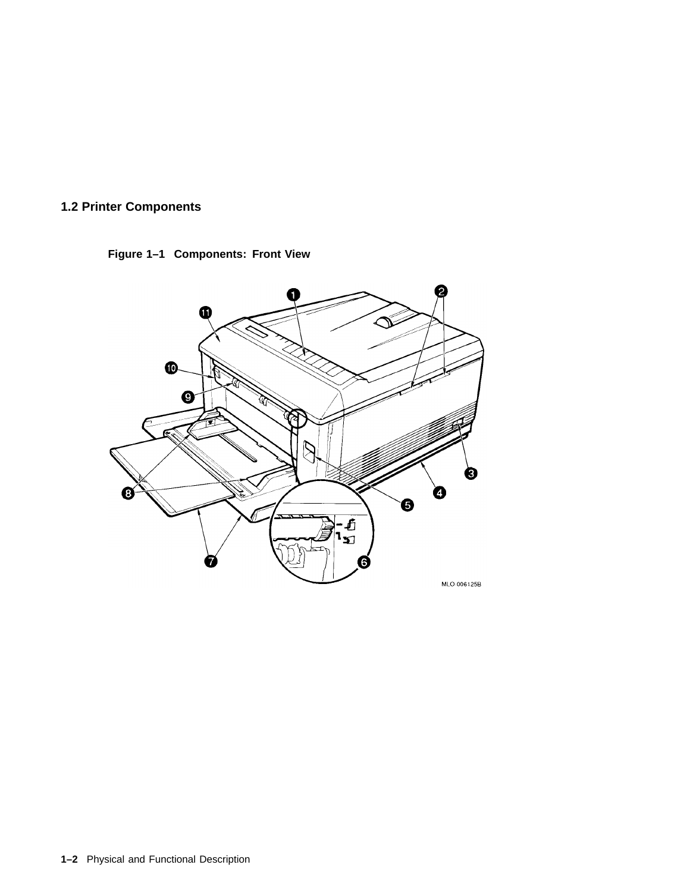## 1.2 Printer Components

**Figure 1–1 Components: Front View**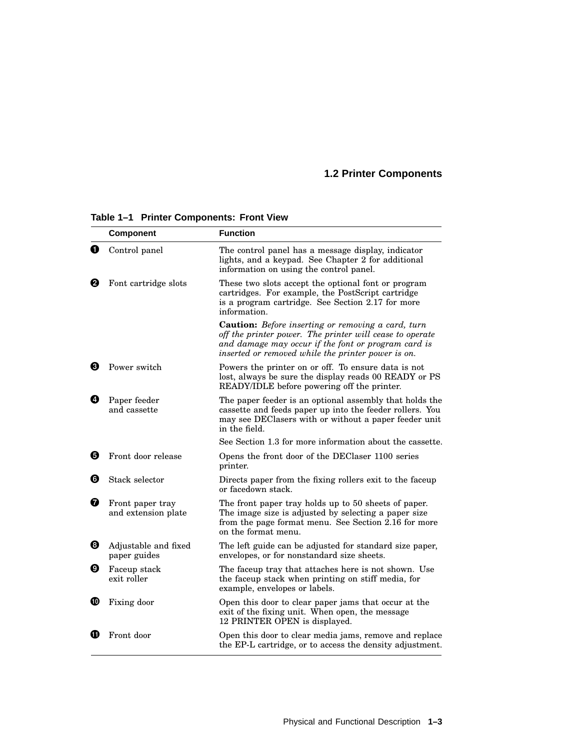## 1.2 Printer Components

**Table 1–1 Printer Components: Front View**

| | Component | Function |
|---|---|---|
| ❶ | Control panel | The control panel has a message display, indicator lights, and a keypad. See Chapter 2 for additional information on using the control panel. |
| ❷ | Font cartridge slots | These two slots accept the optional font or program cartridges. For example, the PostScript cartridge is a program cartridge. See Section 2.17 for more information. |
| | | **Caution:** *Before inserting or removing a card, turn off the printer power. The printer will cease to operate and damage may occur if the font or program card is inserted or removed while the printer power is on.* |
| ❸ | Power switch | Powers the printer on or off. To ensure data is not lost, always be sure the display reads 00 READY or PS READY/IDLE before powering off the printer. |
| ❹ | Paper feeder and cassette | The paper feeder is an optional assembly that holds the cassette and feeds paper up into the feeder rollers. You may see DEClasers with or without a paper feeder unit in the field. |
| | | See Section 1.3 for more information about the cassette. |
| ❺ | Front door release | Opens the front door of the DEClaser 1100 series printer. |
| ❻ | Stack selector | Directs paper from the fixing rollers exit to the faceup or facedown stack. |
| ❼ | Front paper tray and extension plate | The front paper tray holds up to 50 sheets of paper. The image size is adjusted by selecting a paper size from the page format menu. See Section 2.16 for more on the format menu. |
| ❽ | Adjustable and fixed paper guides | The left guide can be adjusted for standard size paper, envelopes, or for nonstandard size sheets. |
| ❾ | Faceup stack exit roller | The faceup tray that attaches here is not shown. Use the faceup stack when printing on stiff media, for example, envelopes or labels. |
| ❿ | Fixing door | Open this door to clear paper jams that occur at the exit of the fixing unit. When open, the message 12 PRINTER OPEN is displayed. |
| ⓫ | Front door | Open this door to clear media jams, remove and replace the EP-L cartridge, or to access the density adjustment. |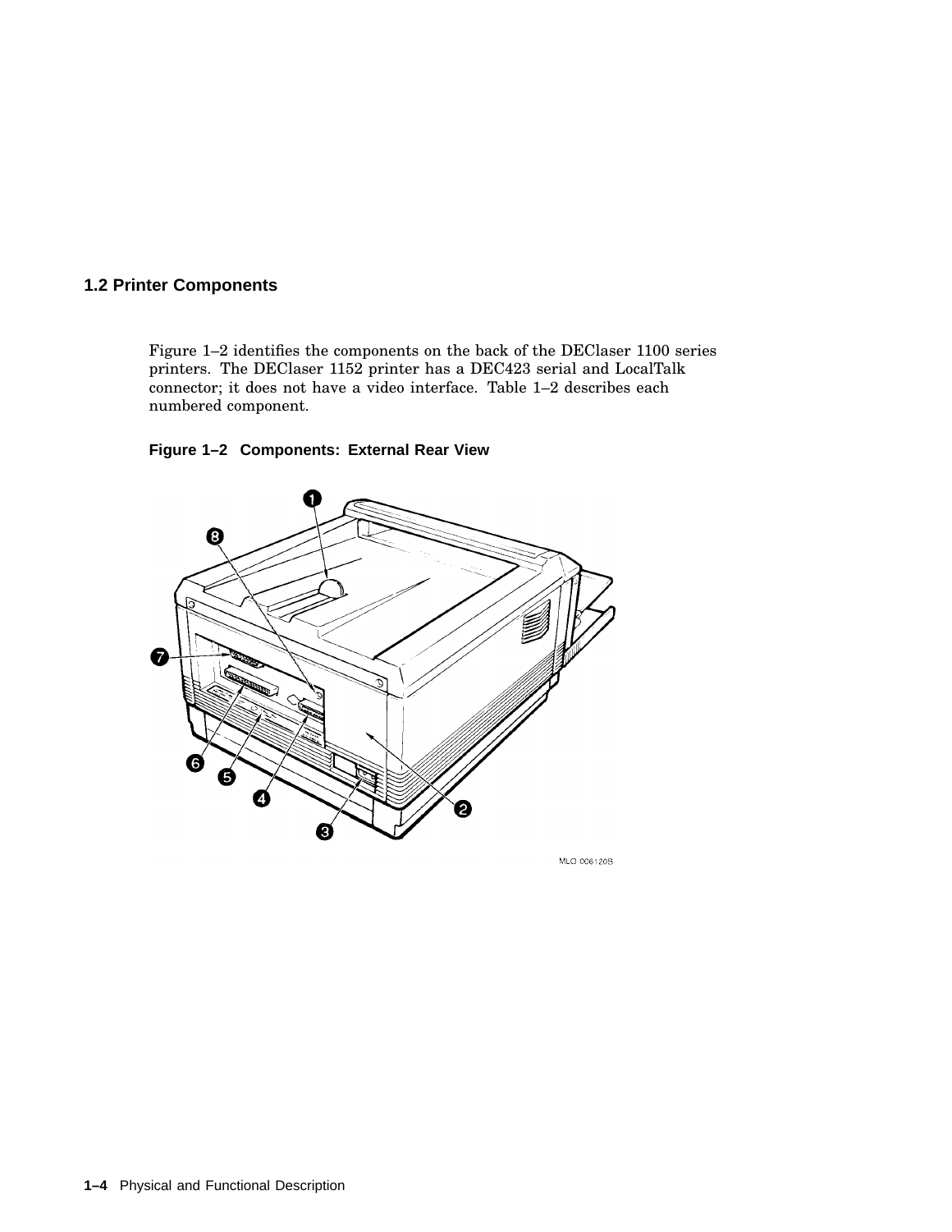## 1.2 Printer Components

Figure 1–2 identifies the components on the back of the DEClaser 1100 series printers. The DEClaser 1152 printer has a DEC423 serial and LocalTalk connector; it does not have a video interface. Table 1–2 describes each numbered component.

**Figure 1–2 Components: External Rear View**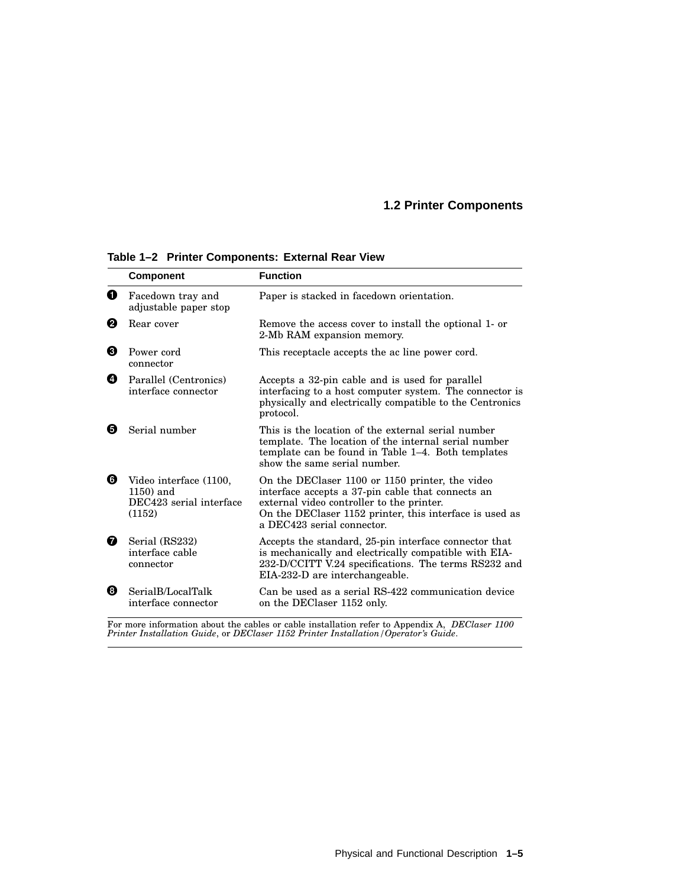## 1.2 Printer Components

**Table 1–2 Printer Components: External Rear View**

| | Component | Function |
|---|---|---|
| ❶ | Facedown tray and adjustable paper stop | Paper is stacked in facedown orientation. |
| ❷ | Rear cover | Remove the access cover to install the optional 1- or 2-Mb RAM expansion memory. |
| ❸ | Power cord connector | This receptacle accepts the ac line power cord. |
| ❹ | Parallel (Centronics) interface connector | Accepts a 32-pin cable and is used for parallel interfacing to a host computer system. The connector is physically and electrically compatible to the Centronics protocol. |
| ❺ | Serial number | This is the location of the external serial number template. The location of the internal serial number template can be found in Table 1–4. Both templates show the same serial number. |
| ❻ | Video interface (1100, 1150) and DEC423 serial interface (1152) | On the DEClaser 1100 or 1150 printer, the video interface accepts a 37-pin cable that connects an external video controller to the printer. On the DEClaser 1152 printer, this interface is used as a DEC423 serial connector. |
| ❼ | Serial (RS232) interface cable connector | Accepts the standard, 25-pin interface connector that is mechanically and electrically compatible with EIA-232-D/CCITT V.24 specifications. The terms RS232 and EIA-232-D are interchangeable. |
| ❽ | SerialB/LocalTalk interface connector | Can be used as a serial RS-422 communication device on the DEClaser 1152 only. |

For more information about the cables or cable installation refer to Appendix A, *DEClaser 1100 Printer Installation Guide*, or *DEClaser 1152 Printer Installation/Operator's Guide*.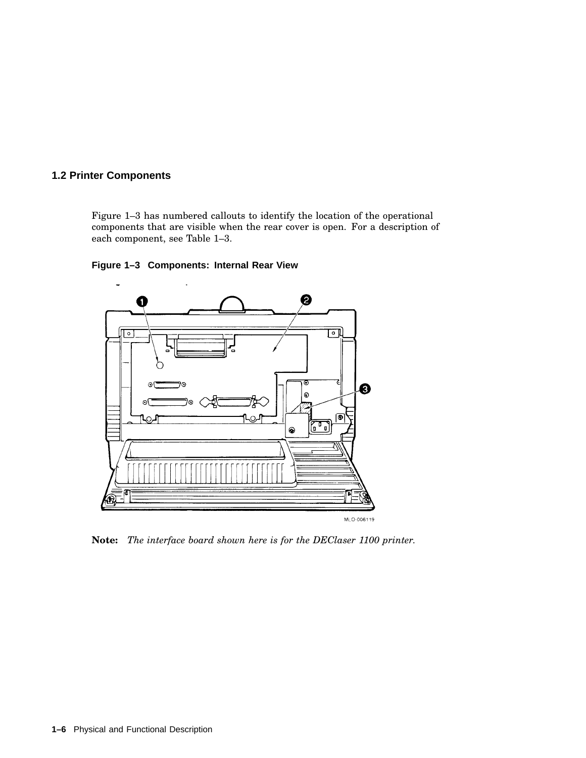## 1.2 Printer Components

Figure 1–3 has numbered callouts to identify the location of the operational components that are visible when the rear cover is open. For a description of each component, see Table 1–3.

**Figure 1–3 Components: Internal Rear View**

**Note:** *The interface board shown here is for the DEClaser 1100 printer.*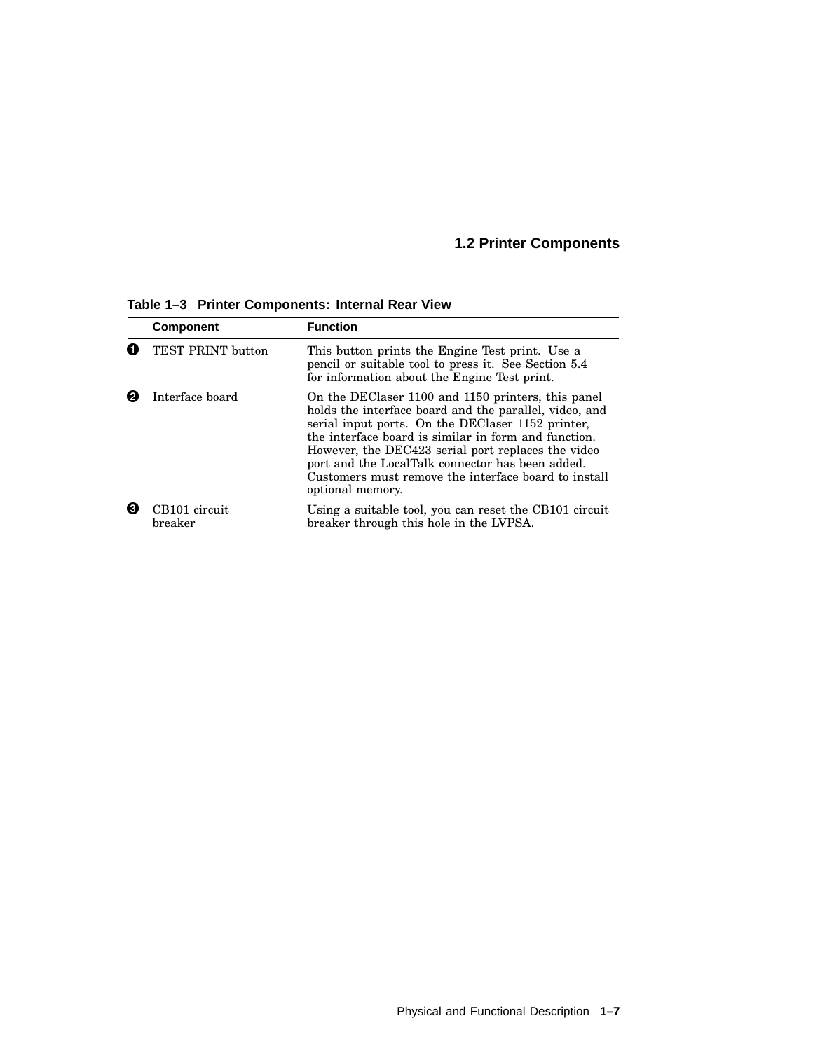## 1.2 Printer Components

**Table 1–3 Printer Components: Internal Rear View**

| | Component | Function |
|---|---|---|
| ❶ | TEST PRINT button | This button prints the Engine Test print. Use a pencil or suitable tool to press it. See Section 5.4 for information about the Engine Test print. |
| ❷ | Interface board | On the DEClaser 1100 and 1150 printers, this panel holds the interface board and the parallel, video, and serial input ports. On the DEClaser 1152 printer, the interface board is similar in form and function. However, the DEC423 serial port replaces the video port and the LocalTalk connector has been added. Customers must remove the interface board to install optional memory. |
| ❸ | CB101 circuit breaker | Using a suitable tool, you can reset the CB101 circuit breaker through this hole in the LVPSA. |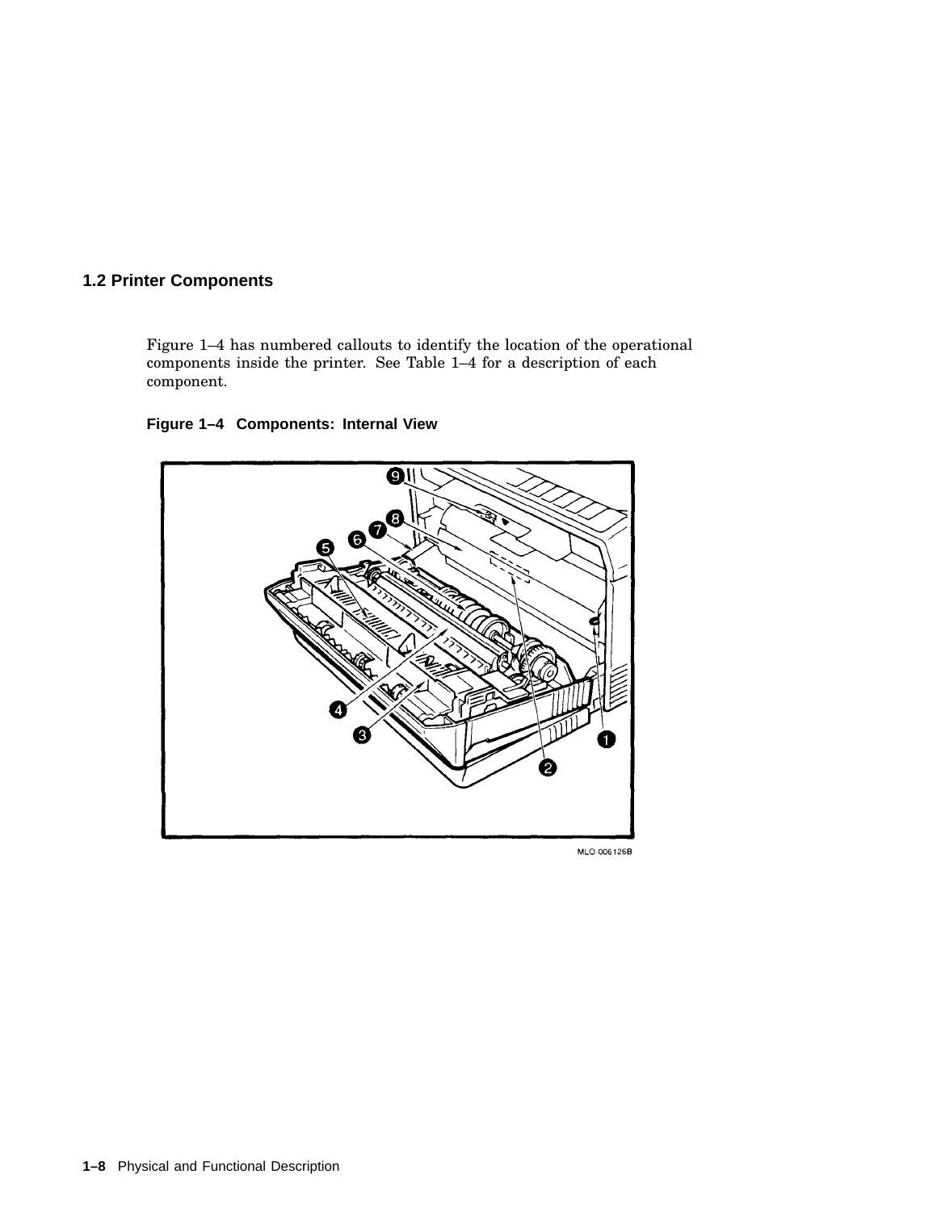## 1.2 Printer Components

Figure 1–4 has numbered callouts to identify the location of the operational components inside the printer. See Table 1–4 for a description of each component.

**Figure 1–4 Components: Internal View**

MLO-006126B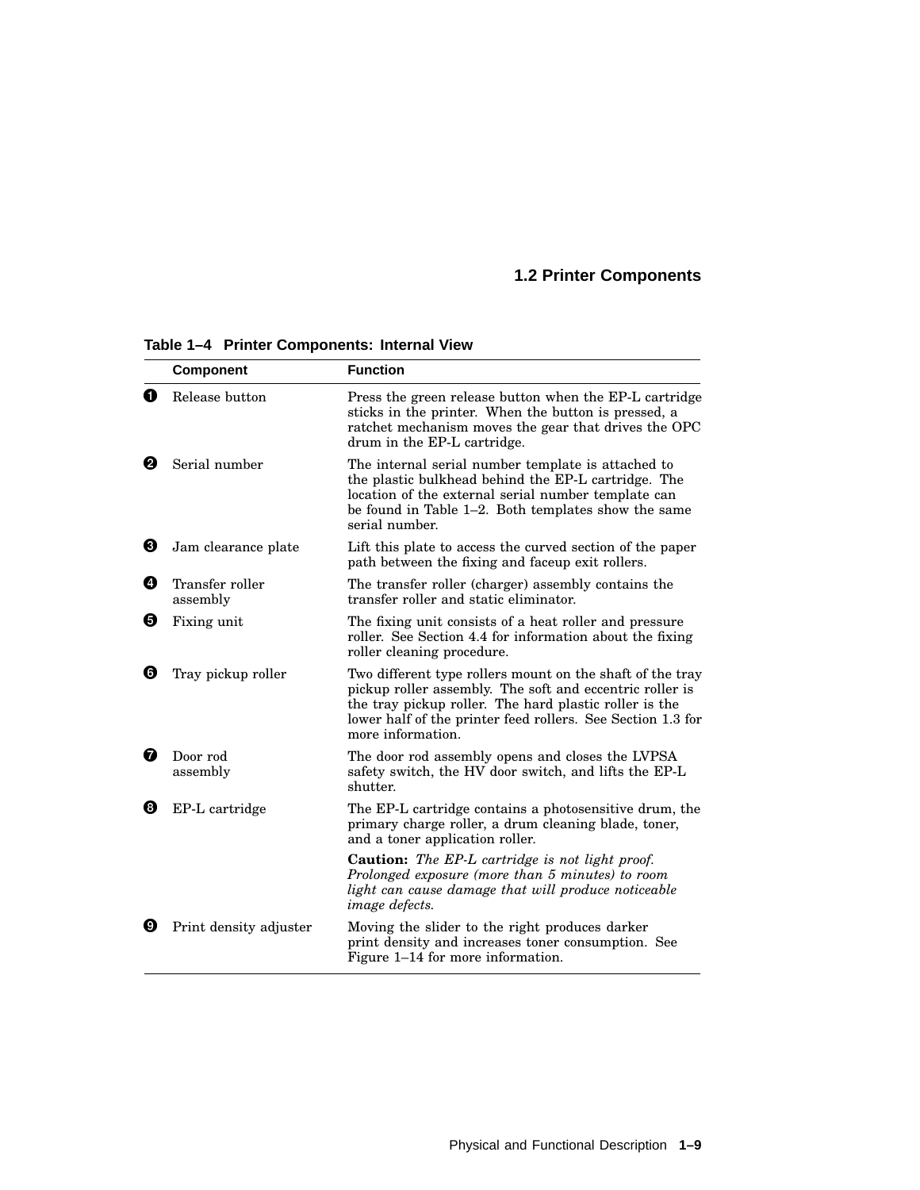## 1.2 Printer Components

**Table 1–4 Printer Components: Internal View**

| | Component | Function |
|---|---|---|
| ❶ | Release button | Press the green release button when the EP-L cartridge sticks in the printer. When the button is pressed, a ratchet mechanism moves the gear that drives the OPC drum in the EP-L cartridge. |
| ❷ | Serial number | The internal serial number template is attached to the plastic bulkhead behind the EP-L cartridge. The location of the external serial number template can be found in Table 1–2. Both templates show the same serial number. |
| ❸ | Jam clearance plate | Lift this plate to access the curved section of the paper path between the fixing and faceup exit rollers. |
| ❹ | Transfer roller assembly | The transfer roller (charger) assembly contains the transfer roller and static eliminator. |
| ❺ | Fixing unit | The fixing unit consists of a heat roller and pressure roller. See Section 4.4 for information about the fixing roller cleaning procedure. |
| ❻ | Tray pickup roller | Two different type rollers mount on the shaft of the tray pickup roller assembly. The soft and eccentric roller is the tray pickup roller. The hard plastic roller is the lower half of the printer feed rollers. See Section 1.3 for more information. |
| ❼ | Door rod assembly | The door rod assembly opens and closes the LVPSA safety switch, the HV door switch, and lifts the EP-L shutter. |
| ❽ | EP-L cartridge | The EP-L cartridge contains a photosensitive drum, the primary charge roller, a drum cleaning blade, toner, and a toner application roller.<br><br>**Caution:** *The EP-L cartridge is not light proof. Prolonged exposure (more than 5 minutes) to room light can cause damage that will produce noticeable image defects.* |
| ❾ | Print density adjuster | Moving the slider to the right produces darker print density and increases toner consumption. See Figure 1–14 for more information. |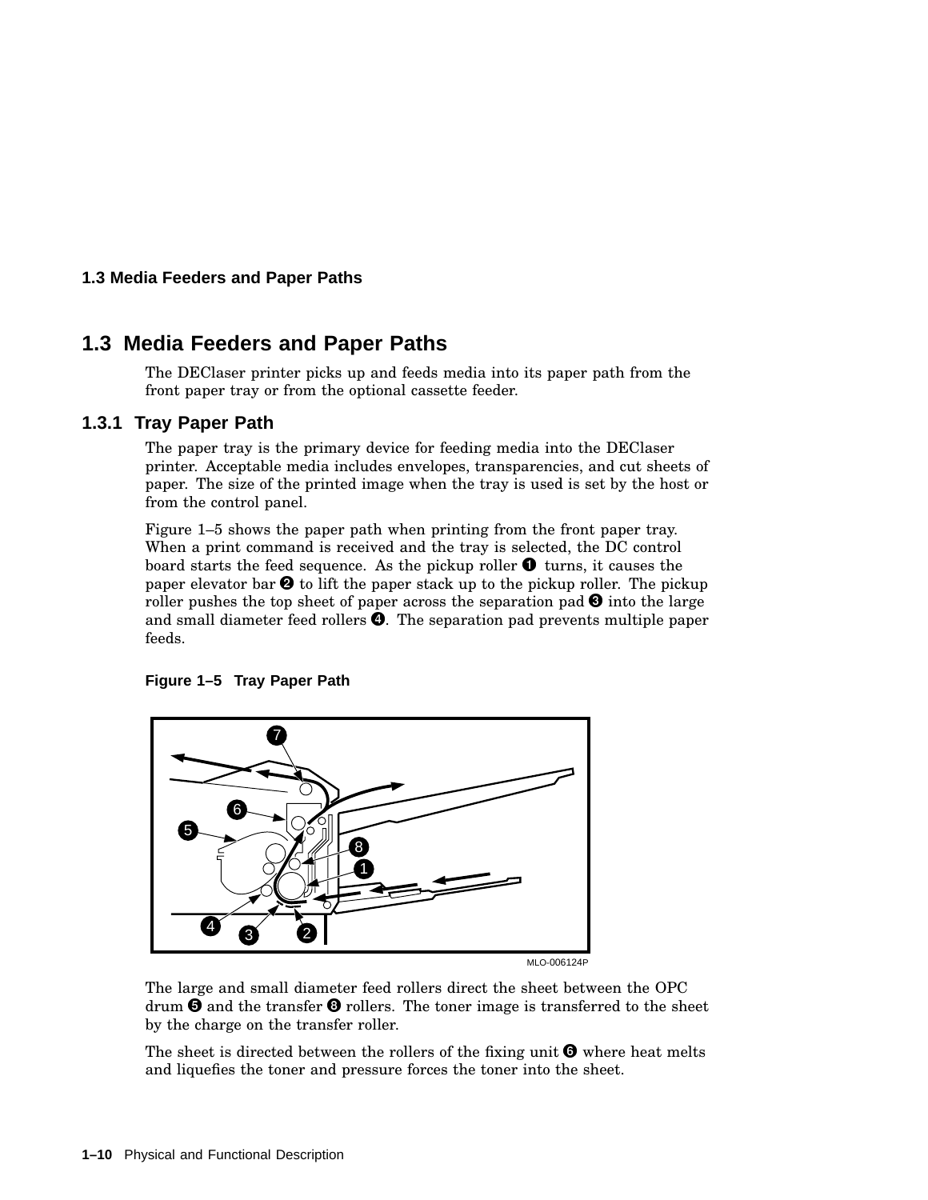## 1.3 Media Feeders and Paper Paths

The DEClaser printer picks up and feeds media into its paper path from the front paper tray or from the optional cassette feeder.

### 1.3.1 Tray Paper Path

The paper tray is the primary device for feeding media into the DEClaser printer. Acceptable media includes envelopes, transparencies, and cut sheets of paper. The size of the printed image when the tray is used is set by the host or from the control panel.

Figure 1–5 shows the paper path when printing from the front paper tray. When a print command is received and the tray is selected, the DC control board starts the feed sequence. As the pickup roller ❶ turns, it causes the paper elevator bar ❷ to lift the paper stack up to the pickup roller. The pickup roller pushes the top sheet of paper across the separation pad ❸ into the large and small diameter feed rollers ❹. The separation pad prevents multiple paper feeds.

**Figure 1–5 Tray Paper Path**

The large and small diameter feed rollers direct the sheet between the OPC drum ❺ and the transfer ❽ rollers. The toner image is transferred to the sheet by the charge on the transfer roller.

The sheet is directed between the rollers of the fixing unit ❻ where heat melts and liquefies the toner and pressure forces the toner into the sheet.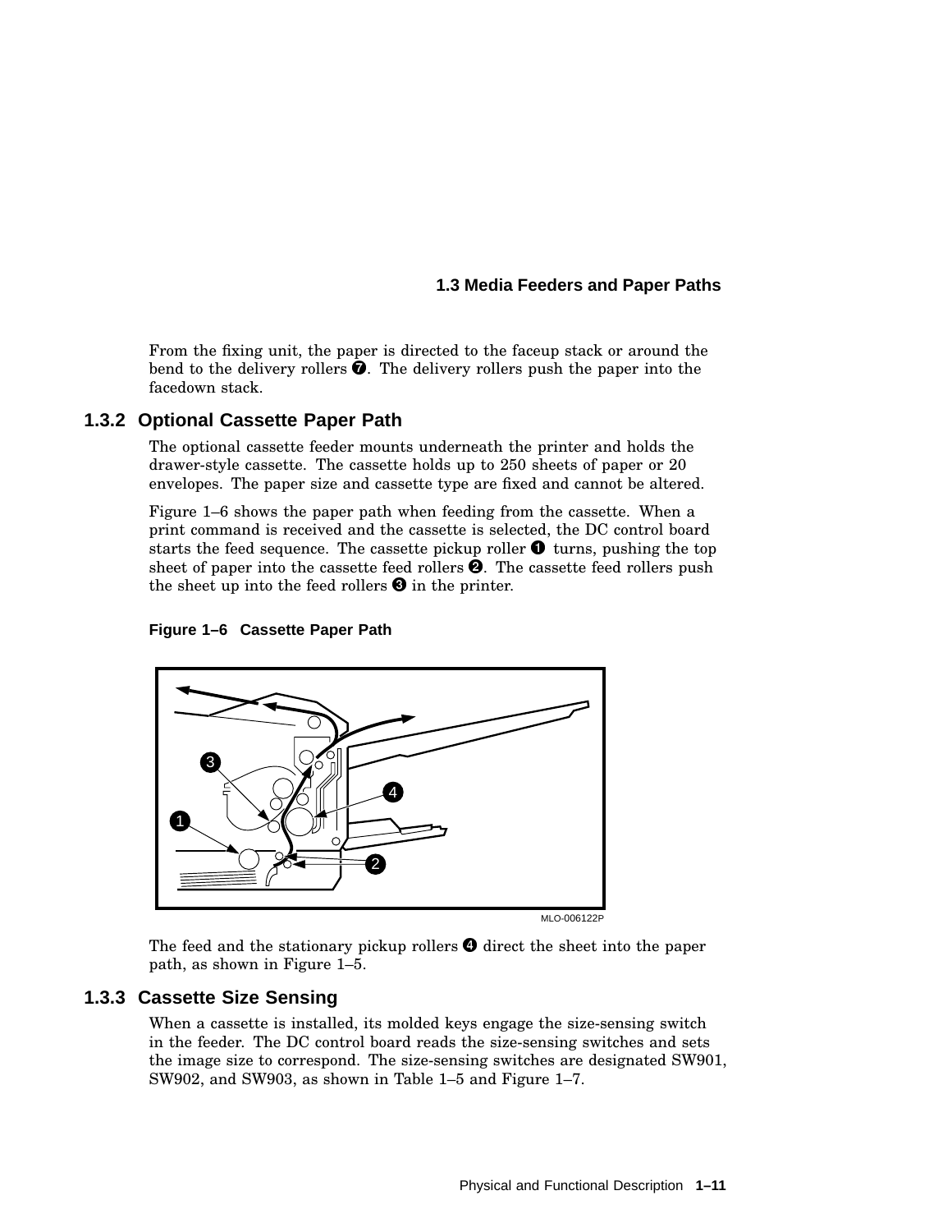From the fixing unit, the paper is directed to the faceup stack or around the bend to the delivery rollers ❼. The delivery rollers push the paper into the facedown stack.

### 1.3.2 Optional Cassette Paper Path

The optional cassette feeder mounts underneath the printer and holds the drawer-style cassette. The cassette holds up to 250 sheets of paper or 20 envelopes. The paper size and cassette type are fixed and cannot be altered.

Figure 1–6 shows the paper path when feeding from the cassette. When a print command is received and the cassette is selected, the DC control board starts the feed sequence. The cassette pickup roller ❶ turns, pushing the top sheet of paper into the cassette feed rollers ❷. The cassette feed rollers push the sheet up into the feed rollers ❸ in the printer.

**Figure 1–6 Cassette Paper Path**

MLO-006122P

The feed and the stationary pickup rollers ❹ direct the sheet into the paper path, as shown in Figure 1–5.

### 1.3.3 Cassette Size Sensing

When a cassette is installed, its molded keys engage the size-sensing switch in the feeder. The DC control board reads the size-sensing switches and sets the image size to correspond. The size-sensing switches are designated SW901, SW902, and SW903, as shown in Table 1–5 and Figure 1–7.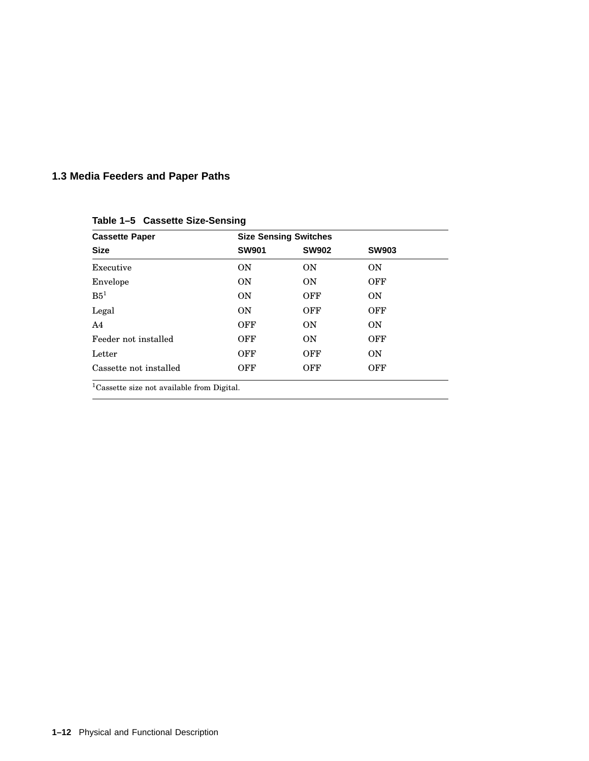## 1.3 Media Feeders and Paper Paths

**Table 1–5 Cassette Size-Sensing**

| Cassette Paper | Size Sensing Switches | | |
|---|---|---|---|
| Size | SW901 | SW902 | SW903 |
| Executive | ON | ON | ON |
| Envelope | ON | ON | OFF |
| B5[1] | ON | OFF | ON |
| Legal | ON | OFF | OFF |
| A4 | OFF | ON | ON |
| Feeder not installed | OFF | ON | OFF |
| Letter | OFF | OFF | ON |
| Cassette not installed | OFF | OFF | OFF |

[1]Cassette size not available from Digital.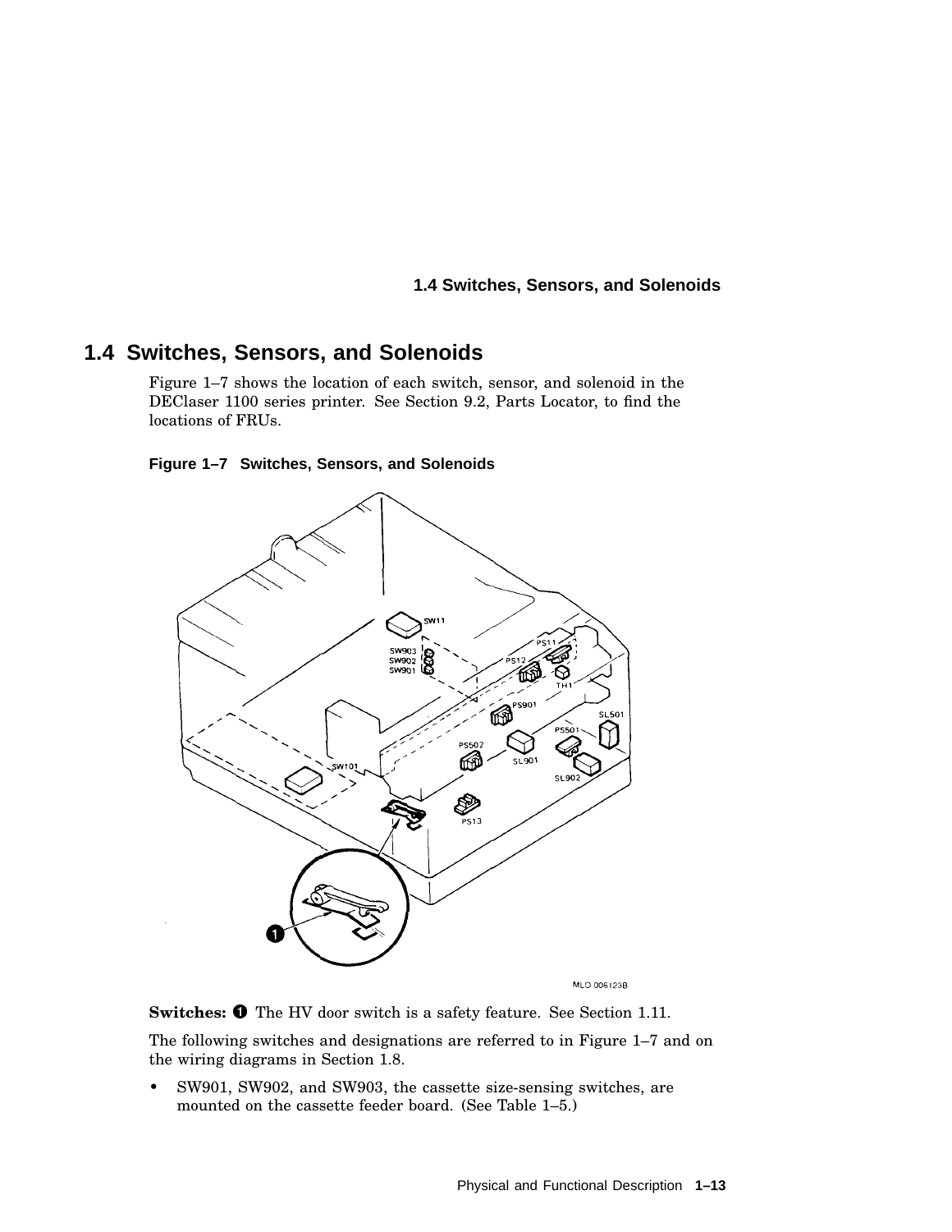## 1.4 Switches, Sensors, and Solenoids

Figure 1–7 shows the location of each switch, sensor, and solenoid in the DEClaser 1100 series printer. See Section 9.2, Parts Locator, to find the locations of FRUs.

**Figure 1–7 Switches, Sensors, and Solenoids**

**Switches:** ❶ The HV door switch is a safety feature. See Section 1.11.

The following switches and designations are referred to in Figure 1–7 and on the wiring diagrams in Section 1.8.

- SW901, SW902, and SW903, the cassette size-sensing switches, are mounted on the cassette feeder board. (See Table 1–5.)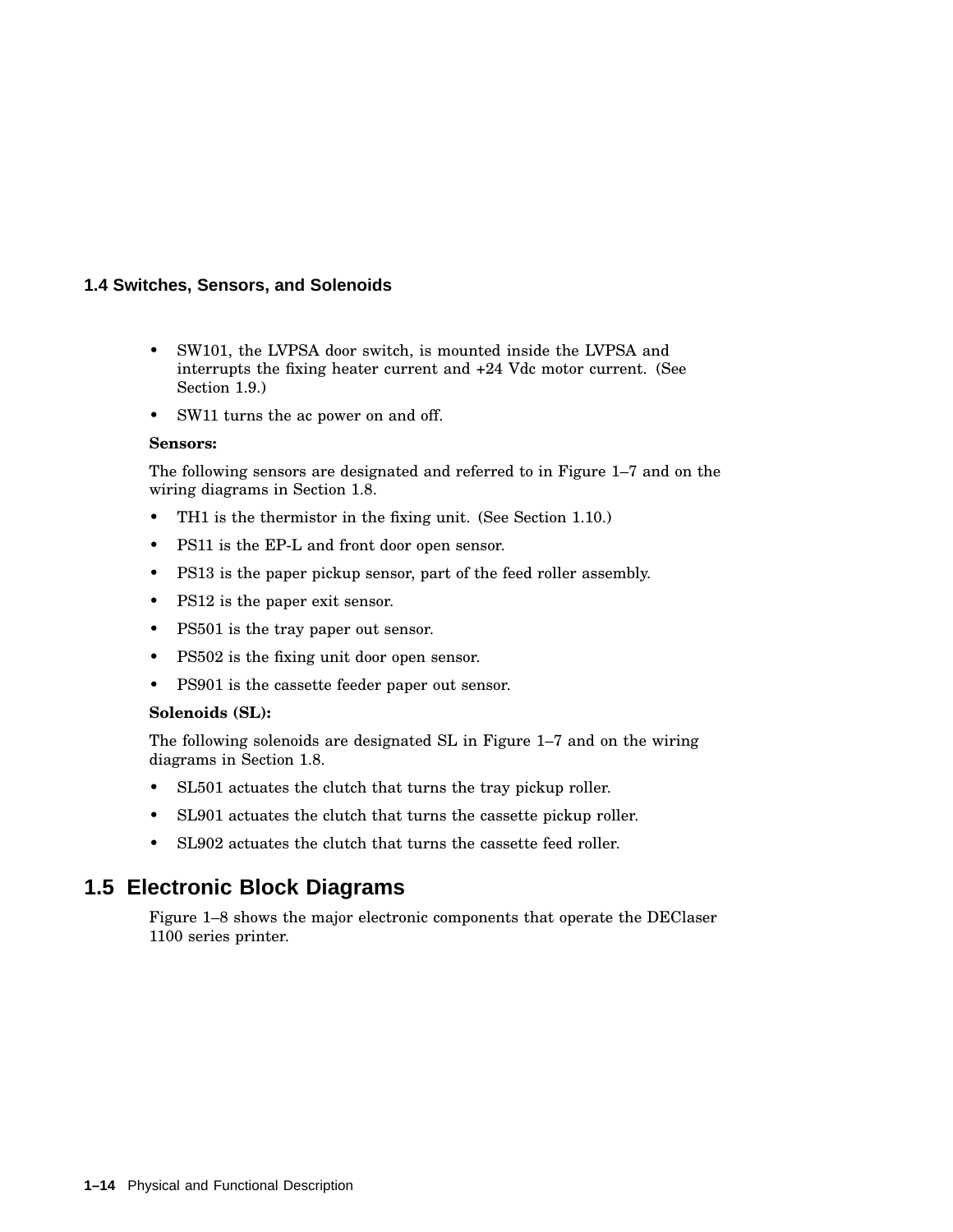### 1.4 Switches, Sensors, and Solenoids

- SW101, the LVPSA door switch, is mounted inside the LVPSA and interrupts the fixing heater current and +24 Vdc motor current. (See Section 1.9.)
- SW11 turns the ac power on and off.

**Sensors:**

The following sensors are designated and referred to in Figure 1–7 and on the wiring diagrams in Section 1.8.

- TH1 is the thermistor in the fixing unit. (See Section 1.10.)
- PS11 is the EP-L and front door open sensor.
- PS13 is the paper pickup sensor, part of the feed roller assembly.
- PS12 is the paper exit sensor.
- PS501 is the tray paper out sensor.
- PS502 is the fixing unit door open sensor.
- PS901 is the cassette feeder paper out sensor.

**Solenoids (SL):**

The following solenoids are designated SL in Figure 1–7 and on the wiring diagrams in Section 1.8.

- SL501 actuates the clutch that turns the tray pickup roller.
- SL901 actuates the clutch that turns the cassette pickup roller.
- SL902 actuates the clutch that turns the cassette feed roller.

## 1.5 Electronic Block Diagrams

Figure 1–8 shows the major electronic components that operate the DEClaser 1100 series printer.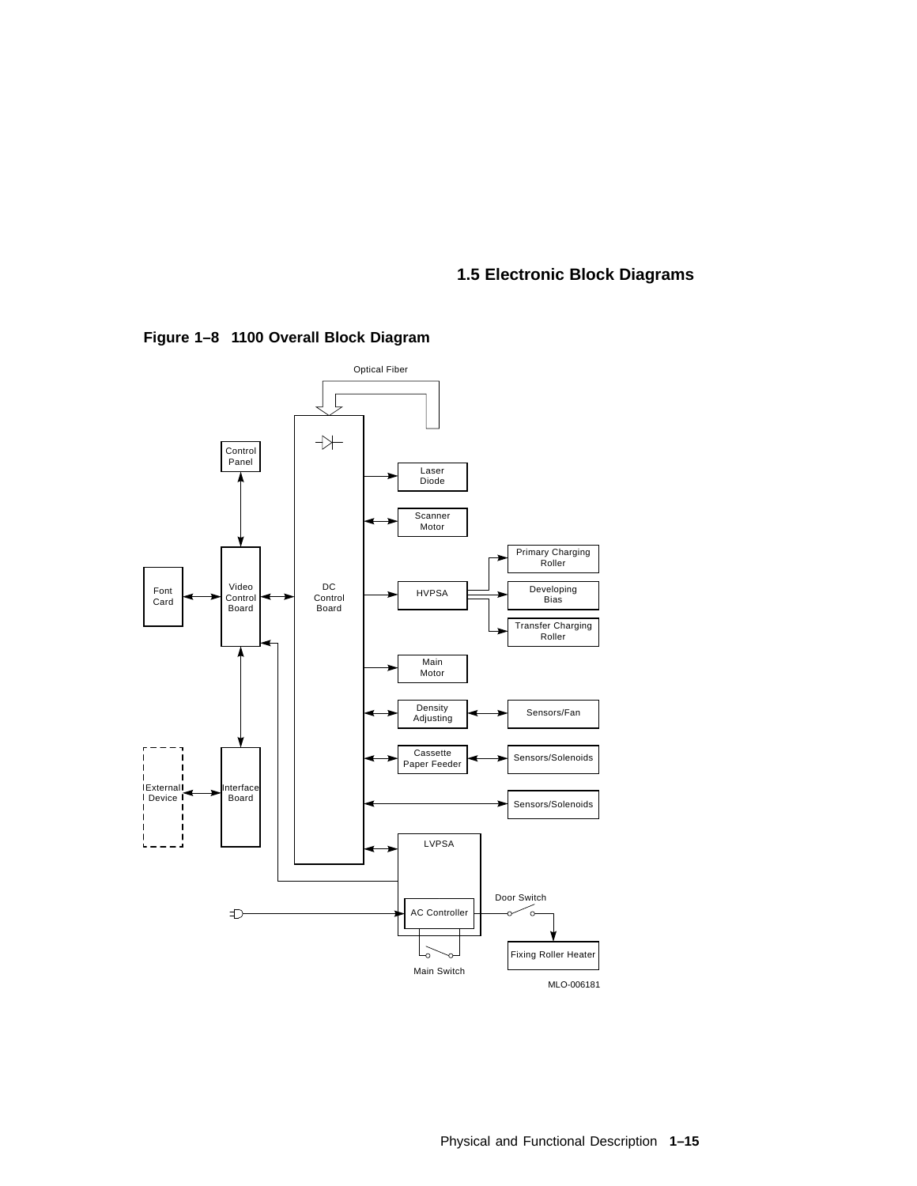## 1.5 Electronic Block Diagrams

**Figure 1–8 1100 Overall Block Diagram**

Optical Fiber

Control Panel

Laser Diode

Scanner Motor

Primary Charging Roller

Font Card

Video Control Board

DC Control Board

HVPSA

Developing Bias

Transfer Charging Roller

Main Motor

Density Adjusting

Sensors/Fan

Cassette Paper Feeder

Sensors/Solenoids

External Device

Interface Board

Sensors/Solenoids

LVPSA

Door Switch

AC Controller

Fixing Roller Heater

Main Switch

MLO-006181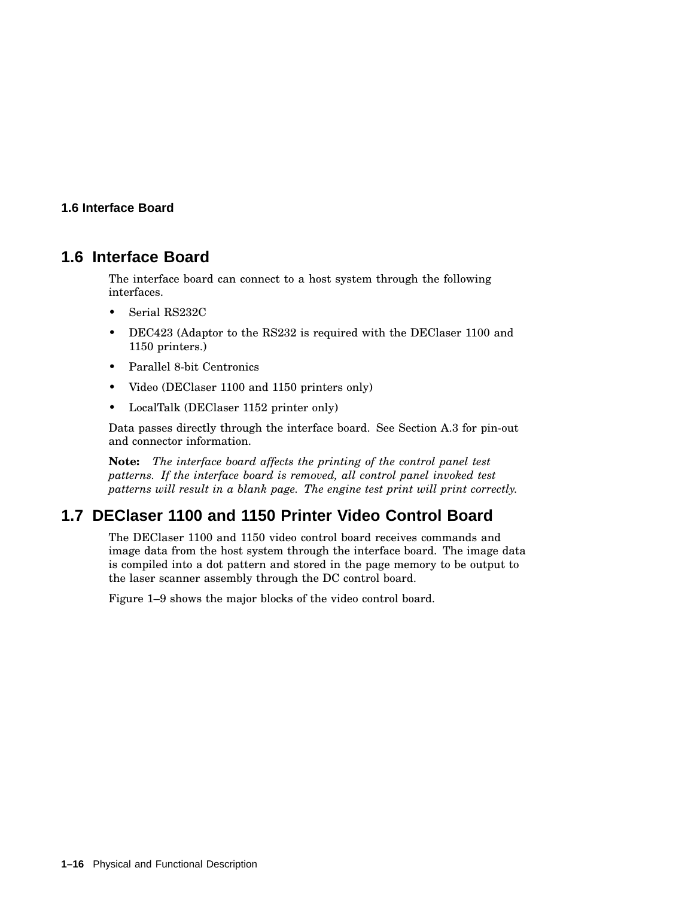## 1.6 Interface Board

The interface board can connect to a host system through the following interfaces.

- Serial RS232C
- DEC423 (Adaptor to the RS232 is required with the DEClaser 1100 and 1150 printers.)
- Parallel 8-bit Centronics
- Video (DEClaser 1100 and 1150 printers only)
- LocalTalk (DEClaser 1152 printer only)

Data passes directly through the interface board. See Section A.3 for pin-out and connector information.

**Note:** *The interface board affects the printing of the control panel test patterns. If the interface board is removed, all control panel invoked test patterns will result in a blank page. The engine test print will print correctly.*

## 1.7 DEClaser 1100 and 1150 Printer Video Control Board

The DEClaser 1100 and 1150 video control board receives commands and image data from the host system through the interface board. The image data is compiled into a dot pattern and stored in the page memory to be output to the laser scanner assembly through the DC control board.

Figure 1–9 shows the major blocks of the video control board.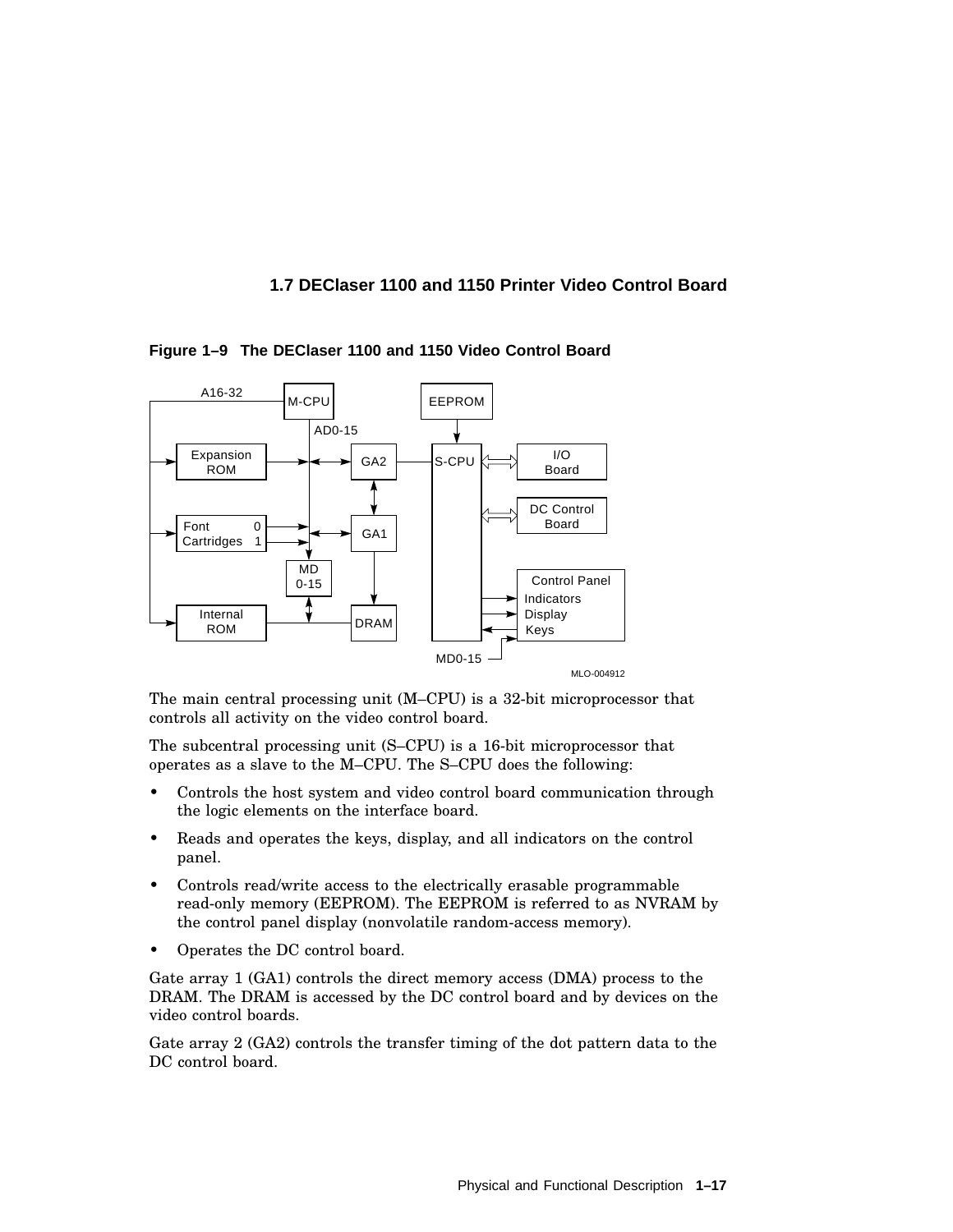## 1.7 DEClaser 1100 and 1150 Printer Video Control Board

**Figure 1–9 The DEClaser 1100 and 1150 Video Control Board**

The main central processing unit (M–CPU) is a 32-bit microprocessor that controls all activity on the video control board.

The subcentral processing unit (S–CPU) is a 16-bit microprocessor that operates as a slave to the M–CPU. The S–CPU does the following:

- Controls the host system and video control board communication through the logic elements on the interface board.
- Reads and operates the keys, display, and all indicators on the control panel.
- Controls read/write access to the electrically erasable programmable read-only memory (EEPROM). The EEPROM is referred to as NVRAM by the control panel display (nonvolatile random-access memory).
- Operates the DC control board.

Gate array 1 (GA1) controls the direct memory access (DMA) process to the DRAM. The DRAM is accessed by the DC control board and by devices on the video control boards.

Gate array 2 (GA2) controls the transfer timing of the dot pattern data to the DC control board.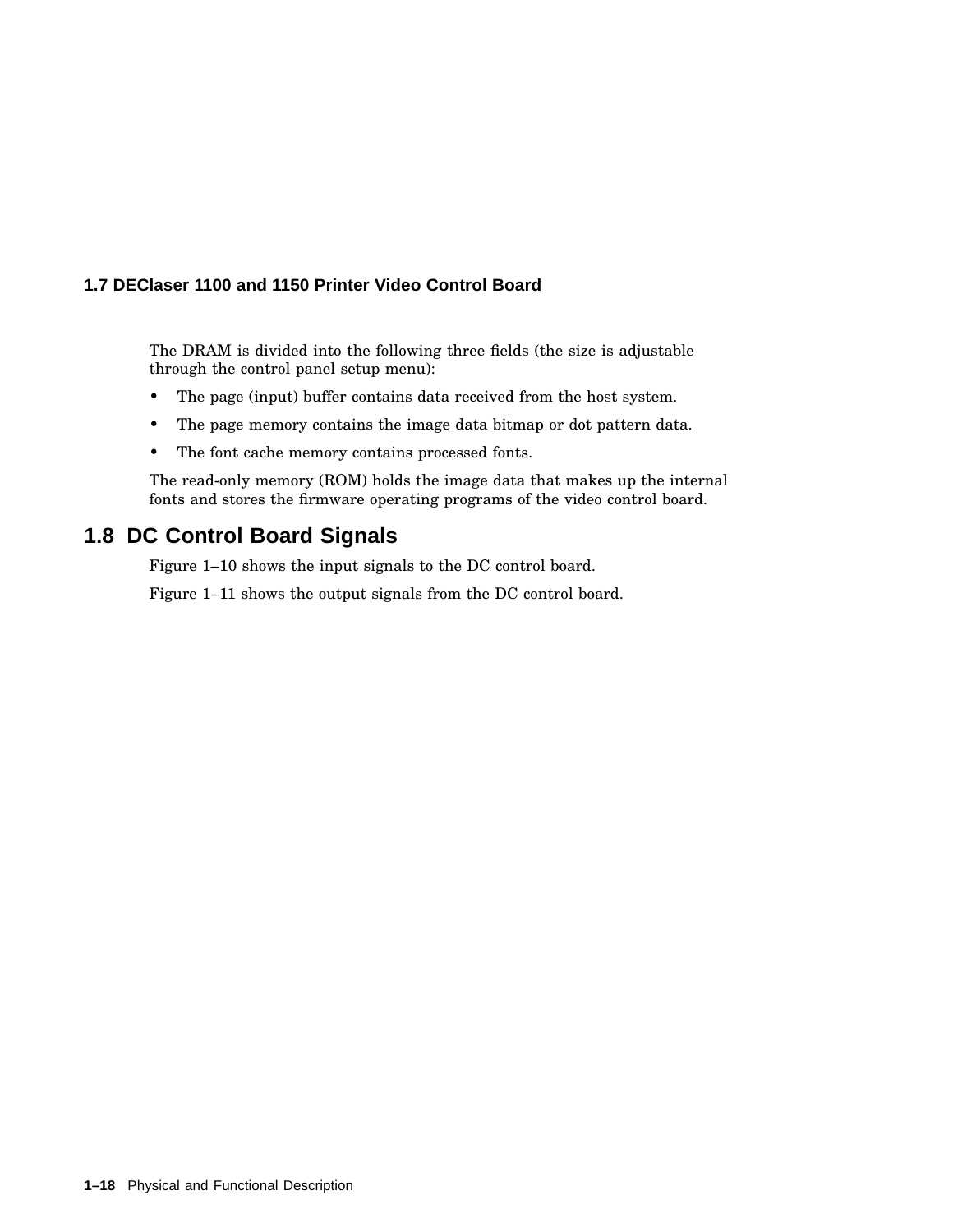## 1.7 DEClaser 1100 and 1150 Printer Video Control Board

The DRAM is divided into the following three fields (the size is adjustable through the control panel setup menu):

- The page (input) buffer contains data received from the host system.
- The page memory contains the image data bitmap or dot pattern data.
- The font cache memory contains processed fonts.

The read-only memory (ROM) holds the image data that makes up the internal fonts and stores the firmware operating programs of the video control board.

## 1.8 DC Control Board Signals

Figure 1–10 shows the input signals to the DC control board.

Figure 1–11 shows the output signals from the DC control board.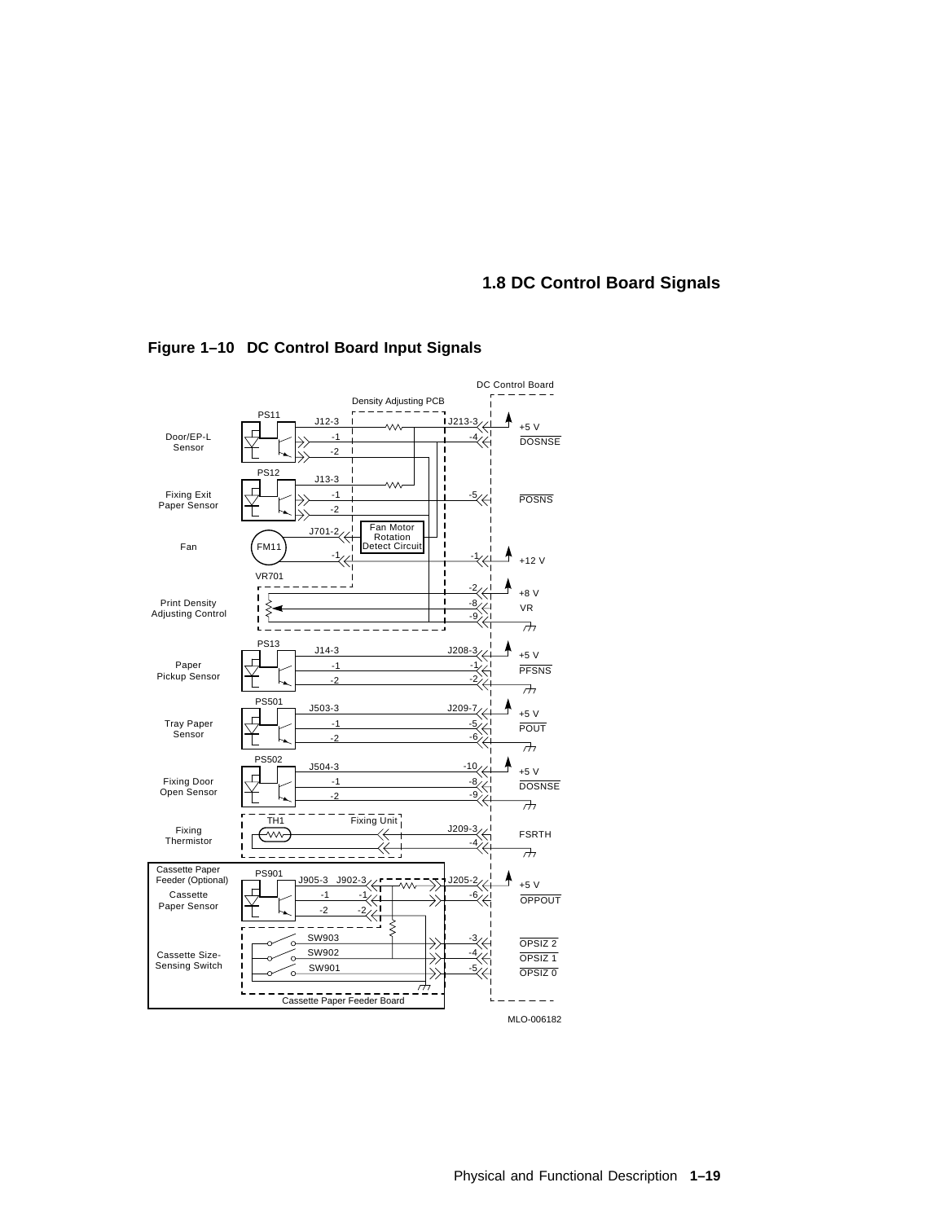## 1.8 DC Control Board Signals

**Figure 1–10 DC Control Board Input Signals**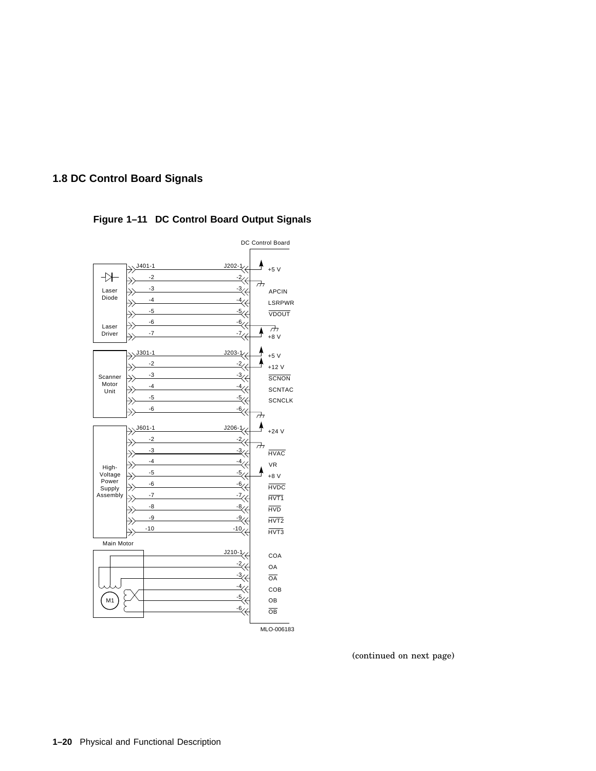## 1.8 DC Control Board Signals

**Figure 1–11 DC Control Board Output Signals**

DC Control Board

| Unit | Connector | DC Control Board | Signal |
|---|---|---|---|
| Laser Diode / Laser Driver | J401-1 | J202-1 | +5 V |
| | -2 | -2 | (ground) |
| | -3 | -3 | APCIN |
| | -4 | -4 | LSRPWR |
| | -5 | -5 | $\overline{\text{VDOUT}}$ |
| | -6 | -6 | (ground) |
| | -7 | -7 | +8 V |
| Scanner Motor Unit | J301-1 | J203-1 | +5 V |
| | -2 | -2 | +12 V |
| | -3 | -3 | $\overline{\text{SCNON}}$ |
| | -4 | -4 | SCNTAC |
| | -5 | -5 | SCNCLK |
| | -6 | -6 | (ground) |
| High-Voltage Power Supply Assembly | J601-1 | J206-1 | +24 V |
| | -2 | -2 | (ground) |
| | -3 | -3 | $\overline{\text{HVAC}}$ |
| | -4 | -4 | VR |
| | -5 | -5 | +8 V |
| | -6 | -6 | $\overline{\text{HVDC}}$ |
| | -7 | -7 | $\overline{\text{HVT1}}$ |
| | -8 | -8 | $\overline{\text{HVD}}$ |
| | -9 | -9 | $\overline{\text{HVT2}}$ |
| | -10 | -10 | $\overline{\text{HVT3}}$ |
| Main Motor (M1) | | J210-1 | COA |
| | | -2 | OA |
| | | -3 | $\overline{\text{OA}}$ |
| | | -4 | COB |
| | | -5 | OB |
| | | -6 | $\overline{\text{OB}}$ |

MLO-006183

(continued on next page)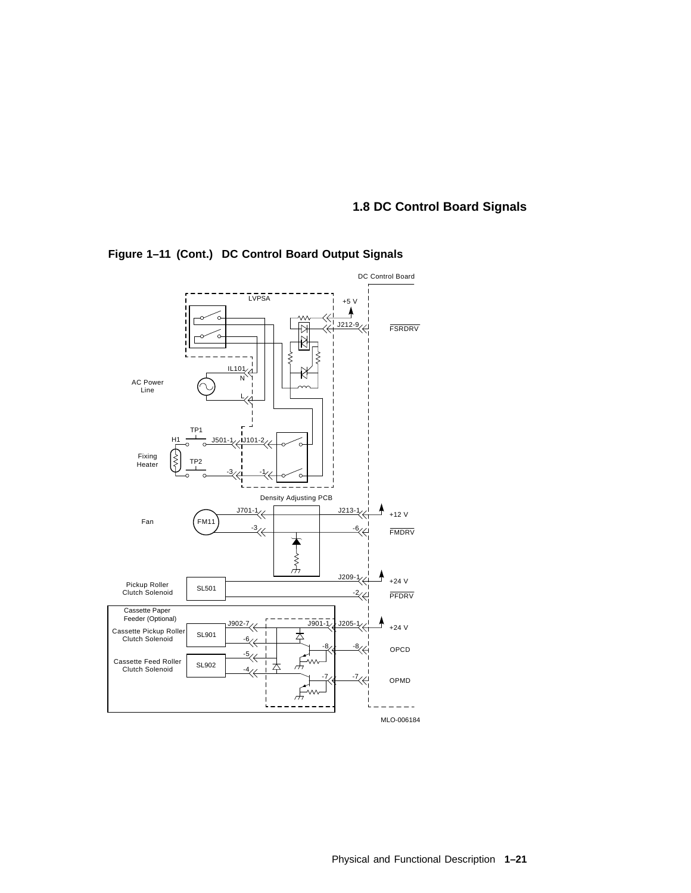# 1.8 DC Control Board Signals

**Figure 1–11 (Cont.) DC Control Board Output Signals**

DC Control Board

LVPSA

+5 V

J212-9

FSRDRV

IL101

N

AC Power Line

L

TP1

H1

J501-1

J101-2

Fixing Heater

TP2

-3

-1

Density Adjusting PCB

Fan

FM11

J701-1

-3

J213-1

-6

+12 V

FMDRV

Pickup Roller Clutch Solenoid

SL501

J209-1

-2

+24 V

PFDRV

Cassette Paper Feeder (Optional)

Cassette Pickup Roller Clutch Solenoid

SL901

Cassette Feed Roller Clutch Solenoid

SL902

J902-7

-6

-5

-4

J901-1

-8

-7

J205-1

-8

-7

+24 V

OPCD

OPMD

MLO-006184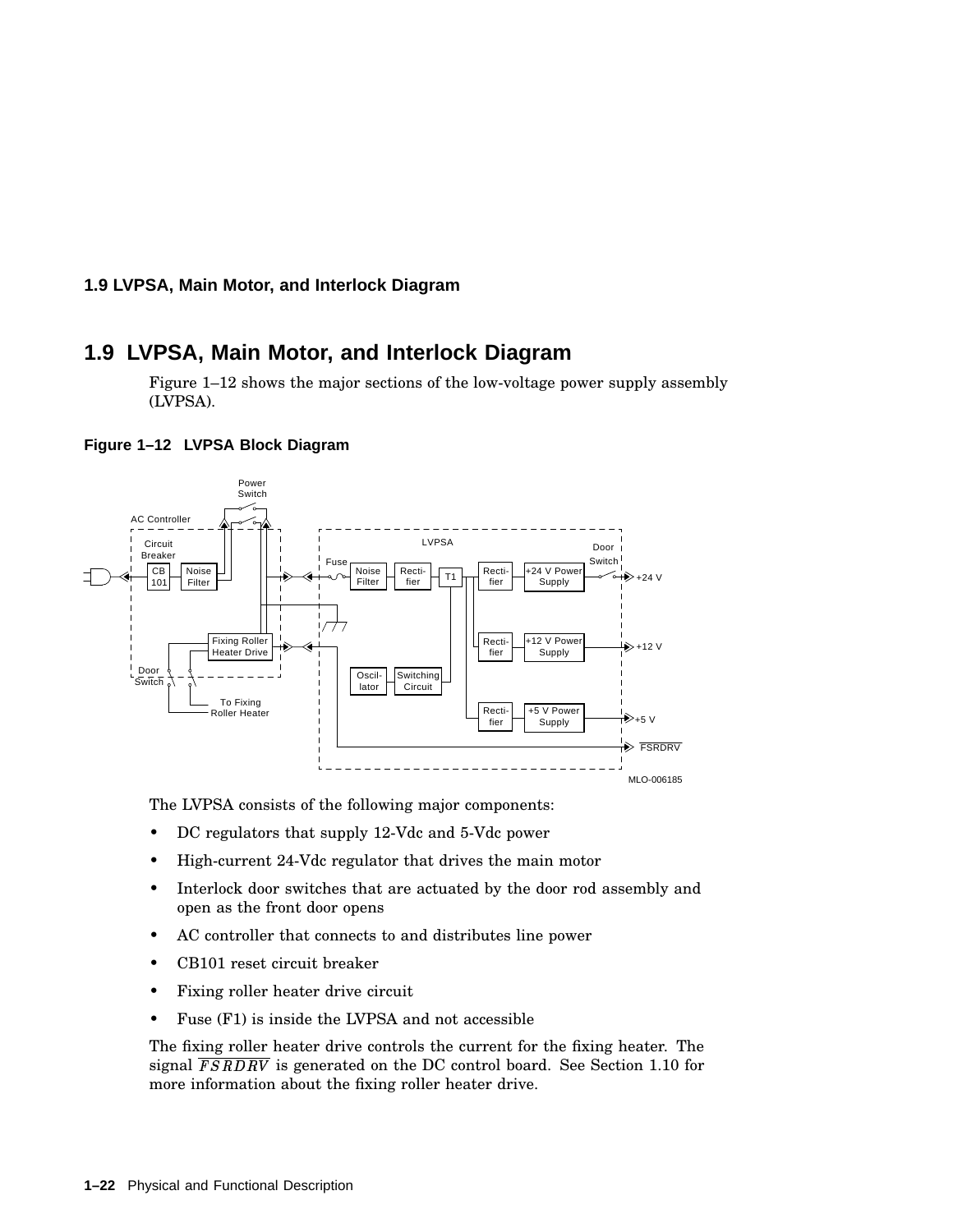# 1.9 LVPSA, Main Motor, and Interlock Diagram

Figure 1–12 shows the major sections of the low-voltage power supply assembly (LVPSA).

**Figure 1–12 LVPSA Block Diagram**

The LVPSA consists of the following major components:

- DC regulators that supply 12-Vdc and 5-Vdc power
- High-current 24-Vdc regulator that drives the main motor
- Interlock door switches that are actuated by the door rod assembly and open as the front door opens
- AC controller that connects to and distributes line power
- CB101 reset circuit breaker
- Fixing roller heater drive circuit
- Fuse (F1) is inside the LVPSA and not accessible

The fixing roller heater drive controls the current for the fixing heater. The signal $\overline{FSRDRV}$ is generated on the DC control board. See Section 1.10 for more information about the fixing roller heater drive.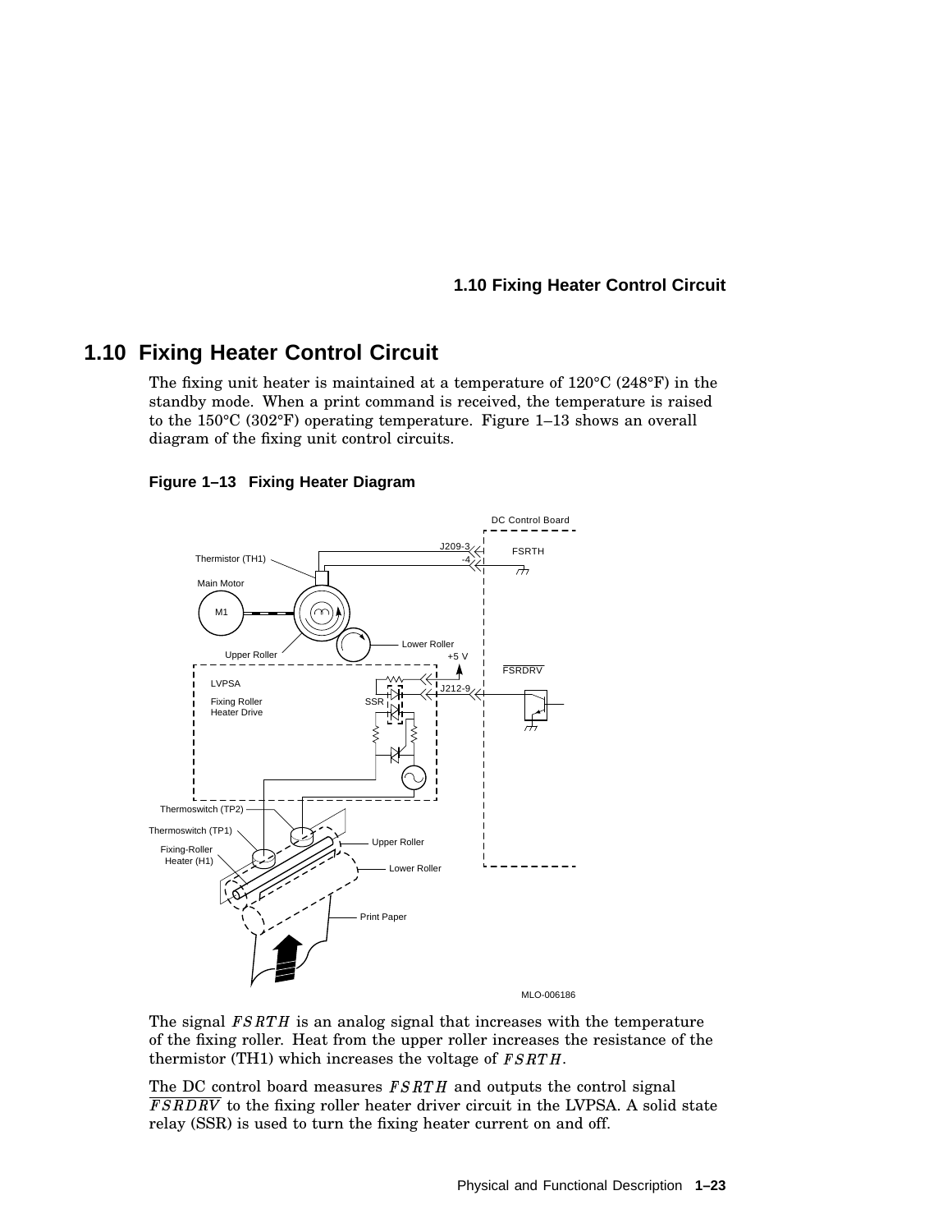## 1.10 Fixing Heater Control Circuit

The fixing unit heater is maintained at a temperature of 120°C (248°F) in the standby mode. When a print command is received, the temperature is raised to the 150°C (302°F) operating temperature. Figure 1–13 shows an overall diagram of the fixing unit control circuits.

**Figure 1–13 Fixing Heater Diagram**

The signal *FSRTH* is an analog signal that increases with the temperature of the fixing roller. Heat from the upper roller increases the resistance of the thermistor (TH1) which increases the voltage of *FSRTH*.

The DC control board measures *FSRTH* and outputs the control signal $\overline{FSRDRV}$ to the fixing roller heater driver circuit in the LVPSA. A solid state relay (SSR) is used to turn the fixing heater current on and off.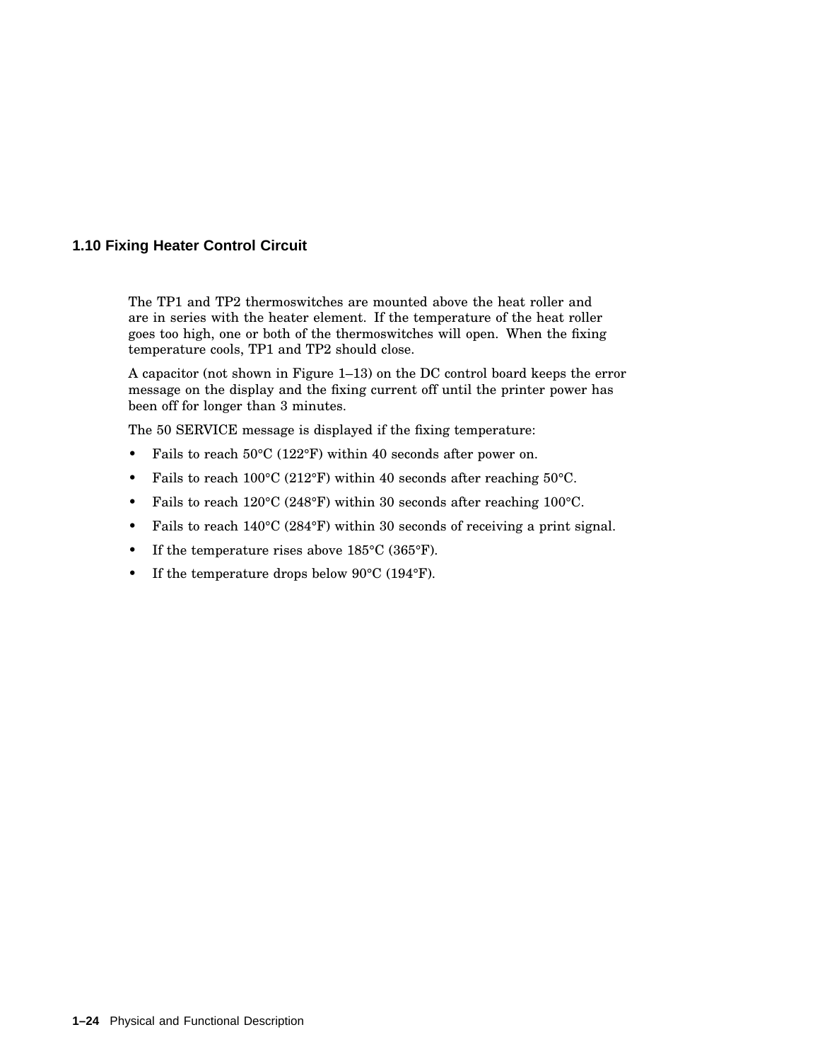## 1.10 Fixing Heater Control Circuit

The TP1 and TP2 thermoswitches are mounted above the heat roller and are in series with the heater element. If the temperature of the heat roller goes too high, one or both of the thermoswitches will open. When the fixing temperature cools, TP1 and TP2 should close.

A capacitor (not shown in Figure 1–13) on the DC control board keeps the error message on the display and the fixing current off until the printer power has been off for longer than 3 minutes.

The 50 SERVICE message is displayed if the fixing temperature:

- Fails to reach 50°C (122°F) within 40 seconds after power on.
- Fails to reach 100°C (212°F) within 40 seconds after reaching 50°C.
- Fails to reach 120°C (248°F) within 30 seconds after reaching 100°C.
- Fails to reach 140°C (284°F) within 30 seconds of receiving a print signal.
- If the temperature rises above 185°C (365°F).
- If the temperature drops below 90°C (194°F).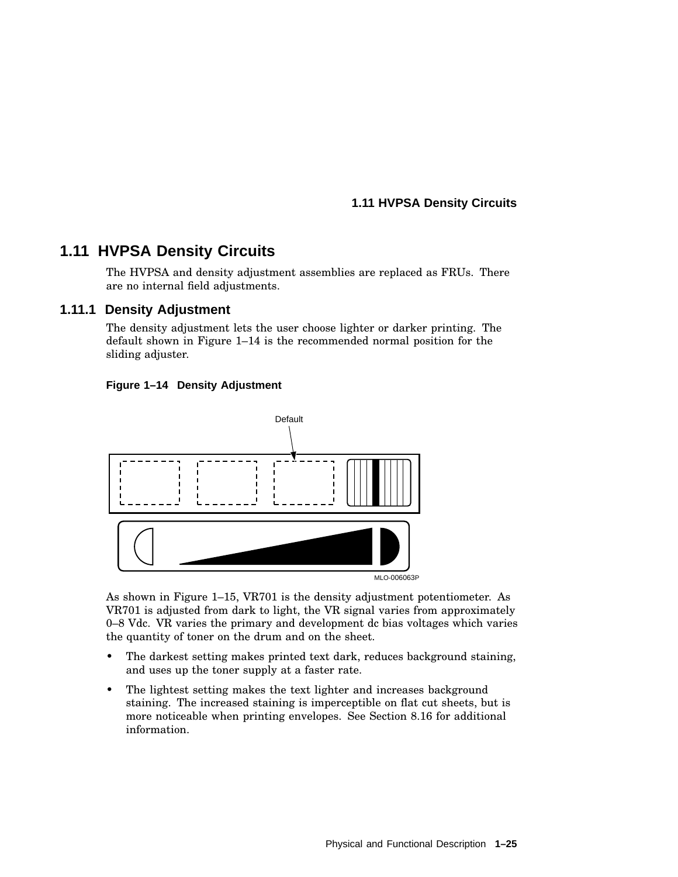## 1.11 HVPSA Density Circuits

The HVPSA and density adjustment assemblies are replaced as FRUs. There are no internal field adjustments.

### 1.11.1 Density Adjustment

The density adjustment lets the user choose lighter or darker printing. The default shown in Figure 1–14 is the recommended normal position for the sliding adjuster.

**Figure 1–14 Density Adjustment**

As shown in Figure 1–15, VR701 is the density adjustment potentiometer. As VR701 is adjusted from dark to light, the VR signal varies from approximately 0–8 Vdc. VR varies the primary and development dc bias voltages which varies the quantity of toner on the drum and on the sheet.

- The darkest setting makes printed text dark, reduces background staining, and uses up the toner supply at a faster rate.
- The lightest setting makes the text lighter and increases background staining. The increased staining is imperceptible on flat cut sheets, but is more noticeable when printing envelopes. See Section 8.16 for additional information.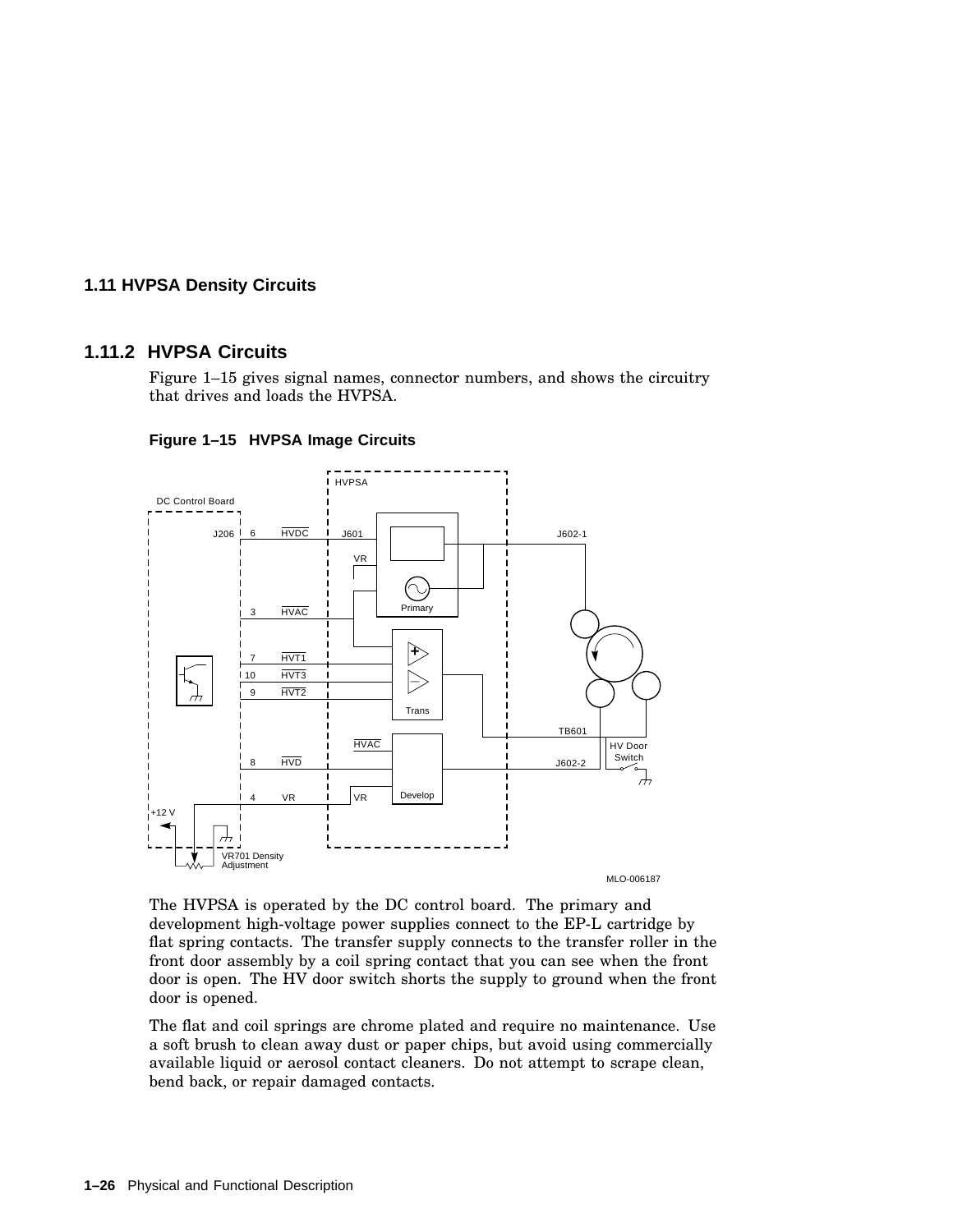## 1.11 HVPSA Density Circuits

### 1.11.2 HVPSA Circuits

Figure 1–15 gives signal names, connector numbers, and shows the circuitry that drives and loads the HVPSA.

**Figure 1–15 HVPSA Image Circuits**

The HVPSA is operated by the DC control board. The primary and development high-voltage power supplies connect to the EP-L cartridge by flat spring contacts. The transfer supply connects to the transfer roller in the front door assembly by a coil spring contact that you can see when the front door is open. The HV door switch shorts the supply to ground when the front door is opened.

The flat and coil springs are chrome plated and require no maintenance. Use a soft brush to clean away dust or paper chips, but avoid using commercially available liquid or aerosol contact cleaners. Do not attempt to scrape clean, bend back, or repair damaged contacts.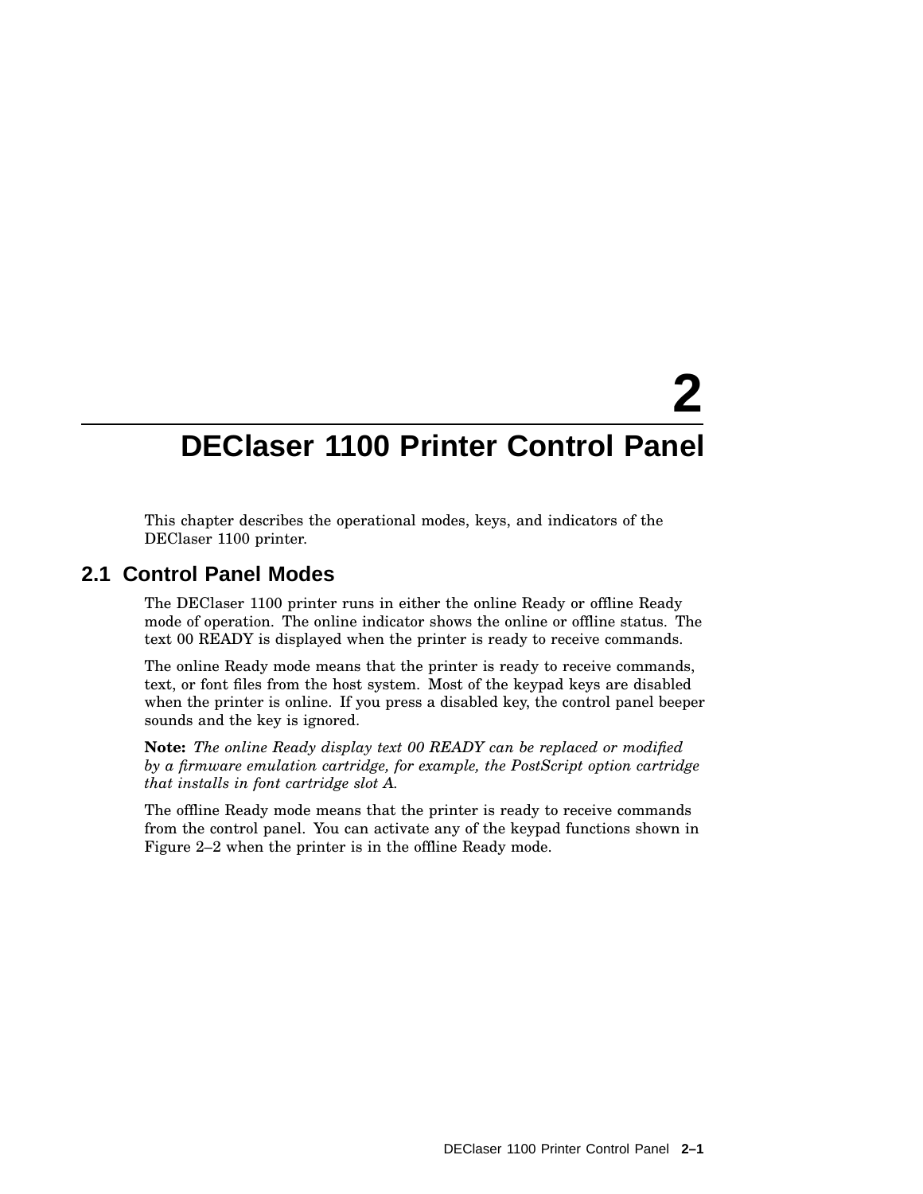# 2 DEClaser 1100 Printer Control Panel

This chapter describes the operational modes, keys, and indicators of the DEClaser 1100 printer.

## 2.1 Control Panel Modes

The DEClaser 1100 printer runs in either the online Ready or offline Ready mode of operation. The online indicator shows the online or offline status. The text 00 READY is displayed when the printer is ready to receive commands.

The online Ready mode means that the printer is ready to receive commands, text, or font files from the host system. Most of the keypad keys are disabled when the printer is online. If you press a disabled key, the control panel beeper sounds and the key is ignored.

**Note:** *The online Ready display text 00 READY can be replaced or modified by a firmware emulation cartridge, for example, the PostScript option cartridge that installs in font cartridge slot A.*

The offline Ready mode means that the printer is ready to receive commands from the control panel. You can activate any of the keypad functions shown in Figure 2–2 when the printer is in the offline Ready mode.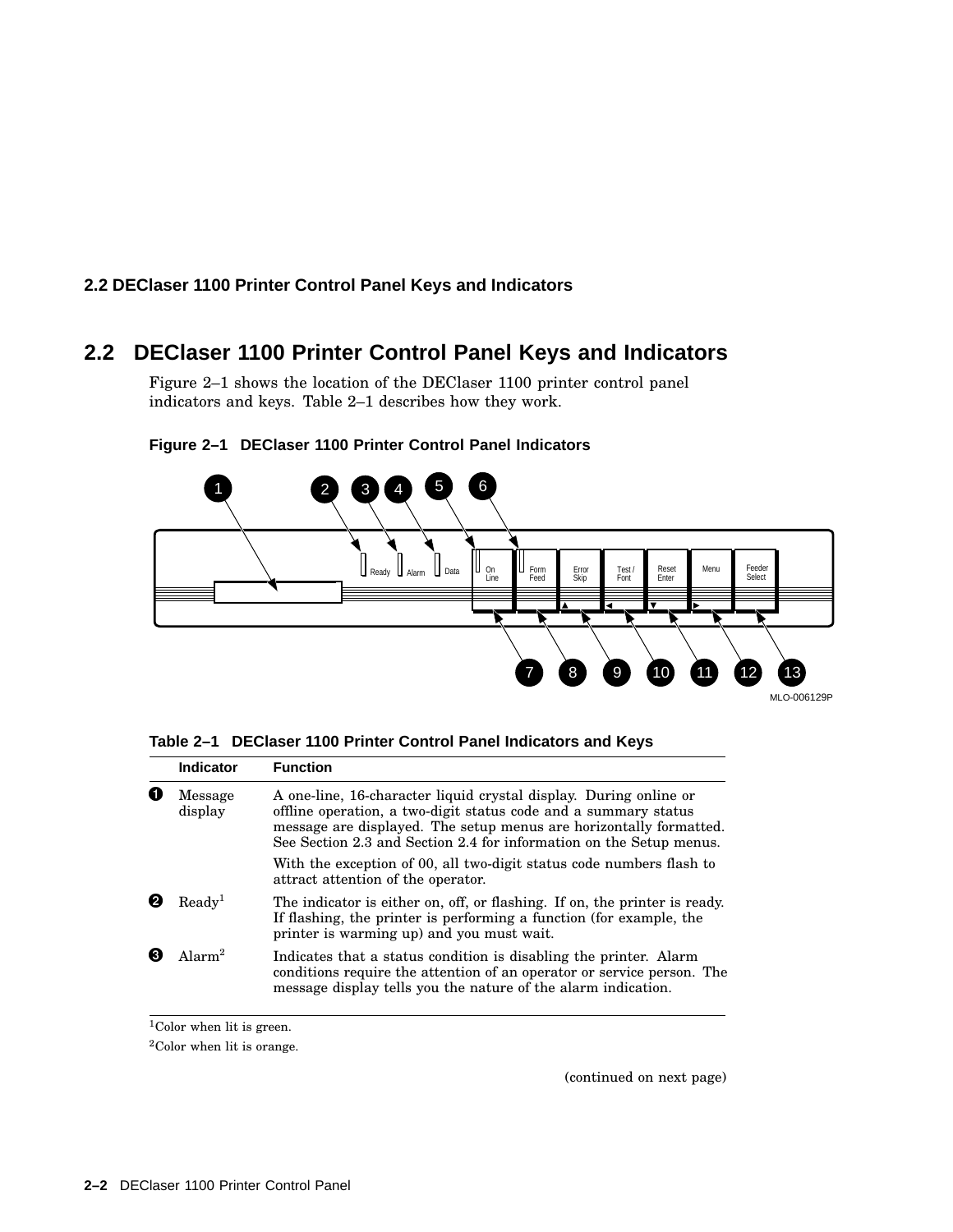## 2.2 DEClaser 1100 Printer Control Panel Keys and Indicators

Figure 2–1 shows the location of the DEClaser 1100 printer control panel indicators and keys. Table 2–1 describes how they work.

**Figure 2–1 DEClaser 1100 Printer Control Panel Indicators**

**Table 2–1 DEClaser 1100 Printer Control Panel Indicators and Keys**

| | Indicator | Function |
|---|---|---|
| 1 | Message display | A one-line, 16-character liquid crystal display. During online or offline operation, a two-digit status code and a summary status message are displayed. The setup menus are horizontally formatted. See Section 2.3 and Section 2.4 for information on the Setup menus.<br><br>With the exception of 00, all two-digit status code numbers flash to attract attention of the operator. |
| 2 | Ready[1] | The indicator is either on, off, or flashing. If on, the printer is ready. If flashing, the printer is performing a function (for example, the printer is warming up) and you must wait. |
| 3 | Alarm[2] | Indicates that a status condition is disabling the printer. Alarm conditions require the attention of an operator or service person. The message display tells you the nature of the alarm indication. |

[1]Color when lit is green.

[2]Color when lit is orange.

(continued on next page)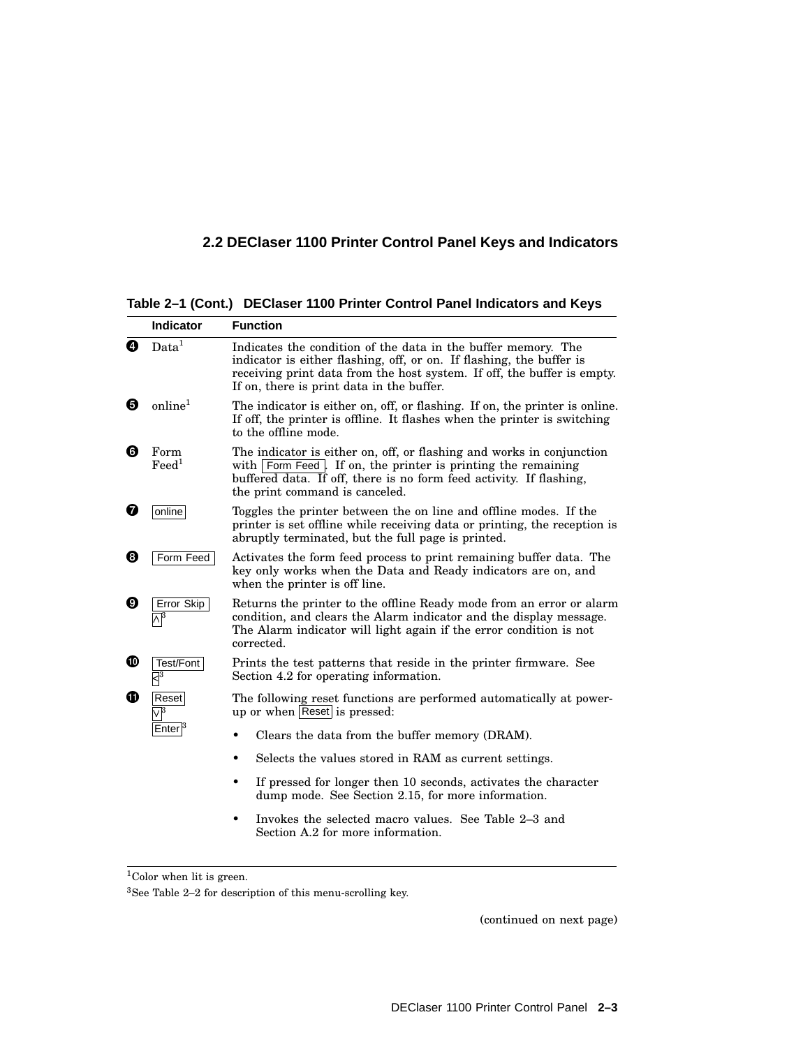## 2.2 DEClaser 1100 Printer Control Panel Keys and Indicators

**Table 2–1 (Cont.) DEClaser 1100 Printer Control Panel Indicators and Keys**

| | Indicator | Function |
|---|---|---|
| 4 | Data[1] | Indicates the condition of the data in the buffer memory. The indicator is either flashing, off, or on. If flashing, the buffer is receiving print data from the host system. If off, the buffer is empty. If on, there is print data in the buffer. |
| 5 | online[1] | The indicator is either on, off, or flashing. If on, the printer is online. If off, the printer is offline. It flashes when the printer is switching to the offline mode. |
| 6 | Form Feed[1] | The indicator is either on, off, or flashing and works in conjunction with Form Feed. If on, the printer is printing the remaining buffered data. If off, there is no form feed activity. If flashing, the print command is canceled. |
| 7 | online | Toggles the printer between the on line and offline modes. If the printer is set offline while receiving data or printing, the reception is abruptly terminated, but the full page is printed. |
| 8 | Form Feed | Activates the form feed process to print remaining buffer data. The key only works when the Data and Ready indicators are on, and when the printer is off line. |
| 9 | Error Skip ^[3] | Returns the printer to the offline Ready mode from an error or alarm condition, and clears the Alarm indicator and the display message. The Alarm indicator will light again if the error condition is not corrected. |
| 10 | Test/Font <[3] | Prints the test patterns that reside in the printer firmware. See Section 4.2 for operating information. |
| 11 | Reset V[3] Enter[3] | The following reset functions are performed automatically at power-up or when Reset is pressed:<br>• Clears the data from the buffer memory (DRAM).<br>• Selects the values stored in RAM as current settings.<br>• If pressed for longer then 10 seconds, activates the character dump mode. See Section 2.15, for more information.<br>• Invokes the selected macro values. See Table 2–3 and Section A.2 for more information. |

[1]Color when lit is green.

[3]See Table 2–2 for description of this menu-scrolling key.

(continued on next page)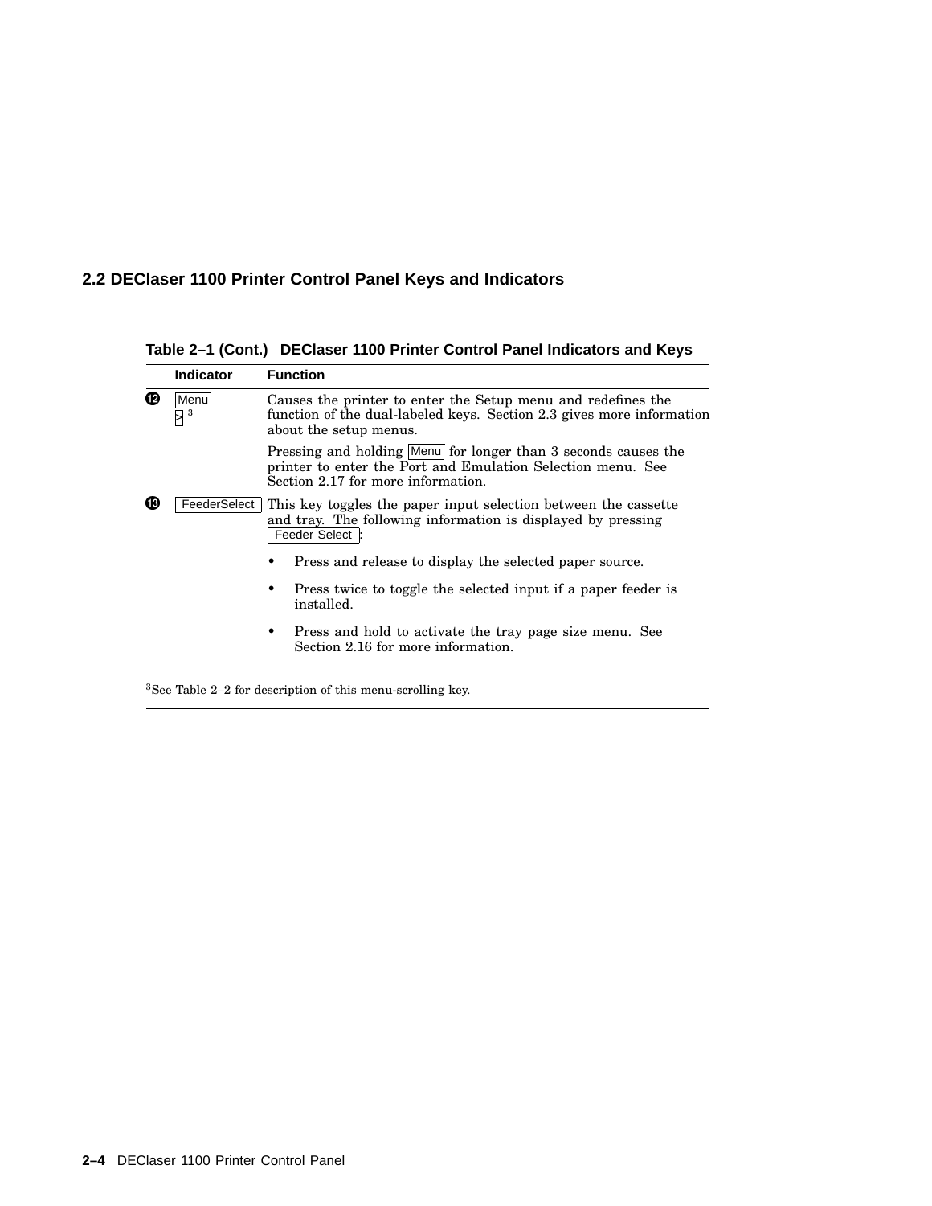## 2.2 DEClaser 1100 Printer Control Panel Keys and Indicators

**Table 2–1 (Cont.) DEClaser 1100 Printer Control Panel Indicators and Keys**

| | Indicator | Function |
|---|---|---|
| ⓬ | Menu<br>> [3] | Causes the printer to enter the Setup menu and redefines the function of the dual-labeled keys. Section 2.3 gives more information about the setup menus.<br><br>Pressing and holding Menu for longer than 3 seconds causes the printer to enter the Port and Emulation Selection menu. See Section 2.17 for more information. |
| ⓭ | FeederSelect | This key toggles the paper input selection between the cassette and tray. The following information is displayed by pressing Feeder Select:<br><br>• Press and release to display the selected paper source.<br><br>• Press twice to toggle the selected input if a paper feeder is installed.<br><br>• Press and hold to activate the tray page size menu. See Section 2.16 for more information. |

[3]See Table 2–2 for description of this menu-scrolling key.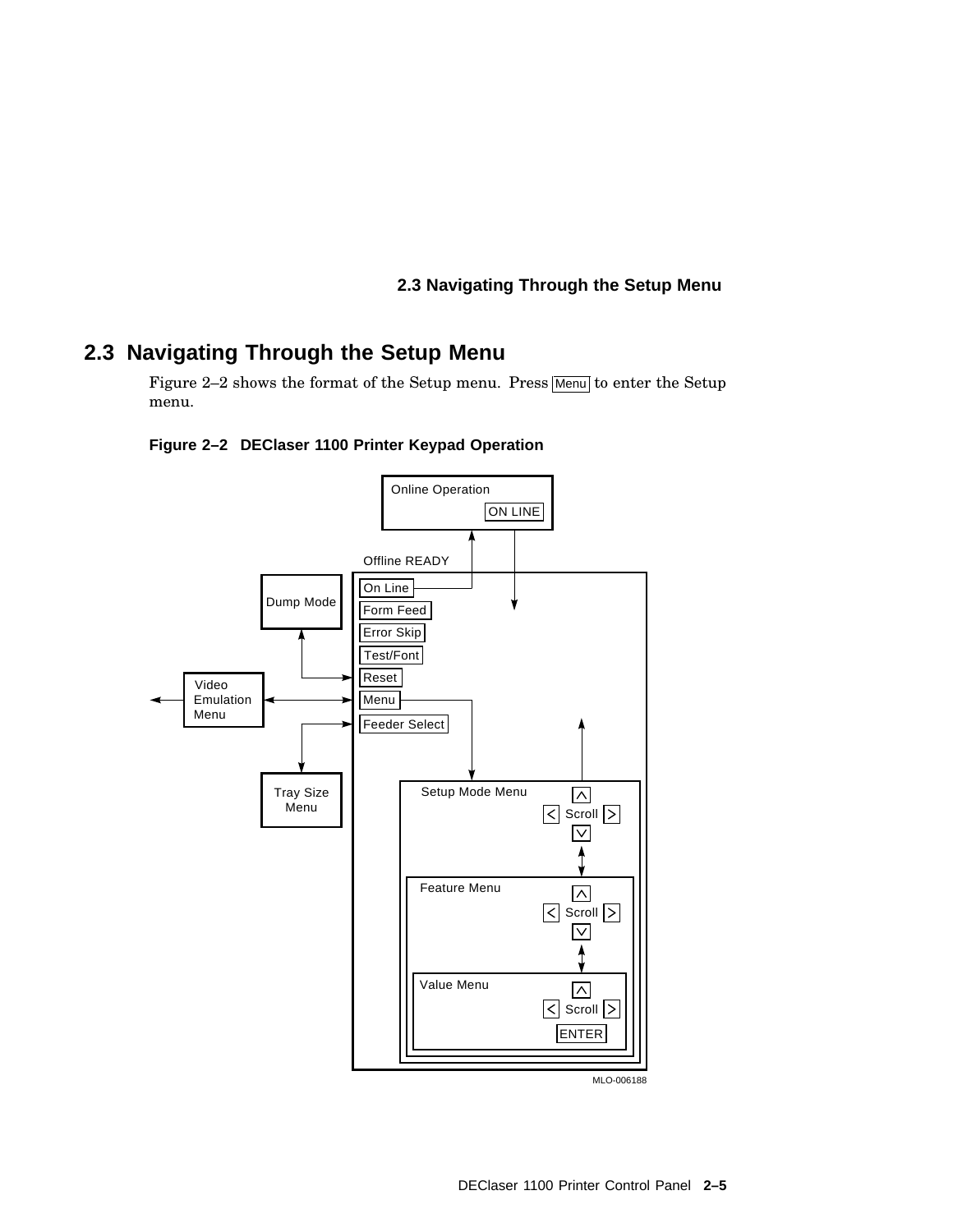## 2.3 Navigating Through the Setup Menu

Figure 2–2 shows the format of the Setup menu. Press Menu to enter the Setup menu.

**Figure 2–2 DEClaser 1100 Printer Keypad Operation**

Online Operation
ON LINE

Offline READY

On Line
Form Feed
Error Skip
Test/Font
Reset
Menu
Feeder Select

Dump Mode

Video Emulation Menu

Tray Size Menu

Setup Mode Menu
^
< Scroll >
v

Feature Menu
^
< Scroll >
v

Value Menu
^
< Scroll >
ENTER

MLO-006188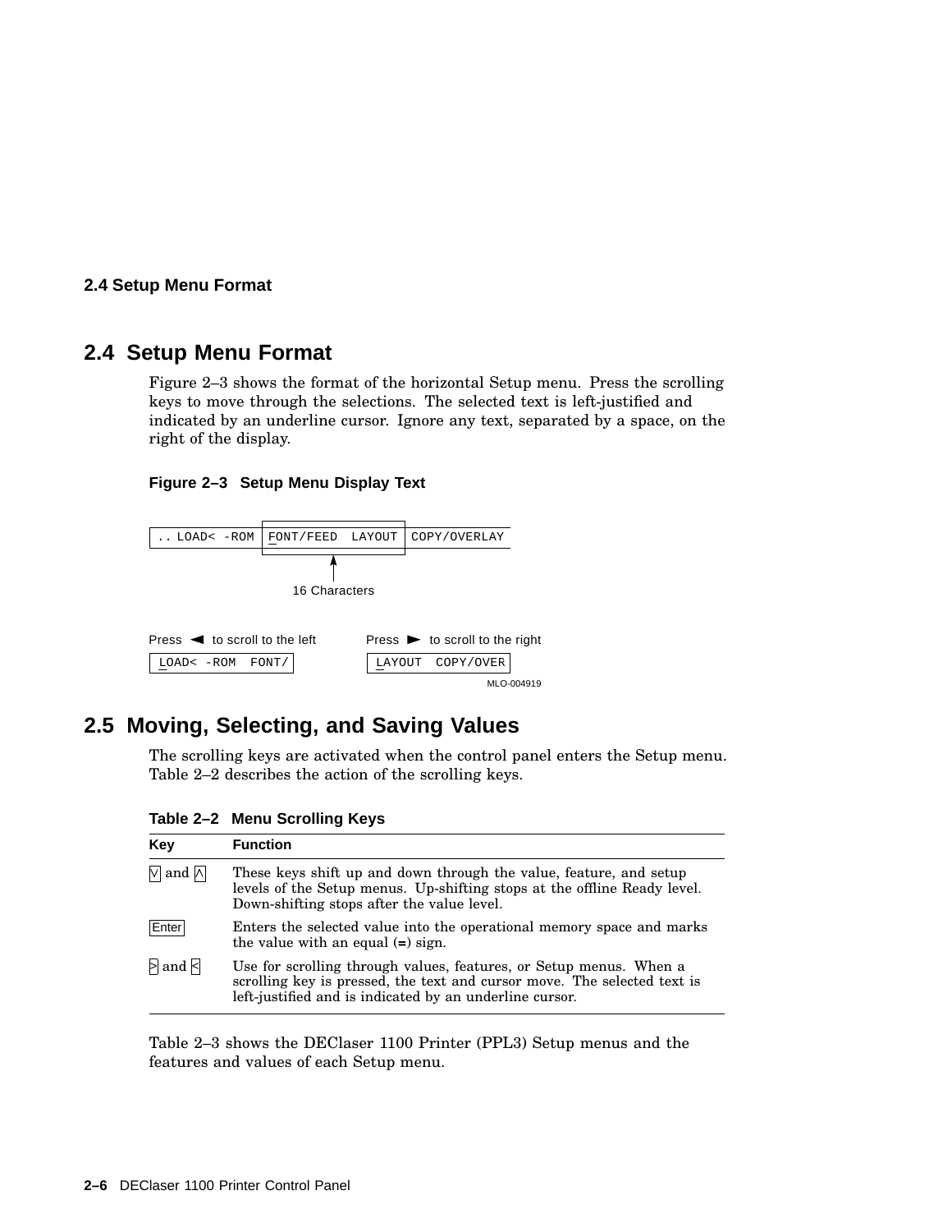## 2.4 Setup Menu Format

Figure 2–3 shows the format of the horizontal Setup menu. Press the scrolling keys to move through the selections. The selected text is left-justified and indicated by an underline cursor. Ignore any text, separated by a space, on the right of the display.

**Figure 2–3 Setup Menu Display Text**

```
.. LOAD< -ROM | FONT/FEED  LAYOUT | COPY/OVERLAY
                       ^
                16 Characters

Press ◄ to scroll to the left     Press ► to scroll to the right
 LOAD< -ROM  FONT/                 LAYOUT  COPY/OVER
```

MLO-004919

## 2.5 Moving, Selecting, and Saving Values

The scrolling keys are activated when the control panel enters the Setup menu. Table 2–2 describes the action of the scrolling keys.

**Table 2–2 Menu Scrolling Keys**

| Key | Function |
|---|---|
| V and Λ | These keys shift up and down through the value, feature, and setup levels of the Setup menus. Up-shifting stops at the offline Ready level. Down-shifting stops after the value level. |
| Enter | Enters the selected value into the operational memory space and marks the value with an equal (=) sign. |
| > and < | Use for scrolling through values, features, or Setup menus. When a scrolling key is pressed, the text and cursor move. The selected text is left-justified and is indicated by an underline cursor. |

Table 2–3 shows the DEClaser 1100 Printer (PPL3) Setup menus and the features and values of each Setup menu.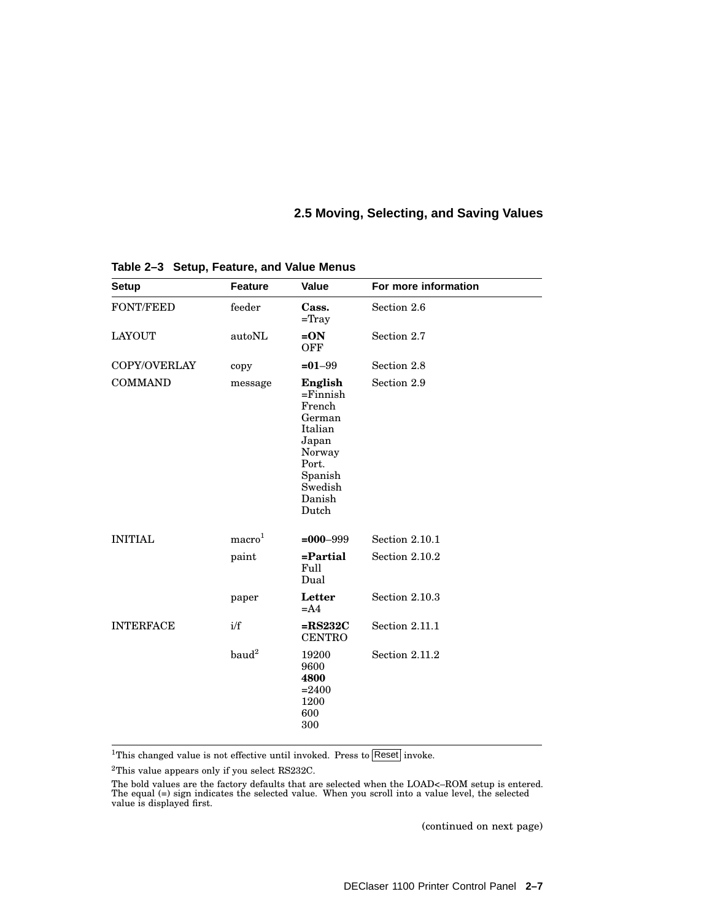**Table 2–3 Setup, Feature, and Value Menus**

| Setup | Feature | Value | For more information |
|---|---|---|---|
| FONT/FEED | feeder | **Cass.**<br>=Tray | Section 2.6 |
| LAYOUT | autoNL | **=ON**<br>OFF | Section 2.7 |
| COPY/OVERLAY | copy | **=01**–99 | Section 2.8 |
| COMMAND | message | **English**<br>=Finnish<br>French<br>German<br>Italian<br>Japan<br>Norway<br>Port.<br>Spanish<br>Swedish<br>Danish<br>Dutch | Section 2.9 |
| INITIAL | macro[1] | **=000**–999 | Section 2.10.1 |
| | paint | **=Partial**<br>Full<br>Dual | Section 2.10.2 |
| | paper | **Letter**<br>=A4 | Section 2.10.3 |
| INTERFACE | i/f | **=RS232C**<br>CENTRO | Section 2.11.1 |
| | baud[2] | 19200<br>9600<br>**4800**<br>=2400<br>1200<br>600<br>300 | Section 2.11.2 |

[1]This changed value is not effective until invoked. Press to Reset invoke.

[2]This value appears only if you select RS232C.

The bold values are the factory defaults that are selected when the LOAD<–ROM setup is entered. The equal (=) sign indicates the selected value. When you scroll into a value level, the selected value is displayed first.

(continued on next page)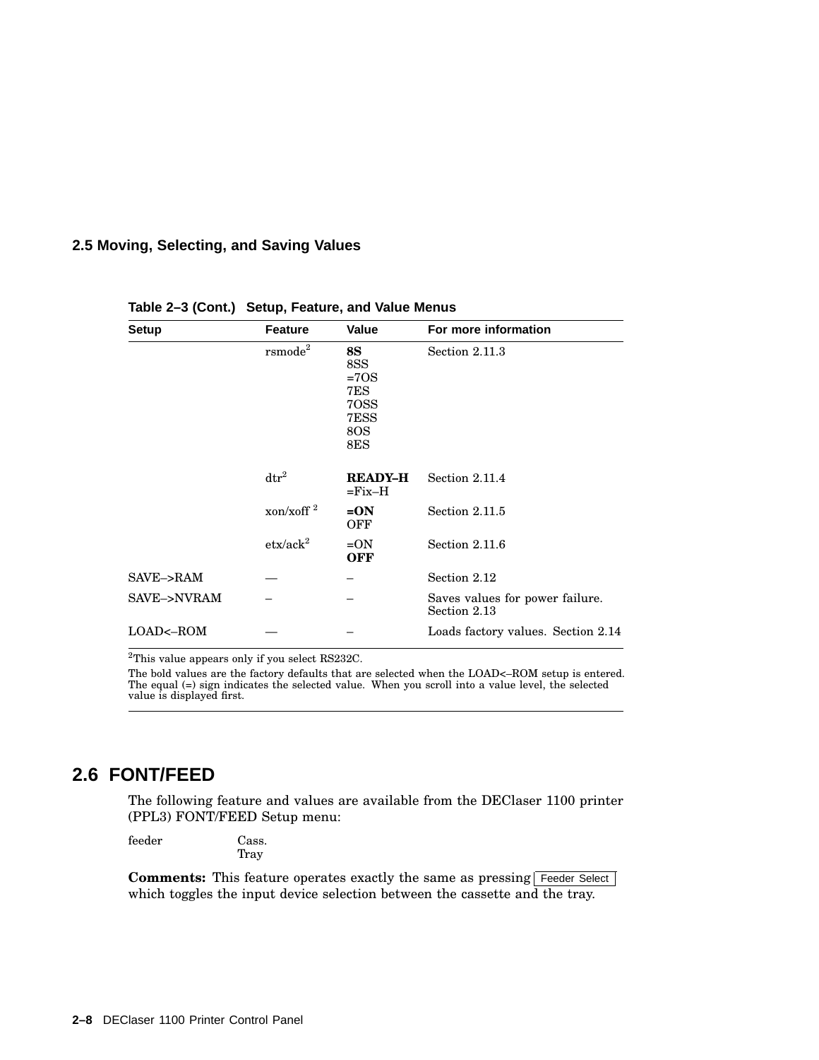## 2.5 Moving, Selecting, and Saving Values

**Table 2–3 (Cont.) Setup, Feature, and Value Menus**

| Setup | Feature | Value | For more information |
|---|---|---|---|
| | rsmode[2] | **8S**<br>8SS<br>=7OS<br>7ES<br>7OSS<br>7ESS<br>8OS<br>8ES | Section 2.11.3 |
| | dtr[2] | **READY–H**<br>=Fix–H | Section 2.11.4 |
| | xon/xoff [2] | **=ON**<br>OFF | Section 2.11.5 |
| | etx/ack[2] | =ON<br>**OFF** | Section 2.11.6 |
| SAVE–>RAM | — | – | Section 2.12 |
| SAVE–>NVRAM | – | – | Saves values for power failure. Section 2.13 |
| LOAD<–ROM | — | – | Loads factory values. Section 2.14 |

[2]This value appears only if you select RS232C.

The bold values are the factory defaults that are selected when the LOAD<–ROM setup is entered. The equal (=) sign indicates the selected value. When you scroll into a value level, the selected value is displayed first.

## 2.6 FONT/FEED

The following feature and values are available from the DEClaser 1100 printer (PPL3) FONT/FEED Setup menu:

feeder Cass.
Tray

**Comments:** This feature operates exactly the same as pressing Feeder Select which toggles the input device selection between the cassette and the tray.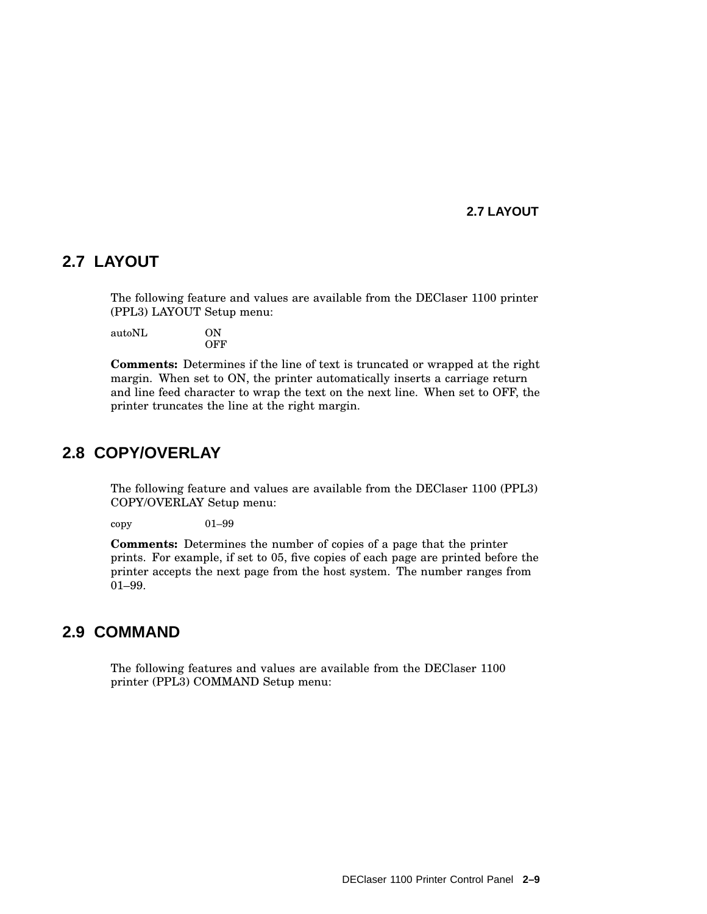## 2.7 LAYOUT

The following feature and values are available from the DEClaser 1100 printer (PPL3) LAYOUT Setup menu:

| | |
|---|---|
| autoNL | ON |
| | OFF |

**Comments:** Determines if the line of text is truncated or wrapped at the right margin. When set to ON, the printer automatically inserts a carriage return and line feed character to wrap the text on the next line. When set to OFF, the printer truncates the line at the right margin.

## 2.8 COPY/OVERLAY

The following feature and values are available from the DEClaser 1100 (PPL3) COPY/OVERLAY Setup menu:

| | |
|---|---|
| copy | 01–99 |

**Comments:** Determines the number of copies of a page that the printer prints. For example, if set to 05, five copies of each page are printed before the printer accepts the next page from the host system. The number ranges from 01–99.

## 2.9 COMMAND

The following features and values are available from the DEClaser 1100 printer (PPL3) COMMAND Setup menu: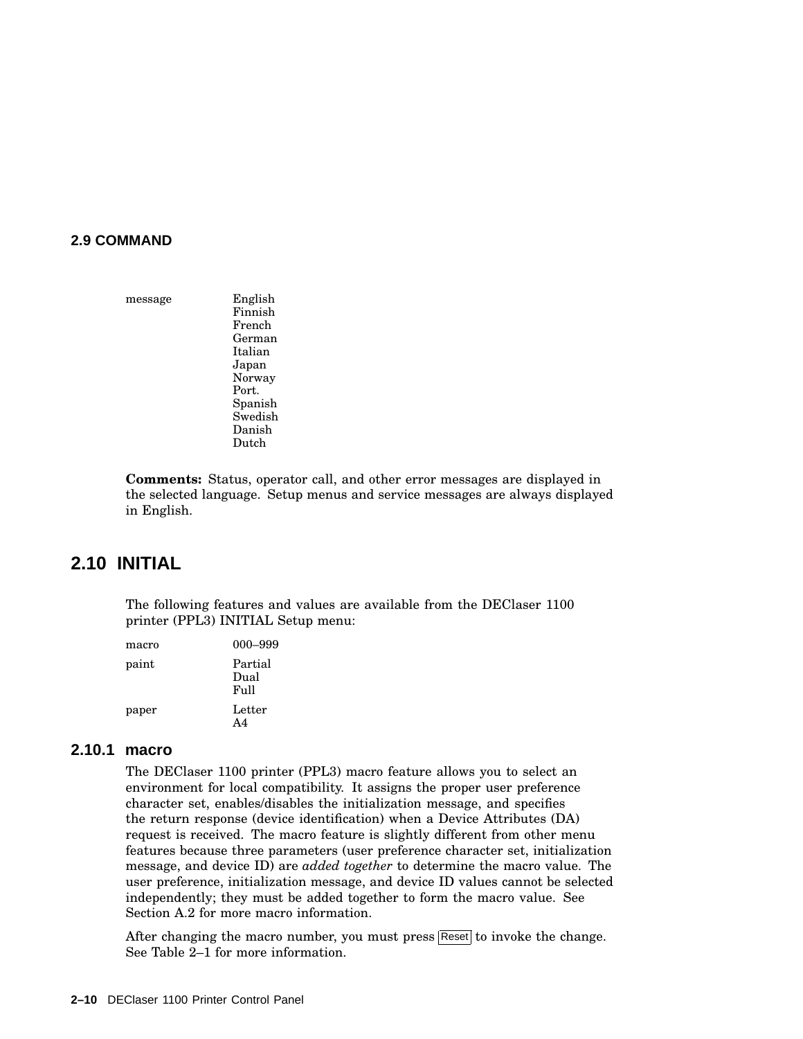## 2.9 COMMAND

| | |
|---|---|
| message | English<br>Finnish<br>French<br>German<br>Italian<br>Japan<br>Norway<br>Port.<br>Spanish<br>Swedish<br>Danish<br>Dutch |

**Comments:** Status, operator call, and other error messages are displayed in the selected language. Setup menus and service messages are always displayed in English.

## 2.10 INITIAL

The following features and values are available from the DEClaser 1100 printer (PPL3) INITIAL Setup menu:

| | |
|---|---|
| macro | 000–999 |
| paint | Partial<br>Dual<br>Full |
| paper | Letter<br>A4 |

### 2.10.1 macro

The DEClaser 1100 printer (PPL3) macro feature allows you to select an environment for local compatibility. It assigns the proper user preference character set, enables/disables the initialization message, and specifies the return response (device identification) when a Device Attributes (DA) request is received. The macro feature is slightly different from other menu features because three parameters (user preference character set, initialization message, and device ID) are *added together* to determine the macro value. The user preference, initialization message, and device ID values cannot be selected independently; they must be added together to form the macro value. See Section A.2 for more macro information.

After changing the macro number, you must press Reset to invoke the change. See Table 2–1 for more information.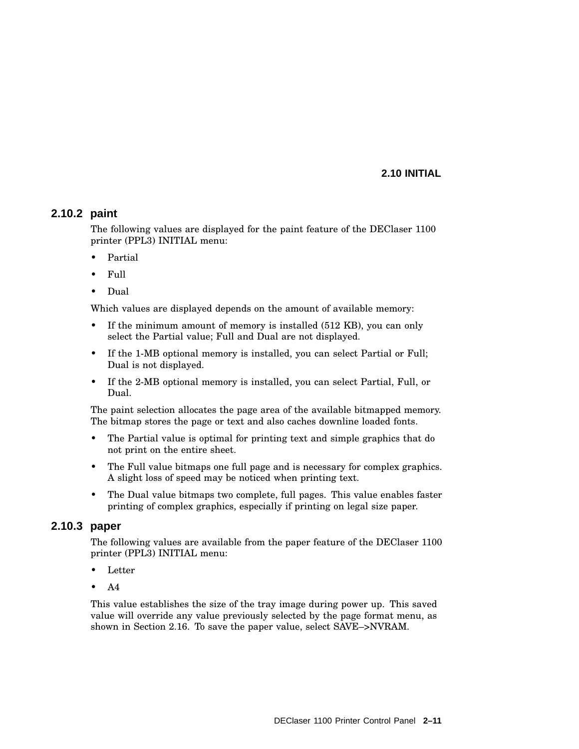### 2.10.2 paint

The following values are displayed for the paint feature of the DEClaser 1100 printer (PPL3) INITIAL menu:

- Partial
- Full
- Dual

Which values are displayed depends on the amount of available memory:

- If the minimum amount of memory is installed (512 KB), you can only select the Partial value; Full and Dual are not displayed.
- If the 1-MB optional memory is installed, you can select Partial or Full; Dual is not displayed.
- If the 2-MB optional memory is installed, you can select Partial, Full, or Dual.

The paint selection allocates the page area of the available bitmapped memory. The bitmap stores the page or text and also caches downline loaded fonts.

- The Partial value is optimal for printing text and simple graphics that do not print on the entire sheet.
- The Full value bitmaps one full page and is necessary for complex graphics. A slight loss of speed may be noticed when printing text.
- The Dual value bitmaps two complete, full pages. This value enables faster printing of complex graphics, especially if printing on legal size paper.

### 2.10.3 paper

The following values are available from the paper feature of the DEClaser 1100 printer (PPL3) INITIAL menu:

- Letter
- A4

This value establishes the size of the tray image during power up. This saved value will override any value previously selected by the page format menu, as shown in Section 2.16. To save the paper value, select SAVE–>NVRAM.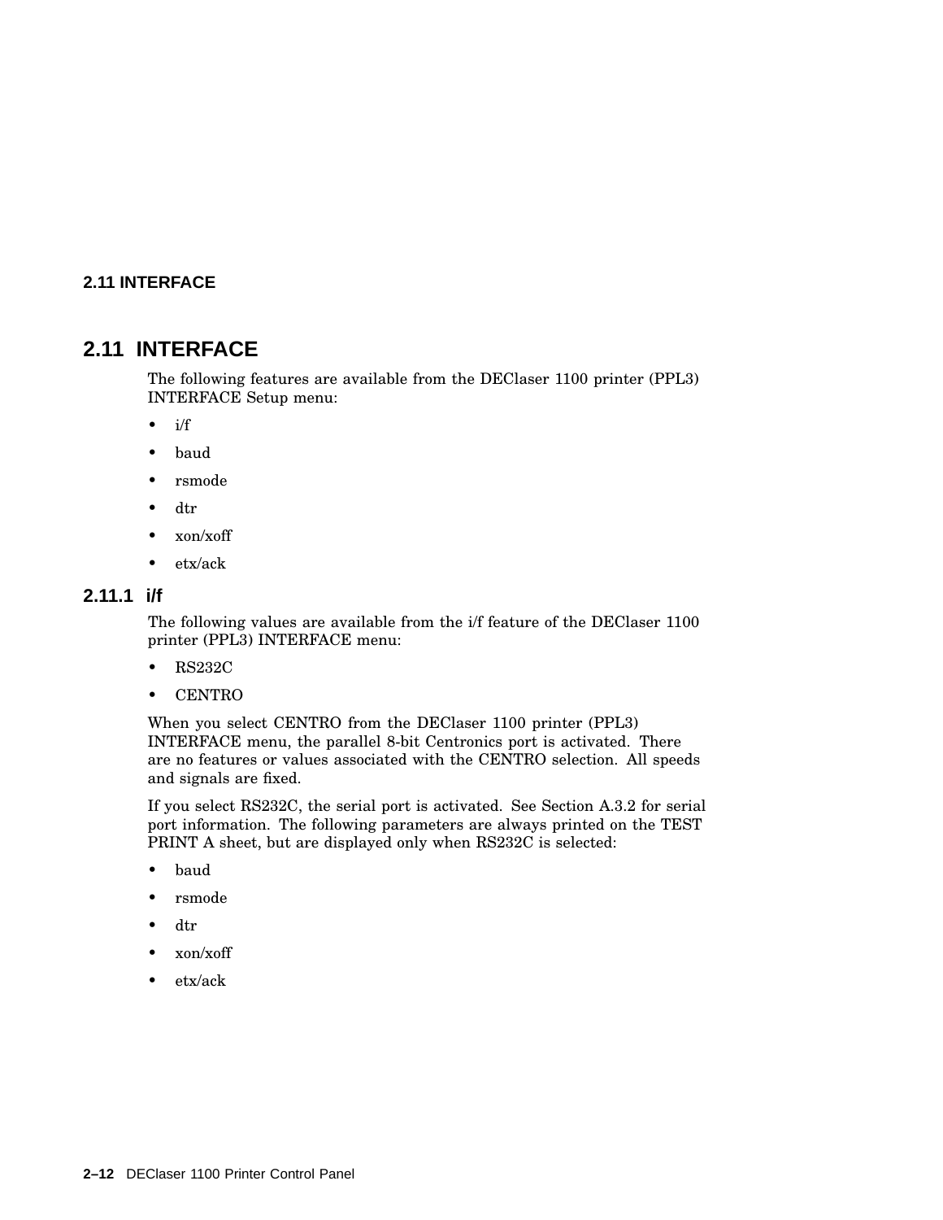## 2.11 INTERFACE

The following features are available from the DEClaser 1100 printer (PPL3) INTERFACE Setup menu:

- i/f
- baud
- rsmode
- dtr
- xon/xoff
- etx/ack

### 2.11.1 i/f

The following values are available from the i/f feature of the DEClaser 1100 printer (PPL3) INTERFACE menu:

- RS232C
- CENTRO

When you select CENTRO from the DEClaser 1100 printer (PPL3) INTERFACE menu, the parallel 8-bit Centronics port is activated. There are no features or values associated with the CENTRO selection. All speeds and signals are fixed.

If you select RS232C, the serial port is activated. See Section A.3.2 for serial port information. The following parameters are always printed on the TEST PRINT A sheet, but are displayed only when RS232C is selected:

- baud
- rsmode
- dtr
- xon/xoff
- etx/ack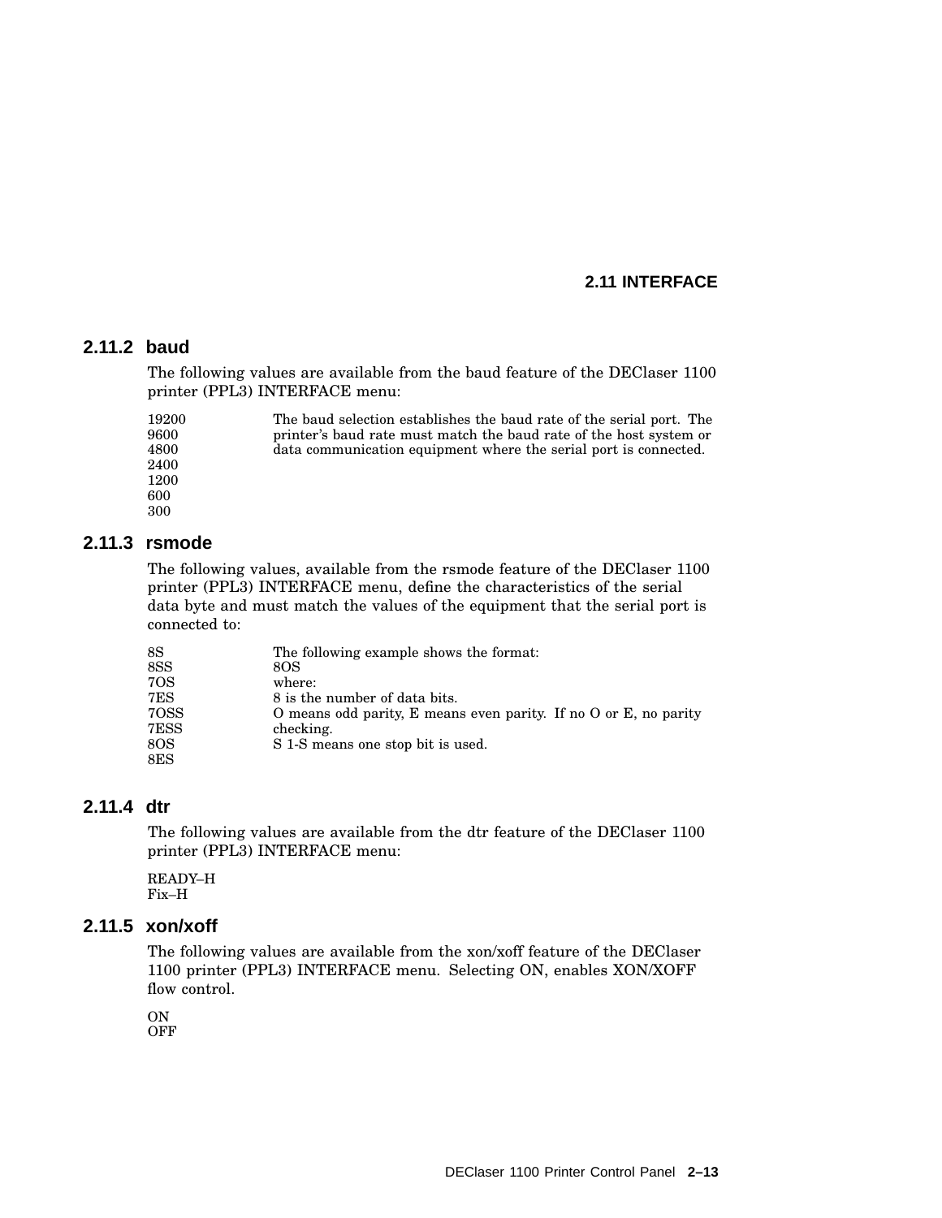### 2.11.2 baud

The following values are available from the baud feature of the DEClaser 1100 printer (PPL3) INTERFACE menu:

| | |
|---|---|
| 19200<br>9600<br>4800<br>2400<br>1200<br>600<br>300 | The baud selection establishes the baud rate of the serial port. The printer's baud rate must match the baud rate of the host system or data communication equipment where the serial port is connected. |

### 2.11.3 rsmode

The following values, available from the rsmode feature of the DEClaser 1100 printer (PPL3) INTERFACE menu, define the characteristics of the serial data byte and must match the values of the equipment that the serial port is connected to:

| | |
|---|---|
| 8S<br>8SS<br>7OS<br>7ES<br>7OSS<br>7ESS<br>8OS<br>8ES | The following example shows the format:<br>8OS<br>where:<br>8 is the number of data bits.<br>O means odd parity, E means even parity. If no O or E, no parity checking.<br>S 1-S means one stop bit is used. |

### 2.11.4 dtr

The following values are available from the dtr feature of the DEClaser 1100 printer (PPL3) INTERFACE menu:

READY–H
Fix–H

### 2.11.5 xon/xoff

The following values are available from the xon/xoff feature of the DEClaser 1100 printer (PPL3) INTERFACE menu. Selecting ON, enables XON/XOFF flow control.

ON
OFF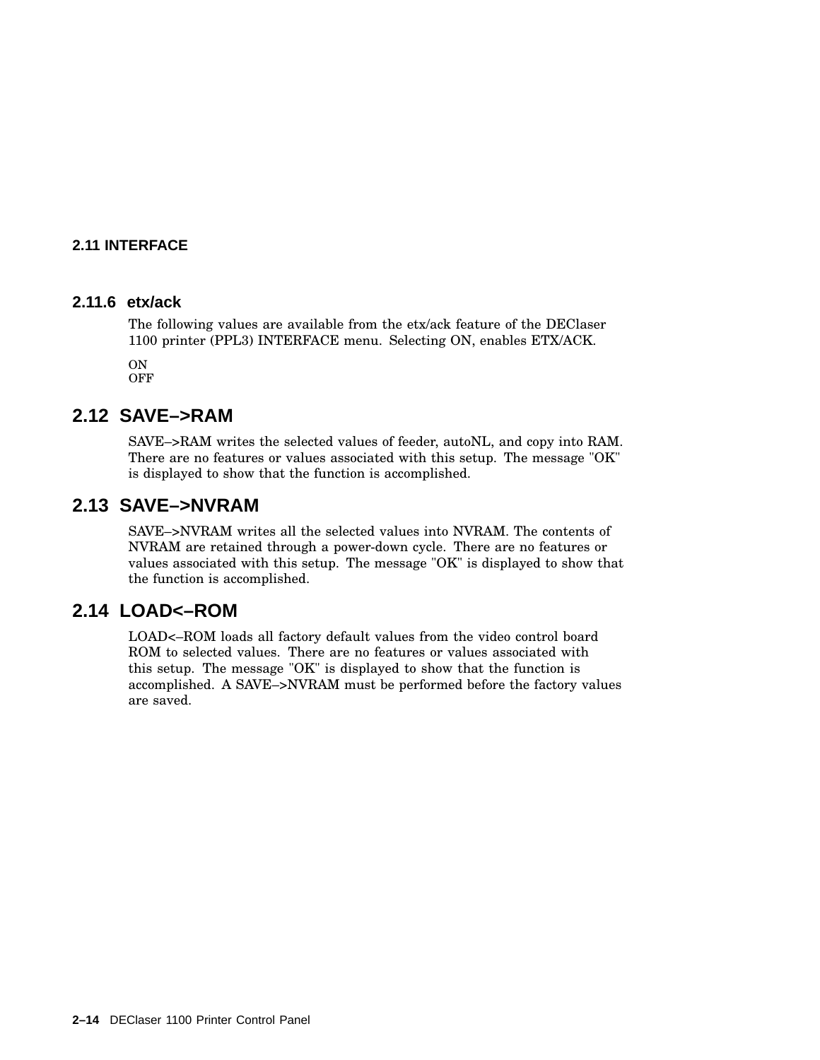## 2.11 INTERFACE

### 2.11.6 etx/ack

The following values are available from the etx/ack feature of the DEClaser 1100 printer (PPL3) INTERFACE menu. Selecting ON, enables ETX/ACK.

ON
OFF

## 2.12 SAVE–>RAM

SAVE–>RAM writes the selected values of feeder, autoNL, and copy into RAM. There are no features or values associated with this setup. The message "OK" is displayed to show that the function is accomplished.

## 2.13 SAVE–>NVRAM

SAVE–>NVRAM writes all the selected values into NVRAM. The contents of NVRAM are retained through a power-down cycle. There are no features or values associated with this setup. The message "OK" is displayed to show that the function is accomplished.

## 2.14 LOAD<–ROM

LOAD<–ROM loads all factory default values from the video control board ROM to selected values. There are no features or values associated with this setup. The message "OK" is displayed to show that the function is accomplished. A SAVE–>NVRAM must be performed before the factory values are saved.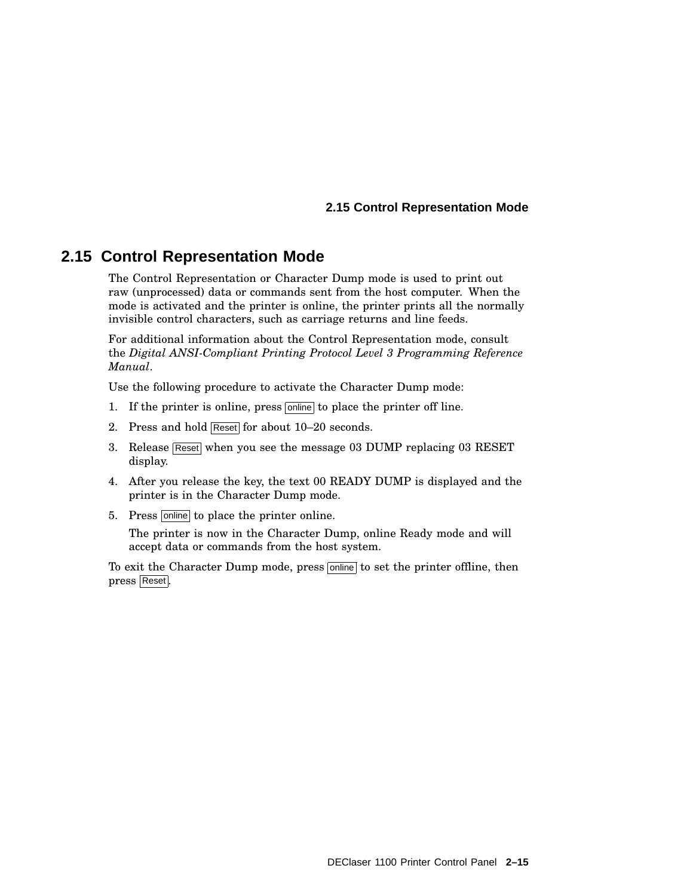## 2.15 Control Representation Mode

The Control Representation or Character Dump mode is used to print out raw (unprocessed) data or commands sent from the host computer. When the mode is activated and the printer is online, the printer prints all the normally invisible control characters, such as carriage returns and line feeds.

For additional information about the Control Representation mode, consult the *Digital ANSI-Compliant Printing Protocol Level 3 Programming Reference Manual*.

Use the following procedure to activate the Character Dump mode:

1. If the printer is online, press online to place the printer off line.
2. Press and hold Reset for about 10–20 seconds.
3. Release Reset when you see the message 03 DUMP replacing 03 RESET display.
4. After you release the key, the text 00 READY DUMP is displayed and the printer is in the Character Dump mode.
5. Press online to place the printer online.

   The printer is now in the Character Dump, online Ready mode and will accept data or commands from the host system.

To exit the Character Dump mode, press online to set the printer offline, then press Reset.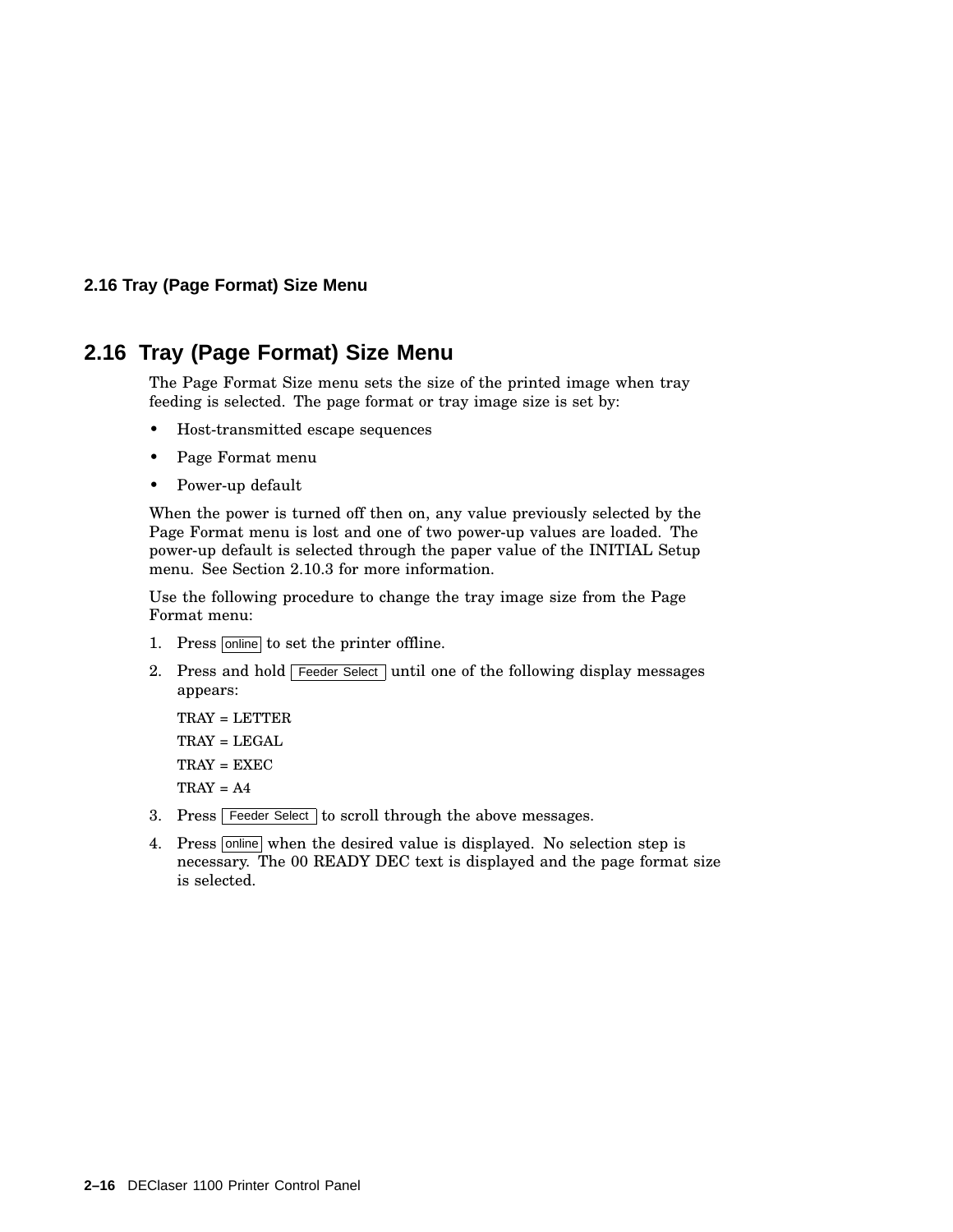## 2.16 Tray (Page Format) Size Menu

The Page Format Size menu sets the size of the printed image when tray feeding is selected. The page format or tray image size is set by:

- Host-transmitted escape sequences
- Page Format menu
- Power-up default

When the power is turned off then on, any value previously selected by the Page Format menu is lost and one of two power-up values are loaded. The power-up default is selected through the paper value of the INITIAL Setup menu. See Section 2.10.3 for more information.

Use the following procedure to change the tray image size from the Page Format menu:

1. Press online to set the printer offline.
2. Press and hold Feeder Select until one of the following display messages appears:

   TRAY = LETTER

   TRAY = LEGAL

   TRAY = EXEC

   TRAY = A4
3. Press Feeder Select to scroll through the above messages.
4. Press online when the desired value is displayed. No selection step is necessary. The 00 READY DEC text is displayed and the page format size is selected.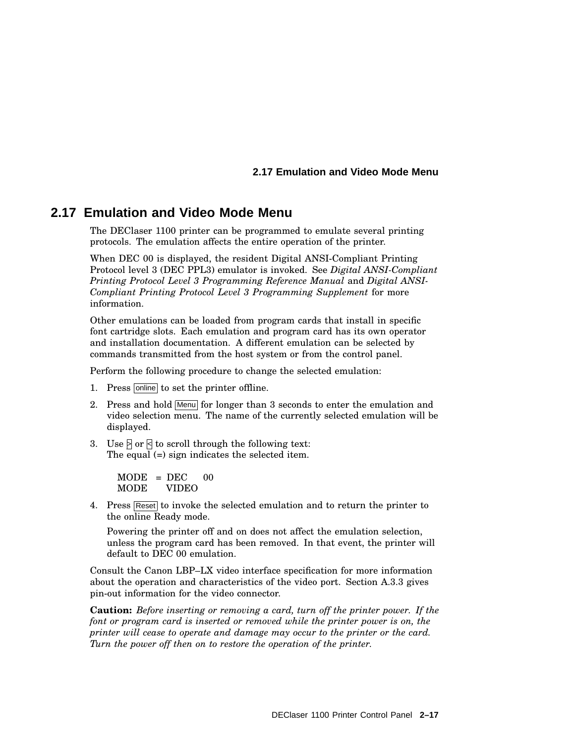## 2.17 Emulation and Video Mode Menu

The DEClaser 1100 printer can be programmed to emulate several printing protocols. The emulation affects the entire operation of the printer.

When DEC 00 is displayed, the resident Digital ANSI-Compliant Printing Protocol level 3 (DEC PPL3) emulator is invoked. See *Digital ANSI-Compliant Printing Protocol Level 3 Programming Reference Manual* and *Digital ANSI-Compliant Printing Protocol Level 3 Programming Supplement* for more information.

Other emulations can be loaded from program cards that install in specific font cartridge slots. Each emulation and program card has its own operator and installation documentation. A different emulation can be selected by commands transmitted from the host system or from the control panel.

Perform the following procedure to change the selected emulation:

1. Press online to set the printer offline.
2. Press and hold Menu for longer than 3 seconds to enter the emulation and video selection menu. The name of the currently selected emulation will be displayed.
3. Use > or < to scroll through the following text:
   The equal (=) sign indicates the selected item.

   ```
   MODE  = DEC    00
   MODE    VIDEO
   ```

4. Press Reset to invoke the selected emulation and to return the printer to the online Ready mode.

   Powering the printer off and on does not affect the emulation selection, unless the program card has been removed. In that event, the printer will default to DEC 00 emulation.

Consult the Canon LBP–LX video interface specification for more information about the operation and characteristics of the video port. Section A.3.3 gives pin-out information for the video connector.

**Caution:** *Before inserting or removing a card, turn off the printer power. If the font or program card is inserted or removed while the printer power is on, the printer will cease to operate and damage may occur to the printer or the card. Turn the power off then on to restore the operation of the printer.*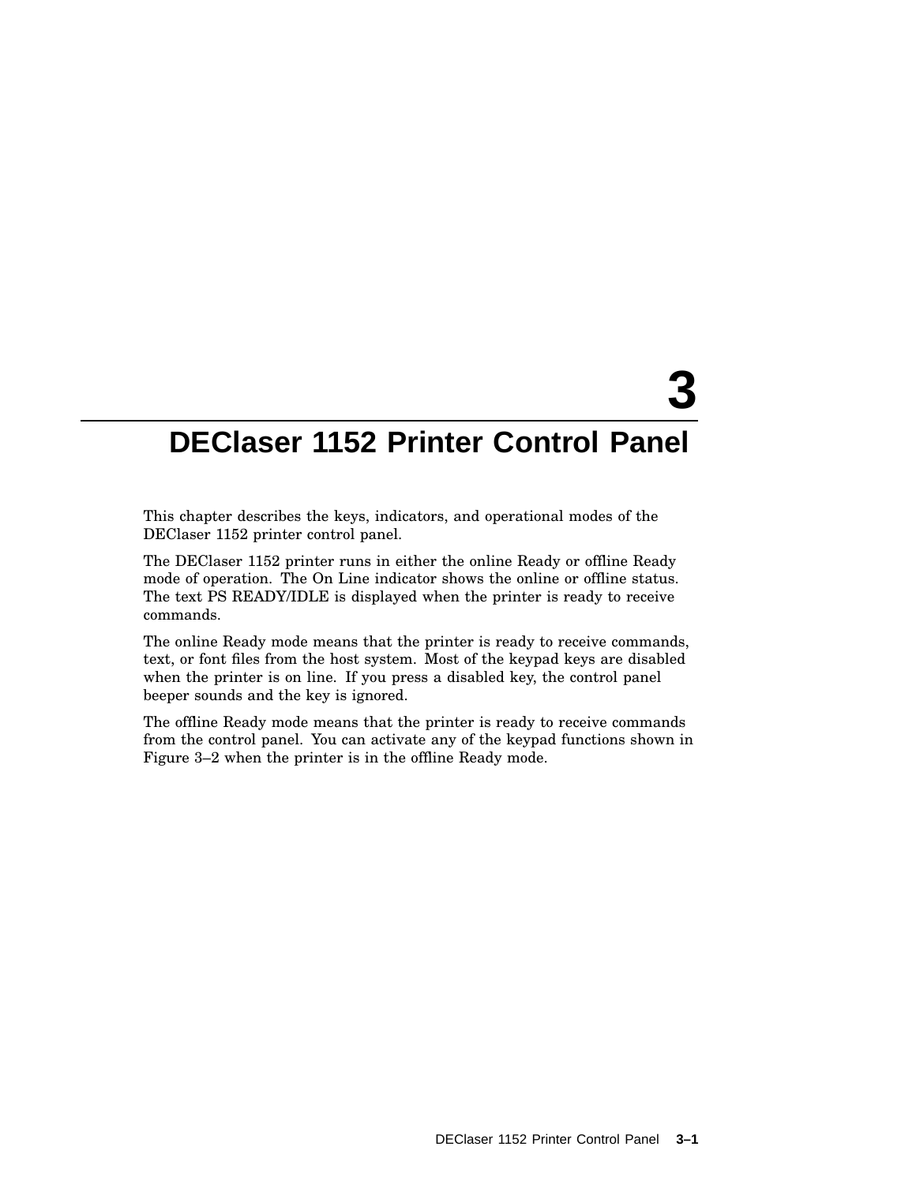# 3 DEClaser 1152 Printer Control Panel

This chapter describes the keys, indicators, and operational modes of the DEClaser 1152 printer control panel.

The DEClaser 1152 printer runs in either the online Ready or offline Ready mode of operation. The On Line indicator shows the online or offline status. The text PS READY/IDLE is displayed when the printer is ready to receive commands.

The online Ready mode means that the printer is ready to receive commands, text, or font files from the host system. Most of the keypad keys are disabled when the printer is on line. If you press a disabled key, the control panel beeper sounds and the key is ignored.

The offline Ready mode means that the printer is ready to receive commands from the control panel. You can activate any of the keypad functions shown in Figure 3–2 when the printer is in the offline Ready mode.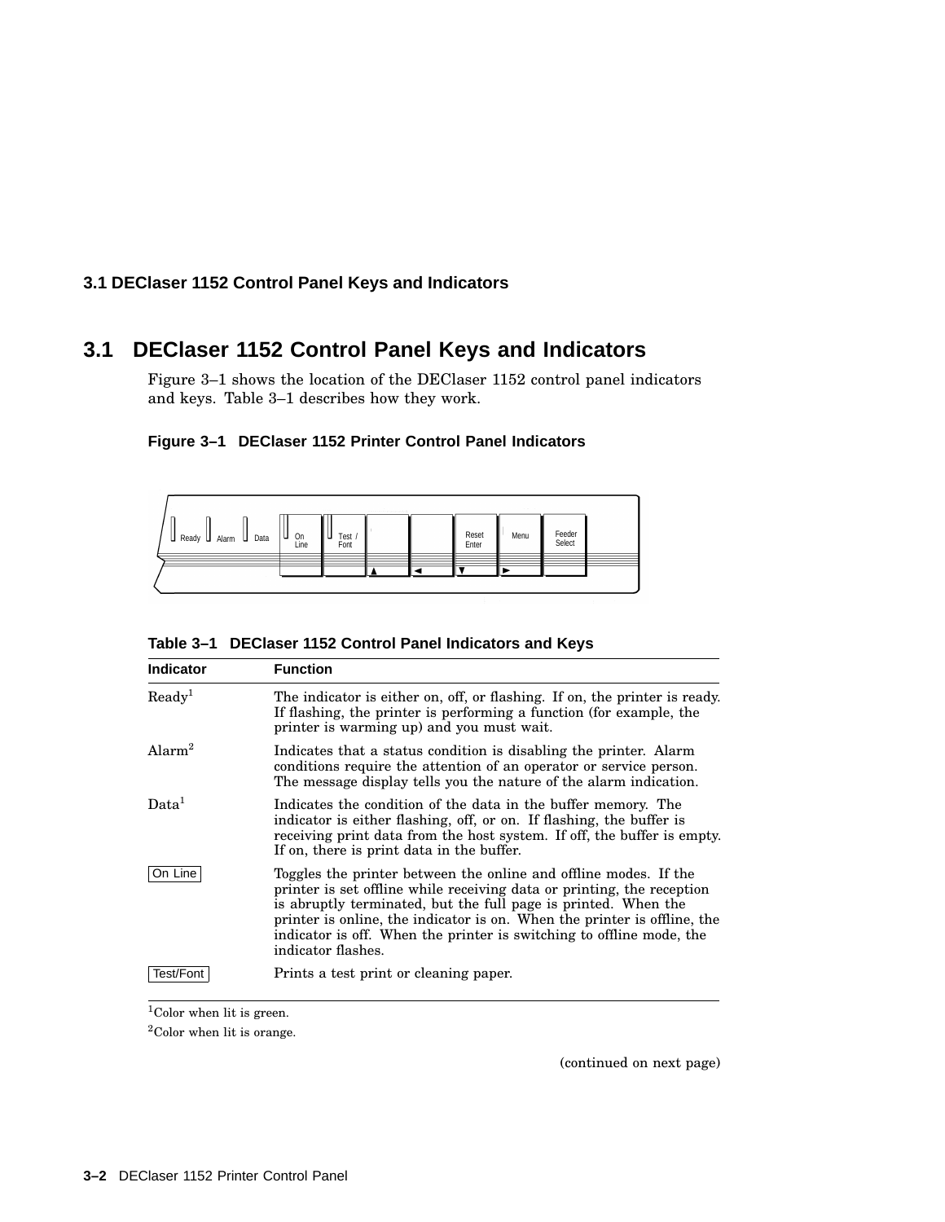## 3.1 DEClaser 1152 Control Panel Keys and Indicators

Figure 3–1 shows the location of the DEClaser 1152 control panel indicators and keys. Table 3–1 describes how they work.

**Figure 3–1 DEClaser 1152 Printer Control Panel Indicators**

**Table 3–1 DEClaser 1152 Control Panel Indicators and Keys**

| Indicator | Function |
|---|---|
| Ready[1] | The indicator is either on, off, or flashing. If on, the printer is ready. If flashing, the printer is performing a function (for example, the printer is warming up) and you must wait. |
| Alarm[2] | Indicates that a status condition is disabling the printer. Alarm conditions require the attention of an operator or service person. The message display tells you the nature of the alarm indication. |
| Data[1] | Indicates the condition of the data in the buffer memory. The indicator is either flashing, off, or on. If flashing, the buffer is receiving print data from the host system. If off, the buffer is empty. If on, there is print data in the buffer. |
| On Line | Toggles the printer between the online and offline modes. If the printer is set offline while receiving data or printing, the reception is abruptly terminated, but the full page is printed. When the printer is online, the indicator is on. When the printer is offline, the indicator is off. When the printer is switching to offline mode, the indicator flashes. |
| Test/Font | Prints a test print or cleaning paper. |

[1]Color when lit is green.

[2]Color when lit is orange.

(continued on next page)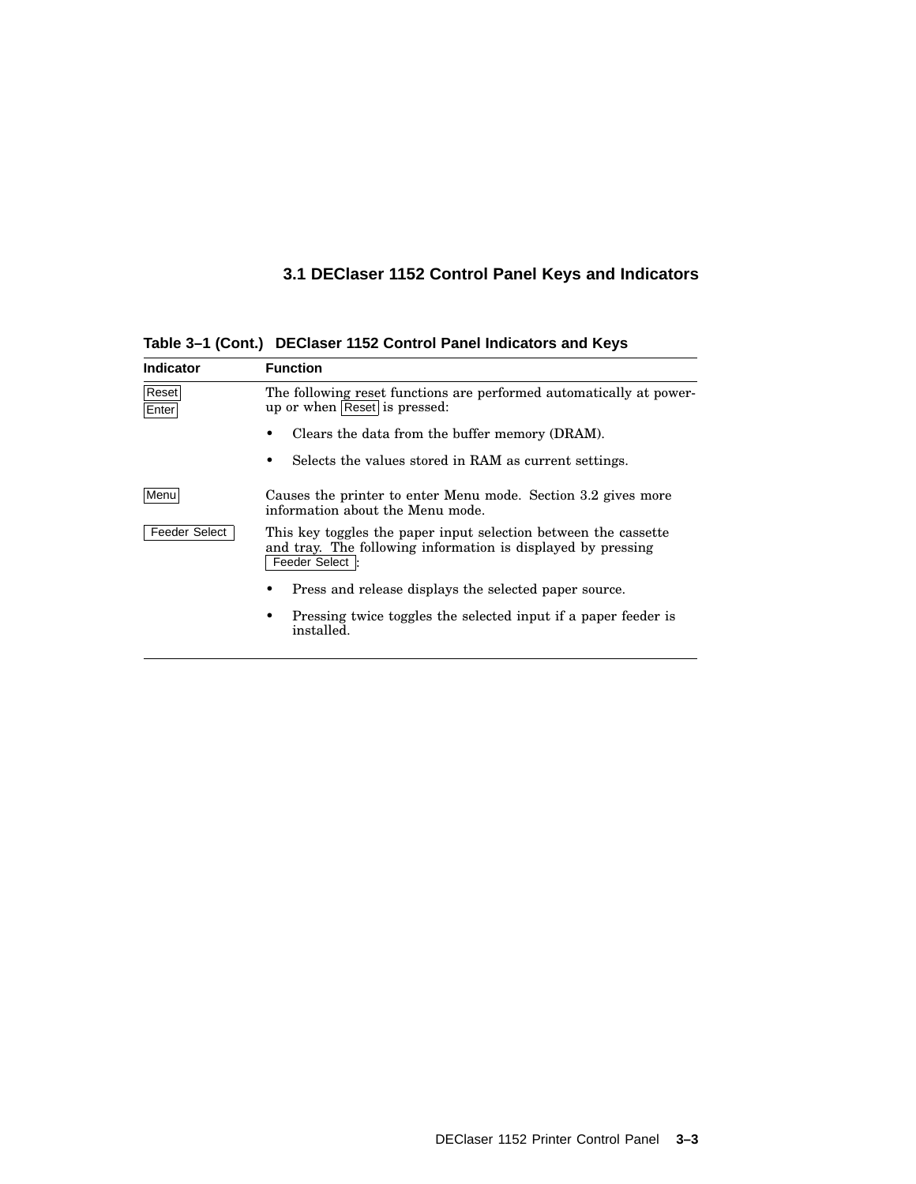### 3.1 DEClaser 1152 Control Panel Keys and Indicators

**Table 3–1 (Cont.) DEClaser 1152 Control Panel Indicators and Keys**

| Indicator | Function |
|---|---|
| Reset<br>Enter | The following reset functions are performed automatically at power-up or when Reset is pressed:<br>• Clears the data from the buffer memory (DRAM).<br>• Selects the values stored in RAM as current settings. |
| Menu | Causes the printer to enter Menu mode. Section 3.2 gives more information about the Menu mode. |
| Feeder Select | This key toggles the paper input selection between the cassette and tray. The following information is displayed by pressing Feeder Select:<br>• Press and release displays the selected paper source.<br>• Pressing twice toggles the selected input if a paper feeder is installed. |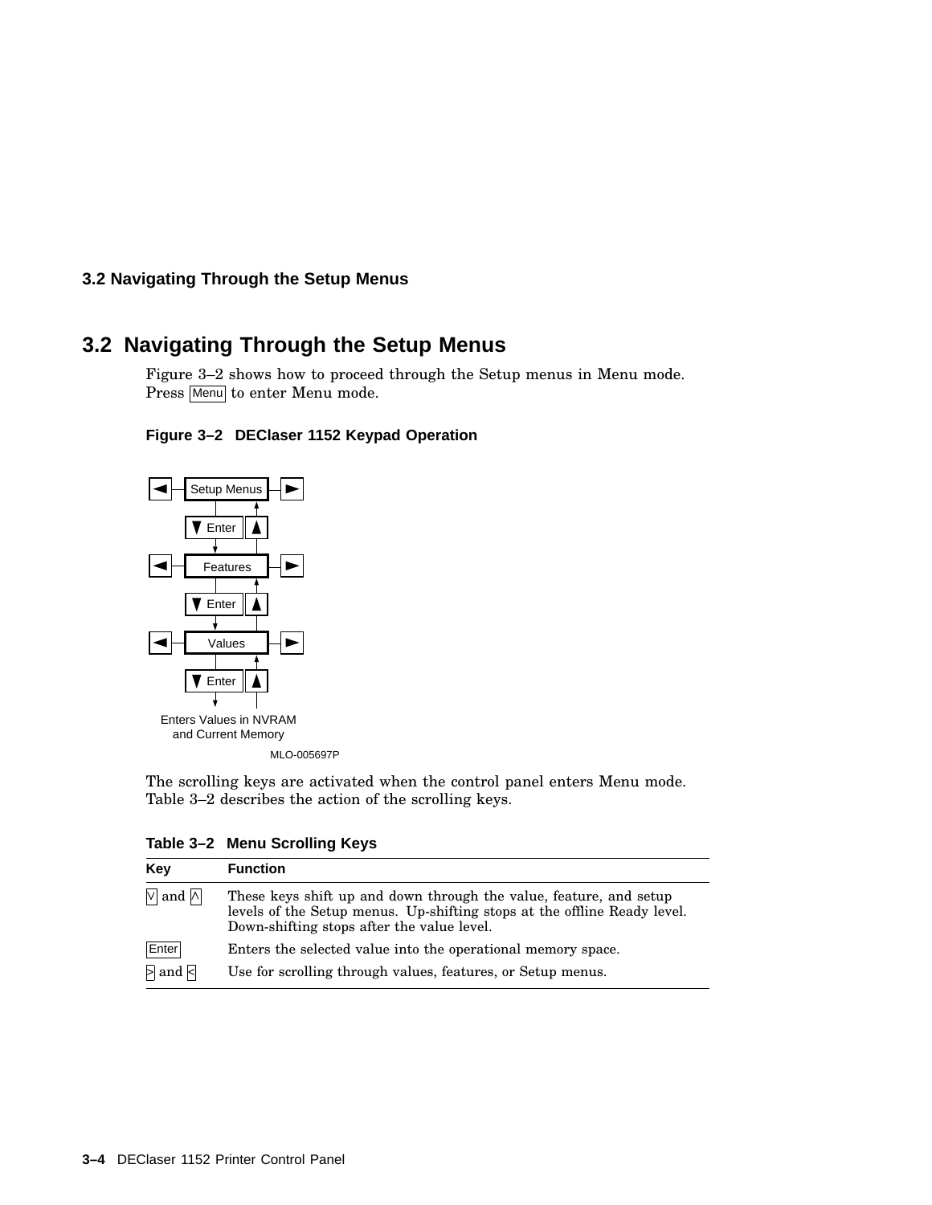## 3.2 Navigating Through the Setup Menus

Figure 3–2 shows how to proceed through the Setup menus in Menu mode. Press Menu to enter Menu mode.

**Figure 3–2 DEClaser 1152 Keypad Operation**

Setup Menus

▼ Enter ▲

Features

▼ Enter ▲

Values

▼ Enter ▲

Enters Values in NVRAM and Current Memory

MLO-005697P

The scrolling keys are activated when the control panel enters Menu mode. Table 3–2 describes the action of the scrolling keys.

**Table 3–2 Menu Scrolling Keys**

| Key | Function |
|---|---|
| V and ^ | These keys shift up and down through the value, feature, and setup levels of the Setup menus. Up-shifting stops at the offline Ready level. Down-shifting stops after the value level. |
| Enter | Enters the selected value into the operational memory space. |
| > and < | Use for scrolling through values, features, or Setup menus. |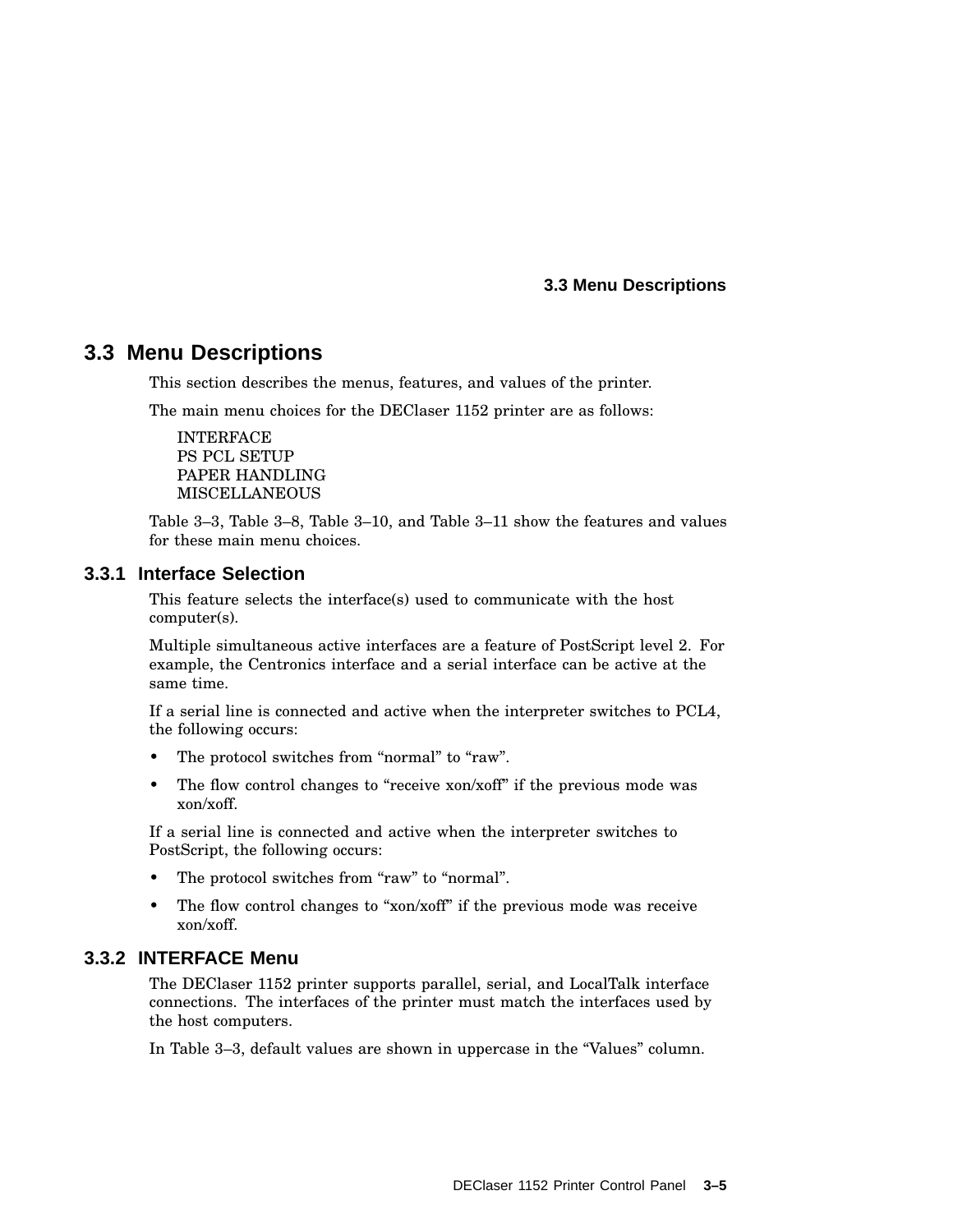## 3.3 Menu Descriptions

This section describes the menus, features, and values of the printer.

The main menu choices for the DEClaser 1152 printer are as follows:

INTERFACE
PS PCL SETUP
PAPER HANDLING
MISCELLANEOUS

Table 3–3, Table 3–8, Table 3–10, and Table 3–11 show the features and values for these main menu choices.

### 3.3.1 Interface Selection

This feature selects the interface(s) used to communicate with the host computer(s).

Multiple simultaneous active interfaces are a feature of PostScript level 2. For example, the Centronics interface and a serial interface can be active at the same time.

If a serial line is connected and active when the interpreter switches to PCL4, the following occurs:

- The protocol switches from “normal” to “raw”.
- The flow control changes to “receive xon/xoff” if the previous mode was xon/xoff.

If a serial line is connected and active when the interpreter switches to PostScript, the following occurs:

- The protocol switches from “raw” to “normal”.
- The flow control changes to “xon/xoff” if the previous mode was receive xon/xoff.

### 3.3.2 INTERFACE Menu

The DEClaser 1152 printer supports parallel, serial, and LocalTalk interface connections. The interfaces of the printer must match the interfaces used by the host computers.

In Table 3–3, default values are shown in uppercase in the “Values” column.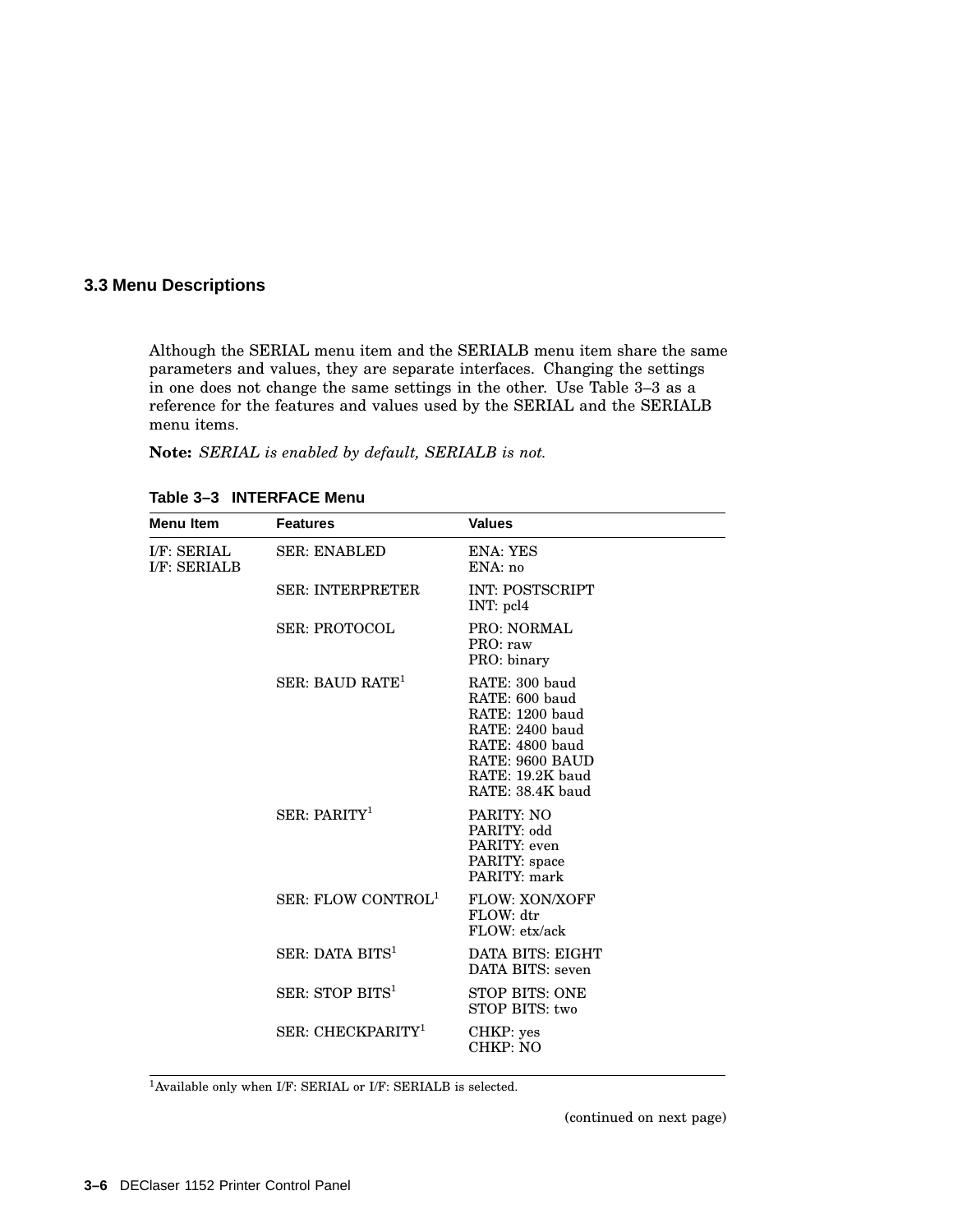## 3.3 Menu Descriptions

Although the SERIAL menu item and the SERIALB menu item share the same parameters and values, they are separate interfaces. Changing the settings in one does not change the same settings in the other. Use Table 3–3 as a reference for the features and values used by the SERIAL and the SERIALB menu items.

**Note:** *SERIAL is enabled by default, SERIALB is not.*

**Table 3–3 INTERFACE Menu**

| Menu Item | Features | Values |
|---|---|---|
| I/F: SERIAL<br>I/F: SERIALB | SER: ENABLED | ENA: YES<br>ENA: no |
| | SER: INTERPRETER | INT: POSTSCRIPT<br>INT: pcl4 |
| | SER: PROTOCOL | PRO: NORMAL<br>PRO: raw<br>PRO: binary |
| | SER: BAUD RATE[1] | RATE: 300 baud<br>RATE: 600 baud<br>RATE: 1200 baud<br>RATE: 2400 baud<br>RATE: 4800 baud<br>RATE: 9600 BAUD<br>RATE: 19.2K baud<br>RATE: 38.4K baud |
| | SER: PARITY[1] | PARITY: NO<br>PARITY: odd<br>PARITY: even<br>PARITY: space<br>PARITY: mark |
| | SER: FLOW CONTROL[1] | FLOW: XON/XOFF<br>FLOW: dtr<br>FLOW: etx/ack |
| | SER: DATA BITS[1] | DATA BITS: EIGHT<br>DATA BITS: seven |
| | SER: STOP BITS[1] | STOP BITS: ONE<br>STOP BITS: two |
| | SER: CHECKPARITY[1] | CHKP: yes<br>CHKP: NO |

[1]Available only when I/F: SERIAL or I/F: SERIALB is selected.

(continued on next page)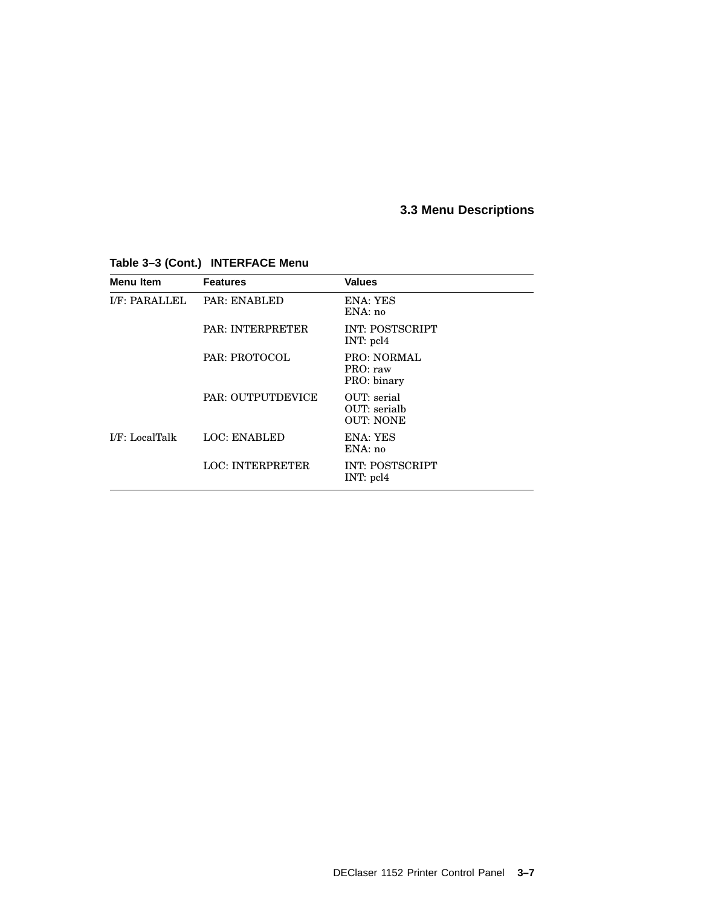## 3.3 Menu Descriptions

**Table 3–3 (Cont.) INTERFACE Menu**

| Menu Item | Features | Values |
|---|---|---|
| I/F: PARALLEL | PAR: ENABLED | ENA: YES<br>ENA: no |
| | PAR: INTERPRETER | INT: POSTSCRIPT<br>INT: pcl4 |
| | PAR: PROTOCOL | PRO: NORMAL<br>PRO: raw<br>PRO: binary |
| | PAR: OUTPUTDEVICE | OUT: serial<br>OUT: serialb<br>OUT: NONE |
| I/F: LocalTalk | LOC: ENABLED | ENA: YES<br>ENA: no |
| | LOC: INTERPRETER | INT: POSTSCRIPT<br>INT: pcl4 |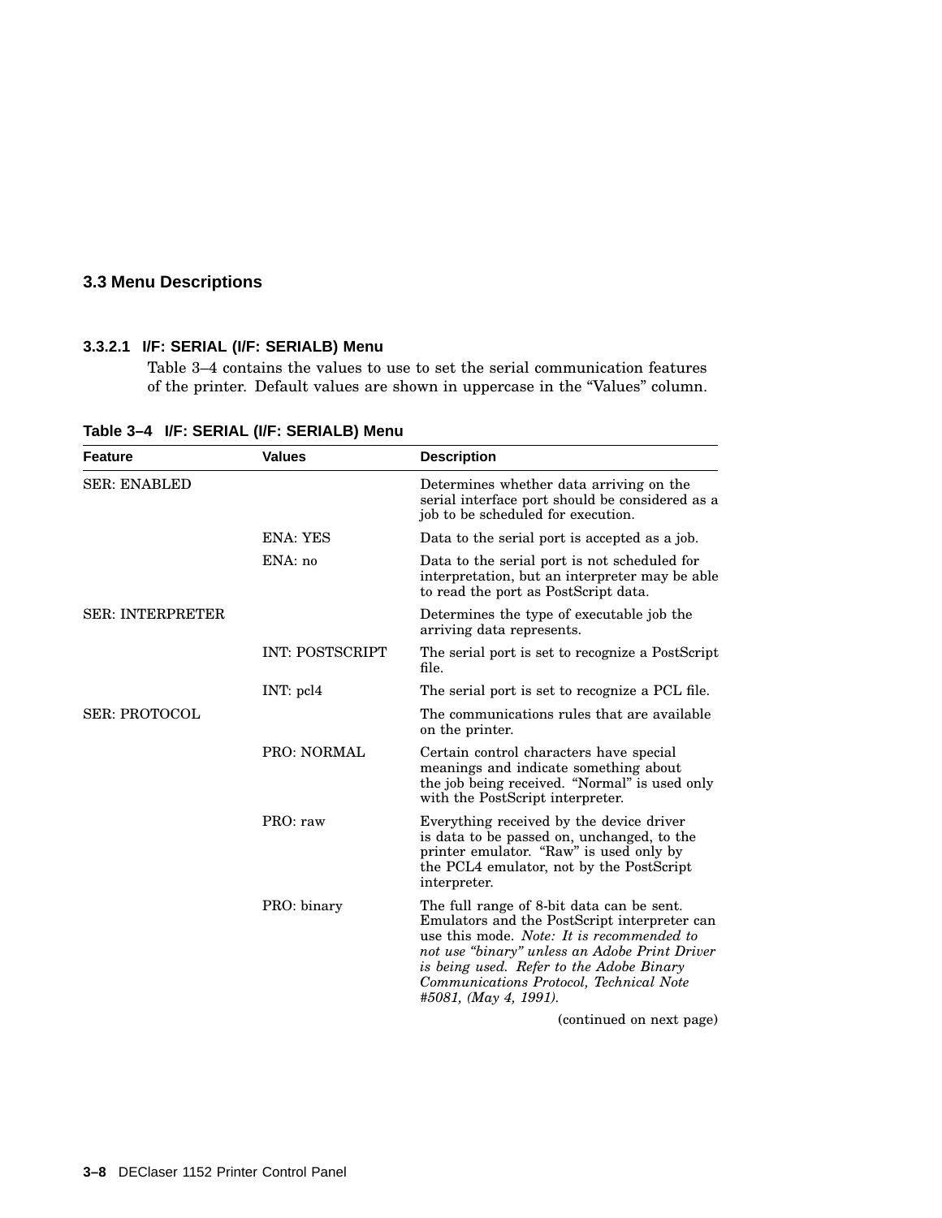## 3.3 Menu Descriptions

### 3.3.2.1 I/F: SERIAL (I/F: SERIALB) Menu

Table 3–4 contains the values to use to set the serial communication features of the printer. Default values are shown in uppercase in the "Values" column.

**Table 3–4 I/F: SERIAL (I/F: SERIALB) Menu**

| Feature | Values | Description |
|---|---|---|
| SER: ENABLED | | Determines whether data arriving on the serial interface port should be considered as a job to be scheduled for execution. |
| | ENA: YES | Data to the serial port is accepted as a job. |
| | ENA: no | Data to the serial port is not scheduled for interpretation, but an interpreter may be able to read the port as PostScript data. |
| SER: INTERPRETER | | Determines the type of executable job the arriving data represents. |
| | INT: POSTSCRIPT | The serial port is set to recognize a PostScript file. |
| | INT: pcl4 | The serial port is set to recognize a PCL file. |
| SER: PROTOCOL | | The communications rules that are available on the printer. |
| | PRO: NORMAL | Certain control characters have special meanings and indicate something about the job being received. "Normal" is used only with the PostScript interpreter. |
| | PRO: raw | Everything received by the device driver is data to be passed on, unchanged, to the printer emulator. "Raw" is used only by the PCL4 emulator, not by the PostScript interpreter. |
| | PRO: binary | The full range of 8-bit data can be sent. Emulators and the PostScript interpreter can use this mode. *Note: It is recommended to not use "binary" unless an Adobe Print Driver is being used. Refer to the Adobe Binary Communications Protocol, Technical Note #5081, (May 4, 1991).* |

(continued on next page)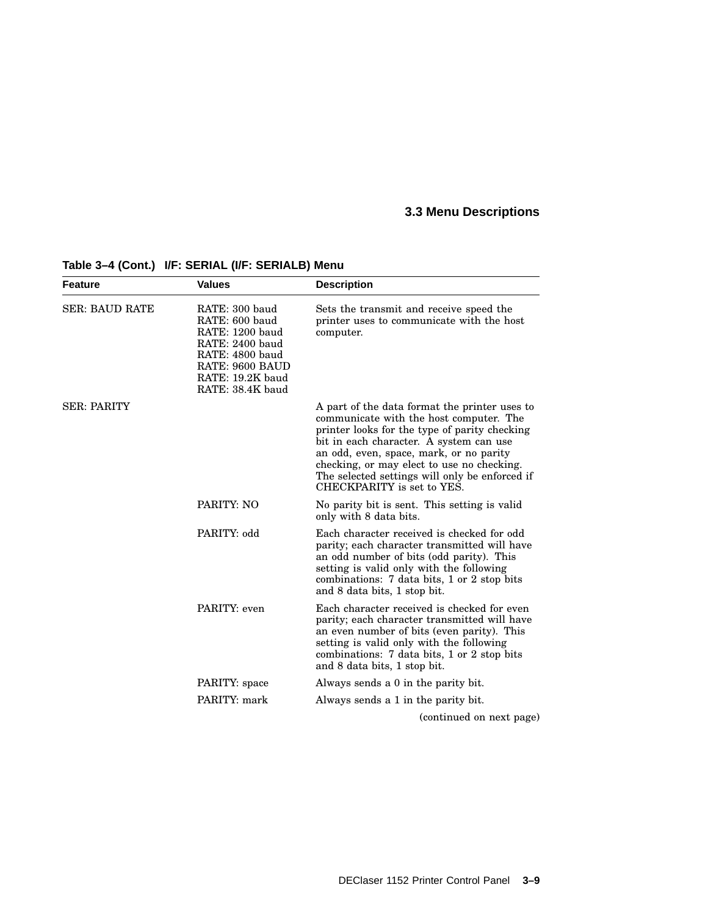## 3.3 Menu Descriptions

**Table 3–4 (Cont.) I/F: SERIAL (I/F: SERIALB) Menu**

| Feature | Values | Description |
|---|---|---|
| SER: BAUD RATE | RATE: 300 baud<br>RATE: 600 baud<br>RATE: 1200 baud<br>RATE: 2400 baud<br>RATE: 4800 baud<br>RATE: 9600 BAUD<br>RATE: 19.2K baud<br>RATE: 38.4K baud | Sets the transmit and receive speed the printer uses to communicate with the host computer. |
| SER: PARITY | | A part of the data format the printer uses to communicate with the host computer. The printer looks for the type of parity checking bit in each character. A system can use an odd, even, space, mark, or no parity checking, or may elect to use no checking. The selected settings will only be enforced if CHECKPARITY is set to YES. |
| | PARITY: NO | No parity bit is sent. This setting is valid only with 8 data bits. |
| | PARITY: odd | Each character received is checked for odd parity; each character transmitted will have an odd number of bits (odd parity). This setting is valid only with the following combinations: 7 data bits, 1 or 2 stop bits and 8 data bits, 1 stop bit. |
| | PARITY: even | Each character received is checked for even parity; each character transmitted will have an even number of bits (even parity). This setting is valid only with the following combinations: 7 data bits, 1 or 2 stop bits and 8 data bits, 1 stop bit. |
| | PARITY: space | Always sends a 0 in the parity bit. |
| | PARITY: mark | Always sends a 1 in the parity bit. |

(continued on next page)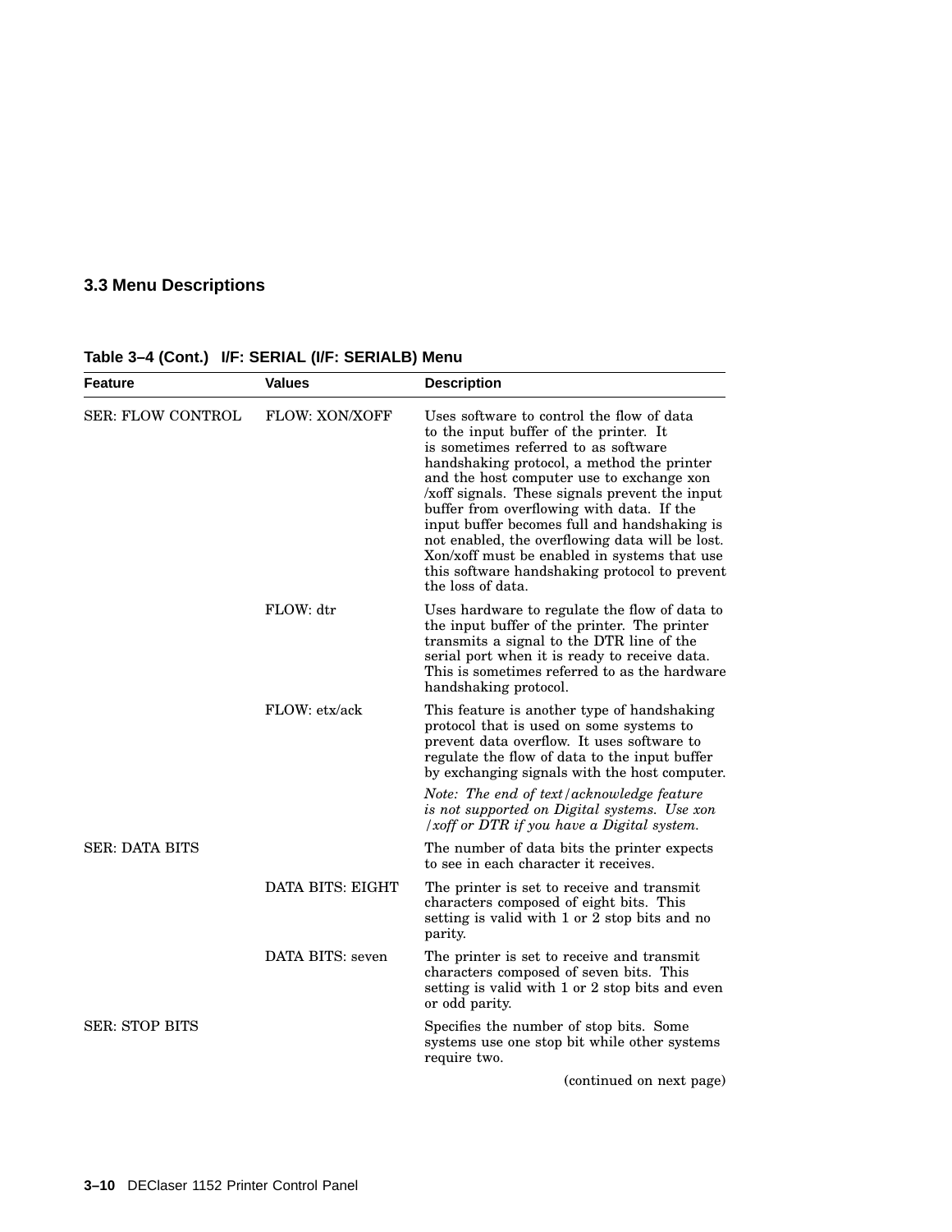## 3.3 Menu Descriptions

**Table 3–4 (Cont.) I/F: SERIAL (I/F: SERIALB) Menu**

| Feature | Values | Description |
|---|---|---|
| SER: FLOW CONTROL | FLOW: XON/XOFF | Uses software to control the flow of data to the input buffer of the printer. It is sometimes referred to as software handshaking protocol, a method the printer and the host computer use to exchange xon /xoff signals. These signals prevent the input buffer from overflowing with data. If the input buffer becomes full and handshaking is not enabled, the overflowing data will be lost. Xon/xoff must be enabled in systems that use this software handshaking protocol to prevent the loss of data. |
| | FLOW: dtr | Uses hardware to regulate the flow of data to the input buffer of the printer. The printer transmits a signal to the DTR line of the serial port when it is ready to receive data. This is sometimes referred to as the hardware handshaking protocol. |
| | FLOW: etx/ack | This feature is another type of handshaking protocol that is used on some systems to prevent data overflow. It uses software to regulate the flow of data to the input buffer by exchanging signals with the host computer. *Note: The end of text/acknowledge feature is not supported on Digital systems. Use xon /xoff or DTR if you have a Digital system.* |
| SER: DATA BITS | | The number of data bits the printer expects to see in each character it receives. |
| | DATA BITS: EIGHT | The printer is set to receive and transmit characters composed of eight bits. This setting is valid with 1 or 2 stop bits and no parity. |
| | DATA BITS: seven | The printer is set to receive and transmit characters composed of seven bits. This setting is valid with 1 or 2 stop bits and even or odd parity. |
| SER: STOP BITS | | Specifies the number of stop bits. Some systems use one stop bit while other systems require two. |

(continued on next page)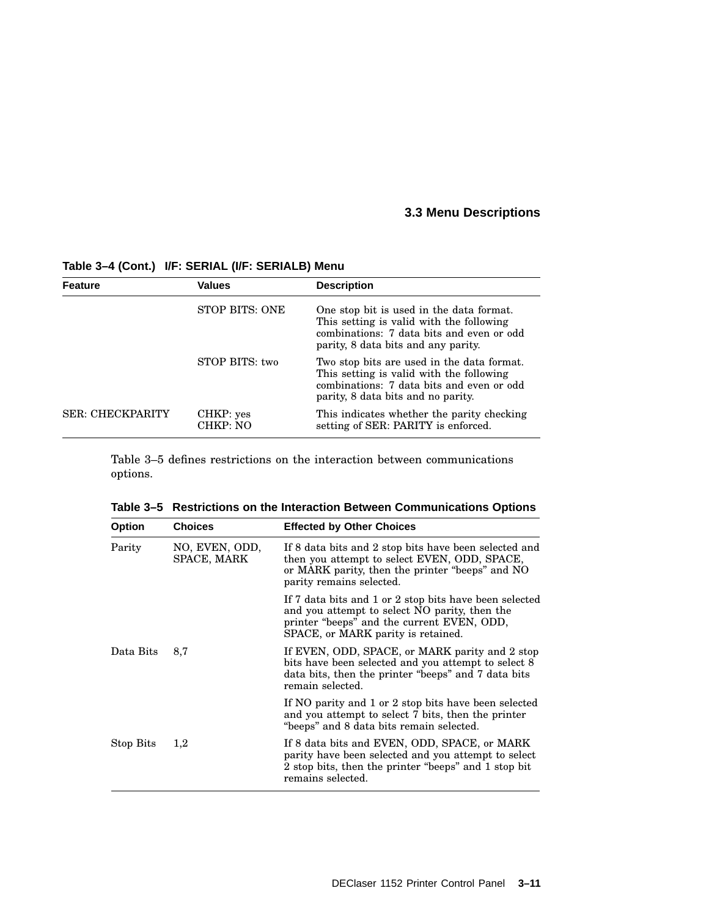**Table 3–4 (Cont.) I/F: SERIAL (I/F: SERIALB) Menu**

| Feature | Values | Description |
|---|---|---|
| | STOP BITS: ONE | One stop bit is used in the data format. This setting is valid with the following combinations: 7 data bits and even or odd parity, 8 data bits and any parity. |
| | STOP BITS: two | Two stop bits are used in the data format. This setting is valid with the following combinations: 7 data bits and even or odd parity, 8 data bits and no parity. |
| SER: CHECKPARITY | CHKP: yes<br>CHKP: NO | This indicates whether the parity checking setting of SER: PARITY is enforced. |

Table 3–5 defines restrictions on the interaction between communications options.

**Table 3–5 Restrictions on the Interaction Between Communications Options**

| Option | Choices | Effected by Other Choices |
|---|---|---|
| Parity | NO, EVEN, ODD, SPACE, MARK | If 8 data bits and 2 stop bits have been selected and then you attempt to select EVEN, ODD, SPACE, or MARK parity, then the printer “beeps” and NO parity remains selected. |
| | | If 7 data bits and 1 or 2 stop bits have been selected and you attempt to select NO parity, then the printer “beeps” and the current EVEN, ODD, SPACE, or MARK parity is retained. |
| Data Bits | 8,7 | If EVEN, ODD, SPACE, or MARK parity and 2 stop bits have been selected and you attempt to select 8 data bits, then the printer “beeps” and 7 data bits remain selected. |
| | | If NO parity and 1 or 2 stop bits have been selected and you attempt to select 7 bits, then the printer “beeps” and 8 data bits remain selected. |
| Stop Bits | 1,2 | If 8 data bits and EVEN, ODD, SPACE, or MARK parity have been selected and you attempt to select 2 stop bits, then the printer “beeps” and 1 stop bit remains selected. |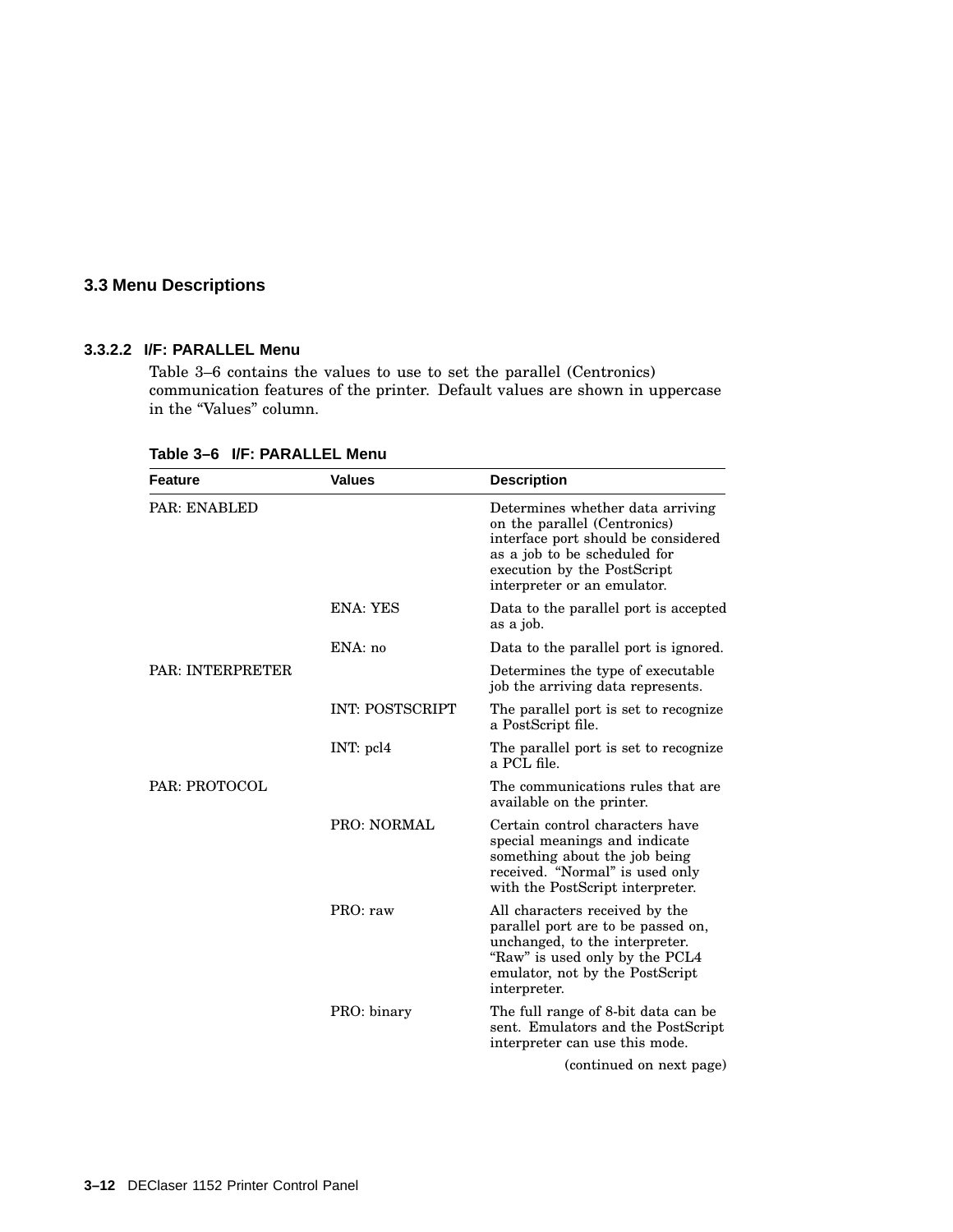## 3.3 Menu Descriptions

### 3.3.2.2 I/F: PARALLEL Menu

Table 3–6 contains the values to use to set the parallel (Centronics) communication features of the printer. Default values are shown in uppercase in the “Values” column.

**Table 3–6 I/F: PARALLEL Menu**

| Feature | Values | Description |
|---|---|---|
| PAR: ENABLED | | Determines whether data arriving on the parallel (Centronics) interface port should be considered as a job to be scheduled for execution by the PostScript interpreter or an emulator. |
| | ENA: YES | Data to the parallel port is accepted as a job. |
| | ENA: no | Data to the parallel port is ignored. |
| PAR: INTERPRETER | | Determines the type of executable job the arriving data represents. |
| | INT: POSTSCRIPT | The parallel port is set to recognize a PostScript file. |
| | INT: pcl4 | The parallel port is set to recognize a PCL file. |
| PAR: PROTOCOL | | The communications rules that are available on the printer. |
| | PRO: NORMAL | Certain control characters have special meanings and indicate something about the job being received. “Normal” is used only with the PostScript interpreter. |
| | PRO: raw | All characters received by the parallel port are to be passed on, unchanged, to the interpreter. “Raw” is used only by the PCL4 emulator, not by the PostScript interpreter. |
| | PRO: binary | The full range of 8-bit data can be sent. Emulators and the PostScript interpreter can use this mode. |

(continued on next page)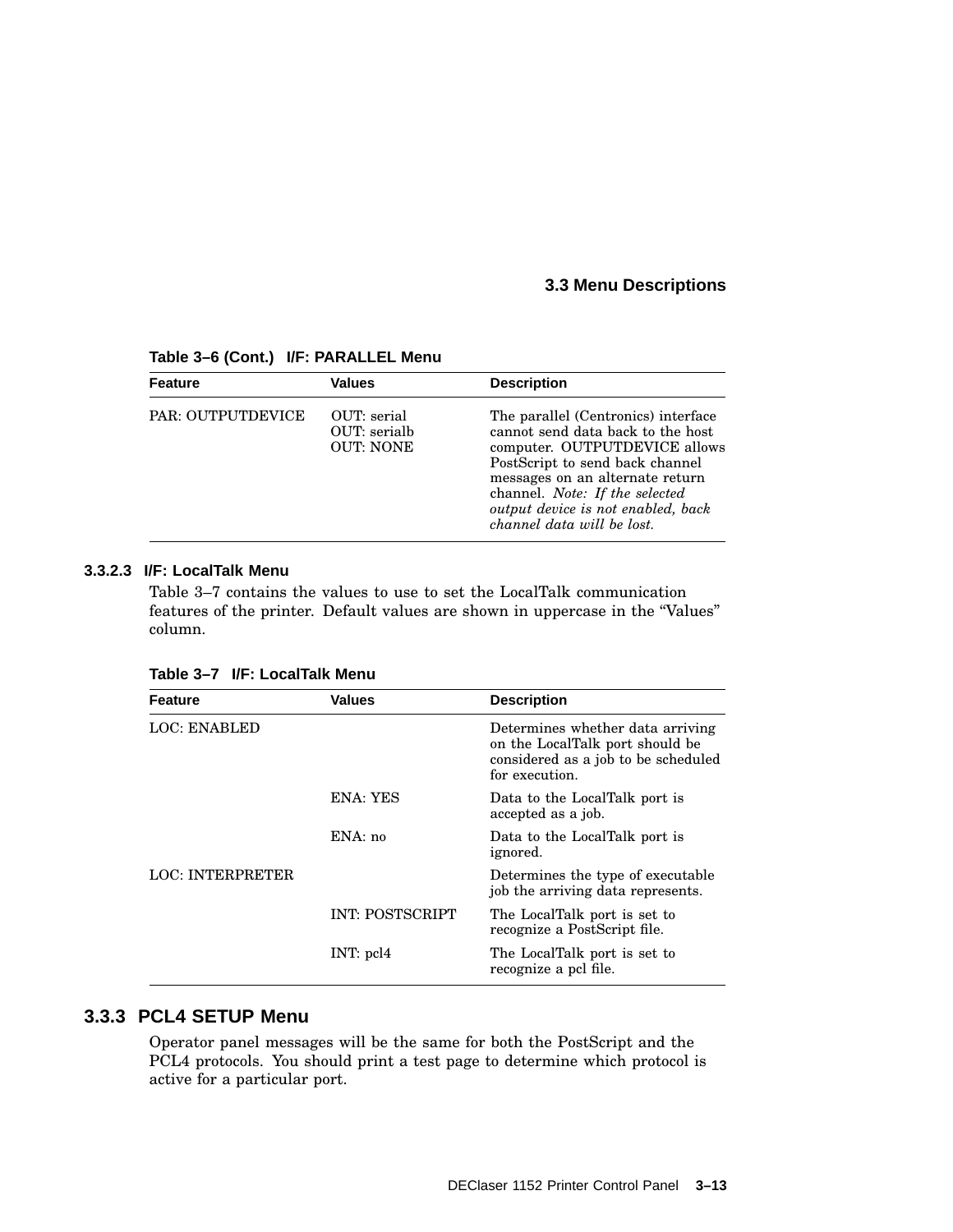Table 3–6 (Cont.) I/F: PARALLEL Menu

| Feature | Values | Description |
|---|---|---|
| PAR: OUTPUTDEVICE | OUT: serial<br>OUT: serialb<br>OUT: NONE | The parallel (Centronics) interface cannot send data back to the host computer. OUTPUTDEVICE allows PostScript to send back channel messages on an alternate return channel. *Note: If the selected output device is not enabled, back channel data will be lost.* |

#### 3.3.2.3 I/F: LocalTalk Menu

Table 3–7 contains the values to use to set the LocalTalk communication features of the printer. Default values are shown in uppercase in the "Values" column.

Table 3–7 I/F: LocalTalk Menu

| Feature | Values | Description |
|---|---|---|
| LOC: ENABLED | | Determines whether data arriving on the LocalTalk port should be considered as a job to be scheduled for execution. |
| | ENA: YES | Data to the LocalTalk port is accepted as a job. |
| | ENA: no | Data to the LocalTalk port is ignored. |
| LOC: INTERPRETER | | Determines the type of executable job the arriving data represents. |
| | INT: POSTSCRIPT | The LocalTalk port is set to recognize a PostScript file. |
| | INT: pcl4 | The LocalTalk port is set to recognize a pcl file. |

### 3.3.3 PCL4 SETUP Menu

Operator panel messages will be the same for both the PostScript and the PCL4 protocols. You should print a test page to determine which protocol is active for a particular port.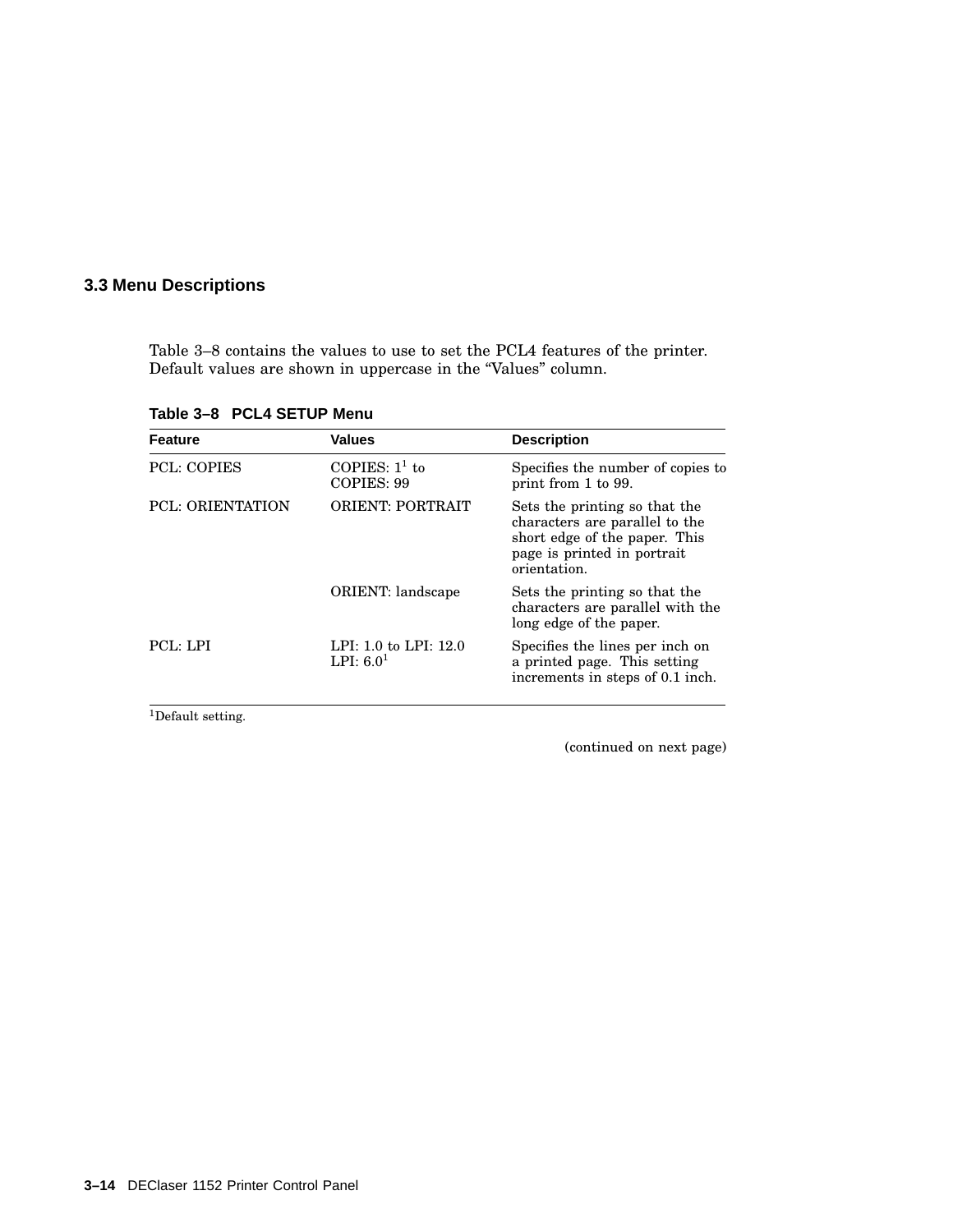## 3.3 Menu Descriptions

Table 3–8 contains the values to use to set the PCL4 features of the printer. Default values are shown in uppercase in the "Values" column.

**Table 3–8 PCL4 SETUP Menu**

| Feature | Values | Description |
|---|---|---|
| PCL: COPIES | COPIES: 1[1] to COPIES: 99 | Specifies the number of copies to print from 1 to 99. |
| PCL: ORIENTATION | ORIENT: PORTRAIT | Sets the printing so that the characters are parallel to the short edge of the paper. This page is printed in portrait orientation. |
| | ORIENT: landscape | Sets the printing so that the characters are parallel with the long edge of the paper. |
| PCL: LPI | LPI: 1.0 to LPI: 12.0 LPI: 6.0[1] | Specifies the lines per inch on a printed page. This setting increments in steps of 0.1 inch. |

[1]Default setting.

(continued on next page)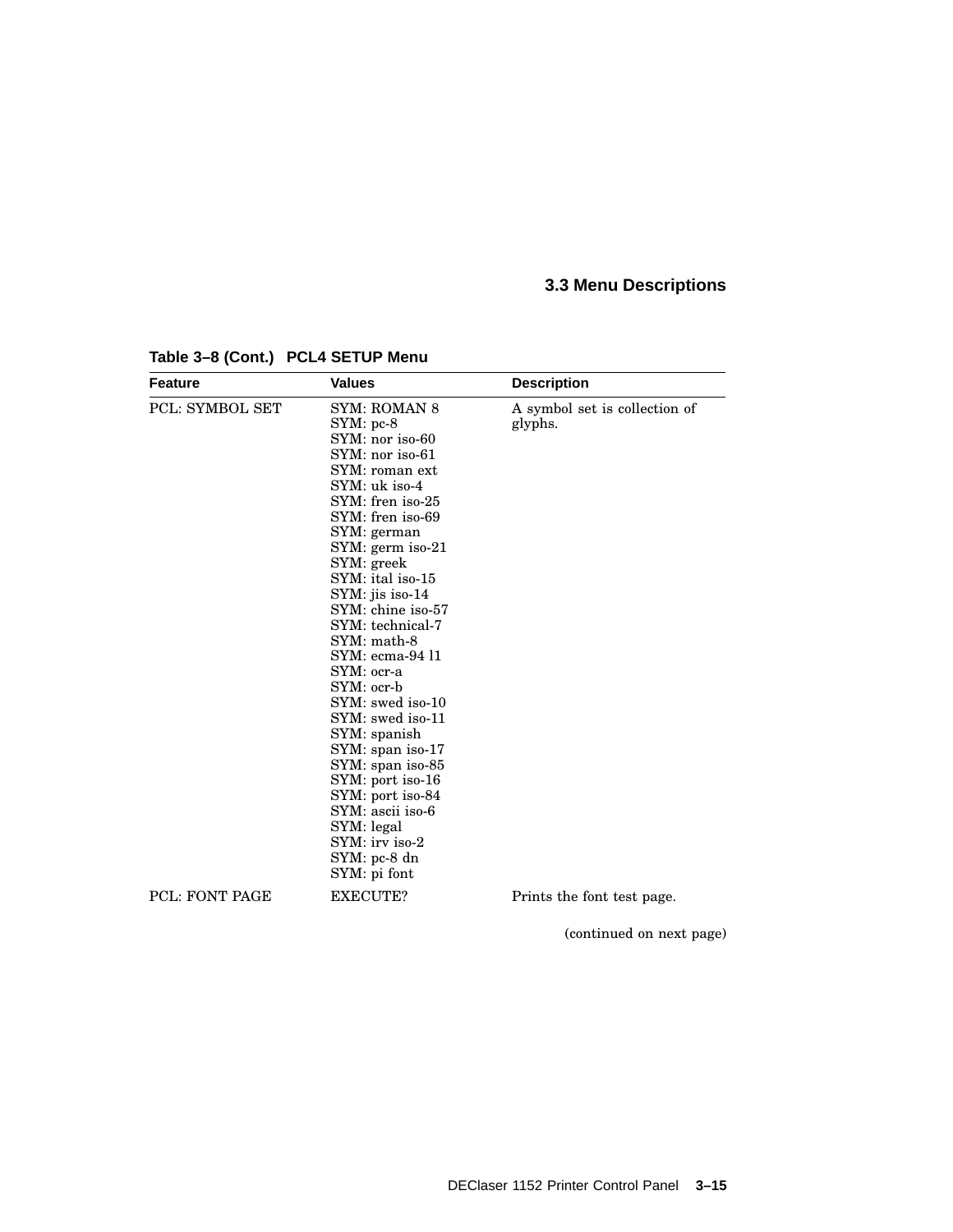**Table 3–8 (Cont.) PCL4 SETUP Menu**

| Feature | Values | Description |
|---|---|---|
| PCL: SYMBOL SET | SYM: ROMAN 8<br>SYM: pc-8<br>SYM: nor iso-60<br>SYM: nor iso-61<br>SYM: roman ext<br>SYM: uk iso-4<br>SYM: fren iso-25<br>SYM: fren iso-69<br>SYM: german<br>SYM: germ iso-21<br>SYM: greek<br>SYM: ital iso-15<br>SYM: jis iso-14<br>SYM: chine iso-57<br>SYM: technical-7<br>SYM: math-8<br>SYM: ecma-94 l1<br>SYM: ocr-a<br>SYM: ocr-b<br>SYM: swed iso-10<br>SYM: swed iso-11<br>SYM: spanish<br>SYM: span iso-17<br>SYM: span iso-85<br>SYM: port iso-16<br>SYM: port iso-84<br>SYM: ascii iso-6<br>SYM: legal<br>SYM: irv iso-2<br>SYM: pc-8 dn<br>SYM: pi font | A symbol set is collection of glyphs. |
| PCL: FONT PAGE | EXECUTE? | Prints the font test page. |

(continued on next page)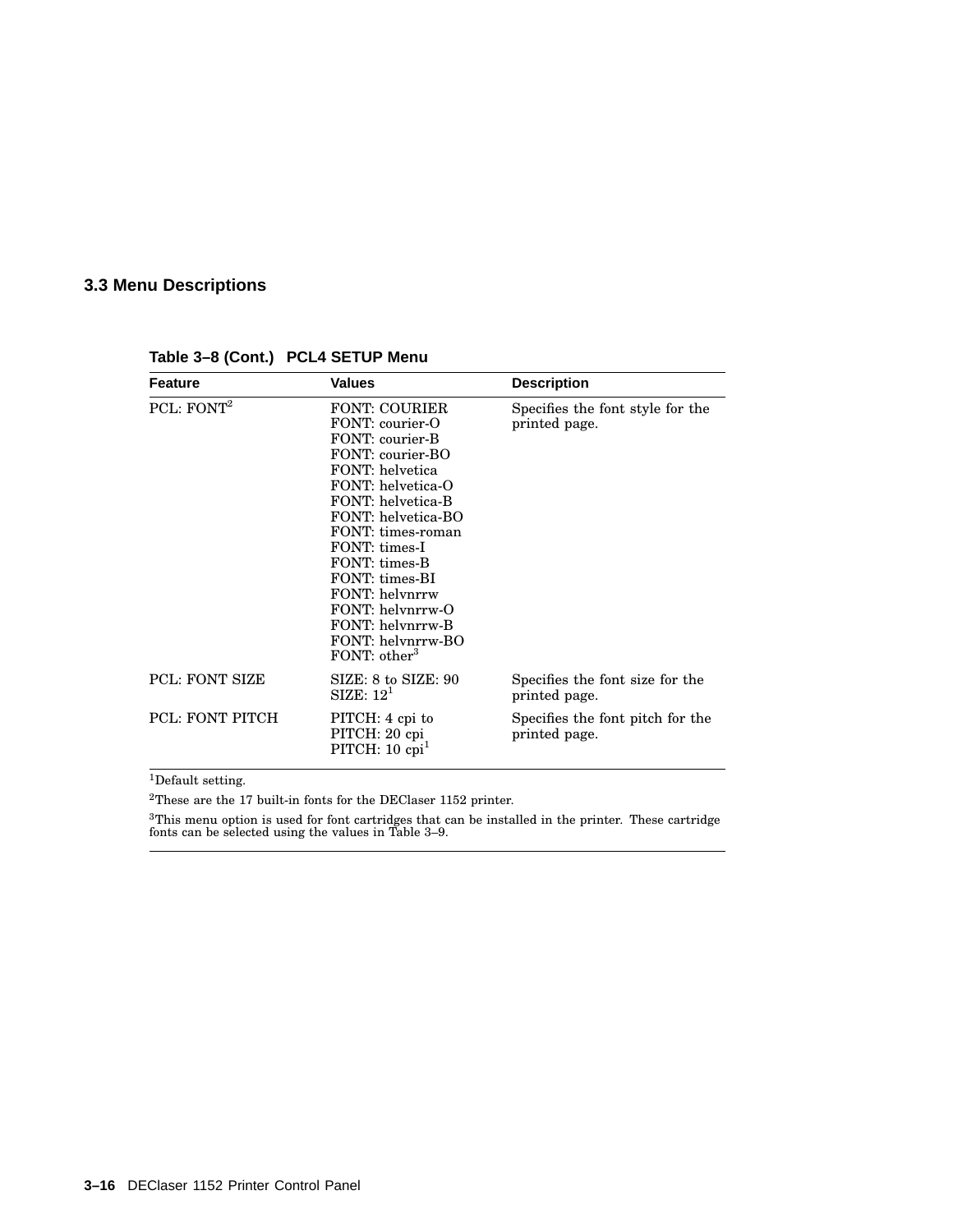## 3.3 Menu Descriptions

**Table 3–8 (Cont.) PCL4 SETUP Menu**

| Feature | Values | Description |
|---|---|---|
| PCL: FONT[2] | FONT: COURIER<br>FONT: courier-O<br>FONT: courier-B<br>FONT: courier-BO<br>FONT: helvetica<br>FONT: helvetica-O<br>FONT: helvetica-B<br>FONT: helvetica-BO<br>FONT: times-roman<br>FONT: times-I<br>FONT: times-B<br>FONT: times-BI<br>FONT: helvnrrw<br>FONT: helvnrrw-O<br>FONT: helvnrrw-B<br>FONT: helvnrrw-BO<br>FONT: other[3] | Specifies the font style for the printed page. |
| PCL: FONT SIZE | SIZE: 8 to SIZE: 90<br>SIZE: 12[1] | Specifies the font size for the printed page. |
| PCL: FONT PITCH | PITCH: 4 cpi to<br>PITCH: 20 cpi<br>PITCH: 10 cpi[1] | Specifies the font pitch for the printed page. |

[1]Default setting.

[2]These are the 17 built-in fonts for the DEClaser 1152 printer.

[3]This menu option is used for font cartridges that can be installed in the printer. These cartridge fonts can be selected using the values in Table 3–9.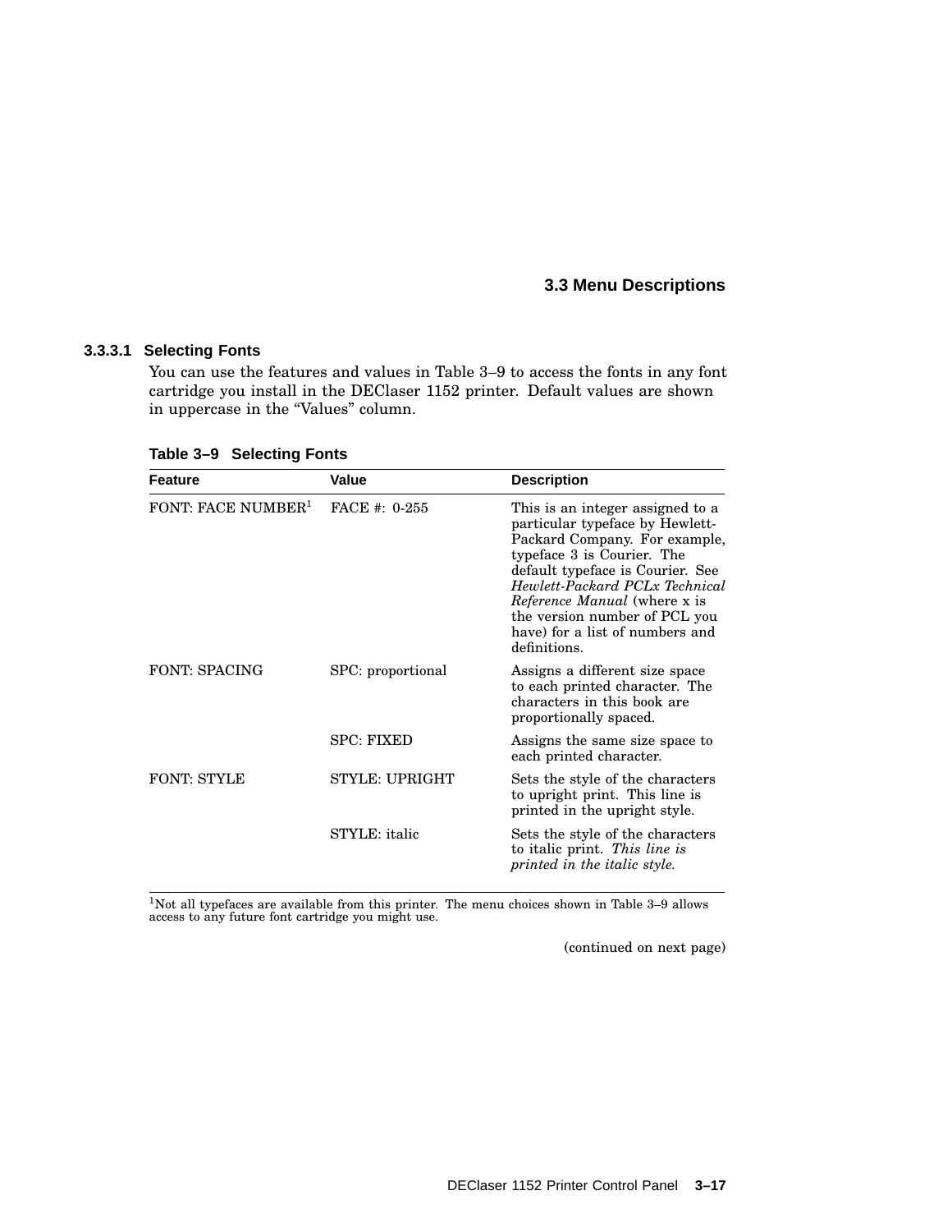#### 3.3.3.1 Selecting Fonts

You can use the features and values in Table 3–9 to access the fonts in any font cartridge you install in the DEClaser 1152 printer. Default values are shown in uppercase in the "Values" column.

**Table 3–9 Selecting Fonts**

| Feature | Value | Description |
|---|---|---|
| FONT: FACE NUMBER[1] | FACE #: 0-255 | This is an integer assigned to a particular typeface by Hewlett-Packard Company. For example, typeface 3 is Courier. The default typeface is Courier. See *Hewlett-Packard PCLx Technical Reference Manual* (where x is the version number of PCL you have) for a list of numbers and definitions. |
| FONT: SPACING | SPC: proportional | Assigns a different size space to each printed character. The characters in this book are proportionally spaced. |
| | SPC: FIXED | Assigns the same size space to each printed character. |
| FONT: STYLE | STYLE: UPRIGHT | Sets the style of the characters to upright print. This line is printed in the upright style. |
| | STYLE: italic | Sets the style of the characters to italic print. *This line is printed in the italic style.* |

[1]Not all typefaces are available from this printer. The menu choices shown in Table 3–9 allows access to any future font cartridge you might use.

(continued on next page)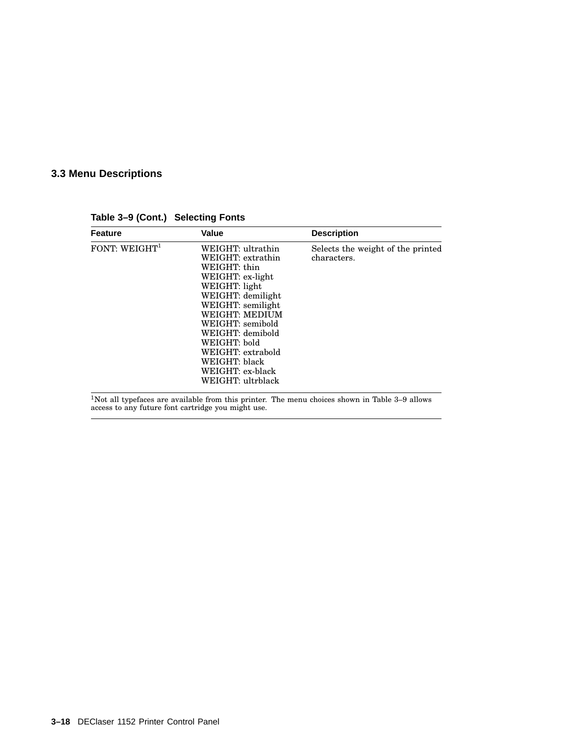## 3.3 Menu Descriptions

**Table 3–9 (Cont.) Selecting Fonts**

| Feature | Value | Description |
|---|---|---|
| FONT: WEIGHT[1] | WEIGHT: ultrathin<br>WEIGHT: extrathin<br>WEIGHT: thin<br>WEIGHT: ex-light<br>WEIGHT: light<br>WEIGHT: demilight<br>WEIGHT: semilight<br>WEIGHT: MEDIUM<br>WEIGHT: semibold<br>WEIGHT: demibold<br>WEIGHT: bold<br>WEIGHT: extrabold<br>WEIGHT: black<br>WEIGHT: ex-black<br>WEIGHT: ultrblack | Selects the weight of the printed characters. |

[1]Not all typefaces are available from this printer. The menu choices shown in Table 3–9 allows access to any future font cartridge you might use.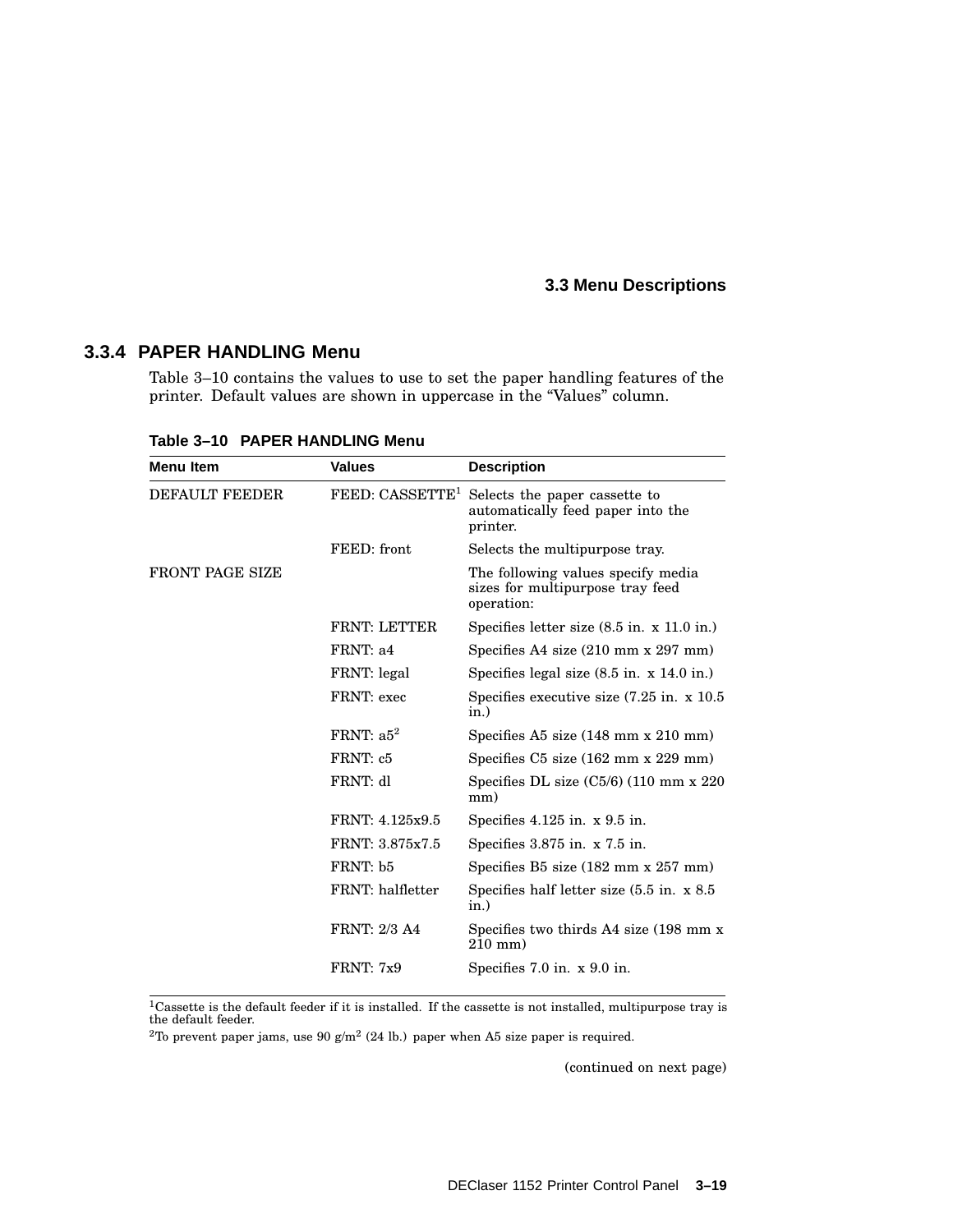### 3.3.4 PAPER HANDLING Menu

Table 3–10 contains the values to use to set the paper handling features of the printer. Default values are shown in uppercase in the “Values” column.

**Table 3–10 PAPER HANDLING Menu**

| Menu Item | Values | Description |
|---|---|---|
| DEFAULT FEEDER | FEED: CASSETTE[1] | Selects the paper cassette to automatically feed paper into the printer. |
| | FEED: front | Selects the multipurpose tray. |
| FRONT PAGE SIZE | | The following values specify media sizes for multipurpose tray feed operation: |
| | FRNT: LETTER | Specifies letter size (8.5 in. x 11.0 in.) |
| | FRNT: a4 | Specifies A4 size (210 mm x 297 mm) |
| | FRNT: legal | Specifies legal size (8.5 in. x 14.0 in.) |
| | FRNT: exec | Specifies executive size (7.25 in. x 10.5 in.) |
| | FRNT: a5[2] | Specifies A5 size (148 mm x 210 mm) |
| | FRNT: c5 | Specifies C5 size (162 mm x 229 mm) |
| | FRNT: dl | Specifies DL size (C5/6) (110 mm x 220 mm) |
| | FRNT: 4.125x9.5 | Specifies 4.125 in. x 9.5 in. |
| | FRNT: 3.875x7.5 | Specifies 3.875 in. x 7.5 in. |
| | FRNT: b5 | Specifies B5 size (182 mm x 257 mm) |
| | FRNT: halfletter | Specifies half letter size (5.5 in. x 8.5 in.) |
| | FRNT: 2/3 A4 | Specifies two thirds A4 size (198 mm x 210 mm) |
| | FRNT: 7x9 | Specifies 7.0 in. x 9.0 in. |

[1]Cassette is the default feeder if it is installed. If the cassette is not installed, multipurpose tray is the default feeder.

[2]To prevent paper jams, use 90 g/m$^2$ (24 lb.) paper when A5 size paper is required.

(continued on next page)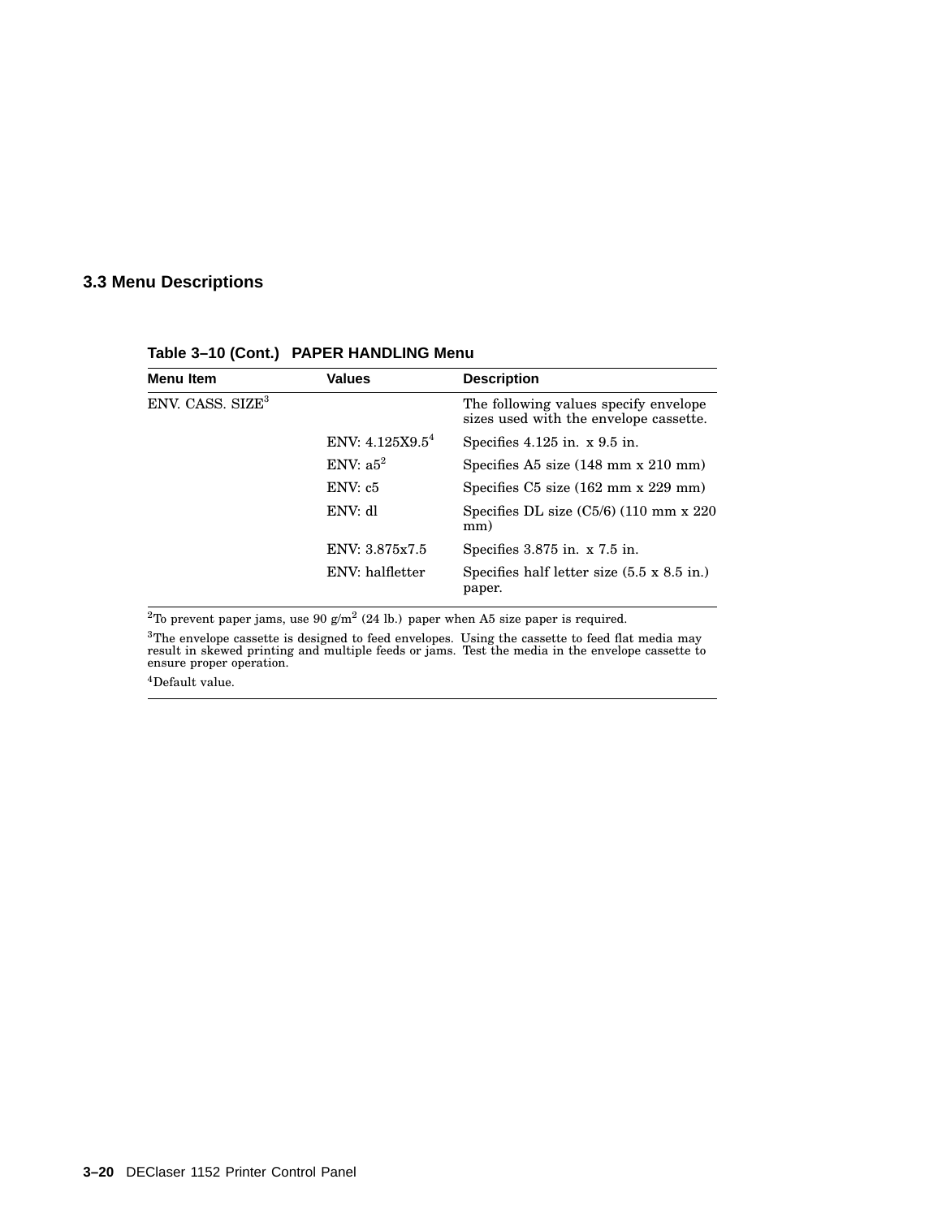## 3.3 Menu Descriptions

**Table 3–10 (Cont.) PAPER HANDLING Menu**

| Menu Item | Values | Description |
|---|---|---|
| ENV. CASS. SIZE[3] | | The following values specify envelope sizes used with the envelope cassette. |
| | ENV: 4.125X9.5[4] | Specifies 4.125 in. x 9.5 in. |
| | ENV: a5[2] | Specifies A5 size (148 mm x 210 mm) |
| | ENV: c5 | Specifies C5 size (162 mm x 229 mm) |
| | ENV: dl | Specifies DL size (C5/6) (110 mm x 220 mm) |
| | ENV: 3.875x7.5 | Specifies 3.875 in. x 7.5 in. |
| | ENV: halfletter | Specifies half letter size (5.5 x 8.5 in.) paper. |

[2]To prevent paper jams, use 90 g/m$^2$ (24 lb.) paper when A5 size paper is required.

[3]The envelope cassette is designed to feed envelopes. Using the cassette to feed flat media may result in skewed printing and multiple feeds or jams. Test the media in the envelope cassette to ensure proper operation.

[4]Default value.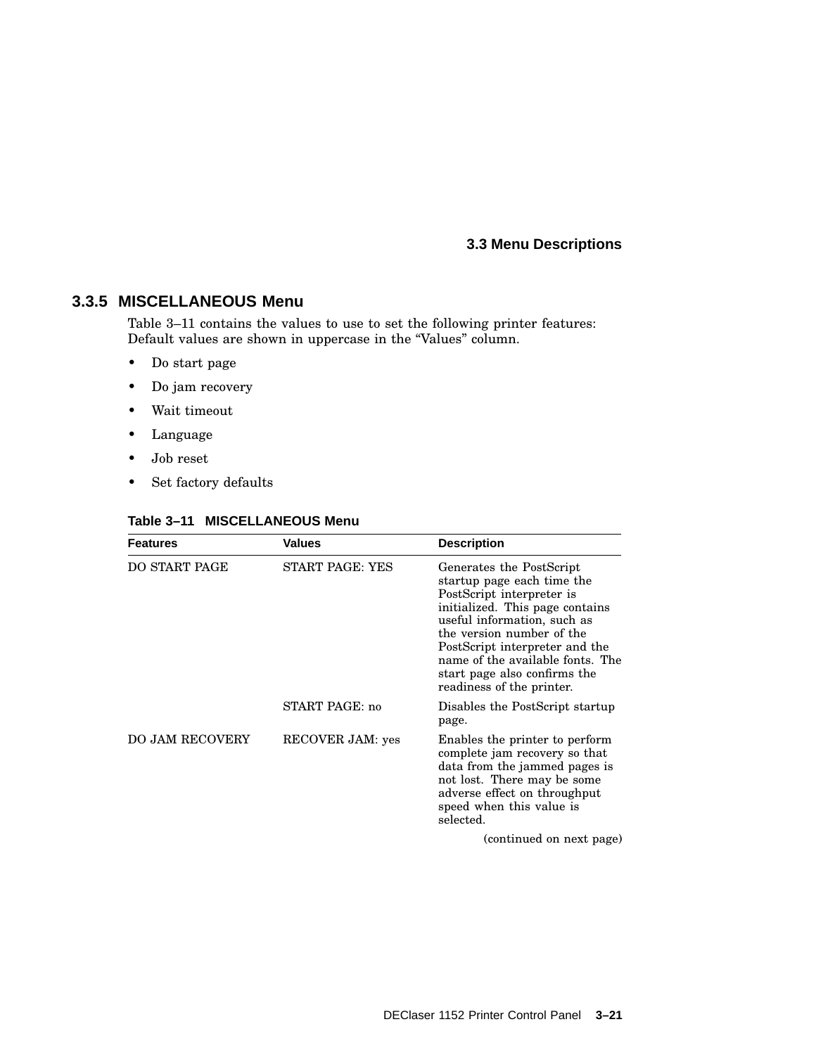### 3.3.5 MISCELLANEOUS Menu

Table 3–11 contains the values to use to set the following printer features: Default values are shown in uppercase in the “Values” column.

- Do start page
- Do jam recovery
- Wait timeout
- Language
- Job reset
- Set factory defaults

**Table 3–11 MISCELLANEOUS Menu**

| Features | Values | Description |
|---|---|---|
| DO START PAGE | START PAGE: YES | Generates the PostScript startup page each time the PostScript interpreter is initialized. This page contains useful information, such as the version number of the PostScript interpreter and the name of the available fonts. The start page also confirms the readiness of the printer. |
| | START PAGE: no | Disables the PostScript startup page. |
| DO JAM RECOVERY | RECOVER JAM: yes | Enables the printer to perform complete jam recovery so that data from the jammed pages is not lost. There may be some adverse effect on throughput speed when this value is selected. |

(continued on next page)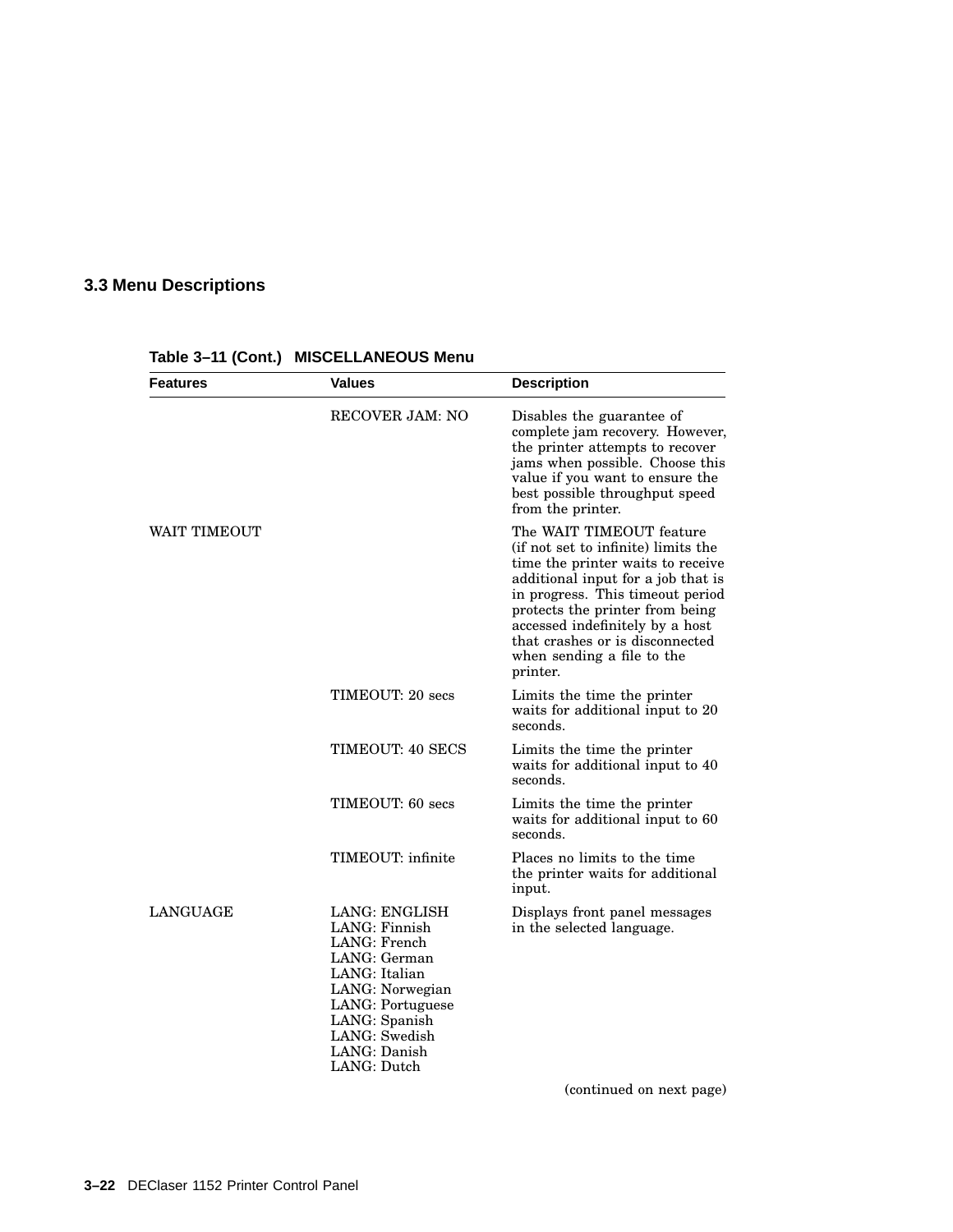## 3.3 Menu Descriptions

**Table 3–11 (Cont.) MISCELLANEOUS Menu**

| Features | Values | Description |
|---|---|---|
| | RECOVER JAM: NO | Disables the guarantee of complete jam recovery. However, the printer attempts to recover jams when possible. Choose this value if you want to ensure the best possible throughput speed from the printer. |
| WAIT TIMEOUT | | The WAIT TIMEOUT feature (if not set to infinite) limits the time the printer waits to receive additional input for a job that is in progress. This timeout period protects the printer from being accessed indefinitely by a host that crashes or is disconnected when sending a file to the printer. |
| | TIMEOUT: 20 secs | Limits the time the printer waits for additional input to 20 seconds. |
| | TIMEOUT: 40 SECS | Limits the time the printer waits for additional input to 40 seconds. |
| | TIMEOUT: 60 secs | Limits the time the printer waits for additional input to 60 seconds. |
| | TIMEOUT: infinite | Places no limits to the time the printer waits for additional input. |
| LANGUAGE | LANG: ENGLISH<br>LANG: Finnish<br>LANG: French<br>LANG: German<br>LANG: Italian<br>LANG: Norwegian<br>LANG: Portuguese<br>LANG: Spanish<br>LANG: Swedish<br>LANG: Danish<br>LANG: Dutch | Displays front panel messages in the selected language. |

(continued on next page)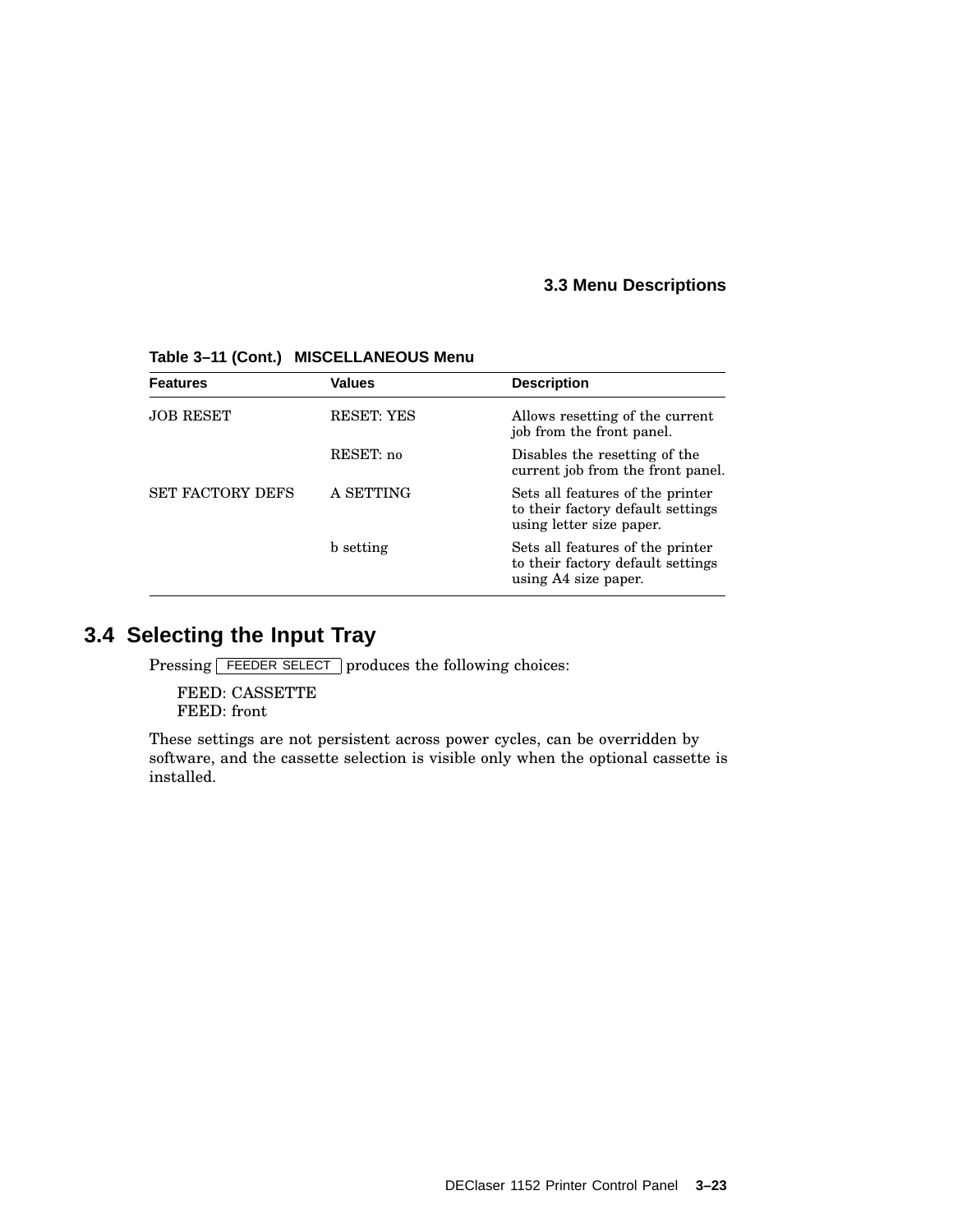**Table 3–11 (Cont.) MISCELLANEOUS Menu**

| Features | Values | Description |
|---|---|---|
| JOB RESET | RESET: YES | Allows resetting of the current job from the front panel. |
| | RESET: no | Disables the resetting of the current job from the front panel. |
| SET FACTORY DEFS | A SETTING | Sets all features of the printer to their factory default settings using letter size paper. |
| | b setting | Sets all features of the printer to their factory default settings using A4 size paper. |

## 3.4 Selecting the Input Tray

Pressing FEEDER SELECT produces the following choices:

FEED: CASSETTE
FEED: front

These settings are not persistent across power cycles, can be overridden by software, and the cassette selection is visible only when the optional cassette is installed.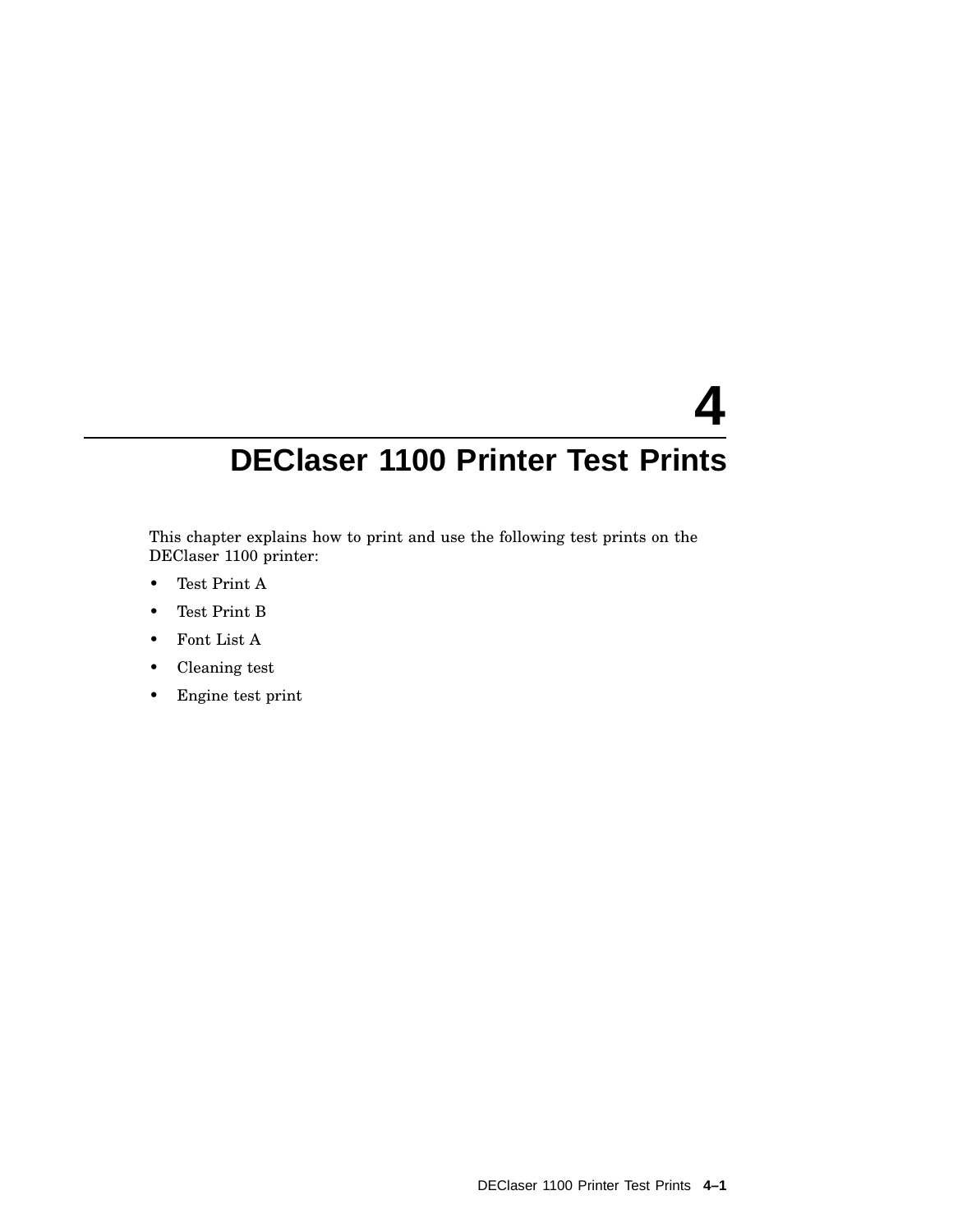# 4 DEClaser 1100 Printer Test Prints

This chapter explains how to print and use the following test prints on the DEClaser 1100 printer:

- Test Print A
- Test Print B
- Font List A
- Cleaning test
- Engine test print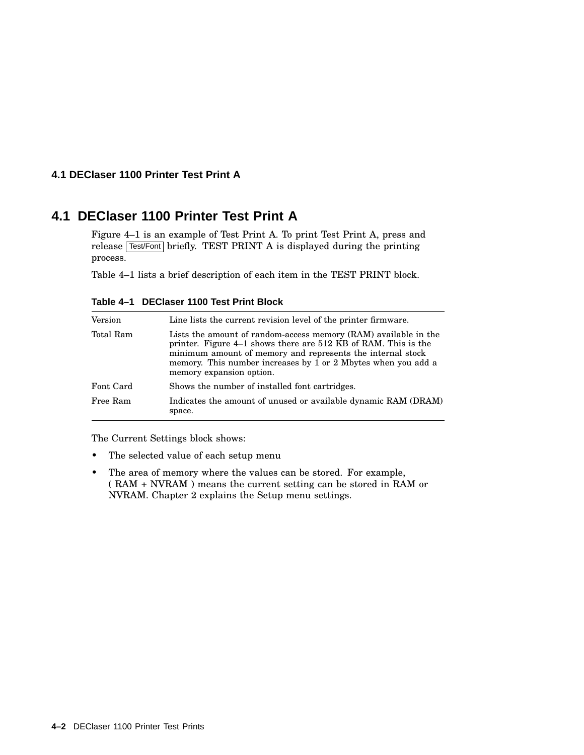## 4.1 DEClaser 1100 Printer Test Print A

Figure 4–1 is an example of Test Print A. To print Test Print A, press and release Test/Font briefly. TEST PRINT A is displayed during the printing process.

Table 4–1 lists a brief description of each item in the TEST PRINT block.

**Table 4–1 DEClaser 1100 Test Print Block**

| | |
|---|---|
| Version | Line lists the current revision level of the printer firmware. |
| Total Ram | Lists the amount of random-access memory (RAM) available in the printer. Figure 4–1 shows there are 512 KB of RAM. This is the minimum amount of memory and represents the internal stock memory. This number increases by 1 or 2 Mbytes when you add a memory expansion option. |
| Font Card | Shows the number of installed font cartridges. |
| Free Ram | Indicates the amount of unused or available dynamic RAM (DRAM) space. |

The Current Settings block shows:

- The selected value of each setup menu
- The area of memory where the values can be stored. For example, ( RAM + NVRAM ) means the current setting can be stored in RAM or NVRAM. Chapter 2 explains the Setup menu settings.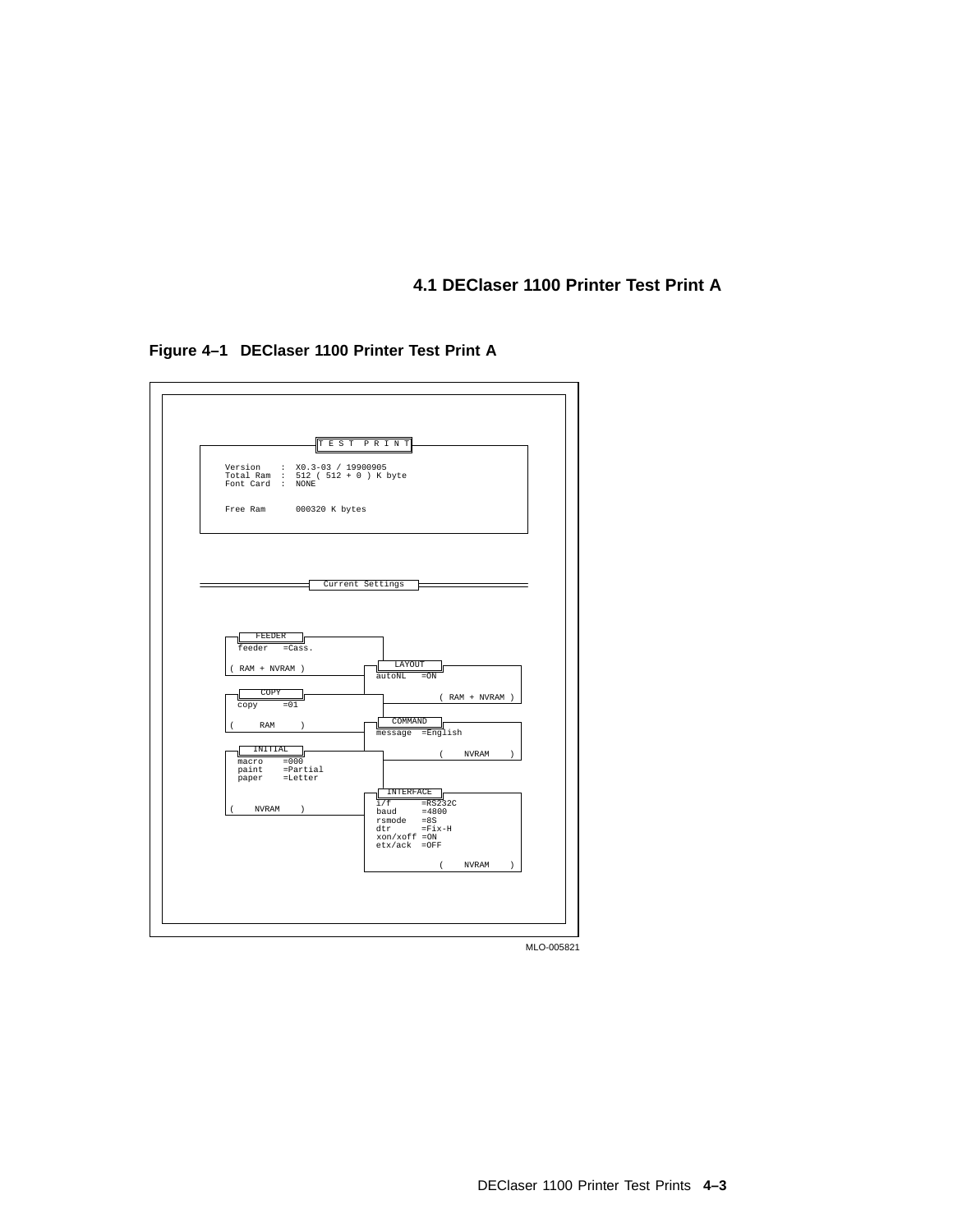## 4.1 DEClaser 1100 Printer Test Print A

**Figure 4–1 DEClaser 1100 Printer Test Print A**

```
                    T E S T  P R I N T

  Version    :  X0.3-03 / 19900905
  Total Ram  :  512 ( 512 + 0 ) K byte
  Font Card  :  NONE


  Free Ram      000320 K bytes


                    Current Settings


  FEEDER
  feeder   =Cass.

  ( RAM + NVRAM )
                              LAYOUT
                              autoNL   =ON
  COPY
  copy     =01                             ( RAM + NVRAM )

  (     RAM     )             COMMAND
                              message  =English
  INITIAL
  macro    =000                            (    NVRAM    )
  paint    =Partial
  paper    =Letter
                              INTERFACE
                              i/f      =RS232C
  (    NVRAM    )             baud     =4800
                              rsmode   =8S
                              dtr      =Fix-H
                              xon/xoff =ON
                              etx/ack  =OFF

                                           (    NVRAM    )
```

MLO-005821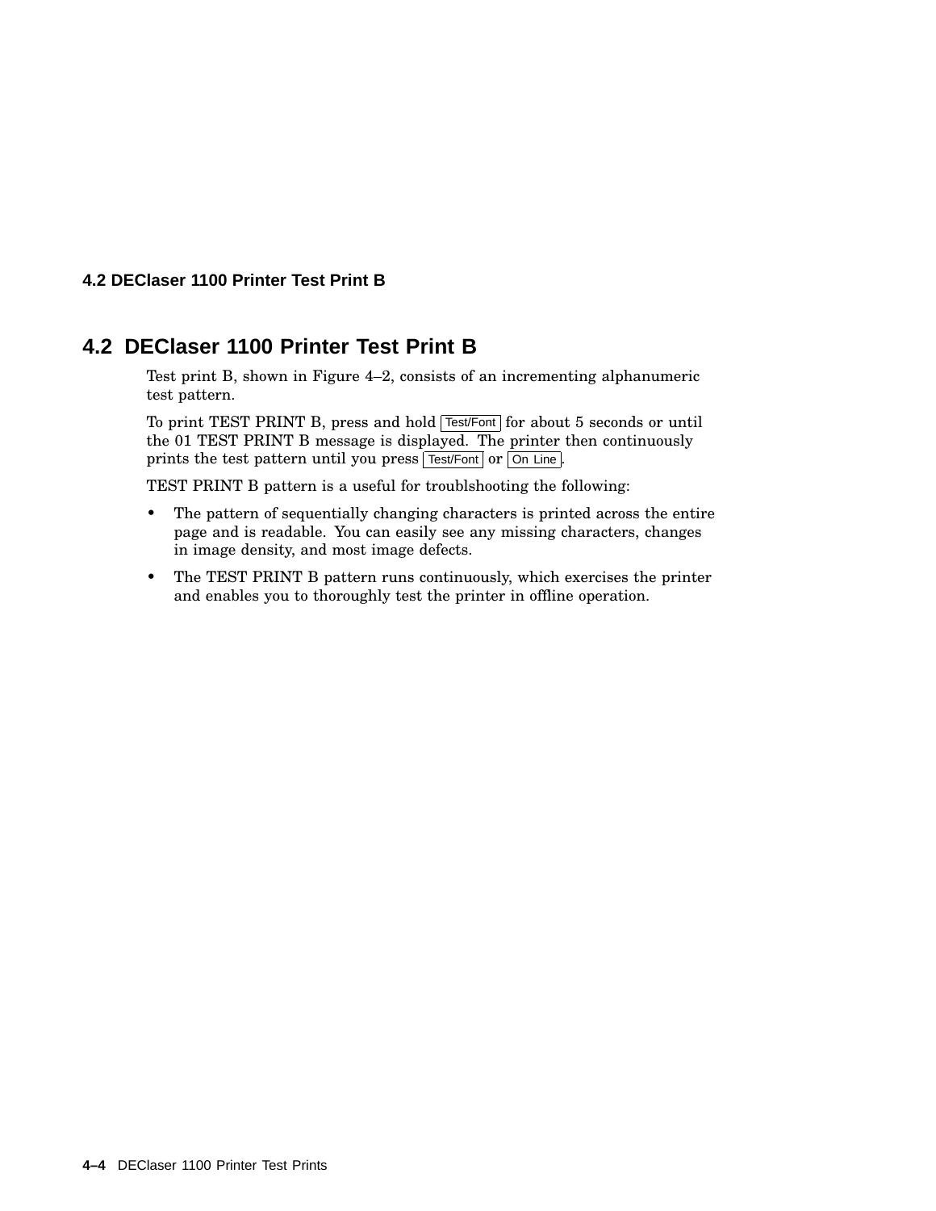## 4.2 DEClaser 1100 Printer Test Print B

Test print B, shown in Figure 4–2, consists of an incrementing alphanumeric test pattern.

To print TEST PRINT B, press and hold Test/Font for about 5 seconds or until the 01 TEST PRINT B message is displayed. The printer then continuously prints the test pattern until you press Test/Font or On Line.

TEST PRINT B pattern is a useful for troublshooting the following:

- The pattern of sequentially changing characters is printed across the entire page and is readable. You can easily see any missing characters, changes in image density, and most image defects.
- The TEST PRINT B pattern runs continuously, which exercises the printer and enables you to thoroughly test the printer in offline operation.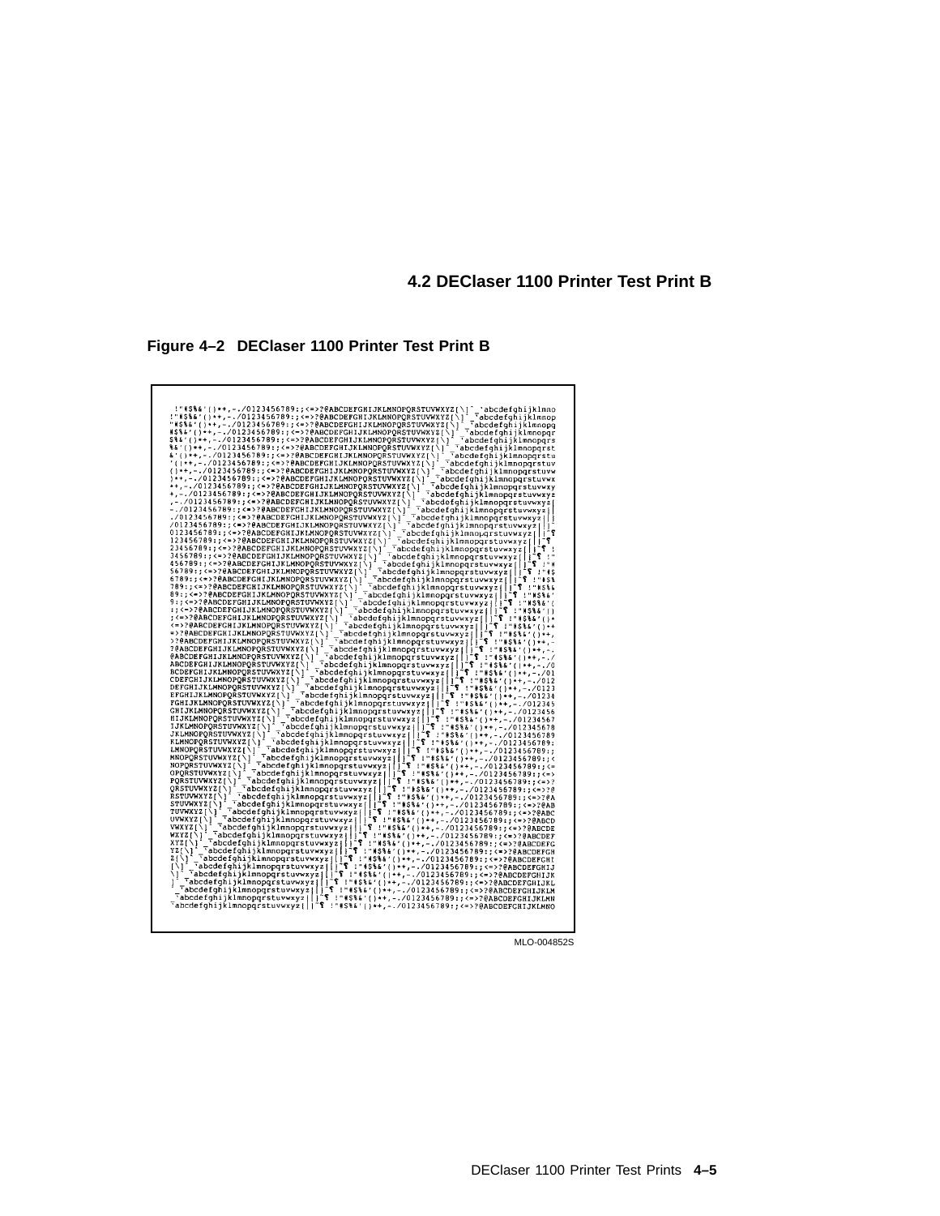## 4.2 DEClaser 1100 Printer Test Print B

**Figure 4–2 DEClaser 1100 Printer Test Print B**

```
 !"#$%&'()*+,-./0123456789:;<=>?@ABCDEFGHIJKLMNOPQRSTUVWXYZ[\]^_`abcdefghijklmno
!"#$%&'()*+,-./0123456789:;<=>?@ABCDEFGHIJKLMNOPQRSTUVWXYZ[\]^_`abcdefghijklmnop
"#$%&'()*+,-./0123456789:;<=>?@ABCDEFGHIJKLMNOPQRSTUVWXYZ[\]^_`abcdefghijklmnopq
#$%&'()*+,-./0123456789:;<=>?@ABCDEFGHIJKLMNOPQRSTUVWXYZ[\]^_`abcdefghijklmnopqr
$%&'()*+,-./0123456789:;<=>?@ABCDEFGHIJKLMNOPQRSTUVWXYZ[\]^_`abcdefghijklmnopqrs
%&'()*+,-./0123456789:;<=>?@ABCDEFGHIJKLMNOPQRSTUVWXYZ[\]^_`abcdefghijklmnopqrst
&'()*+,-./0123456789:;<=>?@ABCDEFGHIJKLMNOPQRSTUVWXYZ[\]^_`abcdefghijklmnopqrstu
'()*+,-./0123456789:;<=>?@ABCDEFGHIJKLMNOPQRSTUVWXYZ[\]^_`abcdefghijklmnopqrstuv
()*+,-./0123456789:;<=>?@ABCDEFGHIJKLMNOPQRSTUVWXYZ[\]^_`abcdefghijklmnopqrstuvw
)*+,-./0123456789:;<=>?@ABCDEFGHIJKLMNOPQRSTUVWXYZ[\]^_`abcdefghijklmnopqrstuvwx
*+,-./0123456789:;<=>?@ABCDEFGHIJKLMNOPQRSTUVWXYZ[\]^_`abcdefghijklmnopqrstuvwxy
+,-./0123456789:;<=>?@ABCDEFGHIJKLMNOPQRSTUVWXYZ[\]^_`abcdefghijklmnopqrstuvwxyz
,-./0123456789:;<=>?@ABCDEFGHIJKLMNOPQRSTUVWXYZ[\]^_`abcdefghijklmnopqrstuvwxyz{
-./0123456789:;<=>?@ABCDEFGHIJKLMNOPQRSTUVWXYZ[\]^_`abcdefghijklmnopqrstuvwxyz{|
./0123456789:;<=>?@ABCDEFGHIJKLMNOPQRSTUVWXYZ[\]^_`abcdefghijklmnopqrstuvwxyz{|}
/0123456789:;<=>?@ABCDEFGHIJKLMNOPQRSTUVWXYZ[\]^_`abcdefghijklmnopqrstuvwxyz{|}~
0123456789:;<=>?@ABCDEFGHIJKLMNOPQRSTUVWXYZ[\]^_`abcdefghijklmnopqrstuvwxyz{|}~¶
123456789:;<=>?@ABCDEFGHIJKLMNOPQRSTUVWXYZ[\]^_`abcdefghijklmnopqrstuvwxyz{|}~¶ 
23456789:;<=>?@ABCDEFGHIJKLMNOPQRSTUVWXYZ[\]^_`abcdefghijklmnopqrstuvwxyz{|}~¶ !
3456789:;<=>?@ABCDEFGHIJKLMNOPQRSTUVWXYZ[\]^_`abcdefghijklmnopqrstuvwxyz{|}~¶ !"
456789:;<=>?@ABCDEFGHIJKLMNOPQRSTUVWXYZ[\]^_`abcdefghijklmnopqrstuvwxyz{|}~¶ !"#
56789:;<=>?@ABCDEFGHIJKLMNOPQRSTUVWXYZ[\]^_`abcdefghijklmnopqrstuvwxyz{|}~¶ !"#$
6789:;<=>?@ABCDEFGHIJKLMNOPQRSTUVWXYZ[\]^_`abcdefghijklmnopqrstuvwxyz{|}~¶ !"#$%
789:;<=>?@ABCDEFGHIJKLMNOPQRSTUVWXYZ[\]^_`abcdefghijklmnopqrstuvwxyz{|}~¶ !"#$%&
89:;<=>?@ABCDEFGHIJKLMNOPQRSTUVWXYZ[\]^_`abcdefghijklmnopqrstuvwxyz{|}~¶ !"#$%&'
9:;<=>?@ABCDEFGHIJKLMNOPQRSTUVWXYZ[\]^_`abcdefghijklmnopqrstuvwxyz{|}~¶ !"#$%&'(
:;<=>?@ABCDEFGHIJKLMNOPQRSTUVWXYZ[\]^_`abcdefghijklmnopqrstuvwxyz{|}~¶ !"#$%&'()
;<=>?@ABCDEFGHIJKLMNOPQRSTUVWXYZ[\]^_`abcdefghijklmnopqrstuvwxyz{|}~¶ !"#$%&'()*
<=>?@ABCDEFGHIJKLMNOPQRSTUVWXYZ[\]^_`abcdefghijklmnopqrstuvwxyz{|}~¶ !"#$%&'()*+
=>?@ABCDEFGHIJKLMNOPQRSTUVWXYZ[\]^_`abcdefghijklmnopqrstuvwxyz{|}~¶ !"#$%&'()*+,
>?@ABCDEFGHIJKLMNOPQRSTUVWXYZ[\]^_`abcdefghijklmnopqrstuvwxyz{|}~¶ !"#$%&'()*+,-
?@ABCDEFGHIJKLMNOPQRSTUVWXYZ[\]^_`abcdefghijklmnopqrstuvwxyz{|}~¶ !"#$%&'()*+,-.
@ABCDEFGHIJKLMNOPQRSTUVWXYZ[\]^_`abcdefghijklmnopqrstuvwxyz{|}~¶ !"#$%&'()*+,-./
ABCDEFGHIJKLMNOPQRSTUVWXYZ[\]^_`abcdefghijklmnopqrstuvwxyz{|}~¶ !"#$%&'()*+,-./0
BCDEFGHIJKLMNOPQRSTUVWXYZ[\]^_`abcdefghijklmnopqrstuvwxyz{|}~¶ !"#$%&'()*+,-./01
CDEFGHIJKLMNOPQRSTUVWXYZ[\]^_`abcdefghijklmnopqrstuvwxyz{|}~¶ !"#$%&'()*+,-./012
DEFGHIJKLMNOPQRSTUVWXYZ[\]^_`abcdefghijklmnopqrstuvwxyz{|}~¶ !"#$%&'()*+,-./0123
EFGHIJKLMNOPQRSTUVWXYZ[\]^_`abcdefghijklmnopqrstuvwxyz{|}~¶ !"#$%&'()*+,-./01234
FGHIJKLMNOPQRSTUVWXYZ[\]^_`abcdefghijklmnopqrstuvwxyz{|}~¶ !"#$%&'()*+,-./012345
GHIJKLMNOPQRSTUVWXYZ[\]^_`abcdefghijklmnopqrstuvwxyz{|}~¶ !"#$%&'()*+,-./0123456
HIJKLMNOPQRSTUVWXYZ[\]^_`abcdefghijklmnopqrstuvwxyz{|}~¶ !"#$%&'()*+,-./01234567
IJKLMNOPQRSTUVWXYZ[\]^_`abcdefghijklmnopqrstuvwxyz{|}~¶ !"#$%&'()*+,-./012345678
JKLMNOPQRSTUVWXYZ[\]^_`abcdefghijklmnopqrstuvwxyz{|}~¶ !"#$%&'()*+,-./0123456789
KLMNOPQRSTUVWXYZ[\]^_`abcdefghijklmnopqrstuvwxyz{|}~¶ !"#$%&'()*+,-./0123456789:
LMNOPQRSTUVWXYZ[\]^_`abcdefghijklmnopqrstuvwxyz{|}~¶ !"#$%&'()*+,-./0123456789:;
MNOPQRSTUVWXYZ[\]^_`abcdefghijklmnopqrstuvwxyz{|}~¶ !"#$%&'()*+,-./0123456789:;<
NOPQRSTUVWXYZ[\]^_`abcdefghijklmnopqrstuvwxyz{|}~¶ !"#$%&'()*+,-./0123456789:;<=
OPQRSTUVWXYZ[\]^_`abcdefghijklmnopqrstuvwxyz{|}~¶ !"#$%&'()*+,-./0123456789:;<=>
PQRSTUVWXYZ[\]^_`abcdefghijklmnopqrstuvwxyz{|}~¶ !"#$%&'()*+,-./0123456789:;<=>?
QRSTUVWXYZ[\]^_`abcdefghijklmnopqrstuvwxyz{|}~¶ !"#$%&'()*+,-./0123456789:;<=>?@
RSTUVWXYZ[\]^_`abcdefghijklmnopqrstuvwxyz{|}~¶ !"#$%&'()*+,-./0123456789:;<=>?@A
STUVWXYZ[\]^_`abcdefghijklmnopqrstuvwxyz{|}~¶ !"#$%&'()*+,-./0123456789:;<=>?@AB
TUVWXYZ[\]^_`abcdefghijklmnopqrstuvwxyz{|}~¶ !"#$%&'()*+,-./0123456789:;<=>?@ABC
UVWXYZ[\]^_`abcdefghijklmnopqrstuvwxyz{|}~¶ !"#$%&'()*+,-./0123456789:;<=>?@ABCD
VWXYZ[\]^_`abcdefghijklmnopqrstuvwxyz{|}~¶ !"#$%&'()*+,-./0123456789:;<=>?@ABCDE
WXYZ[\]^_`abcdefghijklmnopqrstuvwxyz{|}~¶ !"#$%&'()*+,-./0123456789:;<=>?@ABCDEF
XYZ[\]^_`abcdefghijklmnopqrstuvwxyz{|}~¶ !"#$%&'()*+,-./0123456789:;<=>?@ABCDEFG
YZ[\]^_`abcdefghijklmnopqrstuvwxyz{|}~¶ !"#$%&'()*+,-./0123456789:;<=>?@ABCDEFGH
Z[\]^_`abcdefghijklmnopqrstuvwxyz{|}~¶ !"#$%&'()*+,-./0123456789:;<=>?@ABCDEFGHI
[\]^_`abcdefghijklmnopqrstuvwxyz{|}~¶ !"#$%&'()*+,-./0123456789:;<=>?@ABCDEFGHIJ
\]^_`abcdefghijklmnopqrstuvwxyz{|}~¶ !"#$%&'()*+,-./0123456789:;<=>?@ABCDEFGHIJK
]^_`abcdefghijklmnopqrstuvwxyz{|}~¶ !"#$%&'()*+,-./0123456789:;<=>?@ABCDEFGHIJKL
^_`abcdefghijklmnopqrstuvwxyz{|}~¶ !"#$%&'()*+,-./0123456789:;<=>?@ABCDEFGHIJKLM
_`abcdefghijklmnopqrstuvwxyz{|}~¶ !"#$%&'()*+,-./0123456789:;<=>?@ABCDEFGHIJKLMN
`abcdefghijklmnopqrstuvwxyz{|}~¶ !"#$%&'()*+,-./0123456789:;<=>?@ABCDEFGHIJKLMNO
```

MLO-004852S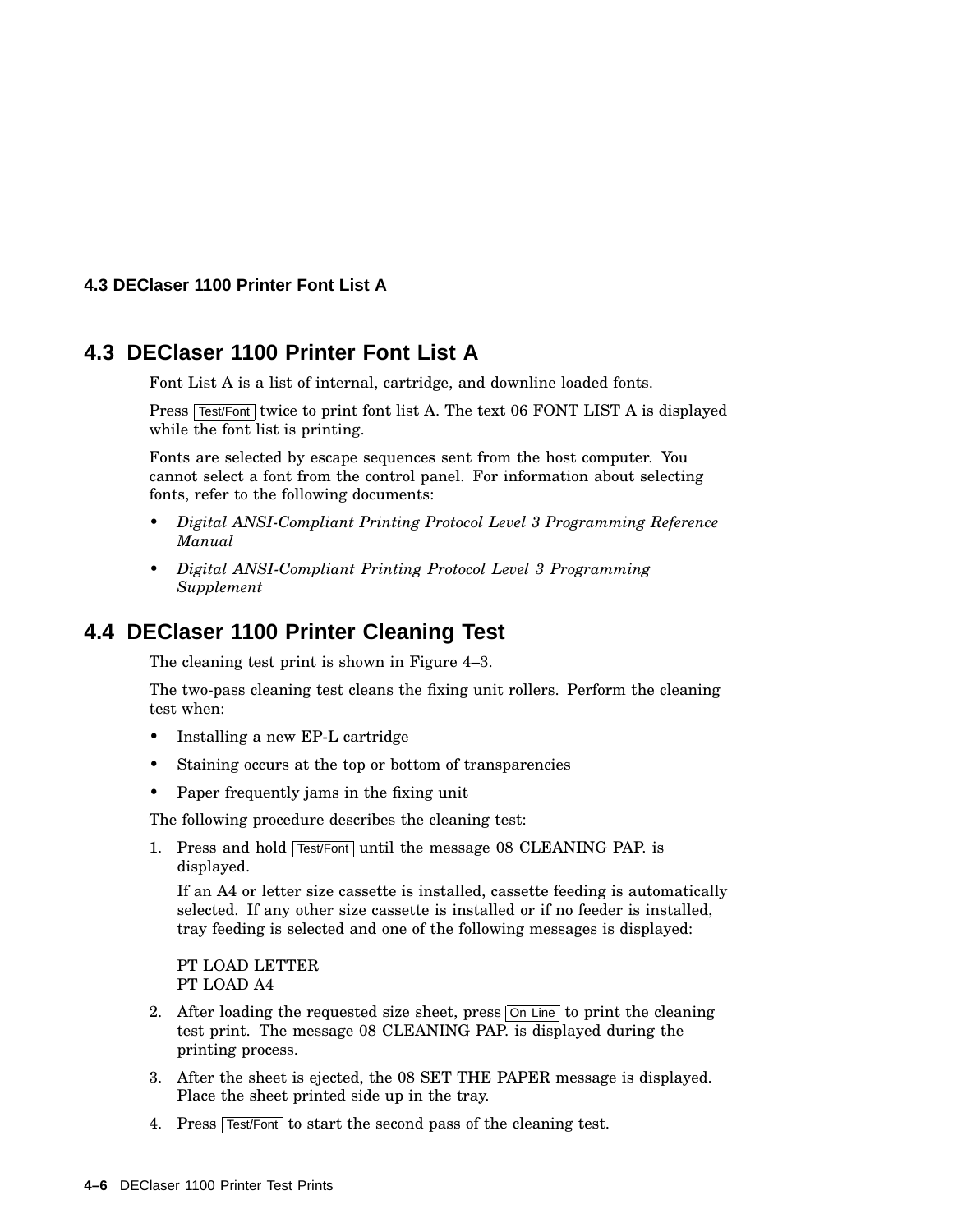## 4.3 DEClaser 1100 Printer Font List A

Font List A is a list of internal, cartridge, and downline loaded fonts.

Press Test/Font twice to print font list A. The text 06 FONT LIST A is displayed while the font list is printing.

Fonts are selected by escape sequences sent from the host computer. You cannot select a font from the control panel. For information about selecting fonts, refer to the following documents:

- *Digital ANSI-Compliant Printing Protocol Level 3 Programming Reference Manual*
- *Digital ANSI-Compliant Printing Protocol Level 3 Programming Supplement*

## 4.4 DEClaser 1100 Printer Cleaning Test

The cleaning test print is shown in Figure 4–3.

The two-pass cleaning test cleans the fixing unit rollers. Perform the cleaning test when:

- Installing a new EP-L cartridge
- Staining occurs at the top or bottom of transparencies
- Paper frequently jams in the fixing unit

The following procedure describes the cleaning test:

1. Press and hold Test/Font until the message 08 CLEANING PAP. is displayed.

   If an A4 or letter size cassette is installed, cassette feeding is automatically selected. If any other size cassette is installed or if no feeder is installed, tray feeding is selected and one of the following messages is displayed:

   PT LOAD LETTER
   PT LOAD A4

2. After loading the requested size sheet, press On Line to print the cleaning test print. The message 08 CLEANING PAP. is displayed during the printing process.
3. After the sheet is ejected, the 08 SET THE PAPER message is displayed. Place the sheet printed side up in the tray.
4. Press Test/Font to start the second pass of the cleaning test.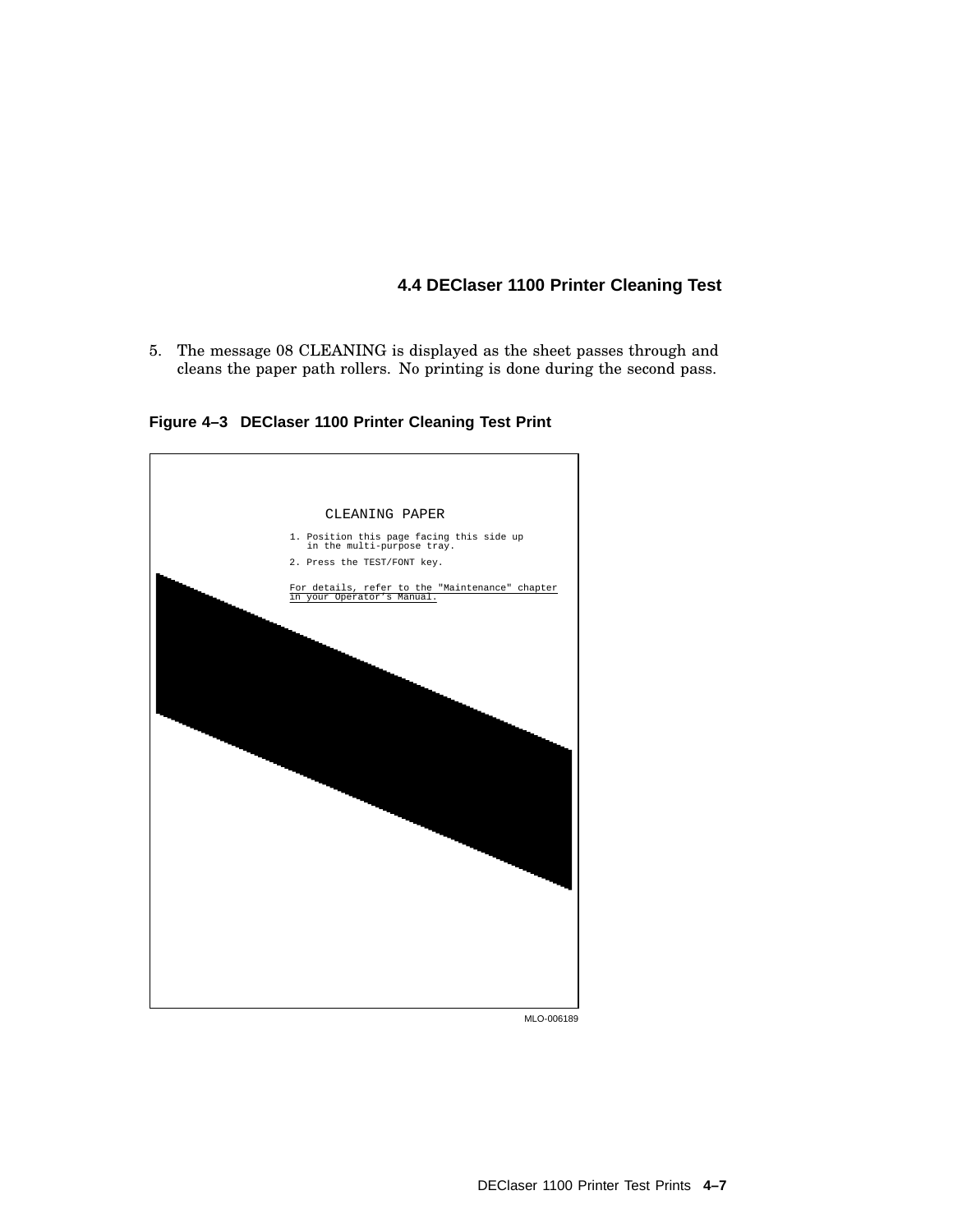5. The message 08 CLEANING is displayed as the sheet passes through and cleans the paper path rollers. No printing is done during the second pass.

**Figure 4–3 DEClaser 1100 Printer Cleaning Test Print**

```
CLEANING PAPER

1. Position this page facing this side up
   in the multi-purpose tray.

2. Press the TEST/FONT key.

For details, refer to the "Maintenance" chapter
in your Operator's Manual.
```

MLO-006189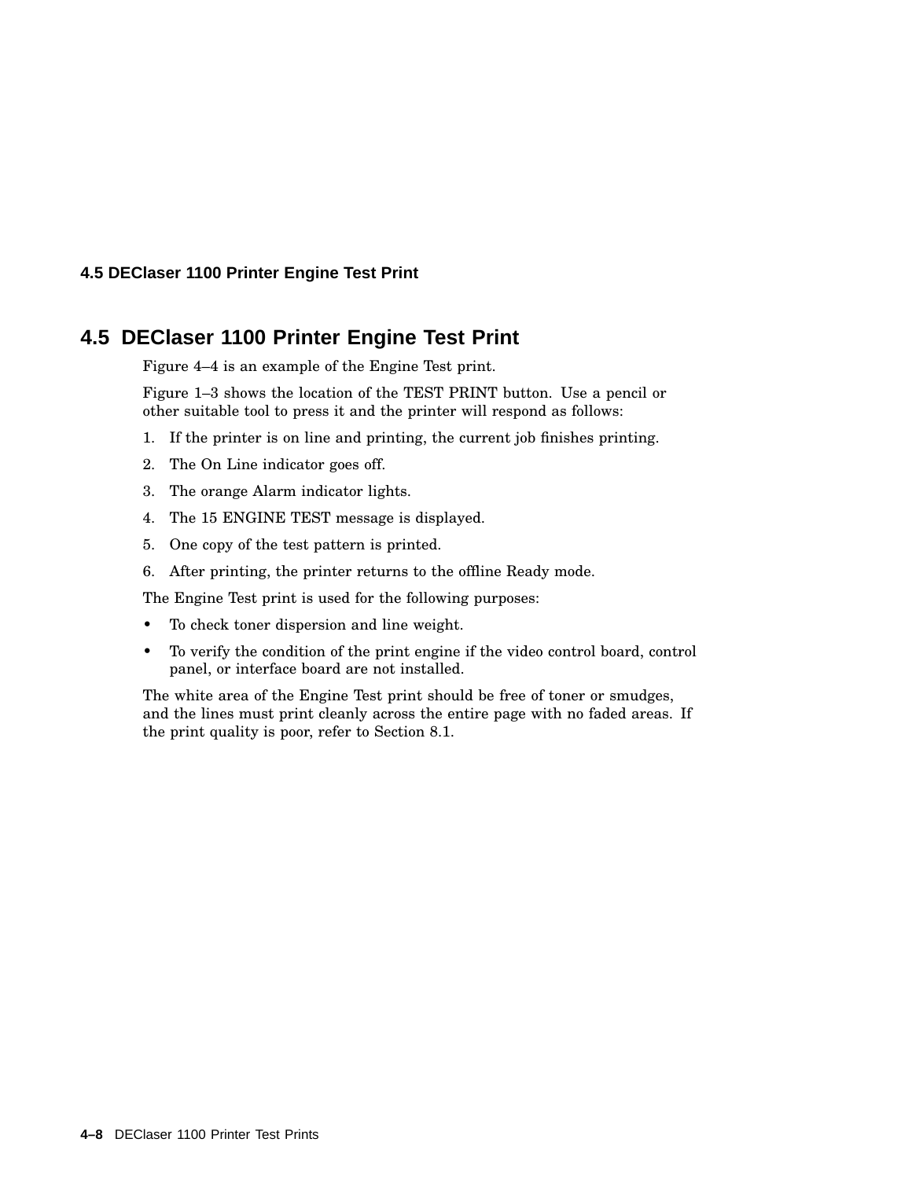## 4.5 DEClaser 1100 Printer Engine Test Print

Figure 4–4 is an example of the Engine Test print.

Figure 1–3 shows the location of the TEST PRINT button. Use a pencil or other suitable tool to press it and the printer will respond as follows:

1. If the printer is on line and printing, the current job finishes printing.
2. The On Line indicator goes off.
3. The orange Alarm indicator lights.
4. The 15 ENGINE TEST message is displayed.
5. One copy of the test pattern is printed.
6. After printing, the printer returns to the offline Ready mode.

The Engine Test print is used for the following purposes:

- To check toner dispersion and line weight.
- To verify the condition of the print engine if the video control board, control panel, or interface board are not installed.

The white area of the Engine Test print should be free of toner or smudges, and the lines must print cleanly across the entire page with no faded areas. If the print quality is poor, refer to Section 8.1.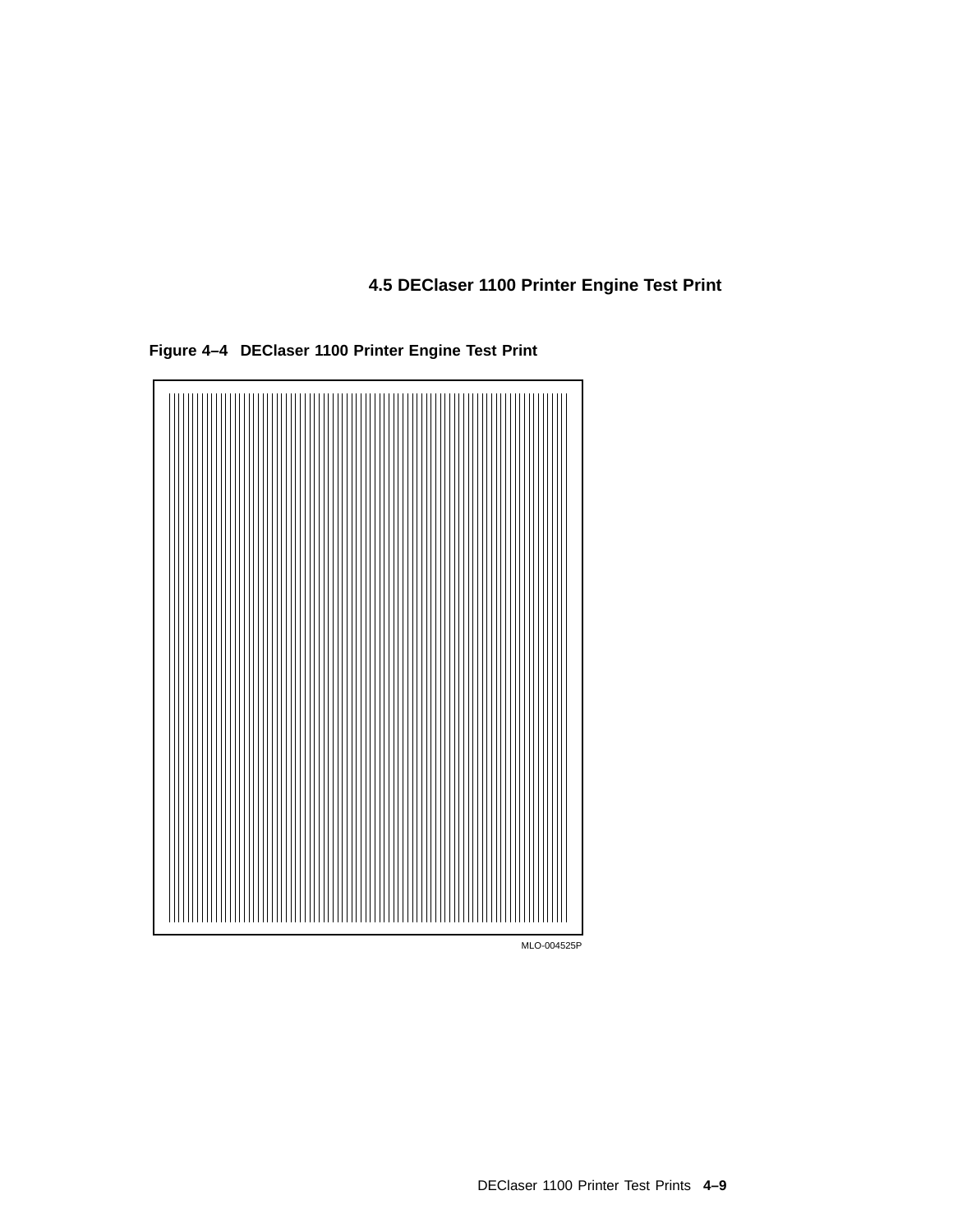## 4.5 DEClaser 1100 Printer Engine Test Print

**Figure 4–4 DEClaser 1100 Printer Engine Test Print**

MLO-004525P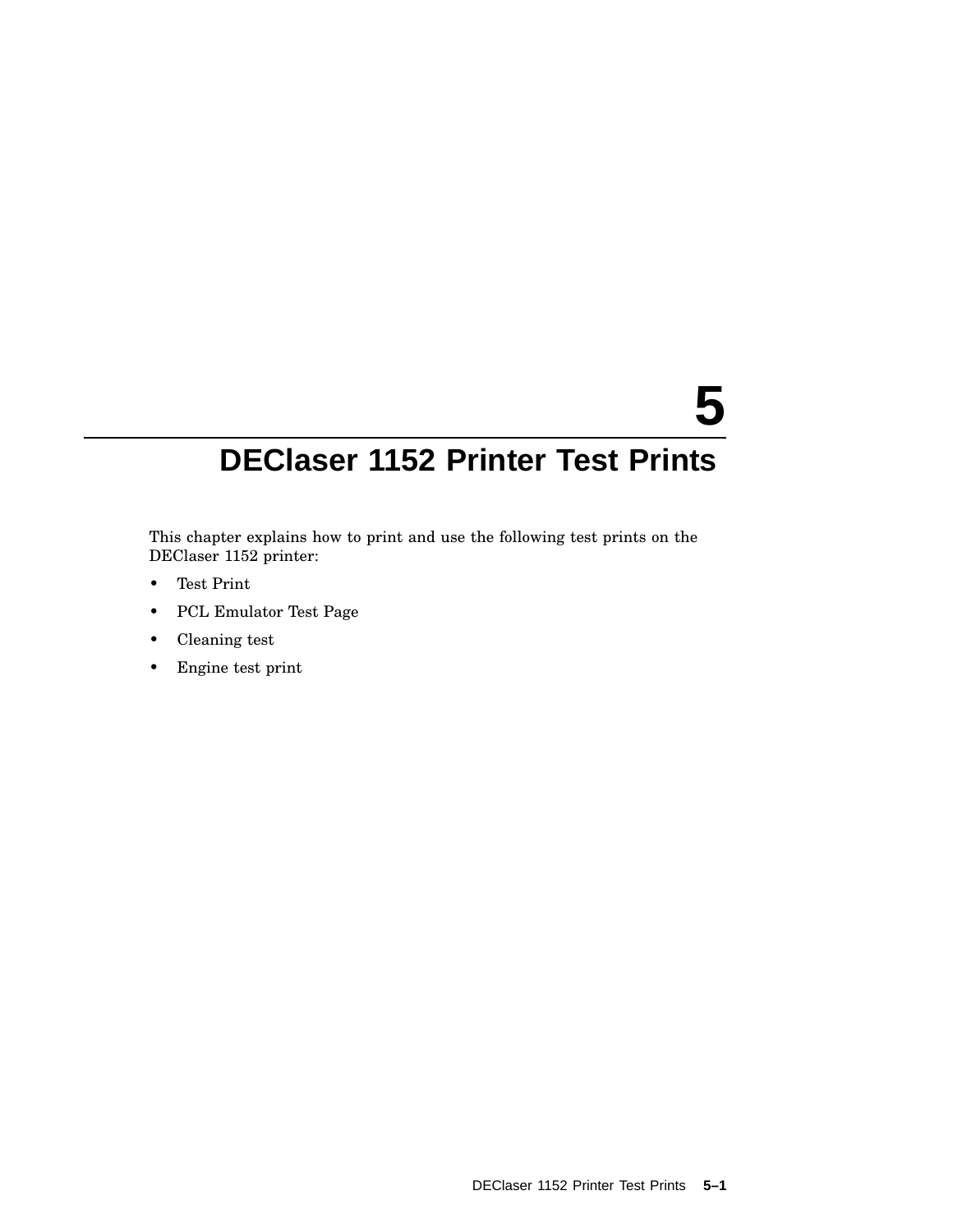# 5 DEClaser 1152 Printer Test Prints

This chapter explains how to print and use the following test prints on the DEClaser 1152 printer:

- Test Print
- PCL Emulator Test Page
- Cleaning test
- Engine test print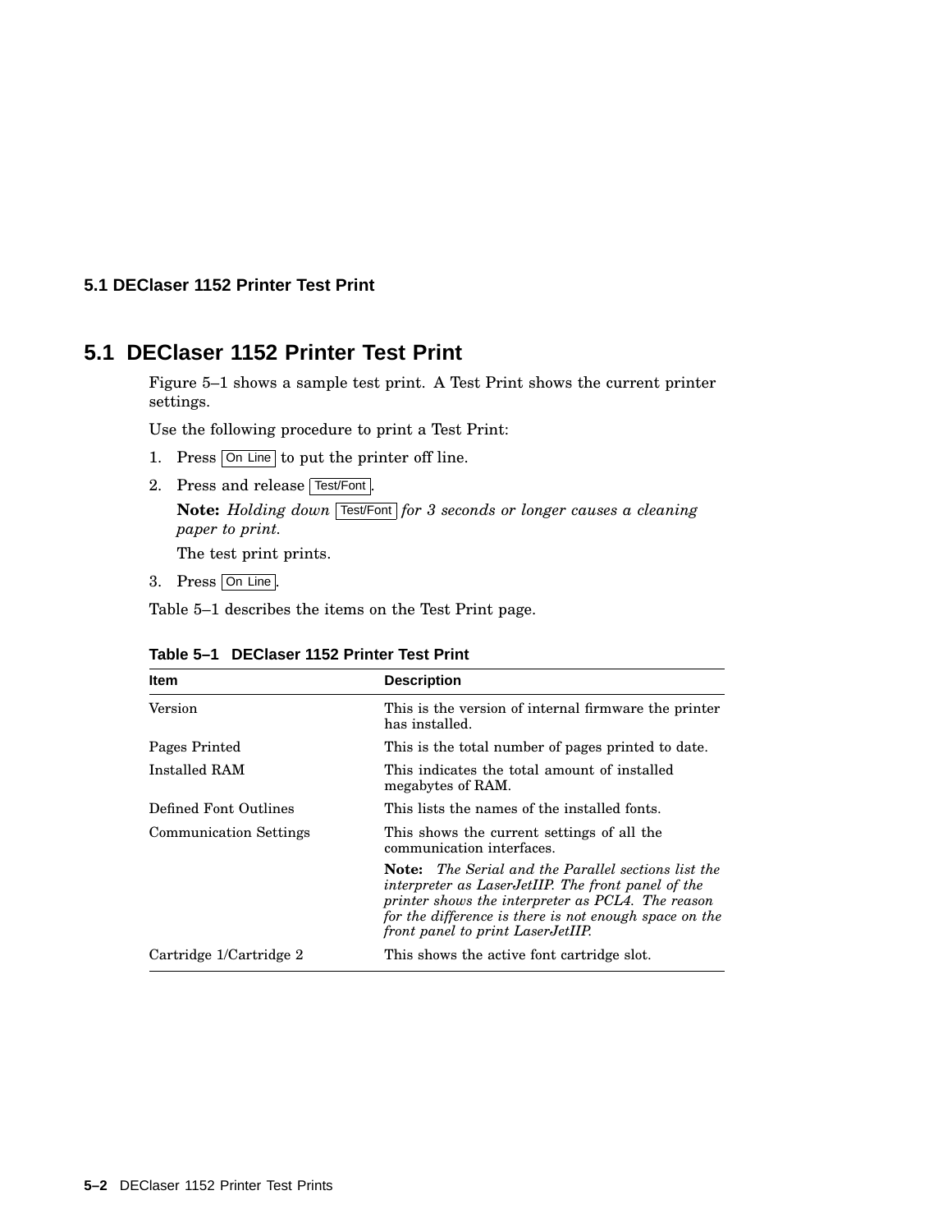## 5.1 DEClaser 1152 Printer Test Print

Figure 5–1 shows a sample test print. A Test Print shows the current printer settings.

Use the following procedure to print a Test Print:

1. Press On Line to put the printer off line.
2. Press and release Test/Font.

   **Note:** *Holding down* Test/Font *for 3 seconds or longer causes a cleaning paper to print.*

   The test print prints.
3. Press On Line.

Table 5–1 describes the items on the Test Print page.

**Table 5–1 DEClaser 1152 Printer Test Print**

| Item | Description |
|---|---|
| Version | This is the version of internal firmware the printer has installed. |
| Pages Printed | This is the total number of pages printed to date. |
| Installed RAM | This indicates the total amount of installed megabytes of RAM. |
| Defined Font Outlines | This lists the names of the installed fonts. |
| Communication Settings | This shows the current settings of all the communication interfaces. |
| | **Note:** *The Serial and the Parallel sections list the interpreter as LaserJetIIP. The front panel of the printer shows the interpreter as PCL4. The reason for the difference is there is not enough space on the front panel to print LaserJetIIP.* |
| Cartridge 1/Cartridge 2 | This shows the active font cartridge slot. |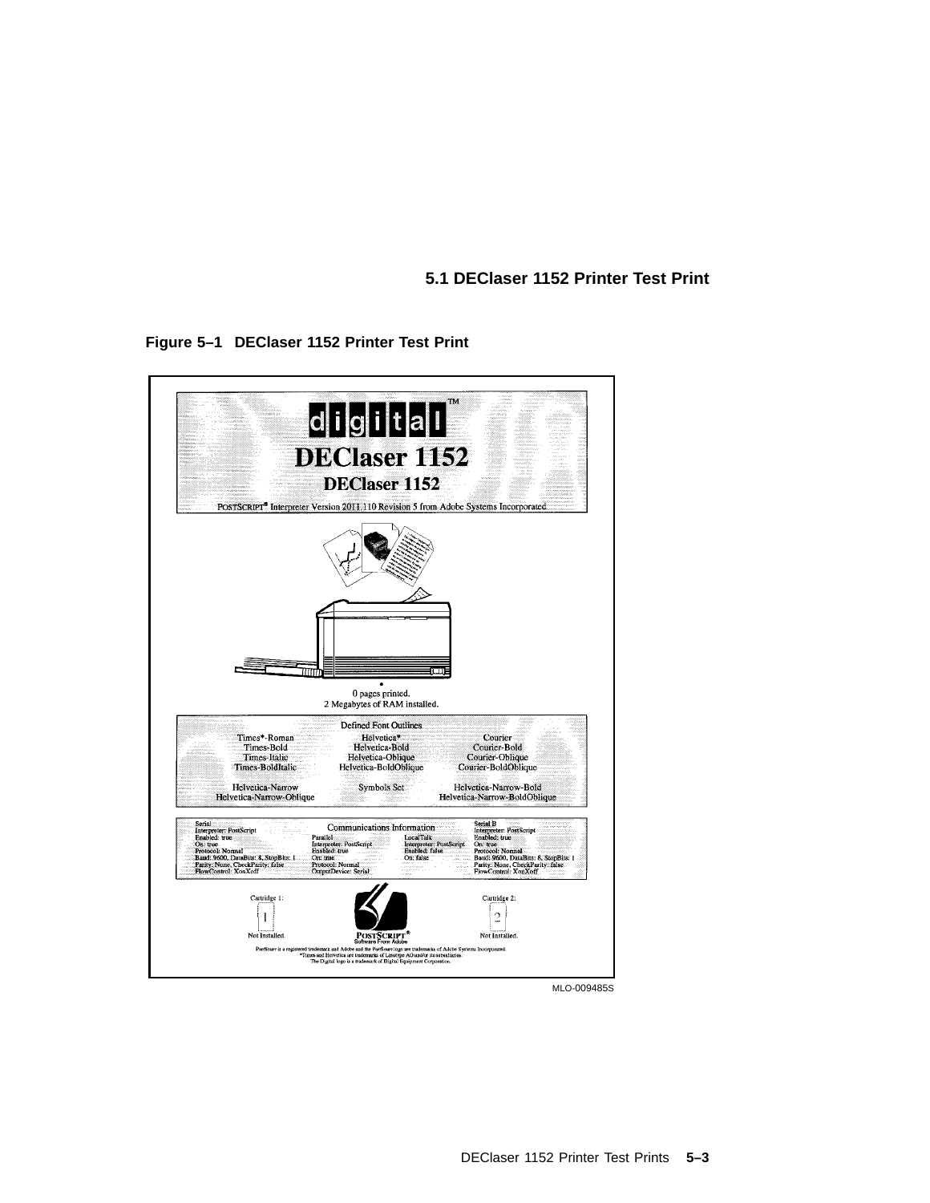**Figure 5–1 DEClaser 1152 Printer Test Print**

digital™

**DEClaser 1152**

**DEClaser 1152**

POSTSCRIPT® Interpreter Version 2011.110 Revision 5 from Adobe Systems Incorporated.

0 pages printed.
2 Megabytes of RAM installed.

Defined Font Outlines

| | | |
|---|---|---|
| Times*-Roman | Helvetica* | Courier |
| Times-Bold | Helvetica-Bold | Courier-Bold |
| Times-Italic | Helvetica-Oblique | Courier-Oblique |
| Times-BoldItalic | Helvetica-BoldOblique | Courier-BoldOblique |
| Helvetica-Narrow | Symbols Set | Helvetica-Narrow-Bold |
| Helvetica-Narrow-Oblique | | Helvetica-Narrow-BoldOblique |

Communications Information

| Serial | Parallel | LocalTalk | Serial B |
|---|---|---|---|
| Interpreter: PostScript | Interpreter: PostScript | Interpreter: PostScript | Interpreter: PostScript |
| Enabled: true | Enabled: true | Enabled: false | Enabled: true |
| On: true | On: true | On: false | On: true |
| Protocol: Normal | Protocol: Normal | | Protocol: Normal |
| Baud: 9600, DataBits: 8, StopBits: 1 | OutputDevice: Serial | | Baud: 9600, DataBits: 8, StopBits: 1 |
| Parity: None, CheckParity: false | | | Parity: None, CheckParity: false |
| FlowControl: XonXoff | | | FlowControl: XonXoff |

Cartridge 1: 1 Not Installed.

POSTSCRIPT® Software From Adobe

Cartridge 2: 2 Not Installed.

PostScript is a registered trademark and Adobe and the PostScript logo are trademarks of Adobe Systems Incorporated.
*Times and Helvetica are trademarks of Linotype AG and/or its subsidiaries.
The Digital logo is a trademark of Digital Equipment Corporation.

MLO-009485S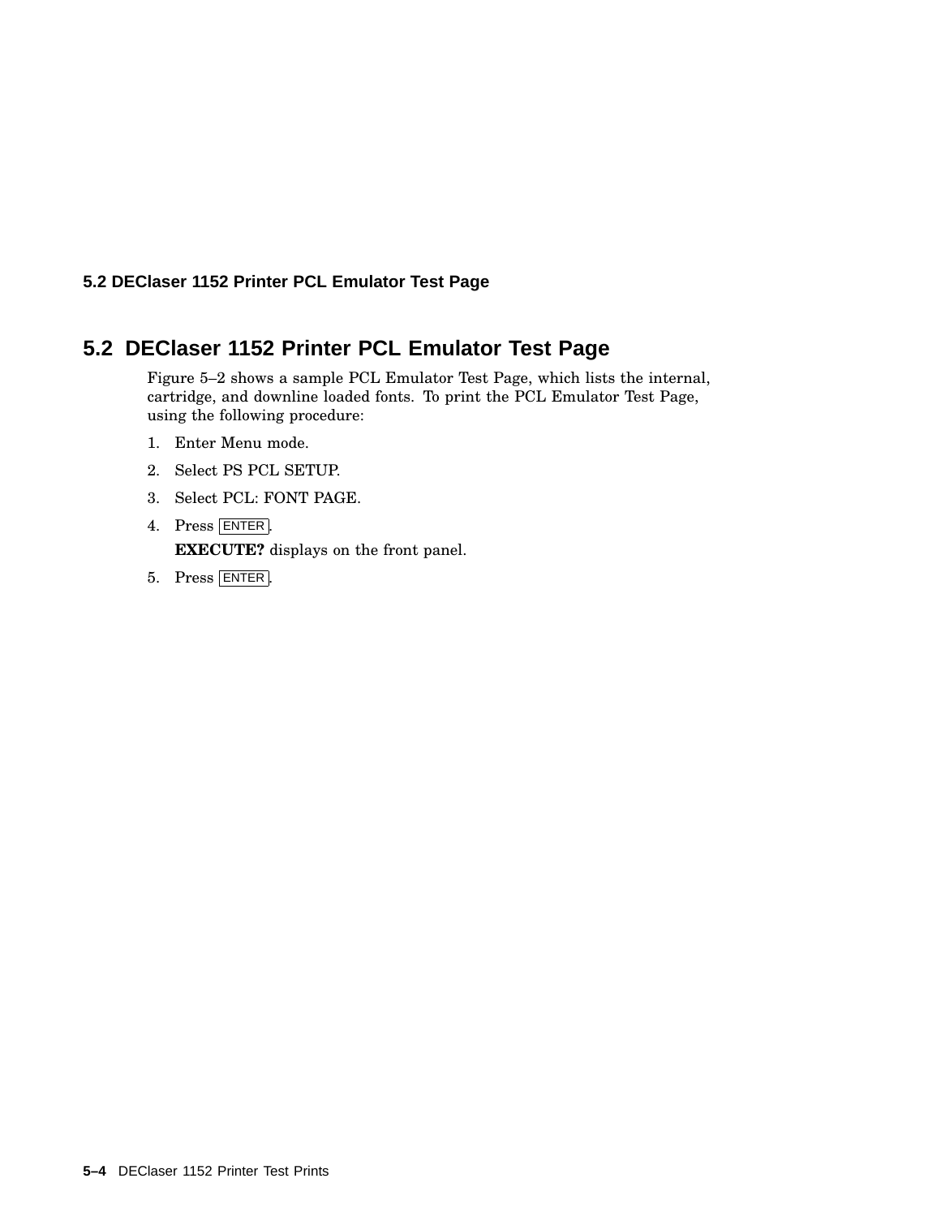## 5.2 DEClaser 1152 Printer PCL Emulator Test Page

Figure 5–2 shows a sample PCL Emulator Test Page, which lists the internal, cartridge, and downline loaded fonts. To print the PCL Emulator Test Page, using the following procedure:

1. Enter Menu mode.
2. Select PS PCL SETUP.
3. Select PCL: FONT PAGE.
4. Press ENTER.

   **EXECUTE?** displays on the front panel.
5. Press ENTER.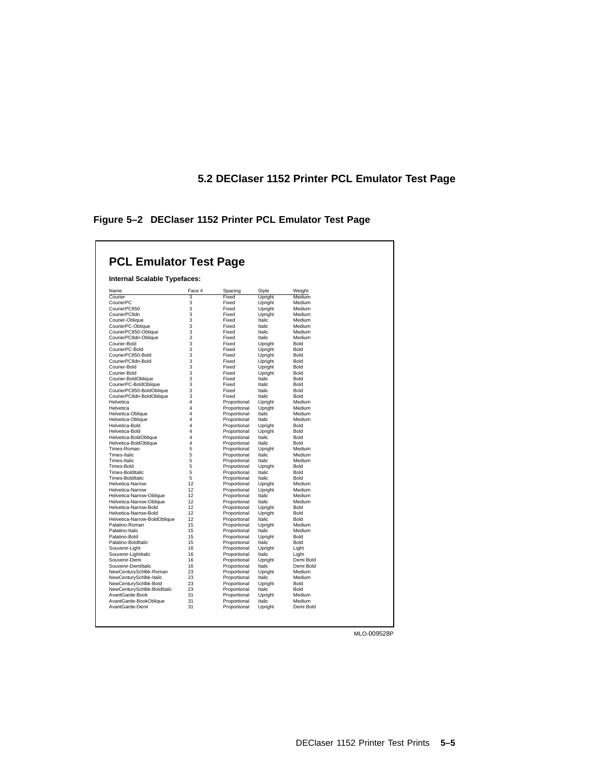## 5.2 DEClaser 1152 Printer PCL Emulator Test Page

**Figure 5–2 DEClaser 1152 Printer PCL Emulator Test Page**

# PCL Emulator Test Page

**Internal Scalable Typefaces:**

| Name | Face # | Spacing | Style | Weight |
|---|---|---|---|---|
| Courier | 3 | Fixed | Upright | Medium |
| CourierPC | 3 | Fixed | Upright | Medium |
| CourierPC850 | 3 | Fixed | Upright | Medium |
| CourierPC8dn | 3 | Fixed | Upright | Medium |
| Courier-Oblique | 3 | Fixed | Italic | Medium |
| CourierPC-Oblique | 3 | Fixed | Italic | Medium |
| CourierPC850-Oblique | 3 | Fixed | Italic | Medium |
| CourierPC8dn-Oblique | 3 | Fixed | Italic | Medium |
| Courier-Bold | 3 | Fixed | Upright | Bold |
| CourierPC-Bold | 3 | Fixed | Upright | Bold |
| CourierPC850-Bold | 3 | Fixed | Upright | Bold |
| CourierPC8dn-Bold | 3 | Fixed | Upright | Bold |
| Courier-Bold | 3 | Fixed | Upright | Bold |
| Courier-Bold | 3 | Fixed | Upright | Bold |
| Courier-BoldOblique | 3 | Fixed | Italic | Bold |
| CourierPC-BoldOblique | 3 | Fixed | Italic | Bold |
| CourierPC850-BoldOblique | 3 | Fixed | Italic | Bold |
| CourierPC8dn-BoldOblique | 3 | Fixed | Italic | Bold |
| Helvetica | 4 | Proportional | Upright | Medium |
| Helvetica | 4 | Proportional | Upright | Medium |
| Helvetica-Oblique | 4 | Proportional | Italic | Medium |
| Helvetica-Oblique | 4 | Proportional | Italic | Medium |
| Helvetica-Bold | 4 | Proportional | Upright | Bold |
| Helvetica-Bold | 4 | Proportional | Upright | Bold |
| Helvetica-BoldOblique | 4 | Proportional | Italic | Bold |
| Helvetica-BoldOblique | 4 | Proportional | Italic | Bold |
| Times-Roman | 5 | Proportional | Upright | Medium |
| Times-Italic | 5 | Proportional | Italic | Medium |
| Times-Italic | 5 | Proportional | Italic | Medium |
| Times-Bold | 5 | Proportional | Upright | Bold |
| Times-BoldItalic | 5 | Proportional | Italic | Bold |
| Times-BoldItalic | 5 | Proportional | Italic | Bold |
| Helvetica-Narrow | 12 | Proportional | Upright | Medium |
| Helvetica-Narrow | 12 | Proportional | Upright | Medium |
| Helvetica-Narrow-Oblique | 12 | Proportional | Italic | Medium |
| Helvetica-Narrow-Oblique | 12 | Proportional | Italic | Medium |
| Helvetica-Narrow-Bold | 12 | Proportional | Upright | Bold |
| Helvetica-Narrow-Bold | 12 | Proportional | Upright | Bold |
| Helvetica-Narrow-BoldOblique | 12 | Proportional | Italic | Bold |
| Palatino-Roman | 15 | Proportional | Upright | Medium |
| Palatino-Italic | 15 | Proportional | Italic | Medium |
| Palatino-Bold | 15 | Proportional | Upright | Bold |
| Palatino-BoldItalic | 15 | Proportional | Italic | Bold |
| Souvenir-Light | 16 | Proportional | Upright | Light |
| Souvenir-LightItalic | 16 | Proportional | Italic | Light |
| Souvenir-Demi | 16 | Proportional | Upright | Demi Bold |
| Souvenir-DemiItalic | 16 | Proportional | Italic | Demi Bold |
| NewCenturySchlbk-Roman | 23 | Proportional | Upright | Medium |
| NewCenturySchlbk-Italic | 23 | Proportional | Italic | Medium |
| NewCenturySchlbk-Bold | 23 | Proportional | Upright | Bold |
| NewCenturySchlbk-BoldItalic | 23 | Proportional | Italic | Bold |
| AvantGarde-Book | 31 | Proportional | Upright | Medium |
| AvantGarde-BookOblique | 31 | Proportional | Italic | Medium |
| AvantGarde-Demi | 31 | Proportional | Upright | Demi Bold |

MLO-009528P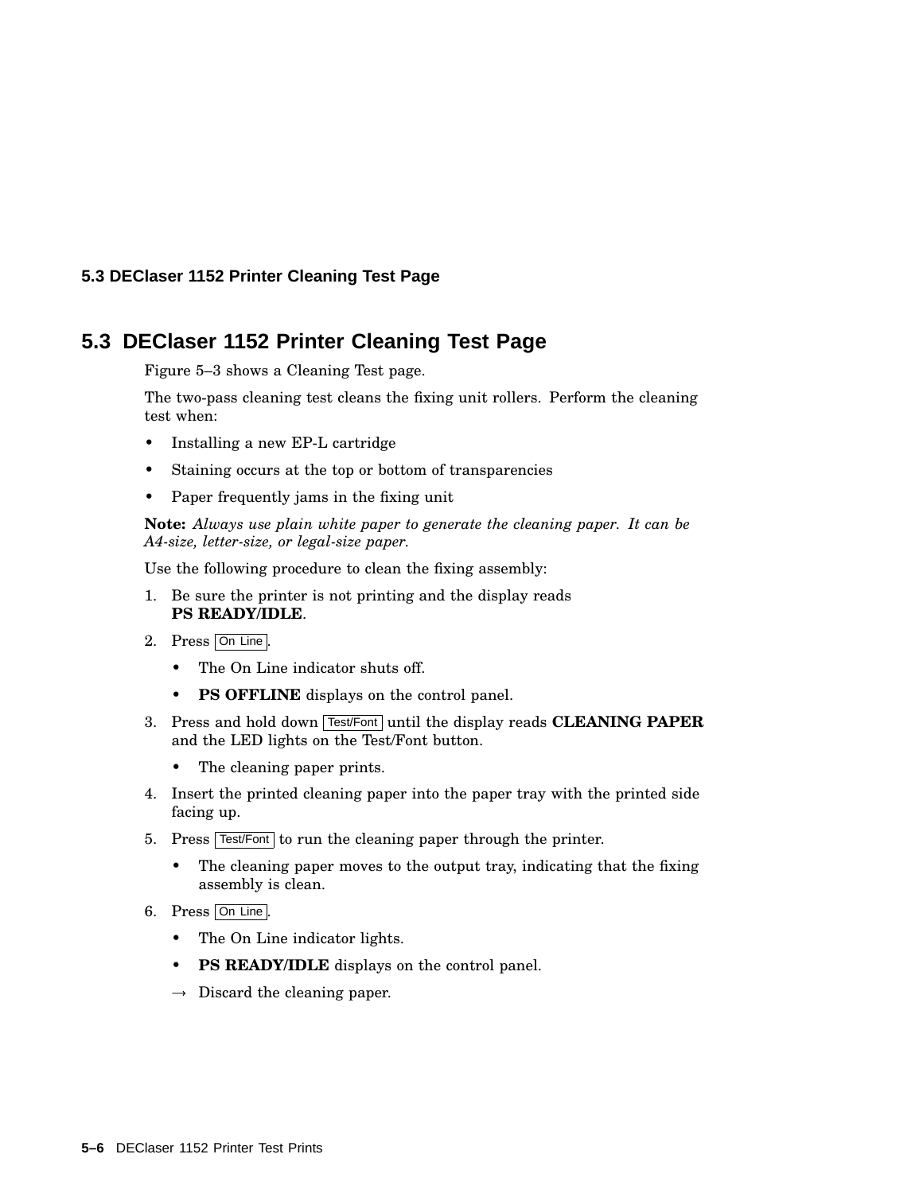## 5.3 DEClaser 1152 Printer Cleaning Test Page

Figure 5–3 shows a Cleaning Test page.

The two-pass cleaning test cleans the fixing unit rollers. Perform the cleaning test when:

- Installing a new EP-L cartridge
- Staining occurs at the top or bottom of transparencies
- Paper frequently jams in the fixing unit

**Note:** *Always use plain white paper to generate the cleaning paper. It can be A4-size, letter-size, or legal-size paper.*

Use the following procedure to clean the fixing assembly:

1. Be sure the printer is not printing and the display reads **PS READY/IDLE**.
2. Press On Line.
   - The On Line indicator shuts off.
   - **PS OFFLINE** displays on the control panel.
3. Press and hold down Test/Font until the display reads **CLEANING PAPER** and the LED lights on the Test/Font button.
   - The cleaning paper prints.
4. Insert the printed cleaning paper into the paper tray with the printed side facing up.
5. Press Test/Font to run the cleaning paper through the printer.
   - The cleaning paper moves to the output tray, indicating that the fixing assembly is clean.
6. Press On Line.
   - The On Line indicator lights.
   - **PS READY/IDLE** displays on the control panel.

   → Discard the cleaning paper.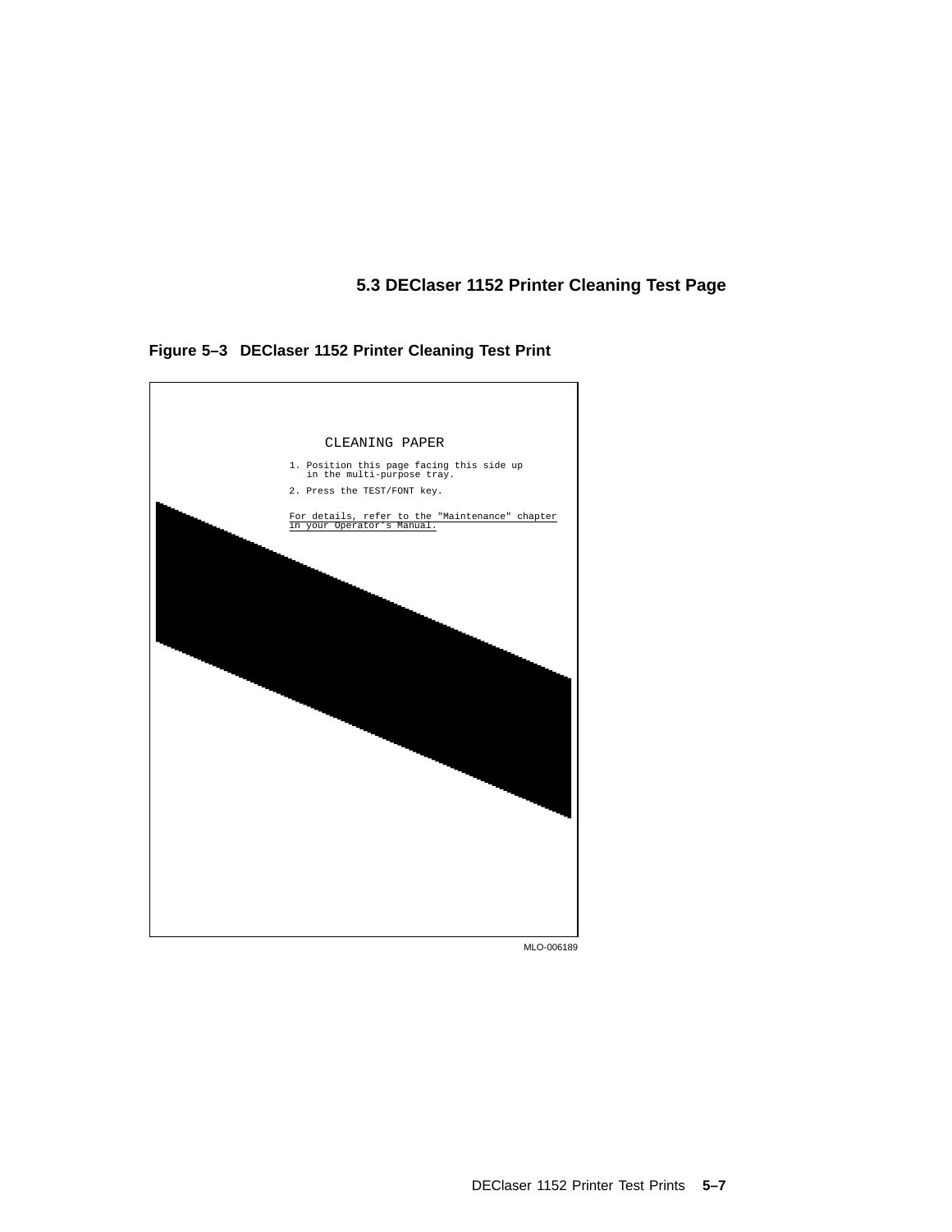## 5.3 DEClaser 1152 Printer Cleaning Test Page

**Figure 5–3 DEClaser 1152 Printer Cleaning Test Print**

CLEANING PAPER

1. Position this page facing this side up in the multi-purpose tray.
2. Press the TEST/FONT key.

For details, refer to the "Maintenance" chapter in your Operator's Manual.

MLO-006189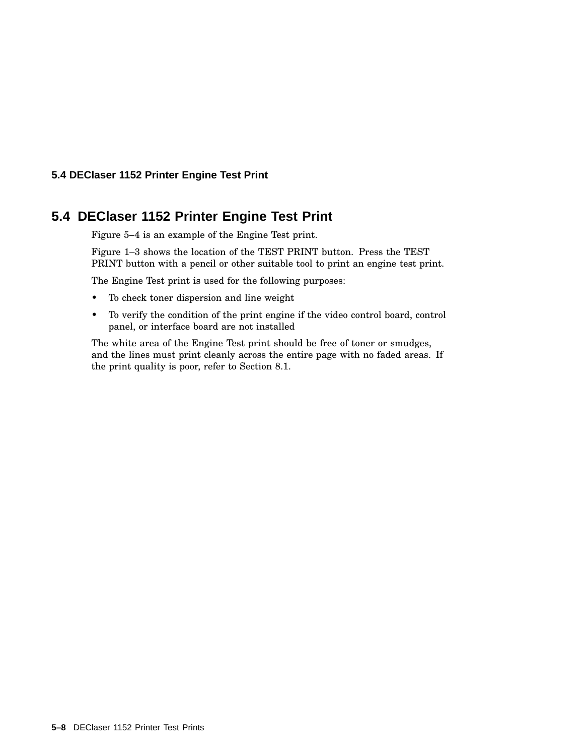## 5.4 DEClaser 1152 Printer Engine Test Print

Figure 5–4 is an example of the Engine Test print.

Figure 1–3 shows the location of the TEST PRINT button. Press the TEST PRINT button with a pencil or other suitable tool to print an engine test print.

The Engine Test print is used for the following purposes:

- To check toner dispersion and line weight
- To verify the condition of the print engine if the video control board, control panel, or interface board are not installed

The white area of the Engine Test print should be free of toner or smudges, and the lines must print cleanly across the entire page with no faded areas. If the print quality is poor, refer to Section 8.1.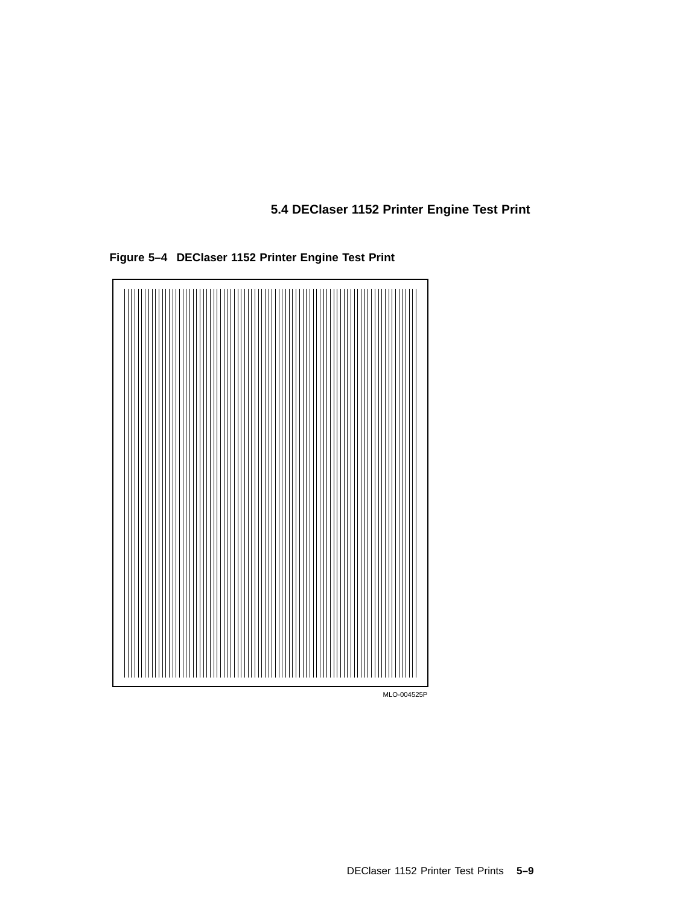## 5.4 DEClaser 1152 Printer Engine Test Print

**Figure 5–4 DEClaser 1152 Printer Engine Test Print**

MLO-004525P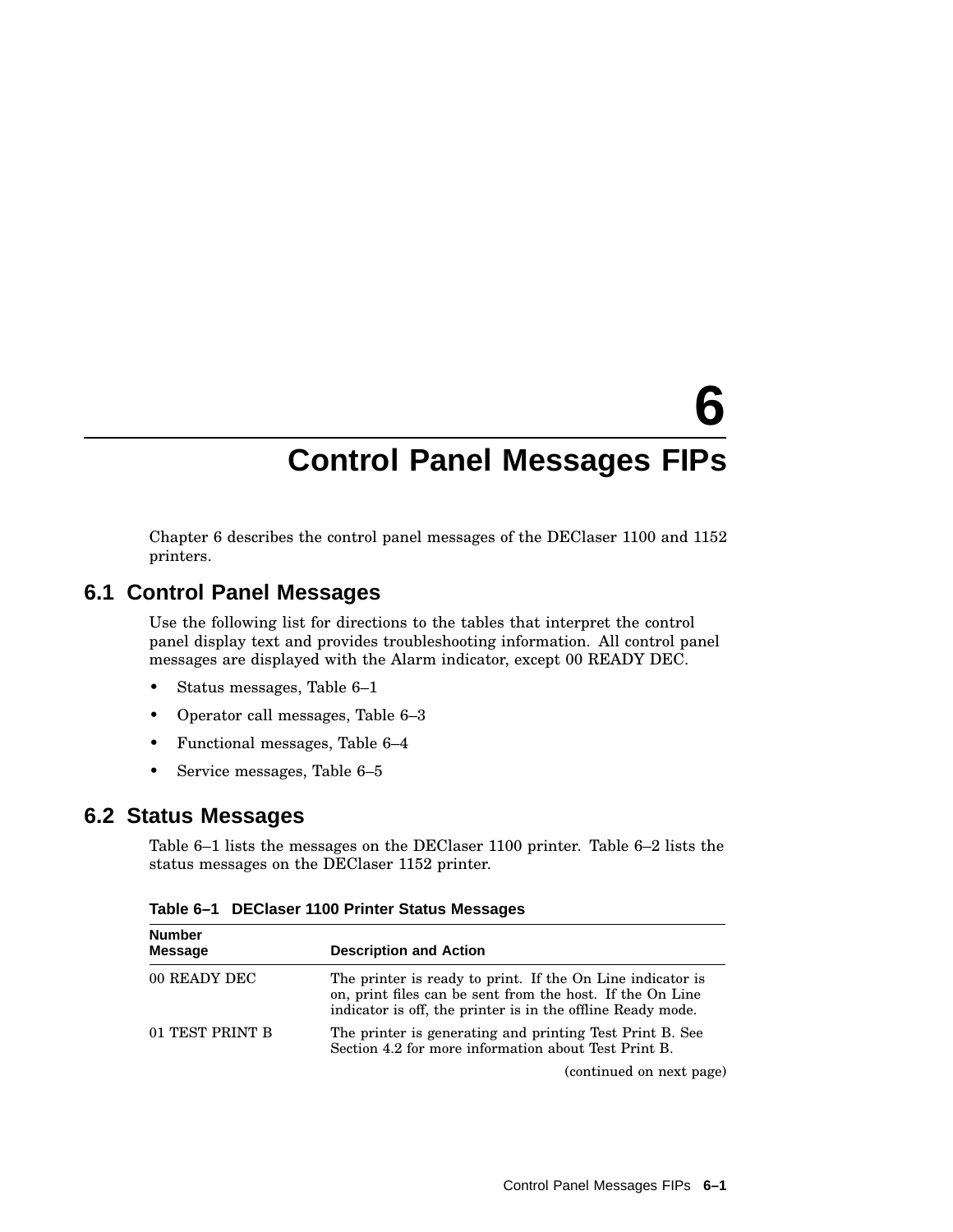# 6 Control Panel Messages FIPs

Chapter 6 describes the control panel messages of the DEClaser 1100 and 1152 printers.

## 6.1 Control Panel Messages

Use the following list for directions to the tables that interpret the control panel display text and provides troubleshooting information. All control panel messages are displayed with the Alarm indicator, except 00 READY DEC.

- Status messages, Table 6–1
- Operator call messages, Table 6–3
- Functional messages, Table 6–4
- Service messages, Table 6–5

## 6.2 Status Messages

Table 6–1 lists the messages on the DEClaser 1100 printer. Table 6–2 lists the status messages on the DEClaser 1152 printer.

**Table 6–1 DEClaser 1100 Printer Status Messages**

| Number Message | Description and Action |
|---|---|
| 00 READY DEC | The printer is ready to print. If the On Line indicator is on, print files can be sent from the host. If the On Line indicator is off, the printer is in the offline Ready mode. |
| 01 TEST PRINT B | The printer is generating and printing Test Print B. See Section 4.2 for more information about Test Print B. |

(continued on next page)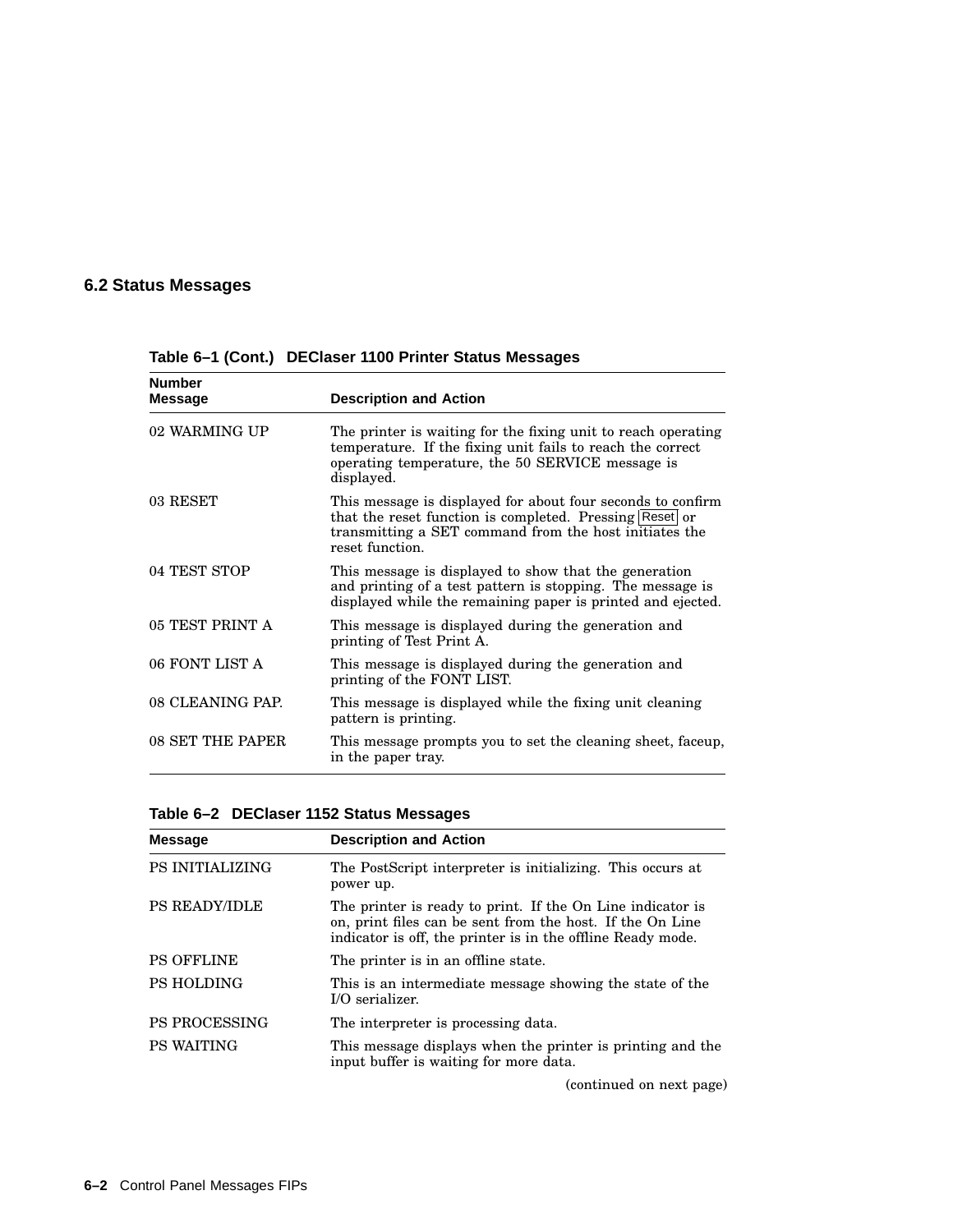## 6.2 Status Messages

**Table 6–1 (Cont.) DEClaser 1100 Printer Status Messages**

| Number Message | Description and Action |
|---|---|
| 02 WARMING UP | The printer is waiting for the fixing unit to reach operating temperature. If the fixing unit fails to reach the correct operating temperature, the 50 SERVICE message is displayed. |
| 03 RESET | This message is displayed for about four seconds to confirm that the reset function is completed. Pressing Reset or transmitting a SET command from the host initiates the reset function. |
| 04 TEST STOP | This message is displayed to show that the generation and printing of a test pattern is stopping. The message is displayed while the remaining paper is printed and ejected. |
| 05 TEST PRINT A | This message is displayed during the generation and printing of Test Print A. |
| 06 FONT LIST A | This message is displayed during the generation and printing of the FONT LIST. |
| 08 CLEANING PAP. | This message is displayed while the fixing unit cleaning pattern is printing. |
| 08 SET THE PAPER | This message prompts you to set the cleaning sheet, faceup, in the paper tray. |

**Table 6–2 DEClaser 1152 Status Messages**

| Message | Description and Action |
|---|---|
| PS INITIALIZING | The PostScript interpreter is initializing. This occurs at power up. |
| PS READY/IDLE | The printer is ready to print. If the On Line indicator is on, print files can be sent from the host. If the On Line indicator is off, the printer is in the offline Ready mode. |
| PS OFFLINE | The printer is in an offline state. |
| PS HOLDING | This is an intermediate message showing the state of the I/O serializer. |
| PS PROCESSING | The interpreter is processing data. |
| PS WAITING | This message displays when the printer is printing and the input buffer is waiting for more data. |

(continued on next page)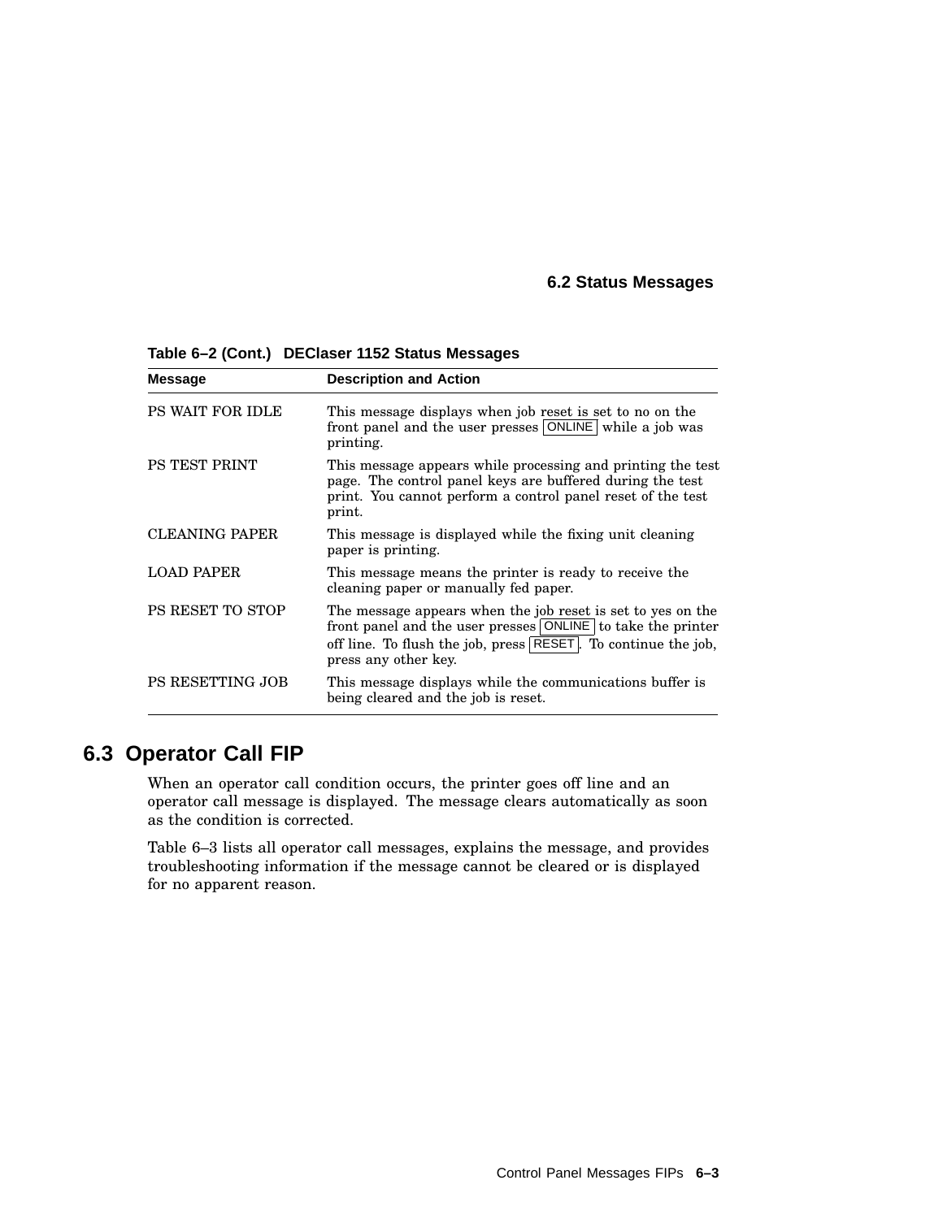**Table 6–2 (Cont.) DEClaser 1152 Status Messages**

| Message | Description and Action |
| --- | --- |
| PS WAIT FOR IDLE | This message displays when job reset is set to no on the front panel and the user presses ONLINE while a job was printing. |
| PS TEST PRINT | This message appears while processing and printing the test page. The control panel keys are buffered during the test print. You cannot perform a control panel reset of the test print. |
| CLEANING PAPER | This message is displayed while the fixing unit cleaning paper is printing. |
| LOAD PAPER | This message means the printer is ready to receive the cleaning paper or manually fed paper. |
| PS RESET TO STOP | The message appears when the job reset is set to yes on the front panel and the user presses ONLINE to take the printer off line. To flush the job, press RESET. To continue the job, press any other key. |
| PS RESETTING JOB | This message displays while the communications buffer is being cleared and the job is reset. |

## 6.3 Operator Call FIP

When an operator call condition occurs, the printer goes off line and an operator call message is displayed. The message clears automatically as soon as the condition is corrected.

Table 6–3 lists all operator call messages, explains the message, and provides troubleshooting information if the message cannot be cleared or is displayed for no apparent reason.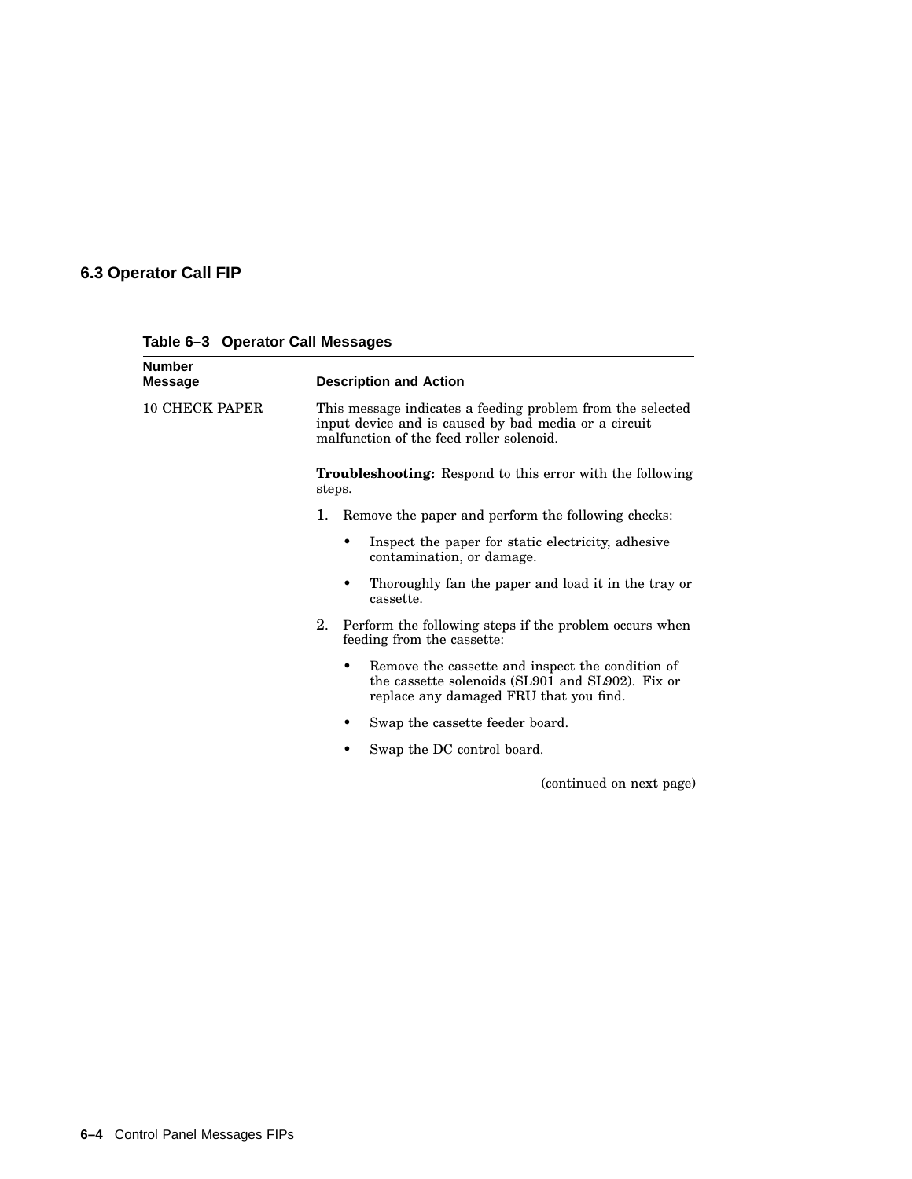## 6.3 Operator Call FIP

**Table 6–3 Operator Call Messages**

| Number Message | Description and Action |
|---|---|
| 10 CHECK PAPER | This message indicates a feeding problem from the selected input device and is caused by bad media or a circuit malfunction of the feed roller solenoid.<br><br>**Troubleshooting:** Respond to this error with the following steps.<br><br>1. Remove the paper and perform the following checks:<br>• Inspect the paper for static electricity, adhesive contamination, or damage.<br>• Thoroughly fan the paper and load it in the tray or cassette.<br><br>2. Perform the following steps if the problem occurs when feeding from the cassette:<br>• Remove the cassette and inspect the condition of the cassette solenoids (SL901 and SL902). Fix or replace any damaged FRU that you find.<br>• Swap the cassette feeder board.<br>• Swap the DC control board. |

(continued on next page)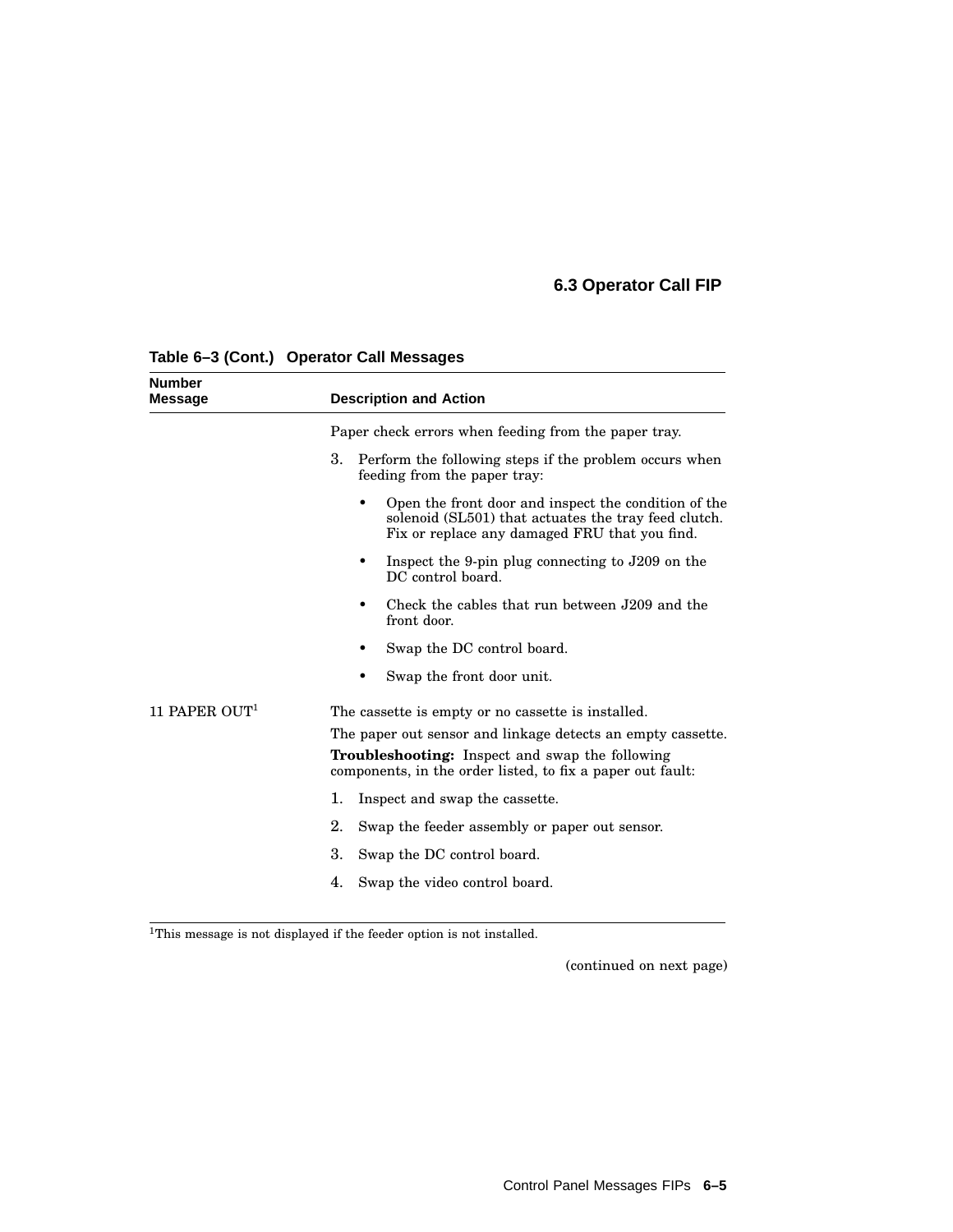## 6.3 Operator Call FIP

**Table 6–3 (Cont.) Operator Call Messages**

| Number Message | Description and Action |
|---|---|
| | Paper check errors when feeding from the paper tray.<br>3. Perform the following steps if the problem occurs when feeding from the paper tray:<br>• Open the front door and inspect the condition of the solenoid (SL501) that actuates the tray feed clutch. Fix or replace any damaged FRU that you find.<br>• Inspect the 9-pin plug connecting to J209 on the DC control board.<br>• Check the cables that run between J209 and the front door.<br>• Swap the DC control board.<br>• Swap the front door unit. |
| 11 PAPER OUT[1] | The cassette is empty or no cassette is installed.<br>The paper out sensor and linkage detects an empty cassette.<br>**Troubleshooting:** Inspect and swap the following components, in the order listed, to fix a paper out fault:<br>1. Inspect and swap the cassette.<br>2. Swap the feeder assembly or paper out sensor.<br>3. Swap the DC control board.<br>4. Swap the video control board. |

[1]This message is not displayed if the feeder option is not installed.

(continued on next page)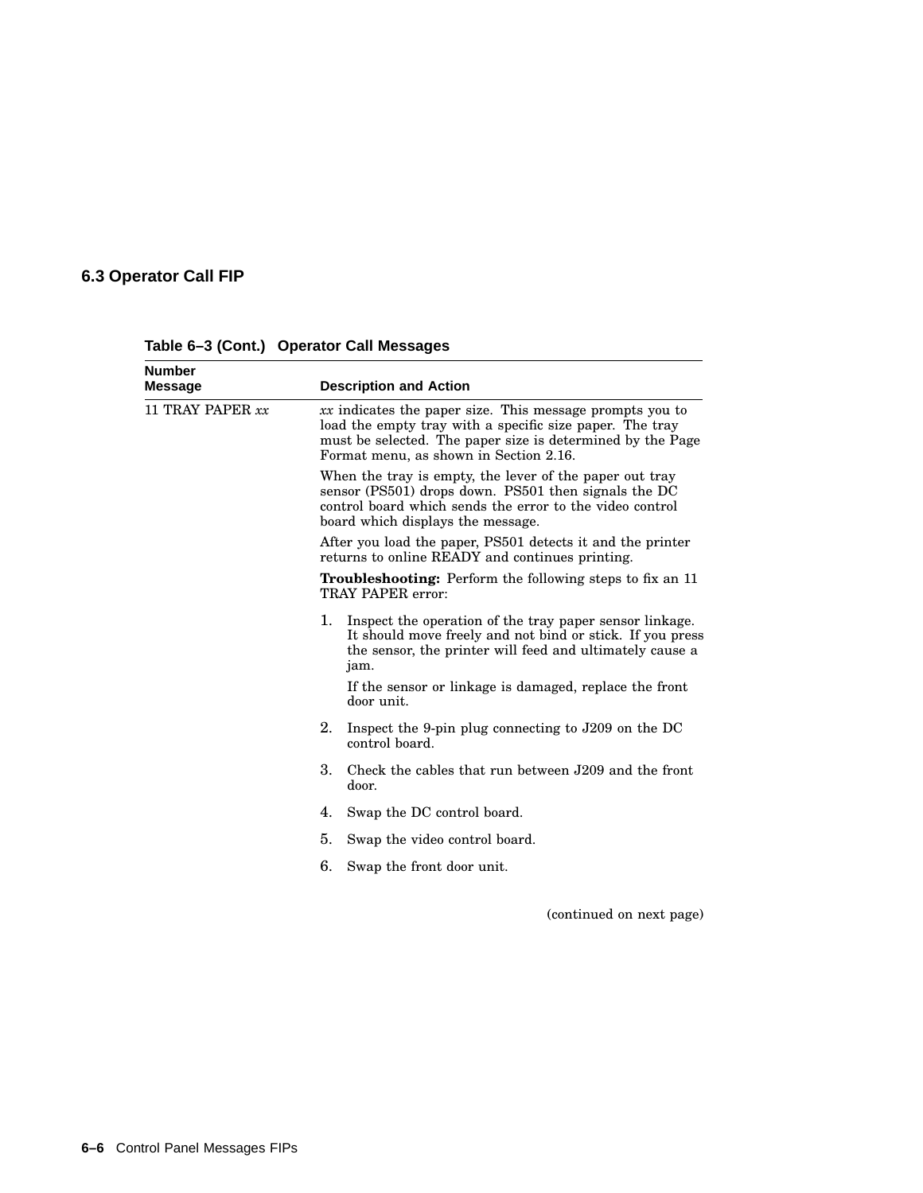## 6.3 Operator Call FIP

**Table 6–3 (Cont.) Operator Call Messages**

| Number Message | Description and Action |
|---|---|
| 11 TRAY PAPER *xx* | *xx* indicates the paper size. This message prompts you to load the empty tray with a specific size paper. The tray must be selected. The paper size is determined by the Page Format menu, as shown in Section 2.16.<br><br>When the tray is empty, the lever of the paper out tray sensor (PS501) drops down. PS501 then signals the DC control board which sends the error to the video control board which displays the message.<br><br>After you load the paper, PS501 detects it and the printer returns to online READY and continues printing.<br><br>**Troubleshooting:** Perform the following steps to fix an 11 TRAY PAPER error:<br><br>1. Inspect the operation of the tray paper sensor linkage. It should move freely and not bind or stick. If you press the sensor, the printer will feed and ultimately cause a jam.<br>If the sensor or linkage is damaged, replace the front door unit.<br>2. Inspect the 9-pin plug connecting to J209 on the DC control board.<br>3. Check the cables that run between J209 and the front door.<br>4. Swap the DC control board.<br>5. Swap the video control board.<br>6. Swap the front door unit. |

(continued on next page)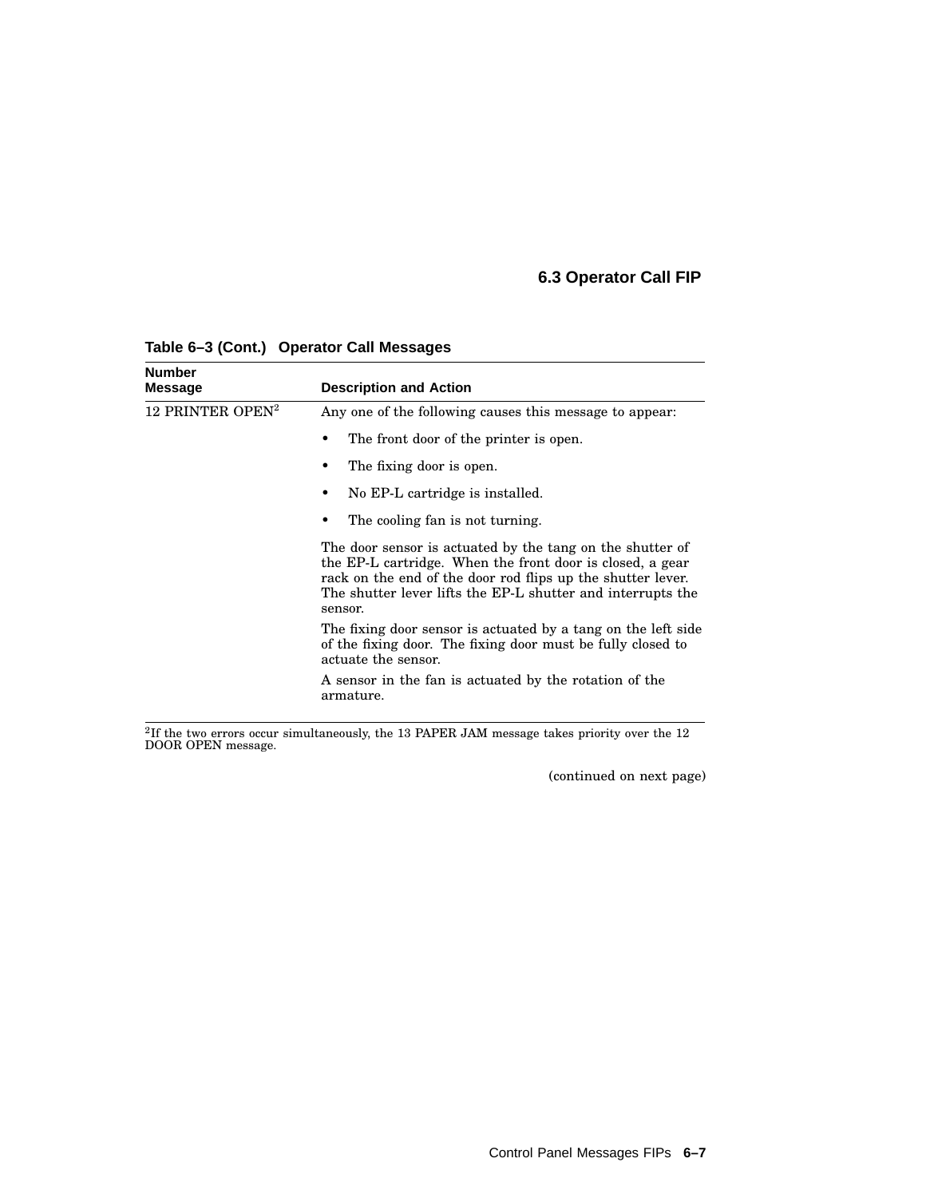## 6.3 Operator Call FIP

**Table 6–3 (Cont.) Operator Call Messages**

| Number Message | Description and Action |
|---|---|
| 12 PRINTER OPEN[2] | Any one of the following causes this message to appear:<br>• The front door of the printer is open.<br>• The fixing door is open.<br>• No EP-L cartridge is installed.<br>• The cooling fan is not turning.<br>The door sensor is actuated by the tang on the shutter of the EP-L cartridge. When the front door is closed, a gear rack on the end of the door rod flips up the shutter lever. The shutter lever lifts the EP-L shutter and interrupts the sensor.<br>The fixing door sensor is actuated by a tang on the left side of the fixing door. The fixing door must be fully closed to actuate the sensor.<br>A sensor in the fan is actuated by the rotation of the armature. |

[2]If the two errors occur simultaneously, the 13 PAPER JAM message takes priority over the 12 DOOR OPEN message.

(continued on next page)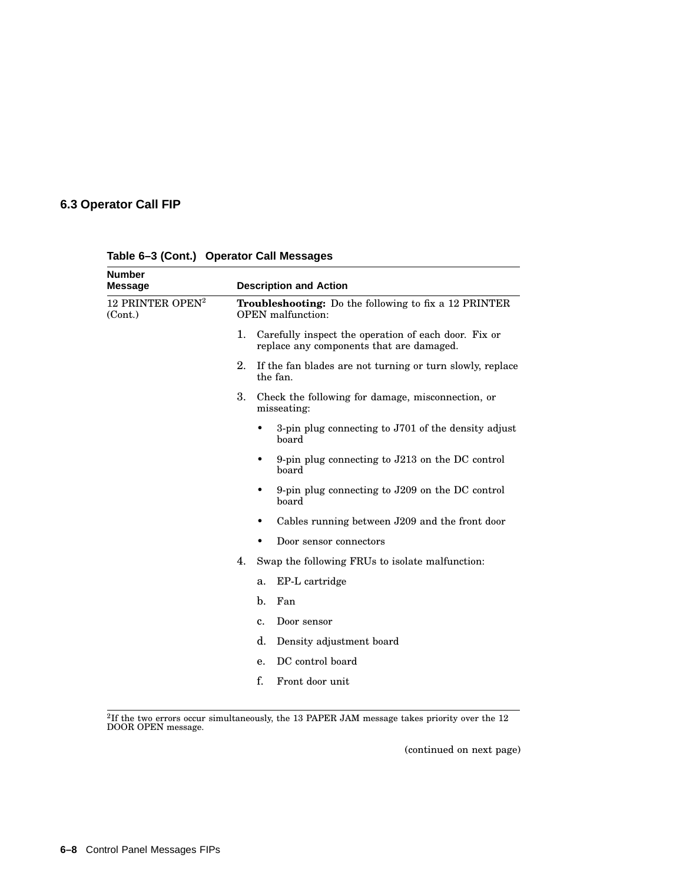## 6.3 Operator Call FIP

**Table 6–3 (Cont.) Operator Call Messages**

| Number Message | Description and Action |
|---|---|
| 12 PRINTER OPEN[2] (Cont.) | **Troubleshooting:** Do the following to fix a 12 PRINTER OPEN malfunction:<br>1. Carefully inspect the operation of each door. Fix or replace any components that are damaged.<br>2. If the fan blades are not turning or turn slowly, replace the fan.<br>3. Check the following for damage, misconnection, or misseating:<br>• 3-pin plug connecting to J701 of the density adjust board<br>• 9-pin plug connecting to J213 on the DC control board<br>• 9-pin plug connecting to J209 on the DC control board<br>• Cables running between J209 and the front door<br>• Door sensor connectors<br>4. Swap the following FRUs to isolate malfunction:<br>a. EP-L cartridge<br>b. Fan<br>c. Door sensor<br>d. Density adjustment board<br>e. DC control board<br>f. Front door unit |

[2]If the two errors occur simultaneously, the 13 PAPER JAM message takes priority over the 12 DOOR OPEN message.

(continued on next page)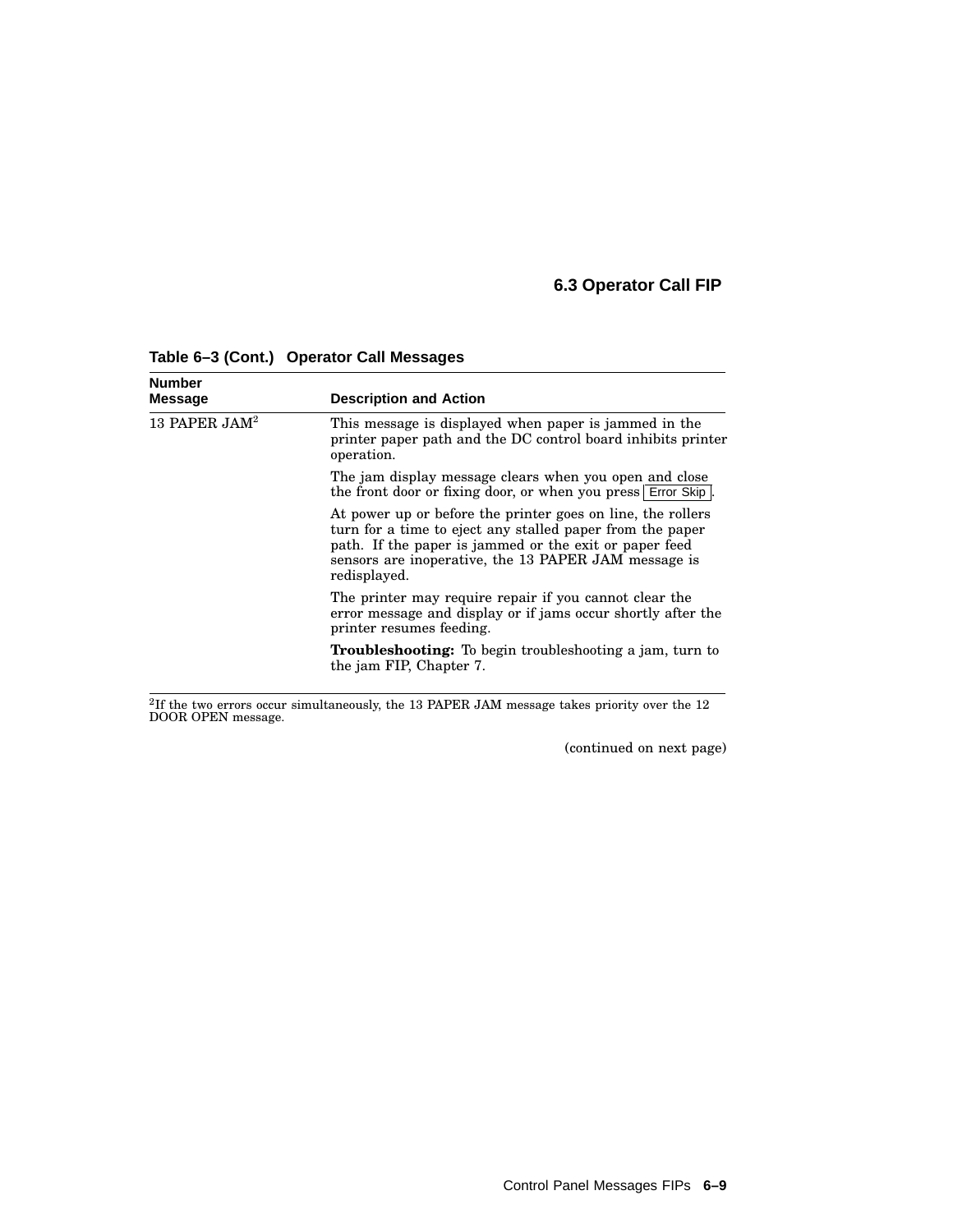**Table 6–3 (Cont.) Operator Call Messages**

| Number Message | Description and Action |
| --- | --- |
| 13 PAPER JAM[2] | This message is displayed when paper is jammed in the printer paper path and the DC control board inhibits printer operation.<br><br>The jam display message clears when you open and close the front door or fixing door, or when you press Error Skip.<br><br>At power up or before the printer goes on line, the rollers turn for a time to eject any stalled paper from the paper path. If the paper is jammed or the exit or paper feed sensors are inoperative, the 13 PAPER JAM message is redisplayed.<br><br>The printer may require repair if you cannot clear the error message and display or if jams occur shortly after the printer resumes feeding.<br><br>**Troubleshooting:** To begin troubleshooting a jam, turn to the jam FIP, Chapter 7. |

[2]If the two errors occur simultaneously, the 13 PAPER JAM message takes priority over the 12 DOOR OPEN message.

(continued on next page)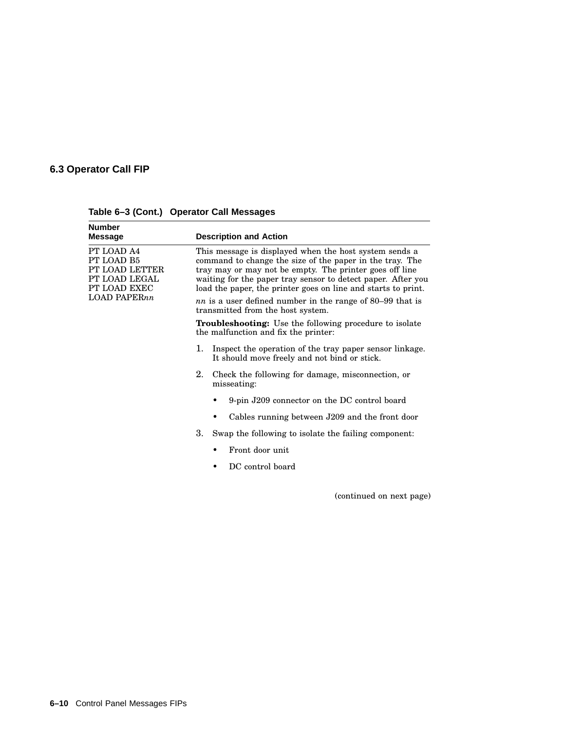## 6.3 Operator Call FIP

**Table 6–3 (Cont.) Operator Call Messages**

| Number Message | Description and Action |
|---|---|
| PT LOAD A4<br>PT LOAD B5<br>PT LOAD LETTER<br>PT LOAD LEGAL<br>PT LOAD EXEC<br>LOAD PAPER*nn* | This message is displayed when the host system sends a command to change the size of the paper in the tray. The tray may or may not be empty. The printer goes off line waiting for the paper tray sensor to detect paper. After you load the paper, the printer goes on line and starts to print.<br><br>*nn* is a user defined number in the range of 80–99 that is transmitted from the host system.<br><br>**Troubleshooting:** Use the following procedure to isolate the malfunction and fix the printer:<br><br>1. Inspect the operation of the tray paper sensor linkage. It should move freely and not bind or stick.<br>2. Check the following for damage, misconnection, or misseating:<br>• 9-pin J209 connector on the DC control board<br>• Cables running between J209 and the front door<br>3. Swap the following to isolate the failing component:<br>• Front door unit<br>• DC control board |

(continued on next page)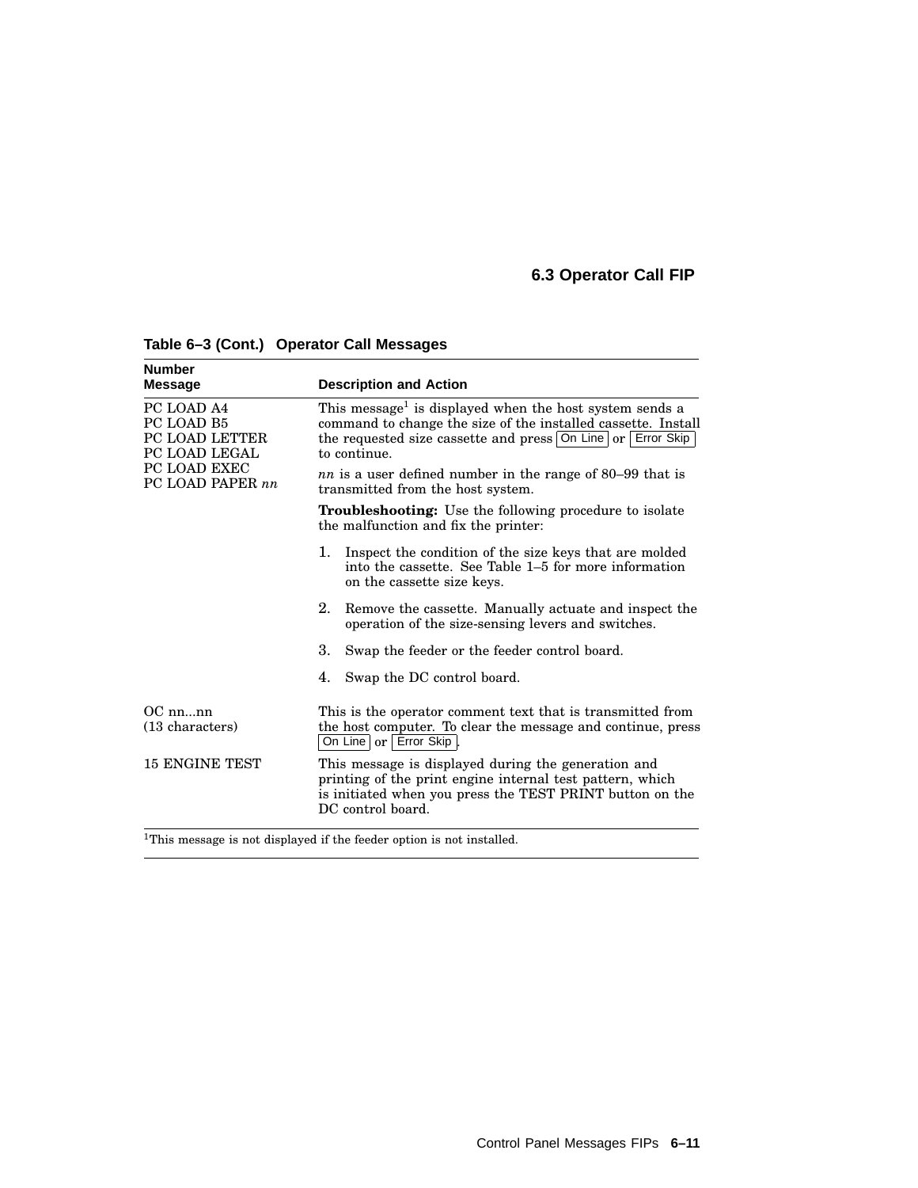## 6.3 Operator Call FIP

**Table 6–3 (Cont.) Operator Call Messages**

| Number Message | Description and Action |
|---|---|
| PC LOAD A4<br>PC LOAD B5<br>PC LOAD LETTER<br>PC LOAD LEGAL<br>PC LOAD EXEC<br>PC LOAD PAPER *nn* | This message[1] is displayed when the host system sends a command to change the size of the installed cassette. Install the requested size cassette and press On Line or Error Skip to continue.<br><br>*nn* is a user defined number in the range of 80–99 that is transmitted from the host system.<br><br>**Troubleshooting:** Use the following procedure to isolate the malfunction and fix the printer:<br><br>1. Inspect the condition of the size keys that are molded into the cassette. See Table 1–5 for more information on the cassette size keys.<br>2. Remove the cassette. Manually actuate and inspect the operation of the size-sensing levers and switches.<br>3. Swap the feeder or the feeder control board.<br>4. Swap the DC control board. |
| OC nn...nn<br>(13 characters) | This is the operator comment text that is transmitted from the host computer. To clear the message and continue, press On Line or Error Skip. |
| 15 ENGINE TEST | This message is displayed during the generation and printing of the print engine internal test pattern, which is initiated when you press the TEST PRINT button on the DC control board. |

[1]This message is not displayed if the feeder option is not installed.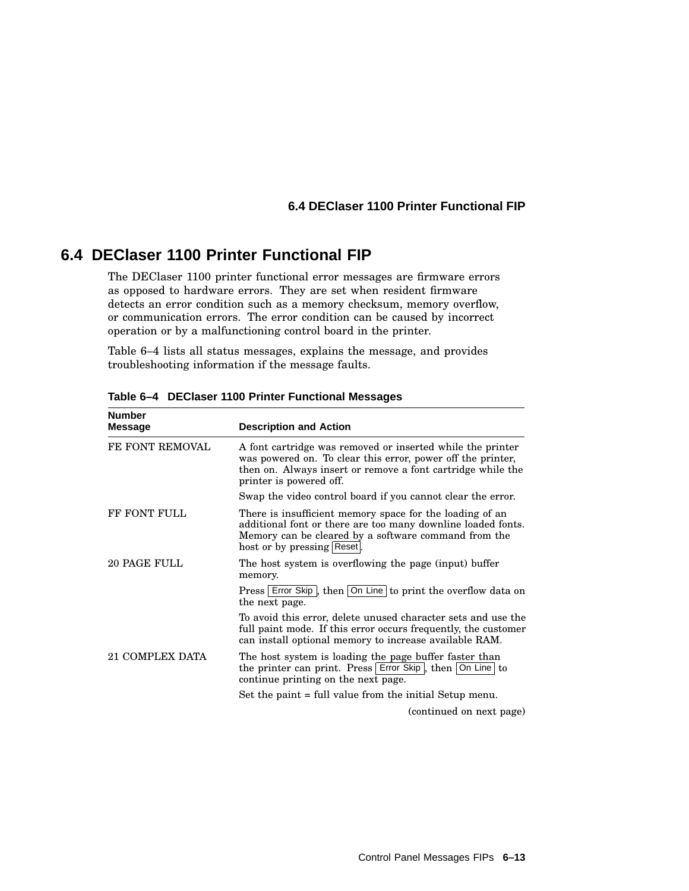## 6.4 DEClaser 1100 Printer Functional FIP

The DEClaser 1100 printer functional error messages are firmware errors as opposed to hardware errors. They are set when resident firmware detects an error condition such as a memory checksum, memory overflow, or communication errors. The error condition can be caused by incorrect operation or by a malfunctioning control board in the printer.

Table 6–4 lists all status messages, explains the message, and provides troubleshooting information if the message faults.

**Table 6–4 DEClaser 1100 Printer Functional Messages**

| Number Message | Description and Action |
|---|---|
| FE FONT REMOVAL | A font cartridge was removed or inserted while the printer was powered on. To clear this error, power off the printer, then on. Always insert or remove a font cartridge while the printer is powered off.<br><br>Swap the video control board if you cannot clear the error. |
| FF FONT FULL | There is insufficient memory space for the loading of an additional font or there are too many downline loaded fonts. Memory can be cleared by a software command from the host or by pressing Reset. |
| 20 PAGE FULL | The host system is overflowing the page (input) buffer memory.<br><br>Press Error Skip, then On Line to print the overflow data on the next page.<br><br>To avoid this error, delete unused character sets and use the full paint mode. If this error occurs frequently, the customer can install optional memory to increase available RAM. |
| 21 COMPLEX DATA | The host system is loading the page buffer faster than the printer can print. Press Error Skip, then On Line to continue printing on the next page.<br><br>Set the paint = full value from the initial Setup menu. |

(continued on next page)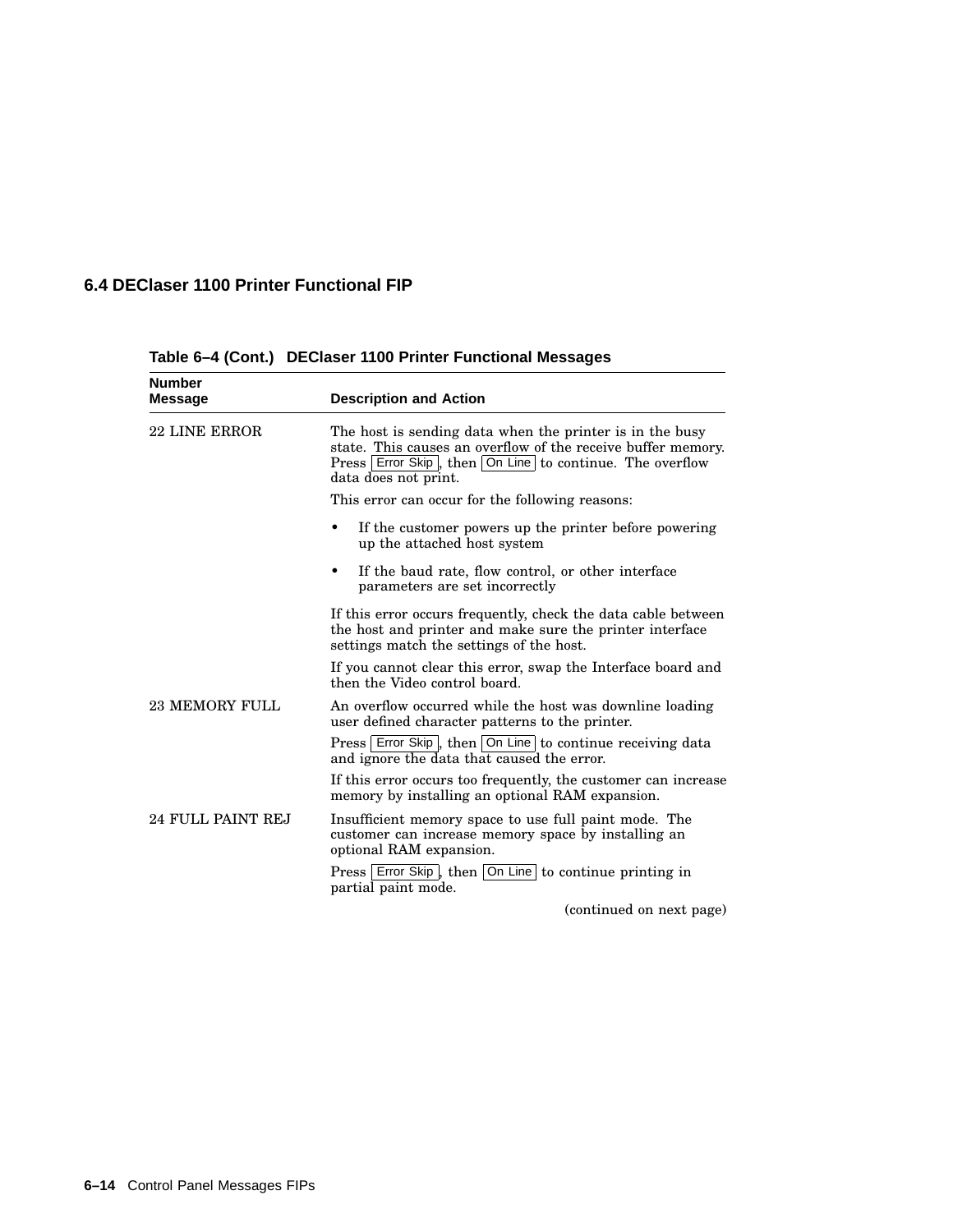### 6.4 DEClaser 1100 Printer Functional FIP

**Table 6–4 (Cont.) DEClaser 1100 Printer Functional Messages**

| Number Message | Description and Action |
|---|---|
| 22 LINE ERROR | The host is sending data when the printer is in the busy state. This causes an overflow of the receive buffer memory. Press Error Skip, then On Line to continue. The overflow data does not print.<br><br>This error can occur for the following reasons:<br><br>• If the customer powers up the printer before powering up the attached host system<br><br>• If the baud rate, flow control, or other interface parameters are set incorrectly<br><br>If this error occurs frequently, check the data cable between the host and printer and make sure the printer interface settings match the settings of the host.<br><br>If you cannot clear this error, swap the Interface board and then the Video control board. |
| 23 MEMORY FULL | An overflow occurred while the host was downline loading user defined character patterns to the printer.<br><br>Press Error Skip, then On Line to continue receiving data and ignore the data that caused the error.<br><br>If this error occurs too frequently, the customer can increase memory by installing an optional RAM expansion. |
| 24 FULL PAINT REJ | Insufficient memory space to use full paint mode. The customer can increase memory space by installing an optional RAM expansion.<br><br>Press Error Skip, then On Line to continue printing in partial paint mode. |

(continued on next page)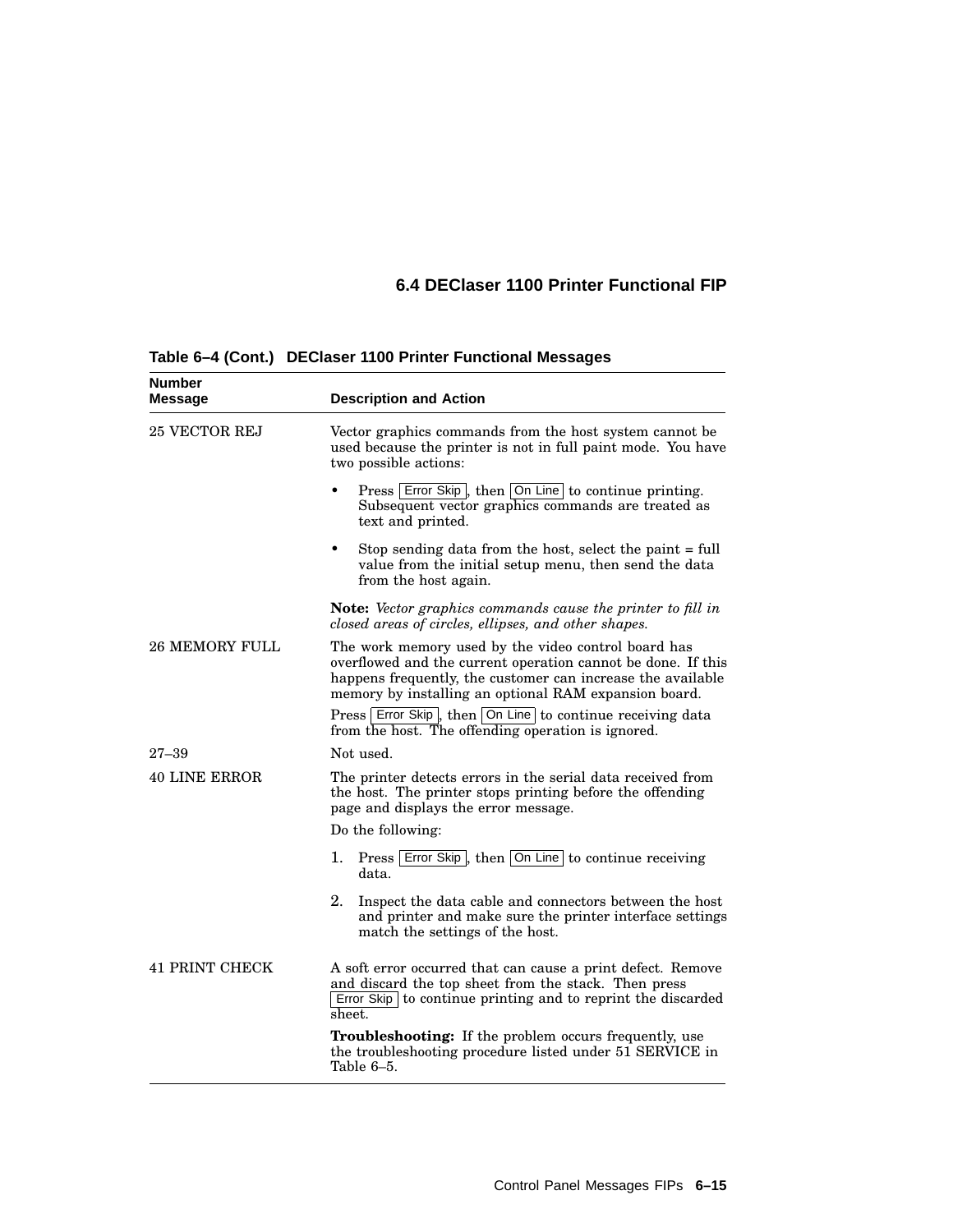**Table 6–4 (Cont.) DEClaser 1100 Printer Functional Messages**

| Number Message | Description and Action |
|---|---|
| 25 VECTOR REJ | Vector graphics commands from the host system cannot be used because the printer is not in full paint mode. You have two possible actions:<br>• Press Error Skip, then On Line to continue printing. Subsequent vector graphics commands are treated as text and printed.<br>• Stop sending data from the host, select the paint = full value from the initial setup menu, then send the data from the host again.<br>**Note:** *Vector graphics commands cause the printer to fill in closed areas of circles, ellipses, and other shapes.* |
| 26 MEMORY FULL | The work memory used by the video control board has overflowed and the current operation cannot be done. If this happens frequently, the customer can increase the available memory by installing an optional RAM expansion board.<br>Press Error Skip, then On Line to continue receiving data from the host. The offending operation is ignored. |
| 27–39 | Not used. |
| 40 LINE ERROR | The printer detects errors in the serial data received from the host. The printer stops printing before the offending page and displays the error message.<br>Do the following:<br>1. Press Error Skip, then On Line to continue receiving data.<br>2. Inspect the data cable and connectors between the host and printer and make sure the printer interface settings match the settings of the host. |
| 41 PRINT CHECK | A soft error occurred that can cause a print defect. Remove and discard the top sheet from the stack. Then press Error Skip to continue printing and to reprint the discarded sheet.<br>**Troubleshooting:** If the problem occurs frequently, use the troubleshooting procedure listed under 51 SERVICE in Table 6–5. |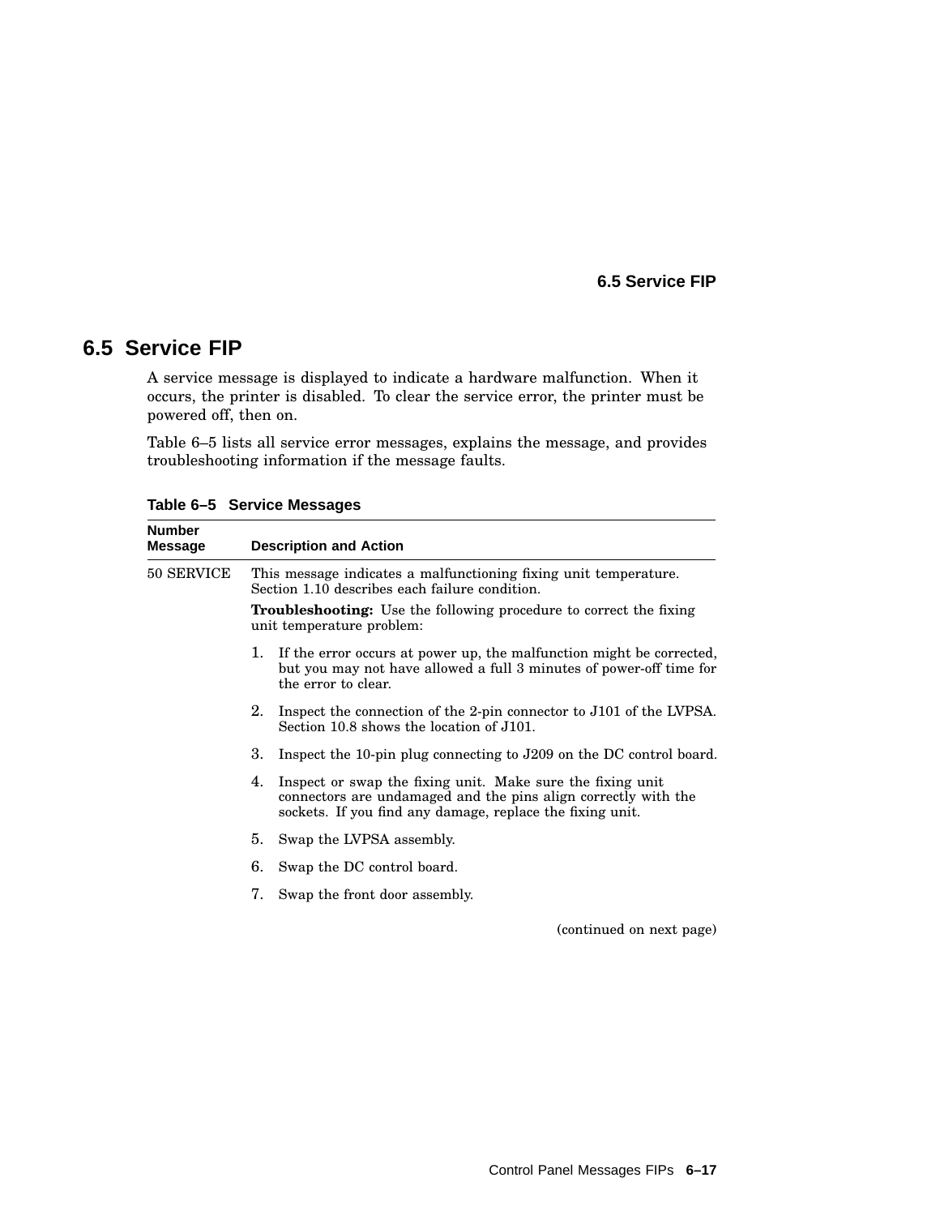## 6.5 Service FIP

A service message is displayed to indicate a hardware malfunction. When it occurs, the printer is disabled. To clear the service error, the printer must be powered off, then on.

Table 6–5 lists all service error messages, explains the message, and provides troubleshooting information if the message faults.

**Table 6–5 Service Messages**

| Number Message | Description and Action |
|---|---|
| 50 SERVICE | This message indicates a malfunctioning fixing unit temperature. Section 1.10 describes each failure condition.<br><br>**Troubleshooting:** Use the following procedure to correct the fixing unit temperature problem:<br><br>1. If the error occurs at power up, the malfunction might be corrected, but you may not have allowed a full 3 minutes of power-off time for the error to clear.<br>2. Inspect the connection of the 2-pin connector to J101 of the LVPSA. Section 10.8 shows the location of J101.<br>3. Inspect the 10-pin plug connecting to J209 on the DC control board.<br>4. Inspect or swap the fixing unit. Make sure the fixing unit connectors are undamaged and the pins align correctly with the sockets. If you find any damage, replace the fixing unit.<br>5. Swap the LVPSA assembly.<br>6. Swap the DC control board.<br>7. Swap the front door assembly. |

(continued on next page)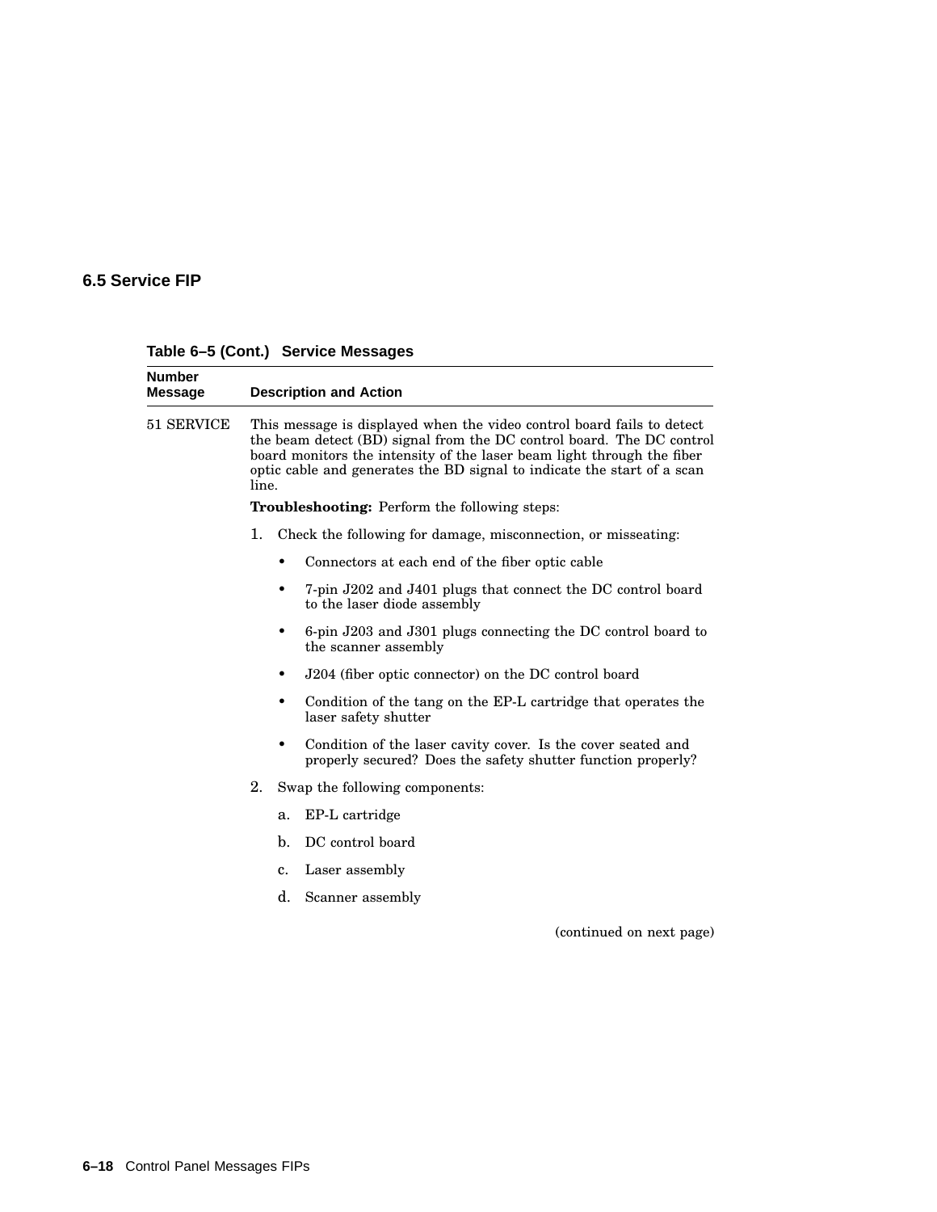## 6.5 Service FIP

**Table 6–5 (Cont.) Service Messages**

| Number Message | Description and Action |
|---|---|
| 51 SERVICE | This message is displayed when the video control board fails to detect the beam detect (BD) signal from the DC control board. The DC control board monitors the intensity of the laser beam light through the fiber optic cable and generates the BD signal to indicate the start of a scan line.<br><br>**Troubleshooting:** Perform the following steps:<br><br>1. Check the following for damage, misconnection, or misseating:<br>• Connectors at each end of the fiber optic cable<br>• 7-pin J202 and J401 plugs that connect the DC control board to the laser diode assembly<br>• 6-pin J203 and J301 plugs connecting the DC control board to the scanner assembly<br>• J204 (fiber optic connector) on the DC control board<br>• Condition of the tang on the EP-L cartridge that operates the laser safety shutter<br>• Condition of the laser cavity cover. Is the cover seated and properly secured? Does the safety shutter function properly?<br><br>2. Swap the following components:<br>a. EP-L cartridge<br>b. DC control board<br>c. Laser assembly<br>d. Scanner assembly |

(continued on next page)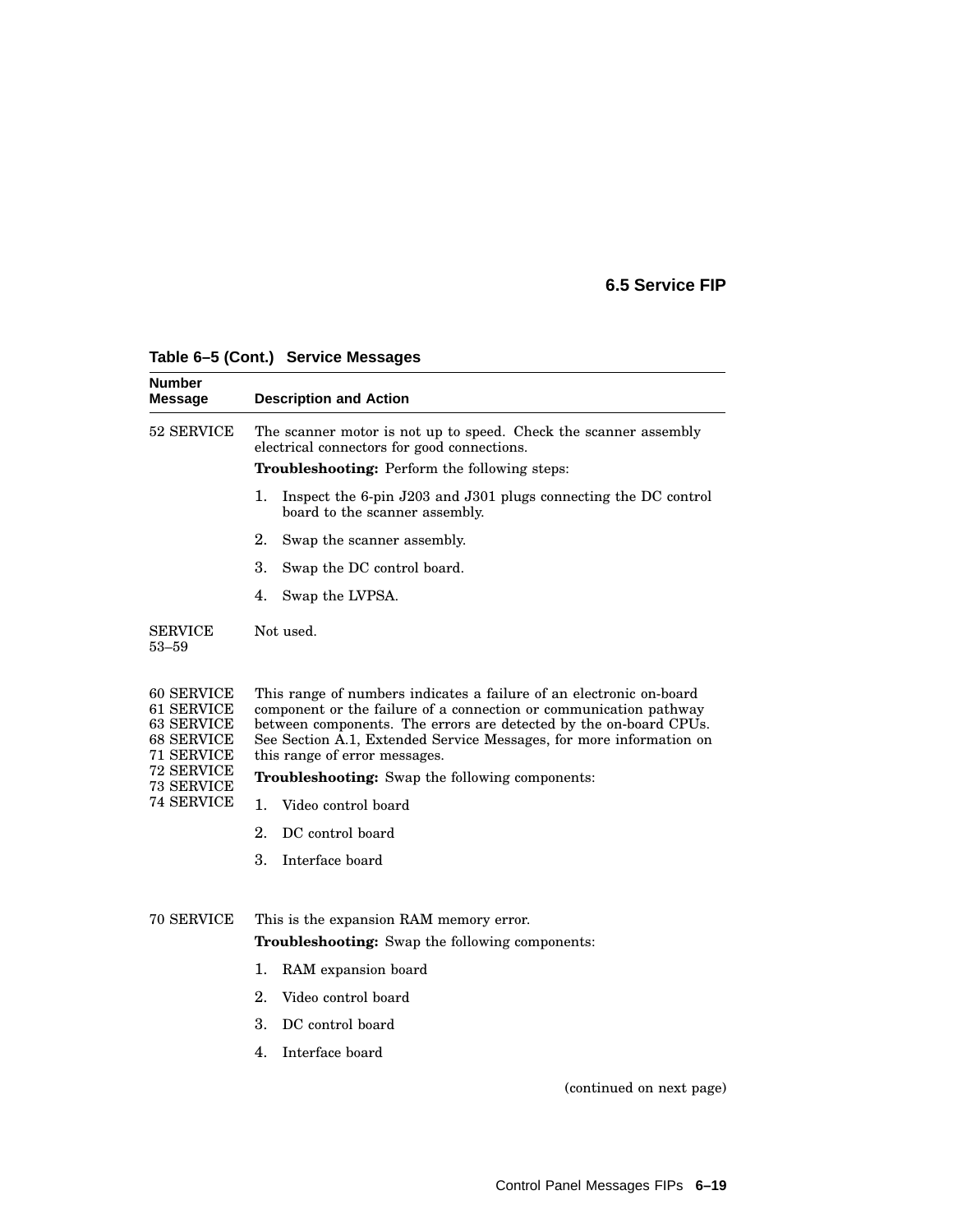**Table 6–5 (Cont.) Service Messages**

| Number Message | Description and Action |
|---|---|
| 52 SERVICE | The scanner motor is not up to speed. Check the scanner assembly electrical connectors for good connections.<br>**Troubleshooting:** Perform the following steps:<br>1. Inspect the 6-pin J203 and J301 plugs connecting the DC control board to the scanner assembly.<br>2. Swap the scanner assembly.<br>3. Swap the DC control board.<br>4. Swap the LVPSA. |
| SERVICE 53–59 | Not used. |
| 60 SERVICE<br>61 SERVICE<br>63 SERVICE<br>68 SERVICE<br>71 SERVICE<br>72 SERVICE<br>73 SERVICE<br>74 SERVICE | This range of numbers indicates a failure of an electronic on-board component or the failure of a connection or communication pathway between components. The errors are detected by the on-board CPUs. See Section A.1, Extended Service Messages, for more information on this range of error messages.<br>**Troubleshooting:** Swap the following components:<br>1. Video control board<br>2. DC control board<br>3. Interface board |
| 70 SERVICE | This is the expansion RAM memory error.<br>**Troubleshooting:** Swap the following components:<br>1. RAM expansion board<br>2. Video control board<br>3. DC control board<br>4. Interface board |

(continued on next page)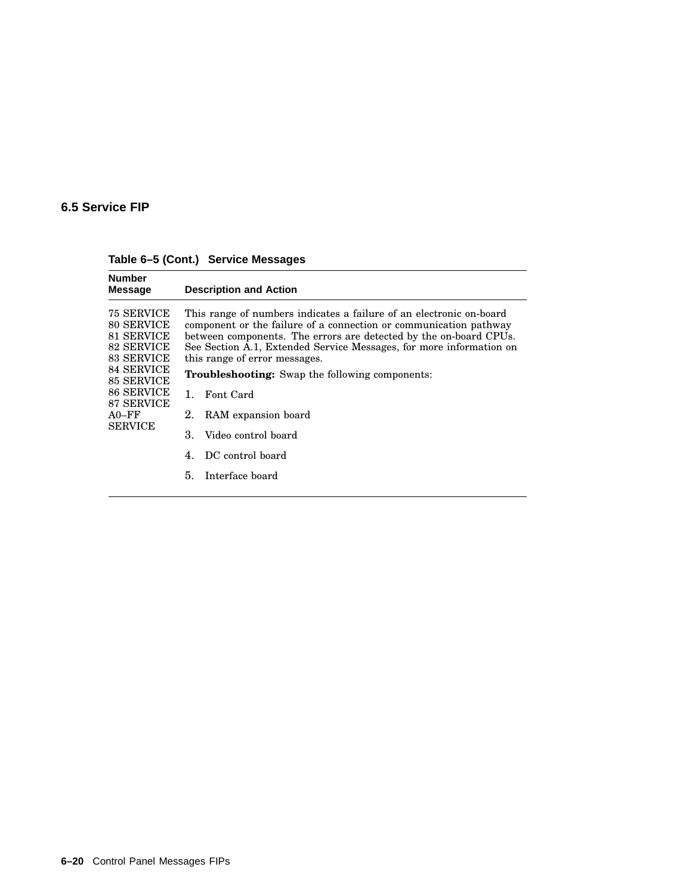## 6.5 Service FIP

**Table 6–5 (Cont.) Service Messages**

| Number Message | Description and Action |
|---|---|
| 75 SERVICE<br>80 SERVICE<br>81 SERVICE<br>82 SERVICE<br>83 SERVICE<br>84 SERVICE<br>85 SERVICE<br>86 SERVICE<br>87 SERVICE<br>A0–FF SERVICE | This range of numbers indicates a failure of an electronic on-board component or the failure of a connection or communication pathway between components. The errors are detected by the on-board CPUs. See Section A.1, Extended Service Messages, for more information on this range of error messages.<br>**Troubleshooting:** Swap the following components:<br>1. Font Card<br>2. RAM expansion board<br>3. Video control board<br>4. DC control board<br>5. Interface board |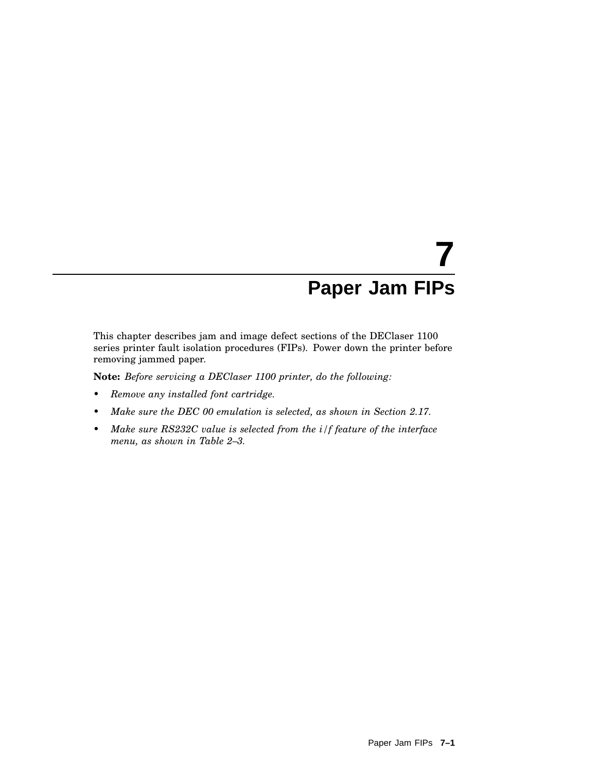# 7 Paper Jam FIPs

This chapter describes jam and image defect sections of the DEClaser 1100 series printer fault isolation procedures (FIPs). Power down the printer before removing jammed paper.

**Note:** *Before servicing a DEClaser 1100 printer, do the following:*

- *Remove any installed font cartridge.*
- *Make sure the DEC 00 emulation is selected, as shown in Section 2.17.*
- *Make sure RS232C value is selected from the i/f feature of the interface menu, as shown in Table 2–3.*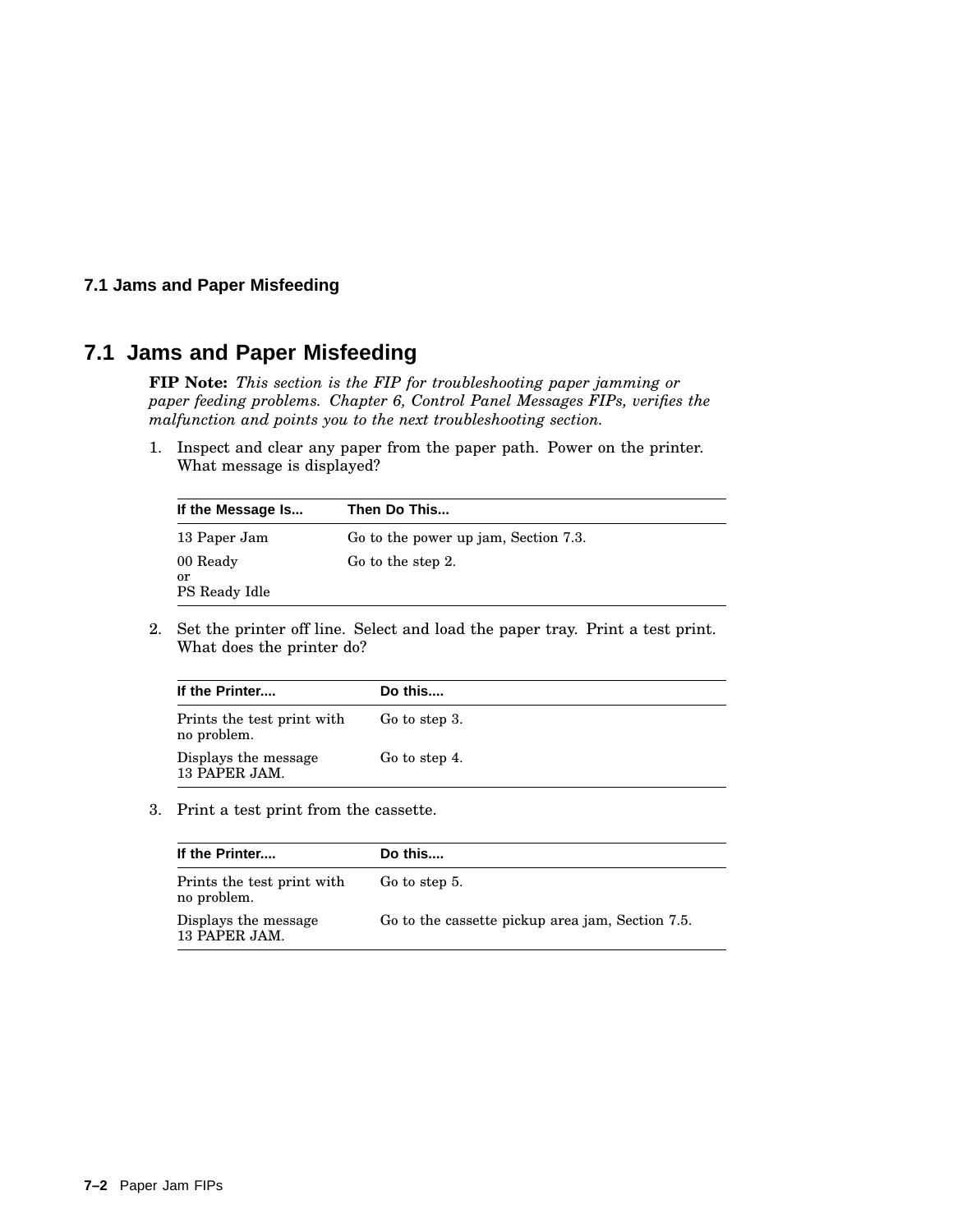## 7.1 Jams and Paper Misfeeding

**FIP Note:** *This section is the FIP for troubleshooting paper jamming or paper feeding problems. Chapter 6, Control Panel Messages FIPs, verifies the malfunction and points you to the next troubleshooting section.*

1. Inspect and clear any paper from the paper path. Power on the printer. What message is displayed?

| If the Message Is... | Then Do This... |
| --- | --- |
| 13 Paper Jam | Go to the power up jam, Section 7.3. |
| 00 Ready<br>or<br>PS Ready Idle | Go to the step 2. |

2. Set the printer off line. Select and load the paper tray. Print a test print. What does the printer do?

| If the Printer.... | Do this.... |
| --- | --- |
| Prints the test print with no problem. | Go to step 3. |
| Displays the message 13 PAPER JAM. | Go to step 4. |

3. Print a test print from the cassette.

| If the Printer.... | Do this.... |
| --- | --- |
| Prints the test print with no problem. | Go to step 5. |
| Displays the message 13 PAPER JAM. | Go to the cassette pickup area jam, Section 7.5. |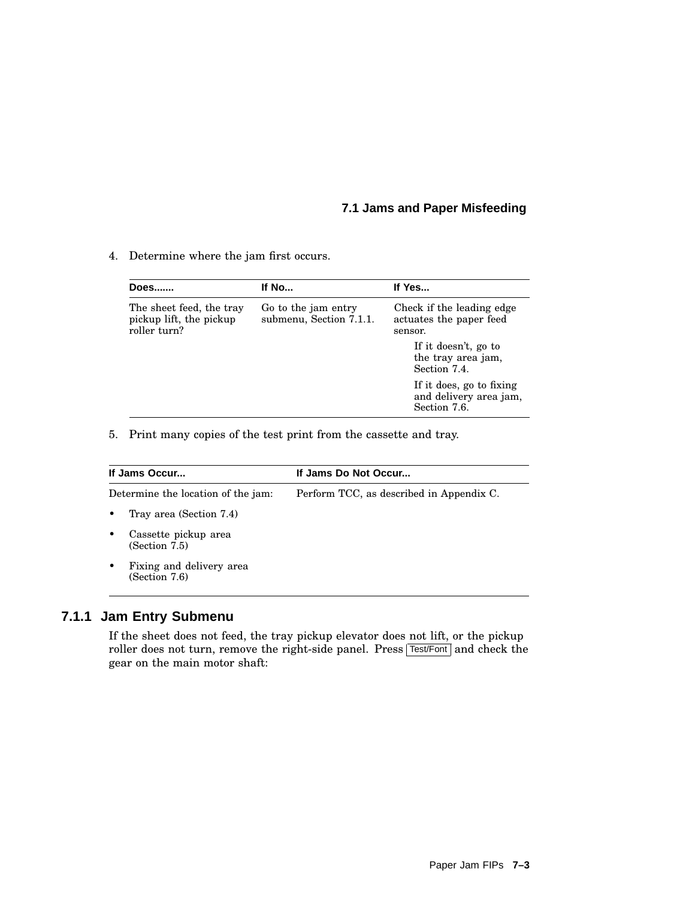4. Determine where the jam first occurs.

| Does....... | If No... | If Yes... |
| --- | --- | --- |
| The sheet feed, the tray pickup lift, the pickup roller turn? | Go to the jam entry submenu, Section 7.1.1. | Check if the leading edge actuates the paper feed sensor. If it doesn't, go to the tray area jam, Section 7.4. If it does, go to fixing and delivery area jam, Section 7.6. |

5. Print many copies of the test print from the cassette and tray.

| If Jams Occur... | If Jams Do Not Occur... |
| --- | --- |
| Determine the location of the jam: • Tray area (Section 7.4) • Cassette pickup area (Section 7.5) • Fixing and delivery area (Section 7.6) | Perform TCC, as described in Appendix C. |

### 7.1.1 Jam Entry Submenu

If the sheet does not feed, the tray pickup elevator does not lift, or the pickup roller does not turn, remove the right-side panel. Press Test/Font and check the gear on the main motor shaft: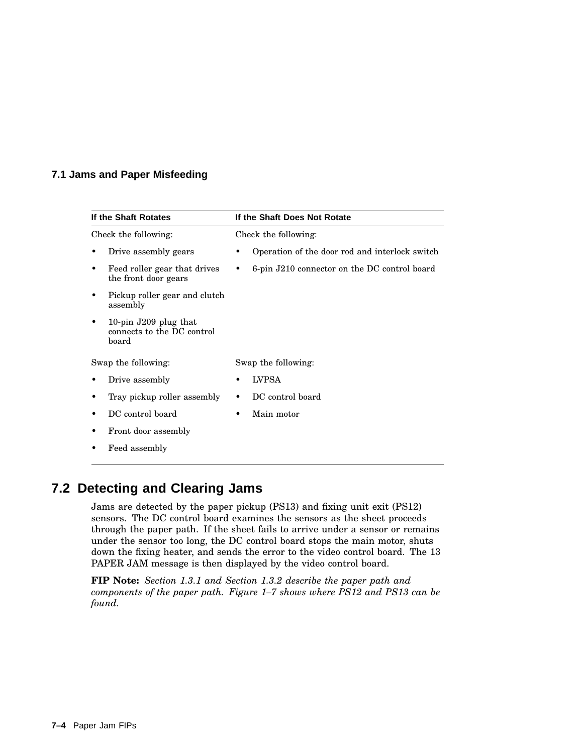### 7.1 Jams and Paper Misfeeding

| If the Shaft Rotates | If the Shaft Does Not Rotate |
|---|---|
| Check the following: | Check the following: |
| • Drive assembly gears | • Operation of the door rod and interlock switch |
| • Feed roller gear that drives the front door gears | • 6-pin J210 connector on the DC control board |
| • Pickup roller gear and clutch assembly | |
| • 10-pin J209 plug that connects to the DC control board | |
| Swap the following: | Swap the following: |
| • Drive assembly | • LVPSA |
| • Tray pickup roller assembly | • DC control board |
| • DC control board | • Main motor |
| • Front door assembly | |
| • Feed assembly | |

## 7.2 Detecting and Clearing Jams

Jams are detected by the paper pickup (PS13) and fixing unit exit (PS12) sensors. The DC control board examines the sensors as the sheet proceeds through the paper path. If the sheet fails to arrive under a sensor or remains under the sensor too long, the DC control board stops the main motor, shuts down the fixing heater, and sends the error to the video control board. The 13 PAPER JAM message is then displayed by the video control board.

**FIP Note:** *Section 1.3.1 and Section 1.3.2 describe the paper path and components of the paper path. Figure 1–7 shows where PS12 and PS13 can be found.*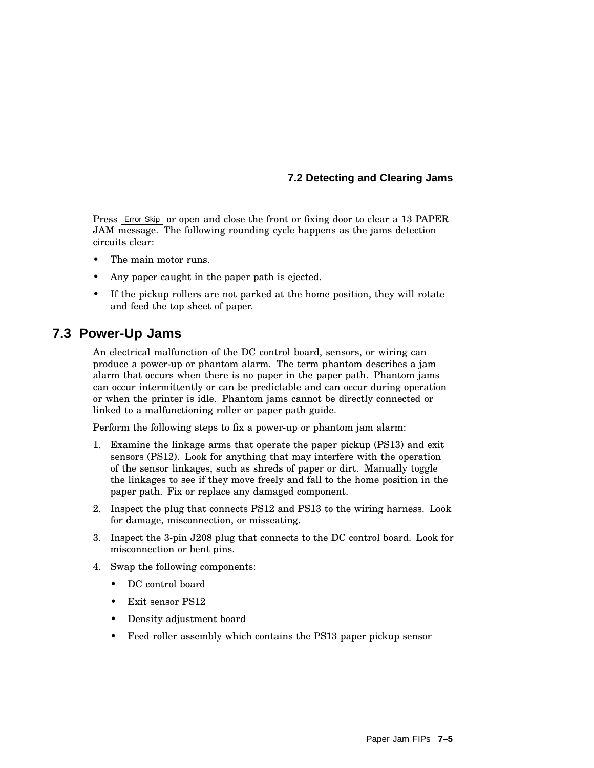Press Error Skip or open and close the front or fixing door to clear a 13 PAPER JAM message. The following rounding cycle happens as the jams detection circuits clear:

- The main motor runs.
- Any paper caught in the paper path is ejected.
- If the pickup rollers are not parked at the home position, they will rotate and feed the top sheet of paper.

## 7.3 Power-Up Jams

An electrical malfunction of the DC control board, sensors, or wiring can produce a power-up or phantom alarm. The term phantom describes a jam alarm that occurs when there is no paper in the paper path. Phantom jams can occur intermittently or can be predictable and can occur during operation or when the printer is idle. Phantom jams cannot be directly connected or linked to a malfunctioning roller or paper path guide.

Perform the following steps to fix a power-up or phantom jam alarm:

1. Examine the linkage arms that operate the paper pickup (PS13) and exit sensors (PS12). Look for anything that may interfere with the operation of the sensor linkages, such as shreds of paper or dirt. Manually toggle the linkages to see if they move freely and fall to the home position in the paper path. Fix or replace any damaged component.
2. Inspect the plug that connects PS12 and PS13 to the wiring harness. Look for damage, misconnection, or misseating.
3. Inspect the 3-pin J208 plug that connects to the DC control board. Look for misconnection or bent pins.
4. Swap the following components:
   - DC control board
   - Exit sensor PS12
   - Density adjustment board
   - Feed roller assembly which contains the PS13 paper pickup sensor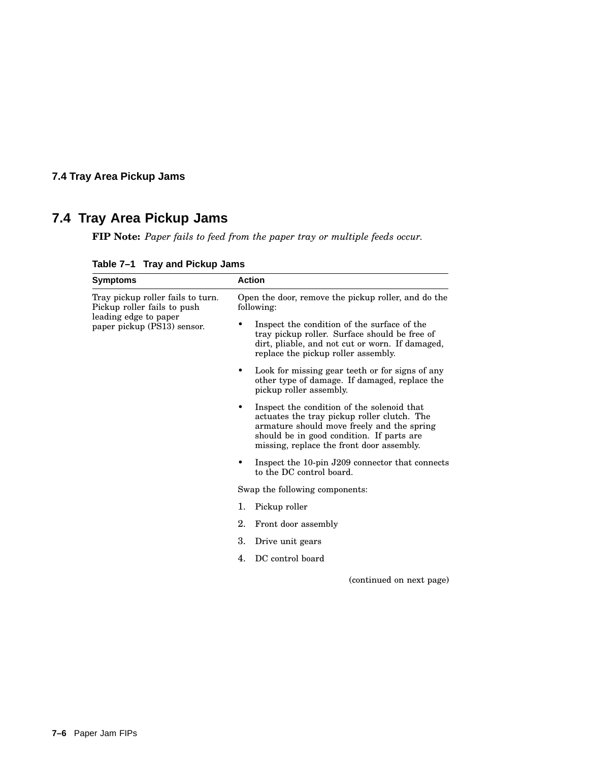## 7.4 Tray Area Pickup Jams

**FIP Note:** *Paper fails to feed from the paper tray or multiple feeds occur.*

**Table 7–1 Tray and Pickup Jams**

| Symptoms | Action |
|---|---|
| Tray pickup roller fails to turn. Pickup roller fails to push leading edge to paper paper pickup (PS13) sensor. | Open the door, remove the pickup roller, and do the following:<br><br>• Inspect the condition of the surface of the tray pickup roller. Surface should be free of dirt, pliable, and not cut or worn. If damaged, replace the pickup roller assembly.<br><br>• Look for missing gear teeth or for signs of any other type of damage. If damaged, replace the pickup roller assembly.<br><br>• Inspect the condition of the solenoid that actuates the tray pickup roller clutch. The armature should move freely and the spring should be in good condition. If parts are missing, replace the front door assembly.<br><br>• Inspect the 10-pin J209 connector that connects to the DC control board.<br><br>Swap the following components:<br><br>1. Pickup roller<br>2. Front door assembly<br>3. Drive unit gears<br>4. DC control board |

(continued on next page)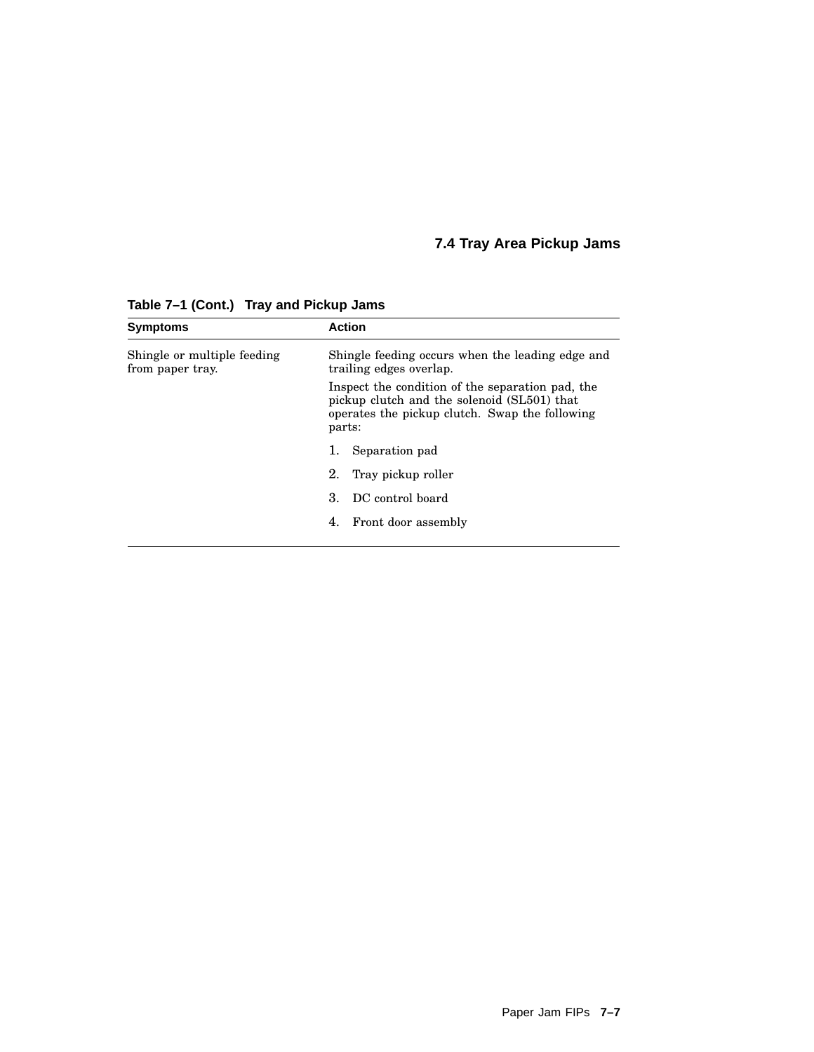## 7.4 Tray Area Pickup Jams

**Table 7–1 (Cont.) Tray and Pickup Jams**

| Symptoms | Action |
|---|---|
| Shingle or multiple feeding from paper tray. | Shingle feeding occurs when the leading edge and trailing edges overlap.<br><br>Inspect the condition of the separation pad, the pickup clutch and the solenoid (SL501) that operates the pickup clutch. Swap the following parts:<br><br>1. Separation pad<br>2. Tray pickup roller<br>3. DC control board<br>4. Front door assembly |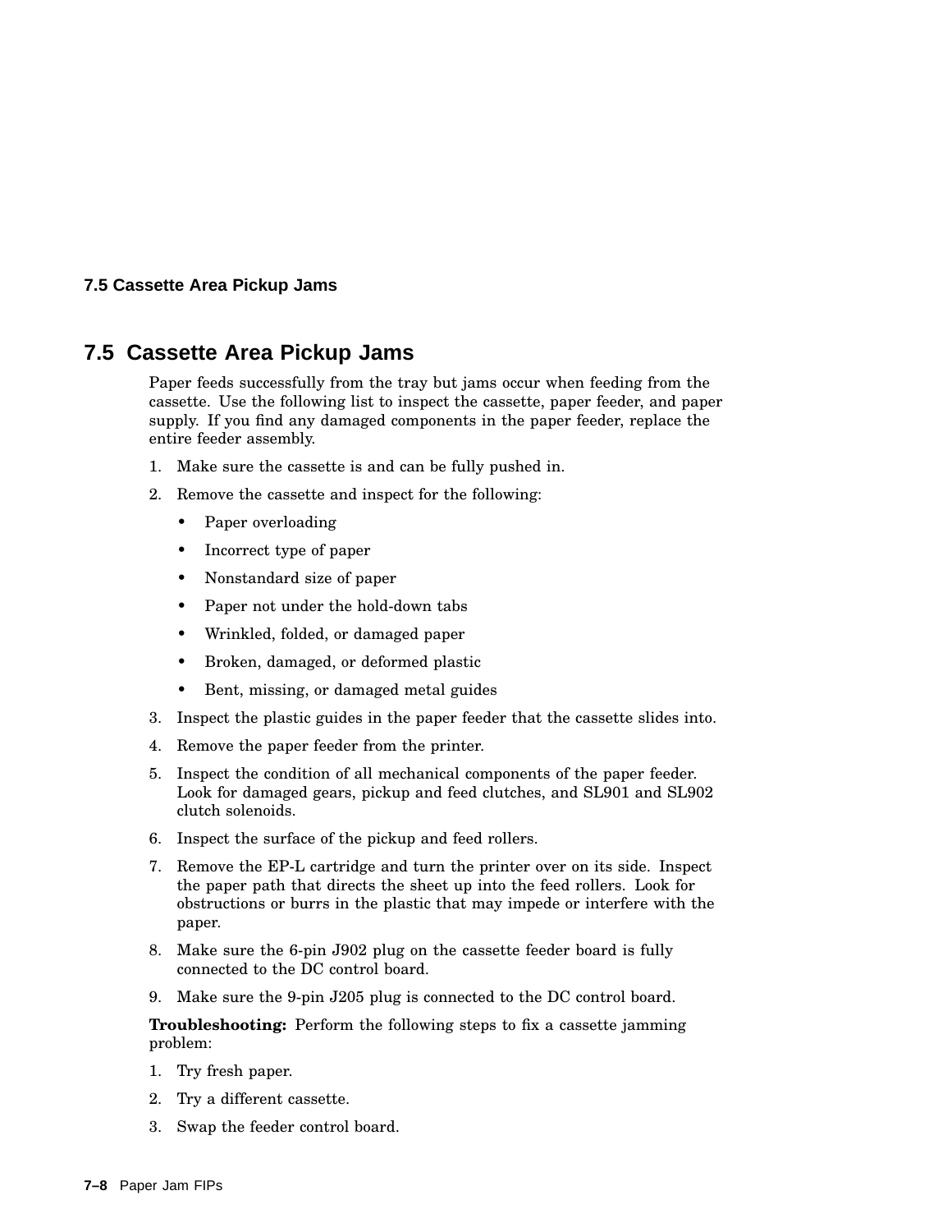## 7.5 Cassette Area Pickup Jams

Paper feeds successfully from the tray but jams occur when feeding from the cassette. Use the following list to inspect the cassette, paper feeder, and paper supply. If you find any damaged components in the paper feeder, replace the entire feeder assembly.

1. Make sure the cassette is and can be fully pushed in.
2. Remove the cassette and inspect for the following:
   - Paper overloading
   - Incorrect type of paper
   - Nonstandard size of paper
   - Paper not under the hold-down tabs
   - Wrinkled, folded, or damaged paper
   - Broken, damaged, or deformed plastic
   - Bent, missing, or damaged metal guides
3. Inspect the plastic guides in the paper feeder that the cassette slides into.
4. Remove the paper feeder from the printer.
5. Inspect the condition of all mechanical components of the paper feeder. Look for damaged gears, pickup and feed clutches, and SL901 and SL902 clutch solenoids.
6. Inspect the surface of the pickup and feed rollers.
7. Remove the EP-L cartridge and turn the printer over on its side. Inspect the paper path that directs the sheet up into the feed rollers. Look for obstructions or burrs in the plastic that may impede or interfere with the paper.
8. Make sure the 6-pin J902 plug on the cassette feeder board is fully connected to the DC control board.
9. Make sure the 9-pin J205 plug is connected to the DC control board.

**Troubleshooting:** Perform the following steps to fix a cassette jamming problem:

1. Try fresh paper.
2. Try a different cassette.
3. Swap the feeder control board.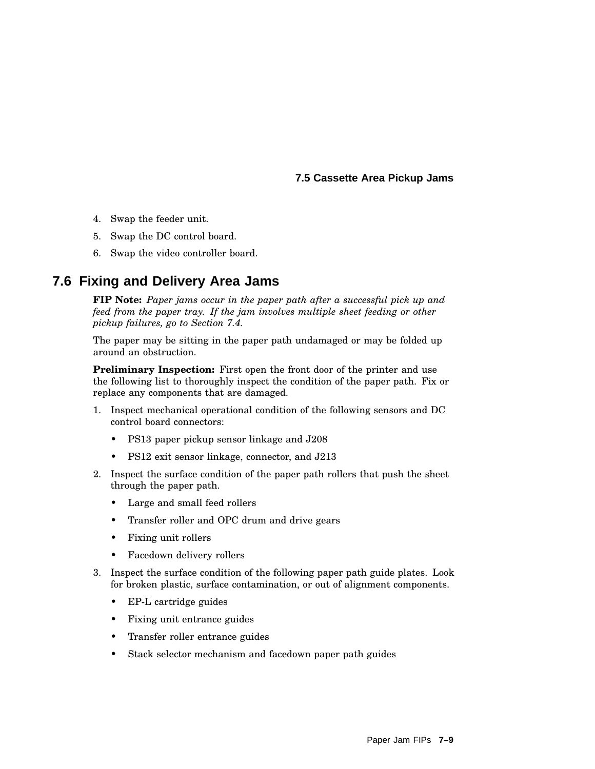4. Swap the feeder unit.
5. Swap the DC control board.
6. Swap the video controller board.

## 7.6 Fixing and Delivery Area Jams

**FIP Note:** *Paper jams occur in the paper path after a successful pick up and feed from the paper tray. If the jam involves multiple sheet feeding or other pickup failures, go to Section 7.4.*

The paper may be sitting in the paper path undamaged or may be folded up around an obstruction.

**Preliminary Inspection:** First open the front door of the printer and use the following list to thoroughly inspect the condition of the paper path. Fix or replace any components that are damaged.

1. Inspect mechanical operational condition of the following sensors and DC control board connectors:
   - PS13 paper pickup sensor linkage and J208
   - PS12 exit sensor linkage, connector, and J213
2. Inspect the surface condition of the paper path rollers that push the sheet through the paper path.
   - Large and small feed rollers
   - Transfer roller and OPC drum and drive gears
   - Fixing unit rollers
   - Facedown delivery rollers
3. Inspect the surface condition of the following paper path guide plates. Look for broken plastic, surface contamination, or out of alignment components.
   - EP-L cartridge guides
   - Fixing unit entrance guides
   - Transfer roller entrance guides
   - Stack selector mechanism and facedown paper path guides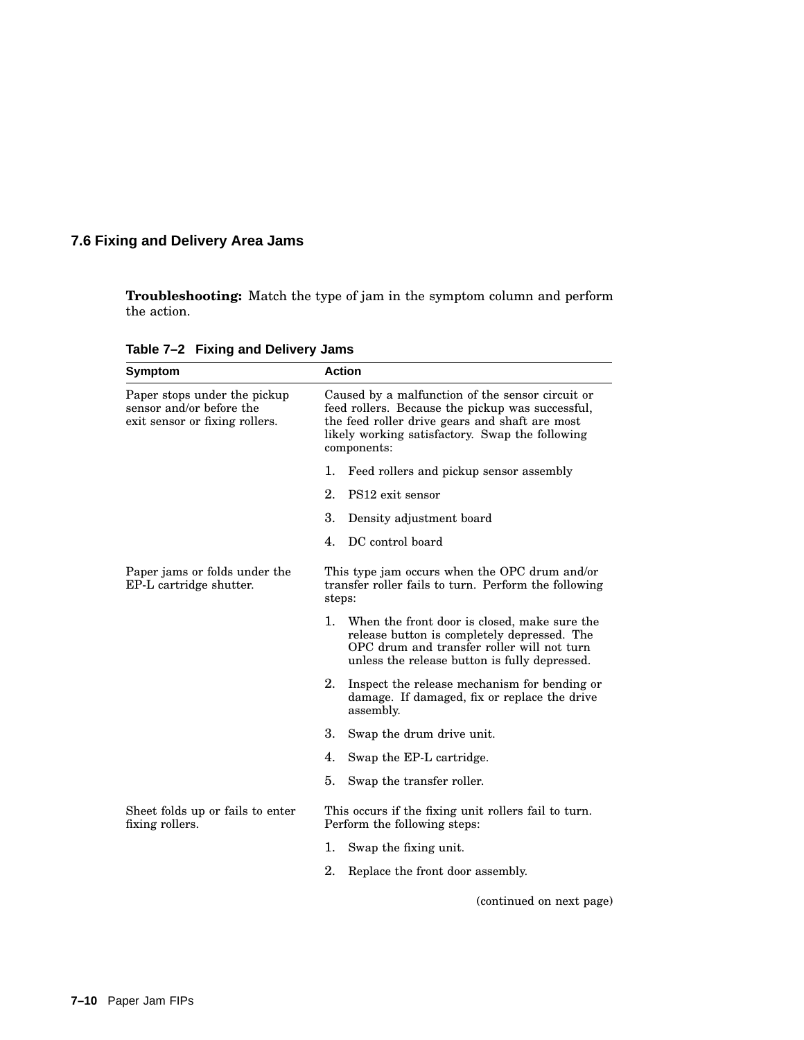## 7.6 Fixing and Delivery Area Jams

**Troubleshooting:** Match the type of jam in the symptom column and perform the action.

**Table 7–2 Fixing and Delivery Jams**

| Symptom | Action |
|---|---|
| Paper stops under the pickup sensor and/or before the exit sensor or fixing rollers. | Caused by a malfunction of the sensor circuit or feed rollers. Because the pickup was successful, the feed roller drive gears and shaft are most likely working satisfactory. Swap the following components:<br>1. Feed rollers and pickup sensor assembly<br>2. PS12 exit sensor<br>3. Density adjustment board<br>4. DC control board |
| Paper jams or folds under the EP-L cartridge shutter. | This type jam occurs when the OPC drum and/or transfer roller fails to turn. Perform the following steps:<br>1. When the front door is closed, make sure the release button is completely depressed. The OPC drum and transfer roller will not turn unless the release button is fully depressed.<br>2. Inspect the release mechanism for bending or damage. If damaged, fix or replace the drive assembly.<br>3. Swap the drum drive unit.<br>4. Swap the EP-L cartridge.<br>5. Swap the transfer roller. |
| Sheet folds up or fails to enter fixing rollers. | This occurs if the fixing unit rollers fail to turn. Perform the following steps:<br>1. Swap the fixing unit.<br>2. Replace the front door assembly. |

(continued on next page)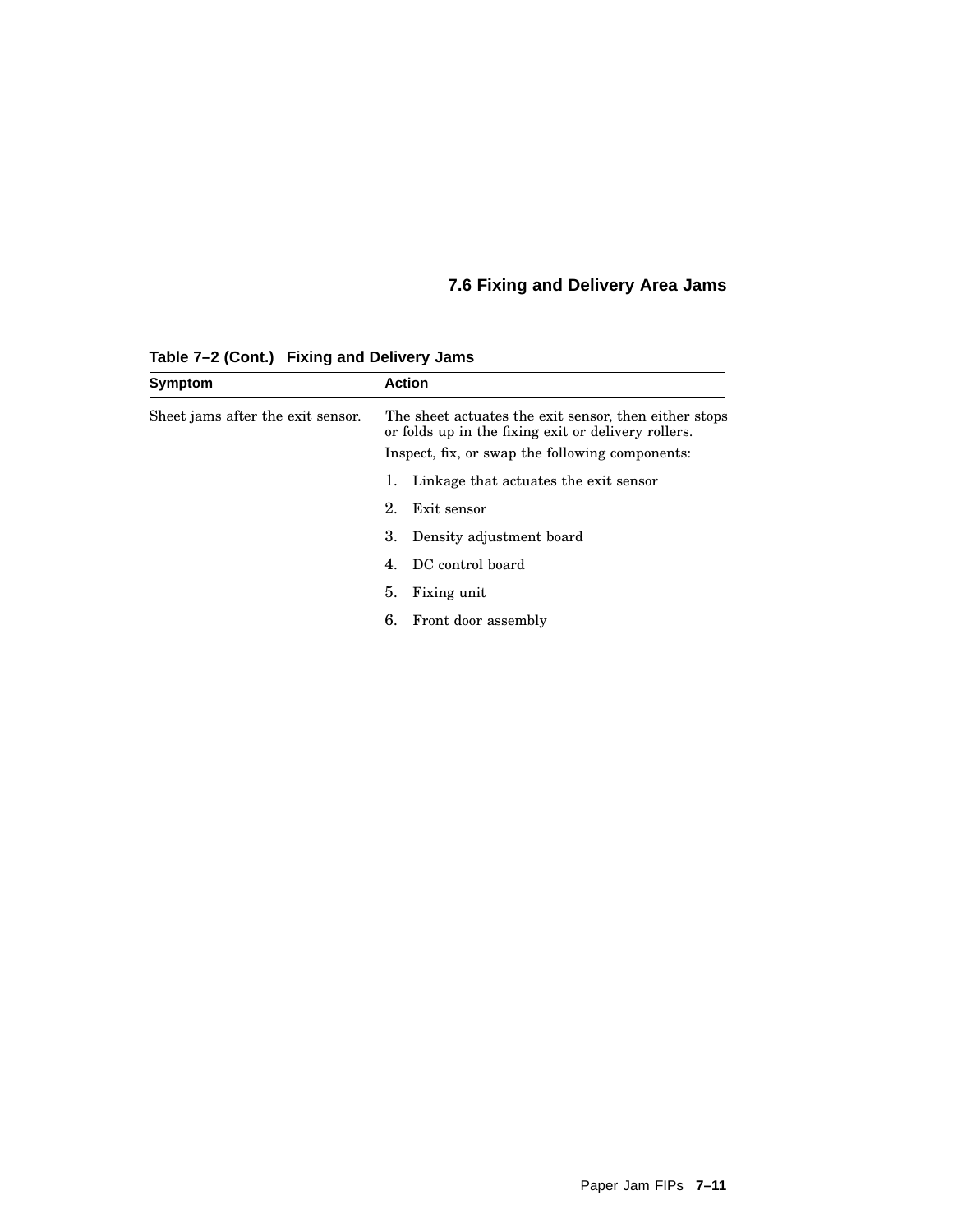## 7.6 Fixing and Delivery Area Jams

**Table 7–2 (Cont.) Fixing and Delivery Jams**

| Symptom | Action |
|---|---|
| Sheet jams after the exit sensor. | The sheet actuates the exit sensor, then either stops or folds up in the fixing exit or delivery rollers.<br>Inspect, fix, or swap the following components:<br>1. Linkage that actuates the exit sensor<br>2. Exit sensor<br>3. Density adjustment board<br>4. DC control board<br>5. Fixing unit<br>6. Front door assembly |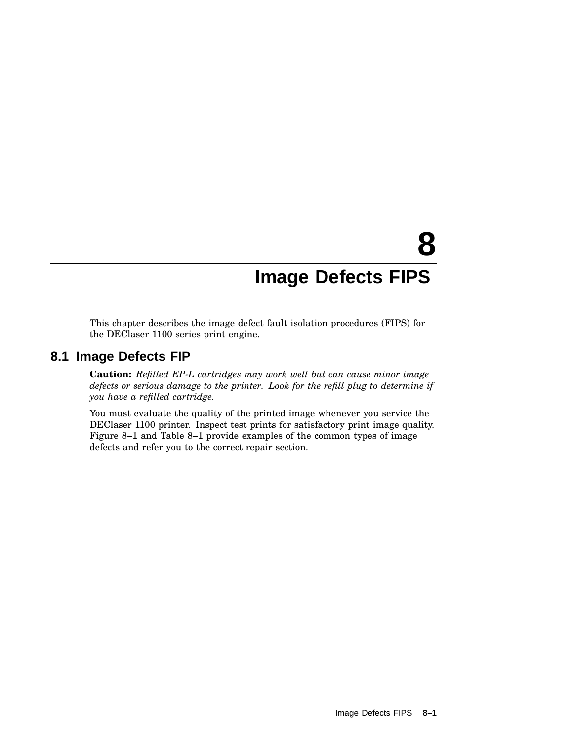# 8 Image Defects FIPS

This chapter describes the image defect fault isolation procedures (FIPS) for the DEClaser 1100 series print engine.

## 8.1 Image Defects FIP

**Caution:** *Refilled EP-L cartridges may work well but can cause minor image defects or serious damage to the printer. Look for the refill plug to determine if you have a refilled cartridge.*

You must evaluate the quality of the printed image whenever you service the DEClaser 1100 printer. Inspect test prints for satisfactory print image quality. Figure 8–1 and Table 8–1 provide examples of the common types of image defects and refer you to the correct repair section.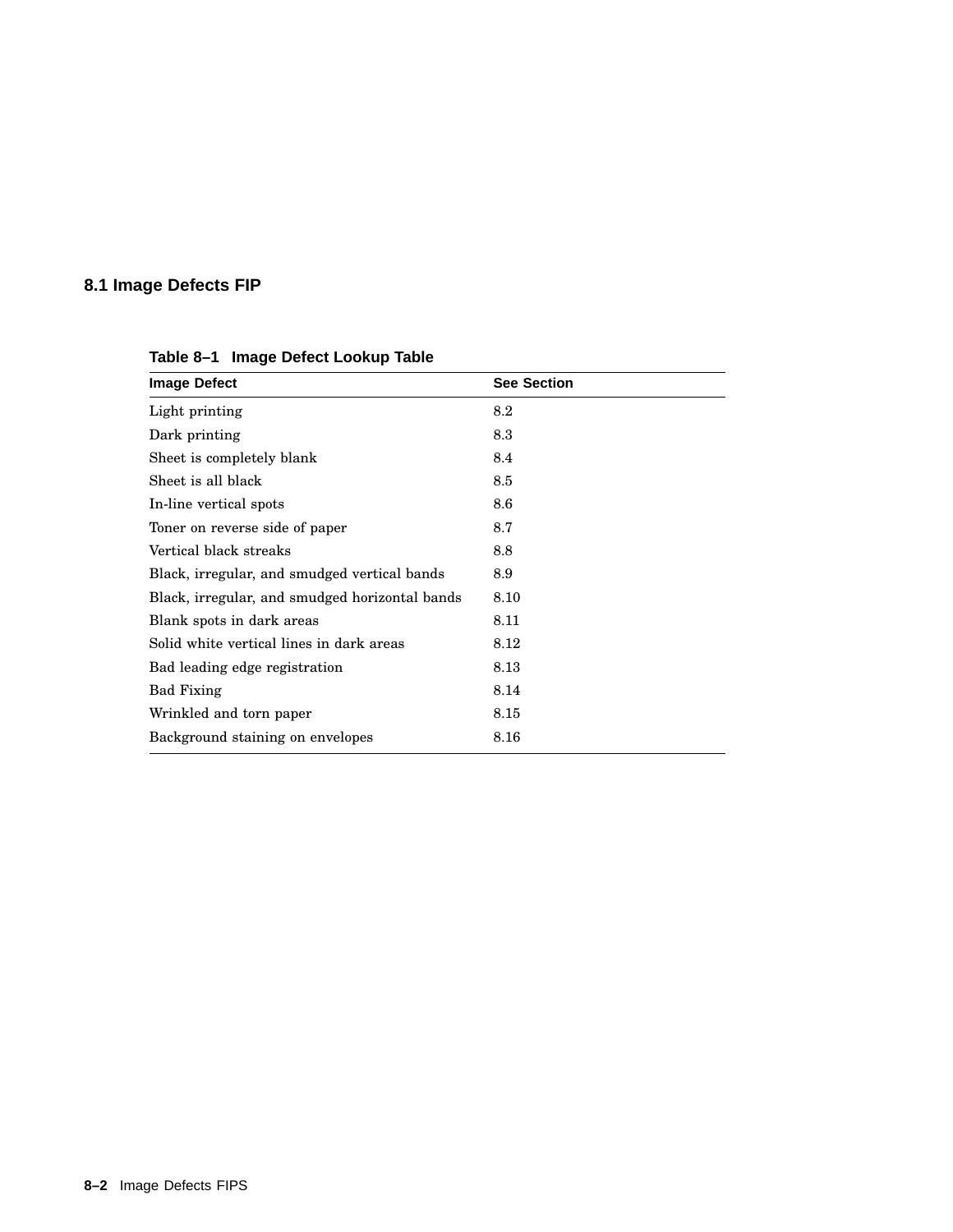## 8.1 Image Defects FIP

**Table 8–1 Image Defect Lookup Table**

| Image Defect | See Section |
|---|---|
| Light printing | 8.2 |
| Dark printing | 8.3 |
| Sheet is completely blank | 8.4 |
| Sheet is all black | 8.5 |
| In-line vertical spots | 8.6 |
| Toner on reverse side of paper | 8.7 |
| Vertical black streaks | 8.8 |
| Black, irregular, and smudged vertical bands | 8.9 |
| Black, irregular, and smudged horizontal bands | 8.10 |
| Blank spots in dark areas | 8.11 |
| Solid white vertical lines in dark areas | 8.12 |
| Bad leading edge registration | 8.13 |
| Bad Fixing | 8.14 |
| Wrinkled and torn paper | 8.15 |
| Background staining on envelopes | 8.16 |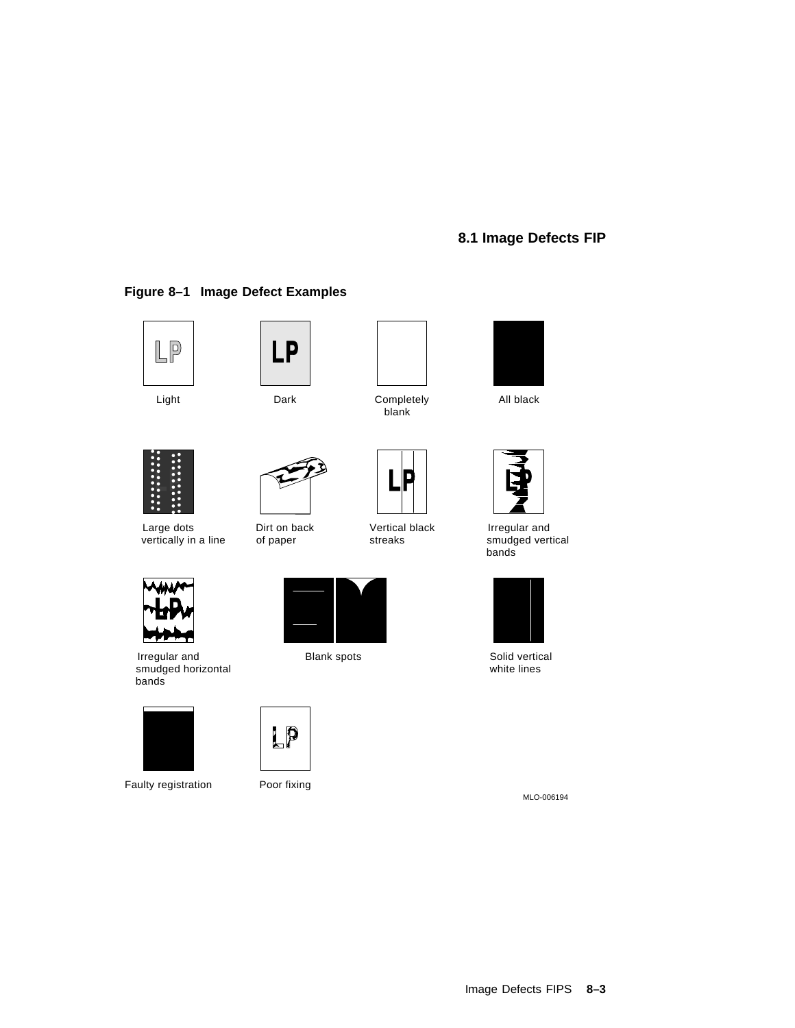## 8.1 Image Defects FIP

**Figure 8–1 Image Defect Examples**

Light

Dark

Completely blank

All black

Large dots vertically in a line

Dirt on back of paper

Vertical black streaks

Irregular and smudged vertical bands

Irregular and smudged horizontal bands

Blank spots

Solid vertical white lines

Faulty registration

Poor fixing

MLO-006194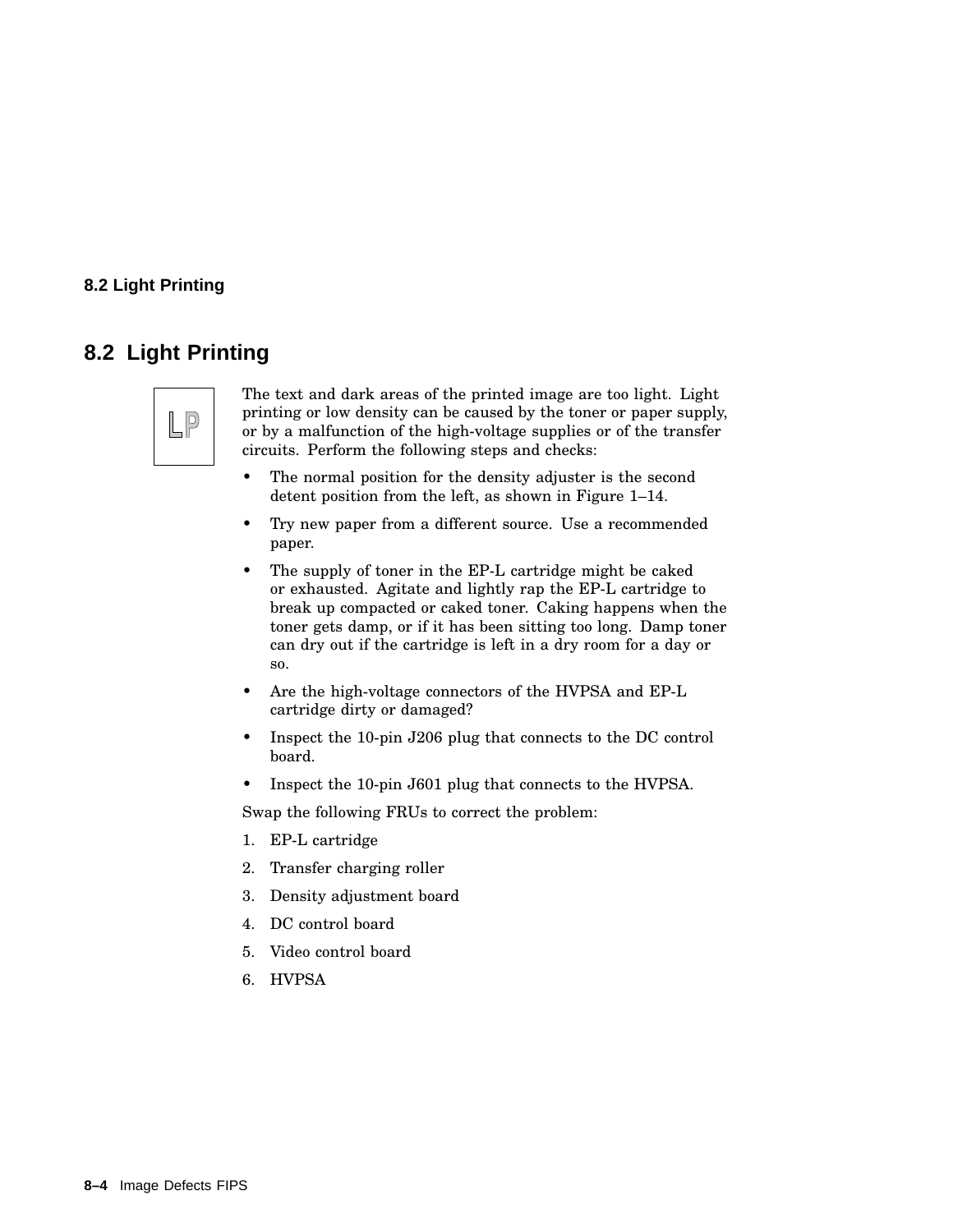## 8.2 Light Printing

LP

The text and dark areas of the printed image are too light. Light printing or low density can be caused by the toner or paper supply, or by a malfunction of the high-voltage supplies or of the transfer circuits. Perform the following steps and checks:

- The normal position for the density adjuster is the second detent position from the left, as shown in Figure 1–14.
- Try new paper from a different source. Use a recommended paper.
- The supply of toner in the EP-L cartridge might be caked or exhausted. Agitate and lightly rap the EP-L cartridge to break up compacted or caked toner. Caking happens when the toner gets damp, or if it has been sitting too long. Damp toner can dry out if the cartridge is left in a dry room for a day or so.
- Are the high-voltage connectors of the HVPSA and EP-L cartridge dirty or damaged?
- Inspect the 10-pin J206 plug that connects to the DC control board.
- Inspect the 10-pin J601 plug that connects to the HVPSA.

Swap the following FRUs to correct the problem:

1. EP-L cartridge
2. Transfer charging roller
3. Density adjustment board
4. DC control board
5. Video control board
6. HVPSA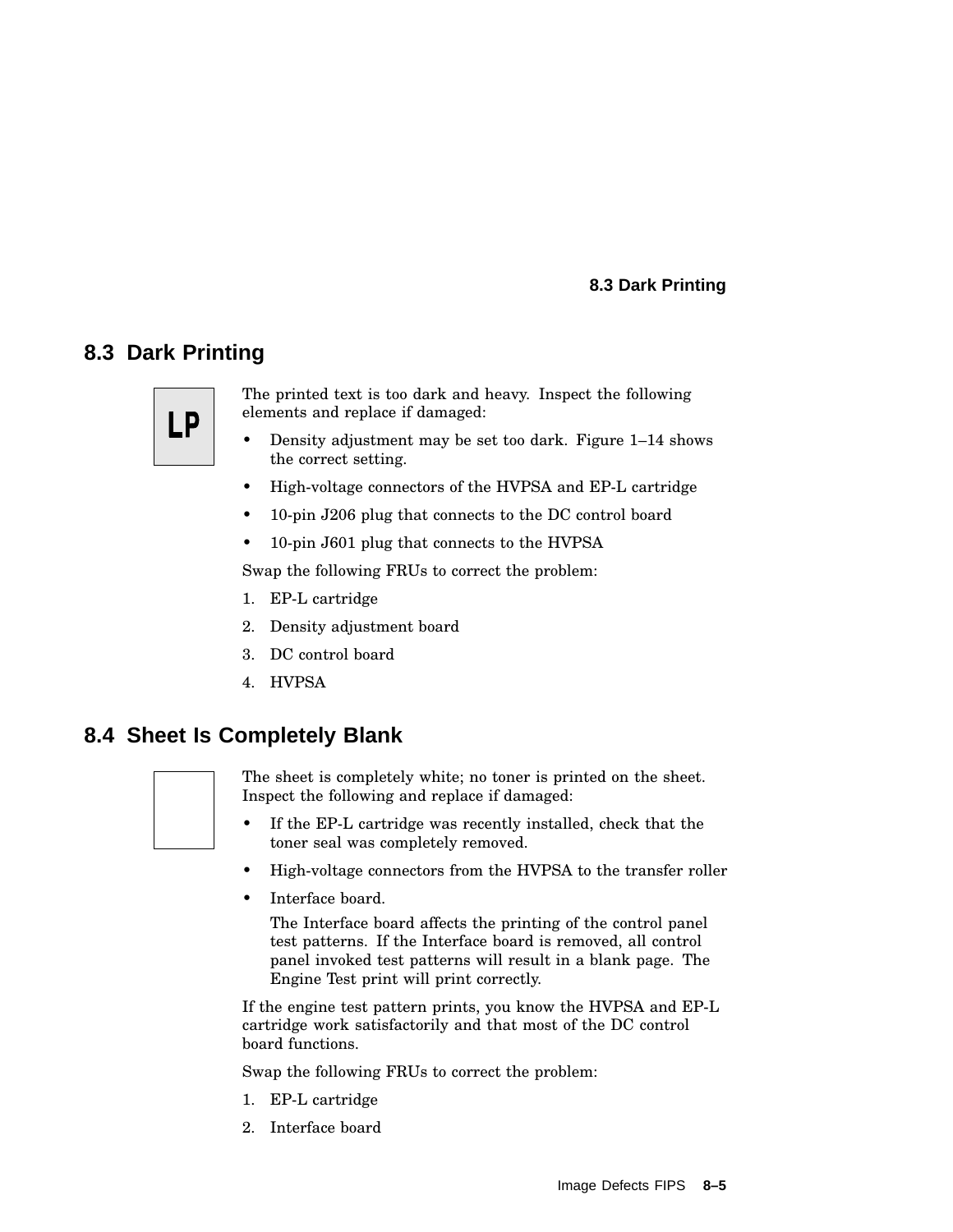## 8.3 Dark Printing

The printed text is too dark and heavy. Inspect the following elements and replace if damaged:

- Density adjustment may be set too dark. Figure 1–14 shows the correct setting.
- High-voltage connectors of the HVPSA and EP-L cartridge
- 10-pin J206 plug that connects to the DC control board
- 10-pin J601 plug that connects to the HVPSA

Swap the following FRUs to correct the problem:

1. EP-L cartridge
2. Density adjustment board
3. DC control board
4. HVPSA

## 8.4 Sheet Is Completely Blank

The sheet is completely white; no toner is printed on the sheet. Inspect the following and replace if damaged:

- If the EP-L cartridge was recently installed, check that the toner seal was completely removed.
- High-voltage connectors from the HVPSA to the transfer roller
- Interface board.

  The Interface board affects the printing of the control panel test patterns. If the Interface board is removed, all control panel invoked test patterns will result in a blank page. The Engine Test print will print correctly.

If the engine test pattern prints, you know the HVPSA and EP-L cartridge work satisfactorily and that most of the DC control board functions.

Swap the following FRUs to correct the problem:

1. EP-L cartridge
2. Interface board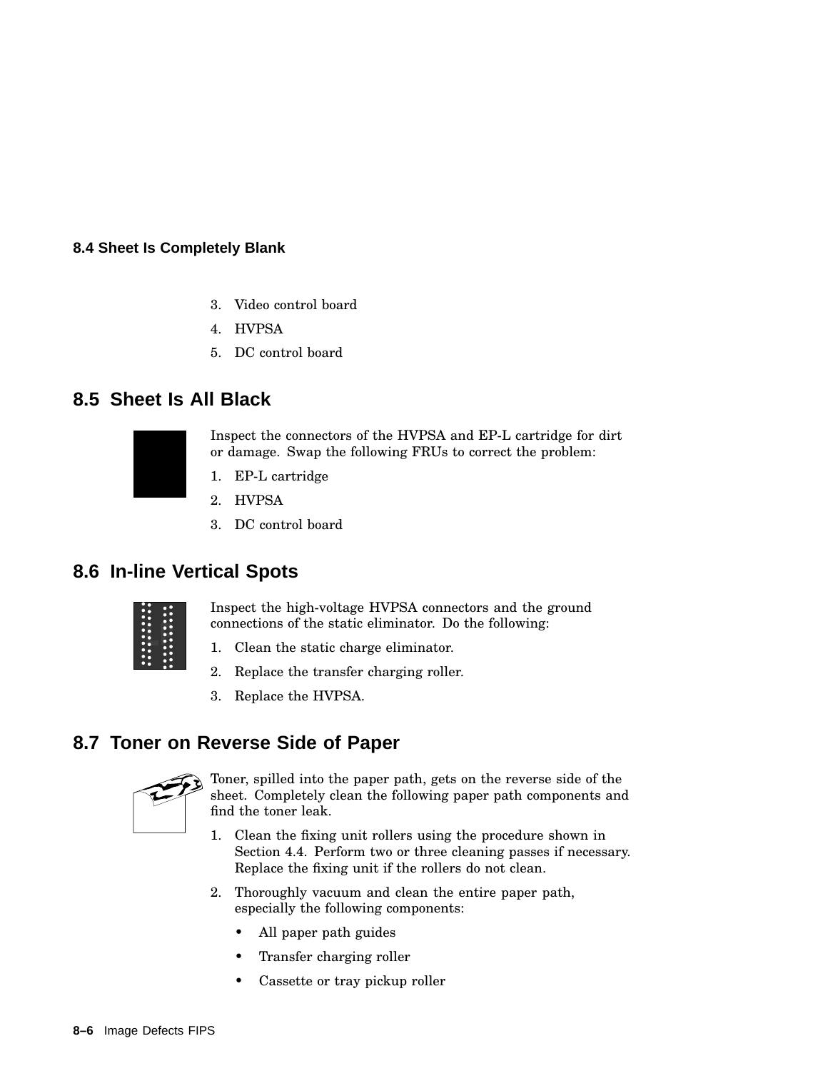## 8.4 Sheet Is Completely Blank

3. Video control board
4. HVPSA
5. DC control board

## 8.5 Sheet Is All Black

Inspect the connectors of the HVPSA and EP-L cartridge for dirt or damage. Swap the following FRUs to correct the problem:

1. EP-L cartridge
2. HVPSA
3. DC control board

## 8.6 In-line Vertical Spots

Inspect the high-voltage HVPSA connectors and the ground connections of the static eliminator. Do the following:

1. Clean the static charge eliminator.
2. Replace the transfer charging roller.
3. Replace the HVPSA.

## 8.7 Toner on Reverse Side of Paper

Toner, spilled into the paper path, gets on the reverse side of the sheet. Completely clean the following paper path components and find the toner leak.

1. Clean the fixing unit rollers using the procedure shown in Section 4.4. Perform two or three cleaning passes if necessary. Replace the fixing unit if the rollers do not clean.
2. Thoroughly vacuum and clean the entire paper path, especially the following components:
   - All paper path guides
   - Transfer charging roller
   - Cassette or tray pickup roller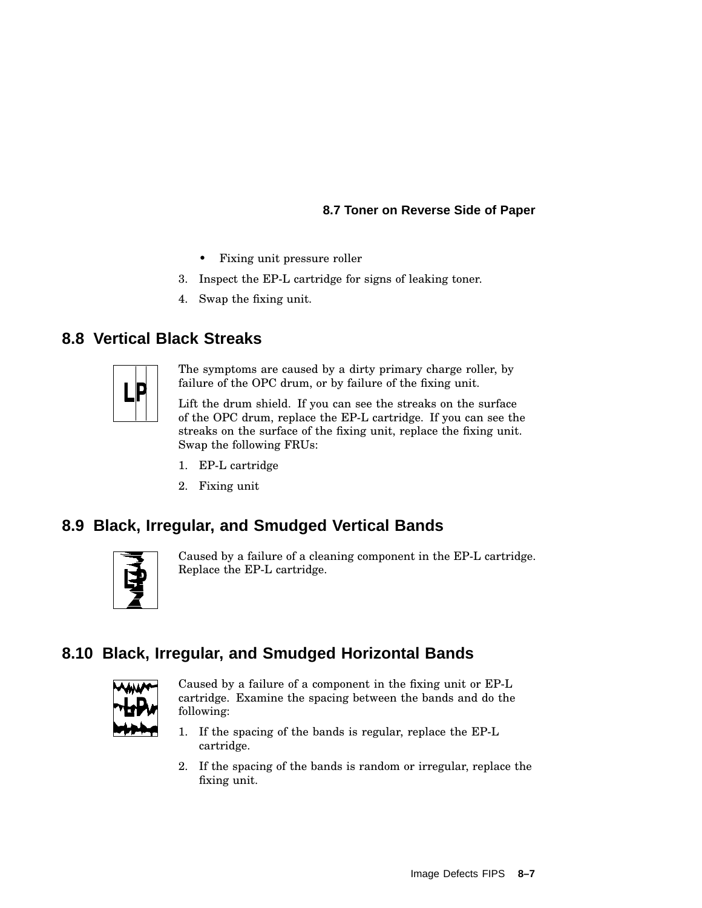- Fixing unit pressure roller

3. Inspect the EP-L cartridge for signs of leaking toner.
4. Swap the fixing unit.

## 8.8 Vertical Black Streaks

The symptoms are caused by a dirty primary charge roller, by failure of the OPC drum, or by failure of the fixing unit.

Lift the drum shield. If you can see the streaks on the surface of the OPC drum, replace the EP-L cartridge. If you can see the streaks on the surface of the fixing unit, replace the fixing unit. Swap the following FRUs:

1. EP-L cartridge
2. Fixing unit

## 8.9 Black, Irregular, and Smudged Vertical Bands

Caused by a failure of a cleaning component in the EP-L cartridge. Replace the EP-L cartridge.

## 8.10 Black, Irregular, and Smudged Horizontal Bands

Caused by a failure of a component in the fixing unit or EP-L cartridge. Examine the spacing between the bands and do the following:

1. If the spacing of the bands is regular, replace the EP-L cartridge.
2. If the spacing of the bands is random or irregular, replace the fixing unit.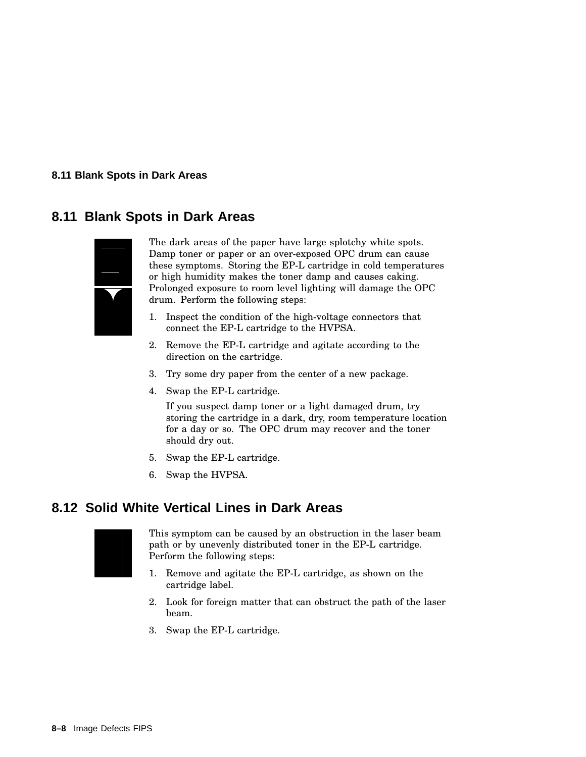## 8.11 Blank Spots in Dark Areas

The dark areas of the paper have large splotchy white spots. Damp toner or paper or an over-exposed OPC drum can cause these symptoms. Storing the EP-L cartridge in cold temperatures or high humidity makes the toner damp and causes caking. Prolonged exposure to room level lighting will damage the OPC drum. Perform the following steps:

1. Inspect the condition of the high-voltage connectors that connect the EP-L cartridge to the HVPSA.
2. Remove the EP-L cartridge and agitate according to the direction on the cartridge.
3. Try some dry paper from the center of a new package.
4. Swap the EP-L cartridge.

   If you suspect damp toner or a light damaged drum, try storing the cartridge in a dark, dry, room temperature location for a day or so. The OPC drum may recover and the toner should dry out.
5. Swap the EP-L cartridge.
6. Swap the HVPSA.

## 8.12 Solid White Vertical Lines in Dark Areas

This symptom can be caused by an obstruction in the laser beam path or by unevenly distributed toner in the EP-L cartridge. Perform the following steps:

1. Remove and agitate the EP-L cartridge, as shown on the cartridge label.
2. Look for foreign matter that can obstruct the path of the laser beam.
3. Swap the EP-L cartridge.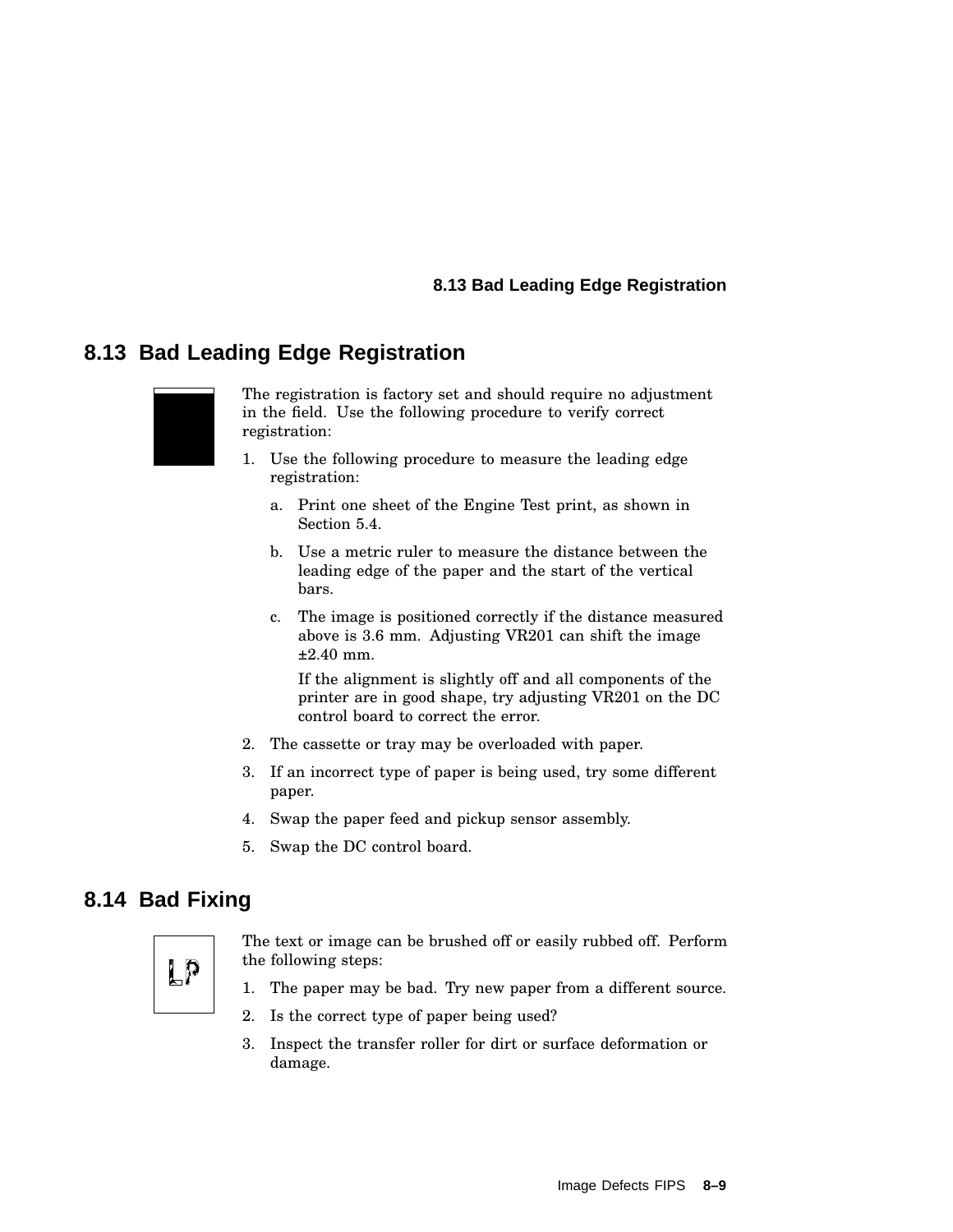## 8.13 Bad Leading Edge Registration

The registration is factory set and should require no adjustment in the field. Use the following procedure to verify correct registration:

1. Use the following procedure to measure the leading edge registration:
   a. Print one sheet of the Engine Test print, as shown in Section 5.4.
   b. Use a metric ruler to measure the distance between the leading edge of the paper and the start of the vertical bars.
   c. The image is positioned correctly if the distance measured above is 3.6 mm. Adjusting VR201 can shift the image ±2.40 mm.

      If the alignment is slightly off and all components of the printer are in good shape, try adjusting VR201 on the DC control board to correct the error.
2. The cassette or tray may be overloaded with paper.
3. If an incorrect type of paper is being used, try some different paper.
4. Swap the paper feed and pickup sensor assembly.
5. Swap the DC control board.

## 8.14 Bad Fixing

The text or image can be brushed off or easily rubbed off. Perform the following steps:

1. The paper may be bad. Try new paper from a different source.
2. Is the correct type of paper being used?
3. Inspect the transfer roller for dirt or surface deformation or damage.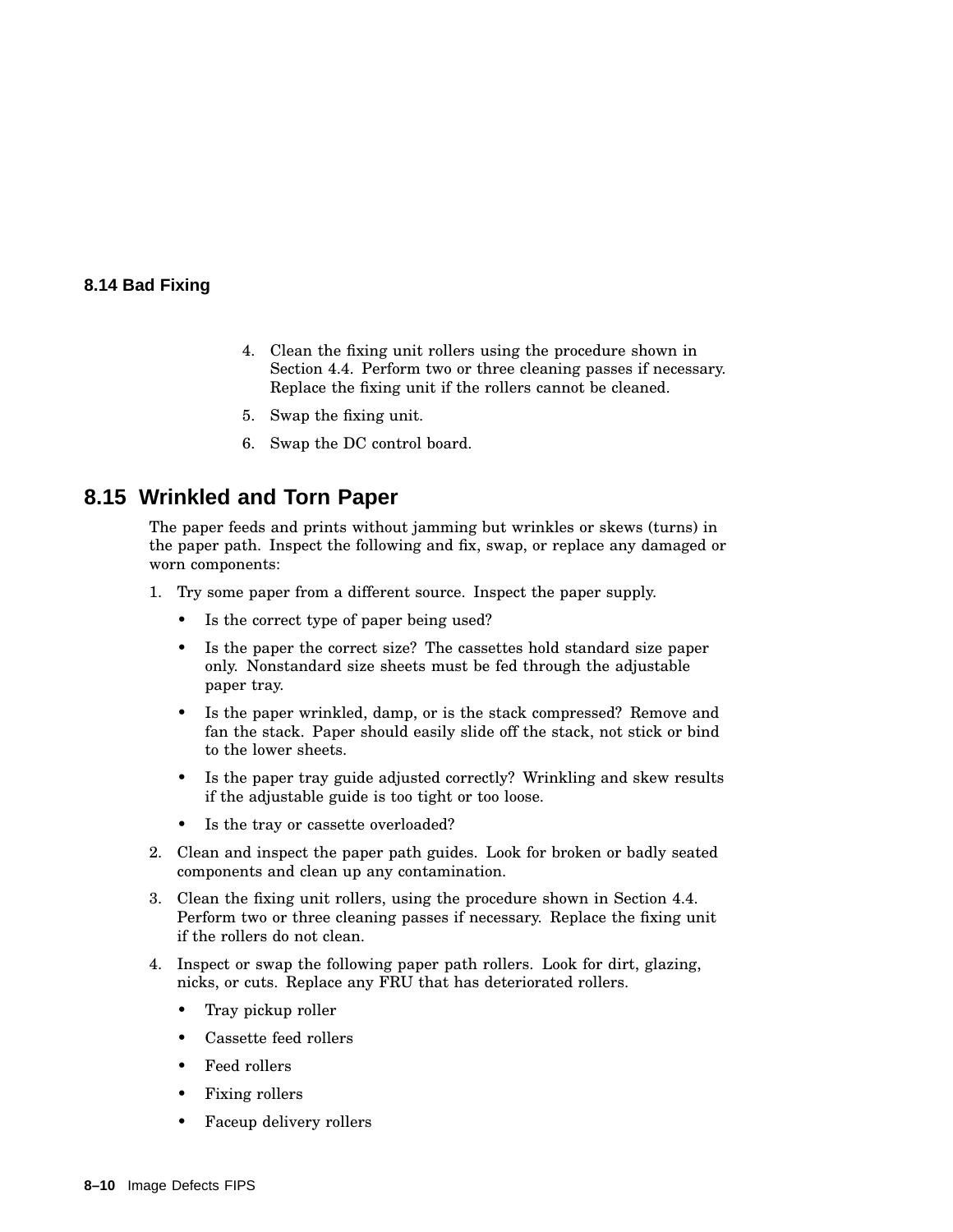### 8.14 Bad Fixing

4. Clean the fixing unit rollers using the procedure shown in Section 4.4. Perform two or three cleaning passes if necessary. Replace the fixing unit if the rollers cannot be cleaned.
5. Swap the fixing unit.
6. Swap the DC control board.

## 8.15 Wrinkled and Torn Paper

The paper feeds and prints without jamming but wrinkles or skews (turns) in the paper path. Inspect the following and fix, swap, or replace any damaged or worn components:

1. Try some paper from a different source. Inspect the paper supply.
   - Is the correct type of paper being used?
   - Is the paper the correct size? The cassettes hold standard size paper only. Nonstandard size sheets must be fed through the adjustable paper tray.
   - Is the paper wrinkled, damp, or is the stack compressed? Remove and fan the stack. Paper should easily slide off the stack, not stick or bind to the lower sheets.
   - Is the paper tray guide adjusted correctly? Wrinkling and skew results if the adjustable guide is too tight or too loose.
   - Is the tray or cassette overloaded?
2. Clean and inspect the paper path guides. Look for broken or badly seated components and clean up any contamination.
3. Clean the fixing unit rollers, using the procedure shown in Section 4.4. Perform two or three cleaning passes if necessary. Replace the fixing unit if the rollers do not clean.
4. Inspect or swap the following paper path rollers. Look for dirt, glazing, nicks, or cuts. Replace any FRU that has deteriorated rollers.
   - Tray pickup roller
   - Cassette feed rollers
   - Feed rollers
   - Fixing rollers
   - Faceup delivery rollers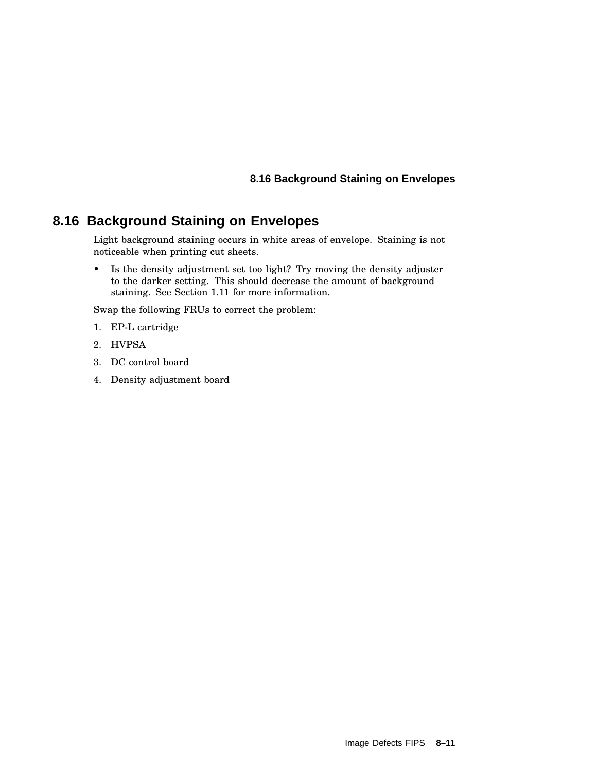## 8.16 Background Staining on Envelopes

Light background staining occurs in white areas of envelope. Staining is not noticeable when printing cut sheets.

- Is the density adjustment set too light? Try moving the density adjuster to the darker setting. This should decrease the amount of background staining. See Section 1.11 for more information.

Swap the following FRUs to correct the problem:

1. EP-L cartridge
2. HVPSA
3. DC control board
4. Density adjustment board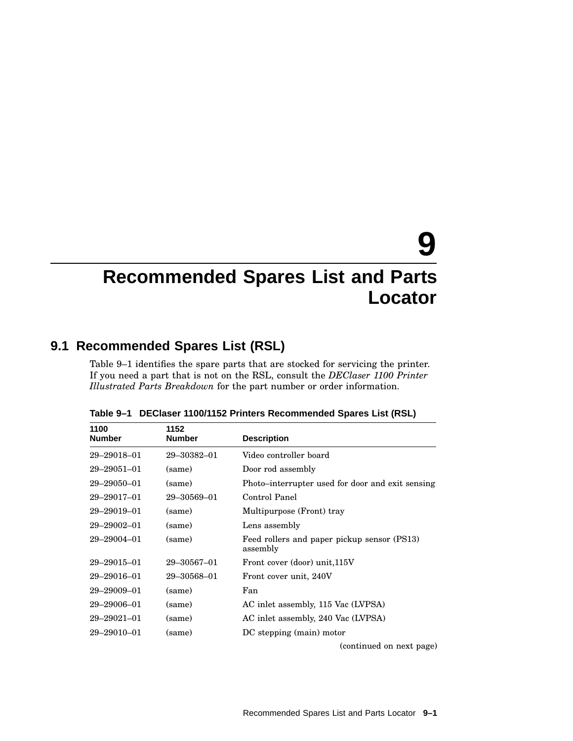# 9

# Recommended Spares List and Parts Locator

## 9.1 Recommended Spares List (RSL)

Table 9–1 identifies the spare parts that are stocked for servicing the printer. If you need a part that is not on the RSL, consult the *DEClaser 1100 Printer Illustrated Parts Breakdown* for the part number or order information.

**Table 9–1 DEClaser 1100/1152 Printers Recommended Spares List (RSL)**

| 1100 Number | 1152 Number | Description |
|---|---|---|
| 29–29018–01 | 29–30382–01 | Video controller board |
| 29–29051–01 | (same) | Door rod assembly |
| 29–29050–01 | (same) | Photo–interrupter used for door and exit sensing |
| 29–29017–01 | 29–30569–01 | Control Panel |
| 29–29019–01 | (same) | Multipurpose (Front) tray |
| 29–29002–01 | (same) | Lens assembly |
| 29–29004–01 | (same) | Feed rollers and paper pickup sensor (PS13) assembly |
| 29–29015–01 | 29–30567–01 | Front cover (door) unit,115V |
| 29–29016–01 | 29–30568–01 | Front cover unit, 240V |
| 29–29009–01 | (same) | Fan |
| 29–29006–01 | (same) | AC inlet assembly, 115 Vac (LVPSA) |
| 29–29021–01 | (same) | AC inlet assembly, 240 Vac (LVPSA) |
| 29–29010–01 | (same) | DC stepping (main) motor |

(continued on next page)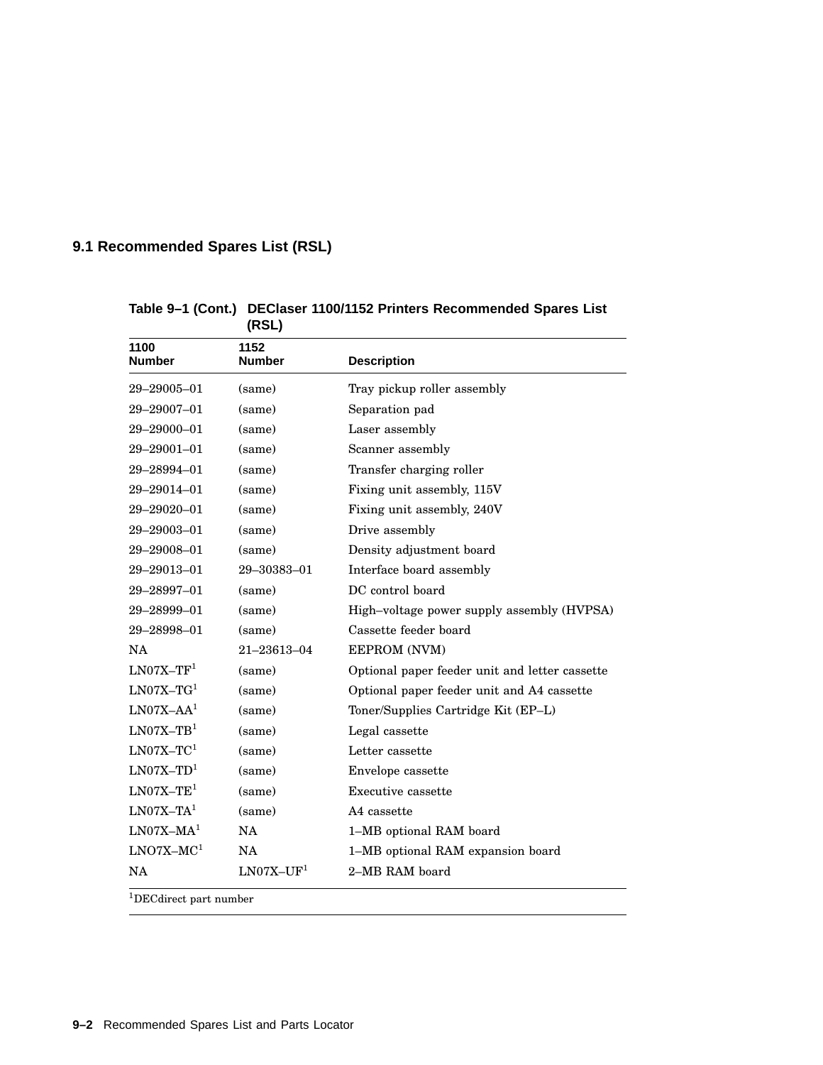## 9.1 Recommended Spares List (RSL)

**Table 9–1 (Cont.) DEClaser 1100/1152 Printers Recommended Spares List (RSL)**

| 1100 Number | 1152 Number | Description |
|---|---|---|
| 29–29005–01 | (same) | Tray pickup roller assembly |
| 29–29007–01 | (same) | Separation pad |
| 29–29000–01 | (same) | Laser assembly |
| 29–29001–01 | (same) | Scanner assembly |
| 29–28994–01 | (same) | Transfer charging roller |
| 29–29014–01 | (same) | Fixing unit assembly, 115V |
| 29–29020–01 | (same) | Fixing unit assembly, 240V |
| 29–29003–01 | (same) | Drive assembly |
| 29–29008–01 | (same) | Density adjustment board |
| 29–29013–01 | 29–30383–01 | Interface board assembly |
| 29–28997–01 | (same) | DC control board |
| 29–28999–01 | (same) | High–voltage power supply assembly (HVPSA) |
| 29–28998–01 | (same) | Cassette feeder board |
| NA | 21–23613–04 | EEPROM (NVM) |
| LN07X–TF[1] | (same) | Optional paper feeder unit and letter cassette |
| LN07X–TG[1] | (same) | Optional paper feeder unit and A4 cassette |
| LN07X–AA[1] | (same) | Toner/Supplies Cartridge Kit (EP–L) |
| LN07X–TB[1] | (same) | Legal cassette |
| LN07X–TC[1] | (same) | Letter cassette |
| LN07X–TD[1] | (same) | Envelope cassette |
| LN07X–TE[1] | (same) | Executive cassette |
| LN07X–TA[1] | (same) | A4 cassette |
| LN07X–MA[1] | NA | 1–MB optional RAM board |
| LNO7X–MC[1] | NA | 1–MB optional RAM expansion board |
| NA | LN07X–UF[1] | 2–MB RAM board |

[1]DECdirect part number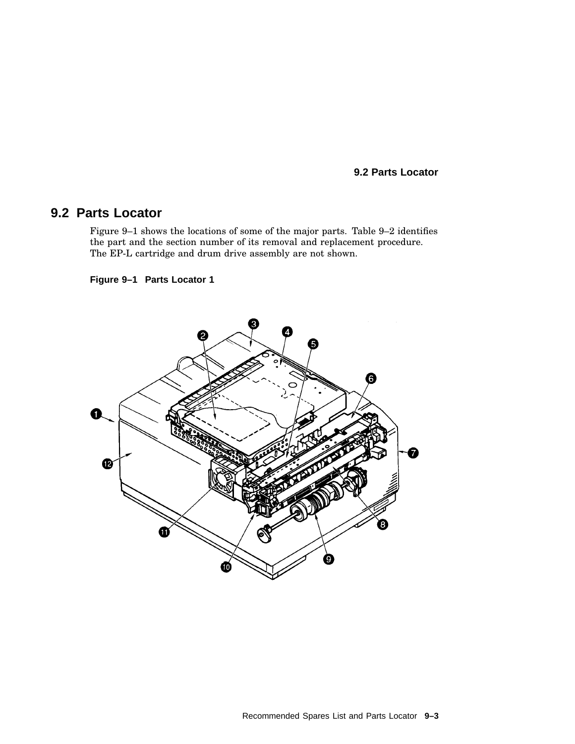## 9.2 Parts Locator

Figure 9–1 shows the locations of some of the major parts. Table 9–2 identifies the part and the section number of its removal and replacement procedure. The EP-L cartridge and drum drive assembly are not shown.

**Figure 9–1 Parts Locator 1**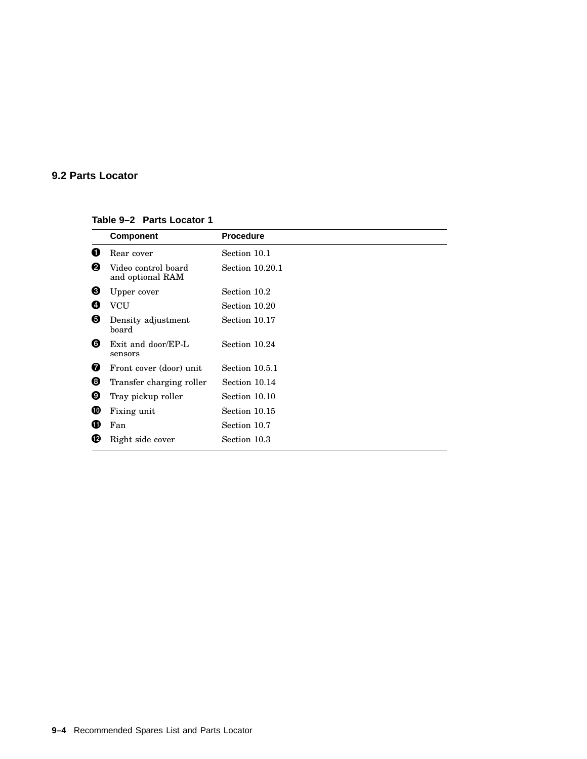## 9.2 Parts Locator

**Table 9–2 Parts Locator 1**

| | Component | Procedure |
|---|---|---|
| ❶ | Rear cover | Section 10.1 |
| ❷ | Video control board and optional RAM | Section 10.20.1 |
| ❸ | Upper cover | Section 10.2 |
| ❹ | VCU | Section 10.20 |
| ❺ | Density adjustment board | Section 10.17 |
| ❻ | Exit and door/EP-L sensors | Section 10.24 |
| ❼ | Front cover (door) unit | Section 10.5.1 |
| ❽ | Transfer charging roller | Section 10.14 |
| ❾ | Tray pickup roller | Section 10.10 |
| ❿ | Fixing unit | Section 10.15 |
| ⓫ | Fan | Section 10.7 |
| ⓬ | Right side cover | Section 10.3 |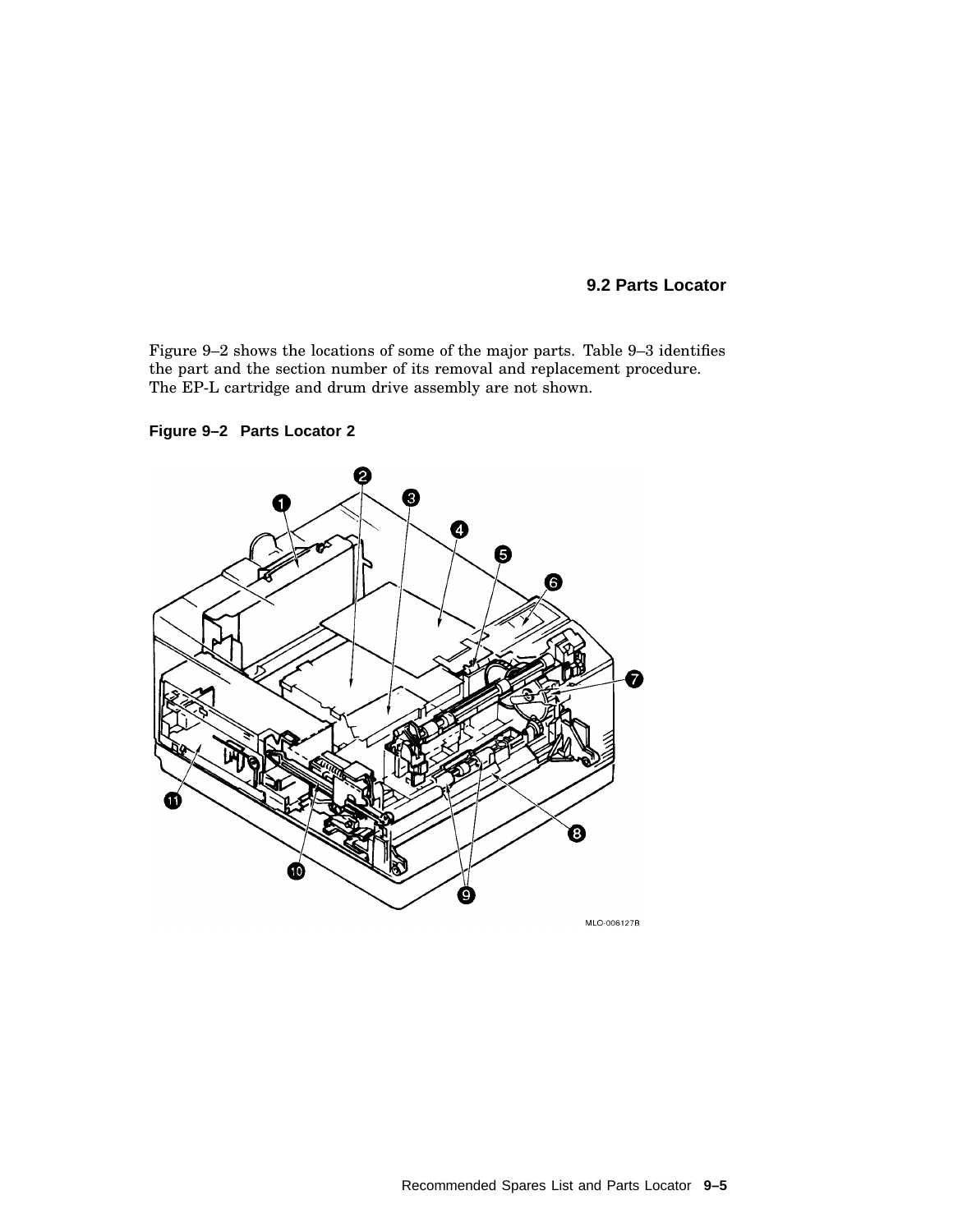## 9.2 Parts Locator

Figure 9–2 shows the locations of some of the major parts. Table 9–3 identifies the part and the section number of its removal and replacement procedure. The EP-L cartridge and drum drive assembly are not shown.

**Figure 9–2 Parts Locator 2**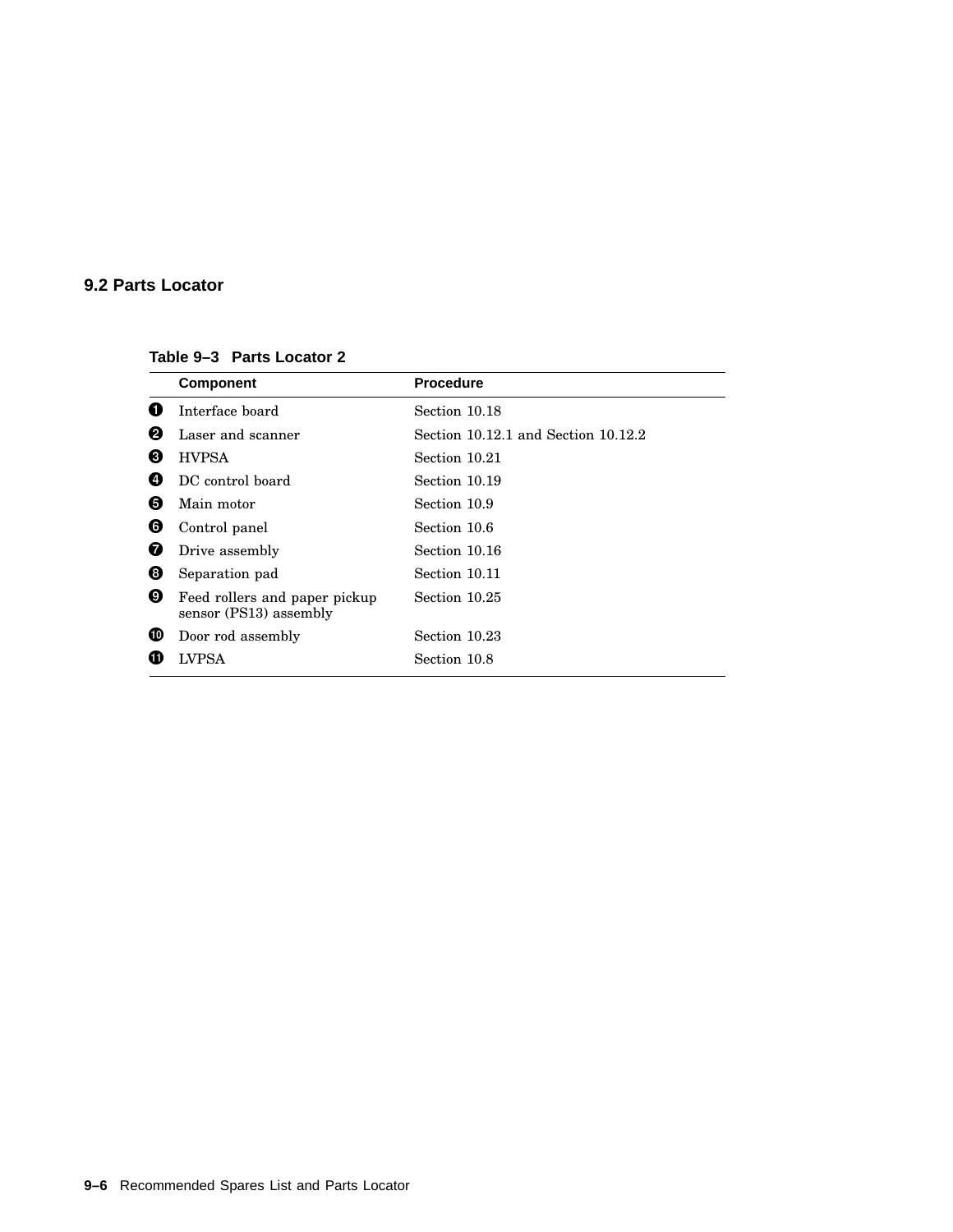## 9.2 Parts Locator

**Table 9–3 Parts Locator 2**

| | Component | Procedure |
|---|---|---|
| ❶ | Interface board | Section 10.18 |
| ❷ | Laser and scanner | Section 10.12.1 and Section 10.12.2 |
| ❸ | HVPSA | Section 10.21 |
| ❹ | DC control board | Section 10.19 |
| ❺ | Main motor | Section 10.9 |
| ❻ | Control panel | Section 10.6 |
| ❼ | Drive assembly | Section 10.16 |
| ❽ | Separation pad | Section 10.11 |
| ❾ | Feed rollers and paper pickup sensor (PS13) assembly | Section 10.25 |
| ❿ | Door rod assembly | Section 10.23 |
| ⓫ | LVPSA | Section 10.8 |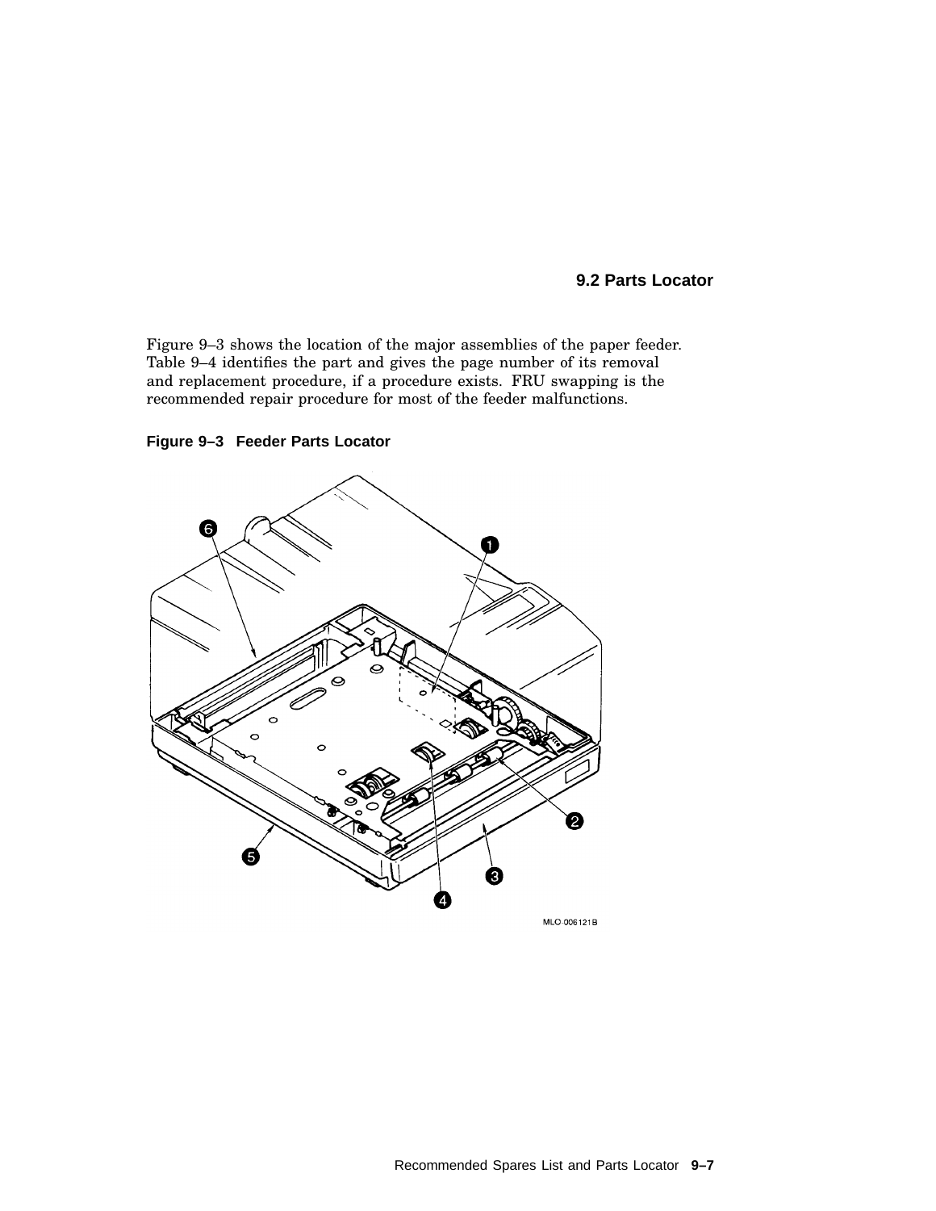## 9.2 Parts Locator

Figure 9–3 shows the location of the major assemblies of the paper feeder. Table 9–4 identifies the part and gives the page number of its removal and replacement procedure, if a procedure exists. FRU swapping is the recommended repair procedure for most of the feeder malfunctions.

**Figure 9–3 Feeder Parts Locator**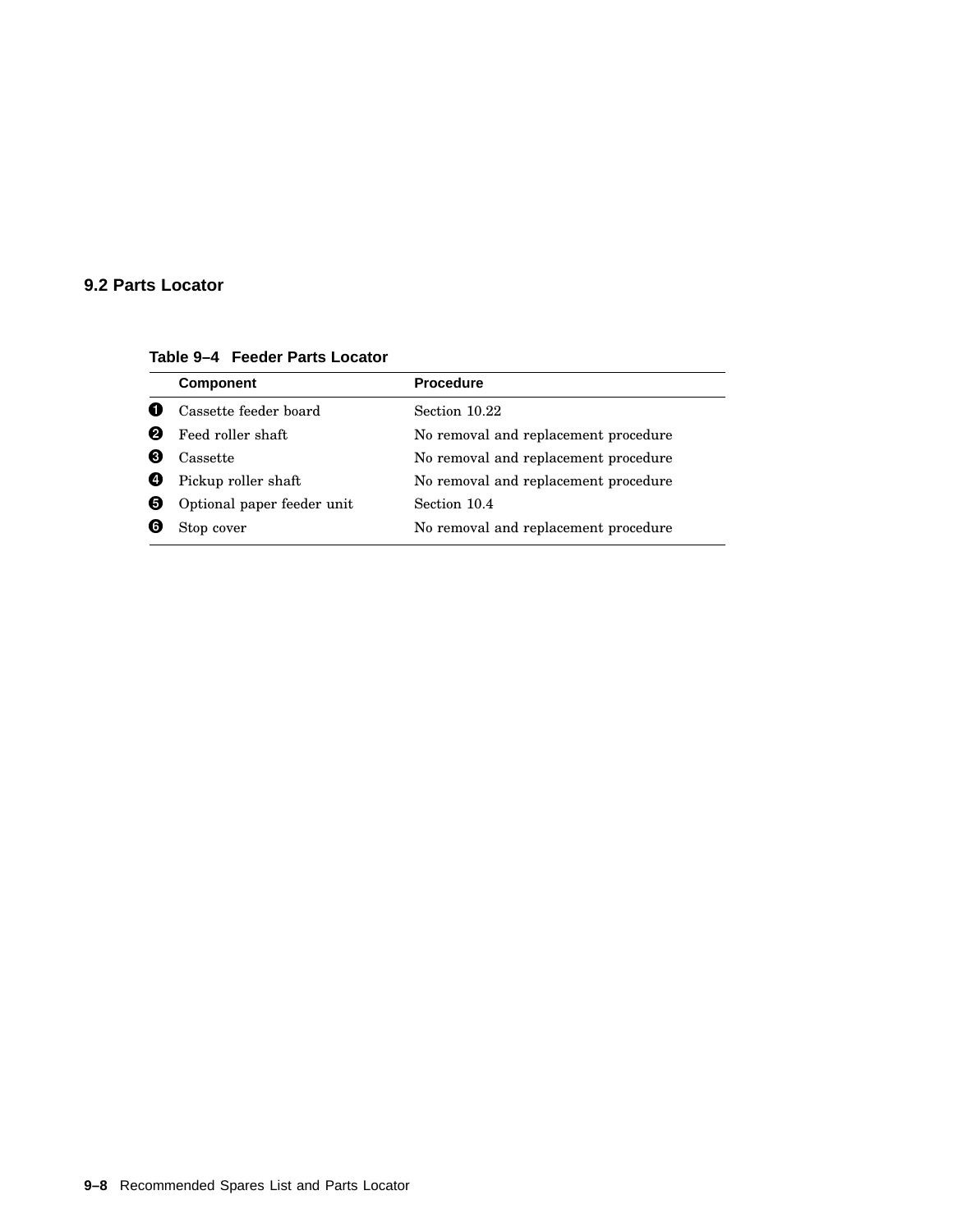## 9.2 Parts Locator

**Table 9–4 Feeder Parts Locator**

| | Component | Procedure |
|---|---|---|
| ❶ | Cassette feeder board | Section 10.22 |
| ❷ | Feed roller shaft | No removal and replacement procedure |
| ❸ | Cassette | No removal and replacement procedure |
| ❹ | Pickup roller shaft | No removal and replacement procedure |
| ❺ | Optional paper feeder unit | Section 10.4 |
| ❻ | Stop cover | No removal and replacement procedure |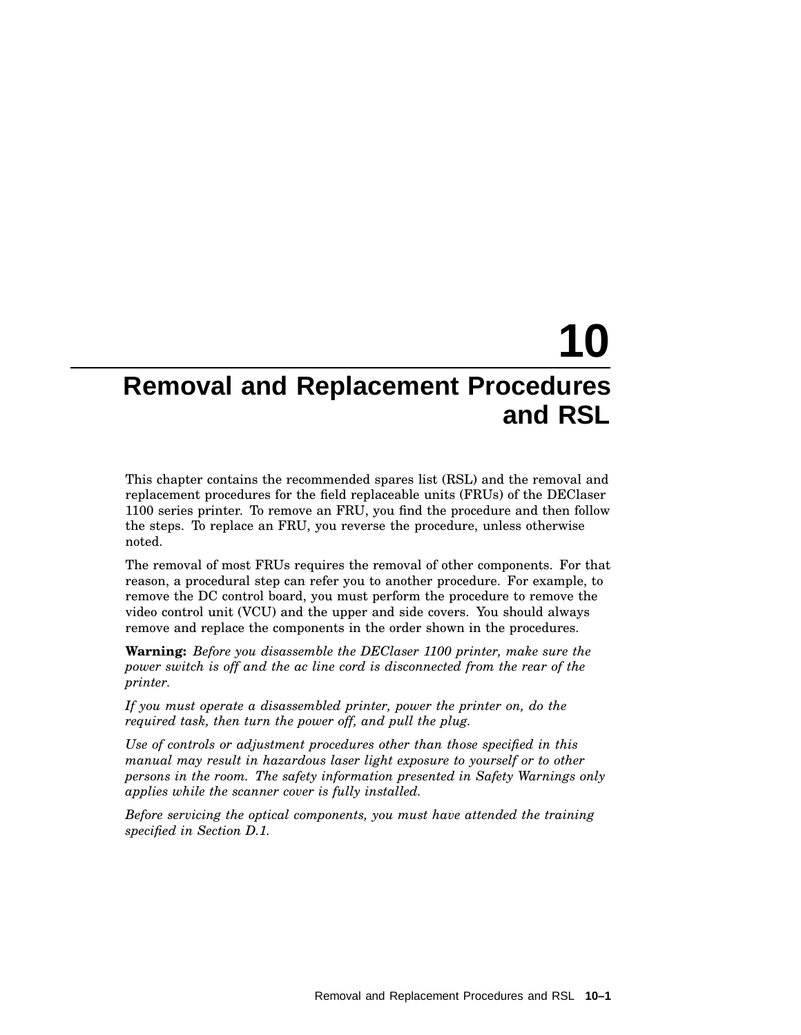# 10 Removal and Replacement Procedures and RSL

This chapter contains the recommended spares list (RSL) and the removal and replacement procedures for the field replaceable units (FRUs) of the DEClaser 1100 series printer. To remove an FRU, you find the procedure and then follow the steps. To replace an FRU, you reverse the procedure, unless otherwise noted.

The removal of most FRUs requires the removal of other components. For that reason, a procedural step can refer you to another procedure. For example, to remove the DC control board, you must perform the procedure to remove the video control unit (VCU) and the upper and side covers. You should always remove and replace the components in the order shown in the procedures.

**Warning:** *Before you disassemble the DEClaser 1100 printer, make sure the power switch is off and the ac line cord is disconnected from the rear of the printer.*

*If you must operate a disassembled printer, power the printer on, do the required task, then turn the power off, and pull the plug.*

*Use of controls or adjustment procedures other than those specified in this manual may result in hazardous laser light exposure to yourself or to other persons in the room. The safety information presented in Safety Warnings only applies while the scanner cover is fully installed.*

*Before servicing the optical components, you must have attended the training specified in Section D.1.*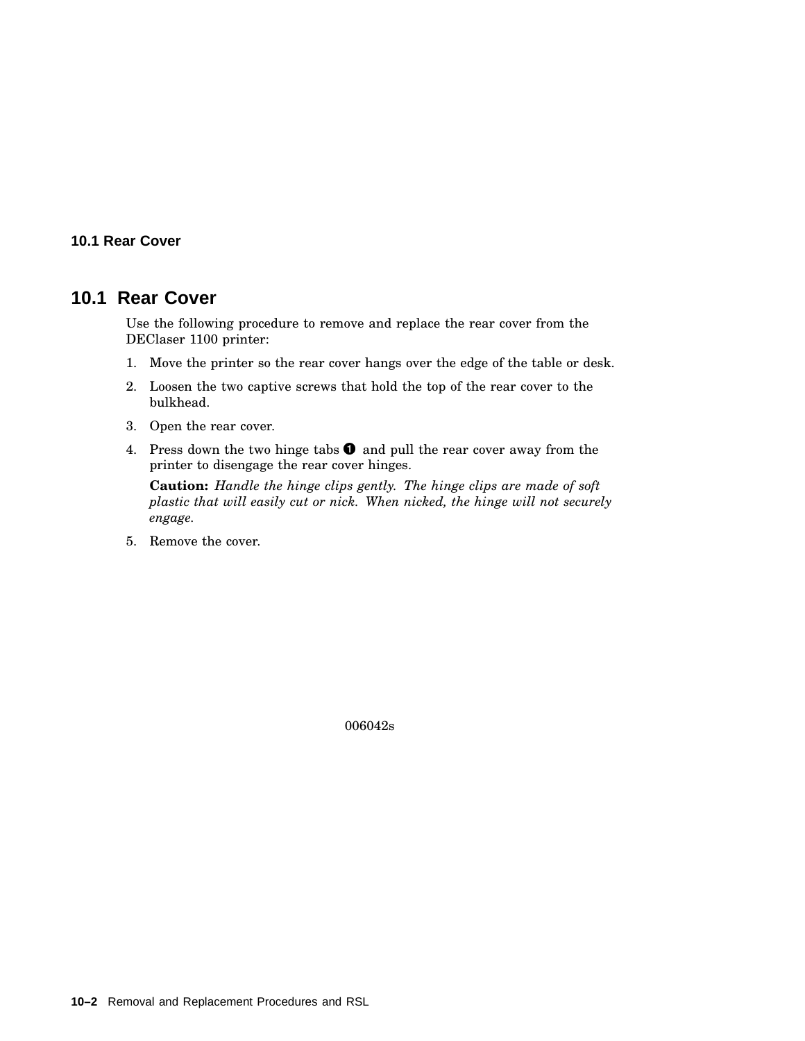## 10.1 Rear Cover

Use the following procedure to remove and replace the rear cover from the DEClaser 1100 printer:

1. Move the printer so the rear cover hangs over the edge of the table or desk.
2. Loosen the two captive screws that hold the top of the rear cover to the bulkhead.
3. Open the rear cover.
4. Press down the two hinge tabs ❶ and pull the rear cover away from the printer to disengage the rear cover hinges.

   **Caution:** *Handle the hinge clips gently. The hinge clips are made of soft plastic that will easily cut or nick. When nicked, the hinge will not securely engage.*

5. Remove the cover.

006042s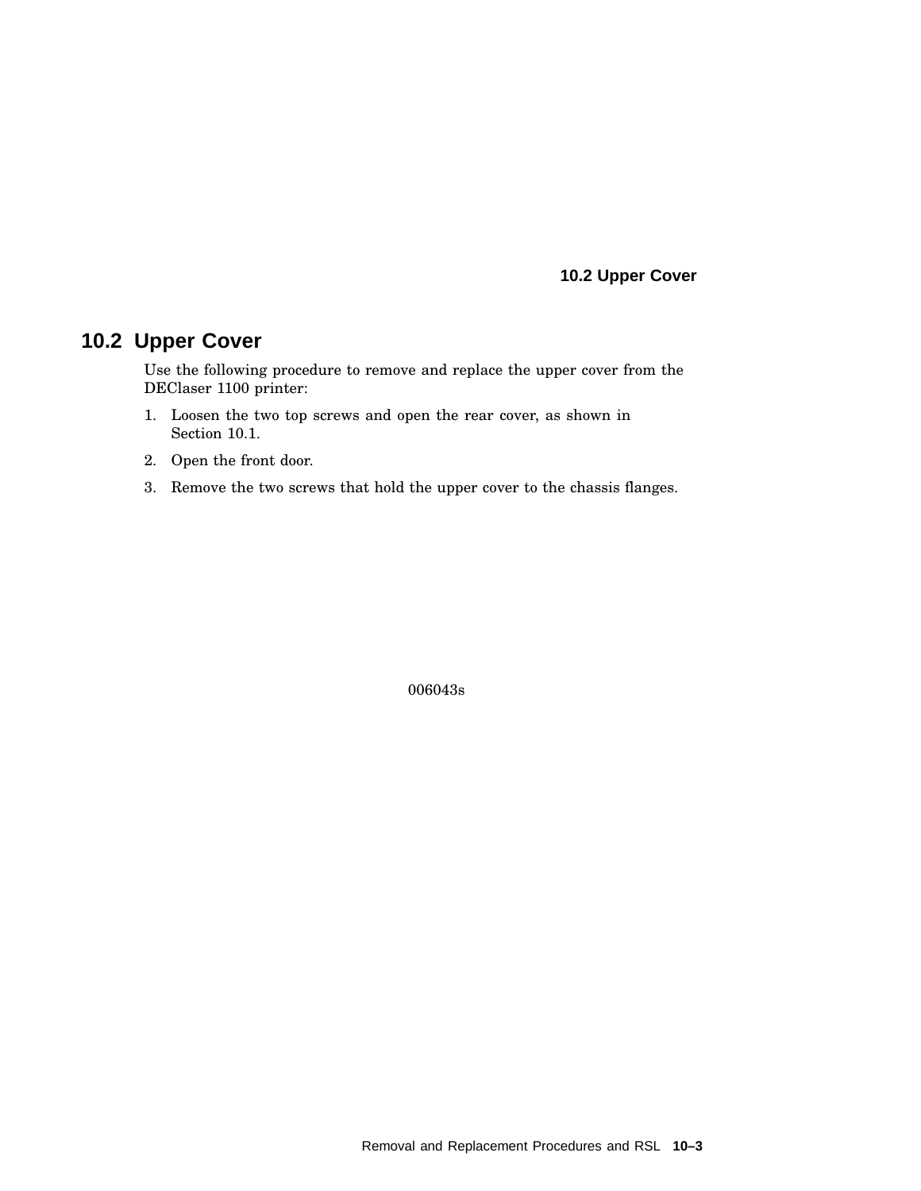## 10.2 Upper Cover

Use the following procedure to remove and replace the upper cover from the DEClaser 1100 printer:

1. Loosen the two top screws and open the rear cover, as shown in Section 10.1.
2. Open the front door.
3. Remove the two screws that hold the upper cover to the chassis flanges.

006043s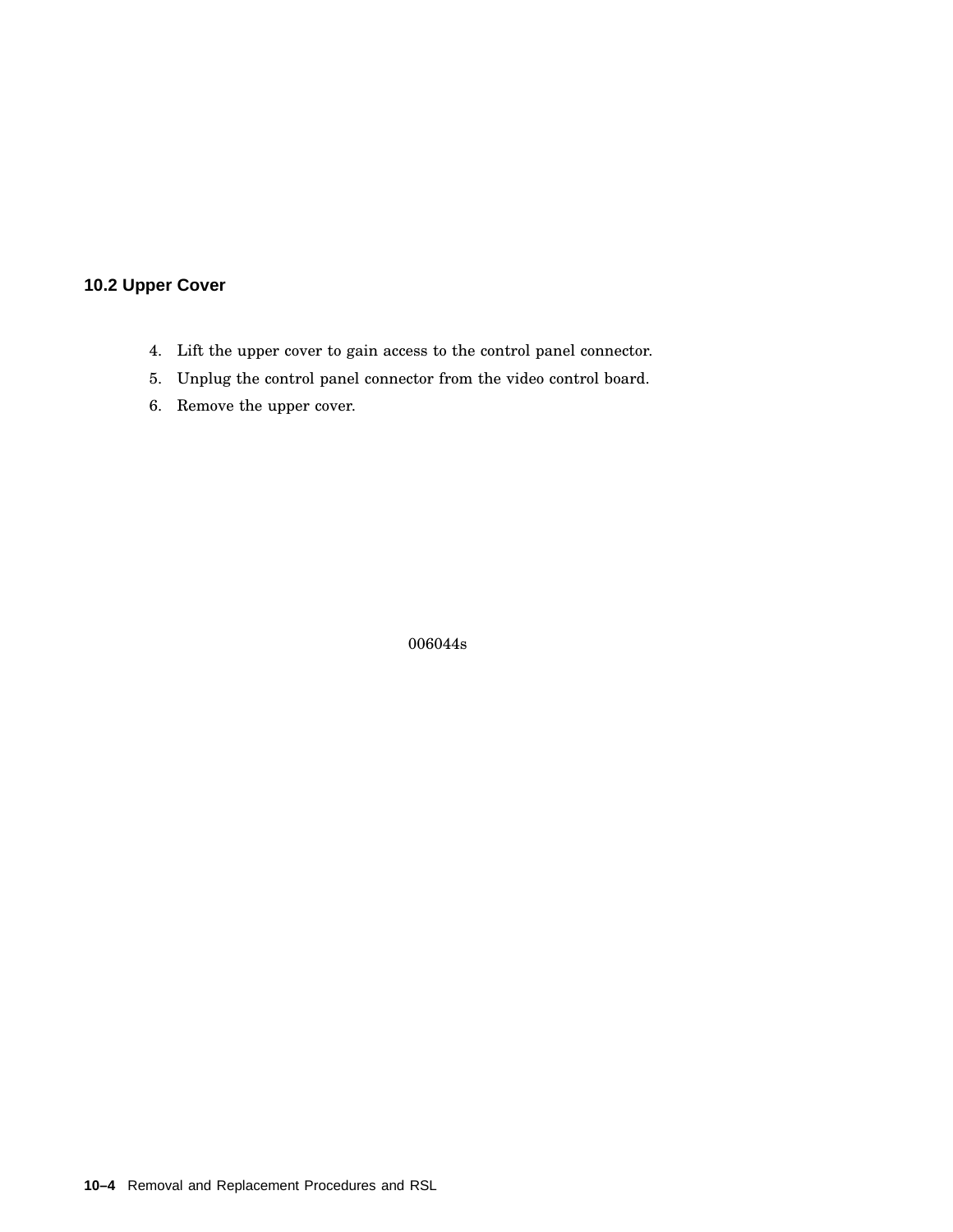## 10.2 Upper Cover

4. Lift the upper cover to gain access to the control panel connector.
5. Unplug the control panel connector from the video control board.
6. Remove the upper cover.

006044s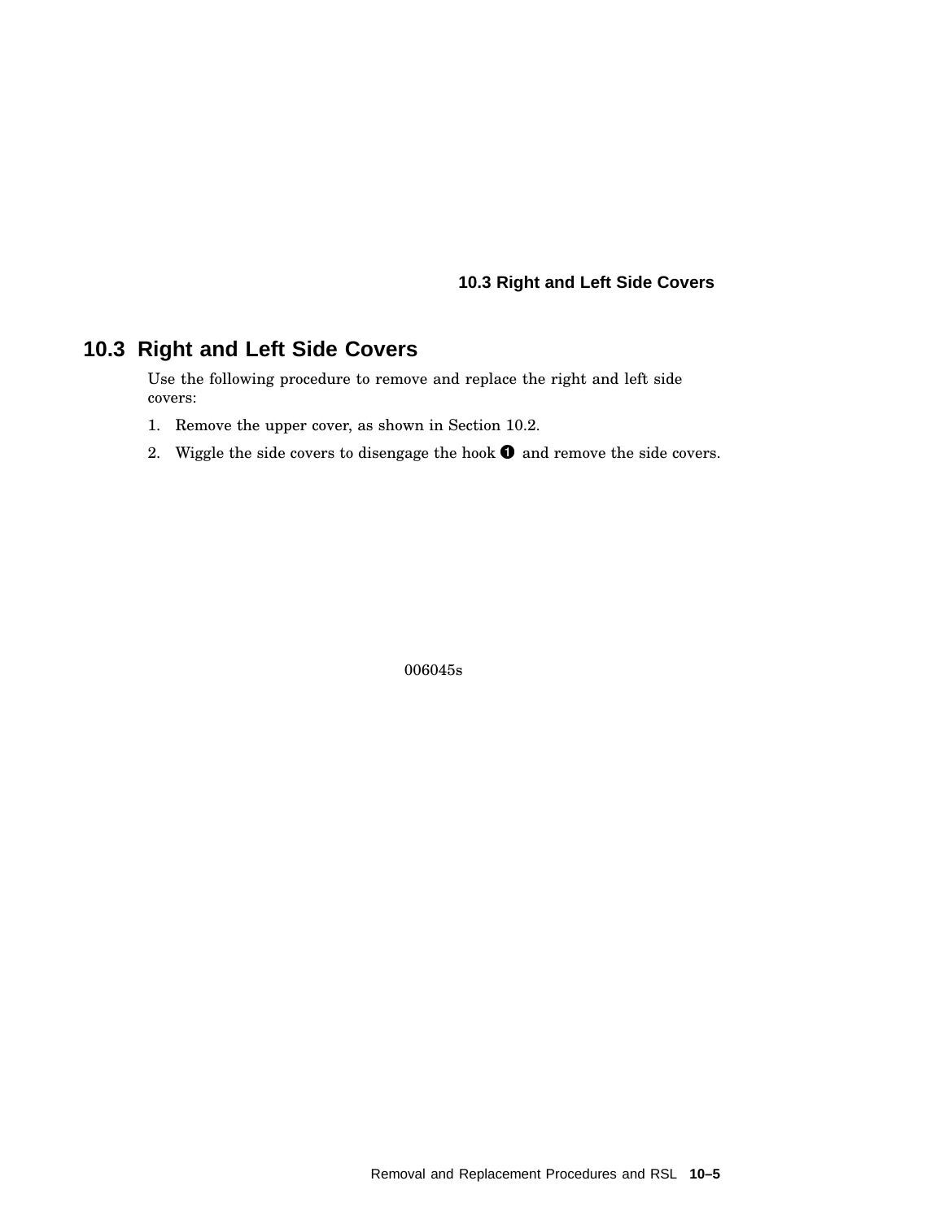## 10.3 Right and Left Side Covers

Use the following procedure to remove and replace the right and left side covers:

1. Remove the upper cover, as shown in Section 10.2.
2. Wiggle the side covers to disengage the hook ❶ and remove the side covers.

006045s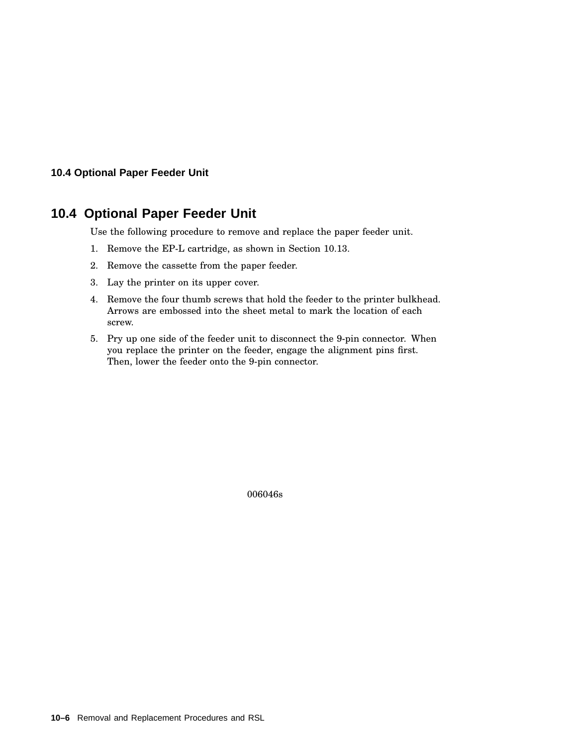## 10.4 Optional Paper Feeder Unit

Use the following procedure to remove and replace the paper feeder unit.

1. Remove the EP-L cartridge, as shown in Section 10.13.
2. Remove the cassette from the paper feeder.
3. Lay the printer on its upper cover.
4. Remove the four thumb screws that hold the feeder to the printer bulkhead. Arrows are embossed into the sheet metal to mark the location of each screw.
5. Pry up one side of the feeder unit to disconnect the 9-pin connector. When you replace the printer on the feeder, engage the alignment pins first. Then, lower the feeder onto the 9-pin connector.

006046s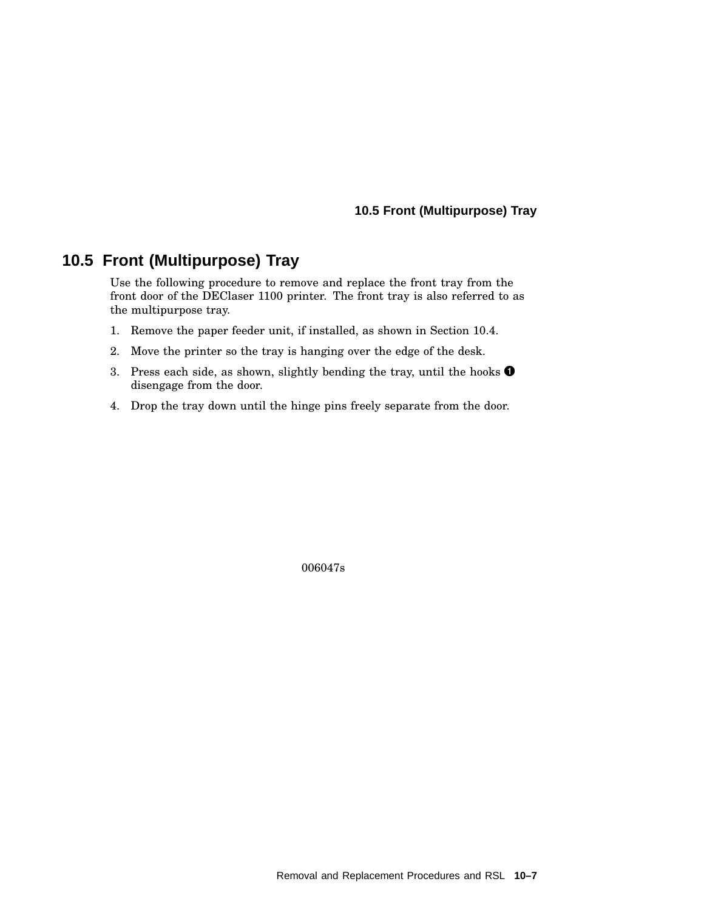## 10.5 Front (Multipurpose) Tray

Use the following procedure to remove and replace the front tray from the front door of the DEClaser 1100 printer. The front tray is also referred to as the multipurpose tray.

1. Remove the paper feeder unit, if installed, as shown in Section 10.4.
2. Move the printer so the tray is hanging over the edge of the desk.
3. Press each side, as shown, slightly bending the tray, until the hooks ❶ disengage from the door.
4. Drop the tray down until the hinge pins freely separate from the door.

006047s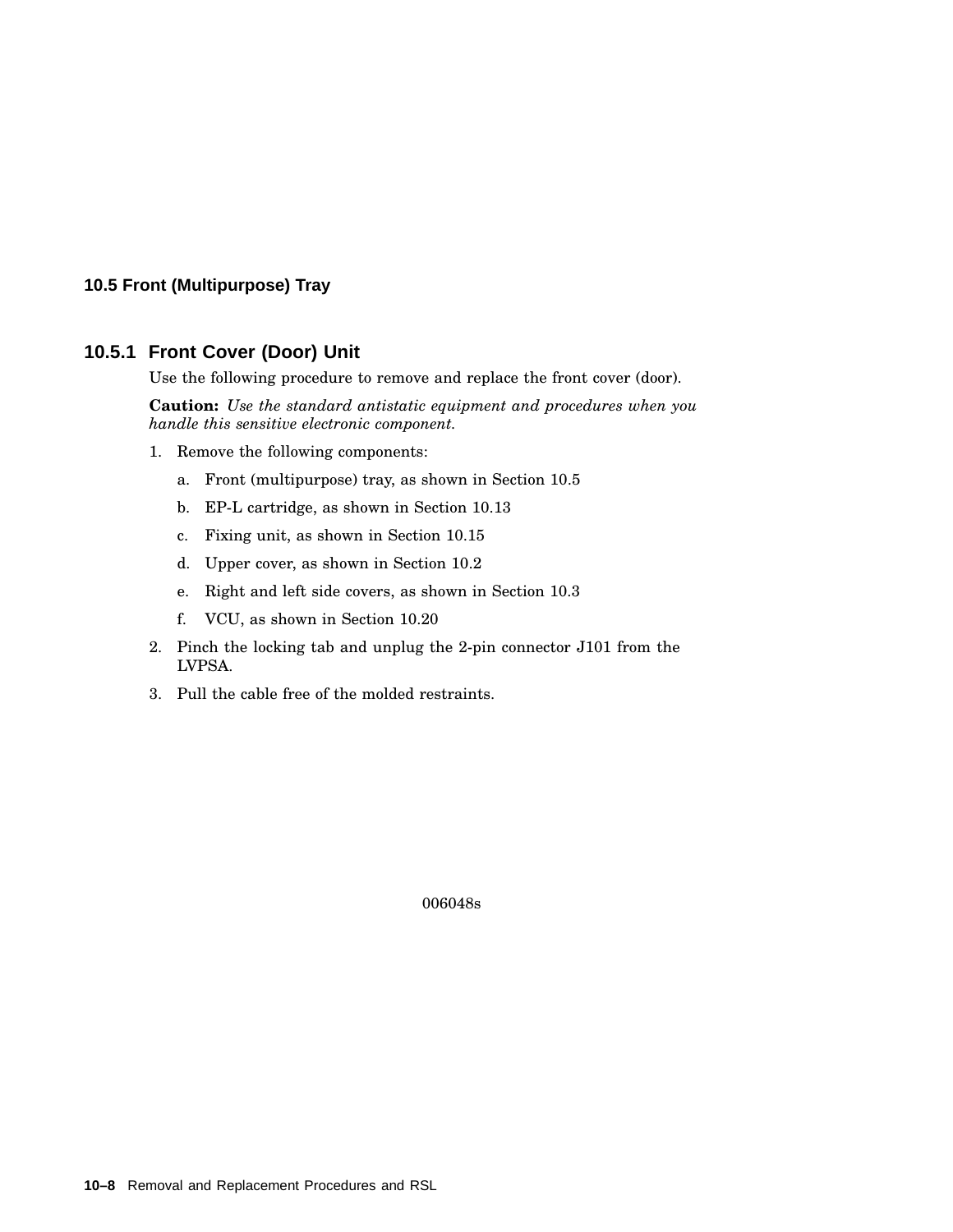## 10.5 Front (Multipurpose) Tray

### 10.5.1 Front Cover (Door) Unit

Use the following procedure to remove and replace the front cover (door).

**Caution:** *Use the standard antistatic equipment and procedures when you handle this sensitive electronic component.*

1. Remove the following components:
   a. Front (multipurpose) tray, as shown in Section 10.5
   b. EP-L cartridge, as shown in Section 10.13
   c. Fixing unit, as shown in Section 10.15
   d. Upper cover, as shown in Section 10.2
   e. Right and left side covers, as shown in Section 10.3
   f. VCU, as shown in Section 10.20
2. Pinch the locking tab and unplug the 2-pin connector J101 from the LVPSA.
3. Pull the cable free of the molded restraints.

006048s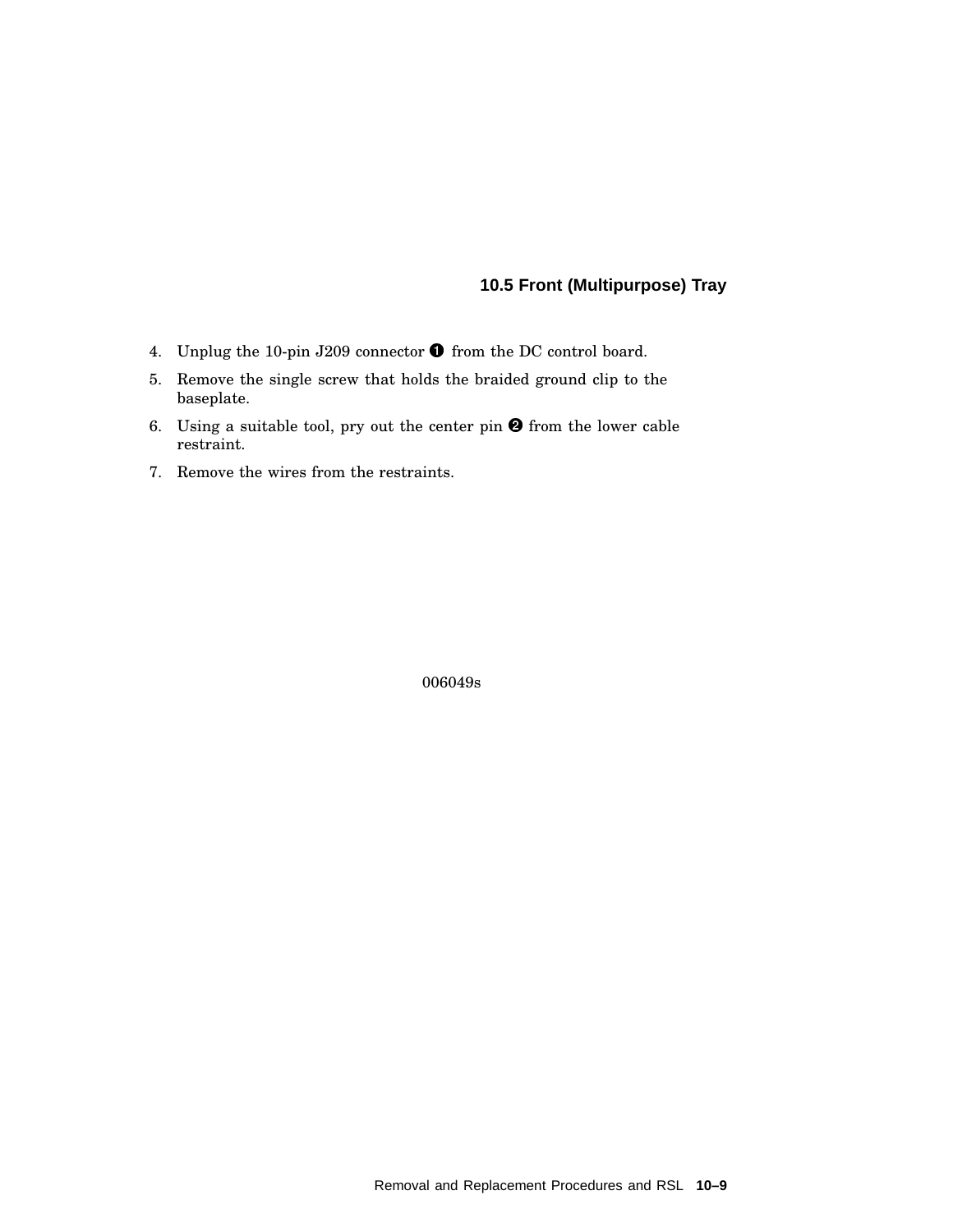## 10.5 Front (Multipurpose) Tray

4. Unplug the 10-pin J209 connector ❶ from the DC control board.
5. Remove the single screw that holds the braided ground clip to the baseplate.
6. Using a suitable tool, pry out the center pin ❷ from the lower cable restraint.
7. Remove the wires from the restraints.

006049s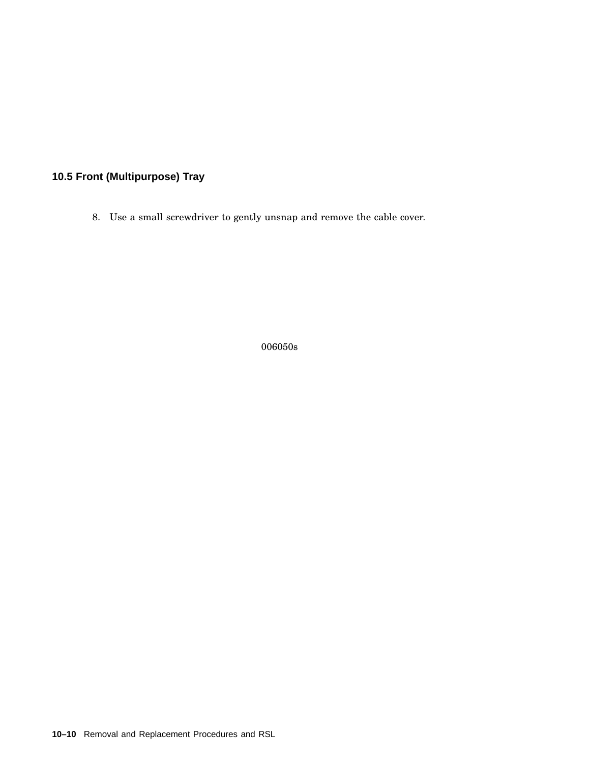## 10.5 Front (Multipurpose) Tray

8. Use a small screwdriver to gently unsnap and remove the cable cover.

006050s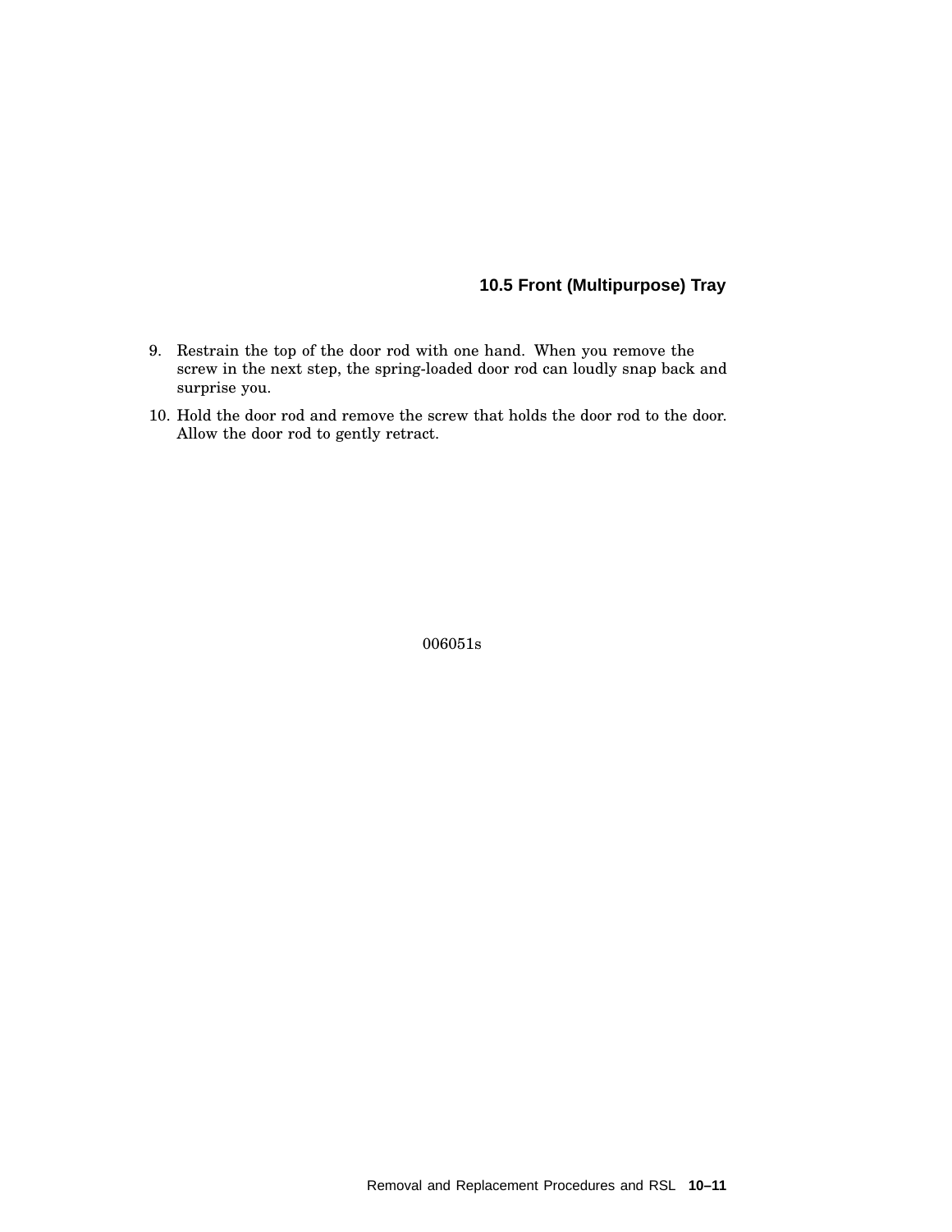9. Restrain the top of the door rod with one hand. When you remove the screw in the next step, the spring-loaded door rod can loudly snap back and surprise you.
10. Hold the door rod and remove the screw that holds the door rod to the door. Allow the door rod to gently retract.

006051s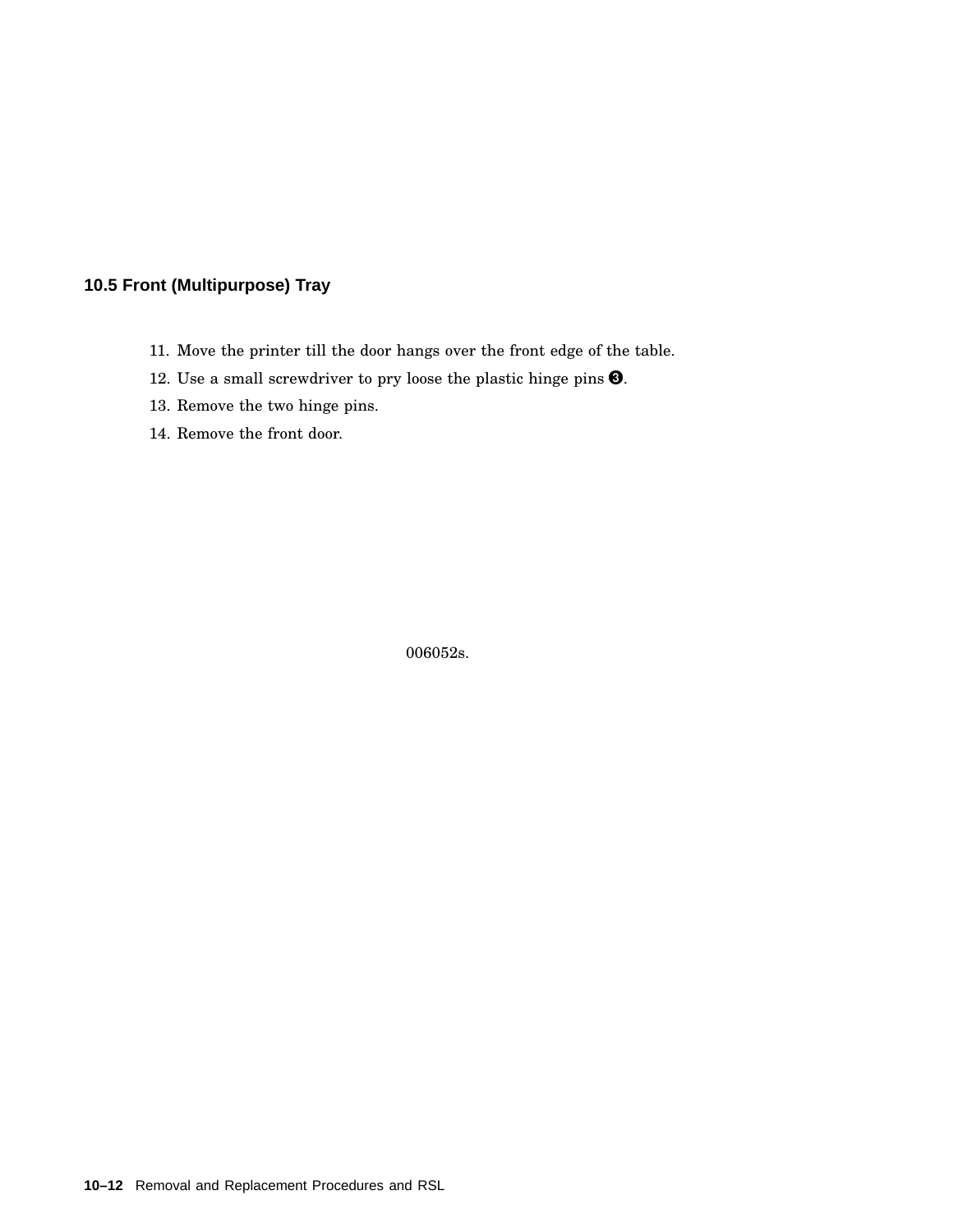## 10.5 Front (Multipurpose) Tray

11. Move the printer till the door hangs over the front edge of the table.
12. Use a small screwdriver to pry loose the plastic hinge pins ❸.
13. Remove the two hinge pins.
14. Remove the front door.

006052s.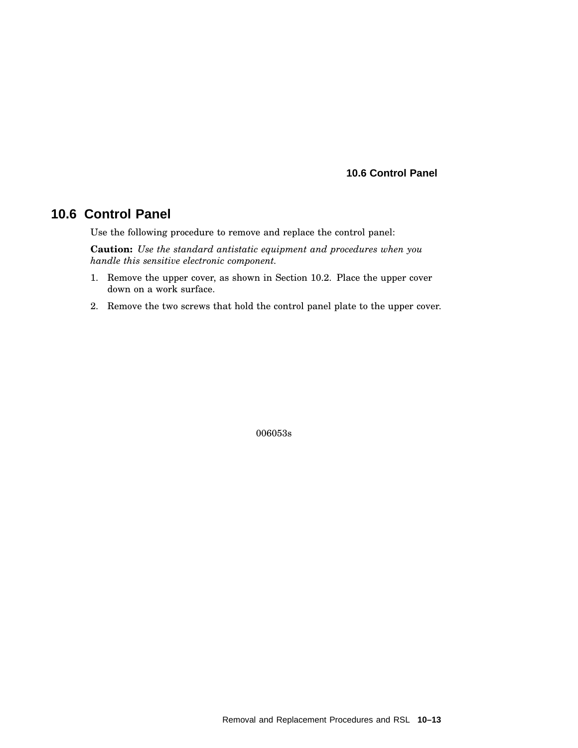## 10.6 Control Panel

Use the following procedure to remove and replace the control panel:

**Caution:** *Use the standard antistatic equipment and procedures when you handle this sensitive electronic component.*

1. Remove the upper cover, as shown in Section 10.2. Place the upper cover down on a work surface.
2. Remove the two screws that hold the control panel plate to the upper cover.

006053s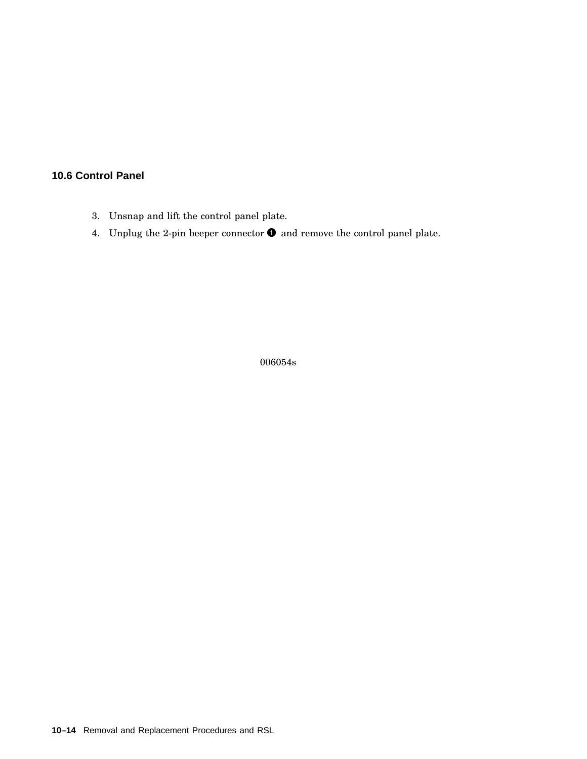## 10.6 Control Panel

3. Unsnap and lift the control panel plate.
4. Unplug the 2-pin beeper connector ❶ and remove the control panel plate.

006054s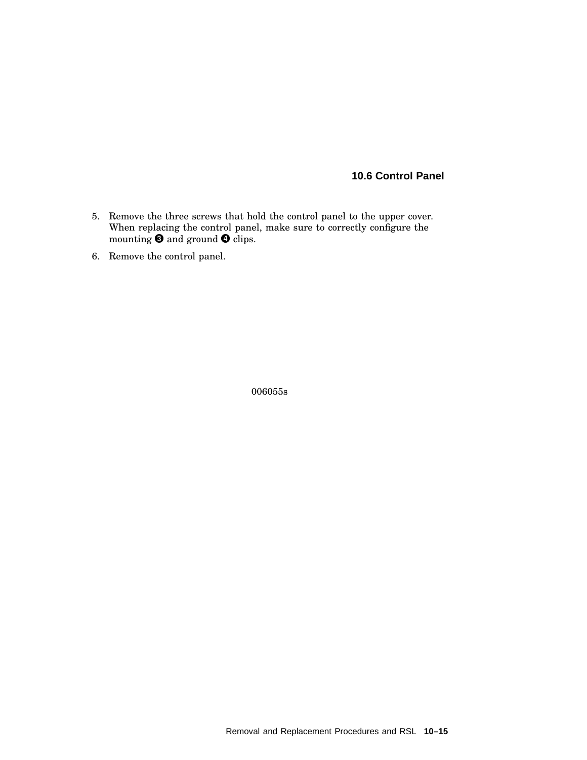## 10.6 Control Panel

5. Remove the three screws that hold the control panel to the upper cover. When replacing the control panel, make sure to correctly configure the mounting ❸ and ground ❹ clips.
6. Remove the control panel.

006055s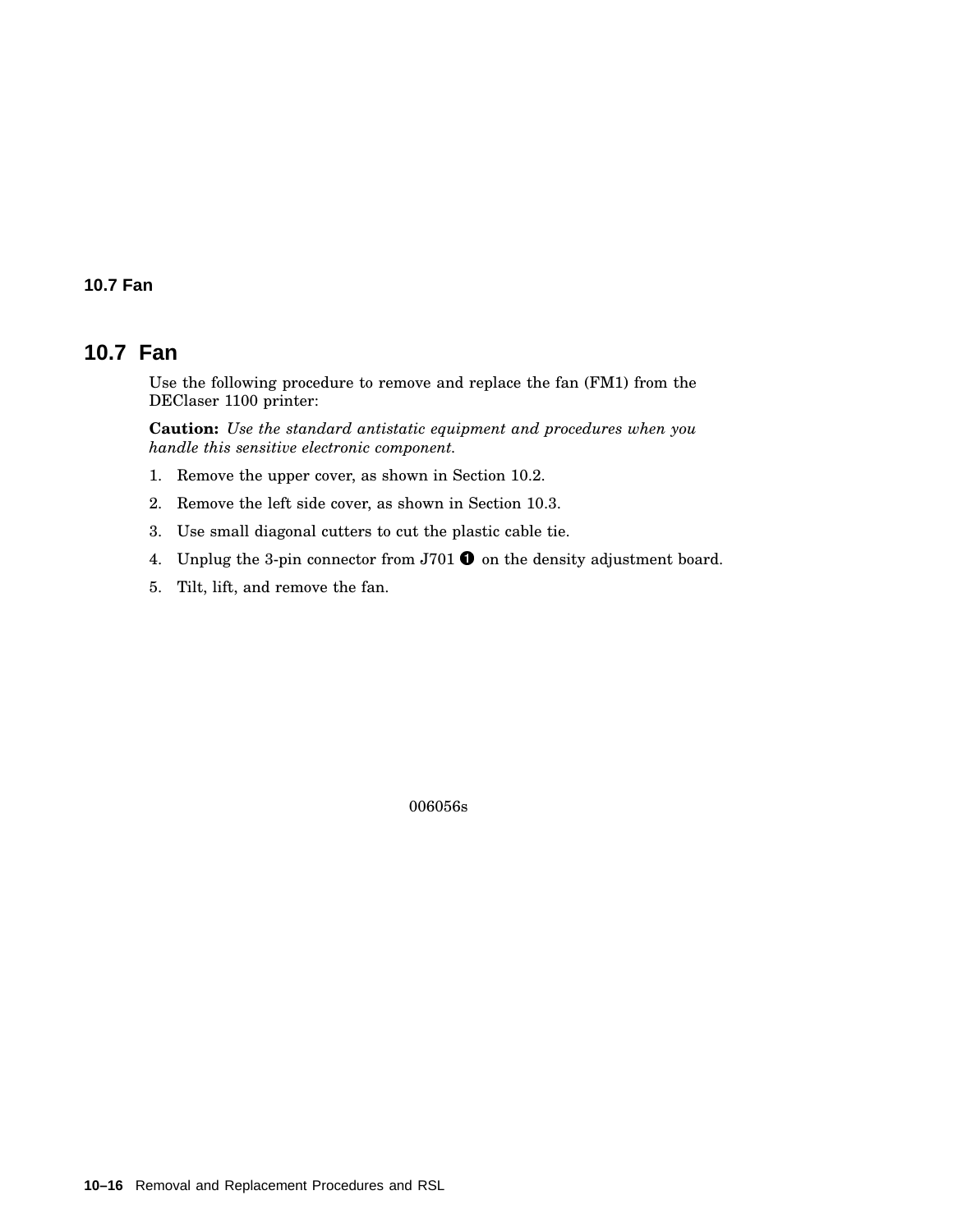## 10.7 Fan

Use the following procedure to remove and replace the fan (FM1) from the DEClaser 1100 printer:

**Caution:** *Use the standard antistatic equipment and procedures when you handle this sensitive electronic component.*

1. Remove the upper cover, as shown in Section 10.2.
2. Remove the left side cover, as shown in Section 10.3.
3. Use small diagonal cutters to cut the plastic cable tie.
4. Unplug the 3-pin connector from J701 ❶ on the density adjustment board.
5. Tilt, lift, and remove the fan.

006056s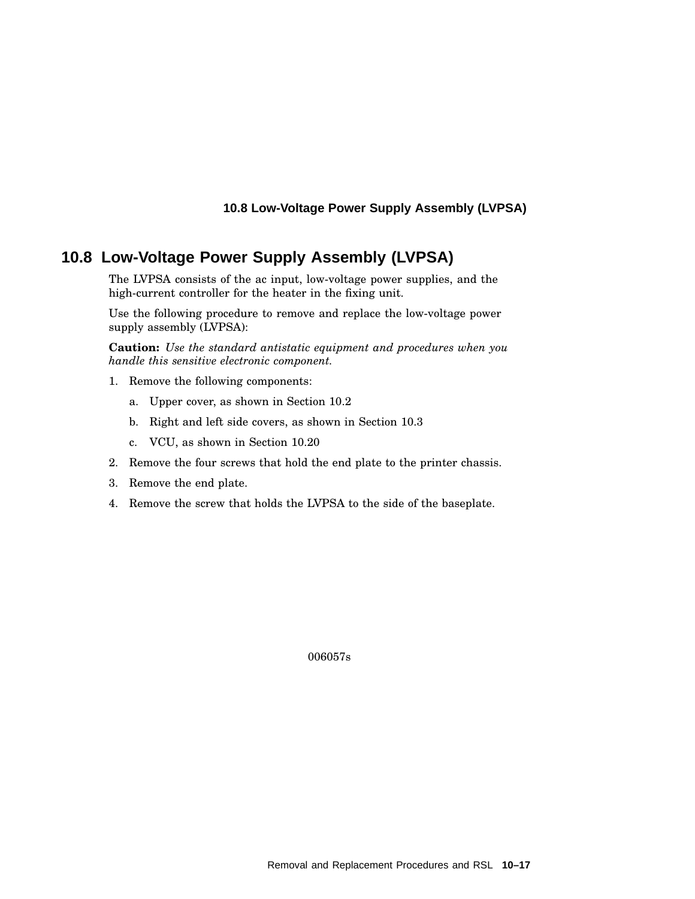## 10.8 Low-Voltage Power Supply Assembly (LVPSA)

The LVPSA consists of the ac input, low-voltage power supplies, and the high-current controller for the heater in the fixing unit.

Use the following procedure to remove and replace the low-voltage power supply assembly (LVPSA):

**Caution:** *Use the standard antistatic equipment and procedures when you handle this sensitive electronic component.*

1. Remove the following components:
   a. Upper cover, as shown in Section 10.2
   b. Right and left side covers, as shown in Section 10.3
   c. VCU, as shown in Section 10.20
2. Remove the four screws that hold the end plate to the printer chassis.
3. Remove the end plate.
4. Remove the screw that holds the LVPSA to the side of the baseplate.

006057s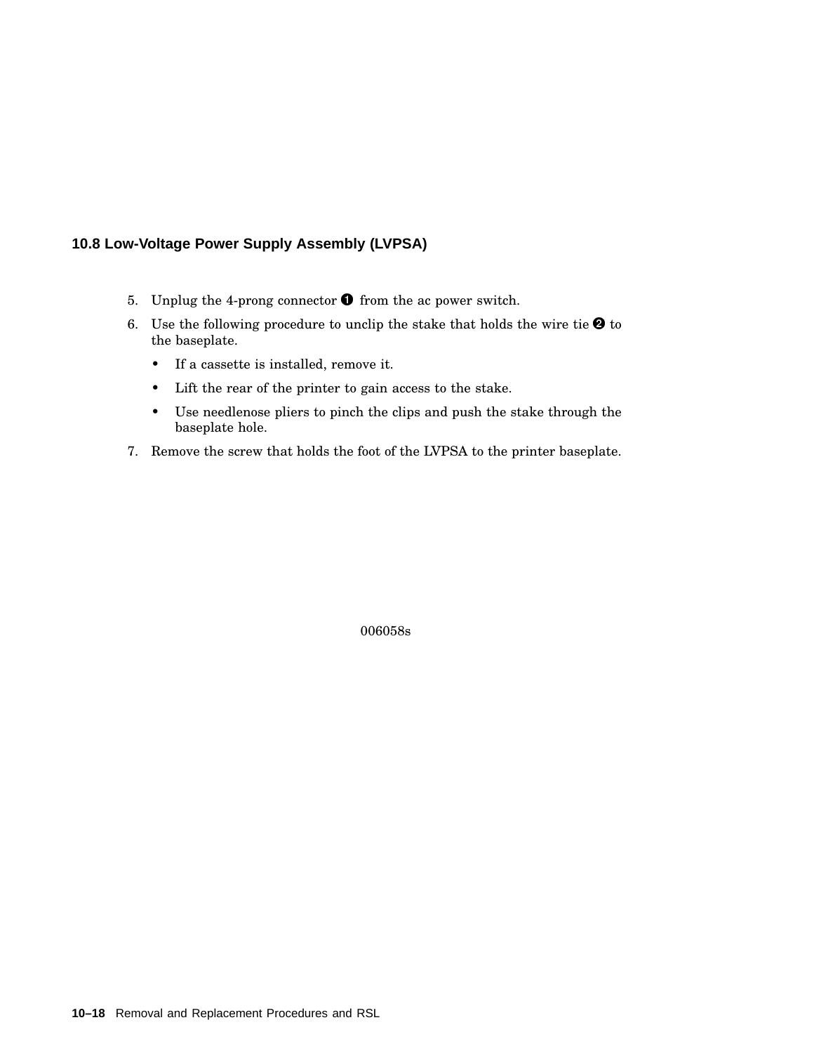### 10.8 Low-Voltage Power Supply Assembly (LVPSA)

5. Unplug the 4-prong connector ❶ from the ac power switch.
6. Use the following procedure to unclip the stake that holds the wire tie ❷ to the baseplate.
   - If a cassette is installed, remove it.
   - Lift the rear of the printer to gain access to the stake.
   - Use needlenose pliers to pinch the clips and push the stake through the baseplate hole.
7. Remove the screw that holds the foot of the LVPSA to the printer baseplate.

006058s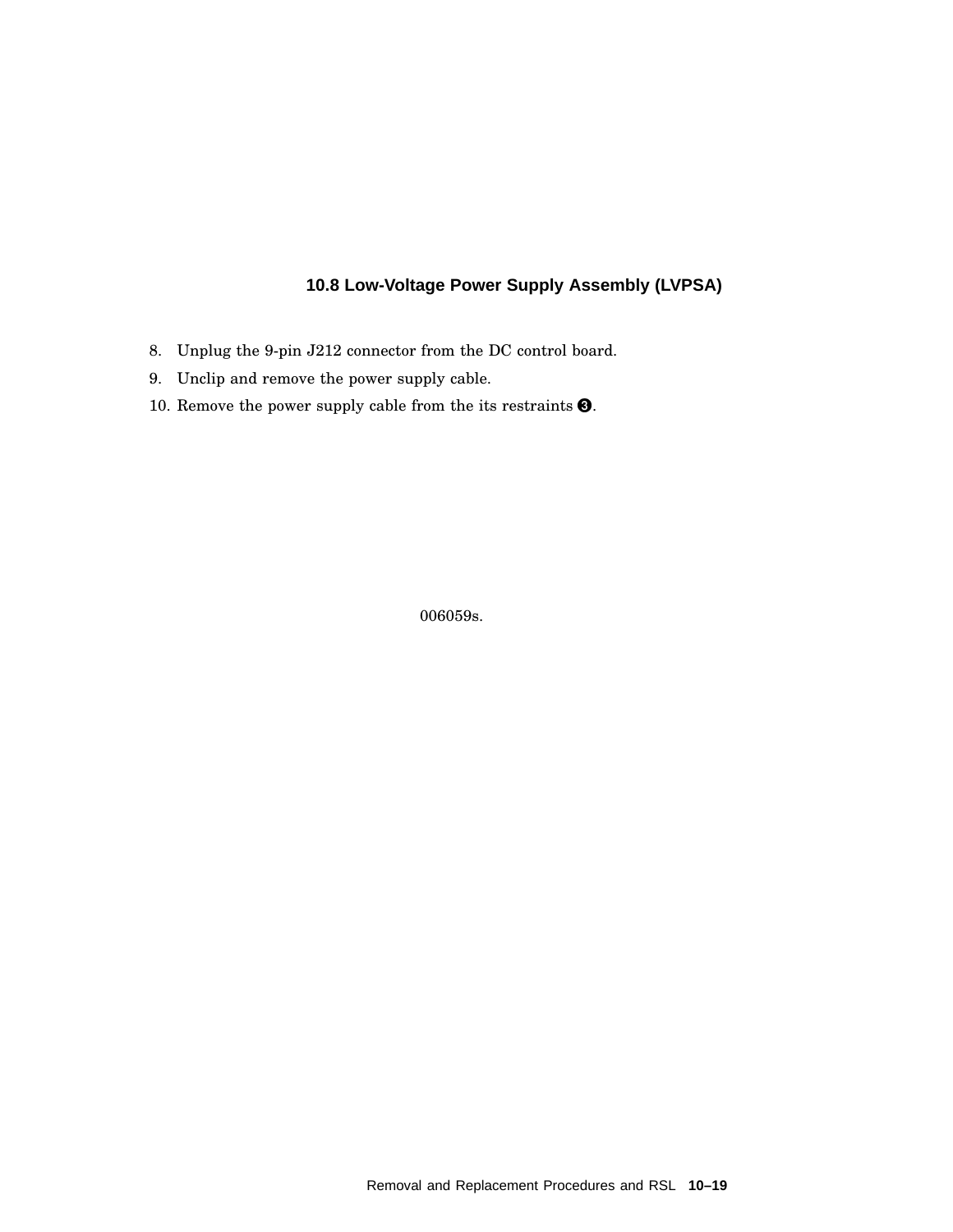## 10.8 Low-Voltage Power Supply Assembly (LVPSA)

8. Unplug the 9-pin J212 connector from the DC control board.
9. Unclip and remove the power supply cable.
10. Remove the power supply cable from the its restraints ❸.

006059s.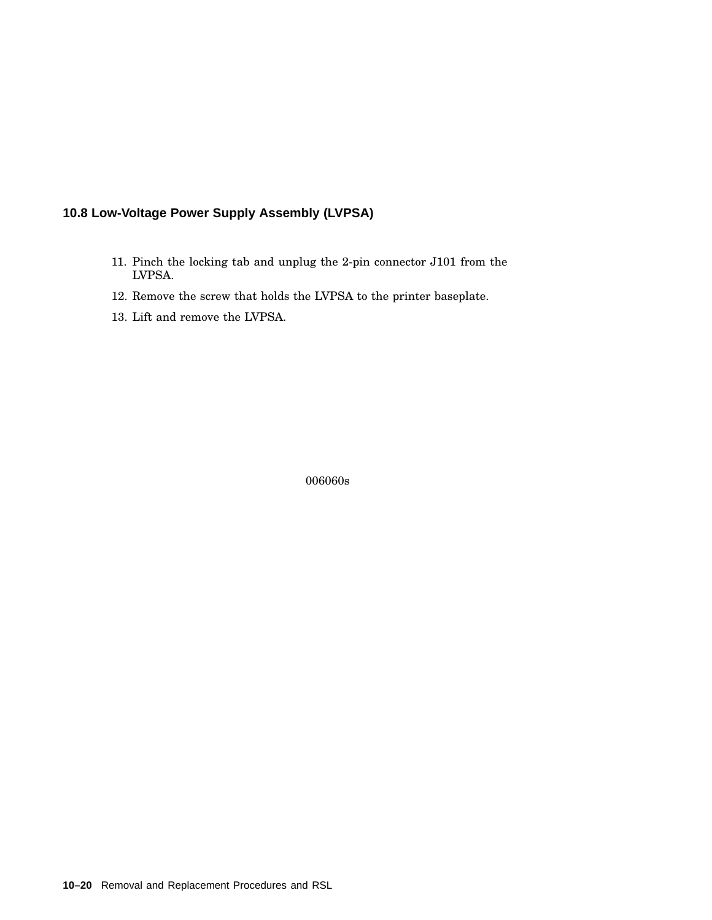## 10.8 Low-Voltage Power Supply Assembly (LVPSA)

11. Pinch the locking tab and unplug the 2-pin connector J101 from the LVPSA.
12. Remove the screw that holds the LVPSA to the printer baseplate.
13. Lift and remove the LVPSA.

006060s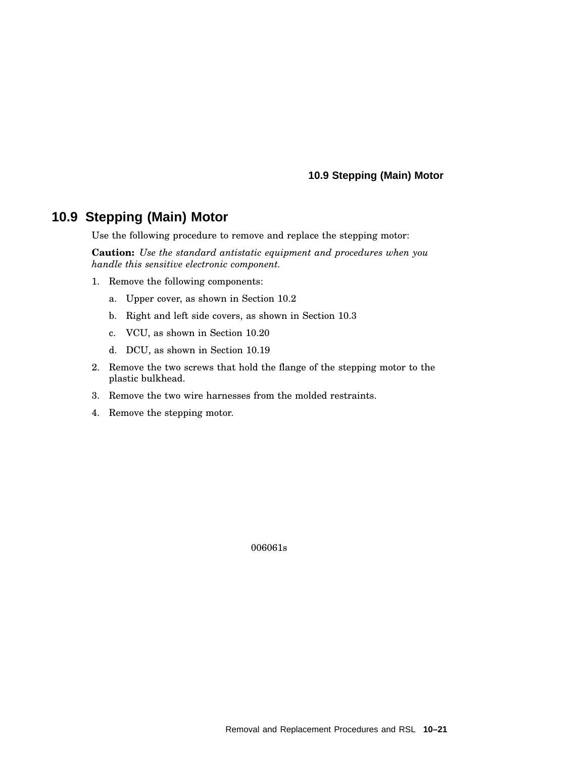## 10.9 Stepping (Main) Motor

Use the following procedure to remove and replace the stepping motor:

**Caution:** *Use the standard antistatic equipment and procedures when you handle this sensitive electronic component.*

1. Remove the following components:
   a. Upper cover, as shown in Section 10.2
   b. Right and left side covers, as shown in Section 10.3
   c. VCU, as shown in Section 10.20
   d. DCU, as shown in Section 10.19
2. Remove the two screws that hold the flange of the stepping motor to the plastic bulkhead.
3. Remove the two wire harnesses from the molded restraints.
4. Remove the stepping motor.

006061s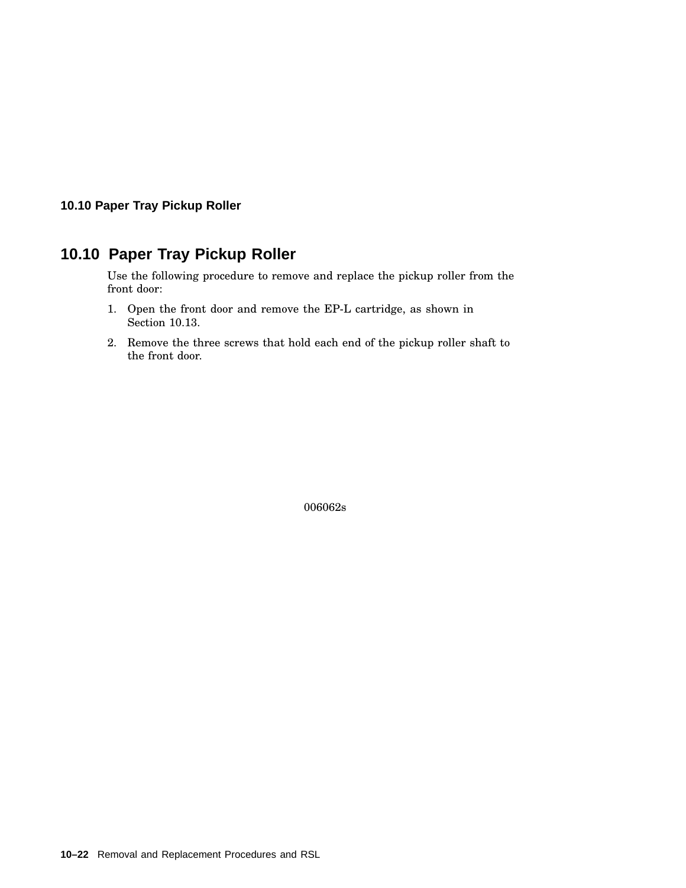## 10.10 Paper Tray Pickup Roller

Use the following procedure to remove and replace the pickup roller from the front door:

1. Open the front door and remove the EP-L cartridge, as shown in Section 10.13.
2. Remove the three screws that hold each end of the pickup roller shaft to the front door.

006062s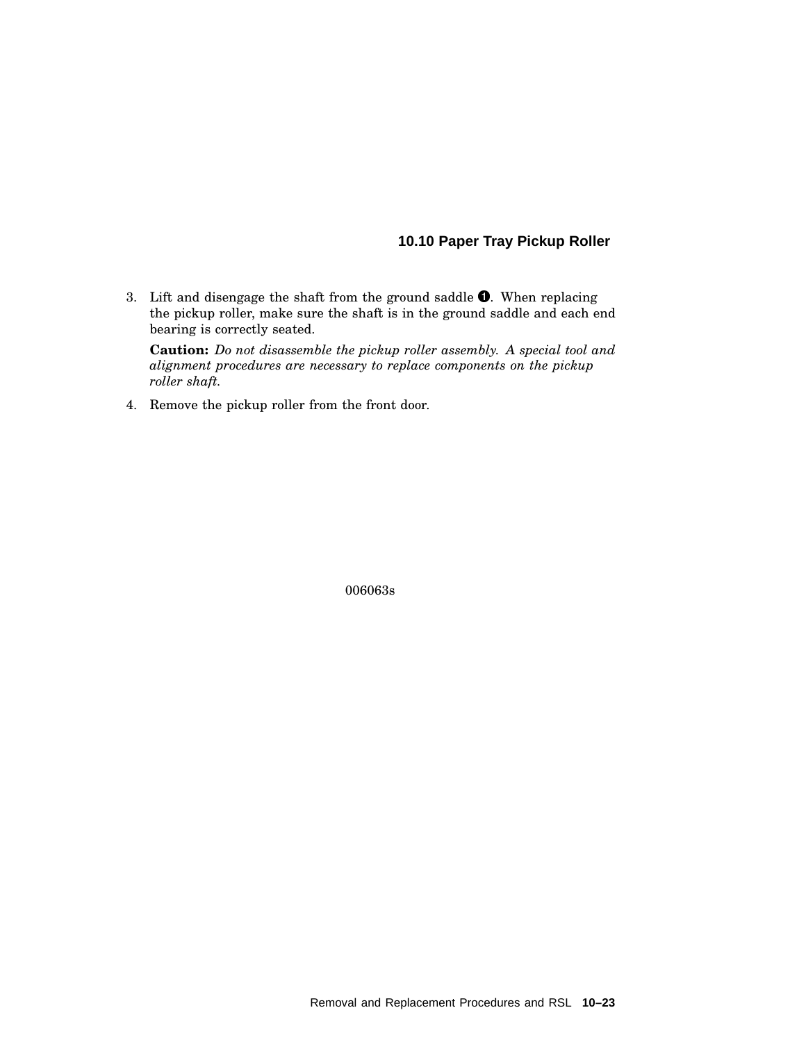## 10.10 Paper Tray Pickup Roller

3. Lift and disengage the shaft from the ground saddle ❶. When replacing the pickup roller, make sure the shaft is in the ground saddle and each end bearing is correctly seated.

   **Caution:** *Do not disassemble the pickup roller assembly. A special tool and alignment procedures are necessary to replace components on the pickup roller shaft.*

4. Remove the pickup roller from the front door.

006063s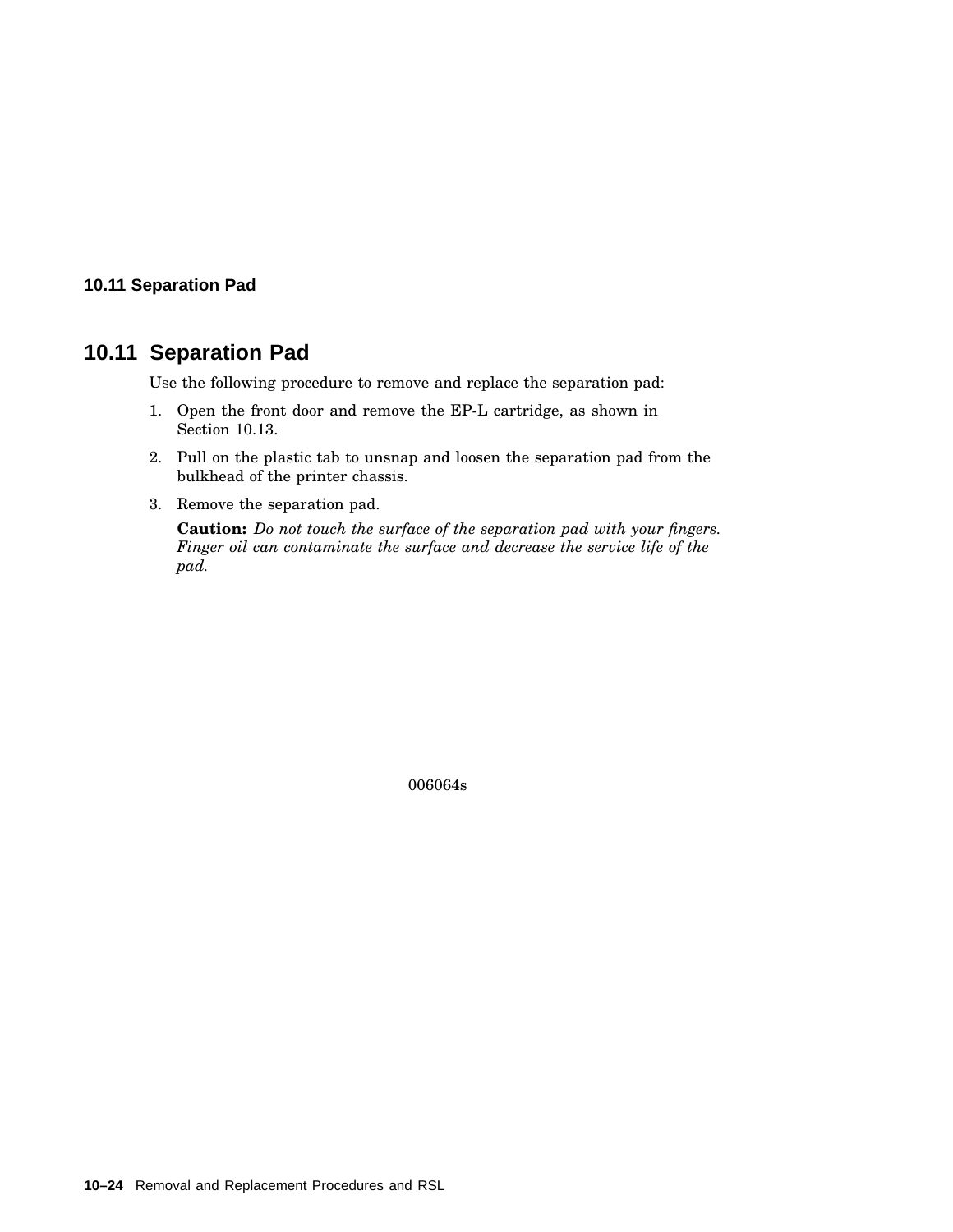## 10.11 Separation Pad

Use the following procedure to remove and replace the separation pad:

1. Open the front door and remove the EP-L cartridge, as shown in Section 10.13.
2. Pull on the plastic tab to unsnap and loosen the separation pad from the bulkhead of the printer chassis.
3. Remove the separation pad.

   **Caution:** *Do not touch the surface of the separation pad with your fingers. Finger oil can contaminate the surface and decrease the service life of the pad.*

006064s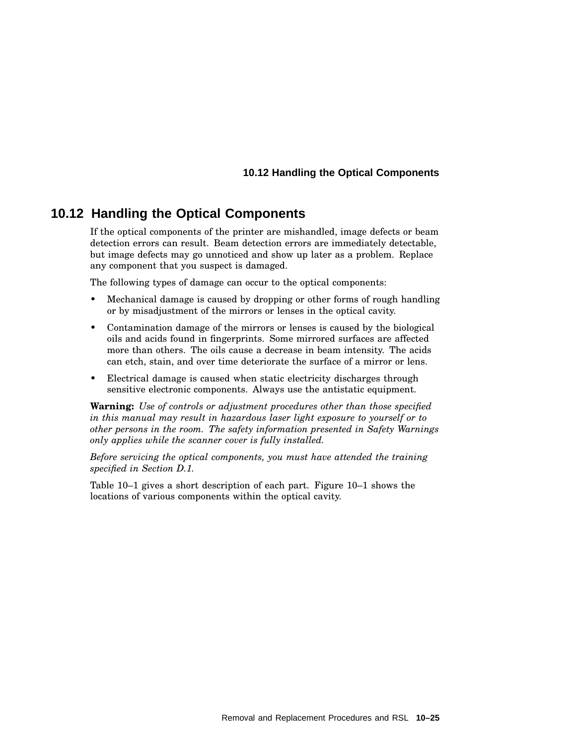## 10.12 Handling the Optical Components

If the optical components of the printer are mishandled, image defects or beam detection errors can result. Beam detection errors are immediately detectable, but image defects may go unnoticed and show up later as a problem. Replace any component that you suspect is damaged.

The following types of damage can occur to the optical components:

- Mechanical damage is caused by dropping or other forms of rough handling or by misadjustment of the mirrors or lenses in the optical cavity.
- Contamination damage of the mirrors or lenses is caused by the biological oils and acids found in fingerprints. Some mirrored surfaces are affected more than others. The oils cause a decrease in beam intensity. The acids can etch, stain, and over time deteriorate the surface of a mirror or lens.
- Electrical damage is caused when static electricity discharges through sensitive electronic components. Always use the antistatic equipment.

**Warning:** *Use of controls or adjustment procedures other than those specified in this manual may result in hazardous laser light exposure to yourself or to other persons in the room. The safety information presented in Safety Warnings only applies while the scanner cover is fully installed.*

*Before servicing the optical components, you must have attended the training specified in Section D.1.*

Table 10–1 gives a short description of each part. Figure 10–1 shows the locations of various components within the optical cavity.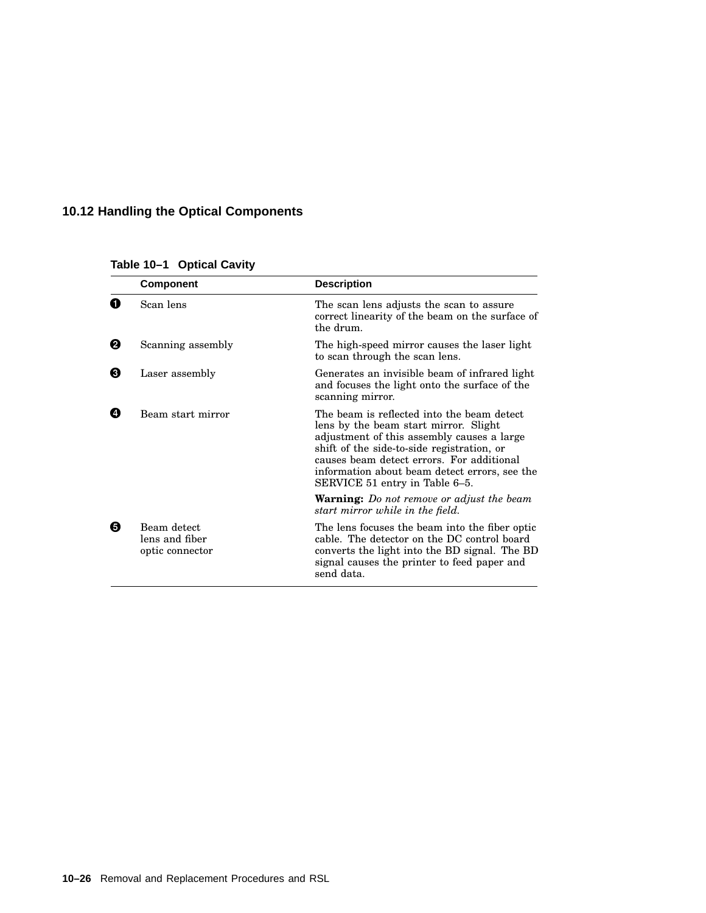## 10.12 Handling the Optical Components

**Table 10–1 Optical Cavity**

| | Component | Description |
|---|---|---|
| ❶ | Scan lens | The scan lens adjusts the scan to assure correct linearity of the beam on the surface of the drum. |
| ❷ | Scanning assembly | The high-speed mirror causes the laser light to scan through the scan lens. |
| ❸ | Laser assembly | Generates an invisible beam of infrared light and focuses the light onto the surface of the scanning mirror. |
| ❹ | Beam start mirror | The beam is reflected into the beam detect lens by the beam start mirror. Slight adjustment of this assembly causes a large shift of the side-to-side registration, or causes beam detect errors. For additional information about beam detect errors, see the SERVICE 51 entry in Table 6–5.<br><br>**Warning:** *Do not remove or adjust the beam start mirror while in the field.* |
| ❺ | Beam detect lens and fiber optic connector | The lens focuses the beam into the fiber optic cable. The detector on the DC control board converts the light into the BD signal. The BD signal causes the printer to feed paper and send data. |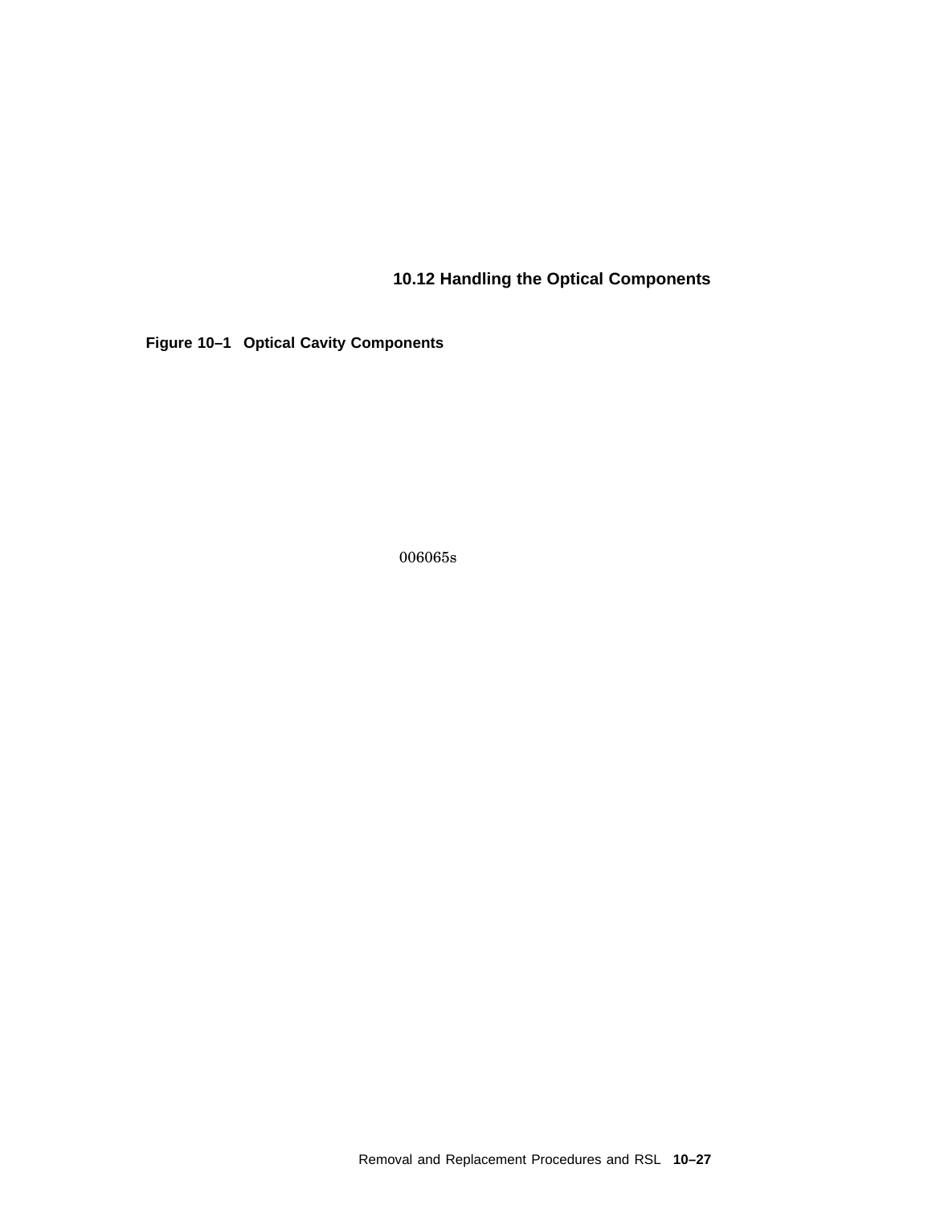## 10.12 Handling the Optical Components

**Figure 10–1 Optical Cavity Components**

006065s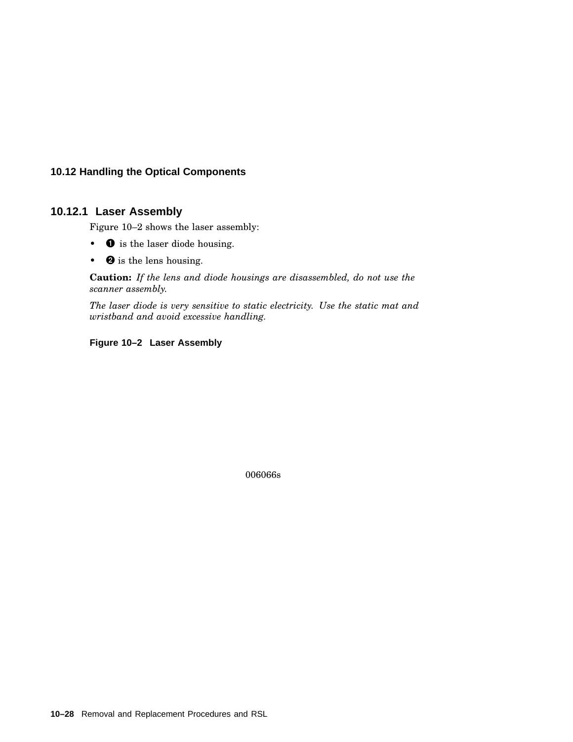## 10.12 Handling the Optical Components

### 10.12.1 Laser Assembly

Figure 10–2 shows the laser assembly:

- ❶ is the laser diode housing.
- ❷ is the lens housing.

**Caution:** *If the lens and diode housings are disassembled, do not use the scanner assembly.*

*The laser diode is very sensitive to static electricity. Use the static mat and wristband and avoid excessive handling.*

**Figure 10–2 Laser Assembly**

006066s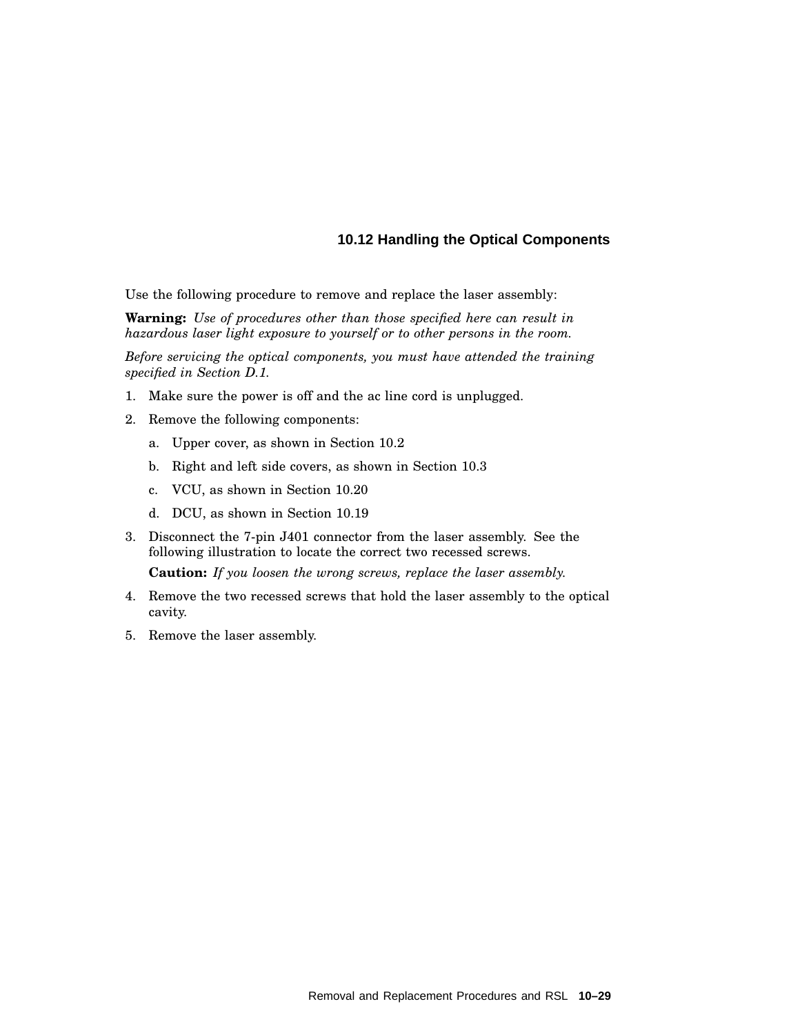### 10.12 Handling the Optical Components

Use the following procedure to remove and replace the laser assembly:

**Warning:** *Use of procedures other than those specified here can result in hazardous laser light exposure to yourself or to other persons in the room.*

*Before servicing the optical components, you must have attended the training specified in Section D.1.*

1. Make sure the power is off and the ac line cord is unplugged.
2. Remove the following components:
   a. Upper cover, as shown in Section 10.2
   b. Right and left side covers, as shown in Section 10.3
   c. VCU, as shown in Section 10.20
   d. DCU, as shown in Section 10.19
3. Disconnect the 7-pin J401 connector from the laser assembly. See the following illustration to locate the correct two recessed screws.

   **Caution:** *If you loosen the wrong screws, replace the laser assembly.*
4. Remove the two recessed screws that hold the laser assembly to the optical cavity.
5. Remove the laser assembly.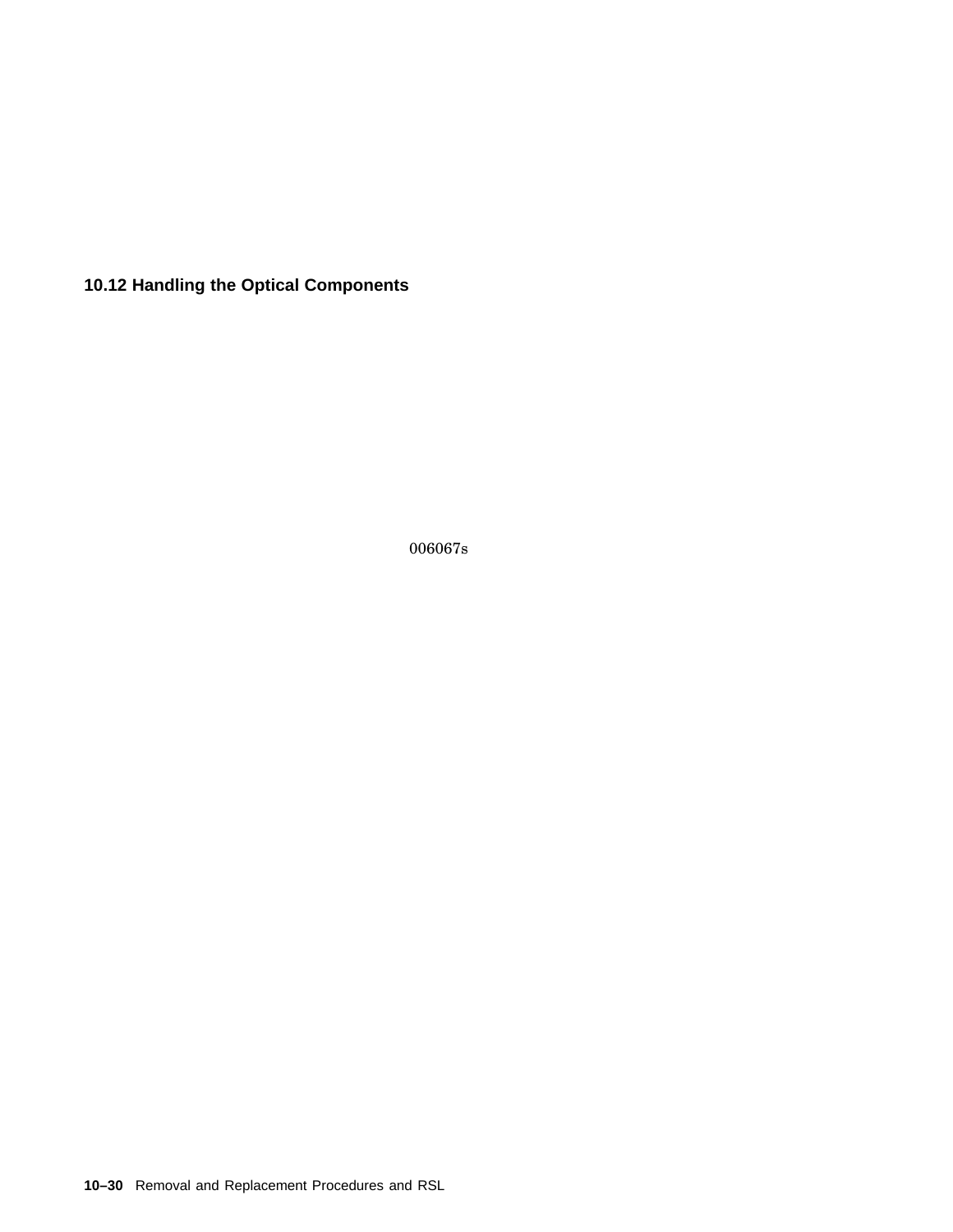## 10.12 Handling the Optical Components

006067s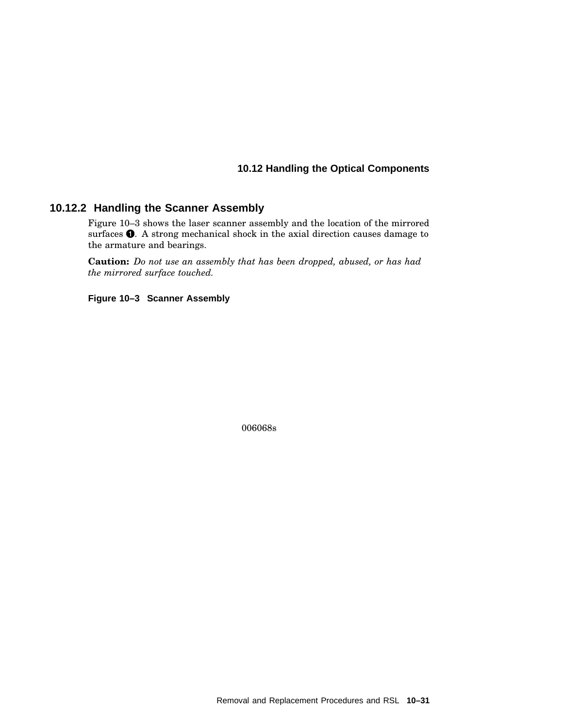## 10.12.2 Handling the Scanner Assembly

Figure 10–3 shows the laser scanner assembly and the location of the mirrored surfaces ❶. A strong mechanical shock in the axial direction causes damage to the armature and bearings.

**Caution:** *Do not use an assembly that has been dropped, abused, or has had the mirrored surface touched.*

**Figure 10–3 Scanner Assembly**

006068s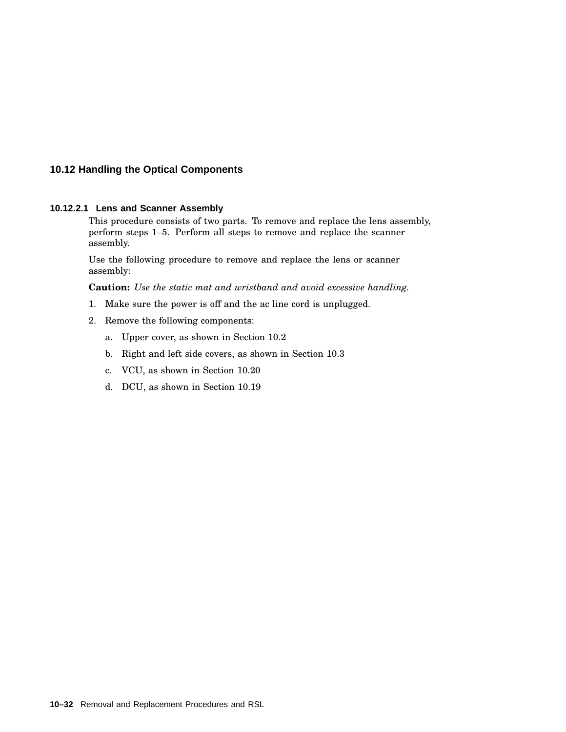## 10.12 Handling the Optical Components

#### 10.12.2.1 Lens and Scanner Assembly

This procedure consists of two parts. To remove and replace the lens assembly, perform steps 1–5. Perform all steps to remove and replace the scanner assembly.

Use the following procedure to remove and replace the lens or scanner assembly:

**Caution:** *Use the static mat and wristband and avoid excessive handling.*

1. Make sure the power is off and the ac line cord is unplugged.
2. Remove the following components:
   a. Upper cover, as shown in Section 10.2
   b. Right and left side covers, as shown in Section 10.3
   c. VCU, as shown in Section 10.20
   d. DCU, as shown in Section 10.19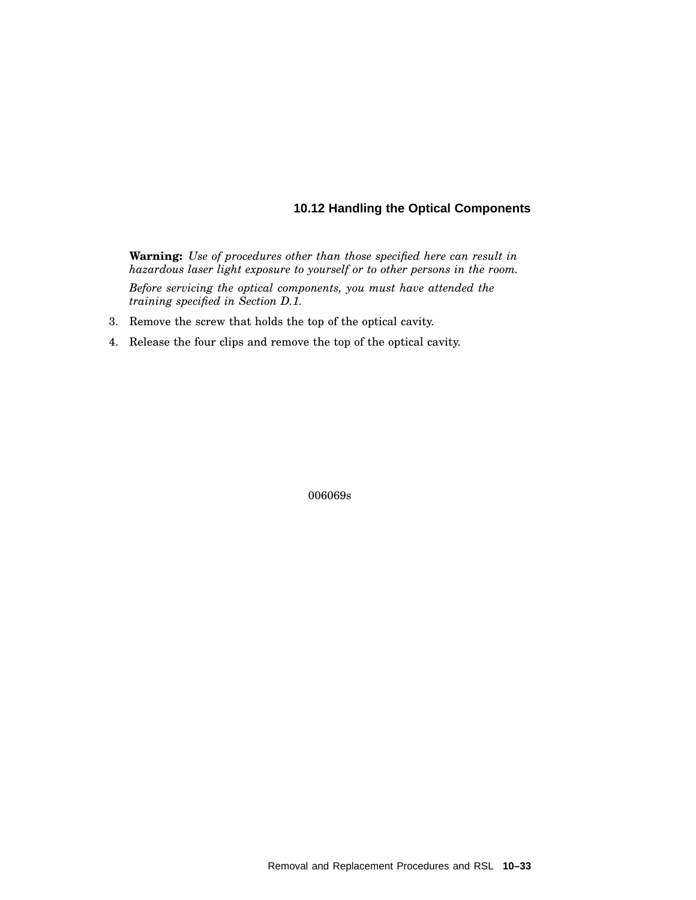## 10.12 Handling the Optical Components

**Warning:** *Use of procedures other than those specified here can result in hazardous laser light exposure to yourself or to other persons in the room.*

*Before servicing the optical components, you must have attended the training specified in Section D.1.*

3. Remove the screw that holds the top of the optical cavity.
4. Release the four clips and remove the top of the optical cavity.

006069s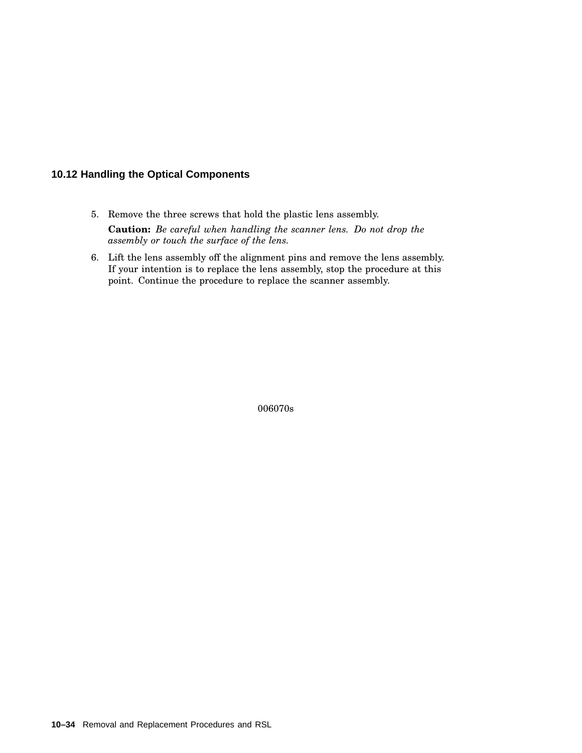## 10.12 Handling the Optical Components

5. Remove the three screws that hold the plastic lens assembly.

   **Caution:** *Be careful when handling the scanner lens. Do not drop the assembly or touch the surface of the lens.*

6. Lift the lens assembly off the alignment pins and remove the lens assembly. If your intention is to replace the lens assembly, stop the procedure at this point. Continue the procedure to replace the scanner assembly.

006070s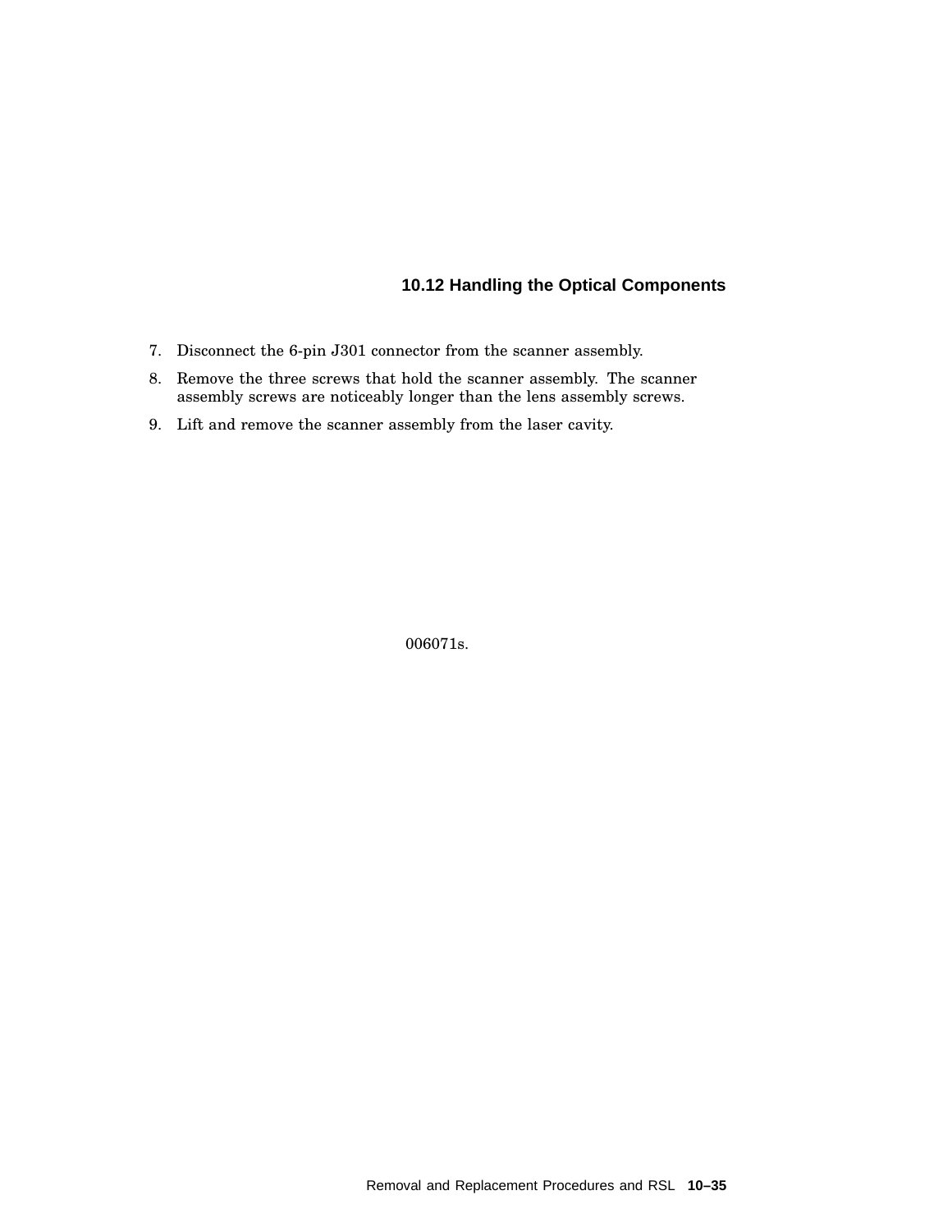## 10.12 Handling the Optical Components

7. Disconnect the 6-pin J301 connector from the scanner assembly.
8. Remove the three screws that hold the scanner assembly. The scanner assembly screws are noticeably longer than the lens assembly screws.
9. Lift and remove the scanner assembly from the laser cavity.

006071s.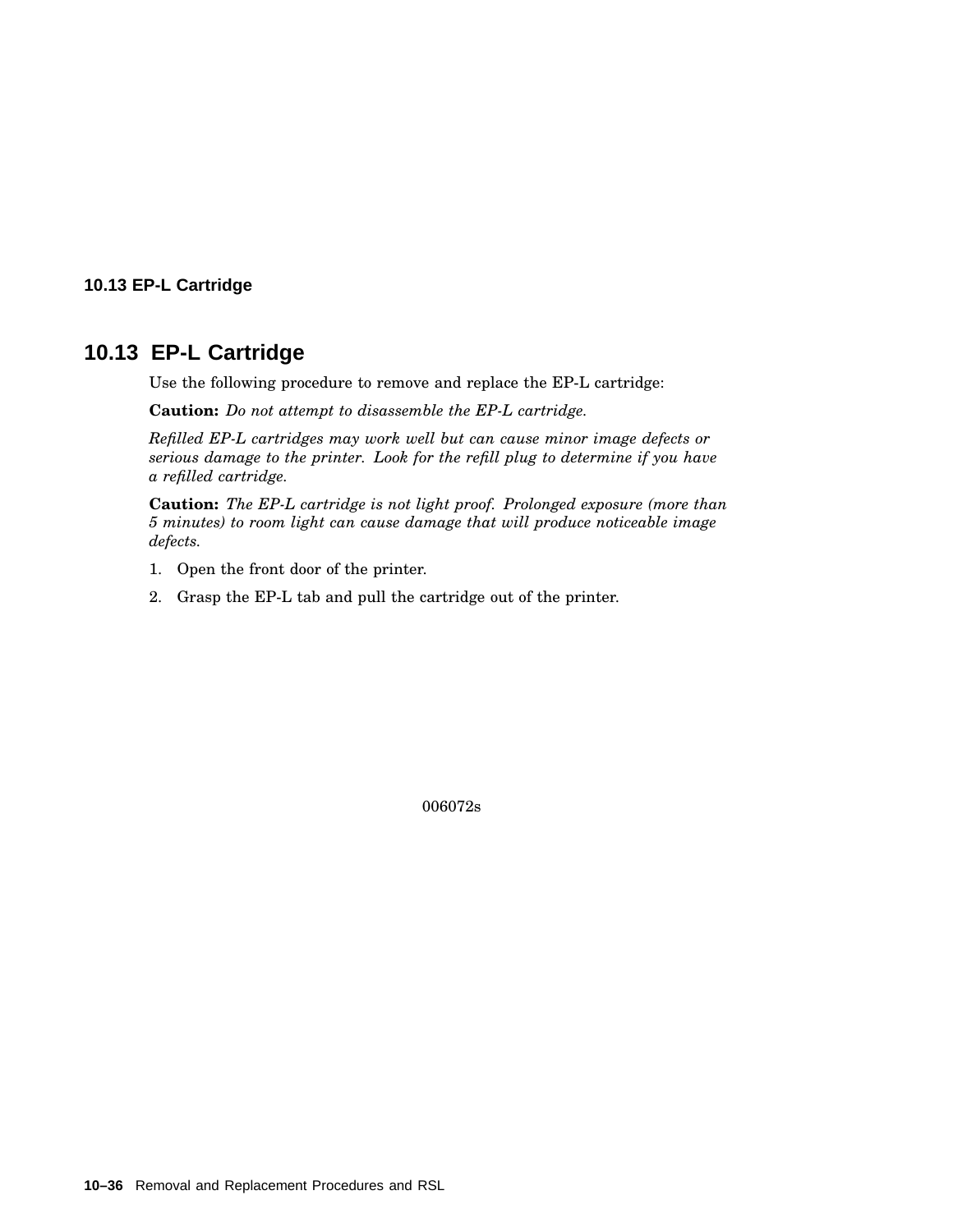## 10.13 EP-L Cartridge

Use the following procedure to remove and replace the EP-L cartridge:

**Caution:** *Do not attempt to disassemble the EP-L cartridge.*

*Refilled EP-L cartridges may work well but can cause minor image defects or serious damage to the printer. Look for the refill plug to determine if you have a refilled cartridge.*

**Caution:** *The EP-L cartridge is not light proof. Prolonged exposure (more than 5 minutes) to room light can cause damage that will produce noticeable image defects.*

1. Open the front door of the printer.
2. Grasp the EP-L tab and pull the cartridge out of the printer.

006072s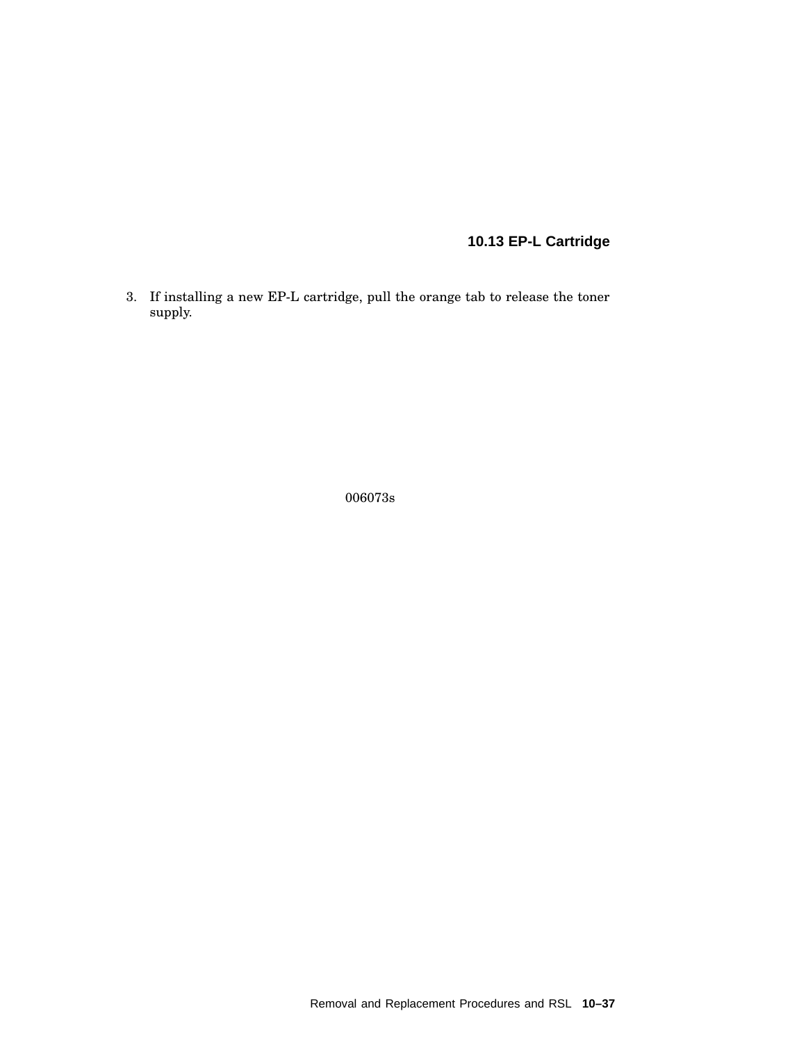## 10.13 EP-L Cartridge

3. If installing a new EP-L cartridge, pull the orange tab to release the toner supply.

006073s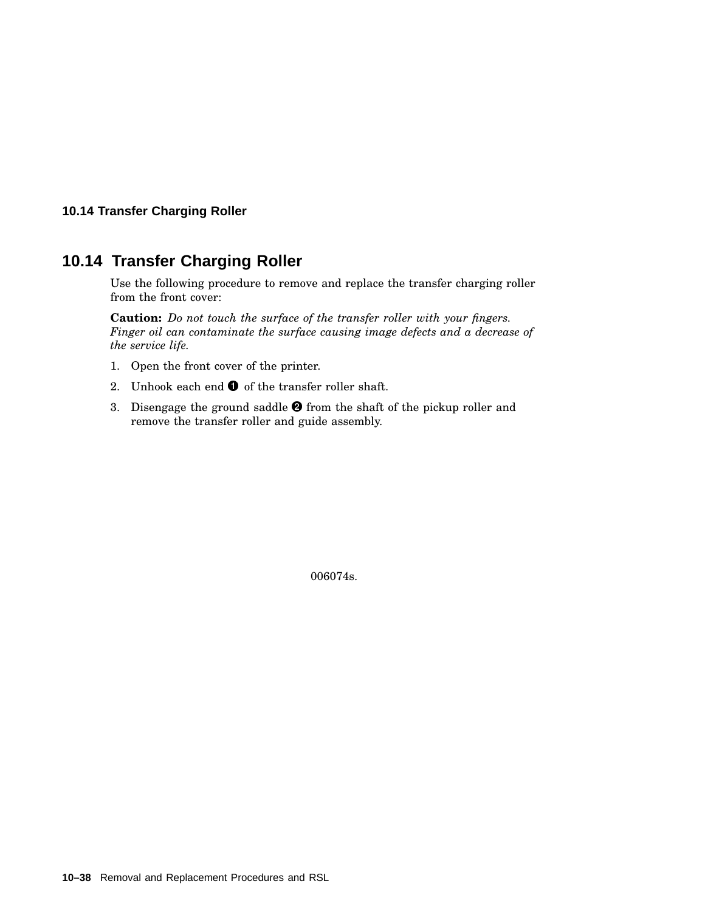## 10.14 Transfer Charging Roller

Use the following procedure to remove and replace the transfer charging roller from the front cover:

**Caution:** *Do not touch the surface of the transfer roller with your fingers. Finger oil can contaminate the surface causing image defects and a decrease of the service life.*

1. Open the front cover of the printer.
2. Unhook each end ❶ of the transfer roller shaft.
3. Disengage the ground saddle ❷ from the shaft of the pickup roller and remove the transfer roller and guide assembly.

006074s.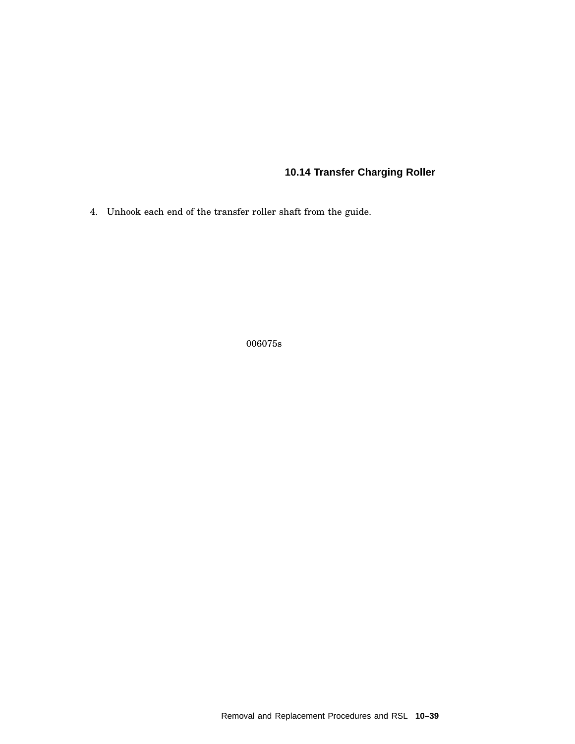## 10.14 Transfer Charging Roller

4. Unhook each end of the transfer roller shaft from the guide.

006075s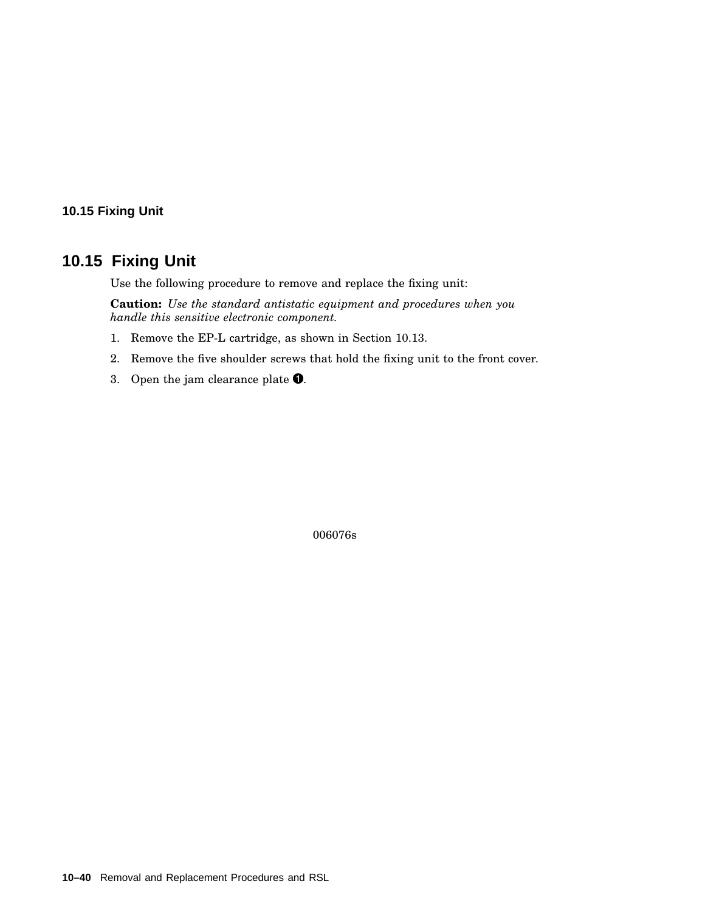## 10.15 Fixing Unit

Use the following procedure to remove and replace the fixing unit:

**Caution:** *Use the standard antistatic equipment and procedures when you handle this sensitive electronic component.*

1. Remove the EP-L cartridge, as shown in Section 10.13.
2. Remove the five shoulder screws that hold the fixing unit to the front cover.
3. Open the jam clearance plate ➊.

006076s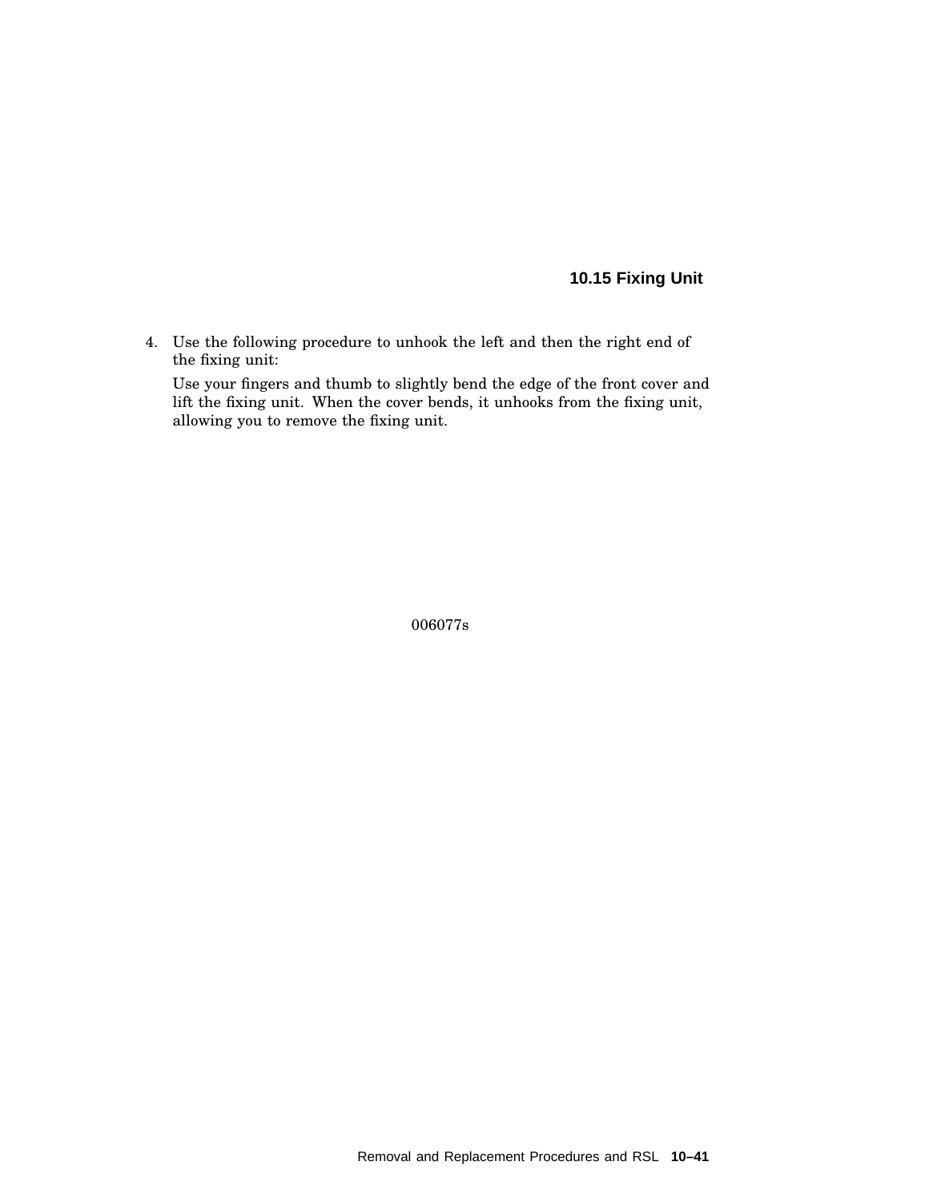4. Use the following procedure to unhook the left and then the right end of the fixing unit:

   Use your fingers and thumb to slightly bend the edge of the front cover and lift the fixing unit. When the cover bends, it unhooks from the fixing unit, allowing you to remove the fixing unit.

006077s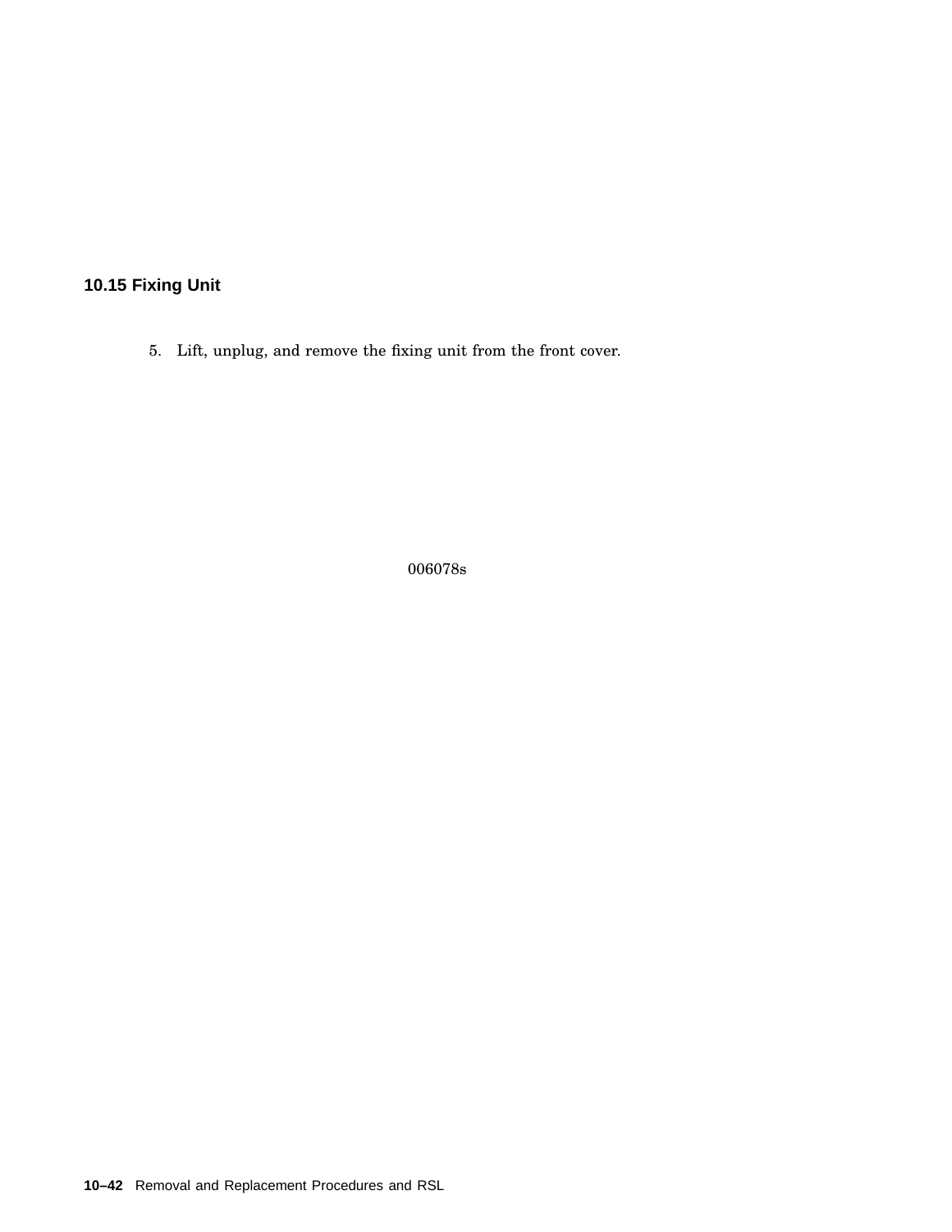## 10.15 Fixing Unit

5. Lift, unplug, and remove the fixing unit from the front cover.

006078s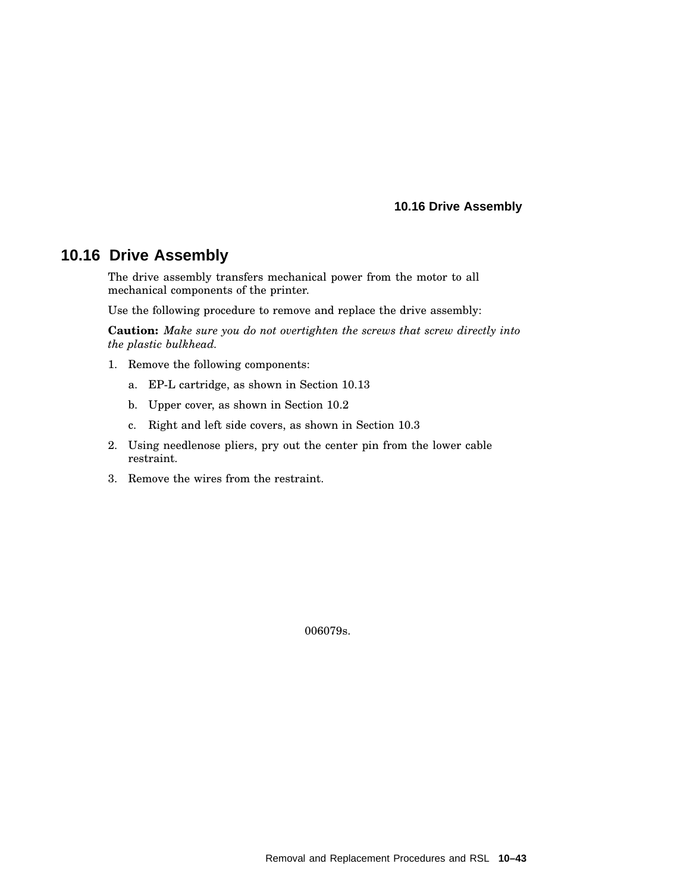## 10.16 Drive Assembly

The drive assembly transfers mechanical power from the motor to all mechanical components of the printer.

Use the following procedure to remove and replace the drive assembly:

**Caution:** *Make sure you do not overtighten the screws that screw directly into the plastic bulkhead.*

1. Remove the following components:
   a. EP-L cartridge, as shown in Section 10.13
   b. Upper cover, as shown in Section 10.2
   c. Right and left side covers, as shown in Section 10.3
2. Using needlenose pliers, pry out the center pin from the lower cable restraint.
3. Remove the wires from the restraint.

006079s.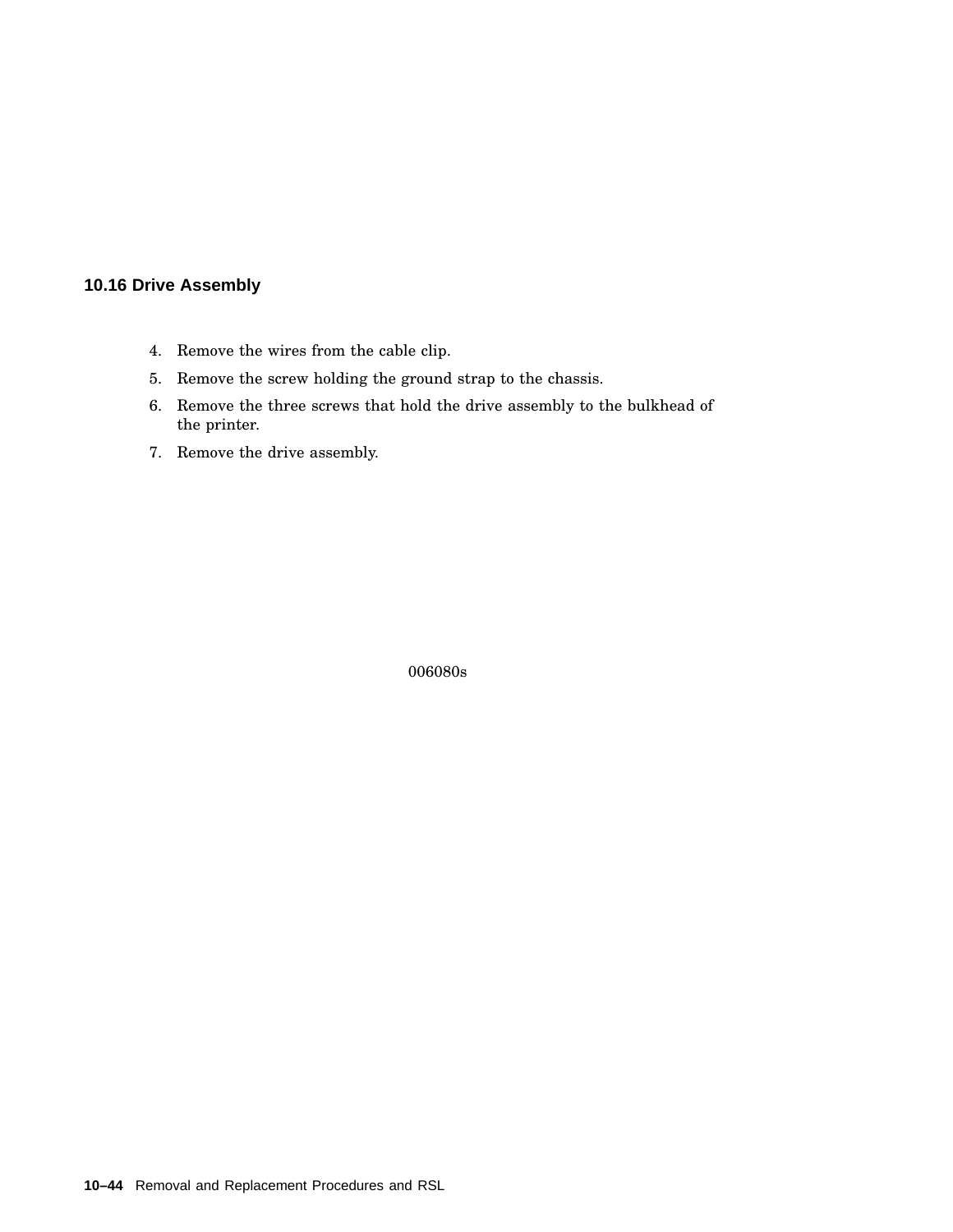## 10.16 Drive Assembly

4. Remove the wires from the cable clip.
5. Remove the screw holding the ground strap to the chassis.
6. Remove the three screws that hold the drive assembly to the bulkhead of the printer.
7. Remove the drive assembly.

006080s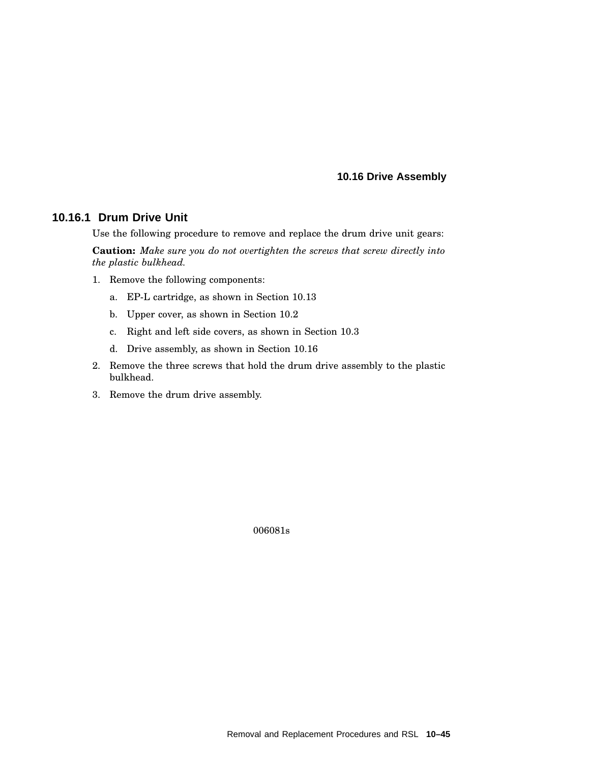### 10.16.1 Drum Drive Unit

Use the following procedure to remove and replace the drum drive unit gears:

**Caution:** *Make sure you do not overtighten the screws that screw directly into the plastic bulkhead.*

1. Remove the following components:
   a. EP-L cartridge, as shown in Section 10.13
   b. Upper cover, as shown in Section 10.2
   c. Right and left side covers, as shown in Section 10.3
   d. Drive assembly, as shown in Section 10.16
2. Remove the three screws that hold the drum drive assembly to the plastic bulkhead.
3. Remove the drum drive assembly.

006081s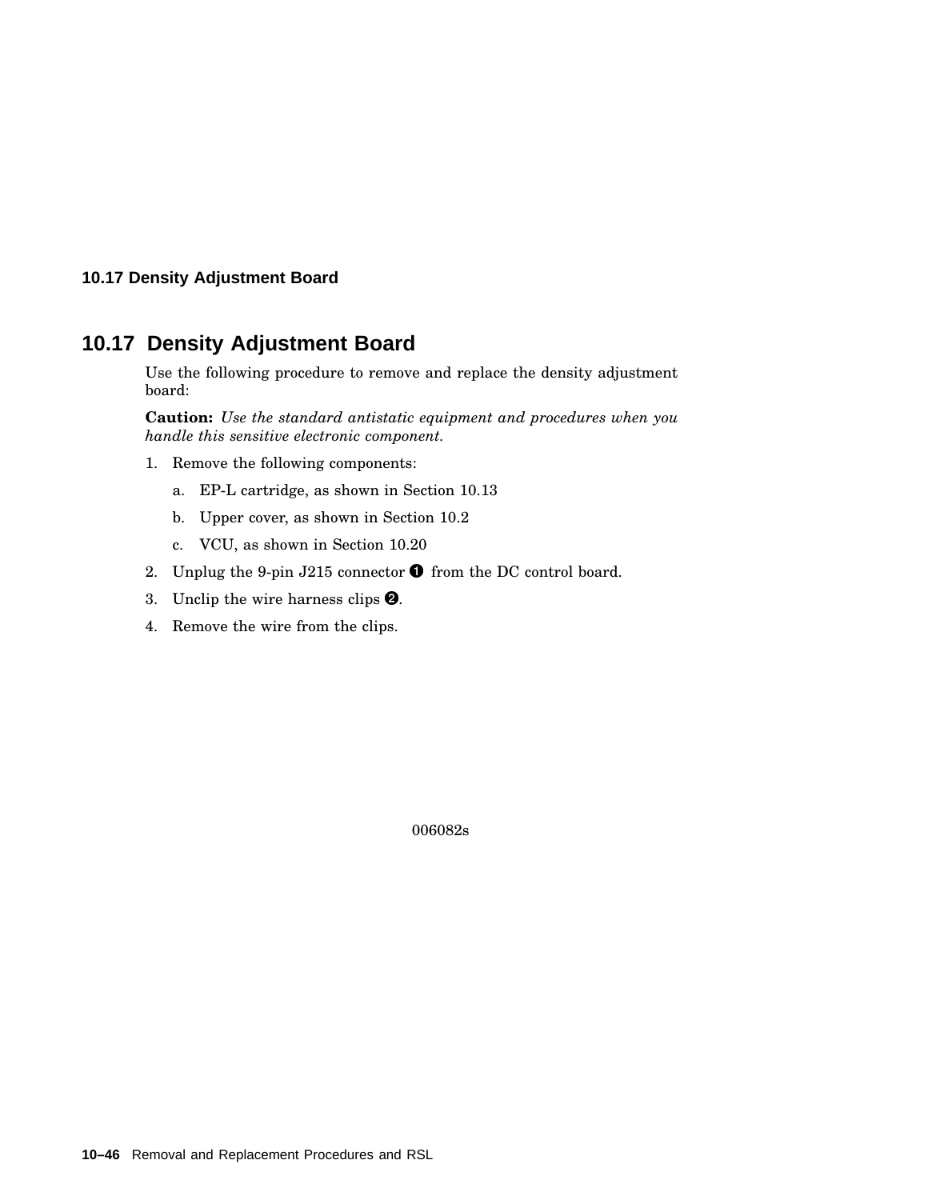## 10.17 Density Adjustment Board

Use the following procedure to remove and replace the density adjustment board:

**Caution:** *Use the standard antistatic equipment and procedures when you handle this sensitive electronic component.*

1. Remove the following components:
   a. EP-L cartridge, as shown in Section 10.13
   b. Upper cover, as shown in Section 10.2
   c. VCU, as shown in Section 10.20
2. Unplug the 9-pin J215 connector ➊ from the DC control board.
3. Unclip the wire harness clips ➋.
4. Remove the wire from the clips.

006082s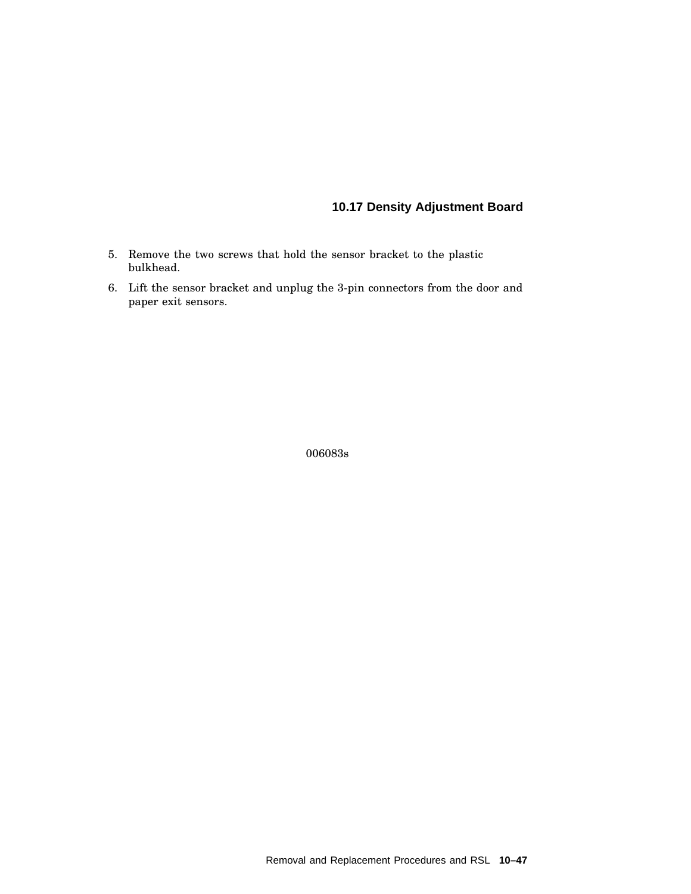### 10.17 Density Adjustment Board

5. Remove the two screws that hold the sensor bracket to the plastic bulkhead.
6. Lift the sensor bracket and unplug the 3-pin connectors from the door and paper exit sensors.

006083s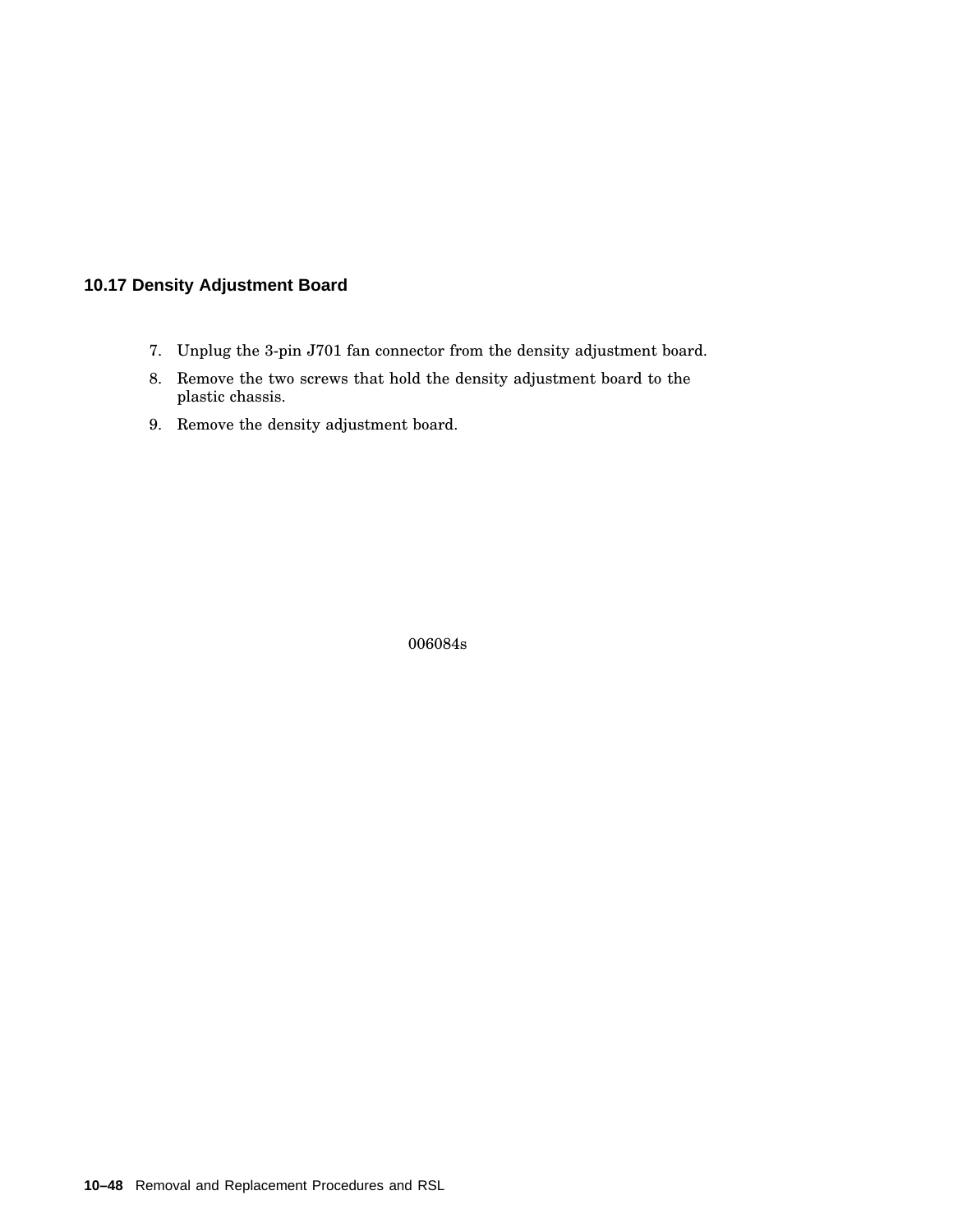## 10.17 Density Adjustment Board

7. Unplug the 3-pin J701 fan connector from the density adjustment board.
8. Remove the two screws that hold the density adjustment board to the plastic chassis.
9. Remove the density adjustment board.

006084s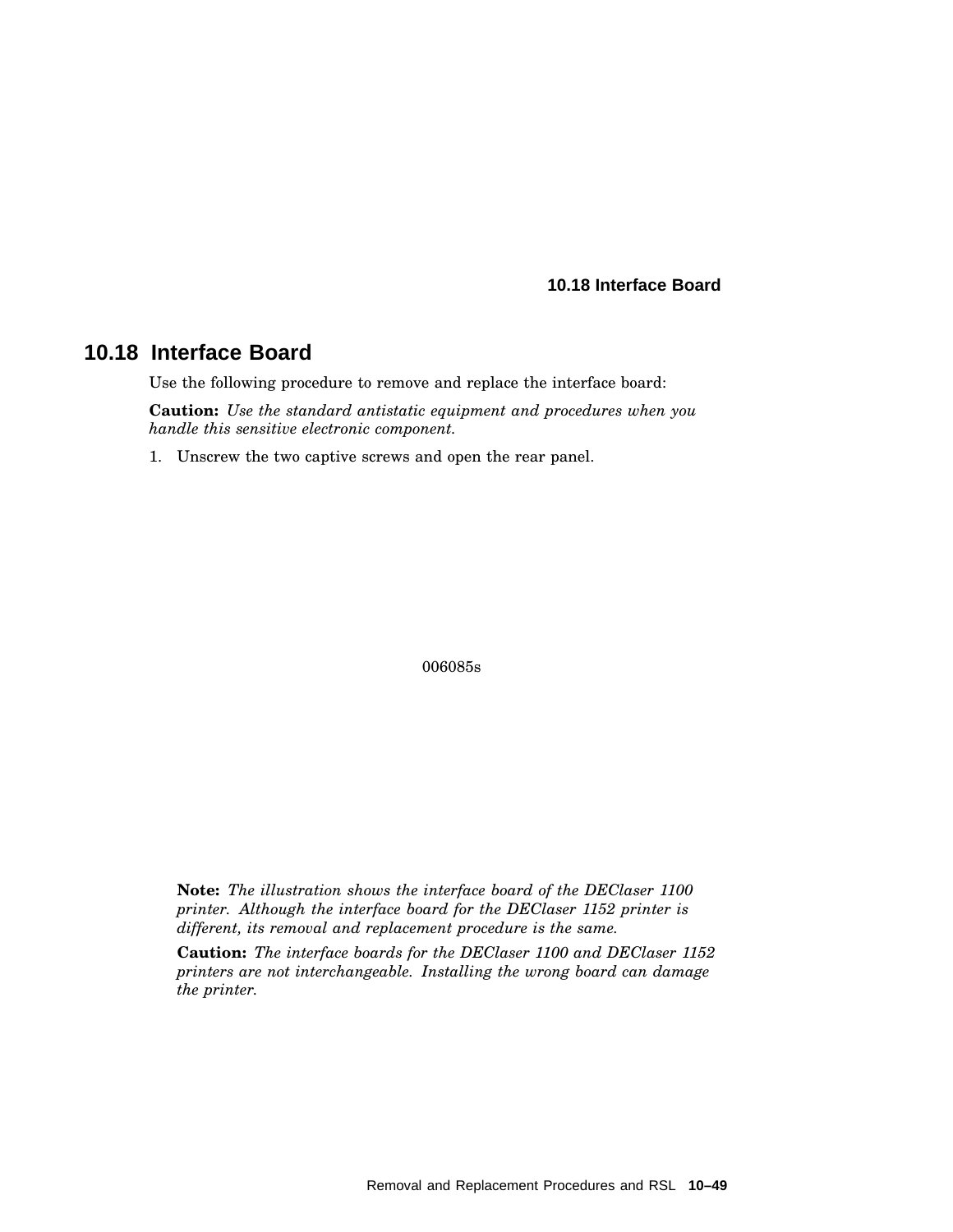## 10.18 Interface Board

Use the following procedure to remove and replace the interface board:

**Caution:** *Use the standard antistatic equipment and procedures when you handle this sensitive electronic component.*

1. Unscrew the two captive screws and open the rear panel.

006085s

**Note:** *The illustration shows the interface board of the DEClaser 1100 printer. Although the interface board for the DEClaser 1152 printer is different, its removal and replacement procedure is the same.*

**Caution:** *The interface boards for the DEClaser 1100 and DEClaser 1152 printers are not interchangeable. Installing the wrong board can damage the printer.*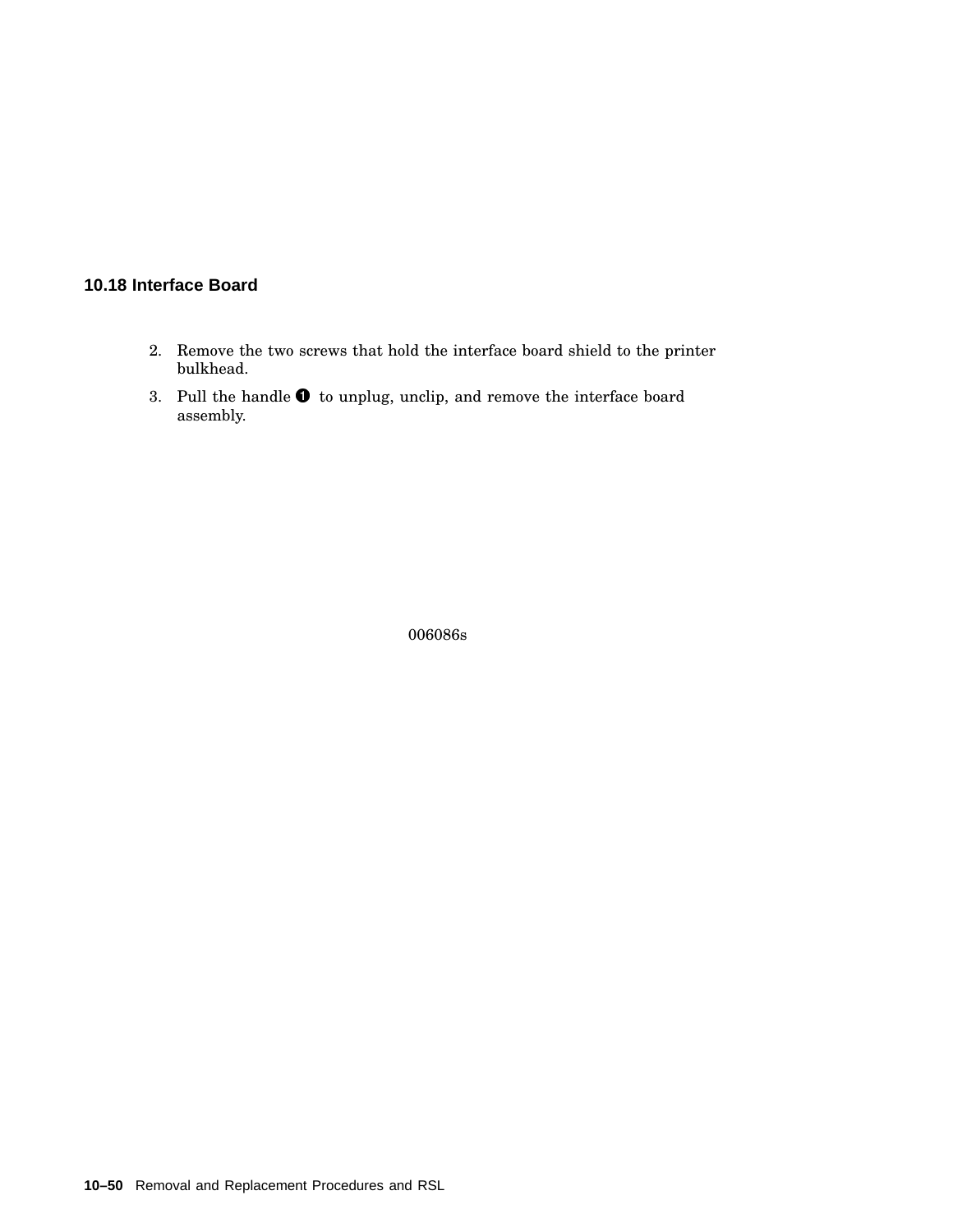## 10.18 Interface Board

2. Remove the two screws that hold the interface board shield to the printer bulkhead.
3. Pull the handle ❶ to unplug, unclip, and remove the interface board assembly.

006086s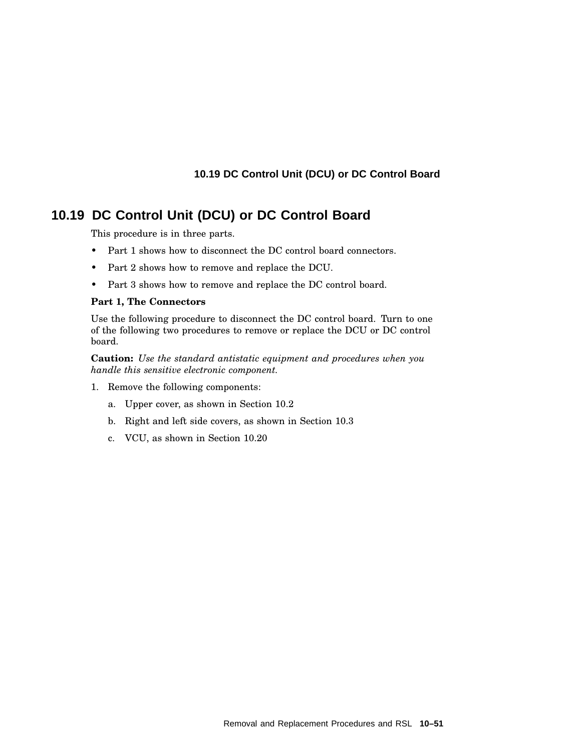## 10.19 DC Control Unit (DCU) or DC Control Board

This procedure is in three parts.

- Part 1 shows how to disconnect the DC control board connectors.
- Part 2 shows how to remove and replace the DCU.
- Part 3 shows how to remove and replace the DC control board.

**Part 1, The Connectors**

Use the following procedure to disconnect the DC control board. Turn to one of the following two procedures to remove or replace the DCU or DC control board.

**Caution:** *Use the standard antistatic equipment and procedures when you handle this sensitive electronic component.*

1. Remove the following components:
   a. Upper cover, as shown in Section 10.2
   b. Right and left side covers, as shown in Section 10.3
   c. VCU, as shown in Section 10.20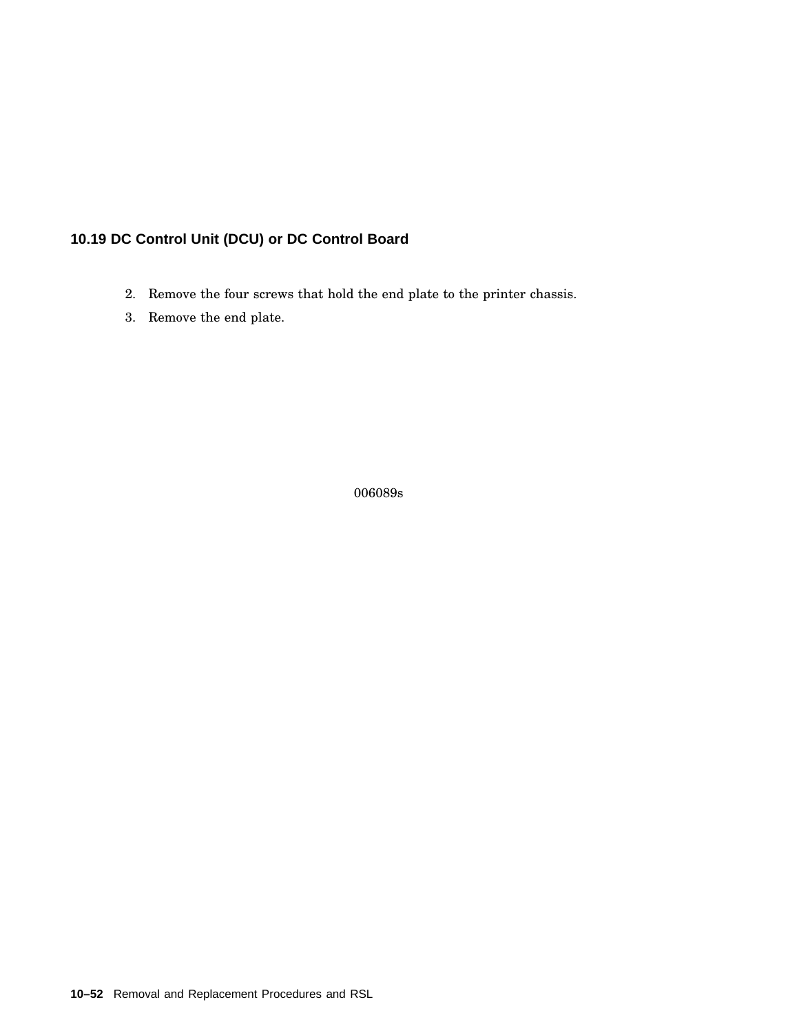## 10.19 DC Control Unit (DCU) or DC Control Board

2. Remove the four screws that hold the end plate to the printer chassis.
3. Remove the end plate.

006089s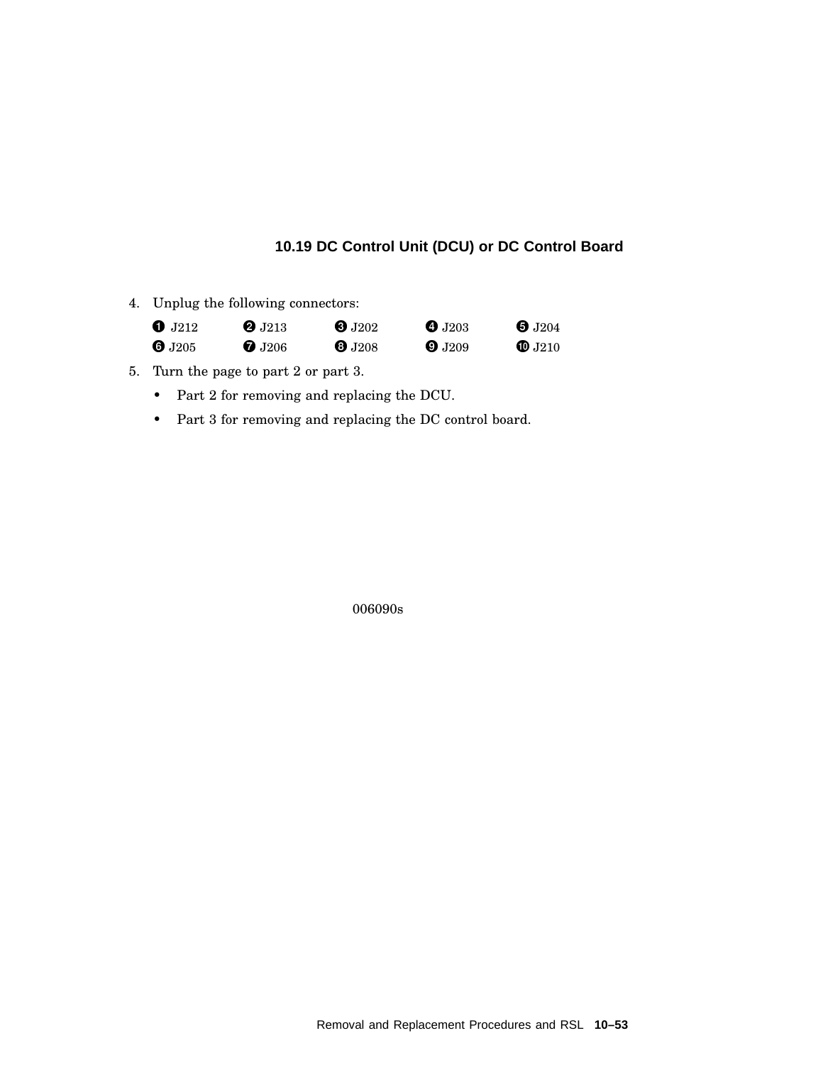### 10.19 DC Control Unit (DCU) or DC Control Board

4. Unplug the following connectors:

   | | | | | |
   |---|---|---|---|---|
   | ❶ J212 | ❷ J213 | ❸ J202 | ❹ J203 | ❺ J204 |
   | ❻ J205 | ❼ J206 | ❽ J208 | ❾ J209 | ❿ J210 |

5. Turn the page to part 2 or part 3.
   - Part 2 for removing and replacing the DCU.
   - Part 3 for removing and replacing the DC control board.

006090s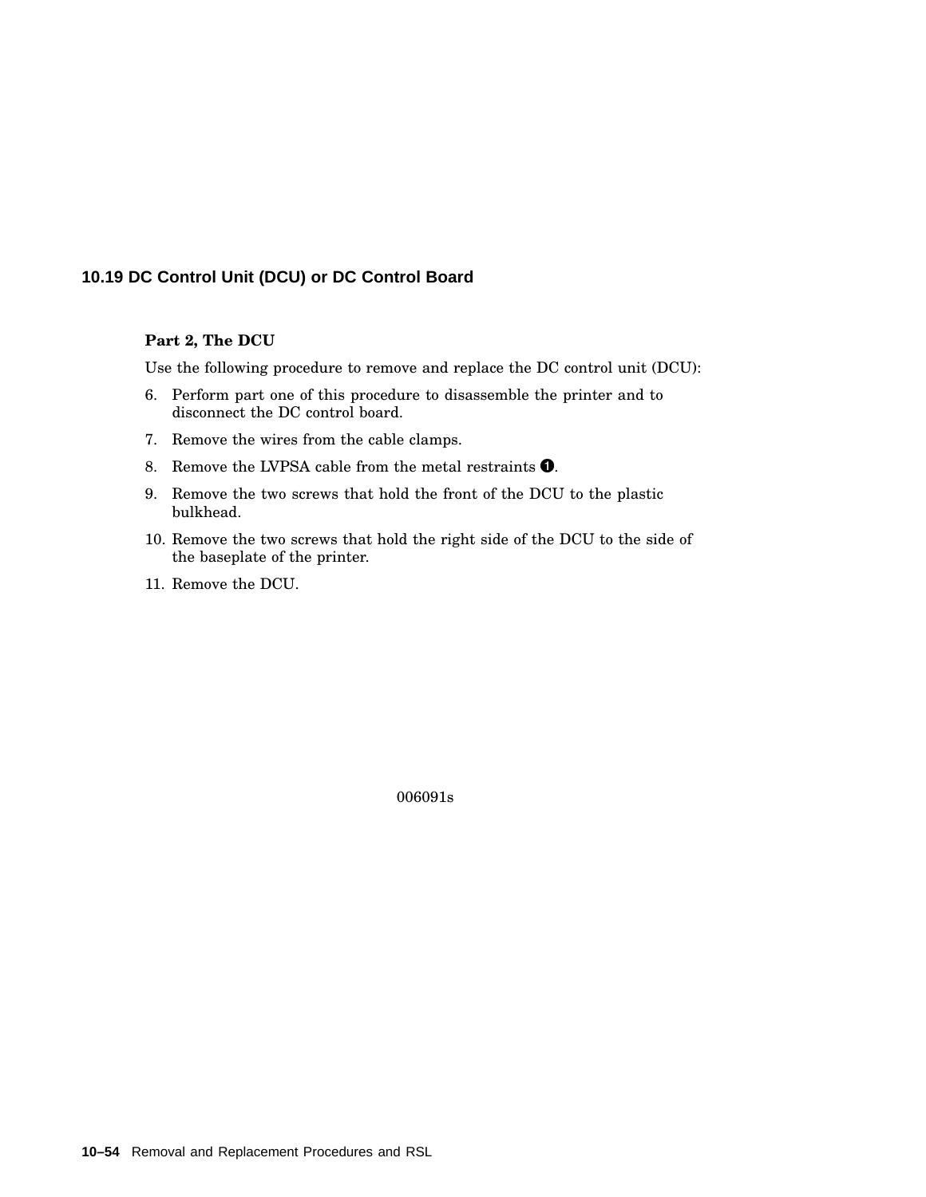## 10.19 DC Control Unit (DCU) or DC Control Board

**Part 2, The DCU**

Use the following procedure to remove and replace the DC control unit (DCU):

6. Perform part one of this procedure to disassemble the printer and to disconnect the DC control board.
7. Remove the wires from the cable clamps.
8. Remove the LVPSA cable from the metal restraints ❶.
9. Remove the two screws that hold the front of the DCU to the plastic bulkhead.
10. Remove the two screws that hold the right side of the DCU to the side of the baseplate of the printer.
11. Remove the DCU.

006091s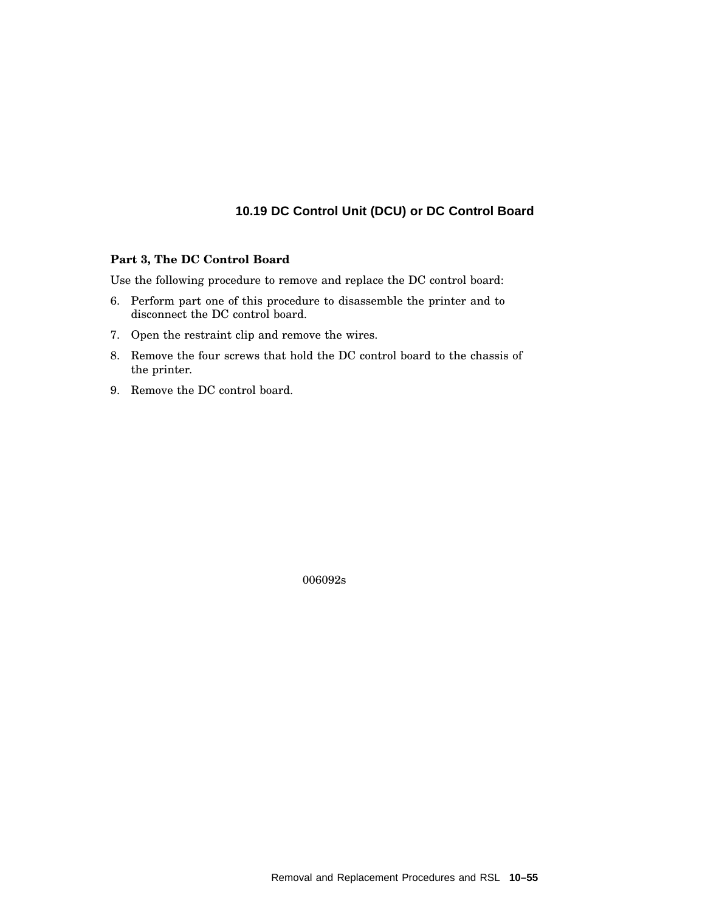## 10.19 DC Control Unit (DCU) or DC Control Board

**Part 3, The DC Control Board**

Use the following procedure to remove and replace the DC control board:

6. Perform part one of this procedure to disassemble the printer and to disconnect the DC control board.
7. Open the restraint clip and remove the wires.
8. Remove the four screws that hold the DC control board to the chassis of the printer.
9. Remove the DC control board.

006092s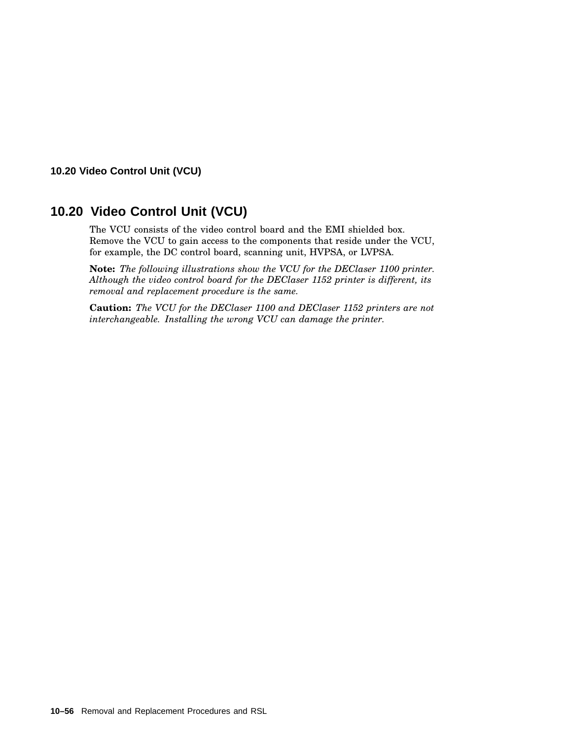## 10.20 Video Control Unit (VCU)

The VCU consists of the video control board and the EMI shielded box. Remove the VCU to gain access to the components that reside under the VCU, for example, the DC control board, scanning unit, HVPSA, or LVPSA.

**Note:** *The following illustrations show the VCU for the DEClaser 1100 printer. Although the video control board for the DEClaser 1152 printer is different, its removal and replacement procedure is the same.*

**Caution:** *The VCU for the DEClaser 1100 and DEClaser 1152 printers are not interchangeable. Installing the wrong VCU can damage the printer.*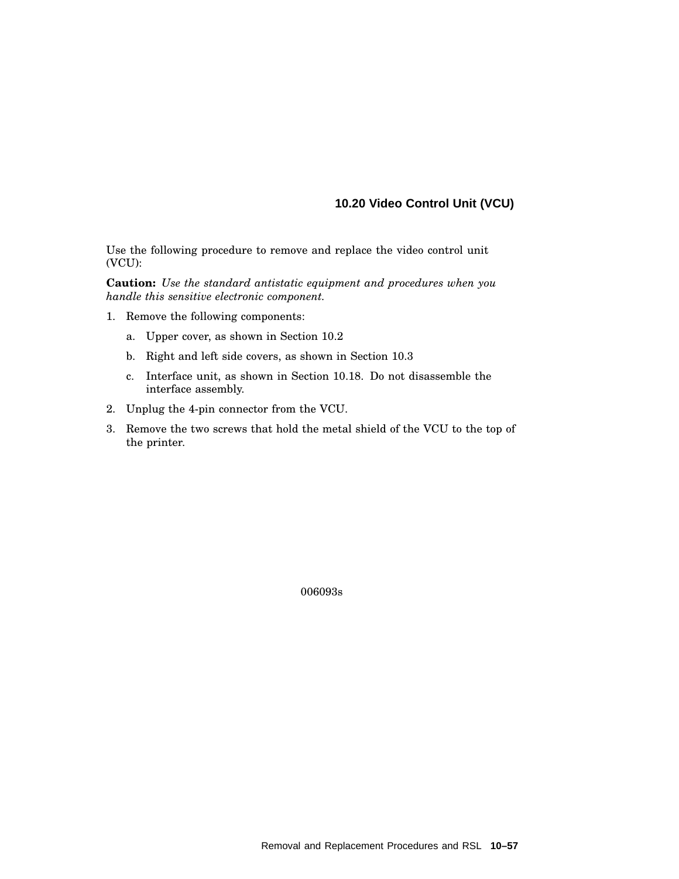### 10.20 Video Control Unit (VCU)

Use the following procedure to remove and replace the video control unit (VCU):

**Caution:** *Use the standard antistatic equipment and procedures when you handle this sensitive electronic component.*

1. Remove the following components:
   a. Upper cover, as shown in Section 10.2
   b. Right and left side covers, as shown in Section 10.3
   c. Interface unit, as shown in Section 10.18. Do not disassemble the interface assembly.
2. Unplug the 4-pin connector from the VCU.
3. Remove the two screws that hold the metal shield of the VCU to the top of the printer.

006093s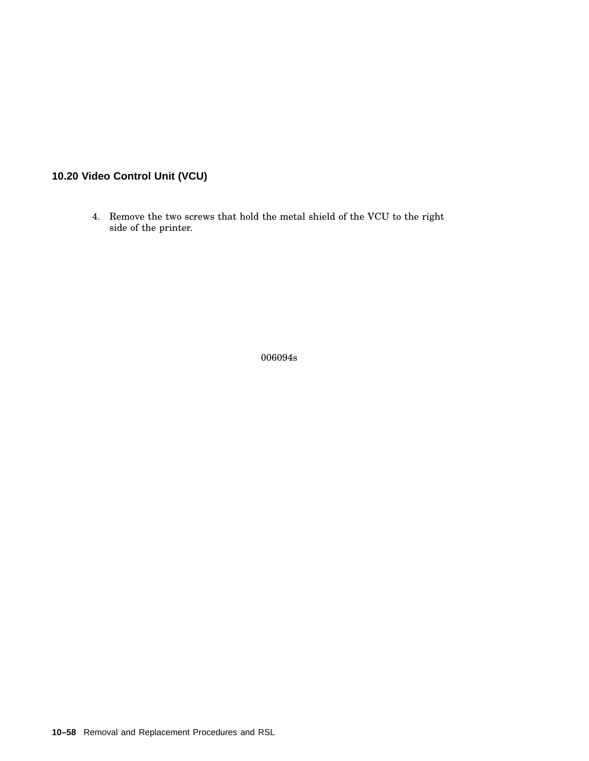## 10.20 Video Control Unit (VCU)

4. Remove the two screws that hold the metal shield of the VCU to the right side of the printer.

006094s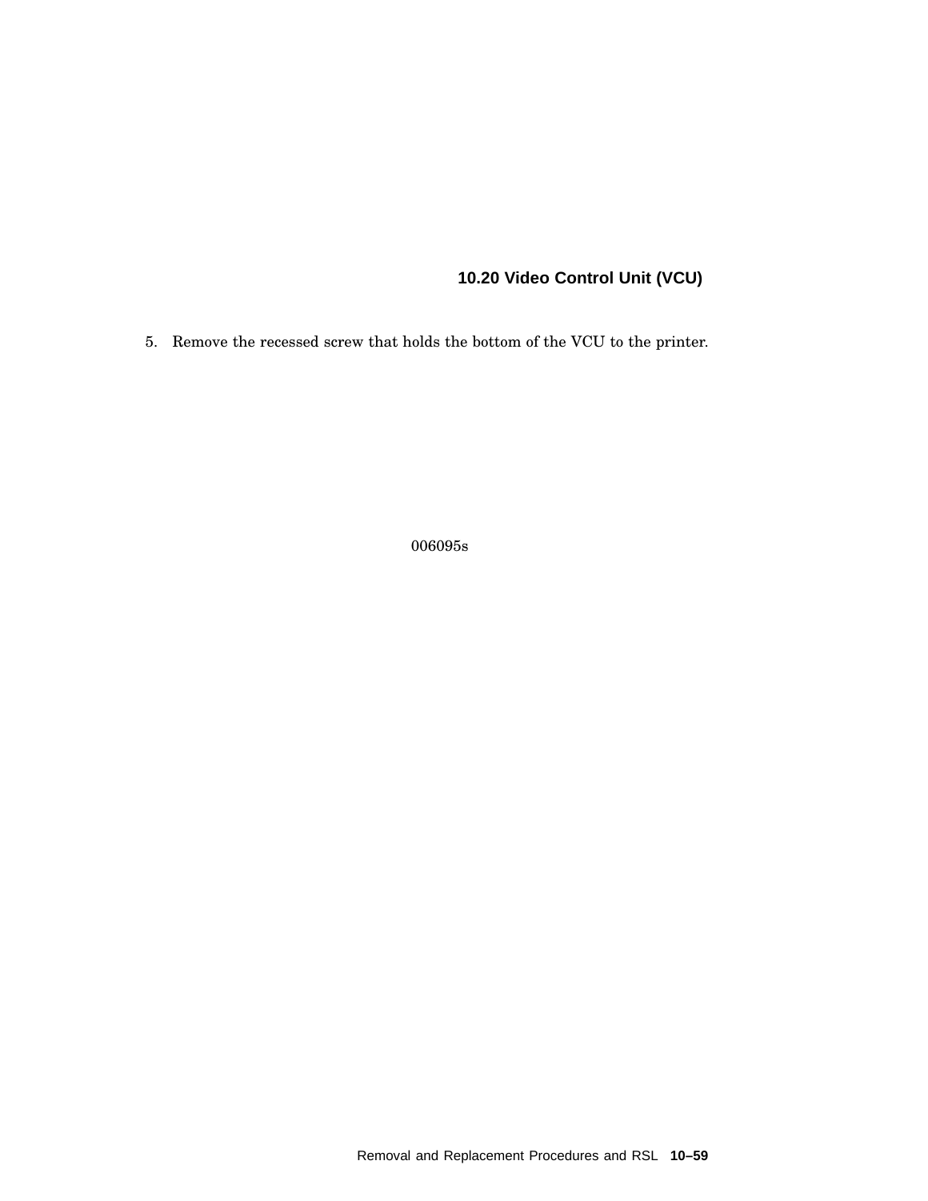5. Remove the recessed screw that holds the bottom of the VCU to the printer.

006095s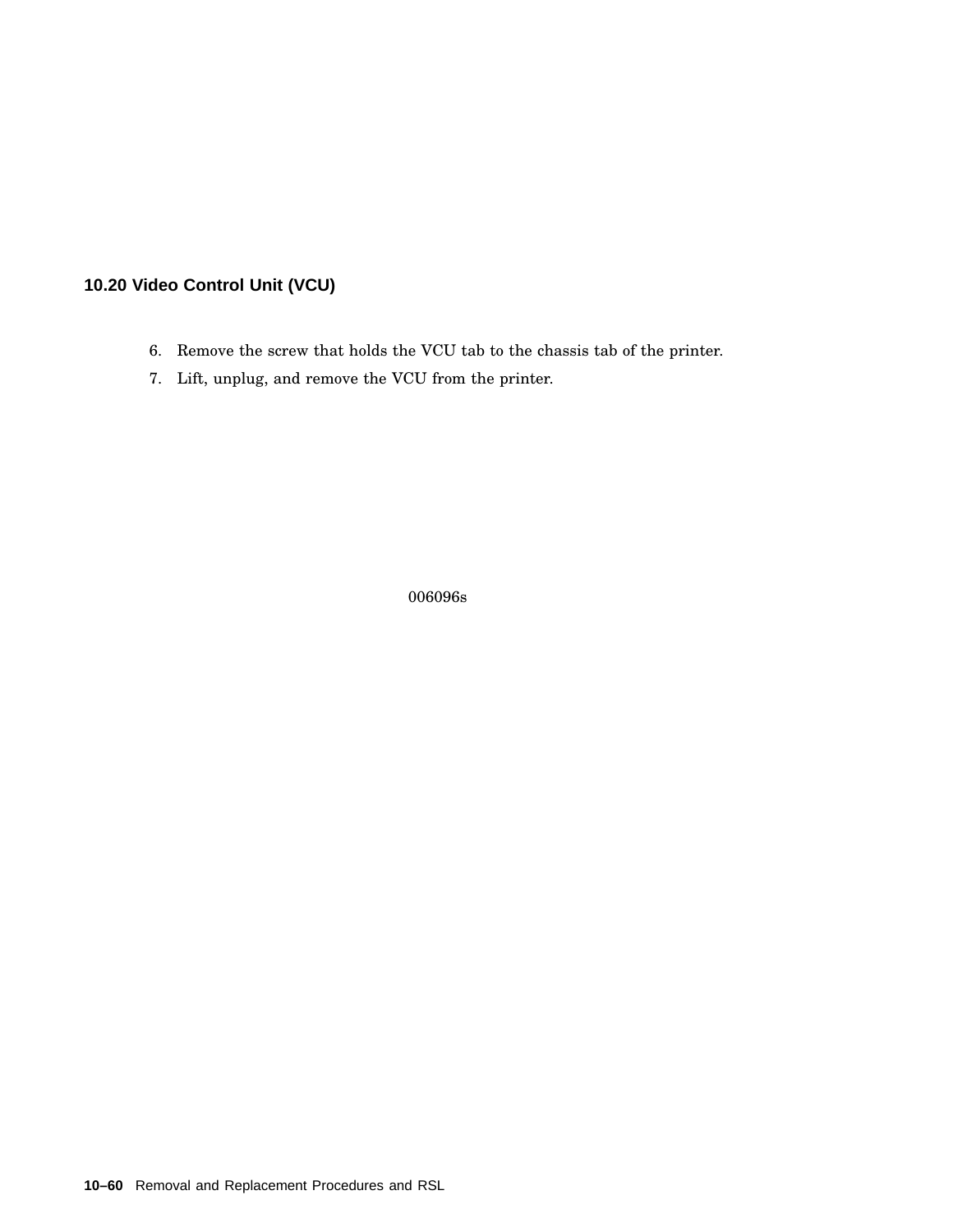## 10.20 Video Control Unit (VCU)

6. Remove the screw that holds the VCU tab to the chassis tab of the printer.
7. Lift, unplug, and remove the VCU from the printer.

006096s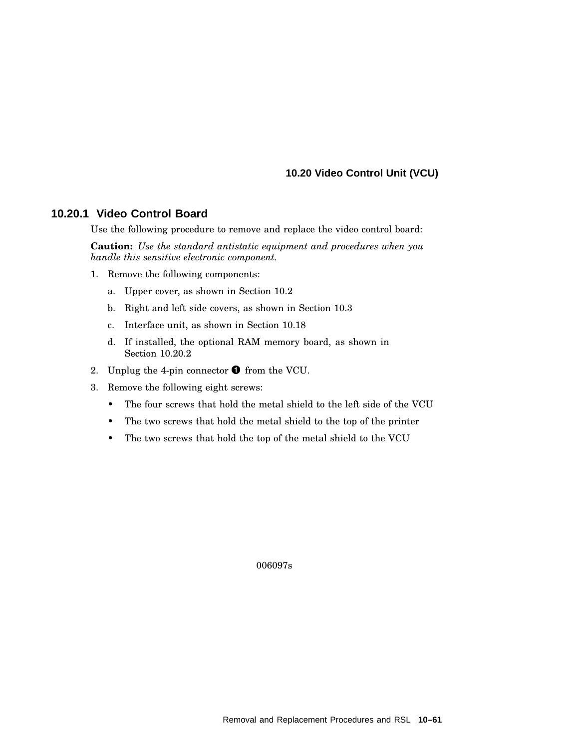## 10.20 Video Control Unit (VCU)

### 10.20.1 Video Control Board

Use the following procedure to remove and replace the video control board:

**Caution:** *Use the standard antistatic equipment and procedures when you handle this sensitive electronic component.*

1. Remove the following components:
   a. Upper cover, as shown in Section 10.2
   b. Right and left side covers, as shown in Section 10.3
   c. Interface unit, as shown in Section 10.18
   d. If installed, the optional RAM memory board, as shown in Section 10.20.2
2. Unplug the 4-pin connector ❶ from the VCU.
3. Remove the following eight screws:
   - The four screws that hold the metal shield to the left side of the VCU
   - The two screws that hold the metal shield to the top of the printer
   - The two screws that hold the top of the metal shield to the VCU

006097s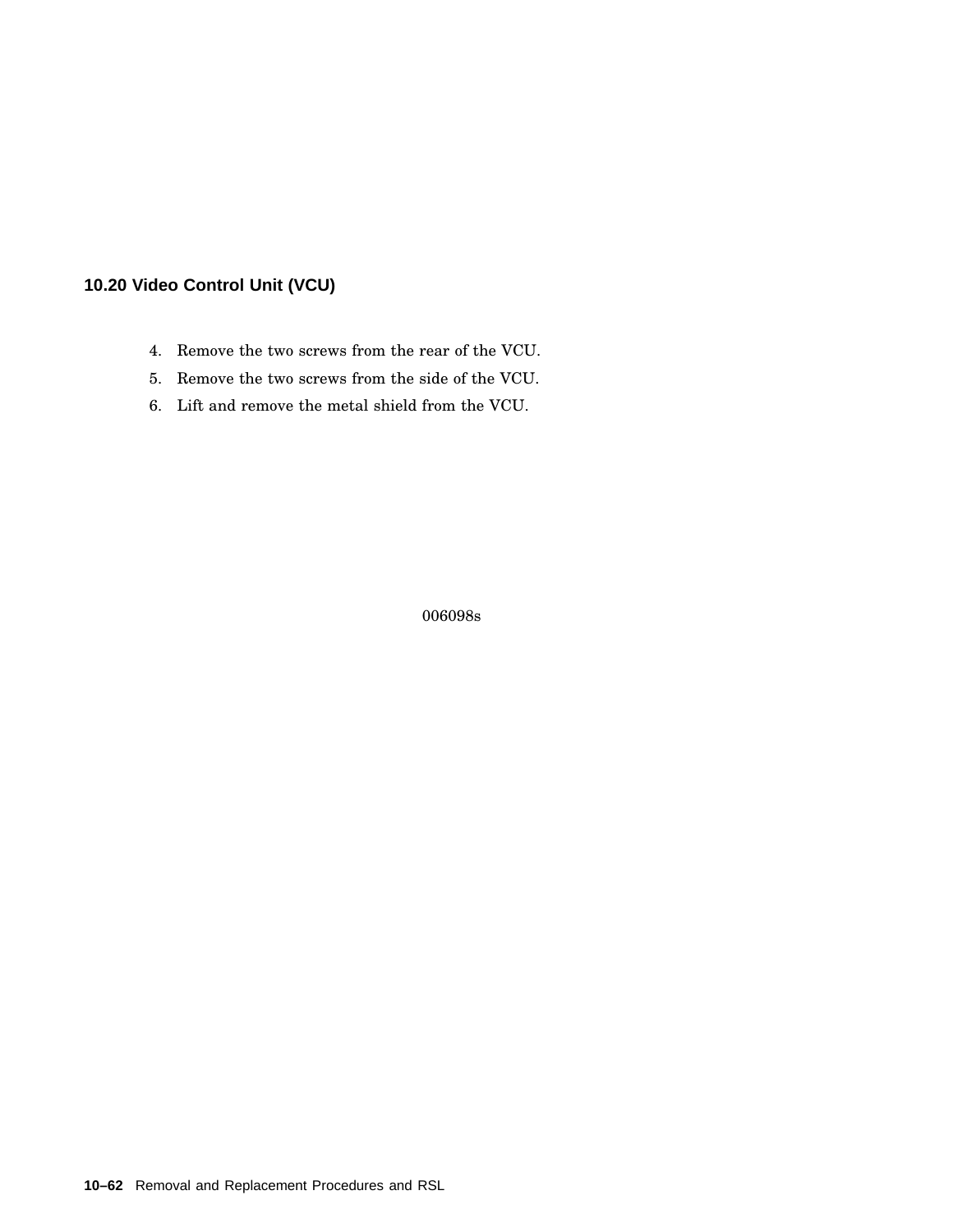## 10.20 Video Control Unit (VCU)

4. Remove the two screws from the rear of the VCU.
5. Remove the two screws from the side of the VCU.
6. Lift and remove the metal shield from the VCU.

006098s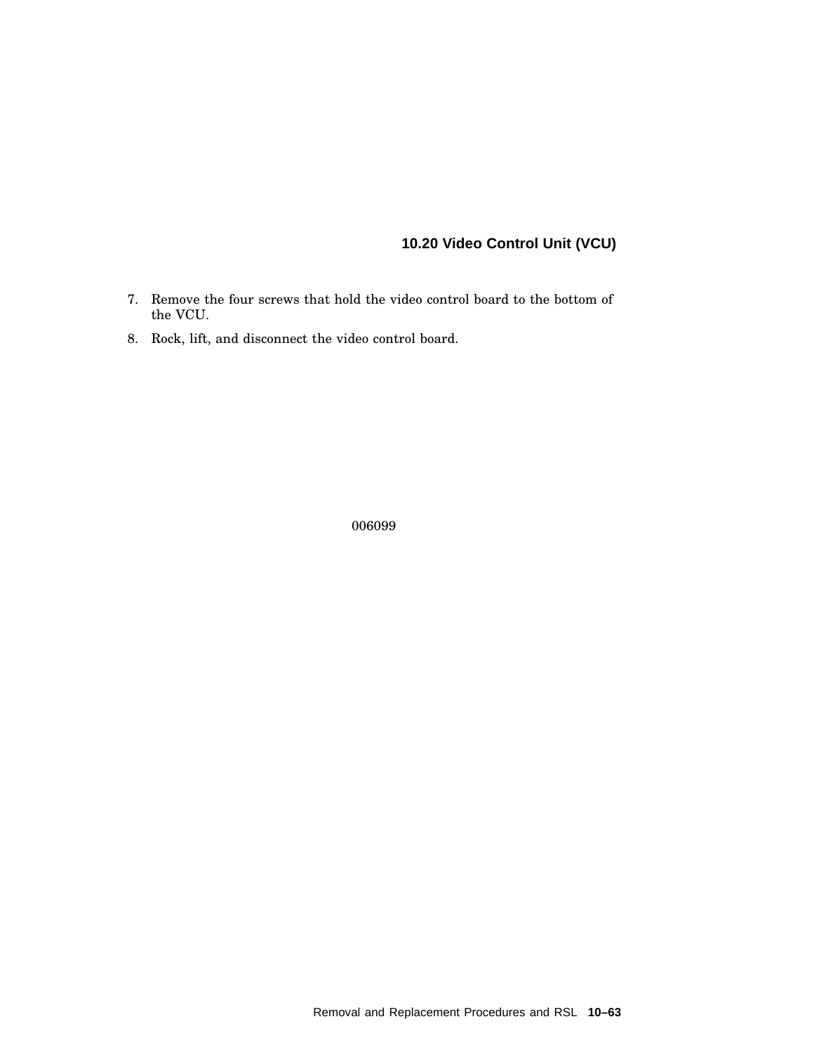7. Remove the four screws that hold the video control board to the bottom of the VCU.
8. Rock, lift, and disconnect the video control board.

006099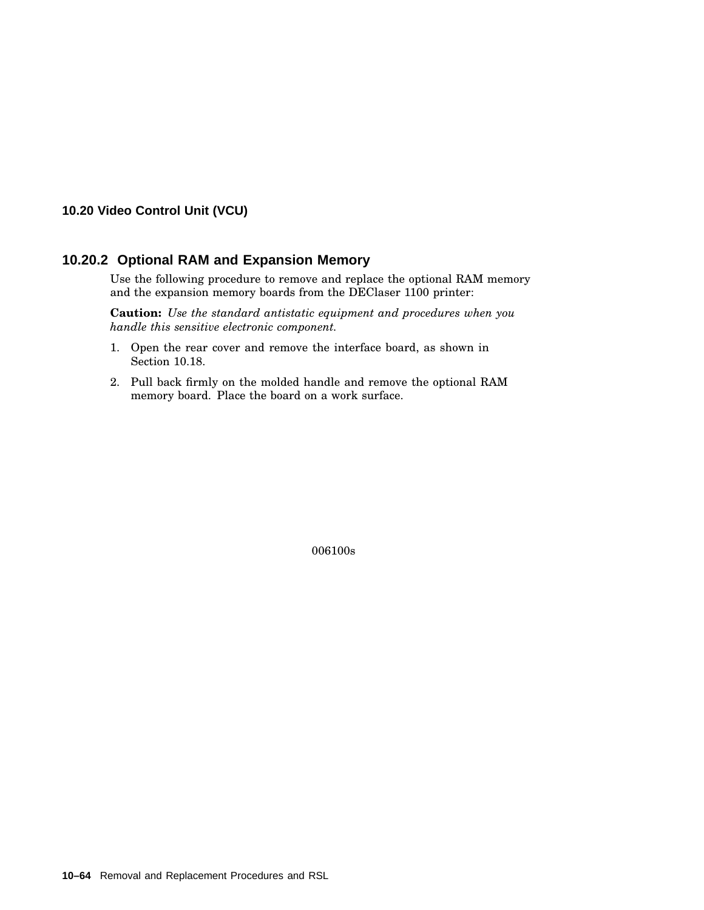## 10.20 Video Control Unit (VCU)

### 10.20.2 Optional RAM and Expansion Memory

Use the following procedure to remove and replace the optional RAM memory and the expansion memory boards from the DEClaser 1100 printer:

**Caution:** *Use the standard antistatic equipment and procedures when you handle this sensitive electronic component.*

1. Open the rear cover and remove the interface board, as shown in Section 10.18.
2. Pull back firmly on the molded handle and remove the optional RAM memory board. Place the board on a work surface.

006100s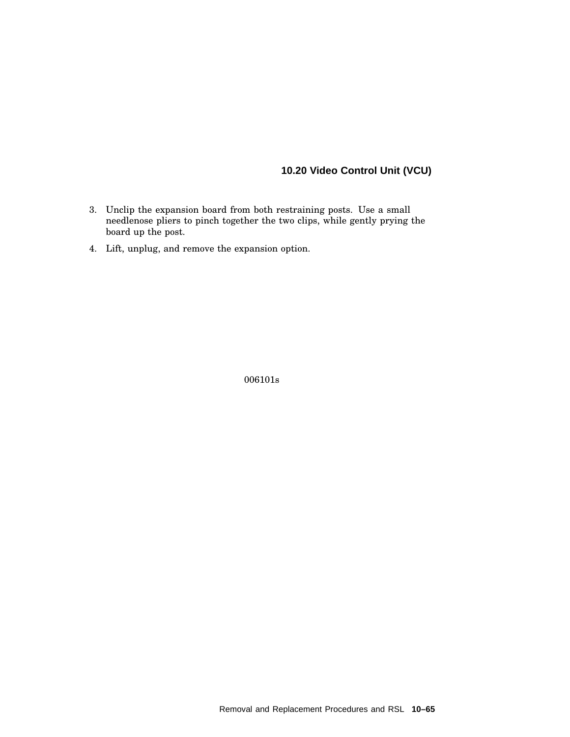3. Unclip the expansion board from both restraining posts. Use a small needlenose pliers to pinch together the two clips, while gently prying the board up the post.
4. Lift, unplug, and remove the expansion option.

006101s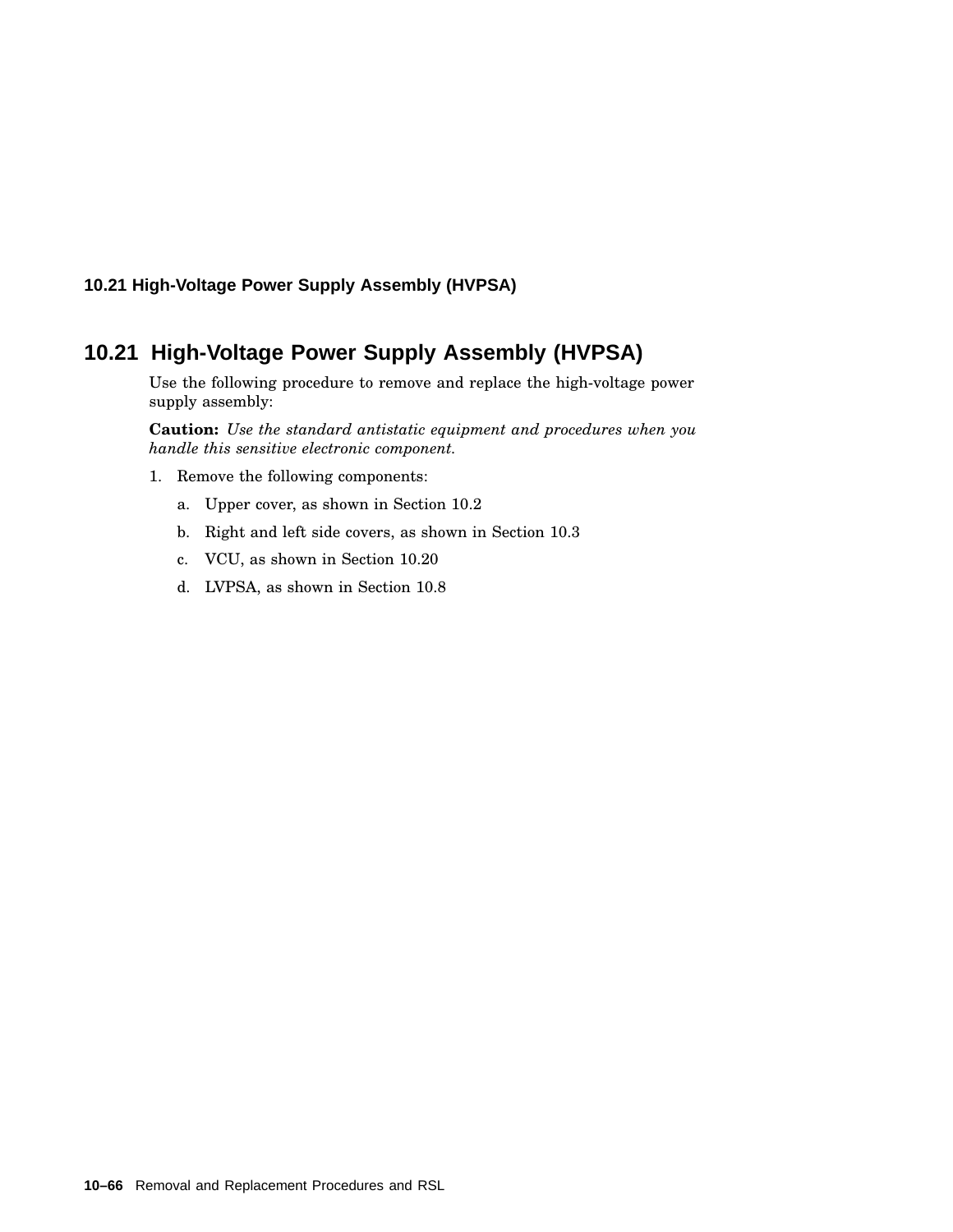## 10.21 High-Voltage Power Supply Assembly (HVPSA)

Use the following procedure to remove and replace the high-voltage power supply assembly:

**Caution:** *Use the standard antistatic equipment and procedures when you handle this sensitive electronic component.*

1. Remove the following components:

   a. Upper cover, as shown in Section 10.2

   b. Right and left side covers, as shown in Section 10.3

   c. VCU, as shown in Section 10.20

   d. LVPSA, as shown in Section 10.8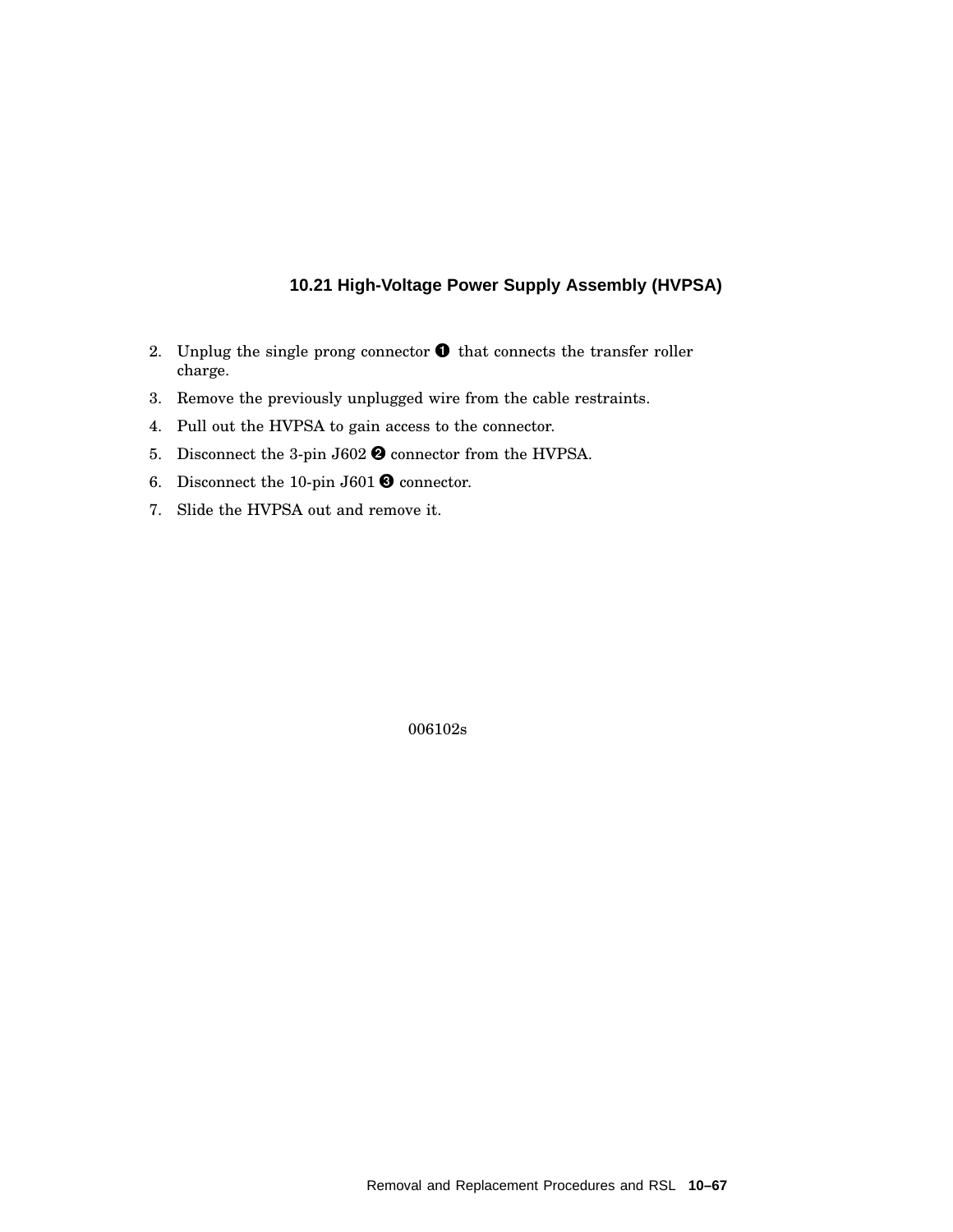### 10.21 High-Voltage Power Supply Assembly (HVPSA)

2. Unplug the single prong connector ❶ that connects the transfer roller charge.
3. Remove the previously unplugged wire from the cable restraints.
4. Pull out the HVPSA to gain access to the connector.
5. Disconnect the 3-pin J602 ❷ connector from the HVPSA.
6. Disconnect the 10-pin J601 ❸ connector.
7. Slide the HVPSA out and remove it.

006102s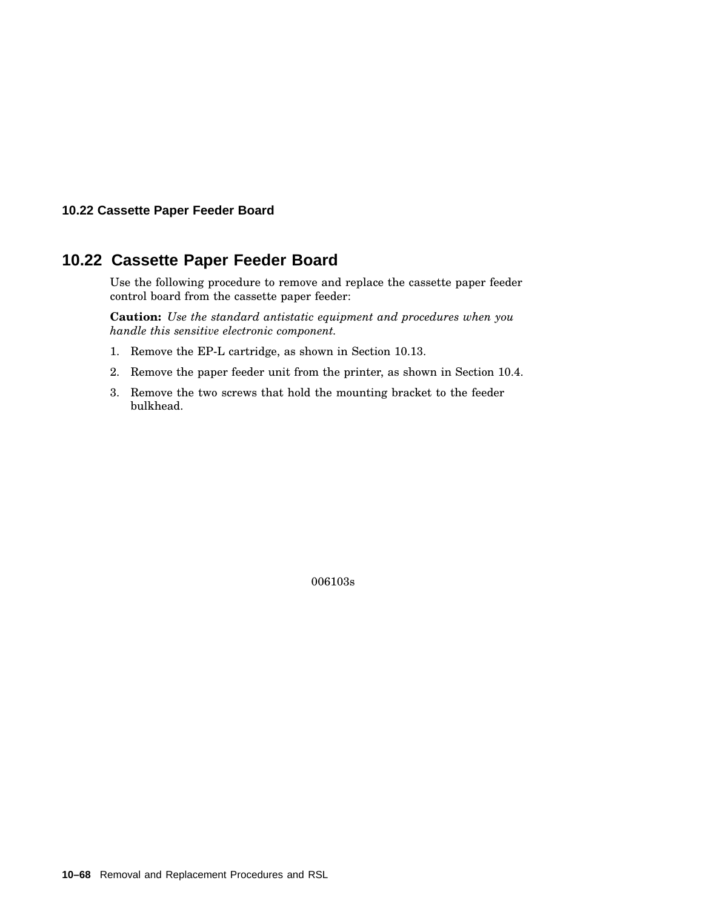## 10.22 Cassette Paper Feeder Board

Use the following procedure to remove and replace the cassette paper feeder control board from the cassette paper feeder:

**Caution:** *Use the standard antistatic equipment and procedures when you handle this sensitive electronic component.*

1. Remove the EP-L cartridge, as shown in Section 10.13.
2. Remove the paper feeder unit from the printer, as shown in Section 10.4.
3. Remove the two screws that hold the mounting bracket to the feeder bulkhead.

006103s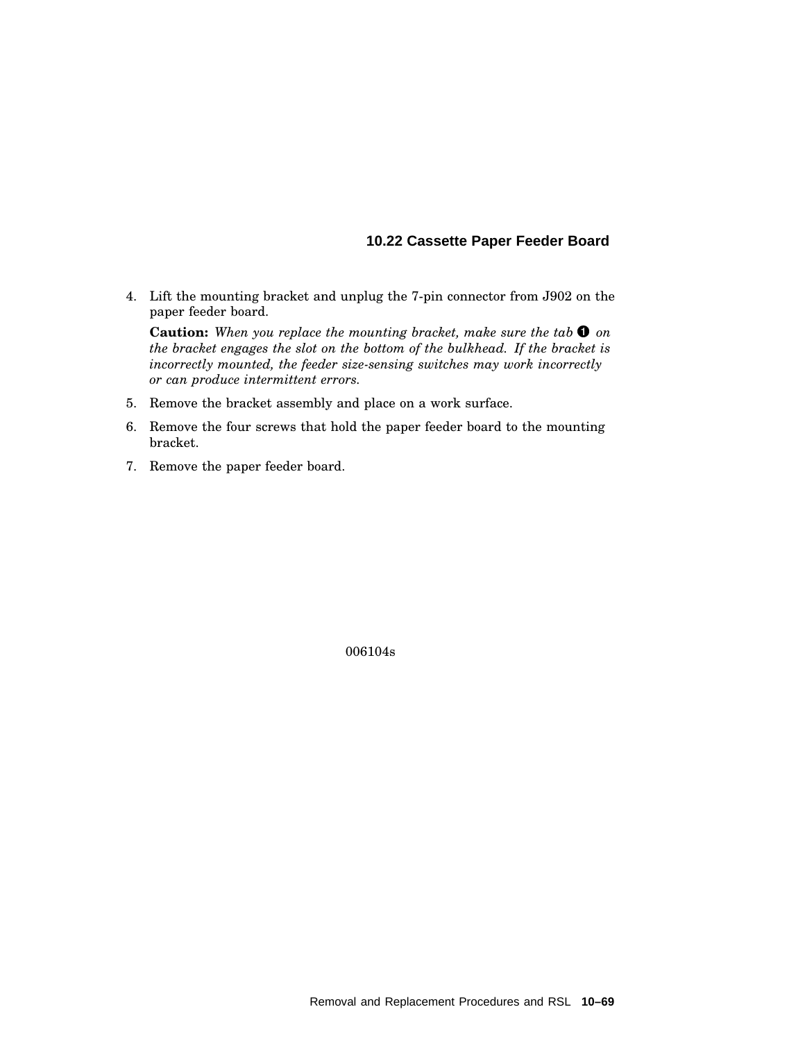### 10.22 Cassette Paper Feeder Board

4. Lift the mounting bracket and unplug the 7-pin connector from J902 on the paper feeder board.

   **Caution:** *When you replace the mounting bracket, make sure the tab ❶ on the bracket engages the slot on the bottom of the bulkhead. If the bracket is incorrectly mounted, the feeder size-sensing switches may work incorrectly or can produce intermittent errors.*

5. Remove the bracket assembly and place on a work surface.
6. Remove the four screws that hold the paper feeder board to the mounting bracket.
7. Remove the paper feeder board.

006104s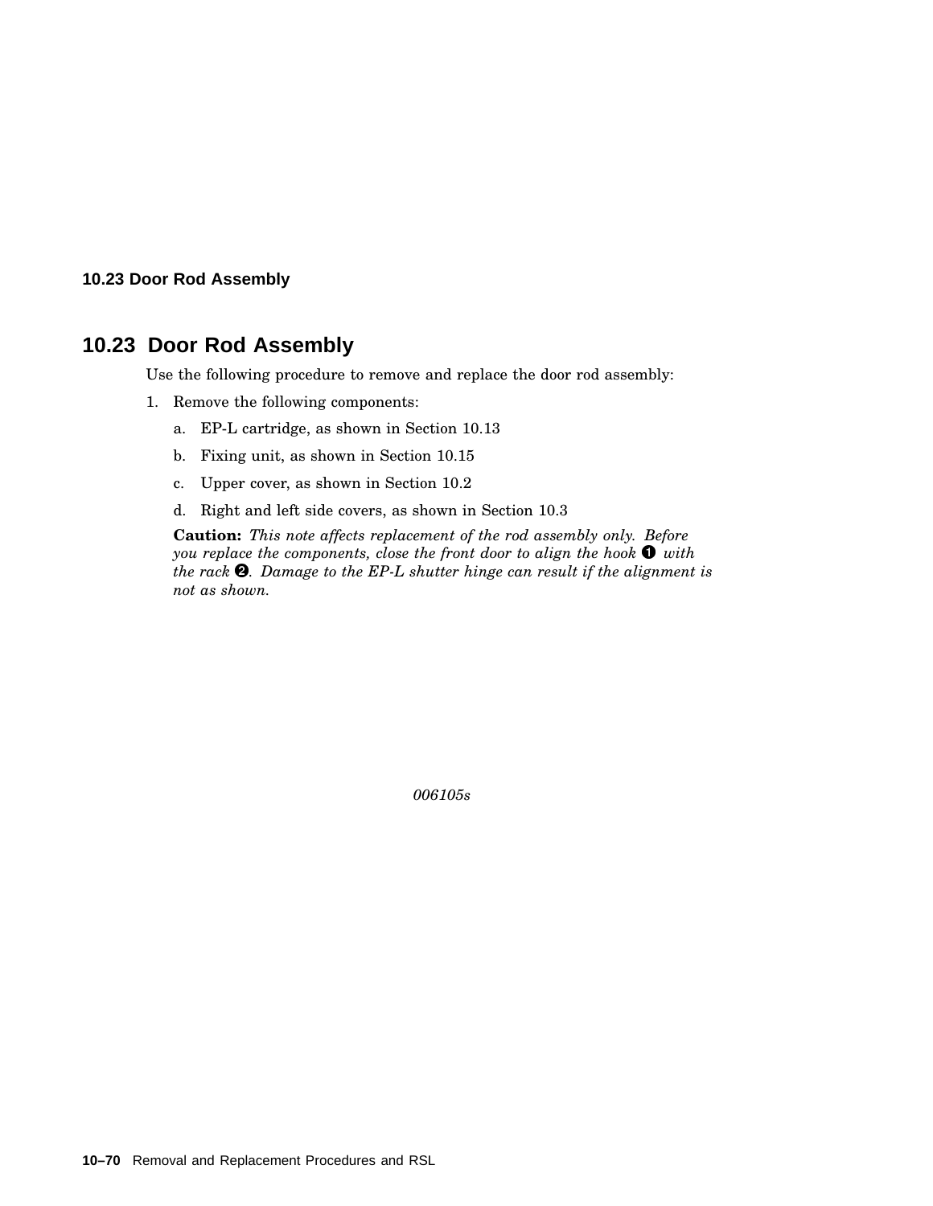## 10.23 Door Rod Assembly

Use the following procedure to remove and replace the door rod assembly:

1. Remove the following components:
   a. EP-L cartridge, as shown in Section 10.13
   b. Fixing unit, as shown in Section 10.15
   c. Upper cover, as shown in Section 10.2
   d. Right and left side covers, as shown in Section 10.3

   **Caution:** *This note affects replacement of the rod assembly only. Before you replace the components, close the front door to align the hook ❶ with the rack ❷. Damage to the EP-L shutter hinge can result if the alignment is not as shown.*

*006105s*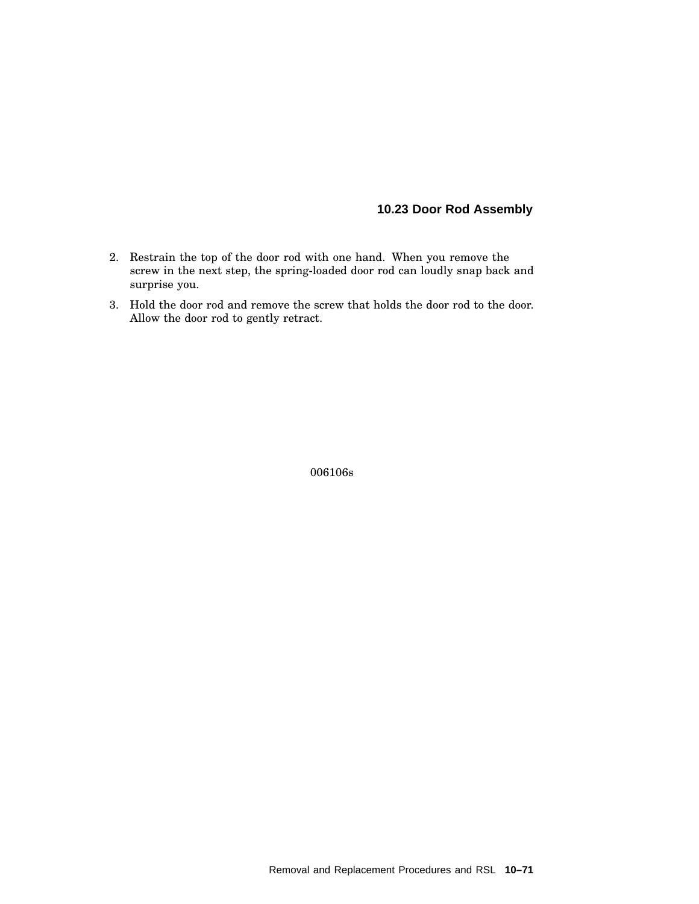2. Restrain the top of the door rod with one hand. When you remove the screw in the next step, the spring-loaded door rod can loudly snap back and surprise you.
3. Hold the door rod and remove the screw that holds the door rod to the door. Allow the door rod to gently retract.

006106s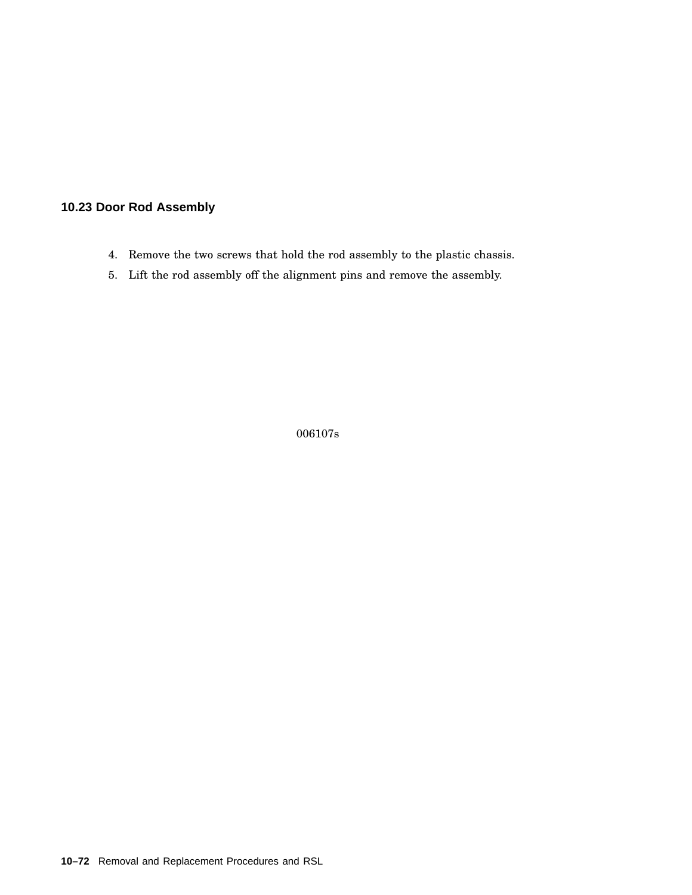## 10.23 Door Rod Assembly

4. Remove the two screws that hold the rod assembly to the plastic chassis.
5. Lift the rod assembly off the alignment pins and remove the assembly.

006107s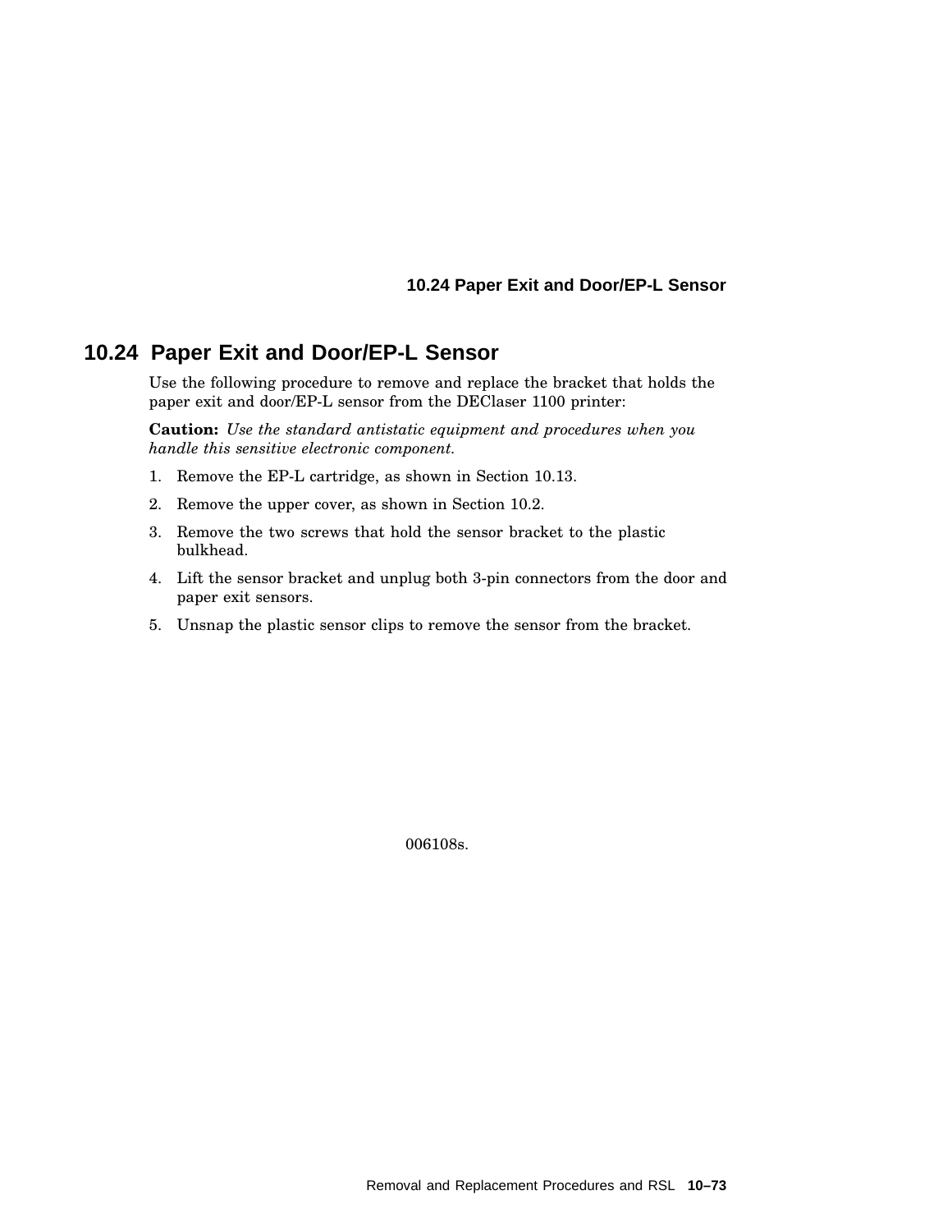## 10.24 Paper Exit and Door/EP-L Sensor

Use the following procedure to remove and replace the bracket that holds the paper exit and door/EP-L sensor from the DEClaser 1100 printer:

**Caution:** *Use the standard antistatic equipment and procedures when you handle this sensitive electronic component.*

1. Remove the EP-L cartridge, as shown in Section 10.13.
2. Remove the upper cover, as shown in Section 10.2.
3. Remove the two screws that hold the sensor bracket to the plastic bulkhead.
4. Lift the sensor bracket and unplug both 3-pin connectors from the door and paper exit sensors.
5. Unsnap the plastic sensor clips to remove the sensor from the bracket.

006108s.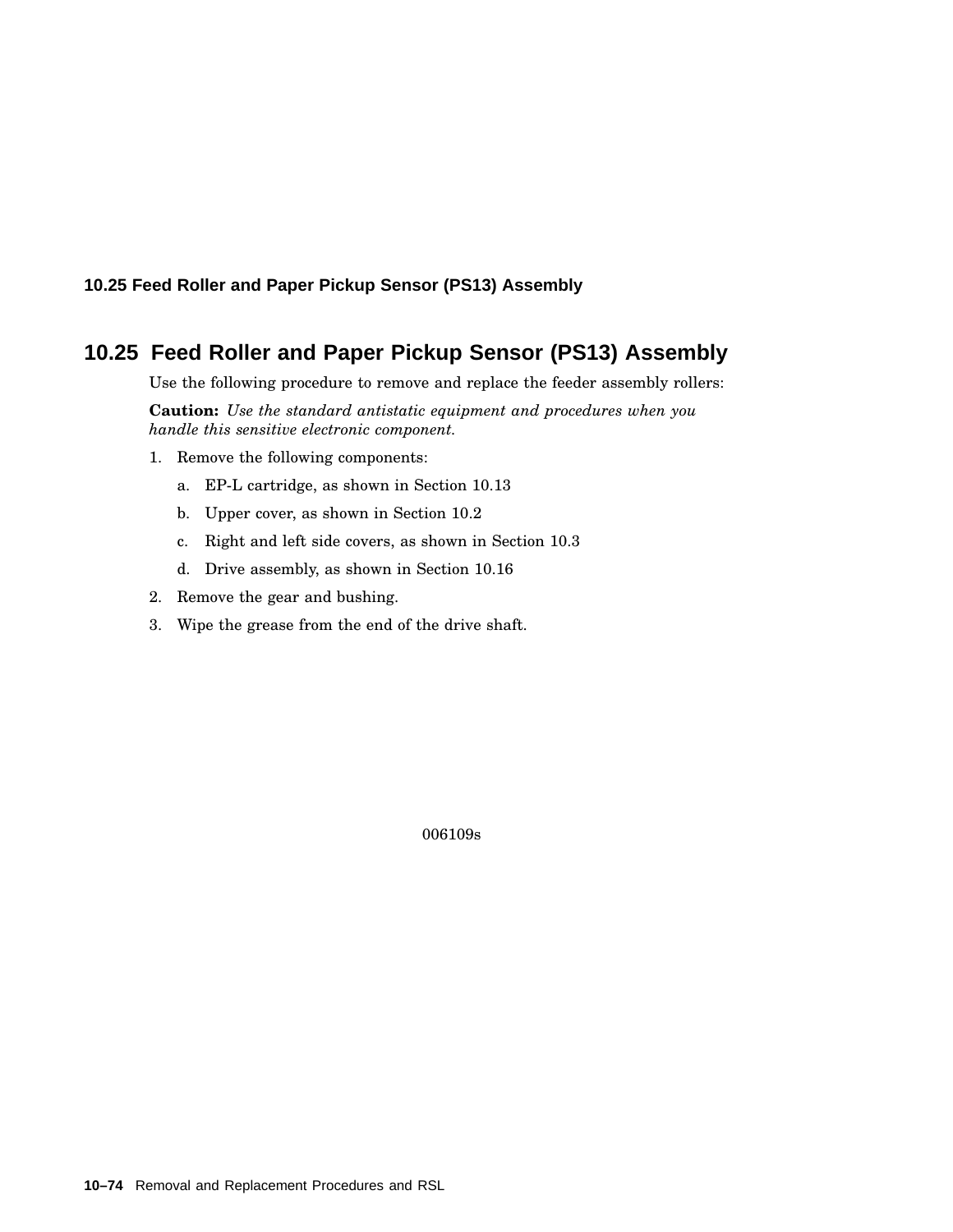## 10.25 Feed Roller and Paper Pickup Sensor (PS13) Assembly

Use the following procedure to remove and replace the feeder assembly rollers:

**Caution:** *Use the standard antistatic equipment and procedures when you handle this sensitive electronic component.*

1. Remove the following components:
   a. EP-L cartridge, as shown in Section 10.13
   b. Upper cover, as shown in Section 10.2
   c. Right and left side covers, as shown in Section 10.3
   d. Drive assembly, as shown in Section 10.16
2. Remove the gear and bushing.
3. Wipe the grease from the end of the drive shaft.

006109s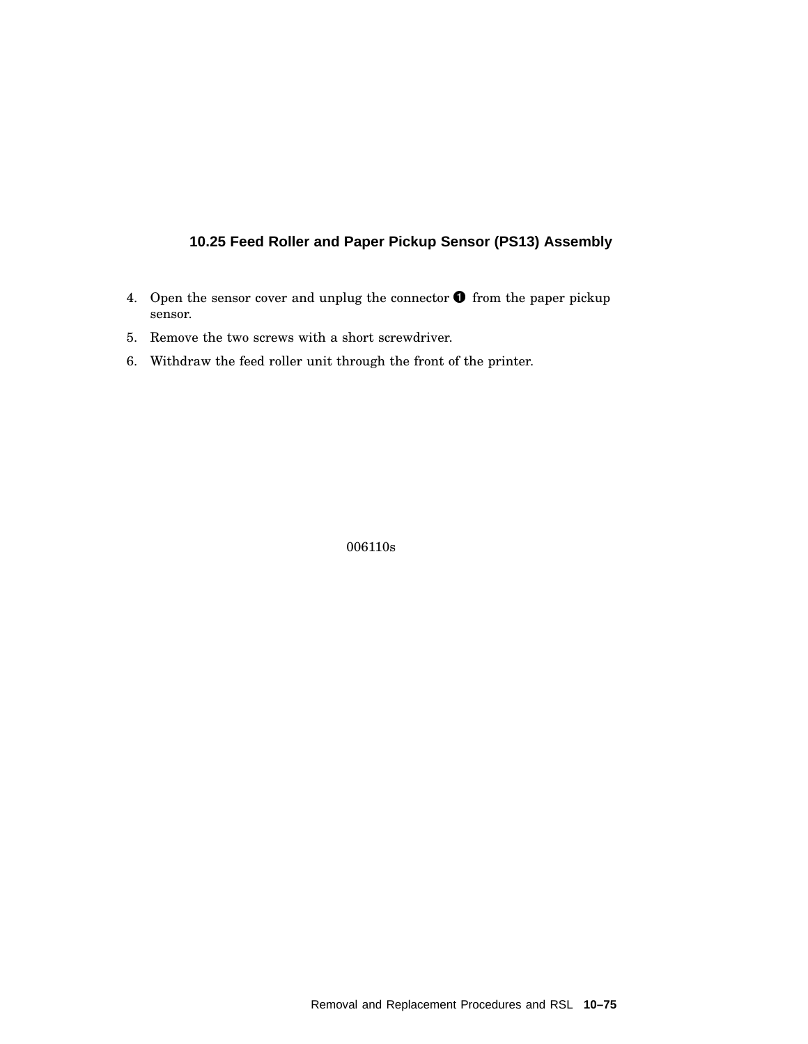### 10.25 Feed Roller and Paper Pickup Sensor (PS13) Assembly

4. Open the sensor cover and unplug the connector ❶ from the paper pickup sensor.
5. Remove the two screws with a short screwdriver.
6. Withdraw the feed roller unit through the front of the printer.

006110s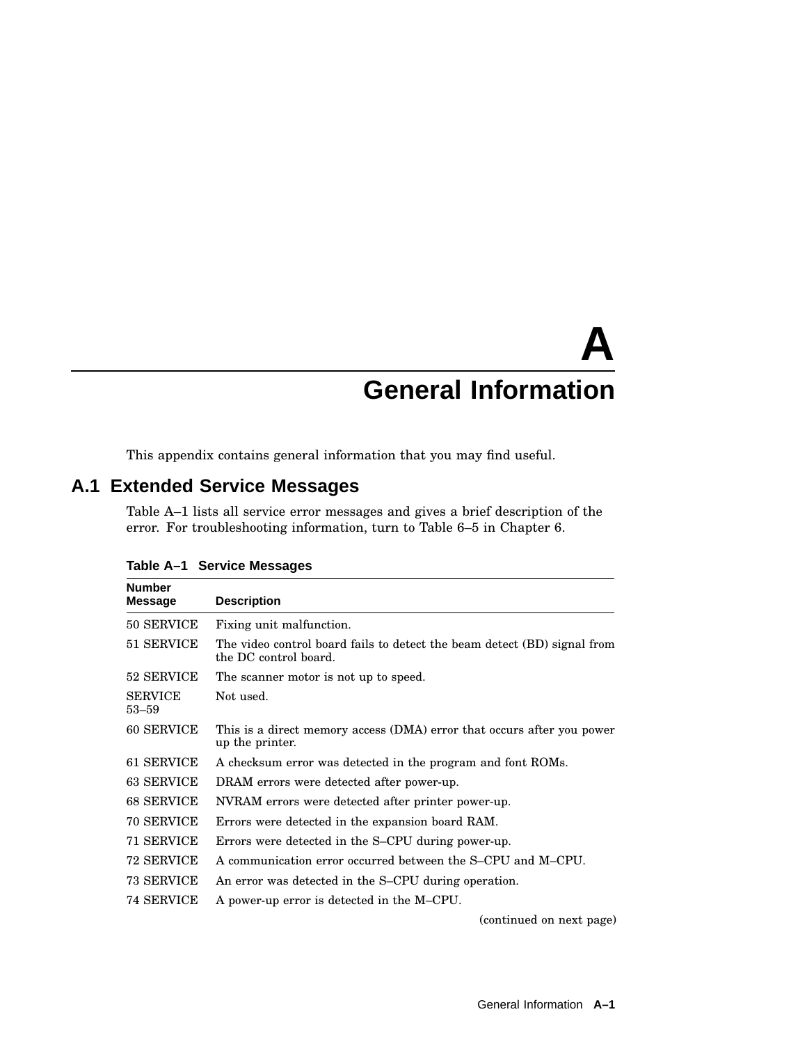# A General Information

This appendix contains general information that you may find useful.

## A.1 Extended Service Messages

Table A–1 lists all service error messages and gives a brief description of the error. For troubleshooting information, turn to Table 6–5 in Chapter 6.

**Table A–1 Service Messages**

| Number Message | Description |
| --- | --- |
| 50 SERVICE | Fixing unit malfunction. |
| 51 SERVICE | The video control board fails to detect the beam detect (BD) signal from the DC control board. |
| 52 SERVICE | The scanner motor is not up to speed. |
| SERVICE 53–59 | Not used. |
| 60 SERVICE | This is a direct memory access (DMA) error that occurs after you power up the printer. |
| 61 SERVICE | A checksum error was detected in the program and font ROMs. |
| 63 SERVICE | DRAM errors were detected after power-up. |
| 68 SERVICE | NVRAM errors were detected after printer power-up. |
| 70 SERVICE | Errors were detected in the expansion board RAM. |
| 71 SERVICE | Errors were detected in the S–CPU during power-up. |
| 72 SERVICE | A communication error occurred between the S–CPU and M–CPU. |
| 73 SERVICE | An error was detected in the S–CPU during operation. |
| 74 SERVICE | A power-up error is detected in the M–CPU. |

(continued on next page)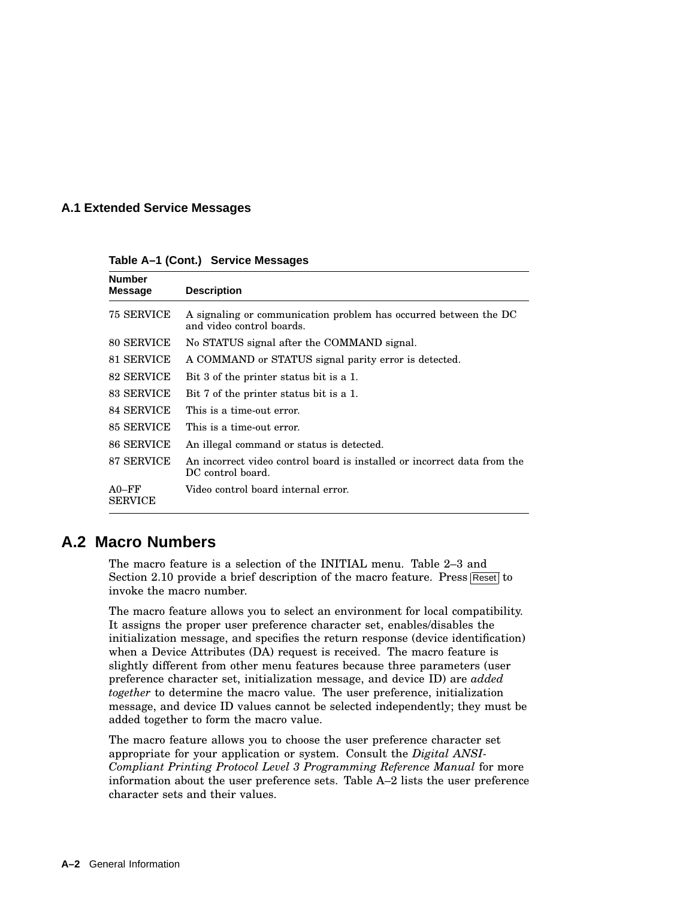### A.1 Extended Service Messages

**Table A–1 (Cont.) Service Messages**

| Number Message | Description |
|---|---|
| 75 SERVICE | A signaling or communication problem has occurred between the DC and video control boards. |
| 80 SERVICE | No STATUS signal after the COMMAND signal. |
| 81 SERVICE | A COMMAND or STATUS signal parity error is detected. |
| 82 SERVICE | Bit 3 of the printer status bit is a 1. |
| 83 SERVICE | Bit 7 of the printer status bit is a 1. |
| 84 SERVICE | This is a time-out error. |
| 85 SERVICE | This is a time-out error. |
| 86 SERVICE | An illegal command or status is detected. |
| 87 SERVICE | An incorrect video control board is installed or incorrect data from the DC control board. |
| A0–FF SERVICE | Video control board internal error. |

## A.2 Macro Numbers

The macro feature is a selection of the INITIAL menu. Table 2–3 and Section 2.10 provide a brief description of the macro feature. Press Reset to invoke the macro number.

The macro feature allows you to select an environment for local compatibility. It assigns the proper user preference character set, enables/disables the initialization message, and specifies the return response (device identification) when a Device Attributes (DA) request is received. The macro feature is slightly different from other menu features because three parameters (user preference character set, initialization message, and device ID) are *added together* to determine the macro value. The user preference, initialization message, and device ID values cannot be selected independently; they must be added together to form the macro value.

The macro feature allows you to choose the user preference character set appropriate for your application or system. Consult the *Digital ANSI-Compliant Printing Protocol Level 3 Programming Reference Manual* for more information about the user preference sets. Table A–2 lists the user preference character sets and their values.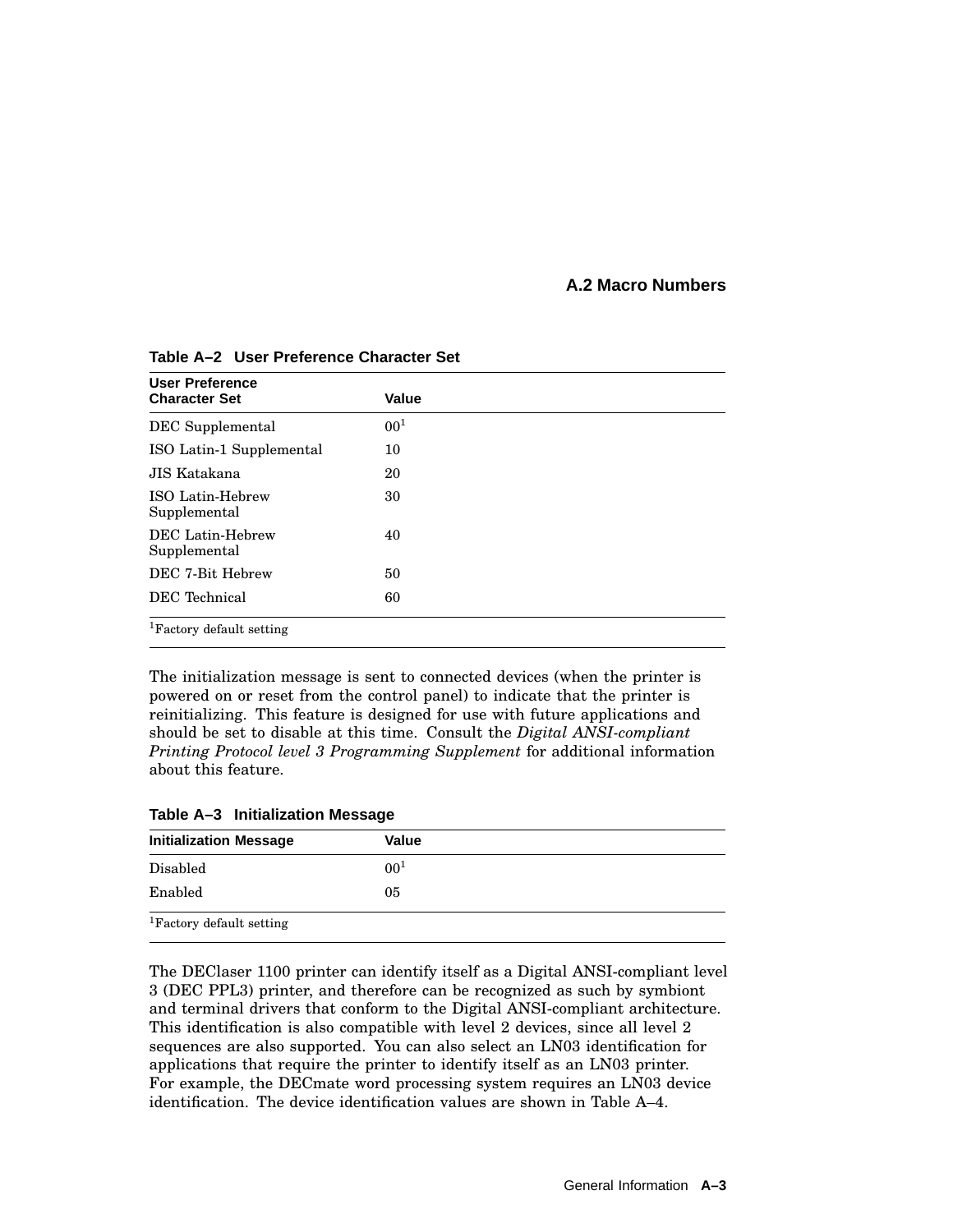## A.2 Macro Numbers

**Table A–2 User Preference Character Set**

| User Preference Character Set | Value |
|---|---|
| DEC Supplemental | 00[1] |
| ISO Latin-1 Supplemental | 10 |
| JIS Katakana | 20 |
| ISO Latin-Hebrew Supplemental | 30 |
| DEC Latin-Hebrew Supplemental | 40 |
| DEC 7-Bit Hebrew | 50 |
| DEC Technical | 60 |

[1]Factory default setting

The initialization message is sent to connected devices (when the printer is powered on or reset from the control panel) to indicate that the printer is reinitializing. This feature is designed for use with future applications and should be set to disable at this time. Consult the *Digital ANSI-compliant Printing Protocol level 3 Programming Supplement* for additional information about this feature.

**Table A–3 Initialization Message**

| Initialization Message | Value |
|---|---|
| Disabled | 00[1] |
| Enabled | 05 |

[1]Factory default setting

The DEClaser 1100 printer can identify itself as a Digital ANSI-compliant level 3 (DEC PPL3) printer, and therefore can be recognized as such by symbiont and terminal drivers that conform to the Digital ANSI-compliant architecture. This identification is also compatible with level 2 devices, since all level 2 sequences are also supported. You can also select an LN03 identification for applications that require the printer to identify itself as an LN03 printer. For example, the DECmate word processing system requires an LN03 device identification. The device identification values are shown in Table A–4.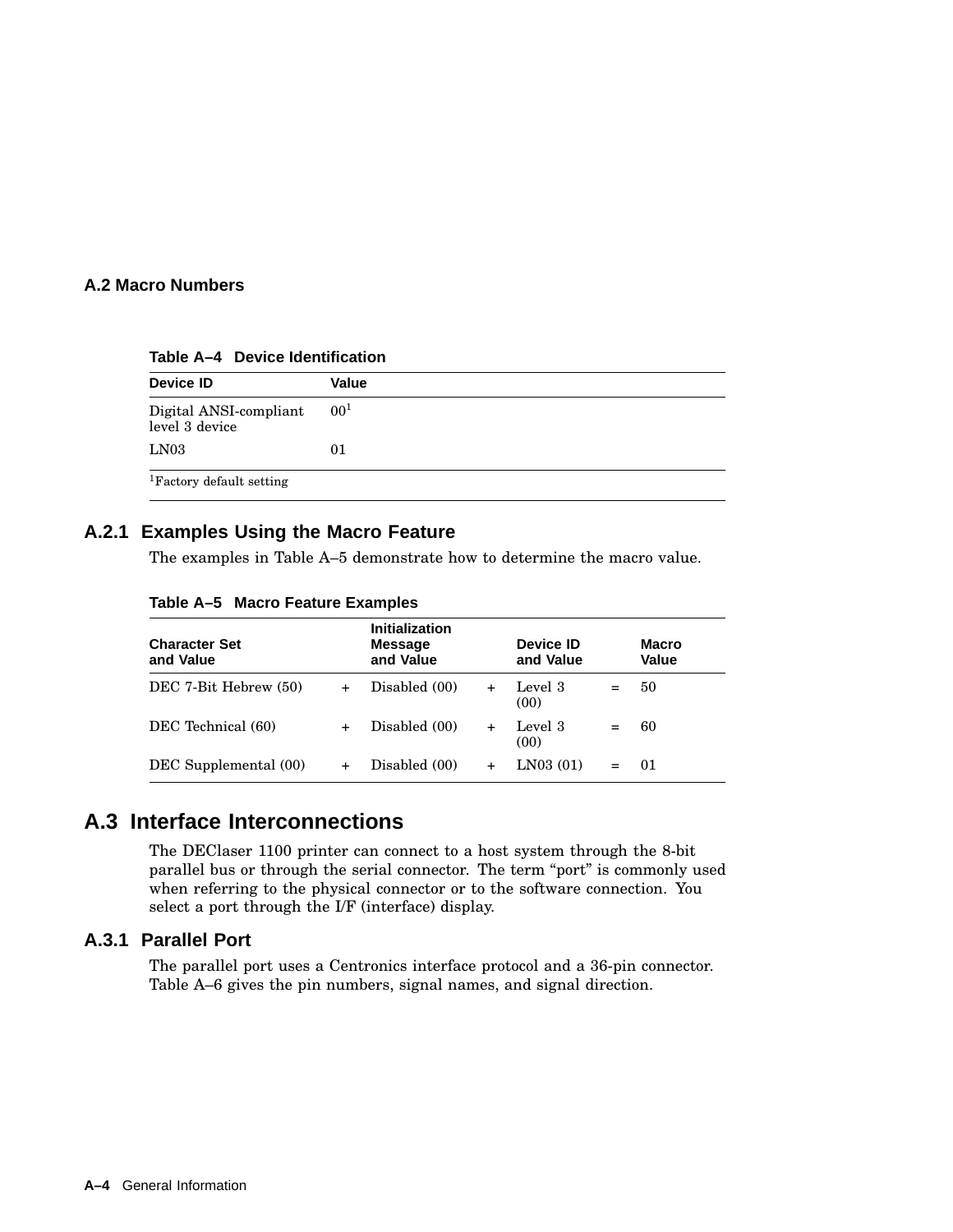## A.2 Macro Numbers

**Table A–4 Device Identification**

| Device ID | Value |
|---|---|
| Digital ANSI-compliant level 3 device | 00[1] |
| LN03 | 01 |

[1]Factory default setting

### A.2.1 Examples Using the Macro Feature

The examples in Table A–5 demonstrate how to determine the macro value.

**Table A–5 Macro Feature Examples**

| Character Set and Value | | Initialization Message and Value | | Device ID and Value | | Macro Value |
|---|---|---|---|---|---|---|
| DEC 7-Bit Hebrew (50) | + | Disabled (00) | + | Level 3 (00) | = | 50 |
| DEC Technical (60) | + | Disabled (00) | + | Level 3 (00) | = | 60 |
| DEC Supplemental (00) | + | Disabled (00) | + | LN03 (01) | = | 01 |

## A.3 Interface Interconnections

The DEClaser 1100 printer can connect to a host system through the 8-bit parallel bus or through the serial connector. The term “port” is commonly used when referring to the physical connector or to the software connection. You select a port through the I/F (interface) display.

### A.3.1 Parallel Port

The parallel port uses a Centronics interface protocol and a 36-pin connector. Table A–6 gives the pin numbers, signal names, and signal direction.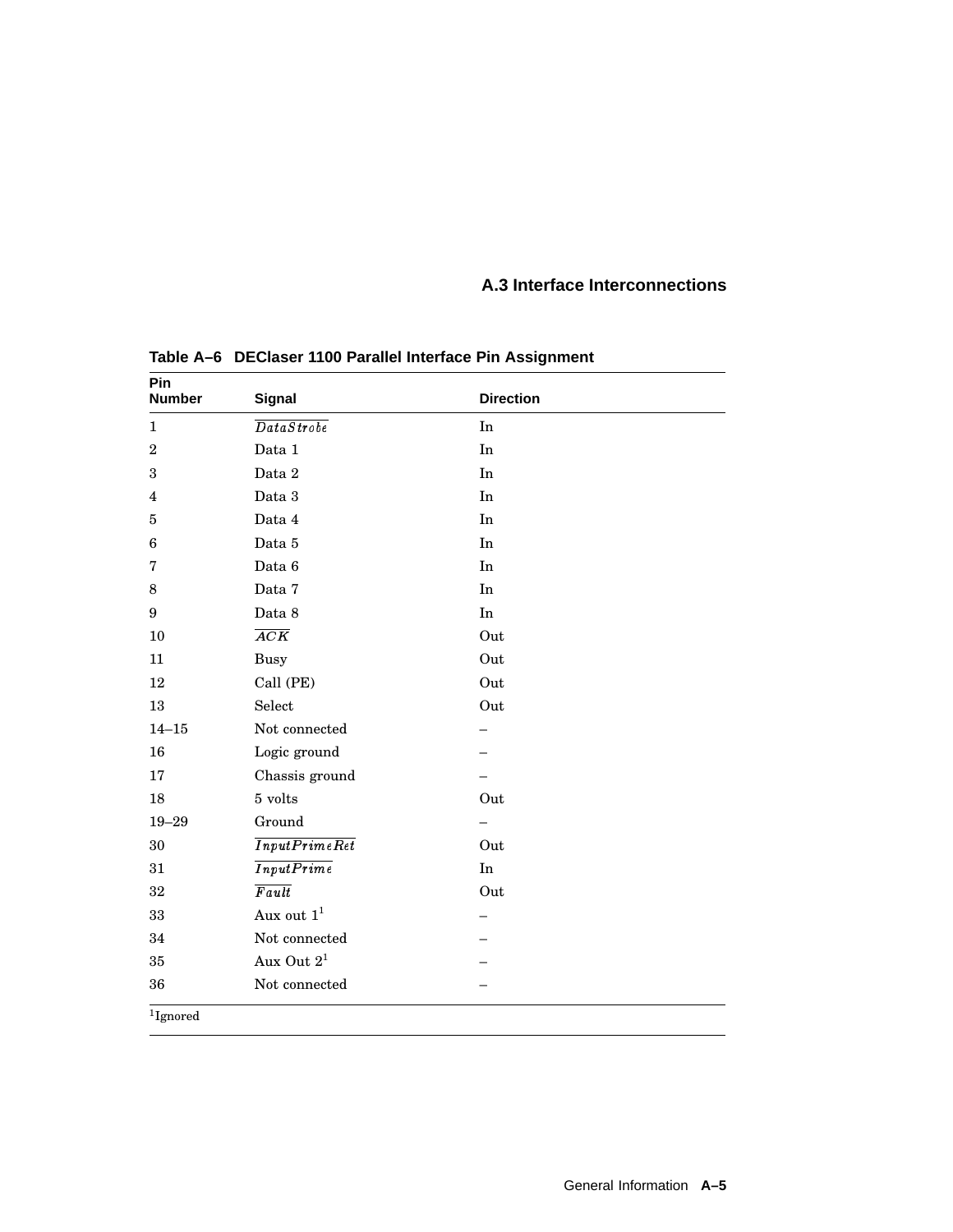## A.3 Interface Interconnections

**Table A–6 DEClaser 1100 Parallel Interface Pin Assignment**

| Pin Number | Signal | Direction |
|---|---|---|
| 1 | $\overline{DataStrobe}$ | In |
| 2 | Data 1 | In |
| 3 | Data 2 | In |
| 4 | Data 3 | In |
| 5 | Data 4 | In |
| 6 | Data 5 | In |
| 7 | Data 6 | In |
| 8 | Data 7 | In |
| 9 | Data 8 | In |
| 10 | $\overline{ACK}$ | Out |
| 11 | Busy | Out |
| 12 | Call (PE) | Out |
| 13 | Select | Out |
| 14–15 | Not connected | – |
| 16 | Logic ground | – |
| 17 | Chassis ground | – |
| 18 | 5 volts | Out |
| 19–29 | Ground | – |
| 30 | $\overline{InputPrimeRet}$ | Out |
| 31 | $\overline{InputPrime}$ | In |
| 32 | $\overline{Fault}$ | Out |
| 33 | Aux out 1[1] | – |
| 34 | Not connected | – |
| 35 | Aux Out 2[1] | – |
| 36 | Not connected | – |

[1]Ignored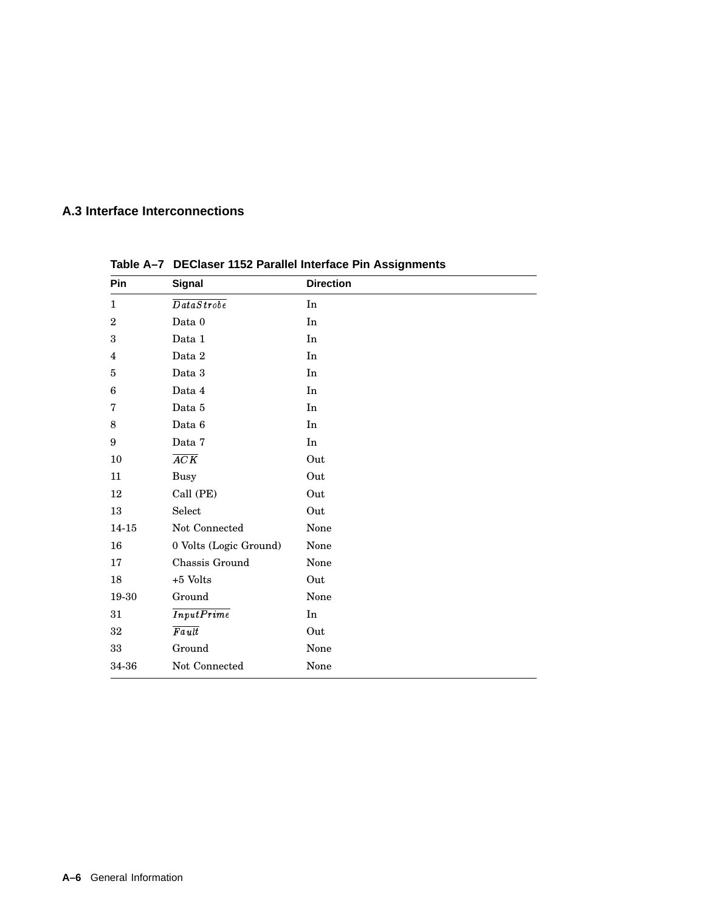## A.3 Interface Interconnections

**Table A–7 DEClaser 1152 Parallel Interface Pin Assignments**

| Pin | Signal | Direction |
|---|---|---|
| 1 | $\overline{DataStrobe}$ | In |
| 2 | Data 0 | In |
| 3 | Data 1 | In |
| 4 | Data 2 | In |
| 5 | Data 3 | In |
| 6 | Data 4 | In |
| 7 | Data 5 | In |
| 8 | Data 6 | In |
| 9 | Data 7 | In |
| 10 | $\overline{ACK}$ | Out |
| 11 | Busy | Out |
| 12 | Call (PE) | Out |
| 13 | Select | Out |
| 14-15 | Not Connected | None |
| 16 | 0 Volts (Logic Ground) | None |
| 17 | Chassis Ground | None |
| 18 | +5 Volts | Out |
| 19-30 | Ground | None |
| 31 | $\overline{InputPrime}$ | In |
| 32 | $\overline{Fault}$ | Out |
| 33 | Ground | None |
| 34-36 | Not Connected | None |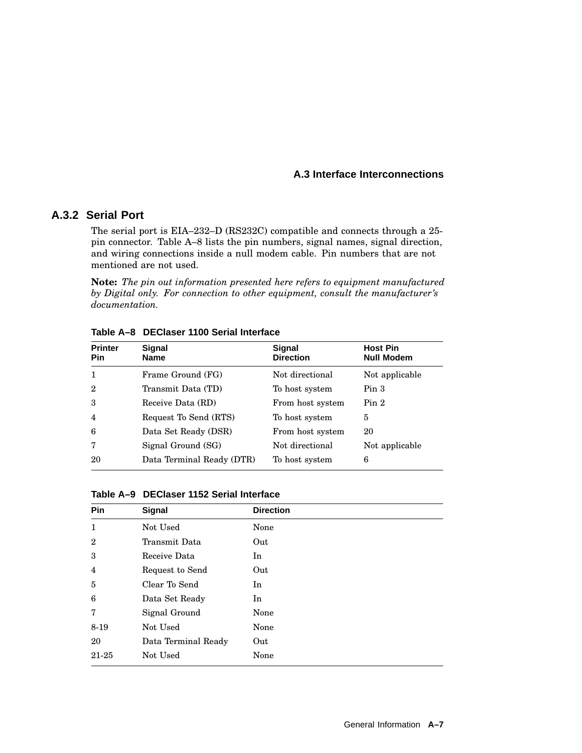## A.3.2 Serial Port

The serial port is EIA–232–D (RS232C) compatible and connects through a 25-pin connector. Table A–8 lists the pin numbers, signal names, signal direction, and wiring connections inside a null modem cable. Pin numbers that are not mentioned are not used.

**Note:** *The pin out information presented here refers to equipment manufactured by Digital only. For connection to other equipment, consult the manufacturer's documentation.*

**Table A–8 DEClaser 1100 Serial Interface**

| Printer Pin | Signal Name | Signal Direction | Host Pin Null Modem |
|---|---|---|---|
| 1 | Frame Ground (FG) | Not directional | Not applicable |
| 2 | Transmit Data (TD) | To host system | Pin 3 |
| 3 | Receive Data (RD) | From host system | Pin 2 |
| 4 | Request To Send (RTS) | To host system | 5 |
| 6 | Data Set Ready (DSR) | From host system | 20 |
| 7 | Signal Ground (SG) | Not directional | Not applicable |
| 20 | Data Terminal Ready (DTR) | To host system | 6 |

**Table A–9 DEClaser 1152 Serial Interface**

| Pin | Signal | Direction |
|---|---|---|
| 1 | Not Used | None |
| 2 | Transmit Data | Out |
| 3 | Receive Data | In |
| 4 | Request to Send | Out |
| 5 | Clear To Send | In |
| 6 | Data Set Ready | In |
| 7 | Signal Ground | None |
| 8-19 | Not Used | None |
| 20 | Data Terminal Ready | Out |
| 21-25 | Not Used | None |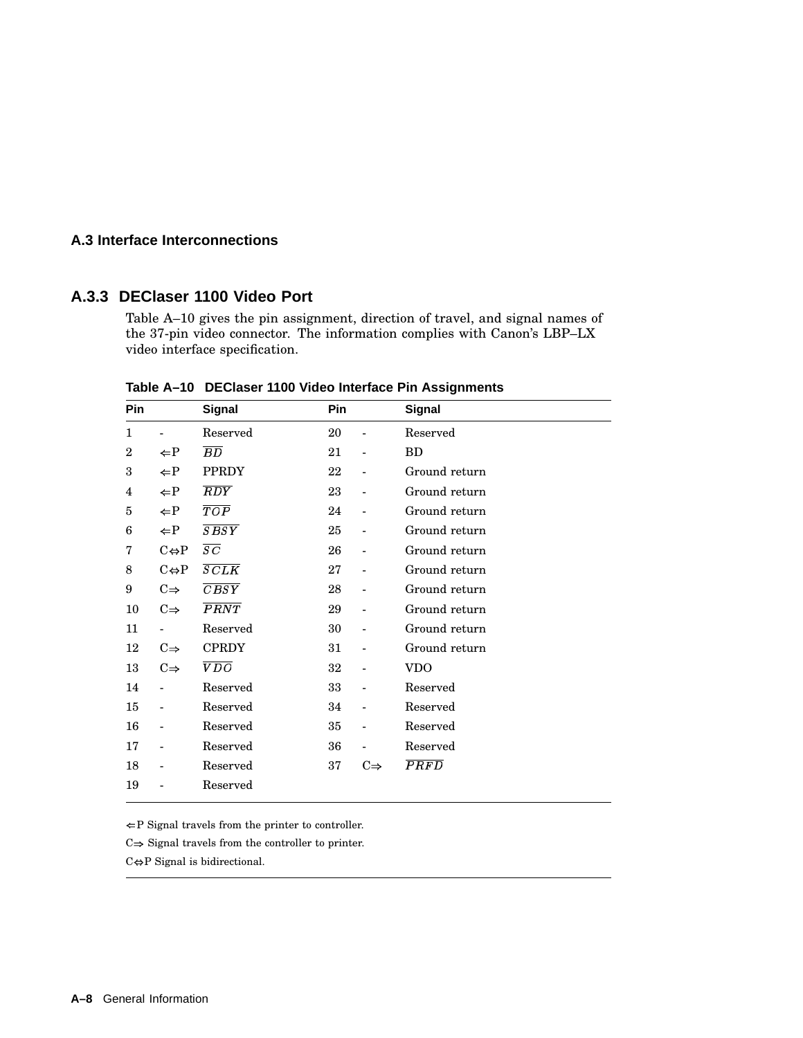## A.3 Interface Interconnections

### A.3.3 DEClaser 1100 Video Port

Table A–10 gives the pin assignment, direction of travel, and signal names of the 37-pin video connector. The information complies with Canon's LBP–LX video interface specification.

**Table A–10 DEClaser 1100 Video Interface Pin Assignments**

| Pin | | Signal | Pin | | Signal |
|---|---|---|---|---|---|
| 1 | - | Reserved | 20 | - | Reserved |
| 2 | ⇐P | $\overline{BD}$ | 21 | - | BD |
| 3 | ⇐P | PPRDY | 22 | - | Ground return |
| 4 | ⇐P | $\overline{RDY}$ | 23 | - | Ground return |
| 5 | ⇐P | $\overline{TOP}$ | 24 | - | Ground return |
| 6 | ⇐P | $\overline{SBSY}$ | 25 | - | Ground return |
| 7 | C⇔P | $\overline{SC}$ | 26 | - | Ground return |
| 8 | C⇔P | $\overline{SCLK}$ | 27 | - | Ground return |
| 9 | C⇒ | $\overline{CBSY}$ | 28 | - | Ground return |
| 10 | C⇒ | $\overline{PRNT}$ | 29 | - | Ground return |
| 11 | - | Reserved | 30 | - | Ground return |
| 12 | C⇒ | CPRDY | 31 | - | Ground return |
| 13 | C⇒ | $\overline{VDO}$ | 32 | - | VDO |
| 14 | - | Reserved | 33 | - | Reserved |
| 15 | - | Reserved | 34 | - | Reserved |
| 16 | - | Reserved | 35 | - | Reserved |
| 17 | - | Reserved | 36 | - | Reserved |
| 18 | - | Reserved | 37 | C⇒ | $\overline{PRFD}$ |
| 19 | - | Reserved | | | |

⇐P Signal travels from the printer to controller.

C⇒ Signal travels from the controller to printer.

C⇔P Signal is bidirectional.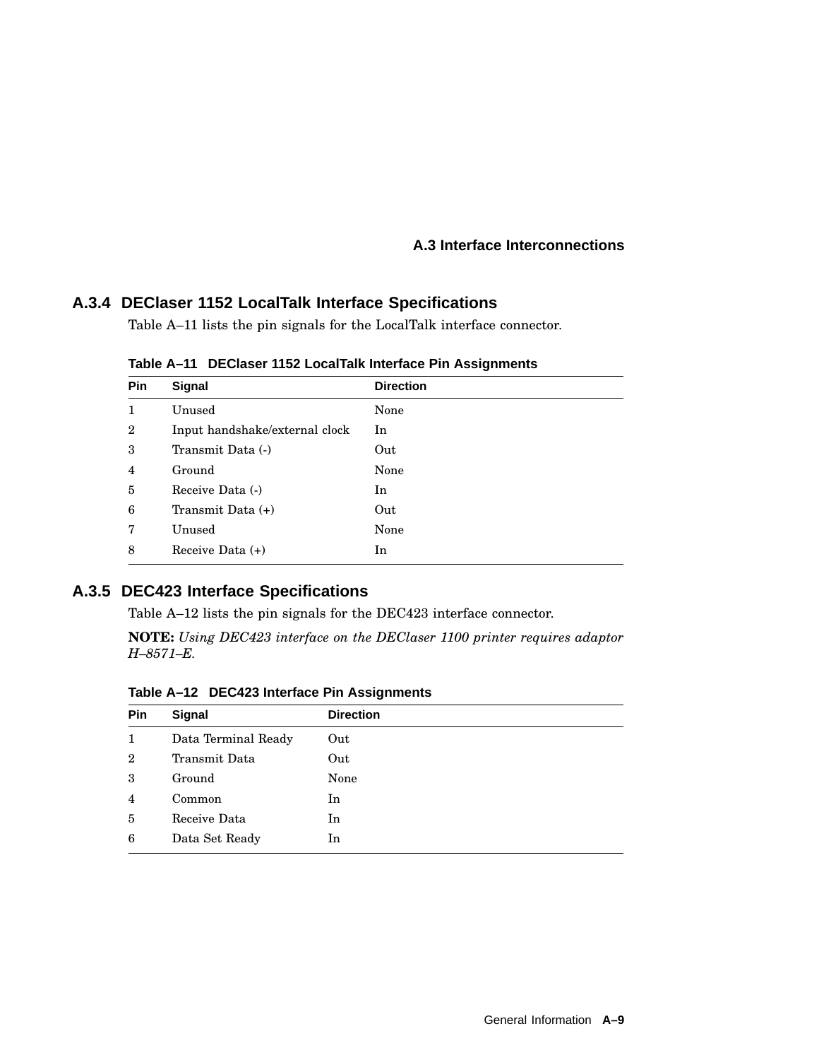### A.3.4 DEClaser 1152 LocalTalk Interface Specifications

Table A–11 lists the pin signals for the LocalTalk interface connector.

**Table A–11 DEClaser 1152 LocalTalk Interface Pin Assignments**

| Pin | Signal | Direction |
|---|---|---|
| 1 | Unused | None |
| 2 | Input handshake/external clock | In |
| 3 | Transmit Data (-) | Out |
| 4 | Ground | None |
| 5 | Receive Data (-) | In |
| 6 | Transmit Data (+) | Out |
| 7 | Unused | None |
| 8 | Receive Data (+) | In |

### A.3.5 DEC423 Interface Specifications

Table A–12 lists the pin signals for the DEC423 interface connector.

**NOTE:** *Using DEC423 interface on the DEClaser 1100 printer requires adaptor H–8571–E.*

**Table A–12 DEC423 Interface Pin Assignments**

| Pin | Signal | Direction |
|---|---|---|
| 1 | Data Terminal Ready | Out |
| 2 | Transmit Data | Out |
| 3 | Ground | None |
| 4 | Common | In |
| 5 | Receive Data | In |
| 6 | Data Set Ready | In |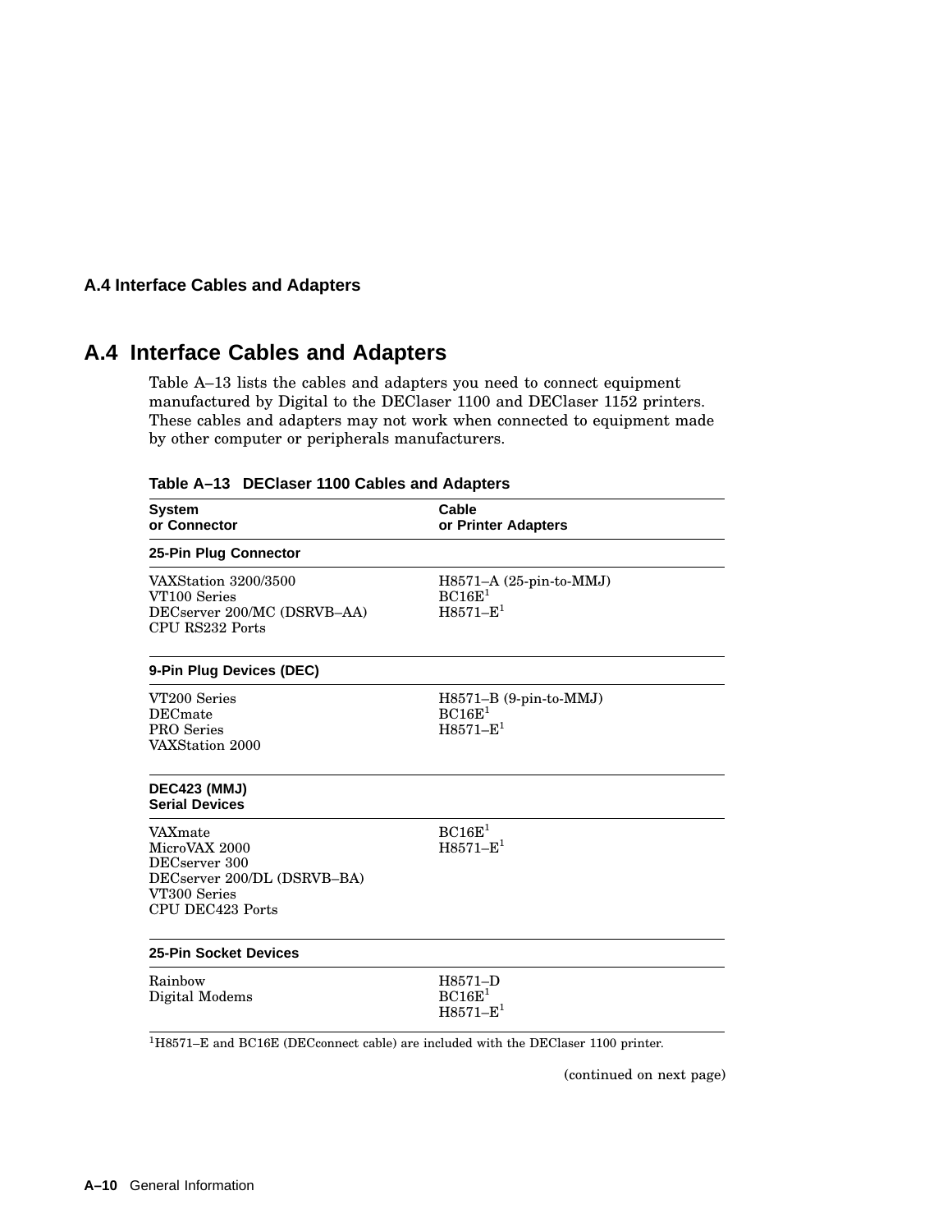## A.4 Interface Cables and Adapters

Table A–13 lists the cables and adapters you need to connect equipment manufactured by Digital to the DEClaser 1100 and DEClaser 1152 printers. These cables and adapters may not work when connected to equipment made by other computer or peripherals manufacturers.

**Table A–13 DEClaser 1100 Cables and Adapters**

| System or Connector | Cable or Printer Adapters |
|---|---|
| **25-Pin Plug Connector** | |
| VAXStation 3200/3500<br>VT100 Series<br>DECserver 200/MC (DSRVB–AA)<br>CPU RS232 Ports | H8571–A (25-pin-to-MMJ)<br>BC16E[1]<br>H8571–E[1] |
| **9-Pin Plug Devices (DEC)** | |
| VT200 Series<br>DECmate<br>PRO Series<br>VAXStation 2000 | H8571–B (9-pin-to-MMJ)<br>BC16E[1]<br>H8571–E[1] |
| **DEC423 (MMJ) Serial Devices** | |
| VAXmate<br>MicroVAX 2000<br>DECserver 300<br>DECserver 200/DL (DSRVB–BA)<br>VT300 Series<br>CPU DEC423 Ports | BC16E[1]<br>H8571–E[1] |
| **25-Pin Socket Devices** | |
| Rainbow<br>Digital Modems | H8571–D<br>BC16E[1]<br>H8571–E[1] |

[1]H8571–E and BC16E (DECconnect cable) are included with the DEClaser 1100 printer.

(continued on next page)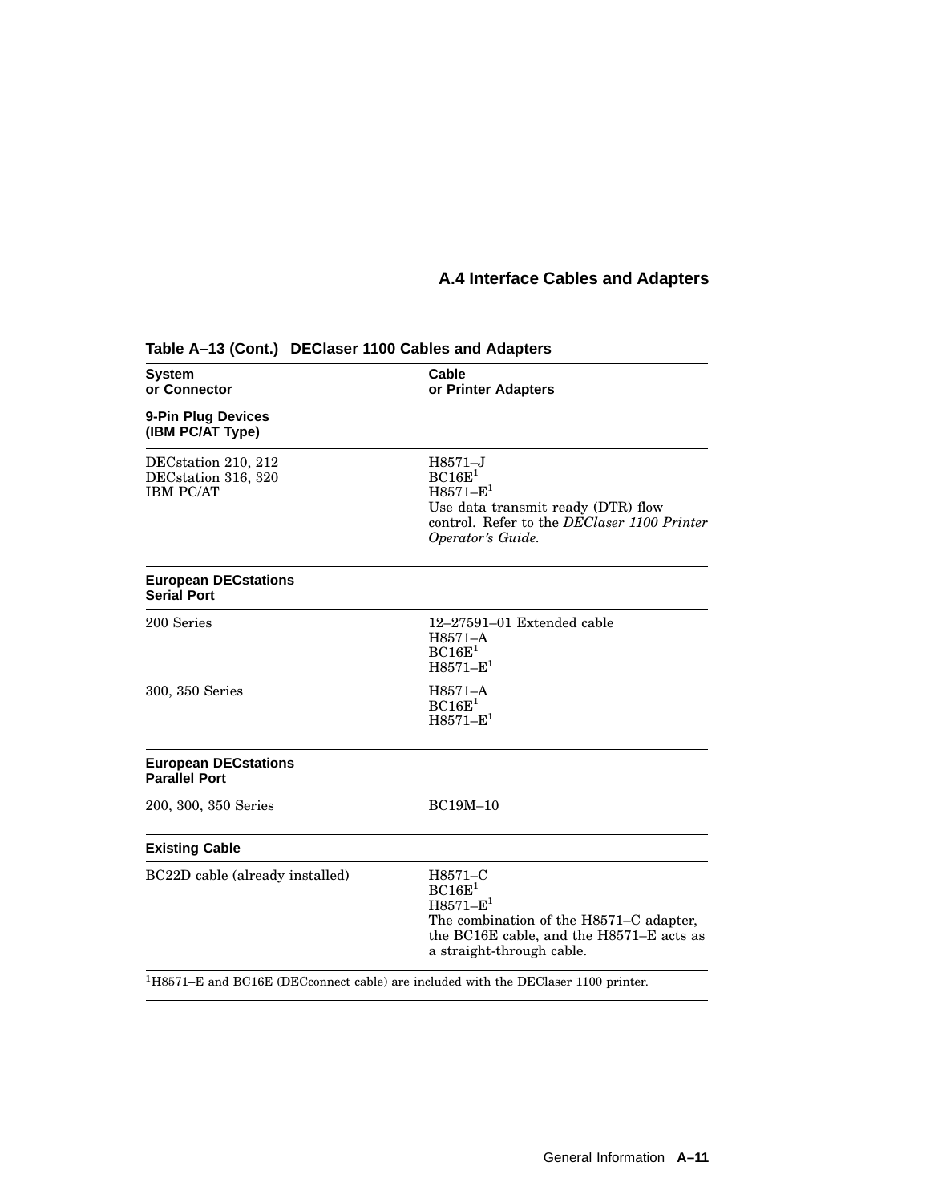## A.4 Interface Cables and Adapters

**Table A–13 (Cont.) DEClaser 1100 Cables and Adapters**

| System or Connector | Cable or Printer Adapters |
|---|---|
| **9-Pin Plug Devices (IBM PC/AT Type)** | |
| DECstation 210, 212<br>DECstation 316, 320<br>IBM PC/AT | H8571–J<br>BC16E[1]<br>H8571–E[1]<br>Use data transmit ready (DTR) flow control. Refer to the *DEClaser 1100 Printer Operator's Guide*. |
| **European DECstations Serial Port** | |
| 200 Series | 12–27591–01 Extended cable<br>H8571–A<br>BC16E[1]<br>H8571–E[1] |
| 300, 350 Series | H8571–A<br>BC16E[1]<br>H8571–E[1] |
| **European DECstations Parallel Port** | |
| 200, 300, 350 Series | BC19M–10 |
| **Existing Cable** | |
| BC22D cable (already installed) | H8571–C<br>BC16E[1]<br>H8571–E[1]<br>The combination of the H8571–C adapter, the BC16E cable, and the H8571–E acts as a straight-through cable. |

[1]H8571–E and BC16E (DECconnect cable) are included with the DEClaser 1100 printer.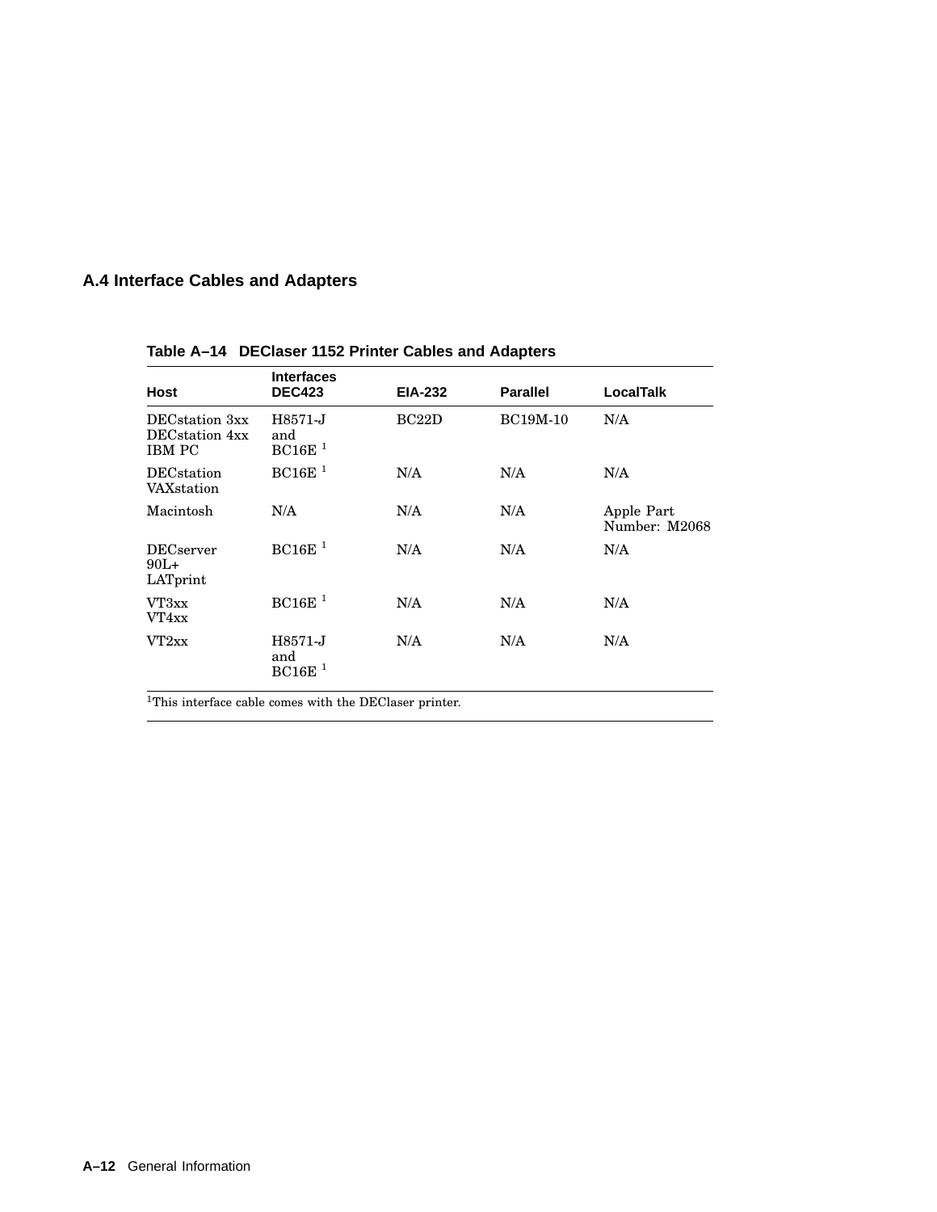## A.4 Interface Cables and Adapters

**Table A–14 DEClaser 1152 Printer Cables and Adapters**

| Host | Interfaces DEC423 | EIA-232 | Parallel | LocalTalk |
|---|---|---|---|---|
| DECstation 3xx DECstation 4xx IBM PC | H8571-J and BC16E [1] | BC22D | BC19M-10 | N/A |
| DECstation VAXstation | BC16E [1] | N/A | N/A | N/A |
| Macintosh | N/A | N/A | N/A | Apple Part Number: M2068 |
| DECserver 90L+ LATprint | BC16E [1] | N/A | N/A | N/A |
| VT3xx VT4xx | BC16E [1] | N/A | N/A | N/A |
| VT2xx | H8571-J and BC16E [1] | N/A | N/A | N/A |

[1]This interface cable comes with the DEClaser printer.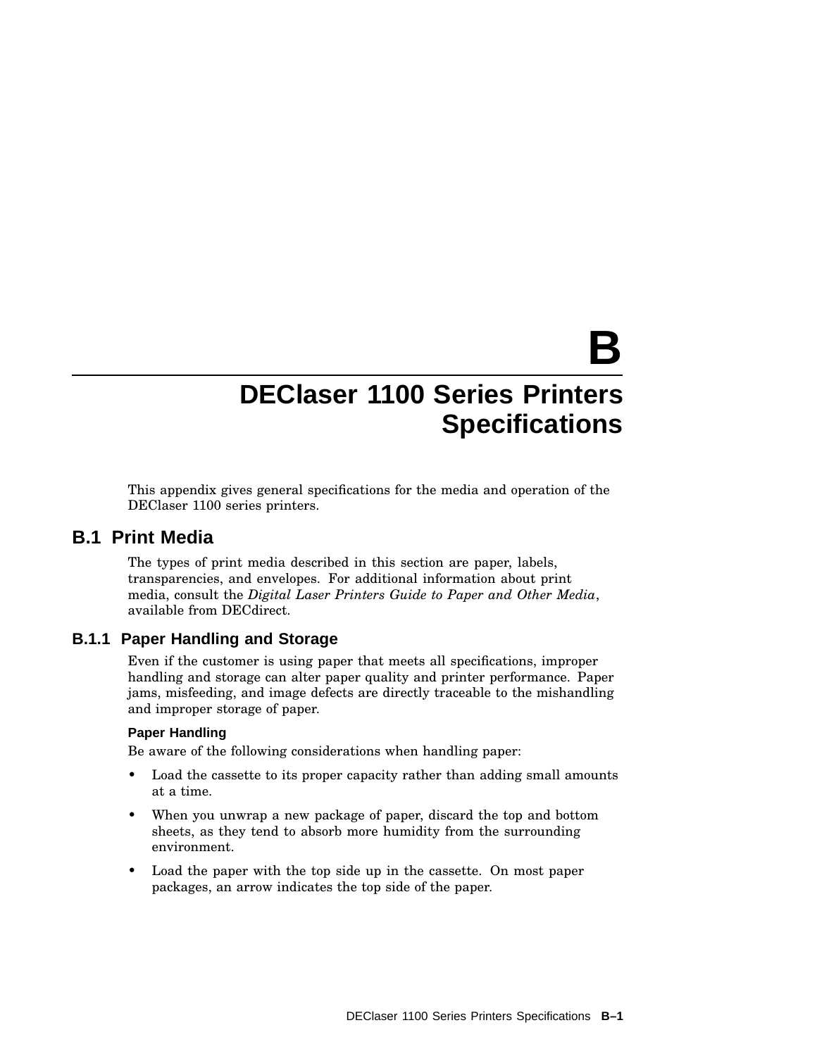# B DEClaser 1100 Series Printers Specifications

This appendix gives general specifications for the media and operation of the DEClaser 1100 series printers.

## B.1 Print Media

The types of print media described in this section are paper, labels, transparencies, and envelopes. For additional information about print media, consult the *Digital Laser Printers Guide to Paper and Other Media*, available from DECdirect.

### B.1.1 Paper Handling and Storage

Even if the customer is using paper that meets all specifications, improper handling and storage can alter paper quality and printer performance. Paper jams, misfeeding, and image defects are directly traceable to the mishandling and improper storage of paper.

#### Paper Handling

Be aware of the following considerations when handling paper:

- Load the cassette to its proper capacity rather than adding small amounts at a time.
- When you unwrap a new package of paper, discard the top and bottom sheets, as they tend to absorb more humidity from the surrounding environment.
- Load the paper with the top side up in the cassette. On most paper packages, an arrow indicates the top side of the paper.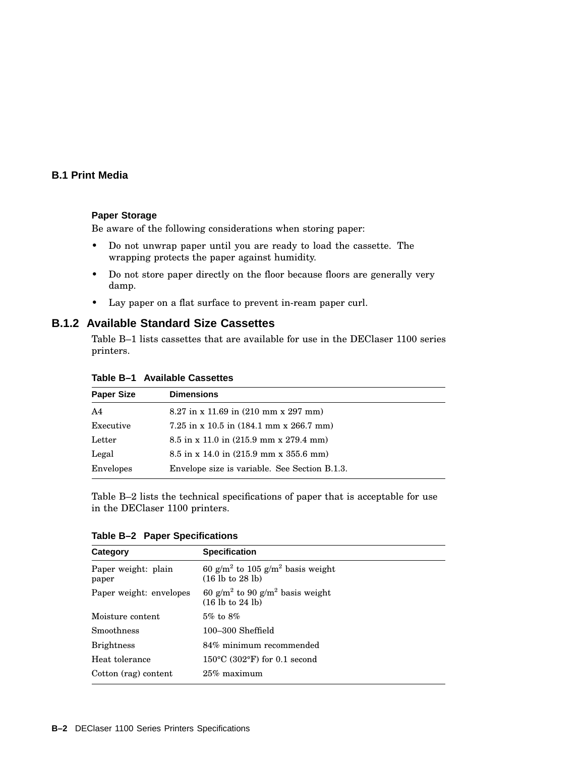## B.1 Print Media

**Paper Storage**

Be aware of the following considerations when storing paper:

- Do not unwrap paper until you are ready to load the cassette. The wrapping protects the paper against humidity.
- Do not store paper directly on the floor because floors are generally very damp.
- Lay paper on a flat surface to prevent in-ream paper curl.

### B.1.2 Available Standard Size Cassettes

Table B–1 lists cassettes that are available for use in the DEClaser 1100 series printers.

**Table B–1 Available Cassettes**

| Paper Size | Dimensions |
|---|---|
| A4 | 8.27 in x 11.69 in (210 mm x 297 mm) |
| Executive | 7.25 in x 10.5 in (184.1 mm x 266.7 mm) |
| Letter | 8.5 in x 11.0 in (215.9 mm x 279.4 mm) |
| Legal | 8.5 in x 14.0 in (215.9 mm x 355.6 mm) |
| Envelopes | Envelope size is variable. See Section B.1.3. |

Table B–2 lists the technical specifications of paper that is acceptable for use in the DEClaser 1100 printers.

**Table B–2 Paper Specifications**

| Category | Specification |
|---|---|
| Paper weight: plain paper | 60 g/m$^2$ to 105 g/m$^2$ basis weight (16 lb to 28 lb) |
| Paper weight: envelopes | 60 g/m$^2$ to 90 g/m$^2$ basis weight (16 lb to 24 lb) |
| Moisture content | 5% to 8% |
| Smoothness | 100–300 Sheffield |
| Brightness | 84% minimum recommended |
| Heat tolerance | 150°C (302°F) for 0.1 second |
| Cotton (rag) content | 25% maximum |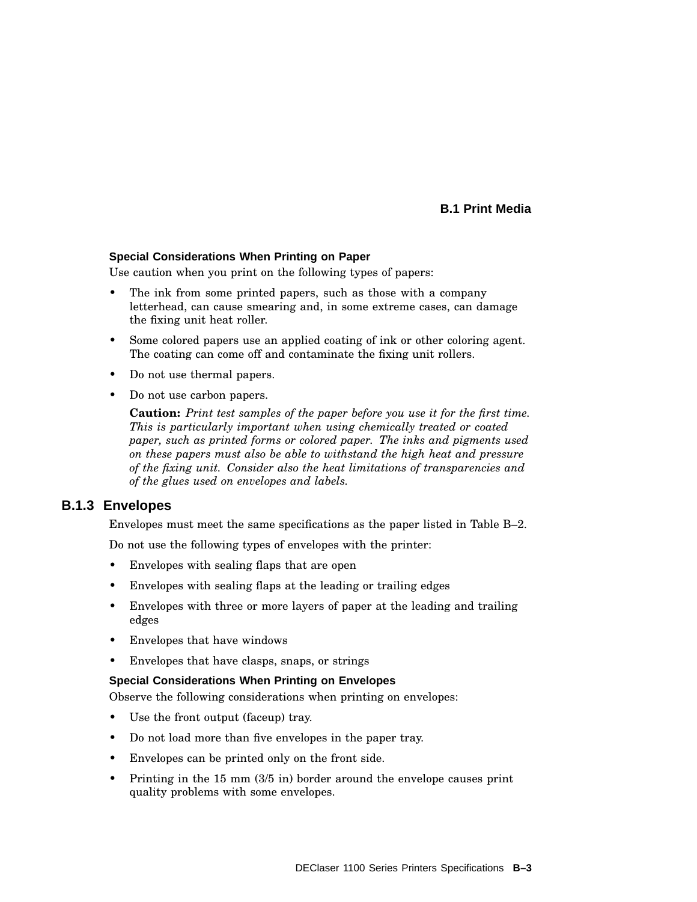#### Special Considerations When Printing on Paper

Use caution when you print on the following types of papers:

- The ink from some printed papers, such as those with a company letterhead, can cause smearing and, in some extreme cases, can damage the fixing unit heat roller.
- Some colored papers use an applied coating of ink or other coloring agent. The coating can come off and contaminate the fixing unit rollers.
- Do not use thermal papers.
- Do not use carbon papers.

  **Caution:** *Print test samples of the paper before you use it for the first time. This is particularly important when using chemically treated or coated paper, such as printed forms or colored paper. The inks and pigments used on these papers must also be able to withstand the high heat and pressure of the fixing unit. Consider also the heat limitations of transparencies and of the glues used on envelopes and labels.*

### B.1.3 Envelopes

Envelopes must meet the same specifications as the paper listed in Table B–2.

Do not use the following types of envelopes with the printer:

- Envelopes with sealing flaps that are open
- Envelopes with sealing flaps at the leading or trailing edges
- Envelopes with three or more layers of paper at the leading and trailing edges
- Envelopes that have windows
- Envelopes that have clasps, snaps, or strings

#### Special Considerations When Printing on Envelopes

Observe the following considerations when printing on envelopes:

- Use the front output (faceup) tray.
- Do not load more than five envelopes in the paper tray.
- Envelopes can be printed only on the front side.
- Printing in the 15 mm (3/5 in) border around the envelope causes print quality problems with some envelopes.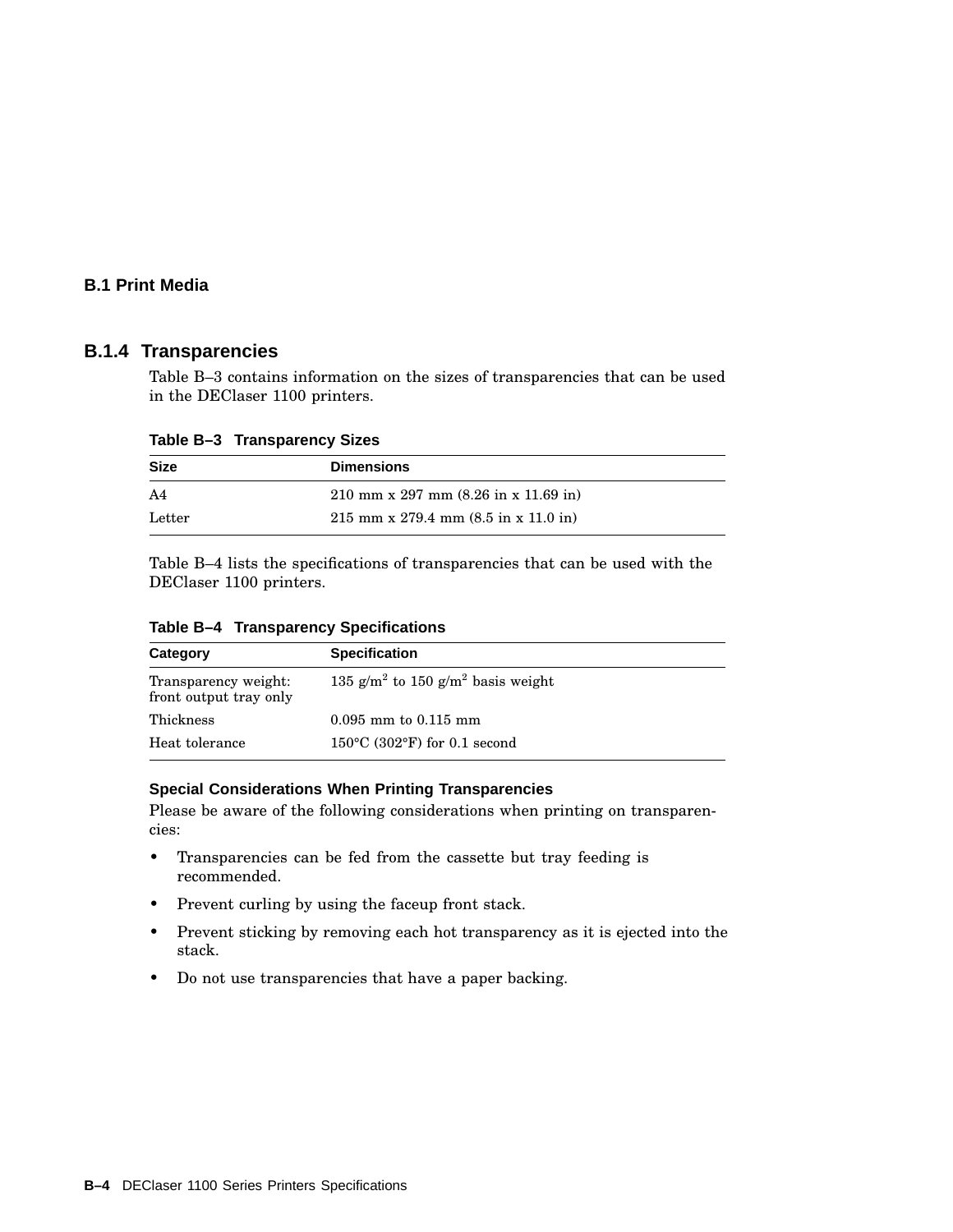## B.1 Print Media

### B.1.4 Transparencies

Table B–3 contains information on the sizes of transparencies that can be used in the DEClaser 1100 printers.

**Table B–3 Transparency Sizes**

| Size | Dimensions |
|---|---|
| A4 | 210 mm x 297 mm (8.26 in x 11.69 in) |
| Letter | 215 mm x 279.4 mm (8.5 in x 11.0 in) |

Table B–4 lists the specifications of transparencies that can be used with the DEClaser 1100 printers.

**Table B–4 Transparency Specifications**

| Category | Specification |
|---|---|
| Transparency weight: front output tray only | 135 $g/m^2$ to 150 $g/m^2$ basis weight |
| Thickness | 0.095 mm to 0.115 mm |
| Heat tolerance | 150°C (302°F) for 0.1 second |

#### Special Considerations When Printing Transparencies

Please be aware of the following considerations when printing on transparencies:

- Transparencies can be fed from the cassette but tray feeding is recommended.
- Prevent curling by using the faceup front stack.
- Prevent sticking by removing each hot transparency as it is ejected into the stack.
- Do not use transparencies that have a paper backing.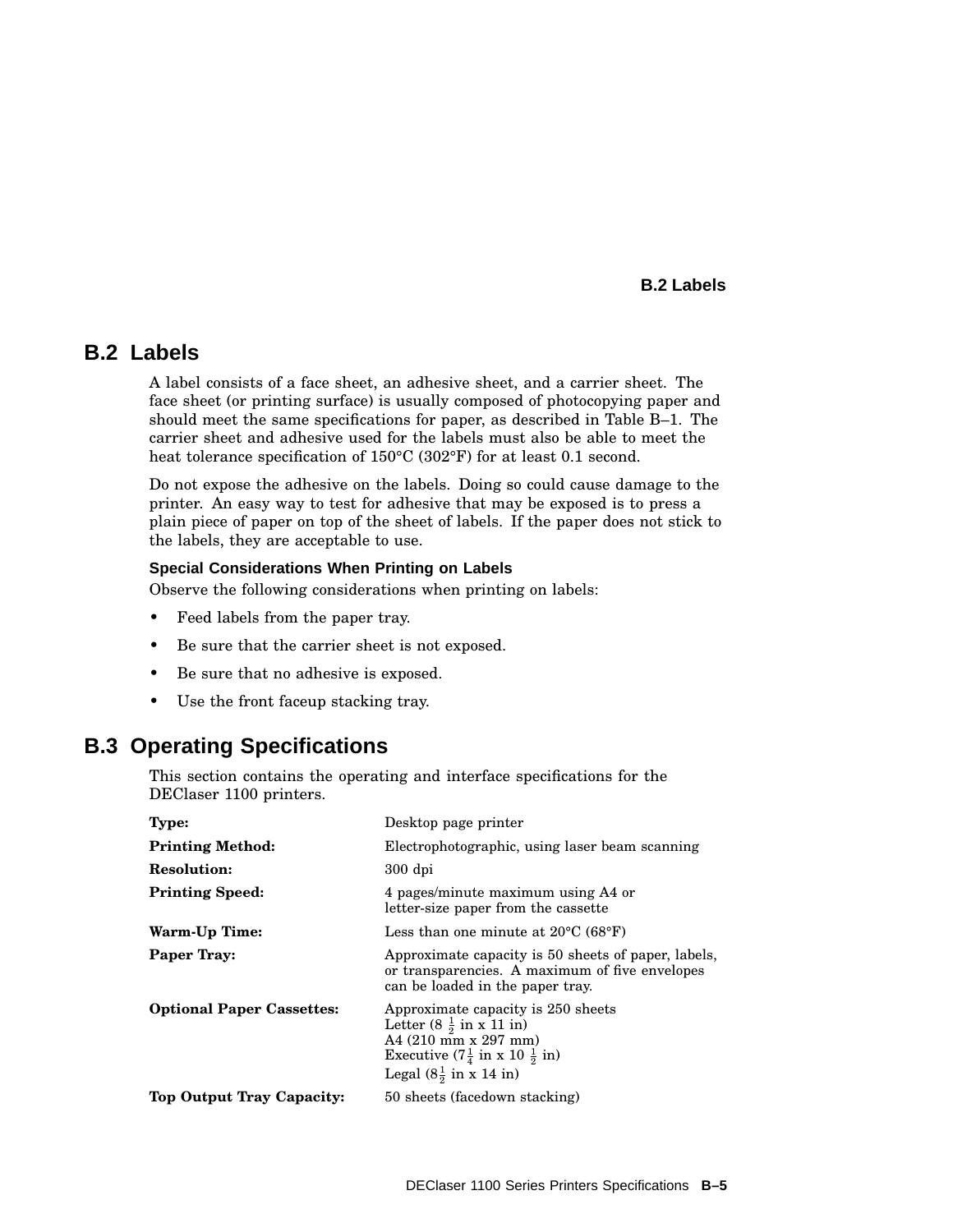## B.2 Labels

A label consists of a face sheet, an adhesive sheet, and a carrier sheet. The face sheet (or printing surface) is usually composed of photocopying paper and should meet the same specifications for paper, as described in Table B–1. The carrier sheet and adhesive used for the labels must also be able to meet the heat tolerance specification of 150°C (302°F) for at least 0.1 second.

Do not expose the adhesive on the labels. Doing so could cause damage to the printer. An easy way to test for adhesive that may be exposed is to press a plain piece of paper on top of the sheet of labels. If the paper does not stick to the labels, they are acceptable to use.

### Special Considerations When Printing on Labels

Observe the following considerations when printing on labels:

- Feed labels from the paper tray.
- Be sure that the carrier sheet is not exposed.
- Be sure that no adhesive is exposed.
- Use the front faceup stacking tray.

## B.3 Operating Specifications

This section contains the operating and interface specifications for the DEClaser 1100 printers.

| | |
|---|---|
| **Type:** | Desktop page printer |
| **Printing Method:** | Electrophotographic, using laser beam scanning |
| **Resolution:** | 300 dpi |
| **Printing Speed:** | 4 pages/minute maximum using A4 or letter-size paper from the cassette |
| **Warm-Up Time:** | Less than one minute at 20°C (68°F) |
| **Paper Tray:** | Approximate capacity is 50 sheets of paper, labels, or transparencies. A maximum of five envelopes can be loaded in the paper tray. |
| **Optional Paper Cassettes:** | Approximate capacity is 250 sheets<br>Letter (8 $\frac{1}{2}$ in x 11 in)<br>A4 (210 mm x 297 mm)<br>Executive (7$\frac{1}{4}$ in x 10 $\frac{1}{2}$ in)<br>Legal (8$\frac{1}{2}$ in x 14 in) |
| **Top Output Tray Capacity:** | 50 sheets (facedown stacking) |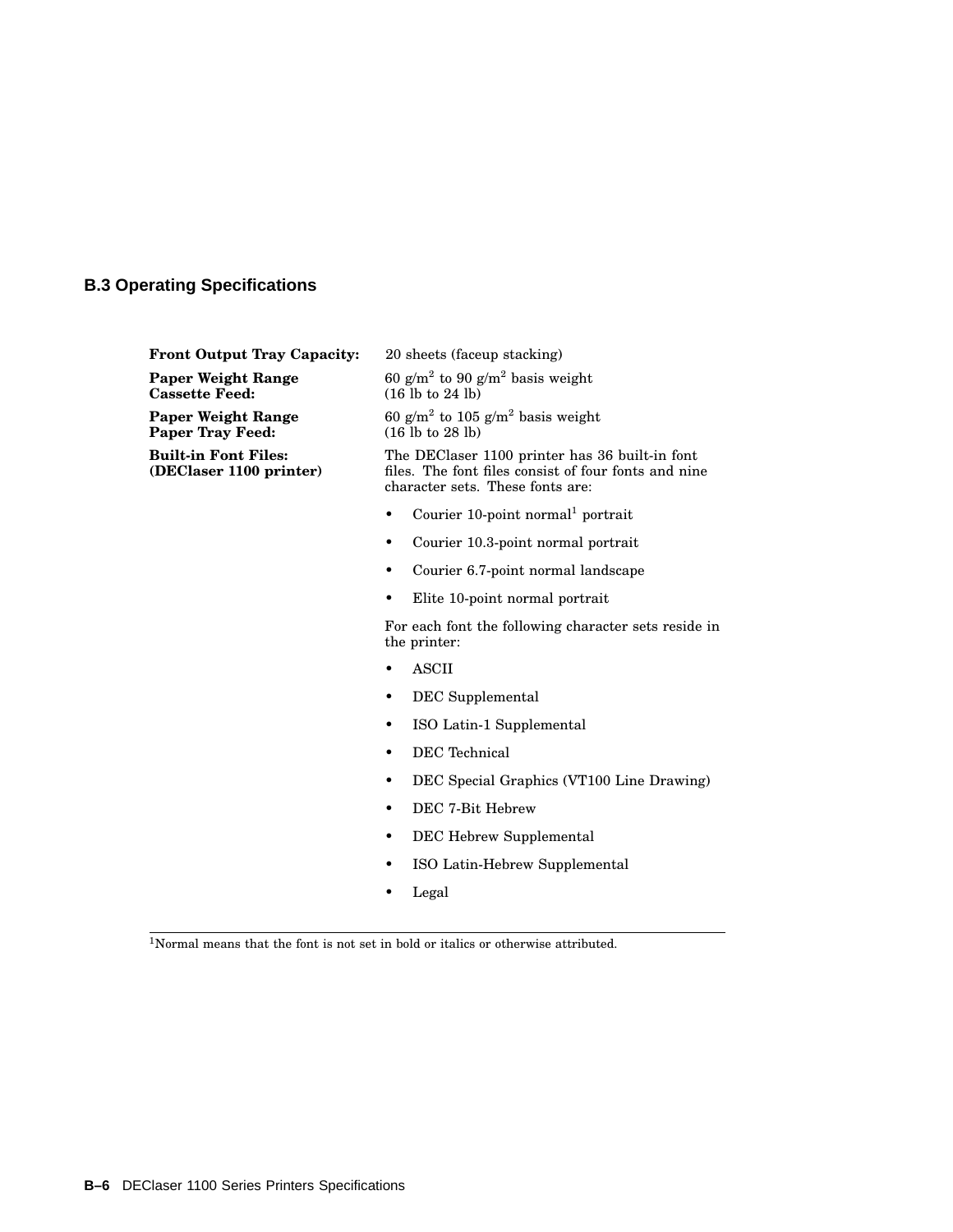## B.3 Operating Specifications

**Front Output Tray Capacity:** 20 sheets (faceup stacking)

**Paper Weight Range Cassette Feed:** 60 $g/m^2$ to 90 $g/m^2$ basis weight (16 lb to 24 lb)

**Paper Weight Range Paper Tray Feed:** 60 $g/m^2$ to 105 $g/m^2$ basis weight (16 lb to 28 lb)

**Built-in Font Files: (DEClaser 1100 printer)** The DEClaser 1100 printer has 36 built-in font files. The font files consist of four fonts and nine character sets. These fonts are:

- Courier 10-point normal[1] portrait
- Courier 10.3-point normal portrait
- Courier 6.7-point normal landscape
- Elite 10-point normal portrait

For each font the following character sets reside in the printer:

- ASCII
- DEC Supplemental
- ISO Latin-1 Supplemental
- DEC Technical
- DEC Special Graphics (VT100 Line Drawing)
- DEC 7-Bit Hebrew
- DEC Hebrew Supplemental
- ISO Latin-Hebrew Supplemental
- Legal

---

[1]Normal means that the font is not set in bold or italics or otherwise attributed.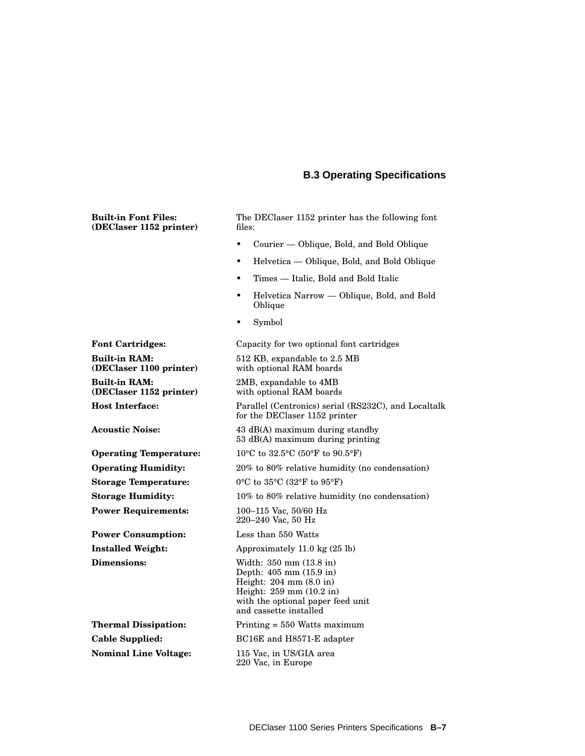### B.3 Operating Specifications

**Built-in Font Files: (DEClaser 1152 printer)**

The DEClaser 1152 printer has the following font files:

- Courier — Oblique, Bold, and Bold Oblique
- Helvetica — Oblique, Bold, and Bold Oblique
- Times — Italic, Bold and Bold Italic
- Helvetica Narrow — Oblique, Bold, and Bold Oblique
- Symbol

**Font Cartridges:** Capacity for two optional font cartridges

**Built-in RAM: (DEClaser 1100 printer)** 512 KB, expandable to 2.5 MB with optional RAM boards

**Built-in RAM: (DEClaser 1152 printer)** 2MB, expandable to 4MB with optional RAM boards

**Host Interface:** Parallel (Centronics) serial (RS232C), and Localtalk for the DEClaser 1152 printer

**Acoustic Noise:**
43 dB(A) maximum during standby
53 dB(A) maximum during printing

**Operating Temperature:** 10°C to 32.5°C (50°F to 90.5°F)

**Operating Humidity:** 20% to 80% relative humidity (no condensation)

**Storage Temperature:** 0°C to 35°C (32°F to 95°F)

**Storage Humidity:** 10% to 80% relative humidity (no condensation)

**Power Requirements:**
100–115 Vac, 50/60 Hz
220–240 Vac, 50 Hz

**Power Consumption:** Less than 550 Watts

**Installed Weight:** Approximately 11.0 kg (25 lb)

**Dimensions:**
Width: 350 mm (13.8 in)
Depth: 405 mm (15.9 in)
Height: 204 mm (8.0 in)
Height: 259 mm (10.2 in) with the optional paper feed unit and cassette installed

**Thermal Dissipation:** Printing = 550 Watts maximum

**Cable Supplied:** BC16E and H8571-E adapter

**Nominal Line Voltage:**
115 Vac, in US/GIA area
220 Vac, in Europe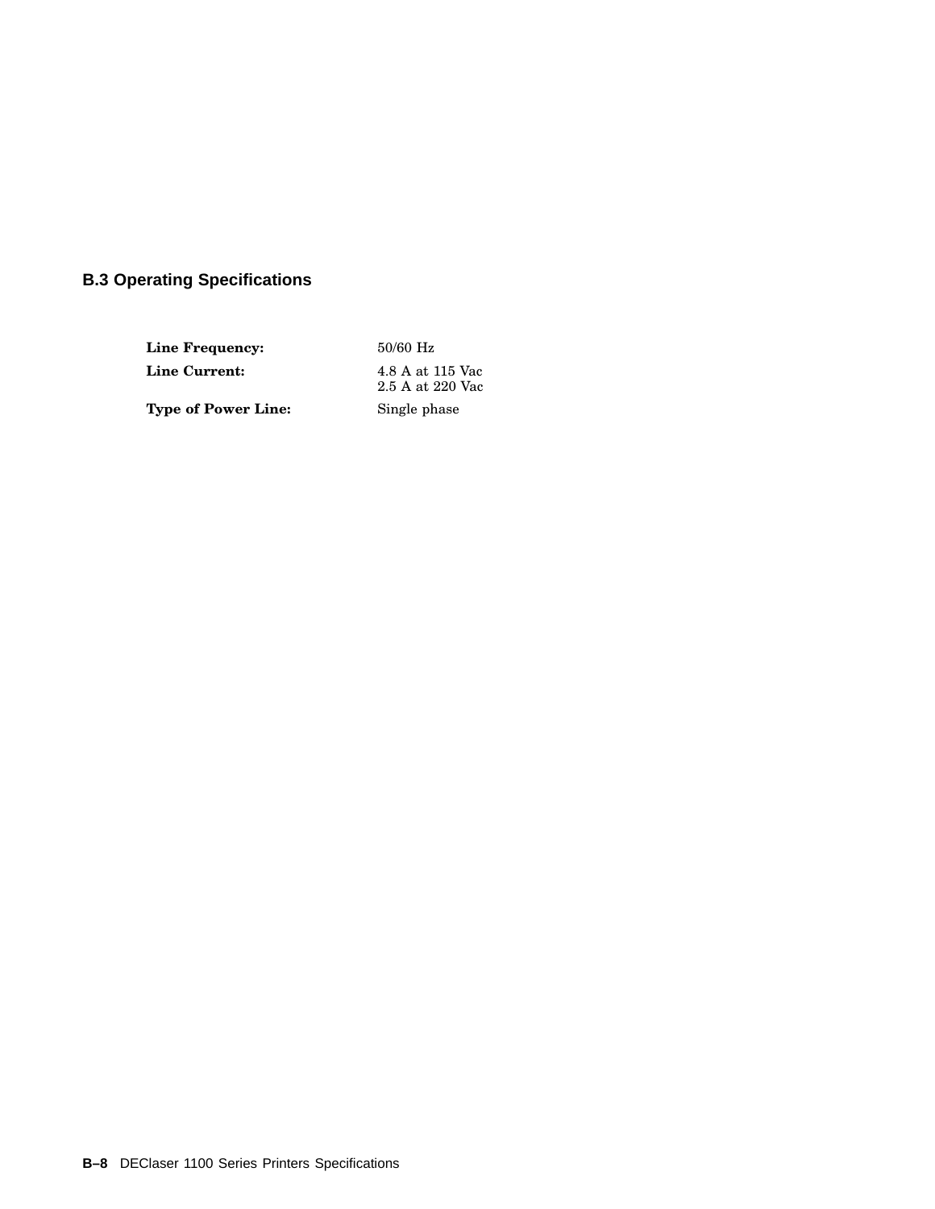## B.3 Operating Specifications

| | |
|---|---|
| **Line Frequency:** | 50/60 Hz |
| **Line Current:** | 4.8 A at 115 Vac<br>2.5 A at 220 Vac |
| **Type of Power Line:** | Single phase |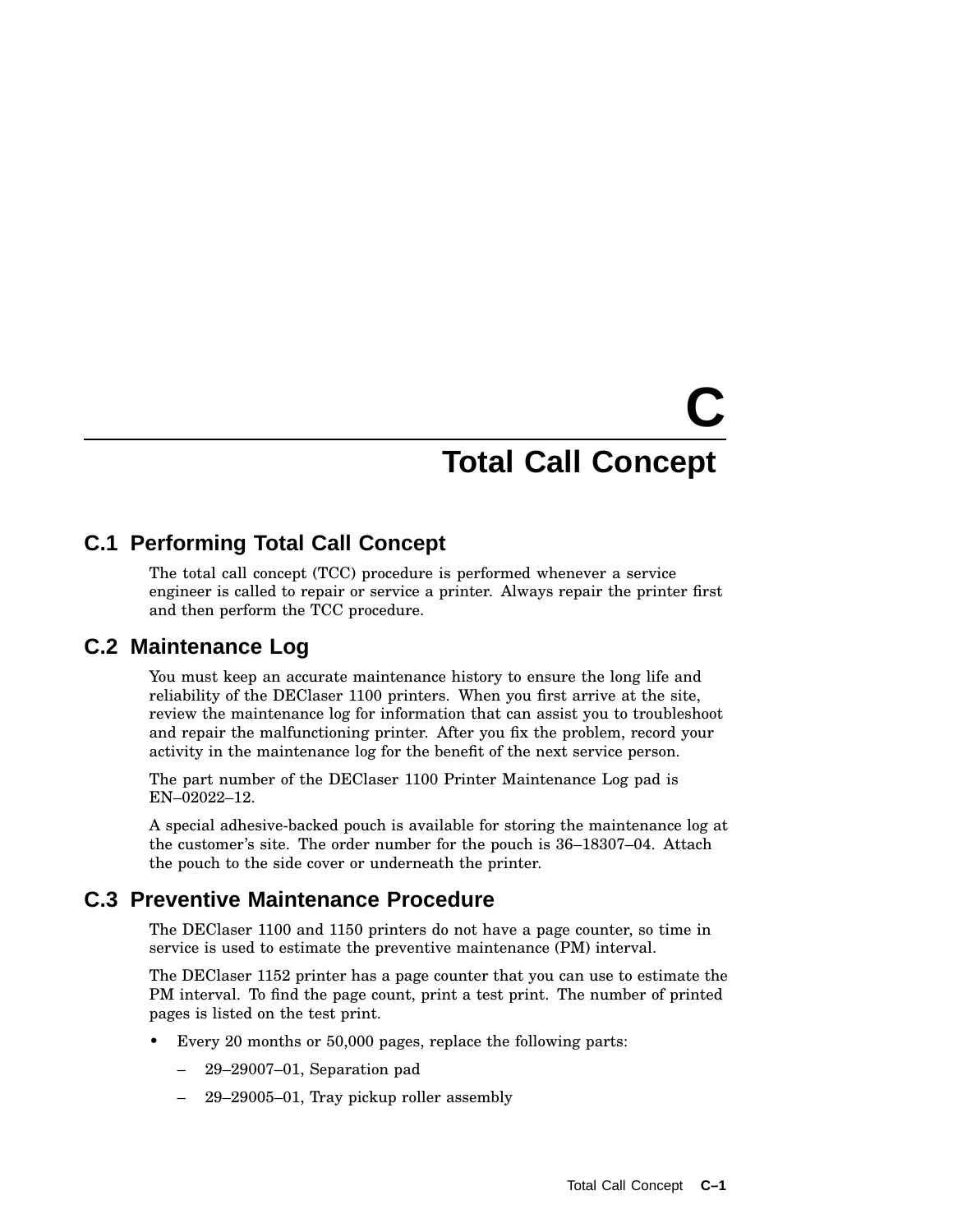# C
# Total Call Concept

## C.1 Performing Total Call Concept

The total call concept (TCC) procedure is performed whenever a service engineer is called to repair or service a printer. Always repair the printer first and then perform the TCC procedure.

## C.2 Maintenance Log

You must keep an accurate maintenance history to ensure the long life and reliability of the DEClaser 1100 printers. When you first arrive at the site, review the maintenance log for information that can assist you to troubleshoot and repair the malfunctioning printer. After you fix the problem, record your activity in the maintenance log for the benefit of the next service person.

The part number of the DEClaser 1100 Printer Maintenance Log pad is EN–02022–12.

A special adhesive-backed pouch is available for storing the maintenance log at the customer's site. The order number for the pouch is 36–18307–04. Attach the pouch to the side cover or underneath the printer.

## C.3 Preventive Maintenance Procedure

The DEClaser 1100 and 1150 printers do not have a page counter, so time in service is used to estimate the preventive maintenance (PM) interval.

The DEClaser 1152 printer has a page counter that you can use to estimate the PM interval. To find the page count, print a test print. The number of printed pages is listed on the test print.

- Every 20 months or 50,000 pages, replace the following parts:
  - 29–29007–01, Separation pad
  - 29–29005–01, Tray pickup roller assembly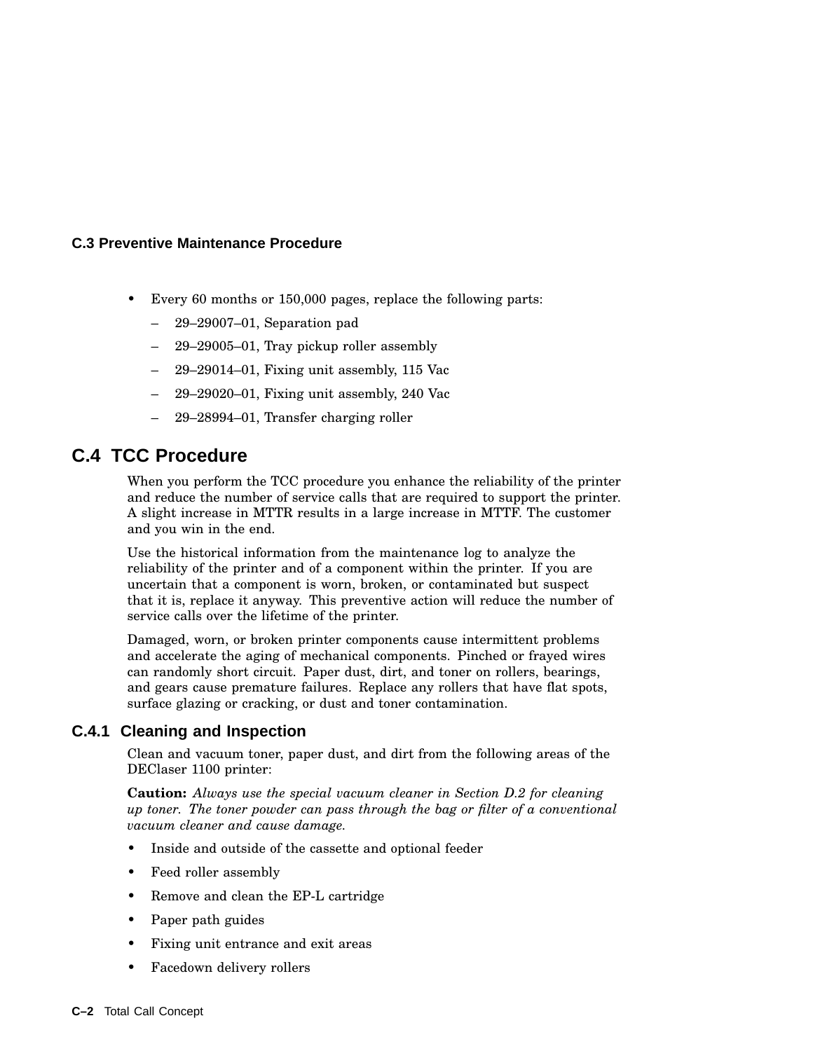### C.3 Preventive Maintenance Procedure

- Every 60 months or 150,000 pages, replace the following parts:
  - 29–29007–01, Separation pad
  - 29–29005–01, Tray pickup roller assembly
  - 29–29014–01, Fixing unit assembly, 115 Vac
  - 29–29020–01, Fixing unit assembly, 240 Vac
  - 29–28994–01, Transfer charging roller

## C.4 TCC Procedure

When you perform the TCC procedure you enhance the reliability of the printer and reduce the number of service calls that are required to support the printer. A slight increase in MTTR results in a large increase in MTTF. The customer and you win in the end.

Use the historical information from the maintenance log to analyze the reliability of the printer and of a component within the printer. If you are uncertain that a component is worn, broken, or contaminated but suspect that it is, replace it anyway. This preventive action will reduce the number of service calls over the lifetime of the printer.

Damaged, worn, or broken printer components cause intermittent problems and accelerate the aging of mechanical components. Pinched or frayed wires can randomly short circuit. Paper dust, dirt, and toner on rollers, bearings, and gears cause premature failures. Replace any rollers that have flat spots, surface glazing or cracking, or dust and toner contamination.

### C.4.1 Cleaning and Inspection

Clean and vacuum toner, paper dust, and dirt from the following areas of the DEClaser 1100 printer:

**Caution:** *Always use the special vacuum cleaner in Section D.2 for cleaning up toner. The toner powder can pass through the bag or filter of a conventional vacuum cleaner and cause damage.*

- Inside and outside of the cassette and optional feeder
- Feed roller assembly
- Remove and clean the EP-L cartridge
- Paper path guides
- Fixing unit entrance and exit areas
- Facedown delivery rollers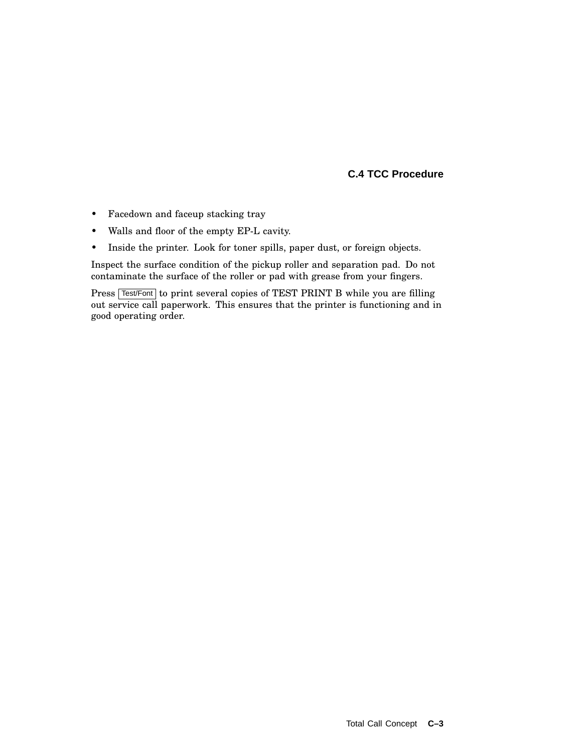## C.4 TCC Procedure

- Facedown and faceup stacking tray
- Walls and floor of the empty EP-L cavity.
- Inside the printer. Look for toner spills, paper dust, or foreign objects.

Inspect the surface condition of the pickup roller and separation pad. Do not contaminate the surface of the roller or pad with grease from your fingers.

Press Test/Font to print several copies of TEST PRINT B while you are filling out service call paperwork. This ensures that the printer is functioning and in good operating order.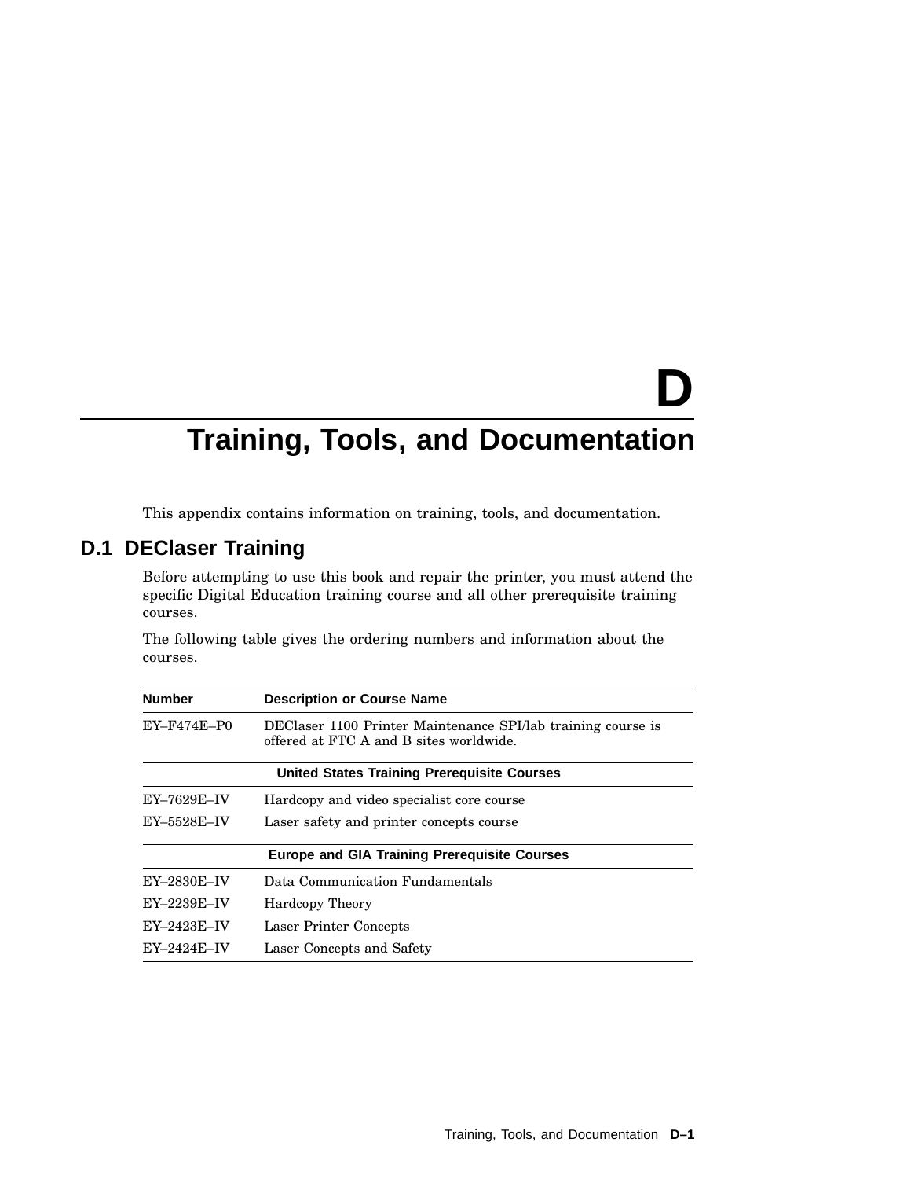# D Training, Tools, and Documentation

This appendix contains information on training, tools, and documentation.

## D.1 DEClaser Training

Before attempting to use this book and repair the printer, you must attend the specific Digital Education training course and all other prerequisite training courses.

The following table gives the ordering numbers and information about the courses.

| Number | Description or Course Name |
|---|---|
| EY–F474E–P0 | DEClaser 1100 Printer Maintenance SPI/lab training course is offered at FTC A and B sites worldwide. |
| **United States Training Prerequisite Courses** | |
| EY–7629E–IV | Hardcopy and video specialist core course |
| EY–5528E–IV | Laser safety and printer concepts course |
| **Europe and GIA Training Prerequisite Courses** | |
| EY–2830E–IV | Data Communication Fundamentals |
| EY–2239E–IV | Hardcopy Theory |
| EY–2423E–IV | Laser Printer Concepts |
| EY–2424E–IV | Laser Concepts and Safety |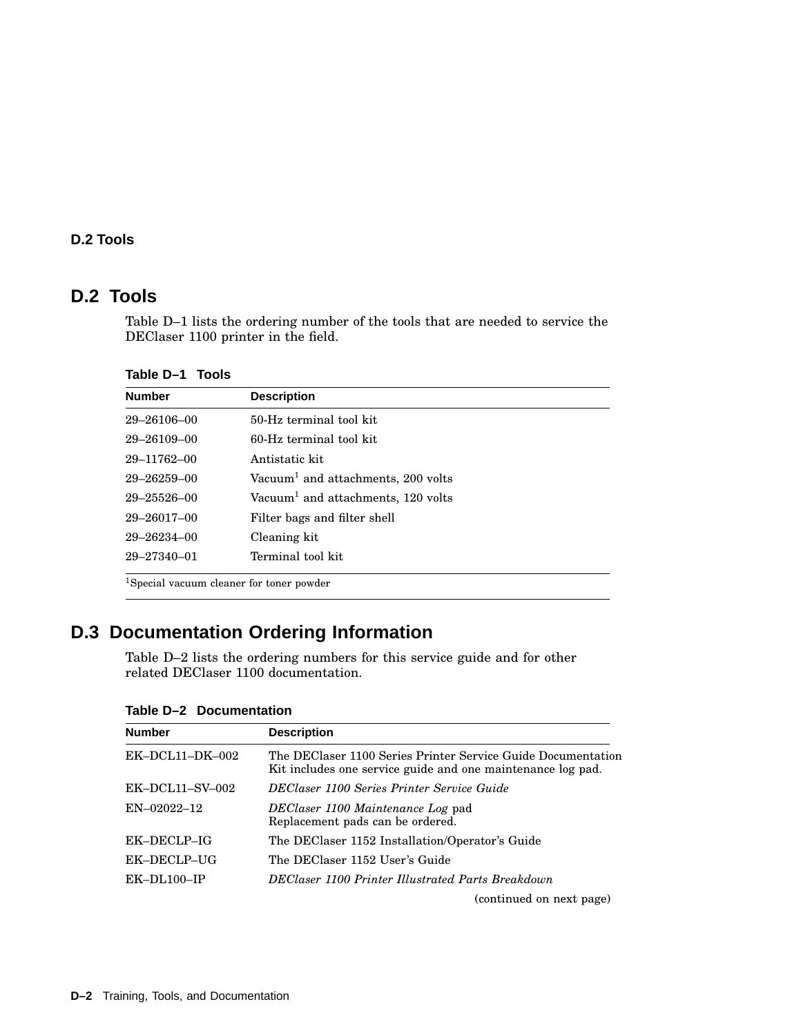## D.2 Tools

Table D–1 lists the ordering number of the tools that are needed to service the DEClaser 1100 printer in the field.

**Table D–1 Tools**

| Number | Description |
|---|---|
| 29–26106–00 | 50-Hz terminal tool kit |
| 29–26109–00 | 60-Hz terminal tool kit |
| 29–11762–00 | Antistatic kit |
| 29–26259–00 | Vacuum[1] and attachments, 200 volts |
| 29–25526–00 | Vacuum[1] and attachments, 120 volts |
| 29–26017–00 | Filter bags and filter shell |
| 29–26234–00 | Cleaning kit |
| 29–27340–01 | Terminal tool kit |

[1]Special vacuum cleaner for toner powder

## D.3 Documentation Ordering Information

Table D–2 lists the ordering numbers for this service guide and for other related DEClaser 1100 documentation.

**Table D–2 Documentation**

| Number | Description |
|---|---|
| EK–DCL11–DK–002 | The DEClaser 1100 Series Printer Service Guide Documentation Kit includes one service guide and one maintenance log pad. |
| EK–DCL11–SV–002 | *DEClaser 1100 Series Printer Service Guide* |
| EN–02022–12 | *DEClaser 1100 Maintenance Log* pad<br>Replacement pads can be ordered. |
| EK–DECLP–IG | The DEClaser 1152 Installation/Operator's Guide |
| EK–DECLP–UG | The DEClaser 1152 User's Guide |
| EK–DL100–IP | *DEClaser 1100 Printer Illustrated Parts Breakdown* |

(continued on next page)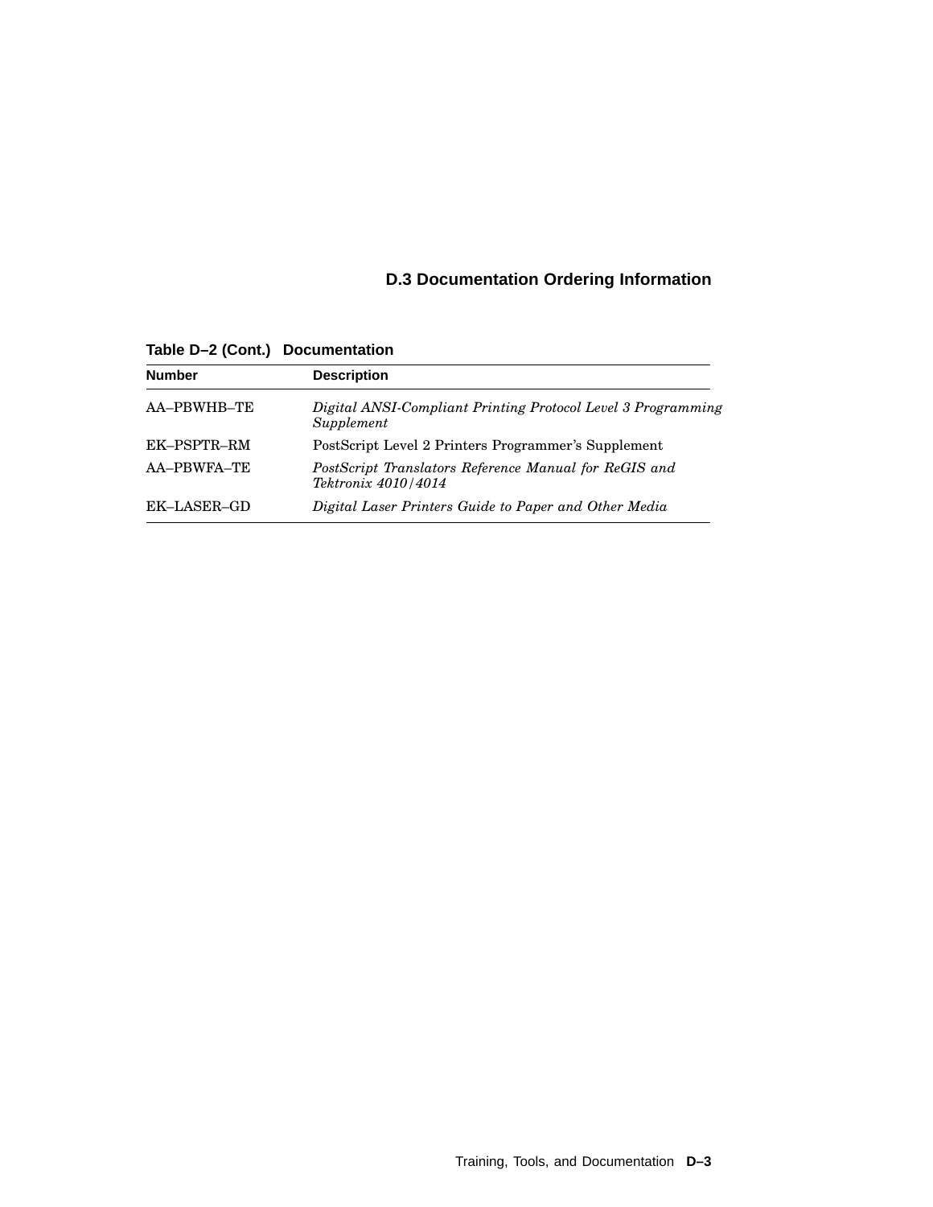## D.3 Documentation Ordering Information

**Table D–2 (Cont.) Documentation**

| Number | Description |
|---|---|
| AA–PBWHB–TE | *Digital ANSI-Compliant Printing Protocol Level 3 Programming Supplement* |
| EK–PSPTR–RM | PostScript Level 2 Printers Programmer's Supplement |
| AA–PBWFA–TE | *PostScript Translators Reference Manual for ReGIS and Tektronix 4010/4014* |
| EK–LASER–GD | *Digital Laser Printers Guide to Paper and Other Media* |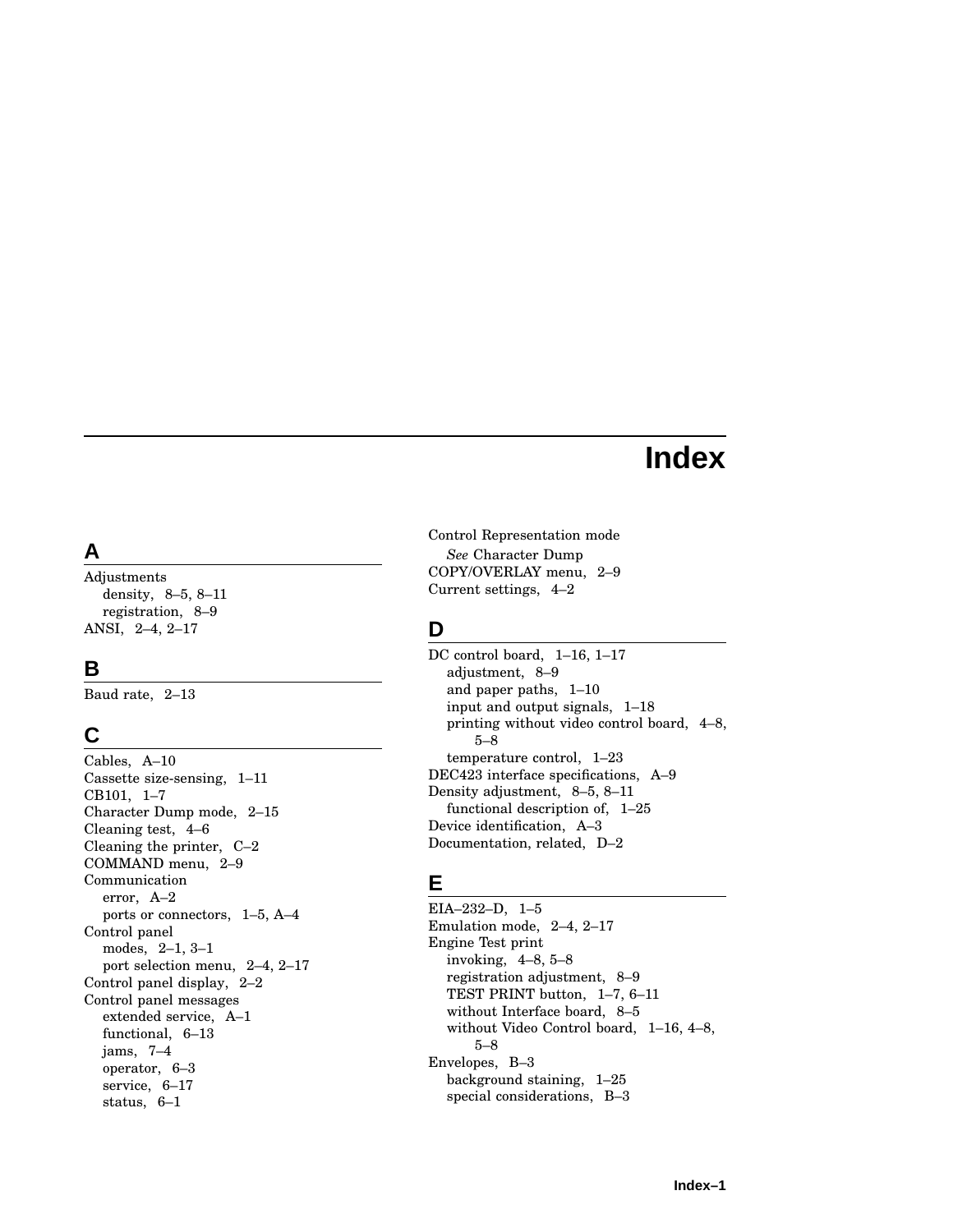# Index

## A

Adjustments
- density, 8–5, 8–11
- registration, 8–9

ANSI, 2–4, 2–17

## B

Baud rate, 2–13

## C

Cables, A–10
Cassette size-sensing, 1–11
CB101, 1–7
Character Dump mode, 2–15
Cleaning test, 4–6
Cleaning the printer, C–2
COMMAND menu, 2–9
Communication
- error, A–2
- ports or connectors, 1–5, A–4

Control panel
- modes, 2–1, 3–1
- port selection menu, 2–4, 2–17

Control panel display, 2–2
Control panel messages
- extended service, A–1
- functional, 6–13
- jams, 7–4
- operator, 6–3
- service, 6–17
- status, 6–1

Control Representation mode
- *See* Character Dump

COPY/OVERLAY menu, 2–9
Current settings, 4–2

## D

DC control board, 1–16, 1–17
- adjustment, 8–9
- and paper paths, 1–10
- input and output signals, 1–18
- printing without video control board, 4–8, 5–8
- temperature control, 1–23

DEC423 interface specifications, A–9
Density adjustment, 8–5, 8–11
- functional description of, 1–25

Device identification, A–3
Documentation, related, D–2

## E

EIA–232–D, 1–5
Emulation mode, 2–4, 2–17
Engine Test print
- invoking, 4–8, 5–8
- registration adjustment, 8–9
- TEST PRINT button, 1–7, 6–11
- without Interface board, 8–5
- without Video Control board, 1–16, 4–8, 5–8

Envelopes, B–3
- background staining, 1–25
- special considerations, B–3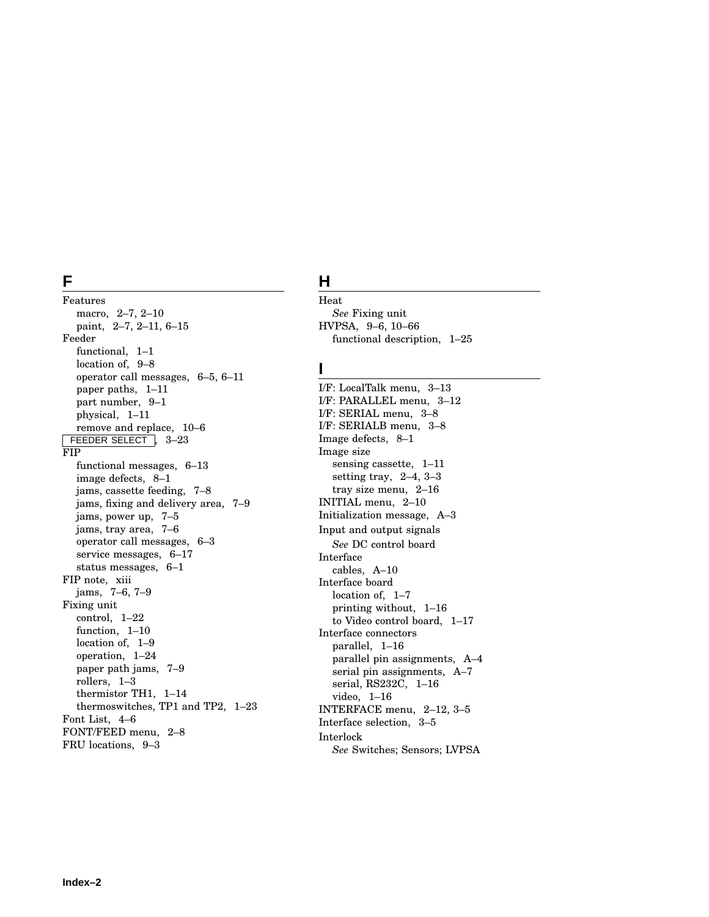## F

Features
- macro, 2–7, 2–10
- paint, 2–7, 2–11, 6–15

Feeder
- functional, 1–1
- location of, 9–8
- operator call messages, 6–5, 6–11
- paper paths, 1–11
- part number, 9–1
- physical, 1–11
- remove and replace, 10–6

FEEDER SELECT, 3–23

FIP
- functional messages, 6–13
- image defects, 8–1
- jams, cassette feeding, 7–8
- jams, fixing and delivery area, 7–9
- jams, power up, 7–5
- jams, tray area, 7–6
- operator call messages, 6–3
- service messages, 6–17
- status messages, 6–1

FIP note, xiii
- jams, 7–6, 7–9

Fixing unit
- control, 1–22
- function, 1–10
- location of, 1–9
- operation, 1–24
- paper path jams, 7–9
- rollers, 1–3
- thermistor TH1, 1–14
- thermoswitches, TP1 and TP2, 1–23

Font List, 4–6

FONT/FEED menu, 2–8

FRU locations, 9–3

## H

Heat
- *See* Fixing unit

HVPSA, 9–6, 10–66
- functional description, 1–25

## I

I/F: LocalTalk menu, 3–13

I/F: PARALLEL menu, 3–12

I/F: SERIAL menu, 3–8

I/F: SERIALB menu, 3–8

Image defects, 8–1

Image size
- sensing cassette, 1–11
- setting tray, 2–4, 3–3
- tray size menu, 2–16

INITIAL menu, 2–10

Initialization message, A–3

Input and output signals
- *See* DC control board

Interface
- cables, A–10

Interface board
- location of, 1–7
- printing without, 1–16
- to Video control board, 1–17

Interface connectors
- parallel, 1–16
- parallel pin assignments, A–4
- serial pin assignments, A–7
- serial, RS232C, 1–16
- video, 1–16

INTERFACE menu, 2–12, 3–5

Interface selection, 3–5

Interlock
- *See* Switches; Sensors; LVPSA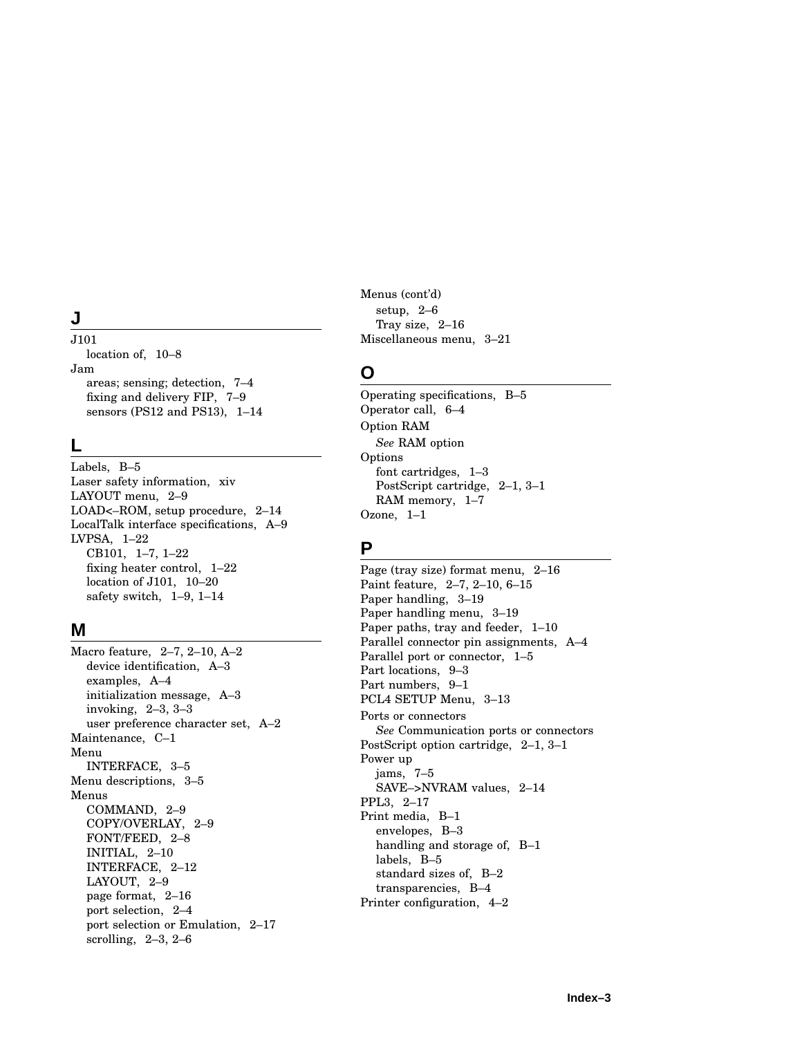## J

J101
- location of, 10–8

Jam
- areas; sensing; detection, 7–4
- fixing and delivery FIP, 7–9
- sensors (PS12 and PS13), 1–14

## L

Labels, B–5
Laser safety information, xiv
LAYOUT menu, 2–9
LOAD<–ROM, setup procedure, 2–14
LocalTalk interface specifications, A–9
LVPSA, 1–22
- CB101, 1–7, 1–22
- fixing heater control, 1–22
- location of J101, 10–20
- safety switch, 1–9, 1–14

## M

Macro feature, 2–7, 2–10, A–2
- device identification, A–3
- examples, A–4
- initialization message, A–3
- invoking, 2–3, 3–3
- user preference character set, A–2

Maintenance, C–1
Menu
- INTERFACE, 3–5

Menu descriptions, 3–5
Menus
- COMMAND, 2–9
- COPY/OVERLAY, 2–9
- FONT/FEED, 2–8
- INITIAL, 2–10
- INTERFACE, 2–12
- LAYOUT, 2–9
- page format, 2–16
- port selection, 2–4
- port selection or Emulation, 2–17
- scrolling, 2–3, 2–6

Menus (cont'd)
- setup, 2–6
- Tray size, 2–16

Miscellaneous menu, 3–21

## O

Operating specifications, B–5
Operator call, 6–4
Option RAM
- *See* RAM option

Options
- font cartridges, 1–3
- PostScript cartridge, 2–1, 3–1
- RAM memory, 1–7

Ozone, 1–1

## P

Page (tray size) format menu, 2–16
Paint feature, 2–7, 2–10, 6–15
Paper handling, 3–19
Paper handling menu, 3–19
Paper paths, tray and feeder, 1–10
Parallel connector pin assignments, A–4
Parallel port or connector, 1–5
Part locations, 9–3
Part numbers, 9–1
PCL4 SETUP Menu, 3–13
Ports or connectors
- *See* Communication ports or connectors

PostScript option cartridge, 2–1, 3–1
Power up
- jams, 7–5
- SAVE–>NVRAM values, 2–14

PPL3, 2–17
Print media, B–1
- envelopes, B–3
- handling and storage of, B–1
- labels, B–5
- standard sizes of, B–2
- transparencies, B–4

Printer configuration, 4–2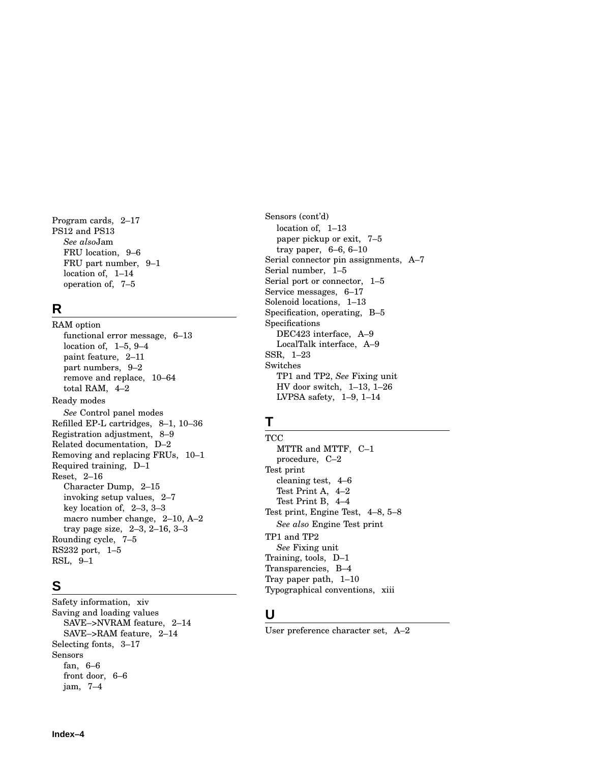Program cards, 2–17
PS12 and PS13
  *See also* Jam
  FRU location, 9–6
  FRU part number, 9–1
  location of, 1–14
  operation of, 7–5

## R

RAM option
  functional error message, 6–13
  location of, 1–5, 9–4
  paint feature, 2–11
  part numbers, 9–2
  remove and replace, 10–64
  total RAM, 4–2
Ready modes
  *See* Control panel modes
Refilled EP-L cartridges, 8–1, 10–36
Registration adjustment, 8–9
Related documentation, D–2
Removing and replacing FRUs, 10–1
Required training, D–1
Reset, 2–16
  Character Dump, 2–15
  invoking setup values, 2–7
  key location of, 2–3, 3–3
  macro number change, 2–10, A–2
  tray page size, 2–3, 2–16, 3–3
Rounding cycle, 7–5
RS232 port, 1–5
RSL, 9–1

## S

Safety information, xiv
Saving and loading values
  SAVE–>NVRAM feature, 2–14
  SAVE–>RAM feature, 2–14
Selecting fonts, 3–17
Sensors
  fan, 6–6
  front door, 6–6
  jam, 7–4
Sensors (cont'd)
  location of, 1–13
  paper pickup or exit, 7–5
  tray paper, 6–6, 6–10
Serial connector pin assignments, A–7
Serial number, 1–5
Serial port or connector, 1–5
Service messages, 6–17
Solenoid locations, 1–13
Specification, operating, B–5
Specifications
  DEC423 interface, A–9
  LocalTalk interface, A–9
SSR, 1–23
Switches
  TP1 and TP2, *See* Fixing unit
  HV door switch, 1–13, 1–26
  LVPSA safety, 1–9, 1–14

## T

TCC
  MTTR and MTTF, C–1
  procedure, C–2
Test print
  cleaning test, 4–6
  Test Print A, 4–2
  Test Print B, 4–4
Test print, Engine Test, 4–8, 5–8
  *See also* Engine Test print
TP1 and TP2
  *See* Fixing unit
Training, tools, D–1
Transparencies, B–4
Tray paper path, 1–10
Typographical conventions, xiii

## U

User preference character set, A–2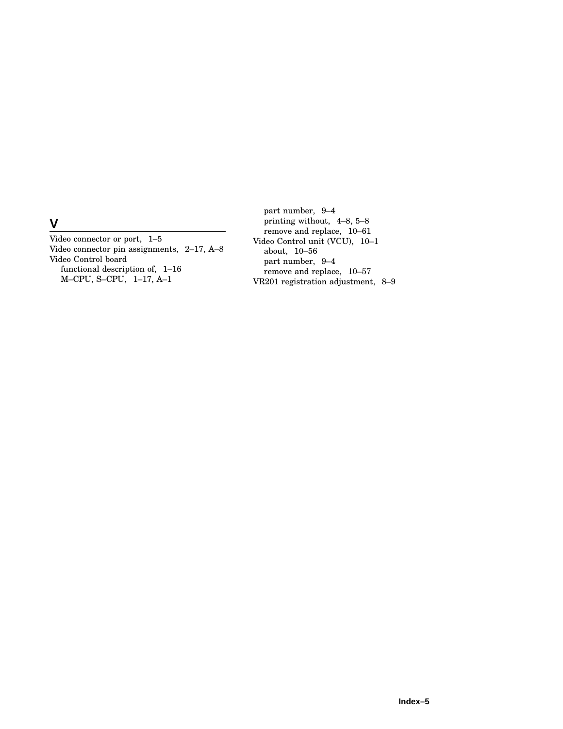## V

Video connector or port, 1–5
Video connector pin assignments, 2–17, A–8
Video Control board
  functional description of, 1–16
  M–CPU, S–CPU, 1–17, A–1
  part number, 9–4
  printing without, 4–8, 5–8
  remove and replace, 10–61
Video Control unit (VCU), 10–1
  about, 10–56
  part number, 9–4
  remove and replace, 10–57
VR201 registration adjustment, 8–9